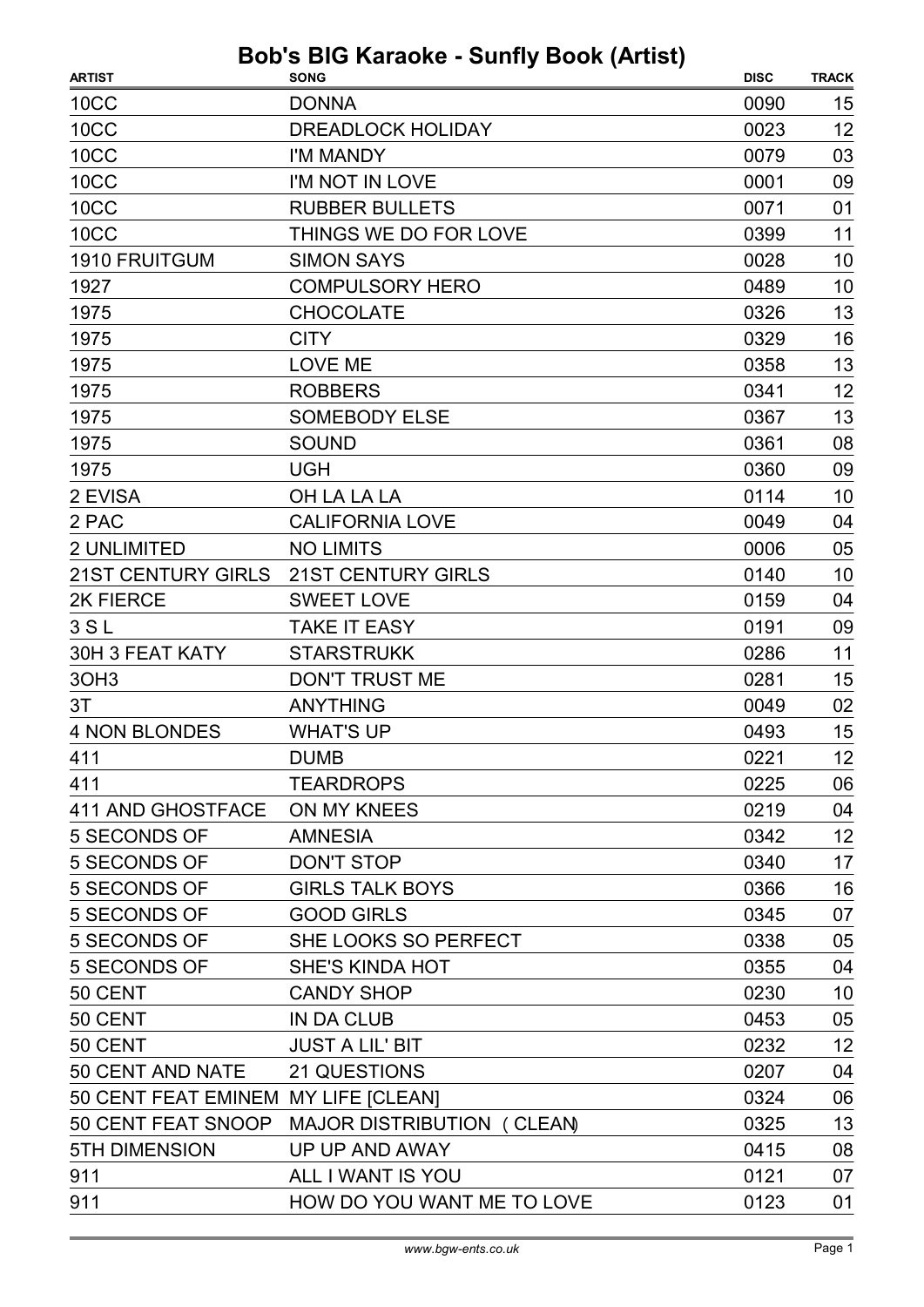# Bob's BIG Karaoke - Sunfly Book (Artist)

| ARTIST | SONG | DISC | TRACK |
|---|---|---|---|
| 10CC | DONNA | 0090 | 15 |
| 10CC | DREADLOCK HOLIDAY | 0023 | 12 |
| 10CC | I'M MANDY | 0079 | 03 |
| 10CC | I'M NOT IN LOVE | 0001 | 09 |
| 10CC | RUBBER BULLETS | 0071 | 01 |
| 10CC | THINGS WE DO FOR LOVE | 0399 | 11 |
| 1910 FRUITGUM | SIMON SAYS | 0028 | 10 |
| 1927 | COMPULSORY HERO | 0489 | 10 |
| 1975 | CHOCOLATE | 0326 | 13 |
| 1975 | CITY | 0329 | 16 |
| 1975 | LOVE ME | 0358 | 13 |
| 1975 | ROBBERS | 0341 | 12 |
| 1975 | SOMEBODY ELSE | 0367 | 13 |
| 1975 | SOUND | 0361 | 08 |
| 1975 | UGH | 0360 | 09 |
| 2 EVISA | OH LA LA LA | 0114 | 10 |
| 2 PAC | CALIFORNIA LOVE | 0049 | 04 |
| 2 UNLIMITED | NO LIMITS | 0006 | 05 |
| 21ST CENTURY GIRLS | 21ST CENTURY GIRLS | 0140 | 10 |
| 2K FIERCE | SWEET LOVE | 0159 | 04 |
| 3 S L | TAKE IT EASY | 0191 | 09 |
| 30H 3 FEAT KATY | STARSTRUKK | 0286 | 11 |
| 3OH3 | DON'T TRUST ME | 0281 | 15 |
| 3T | ANYTHING | 0049 | 02 |
| 4 NON BLONDES | WHAT'S UP | 0493 | 15 |
| 411 | DUMB | 0221 | 12 |
| 411 | TEARDROPS | 0225 | 06 |
| 411 AND GHOSTFACE | ON MY KNEES | 0219 | 04 |
| 5 SECONDS OF | AMNESIA | 0342 | 12 |
| 5 SECONDS OF | DON'T STOP | 0340 | 17 |
| 5 SECONDS OF | GIRLS TALK BOYS | 0366 | 16 |
| 5 SECONDS OF | GOOD GIRLS | 0345 | 07 |
| 5 SECONDS OF | SHE LOOKS SO PERFECT | 0338 | 05 |
| 5 SECONDS OF | SHE'S KINDA HOT | 0355 | 04 |
| 50 CENT | CANDY SHOP | 0230 | 10 |
| 50 CENT | IN DA CLUB | 0453 | 05 |
| 50 CENT | JUST A LIL' BIT | 0232 | 12 |
| 50 CENT AND NATE | 21 QUESTIONS | 0207 | 04 |
| 50 CENT FEAT EMINEM | MY LIFE [CLEAN] | 0324 | 06 |
| 50 CENT FEAT SNOOP | MAJOR DISTRIBUTION (CLEAN) | 0325 | 13 |
| 5TH DIMENSION | UP UP AND AWAY | 0415 | 08 |
| 911 | ALL I WANT IS YOU | 0121 | 07 |
| 911 | HOW DO YOU WANT ME TO LOVE | 0123 | 01 |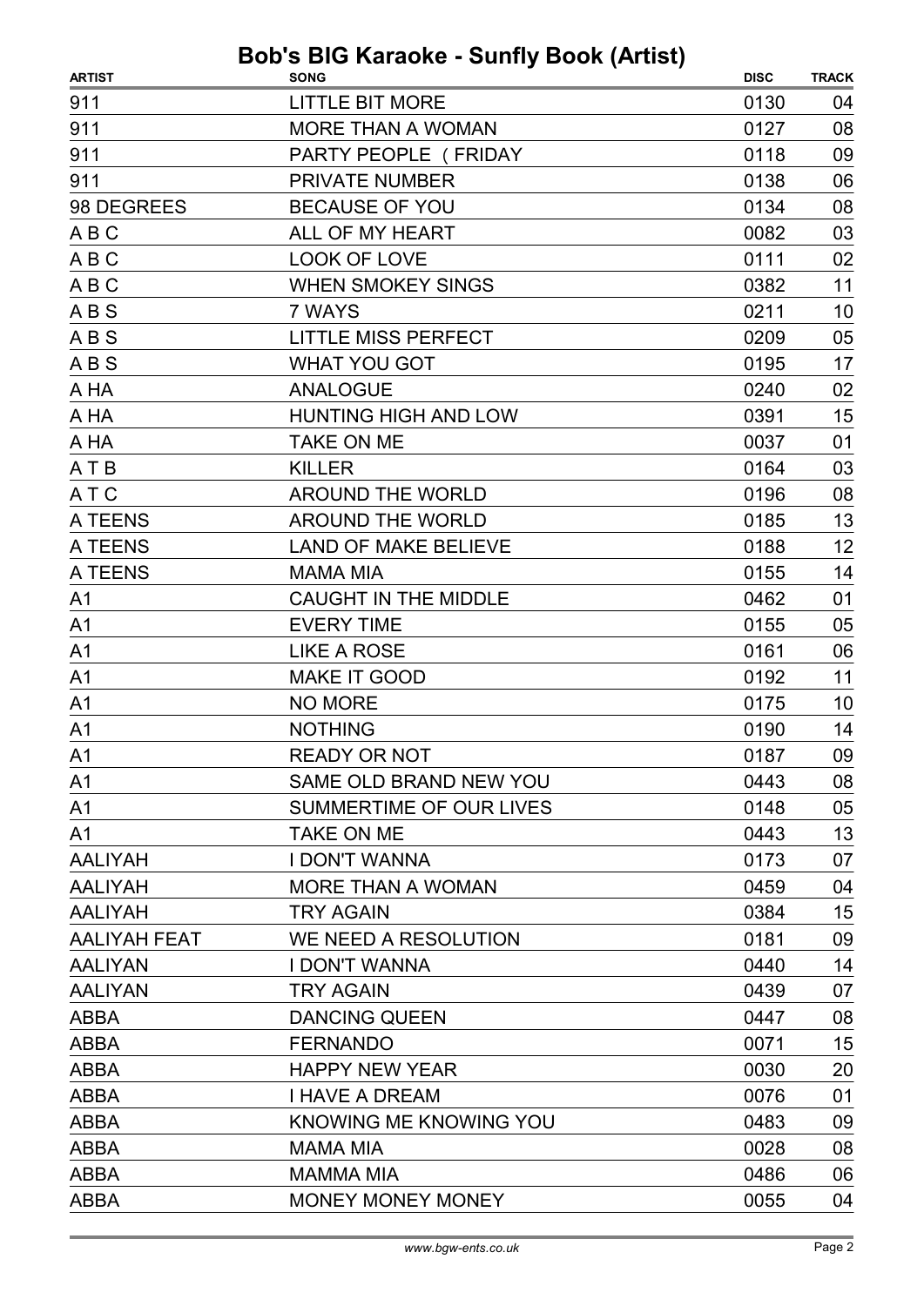# Bob's BIG Karaoke - Sunfly Book (Artist)

| ARTIST | SONG | DISC | TRACK |
|---|---|---|---|
| 911 | LITTLE BIT MORE | 0130 | 04 |
| 911 | MORE THAN A WOMAN | 0127 | 08 |
| 911 | PARTY PEOPLE ( FRIDAY | 0118 | 09 |
| 911 | PRIVATE NUMBER | 0138 | 06 |
| 98 DEGREES | BECAUSE OF YOU | 0134 | 08 |
| A B C | ALL OF MY HEART | 0082 | 03 |
| A B C | LOOK OF LOVE | 0111 | 02 |
| A B C | WHEN SMOKEY SINGS | 0382 | 11 |
| A B S | 7 WAYS | 0211 | 10 |
| A B S | LITTLE MISS PERFECT | 0209 | 05 |
| A B S | WHAT YOU GOT | 0195 | 17 |
| A HA | ANALOGUE | 0240 | 02 |
| A HA | HUNTING HIGH AND LOW | 0391 | 15 |
| A HA | TAKE ON ME | 0037 | 01 |
| A T B | KILLER | 0164 | 03 |
| A T C | AROUND THE WORLD | 0196 | 08 |
| A TEENS | AROUND THE WORLD | 0185 | 13 |
| A TEENS | LAND OF MAKE BELIEVE | 0188 | 12 |
| A TEENS | MAMA MIA | 0155 | 14 |
| A1 | CAUGHT IN THE MIDDLE | 0462 | 01 |
| A1 | EVERY TIME | 0155 | 05 |
| A1 | LIKE A ROSE | 0161 | 06 |
| A1 | MAKE IT GOOD | 0192 | 11 |
| A1 | NO MORE | 0175 | 10 |
| A1 | NOTHING | 0190 | 14 |
| A1 | READY OR NOT | 0187 | 09 |
| A1 | SAME OLD BRAND NEW YOU | 0443 | 08 |
| A1 | SUMMERTIME OF OUR LIVES | 0148 | 05 |
| A1 | TAKE ON ME | 0443 | 13 |
| AALIYAH | I DON'T WANNA | 0173 | 07 |
| AALIYAH | MORE THAN A WOMAN | 0459 | 04 |
| AALIYAH | TRY AGAIN | 0384 | 15 |
| AALIYAH FEAT | WE NEED A RESOLUTION | 0181 | 09 |
| AALIYAN | I DON'T WANNA | 0440 | 14 |
| AALIYAN | TRY AGAIN | 0439 | 07 |
| ABBA | DANCING QUEEN | 0447 | 08 |
| ABBA | FERNANDO | 0071 | 15 |
| ABBA | HAPPY NEW YEAR | 0030 | 20 |
| ABBA | I HAVE A DREAM | 0076 | 01 |
| ABBA | KNOWING ME KNOWING YOU | 0483 | 09 |
| ABBA | MAMA MIA | 0028 | 08 |
| ABBA | MAMMA MIA | 0486 | 06 |
| ABBA | MONEY MONEY MONEY | 0055 | 04 |

www.bgw-ents.co.uk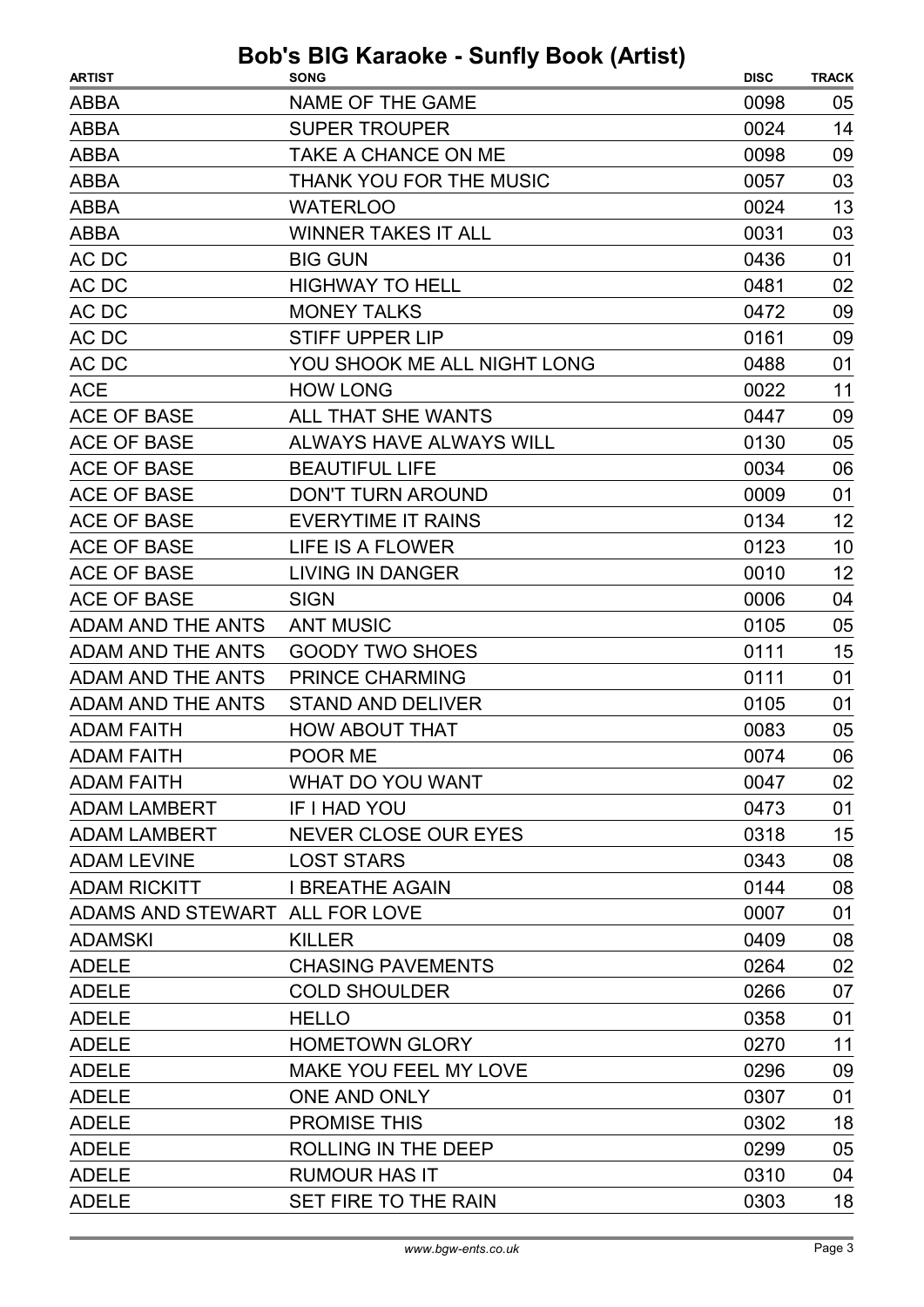# Bob's BIG Karaoke - Sunfly Book (Artist)

| ARTIST | SONG | DISC | TRACK |
|---|---|---|---|
| ABBA | NAME OF THE GAME | 0098 | 05 |
| ABBA | SUPER TROUPER | 0024 | 14 |
| ABBA | TAKE A CHANCE ON ME | 0098 | 09 |
| ABBA | THANK YOU FOR THE MUSIC | 0057 | 03 |
| ABBA | WATERLOO | 0024 | 13 |
| ABBA | WINNER TAKES IT ALL | 0031 | 03 |
| AC DC | BIG GUN | 0436 | 01 |
| AC DC | HIGHWAY TO HELL | 0481 | 02 |
| AC DC | MONEY TALKS | 0472 | 09 |
| AC DC | STIFF UPPER LIP | 0161 | 09 |
| AC DC | YOU SHOOK ME ALL NIGHT LONG | 0488 | 01 |
| ACE | HOW LONG | 0022 | 11 |
| ACE OF BASE | ALL THAT SHE WANTS | 0447 | 09 |
| ACE OF BASE | ALWAYS HAVE ALWAYS WILL | 0130 | 05 |
| ACE OF BASE | BEAUTIFUL LIFE | 0034 | 06 |
| ACE OF BASE | DON'T TURN AROUND | 0009 | 01 |
| ACE OF BASE | EVERYTIME IT RAINS | 0134 | 12 |
| ACE OF BASE | LIFE IS A FLOWER | 0123 | 10 |
| ACE OF BASE | LIVING IN DANGER | 0010 | 12 |
| ACE OF BASE | SIGN | 0006 | 04 |
| ADAM AND THE ANTS | ANT MUSIC | 0105 | 05 |
| ADAM AND THE ANTS | GOODY TWO SHOES | 0111 | 15 |
| ADAM AND THE ANTS | PRINCE CHARMING | 0111 | 01 |
| ADAM AND THE ANTS | STAND AND DELIVER | 0105 | 01 |
| ADAM FAITH | HOW ABOUT THAT | 0083 | 05 |
| ADAM FAITH | POOR ME | 0074 | 06 |
| ADAM FAITH | WHAT DO YOU WANT | 0047 | 02 |
| ADAM LAMBERT | IF I HAD YOU | 0473 | 01 |
| ADAM LAMBERT | NEVER CLOSE OUR EYES | 0318 | 15 |
| ADAM LEVINE | LOST STARS | 0343 | 08 |
| ADAM RICKITT | I BREATHE AGAIN | 0144 | 08 |
| ADAMS AND STEWART | ALL FOR LOVE | 0007 | 01 |
| ADAMSKI | KILLER | 0409 | 08 |
| ADELE | CHASING PAVEMENTS | 0264 | 02 |
| ADELE | COLD SHOULDER | 0266 | 07 |
| ADELE | HELLO | 0358 | 01 |
| ADELE | HOMETOWN GLORY | 0270 | 11 |
| ADELE | MAKE YOU FEEL MY LOVE | 0296 | 09 |
| ADELE | ONE AND ONLY | 0307 | 01 |
| ADELE | PROMISE THIS | 0302 | 18 |
| ADELE | ROLLING IN THE DEEP | 0299 | 05 |
| ADELE | RUMOUR HAS IT | 0310 | 04 |
| ADELE | SET FIRE TO THE RAIN | 0303 | 18 |

*www.bgw-ents.co.uk*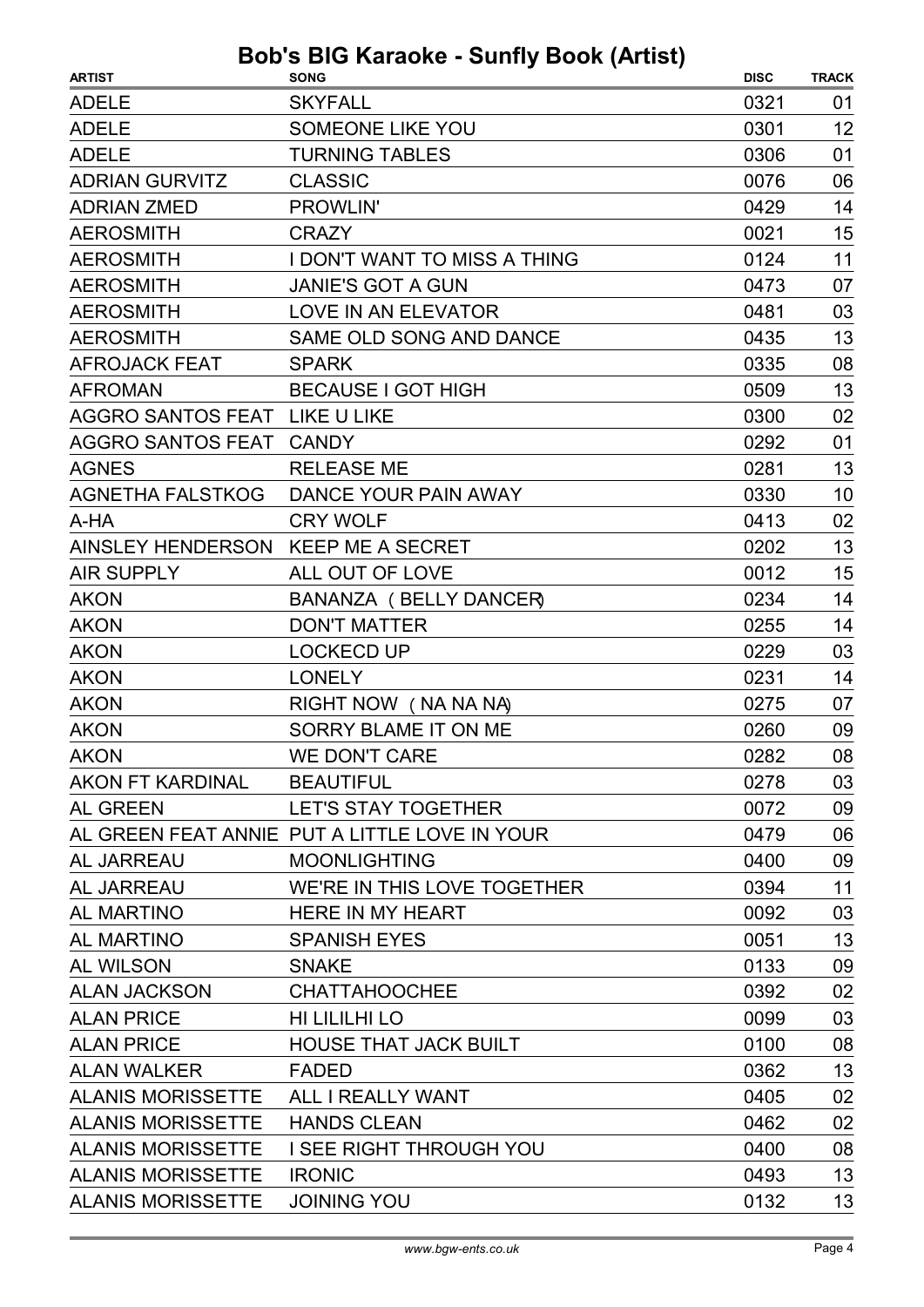# Bob's BIG Karaoke - Sunfly Book (Artist)

| ARTIST | SONG | DISC | TRACK |
|---|---|---|---|
| ADELE | SKYFALL | 0321 | 01 |
| ADELE | SOMEONE LIKE YOU | 0301 | 12 |
| ADELE | TURNING TABLES | 0306 | 01 |
| ADRIAN GURVITZ | CLASSIC | 0076 | 06 |
| ADRIAN ZMED | PROWLIN' | 0429 | 14 |
| AEROSMITH | CRAZY | 0021 | 15 |
| AEROSMITH | I DON'T WANT TO MISS A THING | 0124 | 11 |
| AEROSMITH | JANIE'S GOT A GUN | 0473 | 07 |
| AEROSMITH | LOVE IN AN ELEVATOR | 0481 | 03 |
| AEROSMITH | SAME OLD SONG AND DANCE | 0435 | 13 |
| AFROJACK FEAT | SPARK | 0335 | 08 |
| AFROMAN | BECAUSE I GOT HIGH | 0509 | 13 |
| AGGRO SANTOS FEAT | LIKE U LIKE | 0300 | 02 |
| AGGRO SANTOS FEAT | CANDY | 0292 | 01 |
| AGNES | RELEASE ME | 0281 | 13 |
| AGNETHA FALSTKOG | DANCE YOUR PAIN AWAY | 0330 | 10 |
| A-HA | CRY WOLF | 0413 | 02 |
| AINSLEY HENDERSON | KEEP ME A SECRET | 0202 | 13 |
| AIR SUPPLY | ALL OUT OF LOVE | 0012 | 15 |
| AKON | BANANZA ( BELLY DANCER) | 0234 | 14 |
| AKON | DON'T MATTER | 0255 | 14 |
| AKON | LOCKECD UP | 0229 | 03 |
| AKON | LONELY | 0231 | 14 |
| AKON | RIGHT NOW ( NA NA NA) | 0275 | 07 |
| AKON | SORRY BLAME IT ON ME | 0260 | 09 |
| AKON | WE DON'T CARE | 0282 | 08 |
| AKON FT KARDINAL | BEAUTIFUL | 0278 | 03 |
| AL GREEN | LET'S STAY TOGETHER | 0072 | 09 |
| AL GREEN FEAT ANNIE | PUT A LITTLE LOVE IN YOUR | 0479 | 06 |
| AL JARREAU | MOONLIGHTING | 0400 | 09 |
| AL JARREAU | WE'RE IN THIS LOVE TOGETHER | 0394 | 11 |
| AL MARTINO | HERE IN MY HEART | 0092 | 03 |
| AL MARTINO | SPANISH EYES | 0051 | 13 |
| AL WILSON | SNAKE | 0133 | 09 |
| ALAN JACKSON | CHATTAHOOCHEE | 0392 | 02 |
| ALAN PRICE | HI LILILHI LO | 0099 | 03 |
| ALAN PRICE | HOUSE THAT JACK BUILT | 0100 | 08 |
| ALAN WALKER | FADED | 0362 | 13 |
| ALANIS MORISSETTE | ALL I REALLY WANT | 0405 | 02 |
| ALANIS MORISSETTE | HANDS CLEAN | 0462 | 02 |
| ALANIS MORISSETTE | I SEE RIGHT THROUGH YOU | 0400 | 08 |
| ALANIS MORISSETTE | IRONIC | 0493 | 13 |
| ALANIS MORISSETTE | JOINING YOU | 0132 | 13 |

*www.bgw-ents.co.uk*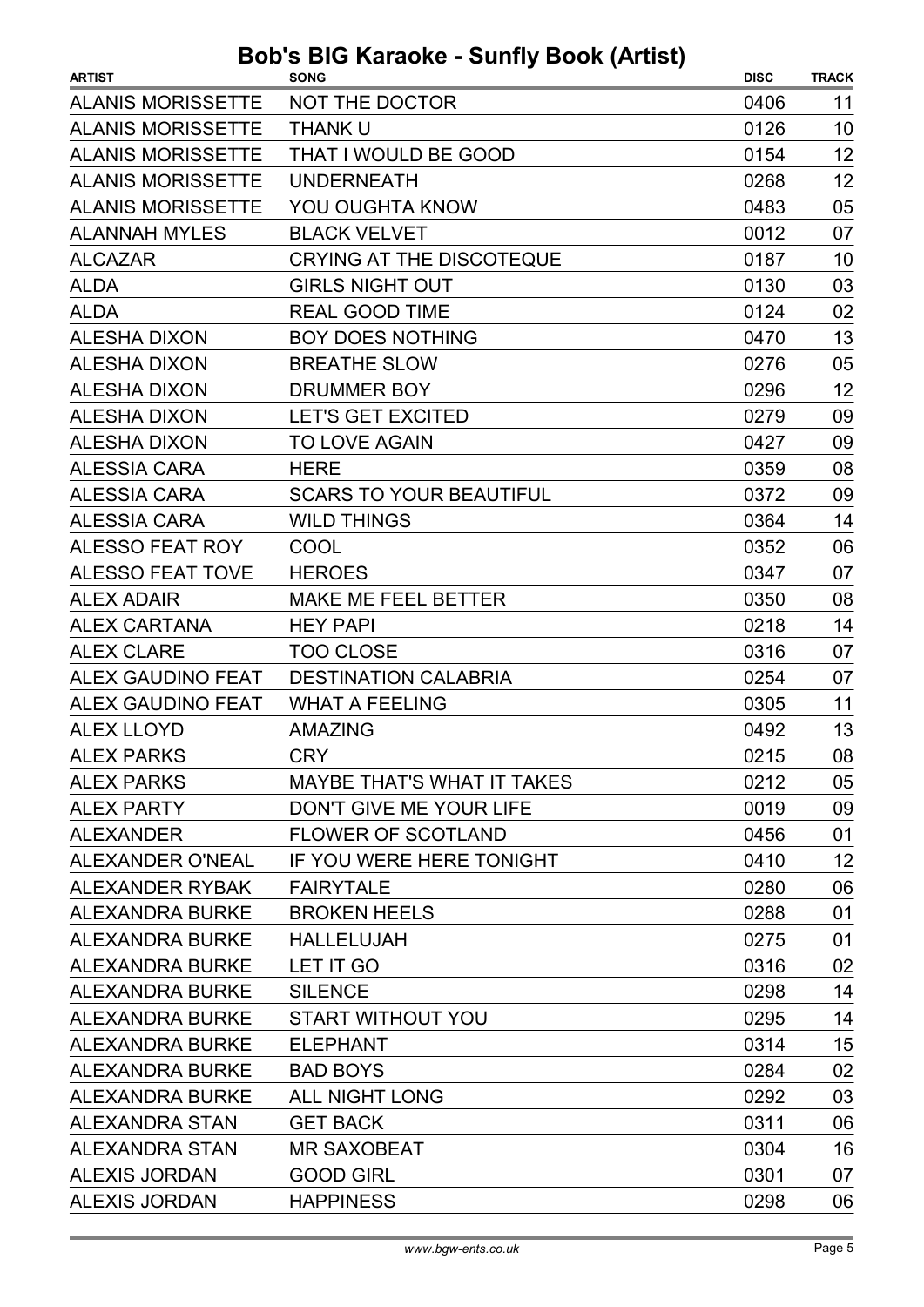# Bob's BIG Karaoke - Sunfly Book (Artist)

| ARTIST | SONG | DISC | TRACK |
|---|---|---|---|
| ALANIS MORISSETTE | NOT THE DOCTOR | 0406 | 11 |
| ALANIS MORISSETTE | THANK U | 0126 | 10 |
| ALANIS MORISSETTE | THAT I WOULD BE GOOD | 0154 | 12 |
| ALANIS MORISSETTE | UNDERNEATH | 0268 | 12 |
| ALANIS MORISSETTE | YOU OUGHTA KNOW | 0483 | 05 |
| ALANNAH MYLES | BLACK VELVET | 0012 | 07 |
| ALCAZAR | CRYING AT THE DISCOTEQUE | 0187 | 10 |
| ALDA | GIRLS NIGHT OUT | 0130 | 03 |
| ALDA | REAL GOOD TIME | 0124 | 02 |
| ALESHA DIXON | BOY DOES NOTHING | 0470 | 13 |
| ALESHA DIXON | BREATHE SLOW | 0276 | 05 |
| ALESHA DIXON | DRUMMER BOY | 0296 | 12 |
| ALESHA DIXON | LET'S GET EXCITED | 0279 | 09 |
| ALESHA DIXON | TO LOVE AGAIN | 0427 | 09 |
| ALESSIA CARA | HERE | 0359 | 08 |
| ALESSIA CARA | SCARS TO YOUR BEAUTIFUL | 0372 | 09 |
| ALESSIA CARA | WILD THINGS | 0364 | 14 |
| ALESSO FEAT ROY | COOL | 0352 | 06 |
| ALESSO FEAT TOVE | HEROES | 0347 | 07 |
| ALEX ADAIR | MAKE ME FEEL BETTER | 0350 | 08 |
| ALEX CARTANA | HEY PAPI | 0218 | 14 |
| ALEX CLARE | TOO CLOSE | 0316 | 07 |
| ALEX GAUDINO FEAT | DESTINATION CALABRIA | 0254 | 07 |
| ALEX GAUDINO FEAT | WHAT A FEELING | 0305 | 11 |
| ALEX LLOYD | AMAZING | 0492 | 13 |
| ALEX PARKS | CRY | 0215 | 08 |
| ALEX PARKS | MAYBE THAT'S WHAT IT TAKES | 0212 | 05 |
| ALEX PARTY | DON'T GIVE ME YOUR LIFE | 0019 | 09 |
| ALEXANDER | FLOWER OF SCOTLAND | 0456 | 01 |
| ALEXANDER O'NEAL | IF YOU WERE HERE TONIGHT | 0410 | 12 |
| ALEXANDER RYBAK | FAIRYTALE | 0280 | 06 |
| ALEXANDRA BURKE | BROKEN HEELS | 0288 | 01 |
| ALEXANDRA BURKE | HALLELUJAH | 0275 | 01 |
| ALEXANDRA BURKE | LET IT GO | 0316 | 02 |
| ALEXANDRA BURKE | SILENCE | 0298 | 14 |
| ALEXANDRA BURKE | START WITHOUT YOU | 0295 | 14 |
| ALEXANDRA BURKE | ELEPHANT | 0314 | 15 |
| ALEXANDRA BURKE | BAD BOYS | 0284 | 02 |
| ALEXANDRA BURKE | ALL NIGHT LONG | 0292 | 03 |
| ALEXANDRA STAN | GET BACK | 0311 | 06 |
| ALEXANDRA STAN | MR SAXOBEAT | 0304 | 16 |
| ALEXIS JORDAN | GOOD GIRL | 0301 | 07 |
| ALEXIS JORDAN | HAPPINESS | 0298 | 06 |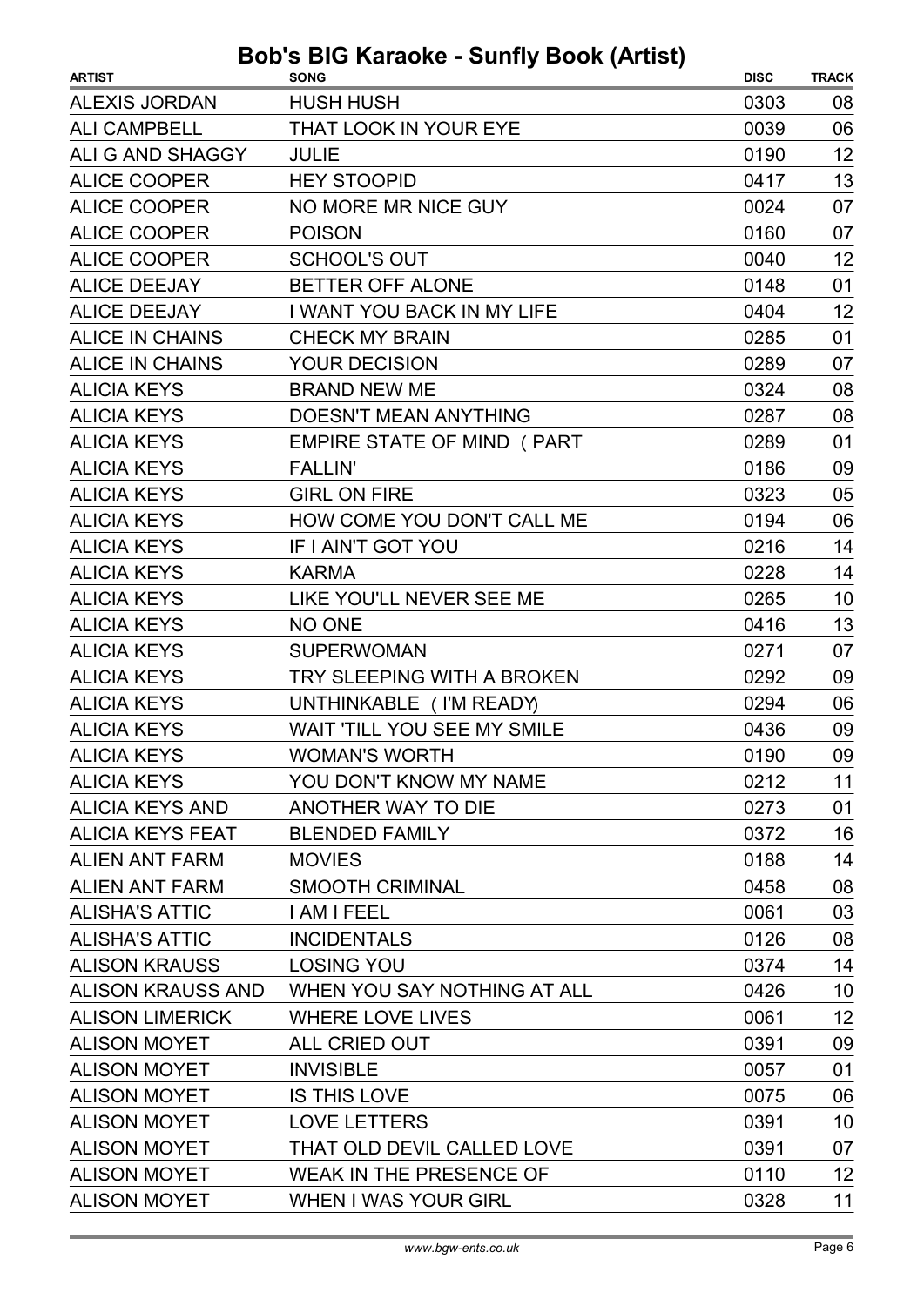# Bob's BIG Karaoke - Sunfly Book (Artist)

| ARTIST | SONG | DISC | TRACK |
|---|---|---|---|
| ALEXIS JORDAN | HUSH HUSH | 0303 | 08 |
| ALI CAMPBELL | THAT LOOK IN YOUR EYE | 0039 | 06 |
| ALI G AND SHAGGY | JULIE | 0190 | 12 |
| ALICE COOPER | HEY STOOPID | 0417 | 13 |
| ALICE COOPER | NO MORE MR NICE GUY | 0024 | 07 |
| ALICE COOPER | POISON | 0160 | 07 |
| ALICE COOPER | SCHOOL'S OUT | 0040 | 12 |
| ALICE DEEJAY | BETTER OFF ALONE | 0148 | 01 |
| ALICE DEEJAY | I WANT YOU BACK IN MY LIFE | 0404 | 12 |
| ALICE IN CHAINS | CHECK MY BRAIN | 0285 | 01 |
| ALICE IN CHAINS | YOUR DECISION | 0289 | 07 |
| ALICIA KEYS | BRAND NEW ME | 0324 | 08 |
| ALICIA KEYS | DOESN'T MEAN ANYTHING | 0287 | 08 |
| ALICIA KEYS | EMPIRE STATE OF MIND ( PART | 0289 | 01 |
| ALICIA KEYS | FALLIN' | 0186 | 09 |
| ALICIA KEYS | GIRL ON FIRE | 0323 | 05 |
| ALICIA KEYS | HOW COME YOU DON'T CALL ME | 0194 | 06 |
| ALICIA KEYS | IF I AIN'T GOT YOU | 0216 | 14 |
| ALICIA KEYS | KARMA | 0228 | 14 |
| ALICIA KEYS | LIKE YOU'LL NEVER SEE ME | 0265 | 10 |
| ALICIA KEYS | NO ONE | 0416 | 13 |
| ALICIA KEYS | SUPERWOMAN | 0271 | 07 |
| ALICIA KEYS | TRY SLEEPING WITH A BROKEN | 0292 | 09 |
| ALICIA KEYS | UNTHINKABLE ( I'M READY) | 0294 | 06 |
| ALICIA KEYS | WAIT 'TILL YOU SEE MY SMILE | 0436 | 09 |
| ALICIA KEYS | WOMAN'S WORTH | 0190 | 09 |
| ALICIA KEYS | YOU DON'T KNOW MY NAME | 0212 | 11 |
| ALICIA KEYS AND | ANOTHER WAY TO DIE | 0273 | 01 |
| ALICIA KEYS FEAT | BLENDED FAMILY | 0372 | 16 |
| ALIEN ANT FARM | MOVIES | 0188 | 14 |
| ALIEN ANT FARM | SMOOTH CRIMINAL | 0458 | 08 |
| ALISHA'S ATTIC | I AM I FEEL | 0061 | 03 |
| ALISHA'S ATTIC | INCIDENTALS | 0126 | 08 |
| ALISON KRAUSS | LOSING YOU | 0374 | 14 |
| ALISON KRAUSS AND | WHEN YOU SAY NOTHING AT ALL | 0426 | 10 |
| ALISON LIMERICK | WHERE LOVE LIVES | 0061 | 12 |
| ALISON MOYET | ALL CRIED OUT | 0391 | 09 |
| ALISON MOYET | INVISIBLE | 0057 | 01 |
| ALISON MOYET | IS THIS LOVE | 0075 | 06 |
| ALISON MOYET | LOVE LETTERS | 0391 | 10 |
| ALISON MOYET | THAT OLD DEVIL CALLED LOVE | 0391 | 07 |
| ALISON MOYET | WEAK IN THE PRESENCE OF | 0110 | 12 |
| ALISON MOYET | WHEN I WAS YOUR GIRL | 0328 | 11 |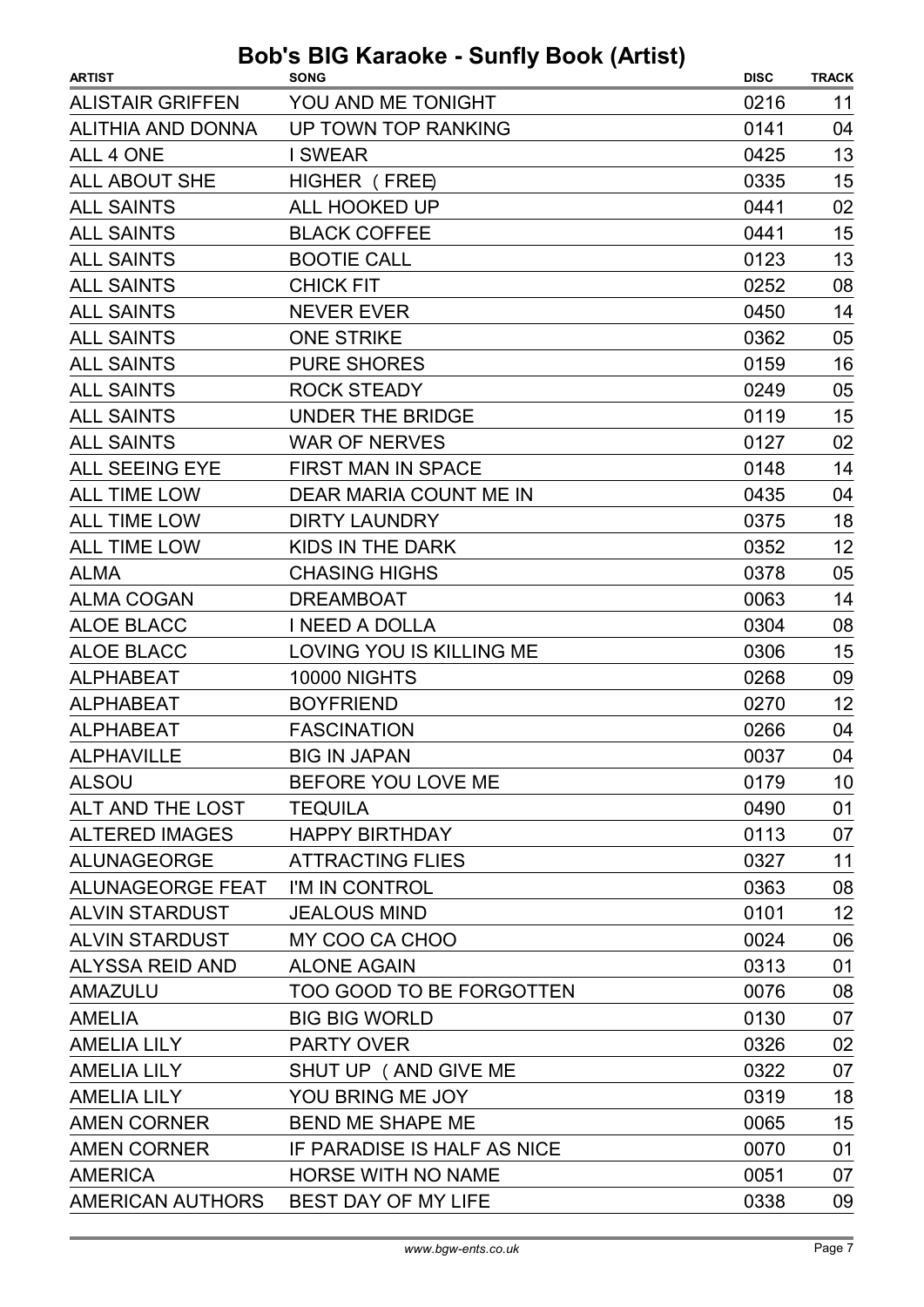# Bob's BIG Karaoke - Sunfly Book (Artist)

| ARTIST | SONG | DISC | TRACK |
|---|---|---|---|
| ALISTAIR GRIFFEN | YOU AND ME TONIGHT | 0216 | 11 |
| ALITHIA AND DONNA | UP TOWN TOP RANKING | 0141 | 04 |
| ALL 4 ONE | I SWEAR | 0425 | 13 |
| ALL ABOUT SHE | HIGHER ( FREE) | 0335 | 15 |
| ALL SAINTS | ALL HOOKED UP | 0441 | 02 |
| ALL SAINTS | BLACK COFFEE | 0441 | 15 |
| ALL SAINTS | BOOTIE CALL | 0123 | 13 |
| ALL SAINTS | CHICK FIT | 0252 | 08 |
| ALL SAINTS | NEVER EVER | 0450 | 14 |
| ALL SAINTS | ONE STRIKE | 0362 | 05 |
| ALL SAINTS | PURE SHORES | 0159 | 16 |
| ALL SAINTS | ROCK STEADY | 0249 | 05 |
| ALL SAINTS | UNDER THE BRIDGE | 0119 | 15 |
| ALL SAINTS | WAR OF NERVES | 0127 | 02 |
| ALL SEEING EYE | FIRST MAN IN SPACE | 0148 | 14 |
| ALL TIME LOW | DEAR MARIA COUNT ME IN | 0435 | 04 |
| ALL TIME LOW | DIRTY LAUNDRY | 0375 | 18 |
| ALL TIME LOW | KIDS IN THE DARK | 0352 | 12 |
| ALMA | CHASING HIGHS | 0378 | 05 |
| ALMA COGAN | DREAMBOAT | 0063 | 14 |
| ALOE BLACC | I NEED A DOLLA | 0304 | 08 |
| ALOE BLACC | LOVING YOU IS KILLING ME | 0306 | 15 |
| ALPHABEAT | 10000 NIGHTS | 0268 | 09 |
| ALPHABEAT | BOYFRIEND | 0270 | 12 |
| ALPHABEAT | FASCINATION | 0266 | 04 |
| ALPHAVILLE | BIG IN JAPAN | 0037 | 04 |
| ALSOU | BEFORE YOU LOVE ME | 0179 | 10 |
| ALT AND THE LOST | TEQUILA | 0490 | 01 |
| ALTERED IMAGES | HAPPY BIRTHDAY | 0113 | 07 |
| ALUNAGEORGE | ATTRACTING FLIES | 0327 | 11 |
| ALUNAGEORGE FEAT | I'M IN CONTROL | 0363 | 08 |
| ALVIN STARDUST | JEALOUS MIND | 0101 | 12 |
| ALVIN STARDUST | MY COO CA CHOO | 0024 | 06 |
| ALYSSA REID AND | ALONE AGAIN | 0313 | 01 |
| AMAZULU | TOO GOOD TO BE FORGOTTEN | 0076 | 08 |
| AMELIA | BIG BIG WORLD | 0130 | 07 |
| AMELIA LILY | PARTY OVER | 0326 | 02 |
| AMELIA LILY | SHUT UP ( AND GIVE ME | 0322 | 07 |
| AMELIA LILY | YOU BRING ME JOY | 0319 | 18 |
| AMEN CORNER | BEND ME SHAPE ME | 0065 | 15 |
| AMEN CORNER | IF PARADISE IS HALF AS NICE | 0070 | 01 |
| AMERICA | HORSE WITH NO NAME | 0051 | 07 |
| AMERICAN AUTHORS | BEST DAY OF MY LIFE | 0338 | 09 |

www.bgw-ents.co.uk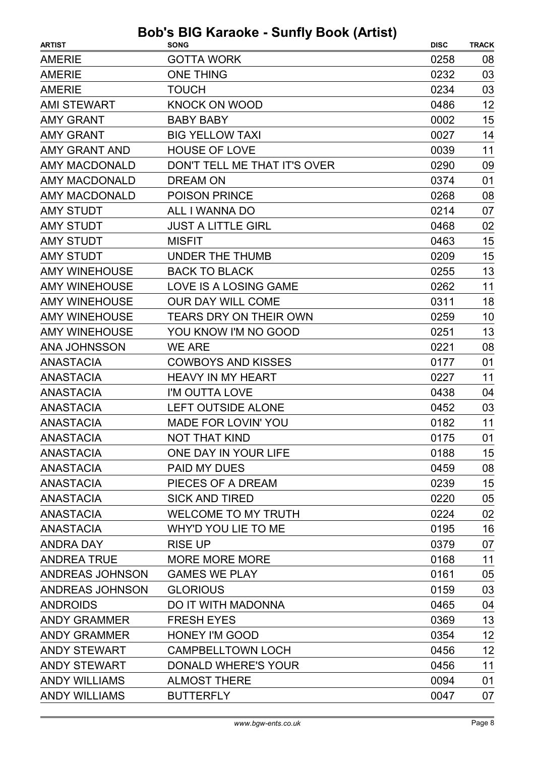# Bob's BIG Karaoke - Sunfly Book (Artist)

| ARTIST | SONG | DISC | TRACK |
|---|---|---|---|
| AMERIE | GOTTA WORK | 0258 | 08 |
| AMERIE | ONE THING | 0232 | 03 |
| AMERIE | TOUCH | 0234 | 03 |
| AMI STEWART | KNOCK ON WOOD | 0486 | 12 |
| AMY GRANT | BABY BABY | 0002 | 15 |
| AMY GRANT | BIG YELLOW TAXI | 0027 | 14 |
| AMY GRANT AND | HOUSE OF LOVE | 0039 | 11 |
| AMY MACDONALD | DON'T TELL ME THAT IT'S OVER | 0290 | 09 |
| AMY MACDONALD | DREAM ON | 0374 | 01 |
| AMY MACDONALD | POISON PRINCE | 0268 | 08 |
| AMY STUDT | ALL I WANNA DO | 0214 | 07 |
| AMY STUDT | JUST A LITTLE GIRL | 0468 | 02 |
| AMY STUDT | MISFIT | 0463 | 15 |
| AMY STUDT | UNDER THE THUMB | 0209 | 15 |
| AMY WINEHOUSE | BACK TO BLACK | 0255 | 13 |
| AMY WINEHOUSE | LOVE IS A LOSING GAME | 0262 | 11 |
| AMY WINEHOUSE | OUR DAY WILL COME | 0311 | 18 |
| AMY WINEHOUSE | TEARS DRY ON THEIR OWN | 0259 | 10 |
| AMY WINEHOUSE | YOU KNOW I'M NO GOOD | 0251 | 13 |
| ANA JOHNSSON | WE ARE | 0221 | 08 |
| ANASTACIA | COWBOYS AND KISSES | 0177 | 01 |
| ANASTACIA | HEAVY IN MY HEART | 0227 | 11 |
| ANASTACIA | I'M OUTTA LOVE | 0438 | 04 |
| ANASTACIA | LEFT OUTSIDE ALONE | 0452 | 03 |
| ANASTACIA | MADE FOR LOVIN' YOU | 0182 | 11 |
| ANASTACIA | NOT THAT KIND | 0175 | 01 |
| ANASTACIA | ONE DAY IN YOUR LIFE | 0188 | 15 |
| ANASTACIA | PAID MY DUES | 0459 | 08 |
| ANASTACIA | PIECES OF A DREAM | 0239 | 15 |
| ANASTACIA | SICK AND TIRED | 0220 | 05 |
| ANASTACIA | WELCOME TO MY TRUTH | 0224 | 02 |
| ANASTACIA | WHY'D YOU LIE TO ME | 0195 | 16 |
| ANDRA DAY | RISE UP | 0379 | 07 |
| ANDREA TRUE | MORE MORE MORE | 0168 | 11 |
| ANDREAS JOHNSON | GAMES WE PLAY | 0161 | 05 |
| ANDREAS JOHNSON | GLORIOUS | 0159 | 03 |
| ANDROIDS | DO IT WITH MADONNA | 0465 | 04 |
| ANDY GRAMMER | FRESH EYES | 0369 | 13 |
| ANDY GRAMMER | HONEY I'M GOOD | 0354 | 12 |
| ANDY STEWART | CAMPBELLTOWN LOCH | 0456 | 12 |
| ANDY STEWART | DONALD WHERE'S YOUR | 0456 | 11 |
| ANDY WILLIAMS | ALMOST THERE | 0094 | 01 |
| ANDY WILLIAMS | BUTTERFLY | 0047 | 07 |

www.bgw-ents.co.uk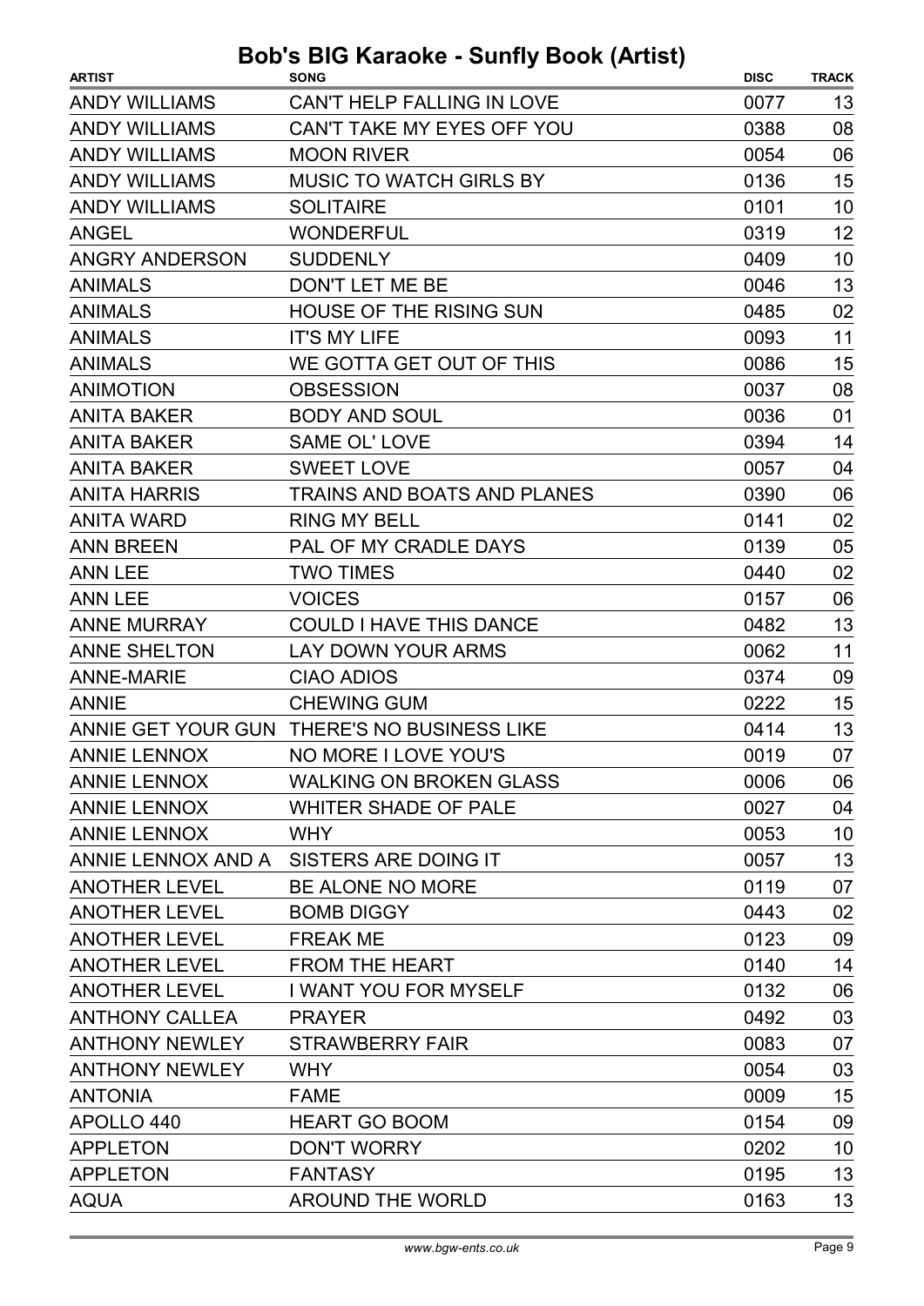# Bob's BIG Karaoke - Sunfly Book (Artist)

| ARTIST | SONG | DISC | TRACK |
|---|---|---|---|
| ANDY WILLIAMS | CAN'T HELP FALLING IN LOVE | 0077 | 13 |
| ANDY WILLIAMS | CAN'T TAKE MY EYES OFF YOU | 0388 | 08 |
| ANDY WILLIAMS | MOON RIVER | 0054 | 06 |
| ANDY WILLIAMS | MUSIC TO WATCH GIRLS BY | 0136 | 15 |
| ANDY WILLIAMS | SOLITAIRE | 0101 | 10 |
| ANGEL | WONDERFUL | 0319 | 12 |
| ANGRY ANDERSON | SUDDENLY | 0409 | 10 |
| ANIMALS | DON'T LET ME BE | 0046 | 13 |
| ANIMALS | HOUSE OF THE RISING SUN | 0485 | 02 |
| ANIMALS | IT'S MY LIFE | 0093 | 11 |
| ANIMALS | WE GOTTA GET OUT OF THIS | 0086 | 15 |
| ANIMOTION | OBSESSION | 0037 | 08 |
| ANITA BAKER | BODY AND SOUL | 0036 | 01 |
| ANITA BAKER | SAME OL' LOVE | 0394 | 14 |
| ANITA BAKER | SWEET LOVE | 0057 | 04 |
| ANITA HARRIS | TRAINS AND BOATS AND PLANES | 0390 | 06 |
| ANITA WARD | RING MY BELL | 0141 | 02 |
| ANN BREEN | PAL OF MY CRADLE DAYS | 0139 | 05 |
| ANN LEE | TWO TIMES | 0440 | 02 |
| ANN LEE | VOICES | 0157 | 06 |
| ANNE MURRAY | COULD I HAVE THIS DANCE | 0482 | 13 |
| ANNE SHELTON | LAY DOWN YOUR ARMS | 0062 | 11 |
| ANNE-MARIE | CIAO ADIOS | 0374 | 09 |
| ANNIE | CHEWING GUM | 0222 | 15 |
| ANNIE GET YOUR GUN | THERE'S NO BUSINESS LIKE | 0414 | 13 |
| ANNIE LENNOX | NO MORE I LOVE YOU'S | 0019 | 07 |
| ANNIE LENNOX | WALKING ON BROKEN GLASS | 0006 | 06 |
| ANNIE LENNOX | WHITER SHADE OF PALE | 0027 | 04 |
| ANNIE LENNOX | WHY | 0053 | 10 |
| ANNIE LENNOX AND A | SISTERS ARE DOING IT | 0057 | 13 |
| ANOTHER LEVEL | BE ALONE NO MORE | 0119 | 07 |
| ANOTHER LEVEL | BOMB DIGGY | 0443 | 02 |
| ANOTHER LEVEL | FREAK ME | 0123 | 09 |
| ANOTHER LEVEL | FROM THE HEART | 0140 | 14 |
| ANOTHER LEVEL | I WANT YOU FOR MYSELF | 0132 | 06 |
| ANTHONY CALLEA | PRAYER | 0492 | 03 |
| ANTHONY NEWLEY | STRAWBERRY FAIR | 0083 | 07 |
| ANTHONY NEWLEY | WHY | 0054 | 03 |
| ANTONIA | FAME | 0009 | 15 |
| APOLLO 440 | HEART GO BOOM | 0154 | 09 |
| APPLETON | DON'T WORRY | 0202 | 10 |
| APPLETON | FANTASY | 0195 | 13 |
| AQUA | AROUND THE WORLD | 0163 | 13 |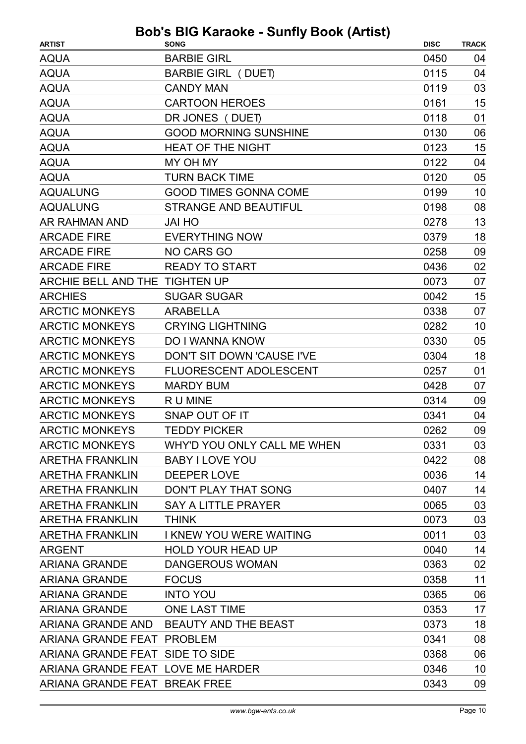# Bob's BIG Karaoke - Sunfly Book (Artist)

| ARTIST | SONG | DISC | TRACK |
|---|---|---|---|
| AQUA | BARBIE GIRL | 0450 | 04 |
| AQUA | BARBIE GIRL ( DUET) | 0115 | 04 |
| AQUA | CANDY MAN | 0119 | 03 |
| AQUA | CARTOON HEROES | 0161 | 15 |
| AQUA | DR JONES ( DUET) | 0118 | 01 |
| AQUA | GOOD MORNING SUNSHINE | 0130 | 06 |
| AQUA | HEAT OF THE NIGHT | 0123 | 15 |
| AQUA | MY OH MY | 0122 | 04 |
| AQUA | TURN BACK TIME | 0120 | 05 |
| AQUALUNG | GOOD TIMES GONNA COME | 0199 | 10 |
| AQUALUNG | STRANGE AND BEAUTIFUL | 0198 | 08 |
| AR RAHMAN AND | JAI HO | 0278 | 13 |
| ARCADE FIRE | EVERYTHING NOW | 0379 | 18 |
| ARCADE FIRE | NO CARS GO | 0258 | 09 |
| ARCADE FIRE | READY TO START | 0436 | 02 |
| ARCHIE BELL AND THE | TIGHTEN UP | 0073 | 07 |
| ARCHIES | SUGAR SUGAR | 0042 | 15 |
| ARCTIC MONKEYS | ARABELLA | 0338 | 07 |
| ARCTIC MONKEYS | CRYING LIGHTNING | 0282 | 10 |
| ARCTIC MONKEYS | DO I WANNA KNOW | 0330 | 05 |
| ARCTIC MONKEYS | DON'T SIT DOWN 'CAUSE I'VE | 0304 | 18 |
| ARCTIC MONKEYS | FLUORESCENT ADOLESCENT | 0257 | 01 |
| ARCTIC MONKEYS | MARDY BUM | 0428 | 07 |
| ARCTIC MONKEYS | R U MINE | 0314 | 09 |
| ARCTIC MONKEYS | SNAP OUT OF IT | 0341 | 04 |
| ARCTIC MONKEYS | TEDDY PICKER | 0262 | 09 |
| ARCTIC MONKEYS | WHY'D YOU ONLY CALL ME WHEN | 0331 | 03 |
| ARETHA FRANKLIN | BABY I LOVE YOU | 0422 | 08 |
| ARETHA FRANKLIN | DEEPER LOVE | 0036 | 14 |
| ARETHA FRANKLIN | DON'T PLAY THAT SONG | 0407 | 14 |
| ARETHA FRANKLIN | SAY A LITTLE PRAYER | 0065 | 03 |
| ARETHA FRANKLIN | THINK | 0073 | 03 |
| ARETHA FRANKLIN | I KNEW YOU WERE WAITING | 0011 | 03 |
| ARGENT | HOLD YOUR HEAD UP | 0040 | 14 |
| ARIANA GRANDE | DANGEROUS WOMAN | 0363 | 02 |
| ARIANA GRANDE | FOCUS | 0358 | 11 |
| ARIANA GRANDE | INTO YOU | 0365 | 06 |
| ARIANA GRANDE | ONE LAST TIME | 0353 | 17 |
| ARIANA GRANDE AND | BEAUTY AND THE BEAST | 0373 | 18 |
| ARIANA GRANDE FEAT | PROBLEM | 0341 | 08 |
| ARIANA GRANDE FEAT | SIDE TO SIDE | 0368 | 06 |
| ARIANA GRANDE FEAT | LOVE ME HARDER | 0346 | 10 |
| ARIANA GRANDE FEAT | BREAK FREE | 0343 | 09 |

www.bgw-ents.co.uk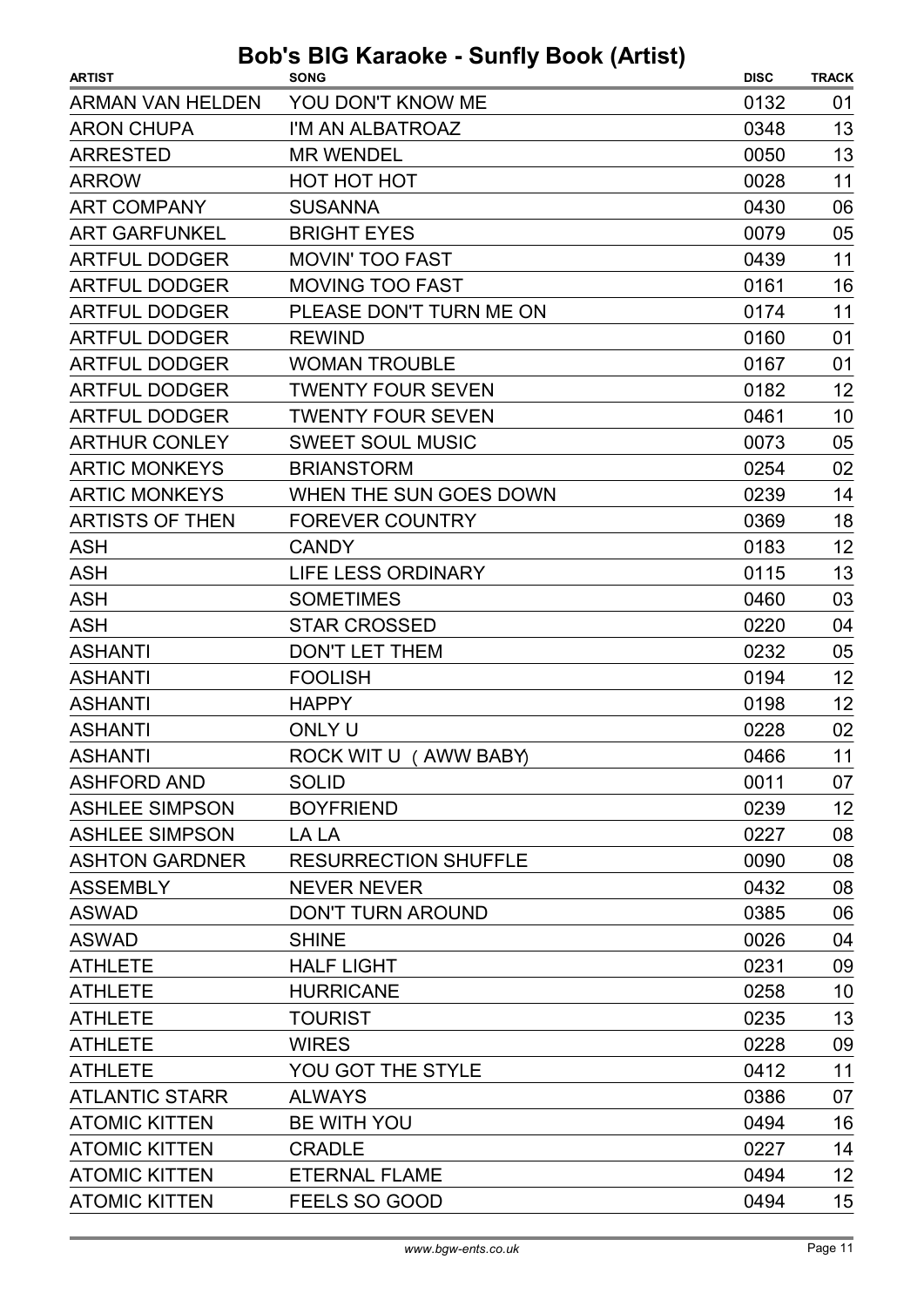# Bob's BIG Karaoke - Sunfly Book (Artist)

| ARTIST | SONG | DISC | TRACK |
|---|---|---|---|
| ARMAN VAN HELDEN | YOU DON'T KNOW ME | 0132 | 01 |
| ARON CHUPA | I'M AN ALBATROAZ | 0348 | 13 |
| ARRESTED | MR WENDEL | 0050 | 13 |
| ARROW | HOT HOT HOT | 0028 | 11 |
| ART COMPANY | SUSANNA | 0430 | 06 |
| ART GARFUNKEL | BRIGHT EYES | 0079 | 05 |
| ARTFUL DODGER | MOVIN' TOO FAST | 0439 | 11 |
| ARTFUL DODGER | MOVING TOO FAST | 0161 | 16 |
| ARTFUL DODGER | PLEASE DON'T TURN ME ON | 0174 | 11 |
| ARTFUL DODGER | REWIND | 0160 | 01 |
| ARTFUL DODGER | WOMAN TROUBLE | 0167 | 01 |
| ARTFUL DODGER | TWENTY FOUR SEVEN | 0182 | 12 |
| ARTFUL DODGER | TWENTY FOUR SEVEN | 0461 | 10 |
| ARTHUR CONLEY | SWEET SOUL MUSIC | 0073 | 05 |
| ARTIC MONKEYS | BRIANSTORM | 0254 | 02 |
| ARTIC MONKEYS | WHEN THE SUN GOES DOWN | 0239 | 14 |
| ARTISTS OF THEN | FOREVER COUNTRY | 0369 | 18 |
| ASH | CANDY | 0183 | 12 |
| ASH | LIFE LESS ORDINARY | 0115 | 13 |
| ASH | SOMETIMES | 0460 | 03 |
| ASH | STAR CROSSED | 0220 | 04 |
| ASHANTI | DON'T LET THEM | 0232 | 05 |
| ASHANTI | FOOLISH | 0194 | 12 |
| ASHANTI | HAPPY | 0198 | 12 |
| ASHANTI | ONLY U | 0228 | 02 |
| ASHANTI | ROCK WIT U ( AWW BABY) | 0466 | 11 |
| ASHFORD AND | SOLID | 0011 | 07 |
| ASHLEE SIMPSON | BOYFRIEND | 0239 | 12 |
| ASHLEE SIMPSON | LA LA | 0227 | 08 |
| ASHTON GARDNER | RESURRECTION SHUFFLE | 0090 | 08 |
| ASSEMBLY | NEVER NEVER | 0432 | 08 |
| ASWAD | DON'T TURN AROUND | 0385 | 06 |
| ASWAD | SHINE | 0026 | 04 |
| ATHLETE | HALF LIGHT | 0231 | 09 |
| ATHLETE | HURRICANE | 0258 | 10 |
| ATHLETE | TOURIST | 0235 | 13 |
| ATHLETE | WIRES | 0228 | 09 |
| ATHLETE | YOU GOT THE STYLE | 0412 | 11 |
| ATLANTIC STARR | ALWAYS | 0386 | 07 |
| ATOMIC KITTEN | BE WITH YOU | 0494 | 16 |
| ATOMIC KITTEN | CRADLE | 0227 | 14 |
| ATOMIC KITTEN | ETERNAL FLAME | 0494 | 12 |
| ATOMIC KITTEN | FEELS SO GOOD | 0494 | 15 |

www.bgw-ents.co.uk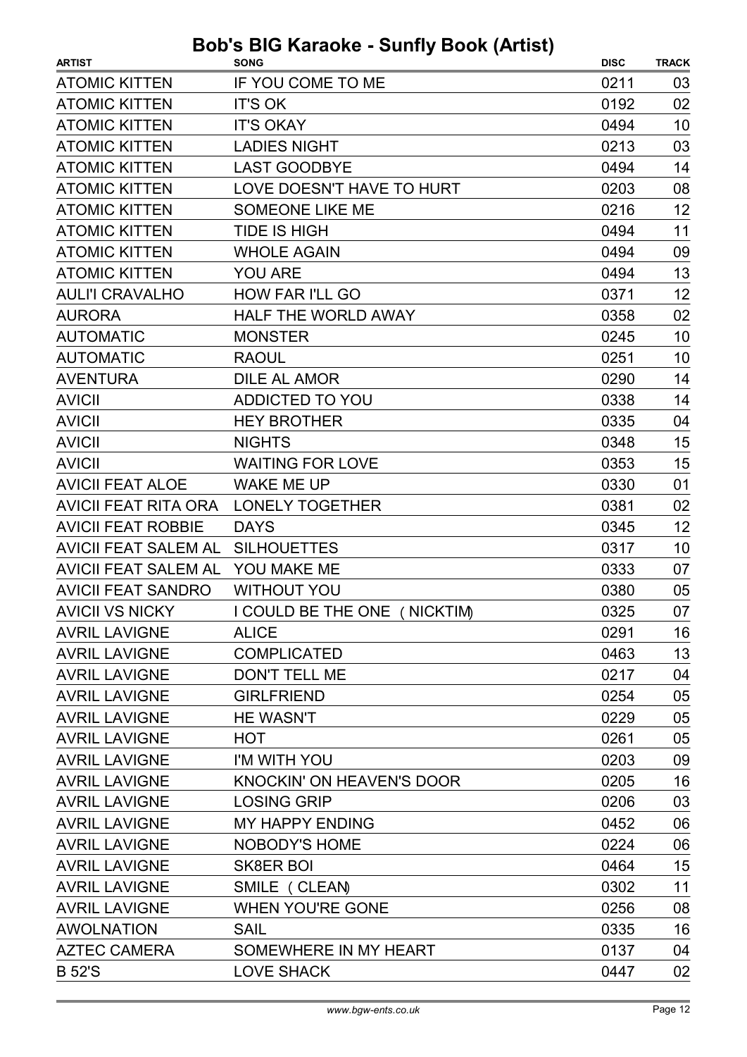# Bob's BIG Karaoke - Sunfly Book (Artist)

| ARTIST | SONG | DISC | TRACK |
|---|---|---|---|
| ATOMIC KITTEN | IF YOU COME TO ME | 0211 | 03 |
| ATOMIC KITTEN | IT'S OK | 0192 | 02 |
| ATOMIC KITTEN | IT'S OKAY | 0494 | 10 |
| ATOMIC KITTEN | LADIES NIGHT | 0213 | 03 |
| ATOMIC KITTEN | LAST GOODBYE | 0494 | 14 |
| ATOMIC KITTEN | LOVE DOESN'T HAVE TO HURT | 0203 | 08 |
| ATOMIC KITTEN | SOMEONE LIKE ME | 0216 | 12 |
| ATOMIC KITTEN | TIDE IS HIGH | 0494 | 11 |
| ATOMIC KITTEN | WHOLE AGAIN | 0494 | 09 |
| ATOMIC KITTEN | YOU ARE | 0494 | 13 |
| AULI'I CRAVALHO | HOW FAR I'LL GO | 0371 | 12 |
| AURORA | HALF THE WORLD AWAY | 0358 | 02 |
| AUTOMATIC | MONSTER | 0245 | 10 |
| AUTOMATIC | RAOUL | 0251 | 10 |
| AVENTURA | DILE AL AMOR | 0290 | 14 |
| AVICII | ADDICTED TO YOU | 0338 | 14 |
| AVICII | HEY BROTHER | 0335 | 04 |
| AVICII | NIGHTS | 0348 | 15 |
| AVICII | WAITING FOR LOVE | 0353 | 15 |
| AVICII FEAT ALOE | WAKE ME UP | 0330 | 01 |
| AVICII FEAT RITA ORA | LONELY TOGETHER | 0381 | 02 |
| AVICII FEAT ROBBIE | DAYS | 0345 | 12 |
| AVICII FEAT SALEM AL | SILHOUETTES | 0317 | 10 |
| AVICII FEAT SALEM AL | YOU MAKE ME | 0333 | 07 |
| AVICII FEAT SANDRO | WITHOUT YOU | 0380 | 05 |
| AVICII VS NICKY | I COULD BE THE ONE (NICKTIM) | 0325 | 07 |
| AVRIL LAVIGNE | ALICE | 0291 | 16 |
| AVRIL LAVIGNE | COMPLICATED | 0463 | 13 |
| AVRIL LAVIGNE | DON'T TELL ME | 0217 | 04 |
| AVRIL LAVIGNE | GIRLFRIEND | 0254 | 05 |
| AVRIL LAVIGNE | HE WASN'T | 0229 | 05 |
| AVRIL LAVIGNE | HOT | 0261 | 05 |
| AVRIL LAVIGNE | I'M WITH YOU | 0203 | 09 |
| AVRIL LAVIGNE | KNOCKIN' ON HEAVEN'S DOOR | 0205 | 16 |
| AVRIL LAVIGNE | LOSING GRIP | 0206 | 03 |
| AVRIL LAVIGNE | MY HAPPY ENDING | 0452 | 06 |
| AVRIL LAVIGNE | NOBODY'S HOME | 0224 | 06 |
| AVRIL LAVIGNE | SK8ER BOI | 0464 | 15 |
| AVRIL LAVIGNE | SMILE (CLEAN) | 0302 | 11 |
| AVRIL LAVIGNE | WHEN YOU'RE GONE | 0256 | 08 |
| AWOLNATION | SAIL | 0335 | 16 |
| AZTEC CAMERA | SOMEWHERE IN MY HEART | 0137 | 04 |
| B 52'S | LOVE SHACK | 0447 | 02 |

*www.bgw-ents.co.uk*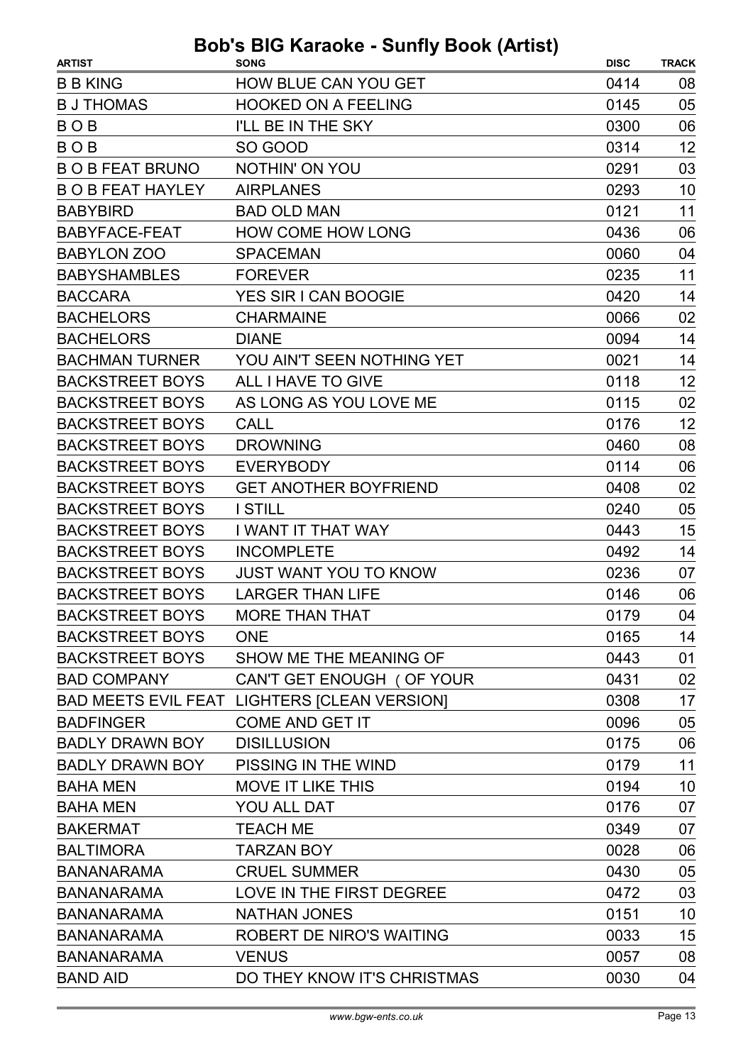# Bob's BIG Karaoke - Sunfly Book (Artist)

| ARTIST | SONG | DISC | TRACK |
|---|---|---|---|
| B B KING | HOW BLUE CAN YOU GET | 0414 | 08 |
| B J THOMAS | HOOKED ON A FEELING | 0145 | 05 |
| B O B | I'LL BE IN THE SKY | 0300 | 06 |
| B O B | SO GOOD | 0314 | 12 |
| B O B FEAT BRUNO | NOTHIN' ON YOU | 0291 | 03 |
| B O B FEAT HAYLEY | AIRPLANES | 0293 | 10 |
| BABYBIRD | BAD OLD MAN | 0121 | 11 |
| BABYFACE-FEAT | HOW COME HOW LONG | 0436 | 06 |
| BABYLON ZOO | SPACEMAN | 0060 | 04 |
| BABYSHAMBLES | FOREVER | 0235 | 11 |
| BACCARA | YES SIR I CAN BOOGIE | 0420 | 14 |
| BACHELORS | CHARMAINE | 0066 | 02 |
| BACHELORS | DIANE | 0094 | 14 |
| BACHMAN TURNER | YOU AIN'T SEEN NOTHING YET | 0021 | 14 |
| BACKSTREET BOYS | ALL I HAVE TO GIVE | 0118 | 12 |
| BACKSTREET BOYS | AS LONG AS YOU LOVE ME | 0115 | 02 |
| BACKSTREET BOYS | CALL | 0176 | 12 |
| BACKSTREET BOYS | DROWNING | 0460 | 08 |
| BACKSTREET BOYS | EVERYBODY | 0114 | 06 |
| BACKSTREET BOYS | GET ANOTHER BOYFRIEND | 0408 | 02 |
| BACKSTREET BOYS | I STILL | 0240 | 05 |
| BACKSTREET BOYS | I WANT IT THAT WAY | 0443 | 15 |
| BACKSTREET BOYS | INCOMPLETE | 0492 | 14 |
| BACKSTREET BOYS | JUST WANT YOU TO KNOW | 0236 | 07 |
| BACKSTREET BOYS | LARGER THAN LIFE | 0146 | 06 |
| BACKSTREET BOYS | MORE THAN THAT | 0179 | 04 |
| BACKSTREET BOYS | ONE | 0165 | 14 |
| BACKSTREET BOYS | SHOW ME THE MEANING OF | 0443 | 01 |
| BAD COMPANY | CAN'T GET ENOUGH ( OF YOUR | 0431 | 02 |
| BAD MEETS EVIL FEAT | LIGHTERS [CLEAN VERSION] | 0308 | 17 |
| BADFINGER | COME AND GET IT | 0096 | 05 |
| BADLY DRAWN BOY | DISILLUSION | 0175 | 06 |
| BADLY DRAWN BOY | PISSING IN THE WIND | 0179 | 11 |
| BAHA MEN | MOVE IT LIKE THIS | 0194 | 10 |
| BAHA MEN | YOU ALL DAT | 0176 | 07 |
| BAKERMAT | TEACH ME | 0349 | 07 |
| BALTIMORA | TARZAN BOY | 0028 | 06 |
| BANANARAMA | CRUEL SUMMER | 0430 | 05 |
| BANANARAMA | LOVE IN THE FIRST DEGREE | 0472 | 03 |
| BANANARAMA | NATHAN JONES | 0151 | 10 |
| BANANARAMA | ROBERT DE NIRO'S WAITING | 0033 | 15 |
| BANANARAMA | VENUS | 0057 | 08 |
| BAND AID | DO THEY KNOW IT'S CHRISTMAS | 0030 | 04 |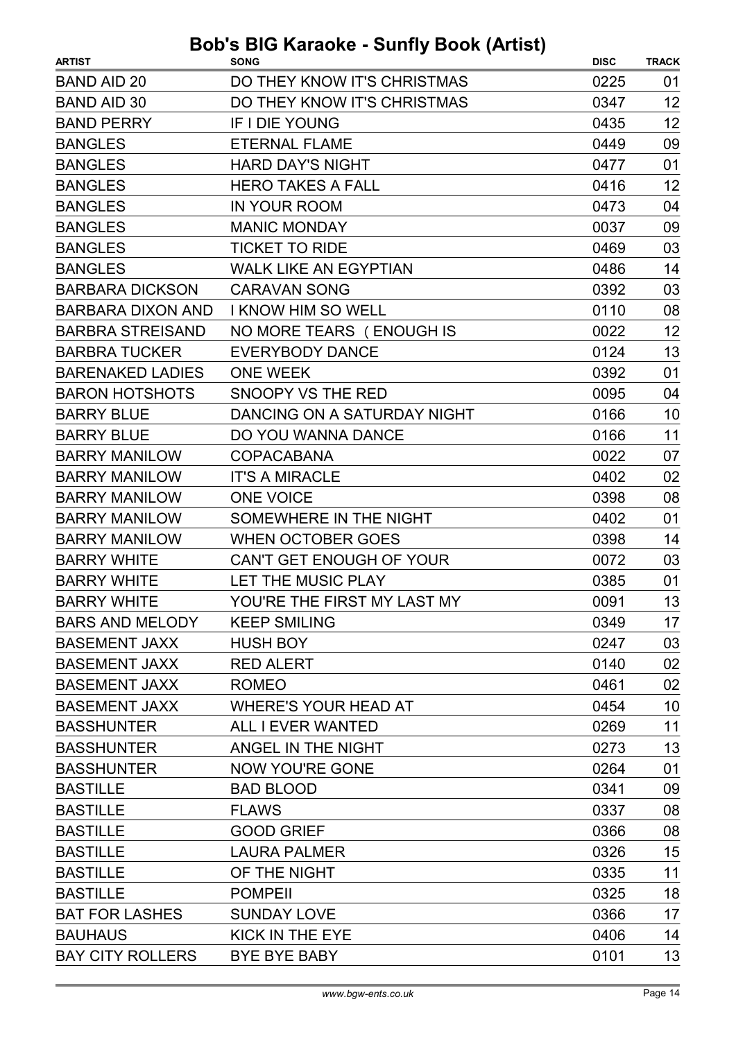# Bob's BIG Karaoke - Sunfly Book (Artist)

| ARTIST | SONG | DISC | TRACK |
|---|---|---|---|
| BAND AID 20 | DO THEY KNOW IT'S CHRISTMAS | 0225 | 01 |
| BAND AID 30 | DO THEY KNOW IT'S CHRISTMAS | 0347 | 12 |
| BAND PERRY | IF I DIE YOUNG | 0435 | 12 |
| BANGLES | ETERNAL FLAME | 0449 | 09 |
| BANGLES | HARD DAY'S NIGHT | 0477 | 01 |
| BANGLES | HERO TAKES A FALL | 0416 | 12 |
| BANGLES | IN YOUR ROOM | 0473 | 04 |
| BANGLES | MANIC MONDAY | 0037 | 09 |
| BANGLES | TICKET TO RIDE | 0469 | 03 |
| BANGLES | WALK LIKE AN EGYPTIAN | 0486 | 14 |
| BARBARA DICKSON | CARAVAN SONG | 0392 | 03 |
| BARBARA DIXON AND | I KNOW HIM SO WELL | 0110 | 08 |
| BARBRA STREISAND | NO MORE TEARS ( ENOUGH IS | 0022 | 12 |
| BARBRA TUCKER | EVERYBODY DANCE | 0124 | 13 |
| BARENAKED LADIES | ONE WEEK | 0392 | 01 |
| BARON HOTSHOTS | SNOOPY VS THE RED | 0095 | 04 |
| BARRY BLUE | DANCING ON A SATURDAY NIGHT | 0166 | 10 |
| BARRY BLUE | DO YOU WANNA DANCE | 0166 | 11 |
| BARRY MANILOW | COPACABANA | 0022 | 07 |
| BARRY MANILOW | IT'S A MIRACLE | 0402 | 02 |
| BARRY MANILOW | ONE VOICE | 0398 | 08 |
| BARRY MANILOW | SOMEWHERE IN THE NIGHT | 0402 | 01 |
| BARRY MANILOW | WHEN OCTOBER GOES | 0398 | 14 |
| BARRY WHITE | CAN'T GET ENOUGH OF YOUR | 0072 | 03 |
| BARRY WHITE | LET THE MUSIC PLAY | 0385 | 01 |
| BARRY WHITE | YOU'RE THE FIRST MY LAST MY | 0091 | 13 |
| BARS AND MELODY | KEEP SMILING | 0349 | 17 |
| BASEMENT JAXX | HUSH BOY | 0247 | 03 |
| BASEMENT JAXX | RED ALERT | 0140 | 02 |
| BASEMENT JAXX | ROMEO | 0461 | 02 |
| BASEMENT JAXX | WHERE'S YOUR HEAD AT | 0454 | 10 |
| BASSHUNTER | ALL I EVER WANTED | 0269 | 11 |
| BASSHUNTER | ANGEL IN THE NIGHT | 0273 | 13 |
| BASSHUNTER | NOW YOU'RE GONE | 0264 | 01 |
| BASTILLE | BAD BLOOD | 0341 | 09 |
| BASTILLE | FLAWS | 0337 | 08 |
| BASTILLE | GOOD GRIEF | 0366 | 08 |
| BASTILLE | LAURA PALMER | 0326 | 15 |
| BASTILLE | OF THE NIGHT | 0335 | 11 |
| BASTILLE | POMPEII | 0325 | 18 |
| BAT FOR LASHES | SUNDAY LOVE | 0366 | 17 |
| BAUHAUS | KICK IN THE EYE | 0406 | 14 |
| BAY CITY ROLLERS | BYE BYE BABY | 0101 | 13 |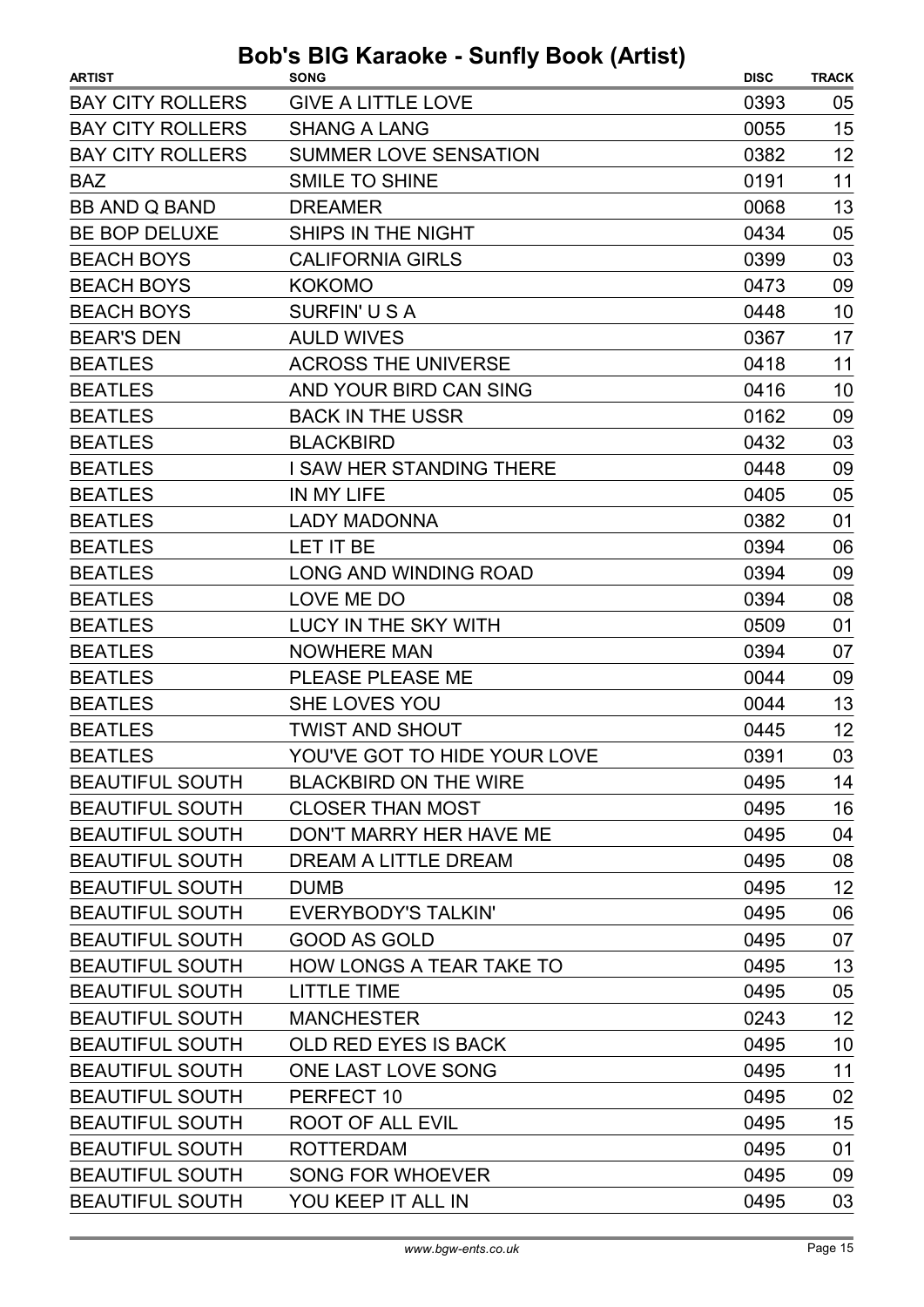# Bob's BIG Karaoke - Sunfly Book (Artist)

| ARTIST | SONG | DISC | TRACK |
| --- | --- | --- | --- |
| BAY CITY ROLLERS | GIVE A LITTLE LOVE | 0393 | 05 |
| BAY CITY ROLLERS | SHANG A LANG | 0055 | 15 |
| BAY CITY ROLLERS | SUMMER LOVE SENSATION | 0382 | 12 |
| BAZ | SMILE TO SHINE | 0191 | 11 |
| BB AND Q BAND | DREAMER | 0068 | 13 |
| BE BOP DELUXE | SHIPS IN THE NIGHT | 0434 | 05 |
| BEACH BOYS | CALIFORNIA GIRLS | 0399 | 03 |
| BEACH BOYS | KOKOMO | 0473 | 09 |
| BEACH BOYS | SURFIN' U S A | 0448 | 10 |
| BEAR'S DEN | AULD WIVES | 0367 | 17 |
| BEATLES | ACROSS THE UNIVERSE | 0418 | 11 |
| BEATLES | AND YOUR BIRD CAN SING | 0416 | 10 |
| BEATLES | BACK IN THE USSR | 0162 | 09 |
| BEATLES | BLACKBIRD | 0432 | 03 |
| BEATLES | I SAW HER STANDING THERE | 0448 | 09 |
| BEATLES | IN MY LIFE | 0405 | 05 |
| BEATLES | LADY MADONNA | 0382 | 01 |
| BEATLES | LET IT BE | 0394 | 06 |
| BEATLES | LONG AND WINDING ROAD | 0394 | 09 |
| BEATLES | LOVE ME DO | 0394 | 08 |
| BEATLES | LUCY IN THE SKY WITH | 0509 | 01 |
| BEATLES | NOWHERE MAN | 0394 | 07 |
| BEATLES | PLEASE PLEASE ME | 0044 | 09 |
| BEATLES | SHE LOVES YOU | 0044 | 13 |
| BEATLES | TWIST AND SHOUT | 0445 | 12 |
| BEATLES | YOU'VE GOT TO HIDE YOUR LOVE | 0391 | 03 |
| BEAUTIFUL SOUTH | BLACKBIRD ON THE WIRE | 0495 | 14 |
| BEAUTIFUL SOUTH | CLOSER THAN MOST | 0495 | 16 |
| BEAUTIFUL SOUTH | DON'T MARRY HER HAVE ME | 0495 | 04 |
| BEAUTIFUL SOUTH | DREAM A LITTLE DREAM | 0495 | 08 |
| BEAUTIFUL SOUTH | DUMB | 0495 | 12 |
| BEAUTIFUL SOUTH | EVERYBODY'S TALKIN' | 0495 | 06 |
| BEAUTIFUL SOUTH | GOOD AS GOLD | 0495 | 07 |
| BEAUTIFUL SOUTH | HOW LONGS A TEAR TAKE TO | 0495 | 13 |
| BEAUTIFUL SOUTH | LITTLE TIME | 0495 | 05 |
| BEAUTIFUL SOUTH | MANCHESTER | 0243 | 12 |
| BEAUTIFUL SOUTH | OLD RED EYES IS BACK | 0495 | 10 |
| BEAUTIFUL SOUTH | ONE LAST LOVE SONG | 0495 | 11 |
| BEAUTIFUL SOUTH | PERFECT 10 | 0495 | 02 |
| BEAUTIFUL SOUTH | ROOT OF ALL EVIL | 0495 | 15 |
| BEAUTIFUL SOUTH | ROTTERDAM | 0495 | 01 |
| BEAUTIFUL SOUTH | SONG FOR WHOEVER | 0495 | 09 |
| BEAUTIFUL SOUTH | YOU KEEP IT ALL IN | 0495 | 03 |

*www.bgw-ents.co.uk*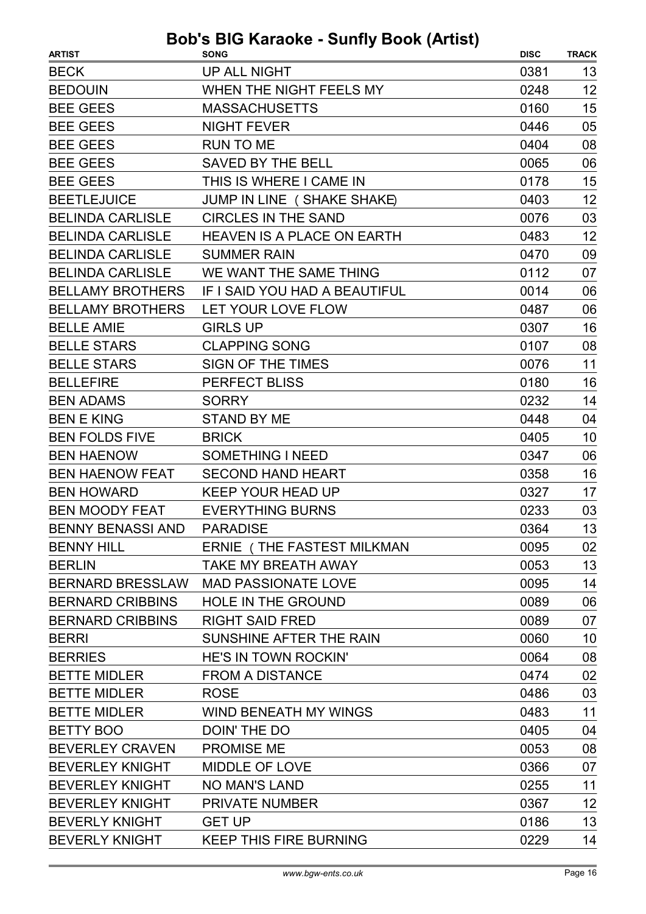# Bob's BIG Karaoke - Sunfly Book (Artist)

| ARTIST | SONG | DISC | TRACK |
|---|---|---|---|
| BECK | UP ALL NIGHT | 0381 | 13 |
| BEDOUIN | WHEN THE NIGHT FEELS MY | 0248 | 12 |
| BEE GEES | MASSACHUSETTS | 0160 | 15 |
| BEE GEES | NIGHT FEVER | 0446 | 05 |
| BEE GEES | RUN TO ME | 0404 | 08 |
| BEE GEES | SAVED BY THE BELL | 0065 | 06 |
| BEE GEES | THIS IS WHERE I CAME IN | 0178 | 15 |
| BEETLEJUICE | JUMP IN LINE ( SHAKE SHAKE) | 0403 | 12 |
| BELINDA CARLISLE | CIRCLES IN THE SAND | 0076 | 03 |
| BELINDA CARLISLE | HEAVEN IS A PLACE ON EARTH | 0483 | 12 |
| BELINDA CARLISLE | SUMMER RAIN | 0470 | 09 |
| BELINDA CARLISLE | WE WANT THE SAME THING | 0112 | 07 |
| BELLAMY BROTHERS | IF I SAID YOU HAD A BEAUTIFUL | 0014 | 06 |
| BELLAMY BROTHERS | LET YOUR LOVE FLOW | 0487 | 06 |
| BELLE AMIE | GIRLS UP | 0307 | 16 |
| BELLE STARS | CLAPPING SONG | 0107 | 08 |
| BELLE STARS | SIGN OF THE TIMES | 0076 | 11 |
| BELLEFIRE | PERFECT BLISS | 0180 | 16 |
| BEN ADAMS | SORRY | 0232 | 14 |
| BEN E KING | STAND BY ME | 0448 | 04 |
| BEN FOLDS FIVE | BRICK | 0405 | 10 |
| BEN HAENOW | SOMETHING I NEED | 0347 | 06 |
| BEN HAENOW FEAT | SECOND HAND HEART | 0358 | 16 |
| BEN HOWARD | KEEP YOUR HEAD UP | 0327 | 17 |
| BEN MOODY FEAT | EVERYTHING BURNS | 0233 | 03 |
| BENNY BENASSI AND | PARADISE | 0364 | 13 |
| BENNY HILL | ERNIE ( THE FASTEST MILKMAN | 0095 | 02 |
| BERLIN | TAKE MY BREATH AWAY | 0053 | 13 |
| BERNARD BRESSLAW | MAD PASSIONATE LOVE | 0095 | 14 |
| BERNARD CRIBBINS | HOLE IN THE GROUND | 0089 | 06 |
| BERNARD CRIBBINS | RIGHT SAID FRED | 0089 | 07 |
| BERRI | SUNSHINE AFTER THE RAIN | 0060 | 10 |
| BERRIES | HE'S IN TOWN ROCKIN' | 0064 | 08 |
| BETTE MIDLER | FROM A DISTANCE | 0474 | 02 |
| BETTE MIDLER | ROSE | 0486 | 03 |
| BETTE MIDLER | WIND BENEATH MY WINGS | 0483 | 11 |
| BETTY BOO | DOIN' THE DO | 0405 | 04 |
| BEVERLEY CRAVEN | PROMISE ME | 0053 | 08 |
| BEVERLEY KNIGHT | MIDDLE OF LOVE | 0366 | 07 |
| BEVERLEY KNIGHT | NO MAN'S LAND | 0255 | 11 |
| BEVERLEY KNIGHT | PRIVATE NUMBER | 0367 | 12 |
| BEVERLY KNIGHT | GET UP | 0186 | 13 |
| BEVERLY KNIGHT | KEEP THIS FIRE BURNING | 0229 | 14 |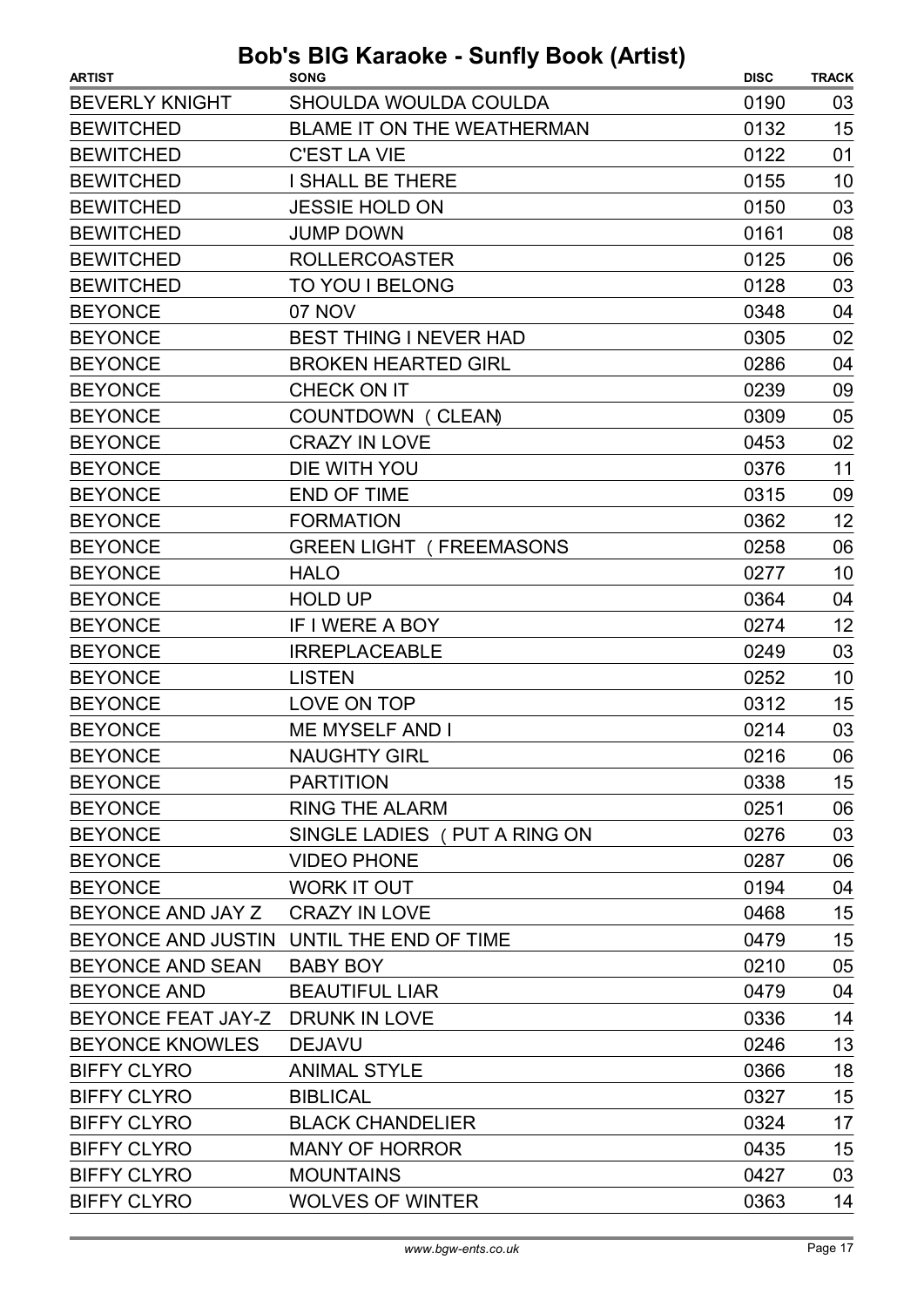# Bob's BIG Karaoke - Sunfly Book (Artist)

| ARTIST | SONG | DISC | TRACK |
| --- | --- | --- | --- |
| BEVERLY KNIGHT | SHOULDA WOULDA COULDA | 0190 | 03 |
| BEWITCHED | BLAME IT ON THE WEATHERMAN | 0132 | 15 |
| BEWITCHED | C'EST LA VIE | 0122 | 01 |
| BEWITCHED | I SHALL BE THERE | 0155 | 10 |
| BEWITCHED | JESSIE HOLD ON | 0150 | 03 |
| BEWITCHED | JUMP DOWN | 0161 | 08 |
| BEWITCHED | ROLLERCOASTER | 0125 | 06 |
| BEWITCHED | TO YOU I BELONG | 0128 | 03 |
| BEYONCE | 07 NOV | 0348 | 04 |
| BEYONCE | BEST THING I NEVER HAD | 0305 | 02 |
| BEYONCE | BROKEN HEARTED GIRL | 0286 | 04 |
| BEYONCE | CHECK ON IT | 0239 | 09 |
| BEYONCE | COUNTDOWN (CLEAN) | 0309 | 05 |
| BEYONCE | CRAZY IN LOVE | 0453 | 02 |
| BEYONCE | DIE WITH YOU | 0376 | 11 |
| BEYONCE | END OF TIME | 0315 | 09 |
| BEYONCE | FORMATION | 0362 | 12 |
| BEYONCE | GREEN LIGHT (FREEMASONS | 0258 | 06 |
| BEYONCE | HALO | 0277 | 10 |
| BEYONCE | HOLD UP | 0364 | 04 |
| BEYONCE | IF I WERE A BOY | 0274 | 12 |
| BEYONCE | IRREPLACEABLE | 0249 | 03 |
| BEYONCE | LISTEN | 0252 | 10 |
| BEYONCE | LOVE ON TOP | 0312 | 15 |
| BEYONCE | ME MYSELF AND I | 0214 | 03 |
| BEYONCE | NAUGHTY GIRL | 0216 | 06 |
| BEYONCE | PARTITION | 0338 | 15 |
| BEYONCE | RING THE ALARM | 0251 | 06 |
| BEYONCE | SINGLE LADIES (PUT A RING ON | 0276 | 03 |
| BEYONCE | VIDEO PHONE | 0287 | 06 |
| BEYONCE | WORK IT OUT | 0194 | 04 |
| BEYONCE AND JAY Z | CRAZY IN LOVE | 0468 | 15 |
| BEYONCE AND JUSTIN | UNTIL THE END OF TIME | 0479 | 15 |
| BEYONCE AND SEAN | BABY BOY | 0210 | 05 |
| BEYONCE AND | BEAUTIFUL LIAR | 0479 | 04 |
| BEYONCE FEAT JAY-Z | DRUNK IN LOVE | 0336 | 14 |
| BEYONCE KNOWLES | DEJAVU | 0246 | 13 |
| BIFFY CLYRO | ANIMAL STYLE | 0366 | 18 |
| BIFFY CLYRO | BIBLICAL | 0327 | 15 |
| BIFFY CLYRO | BLACK CHANDELIER | 0324 | 17 |
| BIFFY CLYRO | MANY OF HORROR | 0435 | 15 |
| BIFFY CLYRO | MOUNTAINS | 0427 | 03 |
| BIFFY CLYRO | WOLVES OF WINTER | 0363 | 14 |

*www.bgw-ents.co.uk*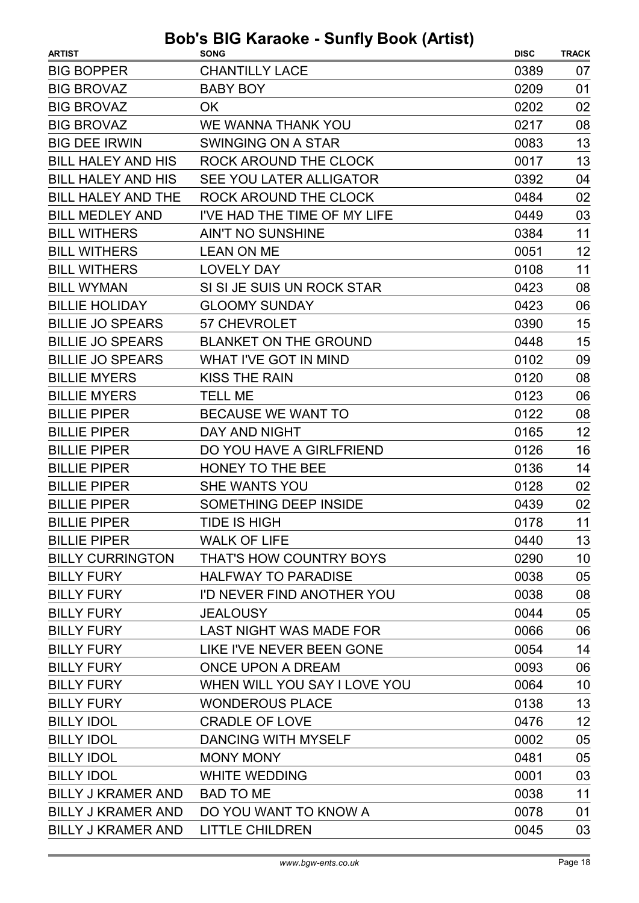# Bob's BIG Karaoke - Sunfly Book (Artist)

| ARTIST | SONG | DISC | TRACK |
|---|---|---|---|
| BIG BOPPER | CHANTILLY LACE | 0389 | 07 |
| BIG BROVAZ | BABY BOY | 0209 | 01 |
| BIG BROVAZ | OK | 0202 | 02 |
| BIG BROVAZ | WE WANNA THANK YOU | 0217 | 08 |
| BIG DEE IRWIN | SWINGING ON A STAR | 0083 | 13 |
| BILL HALEY AND HIS | ROCK AROUND THE CLOCK | 0017 | 13 |
| BILL HALEY AND HIS | SEE YOU LATER ALLIGATOR | 0392 | 04 |
| BILL HALEY AND THE | ROCK AROUND THE CLOCK | 0484 | 02 |
| BILL MEDLEY AND | I'VE HAD THE TIME OF MY LIFE | 0449 | 03 |
| BILL WITHERS | AIN'T NO SUNSHINE | 0384 | 11 |
| BILL WITHERS | LEAN ON ME | 0051 | 12 |
| BILL WITHERS | LOVELY DAY | 0108 | 11 |
| BILL WYMAN | SI SI JE SUIS UN ROCK STAR | 0423 | 08 |
| BILLIE HOLIDAY | GLOOMY SUNDAY | 0423 | 06 |
| BILLIE JO SPEARS | 57 CHEVROLET | 0390 | 15 |
| BILLIE JO SPEARS | BLANKET ON THE GROUND | 0448 | 15 |
| BILLIE JO SPEARS | WHAT I'VE GOT IN MIND | 0102 | 09 |
| BILLIE MYERS | KISS THE RAIN | 0120 | 08 |
| BILLIE MYERS | TELL ME | 0123 | 06 |
| BILLIE PIPER | BECAUSE WE WANT TO | 0122 | 08 |
| BILLIE PIPER | DAY AND NIGHT | 0165 | 12 |
| BILLIE PIPER | DO YOU HAVE A GIRLFRIEND | 0126 | 16 |
| BILLIE PIPER | HONEY TO THE BEE | 0136 | 14 |
| BILLIE PIPER | SHE WANTS YOU | 0128 | 02 |
| BILLIE PIPER | SOMETHING DEEP INSIDE | 0439 | 02 |
| BILLIE PIPER | TIDE IS HIGH | 0178 | 11 |
| BILLIE PIPER | WALK OF LIFE | 0440 | 13 |
| BILLY CURRINGTON | THAT'S HOW COUNTRY BOYS | 0290 | 10 |
| BILLY FURY | HALFWAY TO PARADISE | 0038 | 05 |
| BILLY FURY | I'D NEVER FIND ANOTHER YOU | 0038 | 08 |
| BILLY FURY | JEALOUSY | 0044 | 05 |
| BILLY FURY | LAST NIGHT WAS MADE FOR | 0066 | 06 |
| BILLY FURY | LIKE I'VE NEVER BEEN GONE | 0054 | 14 |
| BILLY FURY | ONCE UPON A DREAM | 0093 | 06 |
| BILLY FURY | WHEN WILL YOU SAY I LOVE YOU | 0064 | 10 |
| BILLY FURY | WONDEROUS PLACE | 0138 | 13 |
| BILLY IDOL | CRADLE OF LOVE | 0476 | 12 |
| BILLY IDOL | DANCING WITH MYSELF | 0002 | 05 |
| BILLY IDOL | MONY MONY | 0481 | 05 |
| BILLY IDOL | WHITE WEDDING | 0001 | 03 |
| BILLY J KRAMER AND | BAD TO ME | 0038 | 11 |
| BILLY J KRAMER AND | DO YOU WANT TO KNOW A | 0078 | 01 |
| BILLY J KRAMER AND | LITTLE CHILDREN | 0045 | 03 |

www.bgw-ents.co.uk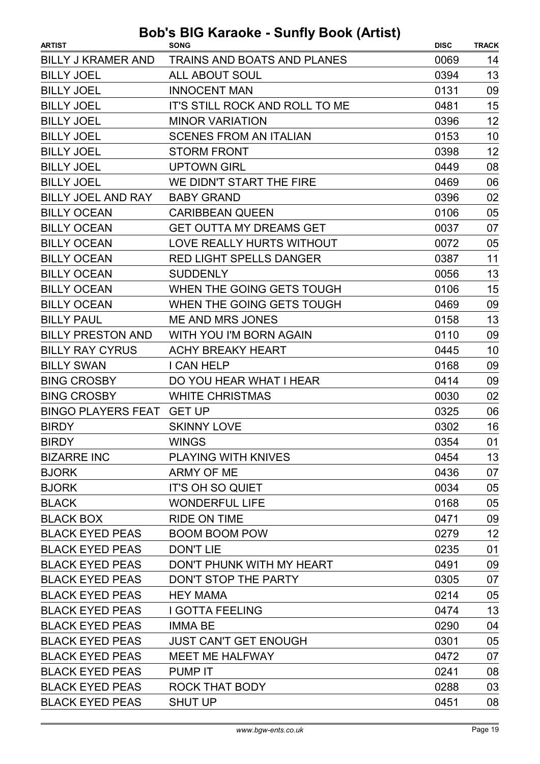# Bob's BIG Karaoke - Sunfly Book (Artist)

| ARTIST | SONG | DISC | TRACK |
| --- | --- | --- | --- |
| BILLY J KRAMER AND | TRAINS AND BOATS AND PLANES | 0069 | 14 |
| BILLY JOEL | ALL ABOUT SOUL | 0394 | 13 |
| BILLY JOEL | INNOCENT MAN | 0131 | 09 |
| BILLY JOEL | IT'S STILL ROCK AND ROLL TO ME | 0481 | 15 |
| BILLY JOEL | MINOR VARIATION | 0396 | 12 |
| BILLY JOEL | SCENES FROM AN ITALIAN | 0153 | 10 |
| BILLY JOEL | STORM FRONT | 0398 | 12 |
| BILLY JOEL | UPTOWN GIRL | 0449 | 08 |
| BILLY JOEL | WE DIDN'T START THE FIRE | 0469 | 06 |
| BILLY JOEL AND RAY | BABY GRAND | 0396 | 02 |
| BILLY OCEAN | CARIBBEAN QUEEN | 0106 | 05 |
| BILLY OCEAN | GET OUTTA MY DREAMS GET | 0037 | 07 |
| BILLY OCEAN | LOVE REALLY HURTS WITHOUT | 0072 | 05 |
| BILLY OCEAN | RED LIGHT SPELLS DANGER | 0387 | 11 |
| BILLY OCEAN | SUDDENLY | 0056 | 13 |
| BILLY OCEAN | WHEN THE GOING GETS TOUGH | 0106 | 15 |
| BILLY OCEAN | WHEN THE GOING GETS TOUGH | 0469 | 09 |
| BILLY PAUL | ME AND MRS JONES | 0158 | 13 |
| BILLY PRESTON AND | WITH YOU I'M BORN AGAIN | 0110 | 09 |
| BILLY RAY CYRUS | ACHY BREAKY HEART | 0445 | 10 |
| BILLY SWAN | I CAN HELP | 0168 | 09 |
| BING CROSBY | DO YOU HEAR WHAT I HEAR | 0414 | 09 |
| BING CROSBY | WHITE CHRISTMAS | 0030 | 02 |
| BINGO PLAYERS FEAT | GET UP | 0325 | 06 |
| BIRDY | SKINNY LOVE | 0302 | 16 |
| BIRDY | WINGS | 0354 | 01 |
| BIZARRE INC | PLAYING WITH KNIVES | 0454 | 13 |
| BJORK | ARMY OF ME | 0436 | 07 |
| BJORK | IT'S OH SO QUIET | 0034 | 05 |
| BLACK | WONDERFUL LIFE | 0168 | 05 |
| BLACK BOX | RIDE ON TIME | 0471 | 09 |
| BLACK EYED PEAS | BOOM BOOM POW | 0279 | 12 |
| BLACK EYED PEAS | DON'T LIE | 0235 | 01 |
| BLACK EYED PEAS | DON'T PHUNK WITH MY HEART | 0491 | 09 |
| BLACK EYED PEAS | DON'T STOP THE PARTY | 0305 | 07 |
| BLACK EYED PEAS | HEY MAMA | 0214 | 05 |
| BLACK EYED PEAS | I GOTTA FEELING | 0474 | 13 |
| BLACK EYED PEAS | IMMA BE | 0290 | 04 |
| BLACK EYED PEAS | JUST CAN'T GET ENOUGH | 0301 | 05 |
| BLACK EYED PEAS | MEET ME HALFWAY | 0472 | 07 |
| BLACK EYED PEAS | PUMP IT | 0241 | 08 |
| BLACK EYED PEAS | ROCK THAT BODY | 0288 | 03 |
| BLACK EYED PEAS | SHUT UP | 0451 | 08 |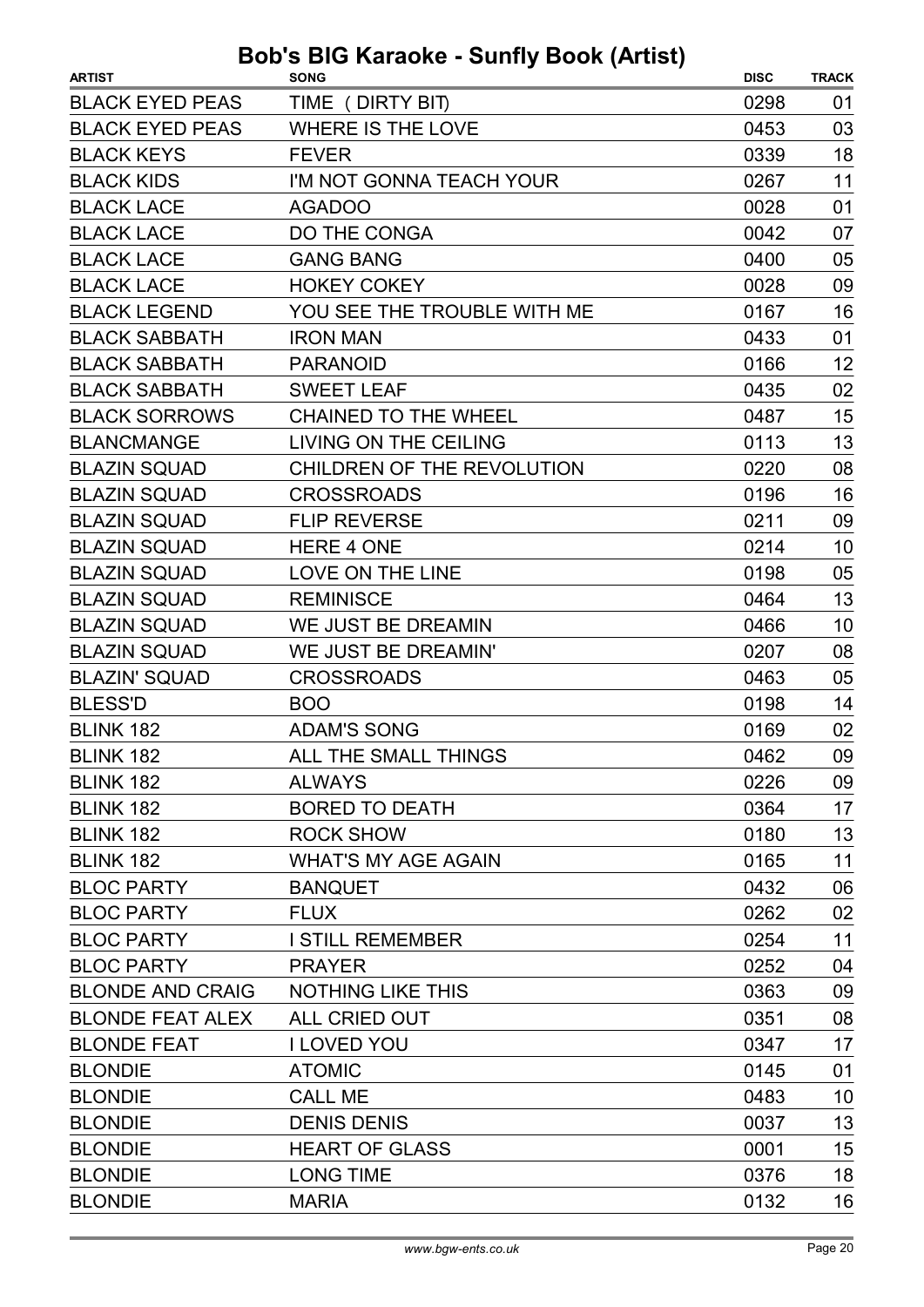# Bob's BIG Karaoke - Sunfly Book (Artist)

| ARTIST | SONG | DISC | TRACK |
|---|---|---|---|
| BLACK EYED PEAS | TIME ( DIRTY BIT) | 0298 | 01 |
| BLACK EYED PEAS | WHERE IS THE LOVE | 0453 | 03 |
| BLACK KEYS | FEVER | 0339 | 18 |
| BLACK KIDS | I'M NOT GONNA TEACH YOUR | 0267 | 11 |
| BLACK LACE | AGADOO | 0028 | 01 |
| BLACK LACE | DO THE CONGA | 0042 | 07 |
| BLACK LACE | GANG BANG | 0400 | 05 |
| BLACK LACE | HOKEY COKEY | 0028 | 09 |
| BLACK LEGEND | YOU SEE THE TROUBLE WITH ME | 0167 | 16 |
| BLACK SABBATH | IRON MAN | 0433 | 01 |
| BLACK SABBATH | PARANOID | 0166 | 12 |
| BLACK SABBATH | SWEET LEAF | 0435 | 02 |
| BLACK SORROWS | CHAINED TO THE WHEEL | 0487 | 15 |
| BLANCMANGE | LIVING ON THE CEILING | 0113 | 13 |
| BLAZIN SQUAD | CHILDREN OF THE REVOLUTION | 0220 | 08 |
| BLAZIN SQUAD | CROSSROADS | 0196 | 16 |
| BLAZIN SQUAD | FLIP REVERSE | 0211 | 09 |
| BLAZIN SQUAD | HERE 4 ONE | 0214 | 10 |
| BLAZIN SQUAD | LOVE ON THE LINE | 0198 | 05 |
| BLAZIN SQUAD | REMINISCE | 0464 | 13 |
| BLAZIN SQUAD | WE JUST BE DREAMIN | 0466 | 10 |
| BLAZIN SQUAD | WE JUST BE DREAMIN' | 0207 | 08 |
| BLAZIN' SQUAD | CROSSROADS | 0463 | 05 |
| BLESS'D | BOO | 0198 | 14 |
| BLINK 182 | ADAM'S SONG | 0169 | 02 |
| BLINK 182 | ALL THE SMALL THINGS | 0462 | 09 |
| BLINK 182 | ALWAYS | 0226 | 09 |
| BLINK 182 | BORED TO DEATH | 0364 | 17 |
| BLINK 182 | ROCK SHOW | 0180 | 13 |
| BLINK 182 | WHAT'S MY AGE AGAIN | 0165 | 11 |
| BLOC PARTY | BANQUET | 0432 | 06 |
| BLOC PARTY | FLUX | 0262 | 02 |
| BLOC PARTY | I STILL REMEMBER | 0254 | 11 |
| BLOC PARTY | PRAYER | 0252 | 04 |
| BLONDE AND CRAIG | NOTHING LIKE THIS | 0363 | 09 |
| BLONDE FEAT ALEX | ALL CRIED OUT | 0351 | 08 |
| BLONDE FEAT | I LOVED YOU | 0347 | 17 |
| BLONDIE | ATOMIC | 0145 | 01 |
| BLONDIE | CALL ME | 0483 | 10 |
| BLONDIE | DENIS DENIS | 0037 | 13 |
| BLONDIE | HEART OF GLASS | 0001 | 15 |
| BLONDIE | LONG TIME | 0376 | 18 |
| BLONDIE | MARIA | 0132 | 16 |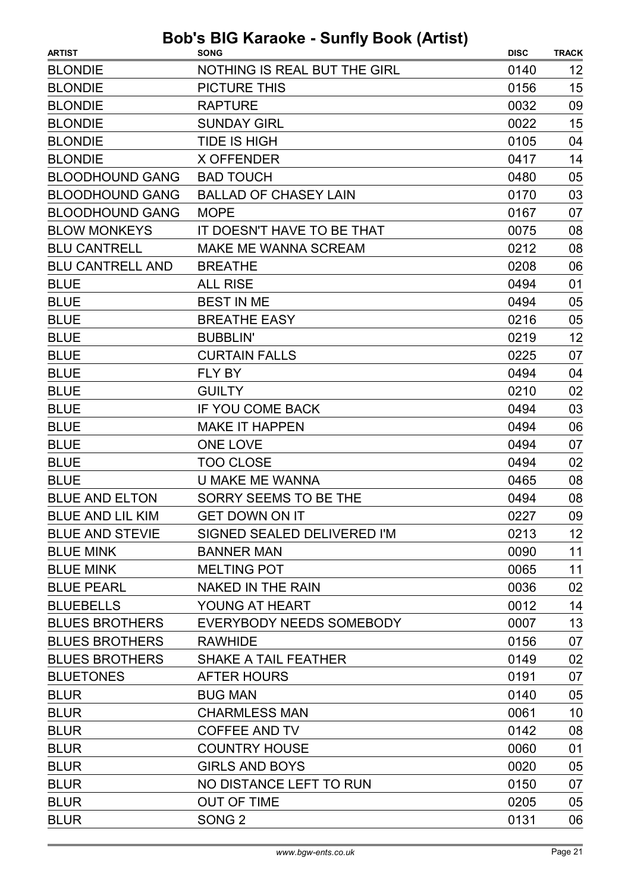# Bob's BIG Karaoke - Sunfly Book (Artist)

| ARTIST | SONG | DISC | TRACK |
|---|---|---|---|
| BLONDIE | NOTHING IS REAL BUT THE GIRL | 0140 | 12 |
| BLONDIE | PICTURE THIS | 0156 | 15 |
| BLONDIE | RAPTURE | 0032 | 09 |
| BLONDIE | SUNDAY GIRL | 0022 | 15 |
| BLONDIE | TIDE IS HIGH | 0105 | 04 |
| BLONDIE | X OFFENDER | 0417 | 14 |
| BLOODHOUND GANG | BAD TOUCH | 0480 | 05 |
| BLOODHOUND GANG | BALLAD OF CHASEY LAIN | 0170 | 03 |
| BLOODHOUND GANG | MOPE | 0167 | 07 |
| BLOW MONKEYS | IT DOESN'T HAVE TO BE THAT | 0075 | 08 |
| BLU CANTRELL | MAKE ME WANNA SCREAM | 0212 | 08 |
| BLU CANTRELL AND | BREATHE | 0208 | 06 |
| BLUE | ALL RISE | 0494 | 01 |
| BLUE | BEST IN ME | 0494 | 05 |
| BLUE | BREATHE EASY | 0216 | 05 |
| BLUE | BUBBLIN' | 0219 | 12 |
| BLUE | CURTAIN FALLS | 0225 | 07 |
| BLUE | FLY BY | 0494 | 04 |
| BLUE | GUILTY | 0210 | 02 |
| BLUE | IF YOU COME BACK | 0494 | 03 |
| BLUE | MAKE IT HAPPEN | 0494 | 06 |
| BLUE | ONE LOVE | 0494 | 07 |
| BLUE | TOO CLOSE | 0494 | 02 |
| BLUE | U MAKE ME WANNA | 0465 | 08 |
| BLUE AND ELTON | SORRY SEEMS TO BE THE | 0494 | 08 |
| BLUE AND LIL KIM | GET DOWN ON IT | 0227 | 09 |
| BLUE AND STEVIE | SIGNED SEALED DELIVERED I'M | 0213 | 12 |
| BLUE MINK | BANNER MAN | 0090 | 11 |
| BLUE MINK | MELTING POT | 0065 | 11 |
| BLUE PEARL | NAKED IN THE RAIN | 0036 | 02 |
| BLUEBELLS | YOUNG AT HEART | 0012 | 14 |
| BLUES BROTHERS | EVERYBODY NEEDS SOMEBODY | 0007 | 13 |
| BLUES BROTHERS | RAWHIDE | 0156 | 07 |
| BLUES BROTHERS | SHAKE A TAIL FEATHER | 0149 | 02 |
| BLUETONES | AFTER HOURS | 0191 | 07 |
| BLUR | BUG MAN | 0140 | 05 |
| BLUR | CHARMLESS MAN | 0061 | 10 |
| BLUR | COFFEE AND TV | 0142 | 08 |
| BLUR | COUNTRY HOUSE | 0060 | 01 |
| BLUR | GIRLS AND BOYS | 0020 | 05 |
| BLUR | NO DISTANCE LEFT TO RUN | 0150 | 07 |
| BLUR | OUT OF TIME | 0205 | 05 |
| BLUR | SONG 2 | 0131 | 06 |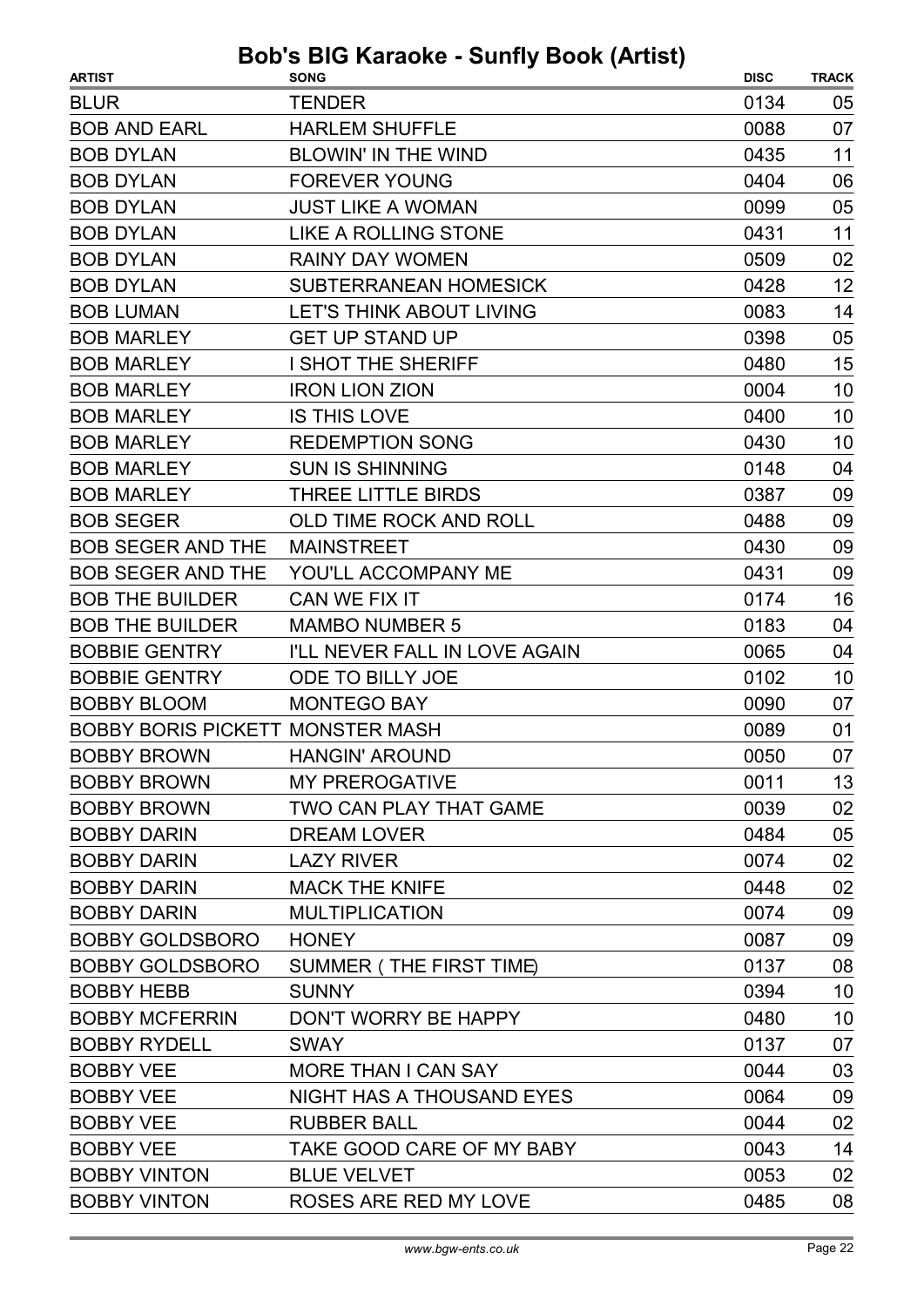# Bob's BIG Karaoke - Sunfly Book (Artist)

| ARTIST | SONG | DISC | TRACK |
|---|---|---|---|
| BLUR | TENDER | 0134 | 05 |
| BOB AND EARL | HARLEM SHUFFLE | 0088 | 07 |
| BOB DYLAN | BLOWIN' IN THE WIND | 0435 | 11 |
| BOB DYLAN | FOREVER YOUNG | 0404 | 06 |
| BOB DYLAN | JUST LIKE A WOMAN | 0099 | 05 |
| BOB DYLAN | LIKE A ROLLING STONE | 0431 | 11 |
| BOB DYLAN | RAINY DAY WOMEN | 0509 | 02 |
| BOB DYLAN | SUBTERRANEAN HOMESICK | 0428 | 12 |
| BOB LUMAN | LET'S THINK ABOUT LIVING | 0083 | 14 |
| BOB MARLEY | GET UP STAND UP | 0398 | 05 |
| BOB MARLEY | I SHOT THE SHERIFF | 0480 | 15 |
| BOB MARLEY | IRON LION ZION | 0004 | 10 |
| BOB MARLEY | IS THIS LOVE | 0400 | 10 |
| BOB MARLEY | REDEMPTION SONG | 0430 | 10 |
| BOB MARLEY | SUN IS SHINNING | 0148 | 04 |
| BOB MARLEY | THREE LITTLE BIRDS | 0387 | 09 |
| BOB SEGER | OLD TIME ROCK AND ROLL | 0488 | 09 |
| BOB SEGER AND THE | MAINSTREET | 0430 | 09 |
| BOB SEGER AND THE | YOU'LL ACCOMPANY ME | 0431 | 09 |
| BOB THE BUILDER | CAN WE FIX IT | 0174 | 16 |
| BOB THE BUILDER | MAMBO NUMBER 5 | 0183 | 04 |
| BOBBIE GENTRY | I'LL NEVER FALL IN LOVE AGAIN | 0065 | 04 |
| BOBBIE GENTRY | ODE TO BILLY JOE | 0102 | 10 |
| BOBBY BLOOM | MONTEGO BAY | 0090 | 07 |
| BOBBY BORIS PICKETT | MONSTER MASH | 0089 | 01 |
| BOBBY BROWN | HANGIN' AROUND | 0050 | 07 |
| BOBBY BROWN | MY PREROGATIVE | 0011 | 13 |
| BOBBY BROWN | TWO CAN PLAY THAT GAME | 0039 | 02 |
| BOBBY DARIN | DREAM LOVER | 0484 | 05 |
| BOBBY DARIN | LAZY RIVER | 0074 | 02 |
| BOBBY DARIN | MACK THE KNIFE | 0448 | 02 |
| BOBBY DARIN | MULTIPLICATION | 0074 | 09 |
| BOBBY GOLDSBORO | HONEY | 0087 | 09 |
| BOBBY GOLDSBORO | SUMMER ( THE FIRST TIME) | 0137 | 08 |
| BOBBY HEBB | SUNNY | 0394 | 10 |
| BOBBY MCFERRIN | DON'T WORRY BE HAPPY | 0480 | 10 |
| BOBBY RYDELL | SWAY | 0137 | 07 |
| BOBBY VEE | MORE THAN I CAN SAY | 0044 | 03 |
| BOBBY VEE | NIGHT HAS A THOUSAND EYES | 0064 | 09 |
| BOBBY VEE | RUBBER BALL | 0044 | 02 |
| BOBBY VEE | TAKE GOOD CARE OF MY BABY | 0043 | 14 |
| BOBBY VINTON | BLUE VELVET | 0053 | 02 |
| BOBBY VINTON | ROSES ARE RED MY LOVE | 0485 | 08 |

www.bgw-ents.co.uk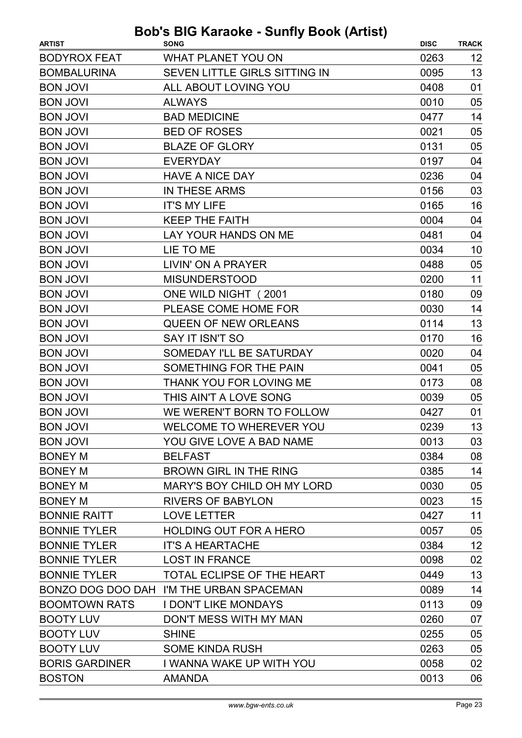# Bob's BIG Karaoke - Sunfly Book (Artist)

| ARTIST | SONG | DISC | TRACK |
|---|---|---|---|
| BODYROX FEAT | WHAT PLANET YOU ON | 0263 | 12 |
| BOMBALURINA | SEVEN LITTLE GIRLS SITTING IN | 0095 | 13 |
| BON JOVI | ALL ABOUT LOVING YOU | 0408 | 01 |
| BON JOVI | ALWAYS | 0010 | 05 |
| BON JOVI | BAD MEDICINE | 0477 | 14 |
| BON JOVI | BED OF ROSES | 0021 | 05 |
| BON JOVI | BLAZE OF GLORY | 0131 | 05 |
| BON JOVI | EVERYDAY | 0197 | 04 |
| BON JOVI | HAVE A NICE DAY | 0236 | 04 |
| BON JOVI | IN THESE ARMS | 0156 | 03 |
| BON JOVI | IT'S MY LIFE | 0165 | 16 |
| BON JOVI | KEEP THE FAITH | 0004 | 04 |
| BON JOVI | LAY YOUR HANDS ON ME | 0481 | 04 |
| BON JOVI | LIE TO ME | 0034 | 10 |
| BON JOVI | LIVIN' ON A PRAYER | 0488 | 05 |
| BON JOVI | MISUNDERSTOOD | 0200 | 11 |
| BON JOVI | ONE WILD NIGHT (2001 | 0180 | 09 |
| BON JOVI | PLEASE COME HOME FOR | 0030 | 14 |
| BON JOVI | QUEEN OF NEW ORLEANS | 0114 | 13 |
| BON JOVI | SAY IT ISN'T SO | 0170 | 16 |
| BON JOVI | SOMEDAY I'LL BE SATURDAY | 0020 | 04 |
| BON JOVI | SOMETHING FOR THE PAIN | 0041 | 05 |
| BON JOVI | THANK YOU FOR LOVING ME | 0173 | 08 |
| BON JOVI | THIS AIN'T A LOVE SONG | 0039 | 05 |
| BON JOVI | WE WEREN'T BORN TO FOLLOW | 0427 | 01 |
| BON JOVI | WELCOME TO WHEREVER YOU | 0239 | 13 |
| BON JOVI | YOU GIVE LOVE A BAD NAME | 0013 | 03 |
| BONEY M | BELFAST | 0384 | 08 |
| BONEY M | BROWN GIRL IN THE RING | 0385 | 14 |
| BONEY M | MARY'S BOY CHILD OH MY LORD | 0030 | 05 |
| BONEY M | RIVERS OF BABYLON | 0023 | 15 |
| BONNIE RAITT | LOVE LETTER | 0427 | 11 |
| BONNIE TYLER | HOLDING OUT FOR A HERO | 0057 | 05 |
| BONNIE TYLER | IT'S A HEARTACHE | 0384 | 12 |
| BONNIE TYLER | LOST IN FRANCE | 0098 | 02 |
| BONNIE TYLER | TOTAL ECLIPSE OF THE HEART | 0449 | 13 |
| BONZO DOG DOO DAH | I'M THE URBAN SPACEMAN | 0089 | 14 |
| BOOMTOWN RATS | I DON'T LIKE MONDAYS | 0113 | 09 |
| BOOTY LUV | DON'T MESS WITH MY MAN | 0260 | 07 |
| BOOTY LUV | SHINE | 0255 | 05 |
| BOOTY LUV | SOME KINDA RUSH | 0263 | 05 |
| BORIS GARDINER | I WANNA WAKE UP WITH YOU | 0058 | 02 |
| BOSTON | AMANDA | 0013 | 06 |

www.bgw-ents.co.uk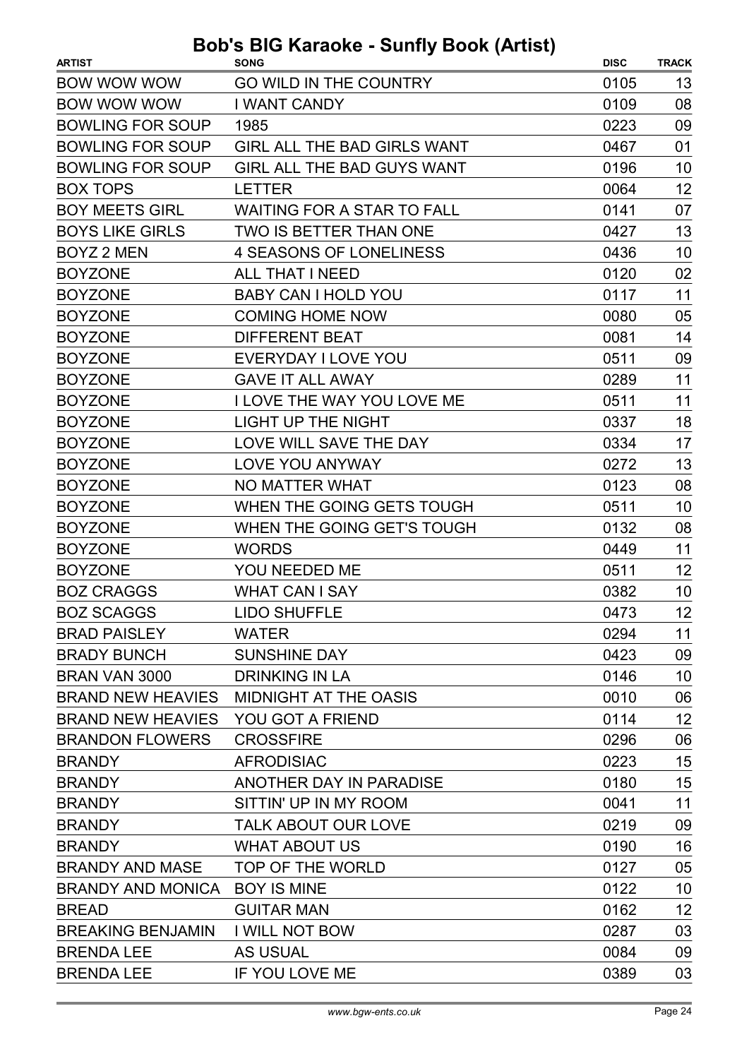# Bob's BIG Karaoke - Sunfly Book (Artist)

| ARTIST | SONG | DISC | TRACK |
|---|---|---|---|
| BOW WOW WOW | GO WILD IN THE COUNTRY | 0105 | 13 |
| BOW WOW WOW | I WANT CANDY | 0109 | 08 |
| BOWLING FOR SOUP | 1985 | 0223 | 09 |
| BOWLING FOR SOUP | GIRL ALL THE BAD GIRLS WANT | 0467 | 01 |
| BOWLING FOR SOUP | GIRL ALL THE BAD GUYS WANT | 0196 | 10 |
| BOX TOPS | LETTER | 0064 | 12 |
| BOY MEETS GIRL | WAITING FOR A STAR TO FALL | 0141 | 07 |
| BOYS LIKE GIRLS | TWO IS BETTER THAN ONE | 0427 | 13 |
| BOYZ 2 MEN | 4 SEASONS OF LONELINESS | 0436 | 10 |
| BOYZONE | ALL THAT I NEED | 0120 | 02 |
| BOYZONE | BABY CAN I HOLD YOU | 0117 | 11 |
| BOYZONE | COMING HOME NOW | 0080 | 05 |
| BOYZONE | DIFFERENT BEAT | 0081 | 14 |
| BOYZONE | EVERYDAY I LOVE YOU | 0511 | 09 |
| BOYZONE | GAVE IT ALL AWAY | 0289 | 11 |
| BOYZONE | I LOVE THE WAY YOU LOVE ME | 0511 | 11 |
| BOYZONE | LIGHT UP THE NIGHT | 0337 | 18 |
| BOYZONE | LOVE WILL SAVE THE DAY | 0334 | 17 |
| BOYZONE | LOVE YOU ANYWAY | 0272 | 13 |
| BOYZONE | NO MATTER WHAT | 0123 | 08 |
| BOYZONE | WHEN THE GOING GETS TOUGH | 0511 | 10 |
| BOYZONE | WHEN THE GOING GET'S TOUGH | 0132 | 08 |
| BOYZONE | WORDS | 0449 | 11 |
| BOYZONE | YOU NEEDED ME | 0511 | 12 |
| BOZ CRAGGS | WHAT CAN I SAY | 0382 | 10 |
| BOZ SCAGGS | LIDO SHUFFLE | 0473 | 12 |
| BRAD PAISLEY | WATER | 0294 | 11 |
| BRADY BUNCH | SUNSHINE DAY | 0423 | 09 |
| BRAN VAN 3000 | DRINKING IN LA | 0146 | 10 |
| BRAND NEW HEAVIES | MIDNIGHT AT THE OASIS | 0010 | 06 |
| BRAND NEW HEAVIES | YOU GOT A FRIEND | 0114 | 12 |
| BRANDON FLOWERS | CROSSFIRE | 0296 | 06 |
| BRANDY | AFRODISIAC | 0223 | 15 |
| BRANDY | ANOTHER DAY IN PARADISE | 0180 | 15 |
| BRANDY | SITTIN' UP IN MY ROOM | 0041 | 11 |
| BRANDY | TALK ABOUT OUR LOVE | 0219 | 09 |
| BRANDY | WHAT ABOUT US | 0190 | 16 |
| BRANDY AND MASE | TOP OF THE WORLD | 0127 | 05 |
| BRANDY AND MONICA | BOY IS MINE | 0122 | 10 |
| BREAD | GUITAR MAN | 0162 | 12 |
| BREAKING BENJAMIN | I WILL NOT BOW | 0287 | 03 |
| BRENDA LEE | AS USUAL | 0084 | 09 |
| BRENDA LEE | IF YOU LOVE ME | 0389 | 03 |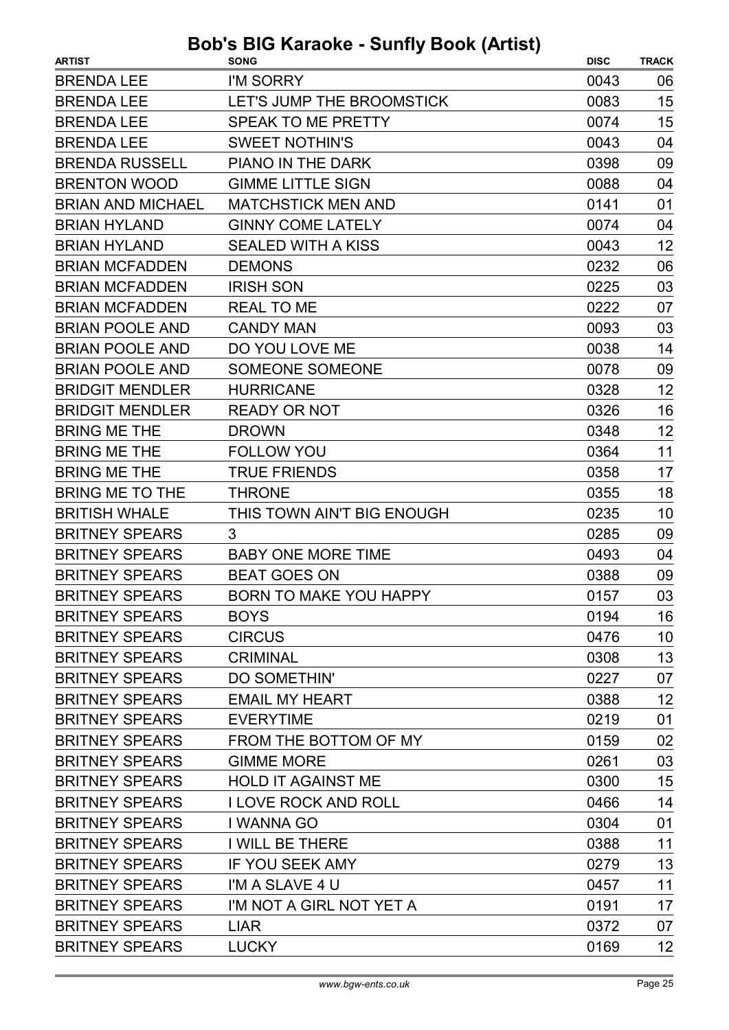# Bob's BIG Karaoke - Sunfly Book (Artist)

| ARTIST | SONG | DISC | TRACK |
|---|---|---|---|
| BRENDA LEE | I'M SORRY | 0043 | 06 |
| BRENDA LEE | LET'S JUMP THE BROOMSTICK | 0083 | 15 |
| BRENDA LEE | SPEAK TO ME PRETTY | 0074 | 15 |
| BRENDA LEE | SWEET NOTHIN'S | 0043 | 04 |
| BRENDA RUSSELL | PIANO IN THE DARK | 0398 | 09 |
| BRENTON WOOD | GIMME LITTLE SIGN | 0088 | 04 |
| BRIAN AND MICHAEL | MATCHSTICK MEN AND | 0141 | 01 |
| BRIAN HYLAND | GINNY COME LATELY | 0074 | 04 |
| BRIAN HYLAND | SEALED WITH A KISS | 0043 | 12 |
| BRIAN MCFADDEN | DEMONS | 0232 | 06 |
| BRIAN MCFADDEN | IRISH SON | 0225 | 03 |
| BRIAN MCFADDEN | REAL TO ME | 0222 | 07 |
| BRIAN POOLE AND | CANDY MAN | 0093 | 03 |
| BRIAN POOLE AND | DO YOU LOVE ME | 0038 | 14 |
| BRIAN POOLE AND | SOMEONE SOMEONE | 0078 | 09 |
| BRIDGIT MENDLER | HURRICANE | 0328 | 12 |
| BRIDGIT MENDLER | READY OR NOT | 0326 | 16 |
| BRING ME THE | DROWN | 0348 | 12 |
| BRING ME THE | FOLLOW YOU | 0364 | 11 |
| BRING ME THE | TRUE FRIENDS | 0358 | 17 |
| BRING ME TO THE | THRONE | 0355 | 18 |
| BRITISH WHALE | THIS TOWN AIN'T BIG ENOUGH | 0235 | 10 |
| BRITNEY SPEARS | 3 | 0285 | 09 |
| BRITNEY SPEARS | BABY ONE MORE TIME | 0493 | 04 |
| BRITNEY SPEARS | BEAT GOES ON | 0388 | 09 |
| BRITNEY SPEARS | BORN TO MAKE YOU HAPPY | 0157 | 03 |
| BRITNEY SPEARS | BOYS | 0194 | 16 |
| BRITNEY SPEARS | CIRCUS | 0476 | 10 |
| BRITNEY SPEARS | CRIMINAL | 0308 | 13 |
| BRITNEY SPEARS | DO SOMETHIN' | 0227 | 07 |
| BRITNEY SPEARS | EMAIL MY HEART | 0388 | 12 |
| BRITNEY SPEARS | EVERYTIME | 0219 | 01 |
| BRITNEY SPEARS | FROM THE BOTTOM OF MY | 0159 | 02 |
| BRITNEY SPEARS | GIMME MORE | 0261 | 03 |
| BRITNEY SPEARS | HOLD IT AGAINST ME | 0300 | 15 |
| BRITNEY SPEARS | I LOVE ROCK AND ROLL | 0466 | 14 |
| BRITNEY SPEARS | I WANNA GO | 0304 | 01 |
| BRITNEY SPEARS | I WILL BE THERE | 0388 | 11 |
| BRITNEY SPEARS | IF YOU SEEK AMY | 0279 | 13 |
| BRITNEY SPEARS | I'M A SLAVE 4 U | 0457 | 11 |
| BRITNEY SPEARS | I'M NOT A GIRL NOT YET A | 0191 | 17 |
| BRITNEY SPEARS | LIAR | 0372 | 07 |
| BRITNEY SPEARS | LUCKY | 0169 | 12 |

www.bgw-ents.co.uk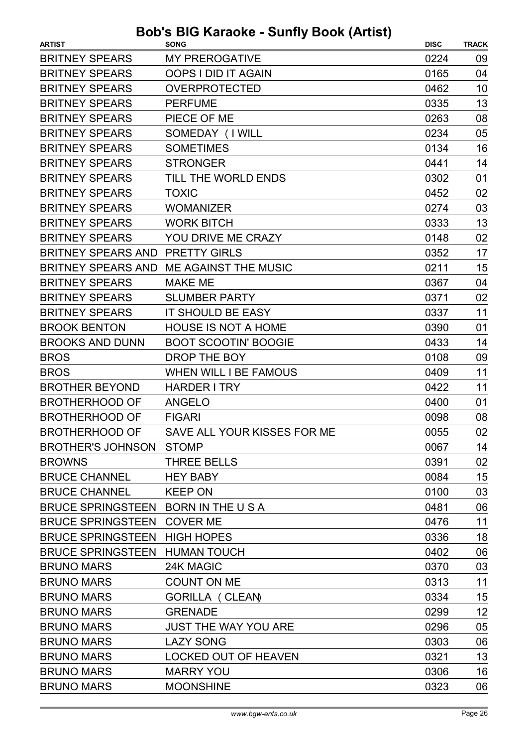# Bob's BIG Karaoke - Sunfly Book (Artist)

| ARTIST | SONG | DISC | TRACK |
|---|---|---|---|
| BRITNEY SPEARS | MY PREROGATIVE | 0224 | 09 |
| BRITNEY SPEARS | OOPS I DID IT AGAIN | 0165 | 04 |
| BRITNEY SPEARS | OVERPROTECTED | 0462 | 10 |
| BRITNEY SPEARS | PERFUME | 0335 | 13 |
| BRITNEY SPEARS | PIECE OF ME | 0263 | 08 |
| BRITNEY SPEARS | SOMEDAY ( I WILL | 0234 | 05 |
| BRITNEY SPEARS | SOMETIMES | 0134 | 16 |
| BRITNEY SPEARS | STRONGER | 0441 | 14 |
| BRITNEY SPEARS | TILL THE WORLD ENDS | 0302 | 01 |
| BRITNEY SPEARS | TOXIC | 0452 | 02 |
| BRITNEY SPEARS | WOMANIZER | 0274 | 03 |
| BRITNEY SPEARS | WORK BITCH | 0333 | 13 |
| BRITNEY SPEARS | YOU DRIVE ME CRAZY | 0148 | 02 |
| BRITNEY SPEARS AND | PRETTY GIRLS | 0352 | 17 |
| BRITNEY SPEARS AND | ME AGAINST THE MUSIC | 0211 | 15 |
| BRITNEY SPEARS | MAKE ME | 0367 | 04 |
| BRITNEY SPEARS | SLUMBER PARTY | 0371 | 02 |
| BRITNEY SPEARS | IT SHOULD BE EASY | 0337 | 11 |
| BROOK BENTON | HOUSE IS NOT A HOME | 0390 | 01 |
| BROOKS AND DUNN | BOOT SCOOTIN' BOOGIE | 0433 | 14 |
| BROS | DROP THE BOY | 0108 | 09 |
| BROS | WHEN WILL I BE FAMOUS | 0409 | 11 |
| BROTHER BEYOND | HARDER I TRY | 0422 | 11 |
| BROTHERHOOD OF | ANGELO | 0400 | 01 |
| BROTHERHOOD OF | FIGARI | 0098 | 08 |
| BROTHERHOOD OF | SAVE ALL YOUR KISSES FOR ME | 0055 | 02 |
| BROTHER'S JOHNSON | STOMP | 0067 | 14 |
| BROWNS | THREE BELLS | 0391 | 02 |
| BRUCE CHANNEL | HEY BABY | 0084 | 15 |
| BRUCE CHANNEL | KEEP ON | 0100 | 03 |
| BRUCE SPRINGSTEEN | BORN IN THE U S A | 0481 | 06 |
| BRUCE SPRINGSTEEN | COVER ME | 0476 | 11 |
| BRUCE SPRINGSTEEN | HIGH HOPES | 0336 | 18 |
| BRUCE SPRINGSTEEN | HUMAN TOUCH | 0402 | 06 |
| BRUNO MARS | 24K MAGIC | 0370 | 03 |
| BRUNO MARS | COUNT ON ME | 0313 | 11 |
| BRUNO MARS | GORILLA ( CLEAN) | 0334 | 15 |
| BRUNO MARS | GRENADE | 0299 | 12 |
| BRUNO MARS | JUST THE WAY YOU ARE | 0296 | 05 |
| BRUNO MARS | LAZY SONG | 0303 | 06 |
| BRUNO MARS | LOCKED OUT OF HEAVEN | 0321 | 13 |
| BRUNO MARS | MARRY YOU | 0306 | 16 |
| BRUNO MARS | MOONSHINE | 0323 | 06 |

www.bgw-ents.co.uk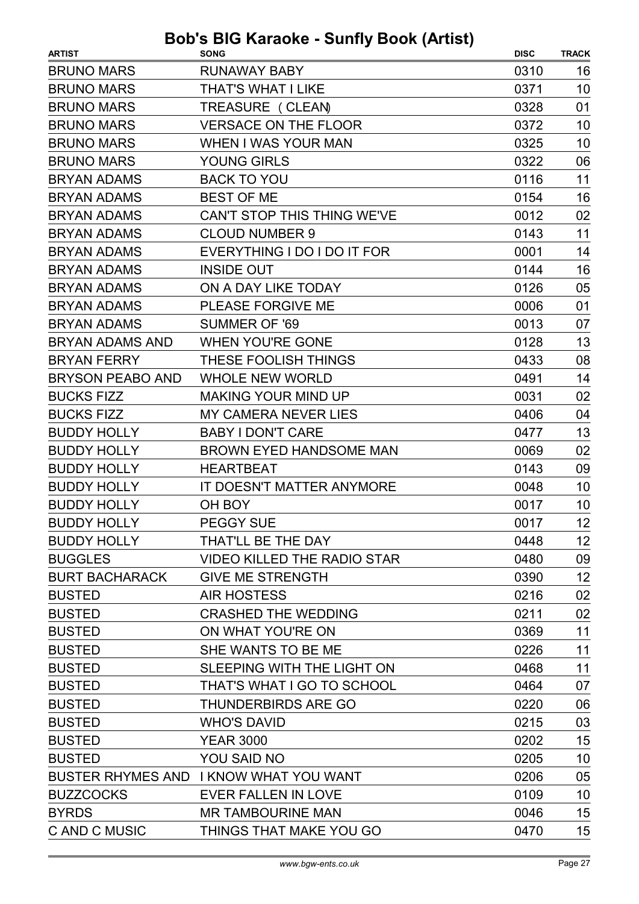# Bob's BIG Karaoke - Sunfly Book (Artist)

| ARTIST | SONG | DISC | TRACK |
|---|---|---|---|
| BRUNO MARS | RUNAWAY BABY | 0310 | 16 |
| BRUNO MARS | THAT'S WHAT I LIKE | 0371 | 10 |
| BRUNO MARS | TREASURE (CLEAN) | 0328 | 01 |
| BRUNO MARS | VERSACE ON THE FLOOR | 0372 | 10 |
| BRUNO MARS | WHEN I WAS YOUR MAN | 0325 | 10 |
| BRUNO MARS | YOUNG GIRLS | 0322 | 06 |
| BRYAN ADAMS | BACK TO YOU | 0116 | 11 |
| BRYAN ADAMS | BEST OF ME | 0154 | 16 |
| BRYAN ADAMS | CAN'T STOP THIS THING WE'VE | 0012 | 02 |
| BRYAN ADAMS | CLOUD NUMBER 9 | 0143 | 11 |
| BRYAN ADAMS | EVERYTHING I DO I DO IT FOR | 0001 | 14 |
| BRYAN ADAMS | INSIDE OUT | 0144 | 16 |
| BRYAN ADAMS | ON A DAY LIKE TODAY | 0126 | 05 |
| BRYAN ADAMS | PLEASE FORGIVE ME | 0006 | 01 |
| BRYAN ADAMS | SUMMER OF '69 | 0013 | 07 |
| BRYAN ADAMS AND | WHEN YOU'RE GONE | 0128 | 13 |
| BRYAN FERRY | THESE FOOLISH THINGS | 0433 | 08 |
| BRYSON PEABO AND | WHOLE NEW WORLD | 0491 | 14 |
| BUCKS FIZZ | MAKING YOUR MIND UP | 0031 | 02 |
| BUCKS FIZZ | MY CAMERA NEVER LIES | 0406 | 04 |
| BUDDY HOLLY | BABY I DON'T CARE | 0477 | 13 |
| BUDDY HOLLY | BROWN EYED HANDSOME MAN | 0069 | 02 |
| BUDDY HOLLY | HEARTBEAT | 0143 | 09 |
| BUDDY HOLLY | IT DOESN'T MATTER ANYMORE | 0048 | 10 |
| BUDDY HOLLY | OH BOY | 0017 | 10 |
| BUDDY HOLLY | PEGGY SUE | 0017 | 12 |
| BUDDY HOLLY | THAT'LL BE THE DAY | 0448 | 12 |
| BUGGLES | VIDEO KILLED THE RADIO STAR | 0480 | 09 |
| BURT BACHARACK | GIVE ME STRENGTH | 0390 | 12 |
| BUSTED | AIR HOSTESS | 0216 | 02 |
| BUSTED | CRASHED THE WEDDING | 0211 | 02 |
| BUSTED | ON WHAT YOU'RE ON | 0369 | 11 |
| BUSTED | SHE WANTS TO BE ME | 0226 | 11 |
| BUSTED | SLEEPING WITH THE LIGHT ON | 0468 | 11 |
| BUSTED | THAT'S WHAT I GO TO SCHOOL | 0464 | 07 |
| BUSTED | THUNDERBIRDS ARE GO | 0220 | 06 |
| BUSTED | WHO'S DAVID | 0215 | 03 |
| BUSTED | YEAR 3000 | 0202 | 15 |
| BUSTED | YOU SAID NO | 0205 | 10 |
| BUSTER RHYMES AND | I KNOW WHAT YOU WANT | 0206 | 05 |
| BUZZCOCKS | EVER FALLEN IN LOVE | 0109 | 10 |
| BYRDS | MR TAMBOURINE MAN | 0046 | 15 |
| C AND C MUSIC | THINGS THAT MAKE YOU GO | 0470 | 15 |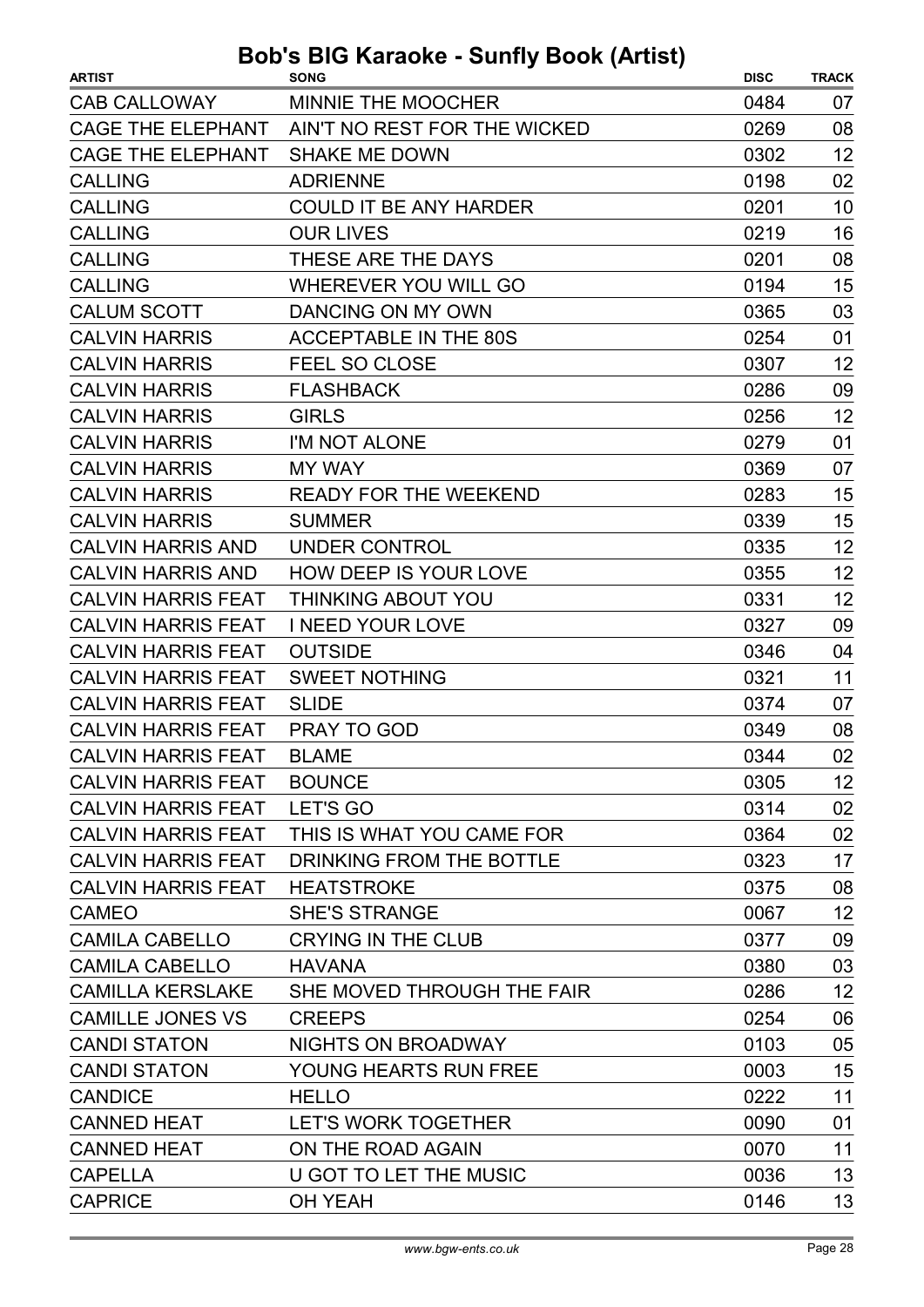# Bob's BIG Karaoke - Sunfly Book (Artist)

| ARTIST | SONG | DISC | TRACK |
|---|---|---|---|
| CAB CALLOWAY | MINNIE THE MOOCHER | 0484 | 07 |
| CAGE THE ELEPHANT | AIN'T NO REST FOR THE WICKED | 0269 | 08 |
| CAGE THE ELEPHANT | SHAKE ME DOWN | 0302 | 12 |
| CALLING | ADRIENNE | 0198 | 02 |
| CALLING | COULD IT BE ANY HARDER | 0201 | 10 |
| CALLING | OUR LIVES | 0219 | 16 |
| CALLING | THESE ARE THE DAYS | 0201 | 08 |
| CALLING | WHEREVER YOU WILL GO | 0194 | 15 |
| CALUM SCOTT | DANCING ON MY OWN | 0365 | 03 |
| CALVIN HARRIS | ACCEPTABLE IN THE 80S | 0254 | 01 |
| CALVIN HARRIS | FEEL SO CLOSE | 0307 | 12 |
| CALVIN HARRIS | FLASHBACK | 0286 | 09 |
| CALVIN HARRIS | GIRLS | 0256 | 12 |
| CALVIN HARRIS | I'M NOT ALONE | 0279 | 01 |
| CALVIN HARRIS | MY WAY | 0369 | 07 |
| CALVIN HARRIS | READY FOR THE WEEKEND | 0283 | 15 |
| CALVIN HARRIS | SUMMER | 0339 | 15 |
| CALVIN HARRIS AND | UNDER CONTROL | 0335 | 12 |
| CALVIN HARRIS AND | HOW DEEP IS YOUR LOVE | 0355 | 12 |
| CALVIN HARRIS FEAT | THINKING ABOUT YOU | 0331 | 12 |
| CALVIN HARRIS FEAT | I NEED YOUR LOVE | 0327 | 09 |
| CALVIN HARRIS FEAT | OUTSIDE | 0346 | 04 |
| CALVIN HARRIS FEAT | SWEET NOTHING | 0321 | 11 |
| CALVIN HARRIS FEAT | SLIDE | 0374 | 07 |
| CALVIN HARRIS FEAT | PRAY TO GOD | 0349 | 08 |
| CALVIN HARRIS FEAT | BLAME | 0344 | 02 |
| CALVIN HARRIS FEAT | BOUNCE | 0305 | 12 |
| CALVIN HARRIS FEAT | LET'S GO | 0314 | 02 |
| CALVIN HARRIS FEAT | THIS IS WHAT YOU CAME FOR | 0364 | 02 |
| CALVIN HARRIS FEAT | DRINKING FROM THE BOTTLE | 0323 | 17 |
| CALVIN HARRIS FEAT | HEATSTROKE | 0375 | 08 |
| CAMEO | SHE'S STRANGE | 0067 | 12 |
| CAMILA CABELLO | CRYING IN THE CLUB | 0377 | 09 |
| CAMILA CABELLO | HAVANA | 0380 | 03 |
| CAMILLA KERSLAKE | SHE MOVED THROUGH THE FAIR | 0286 | 12 |
| CAMILLE JONES VS | CREEPS | 0254 | 06 |
| CANDI STATON | NIGHTS ON BROADWAY | 0103 | 05 |
| CANDI STATON | YOUNG HEARTS RUN FREE | 0003 | 15 |
| CANDICE | HELLO | 0222 | 11 |
| CANNED HEAT | LET'S WORK TOGETHER | 0090 | 01 |
| CANNED HEAT | ON THE ROAD AGAIN | 0070 | 11 |
| CAPELLA | U GOT TO LET THE MUSIC | 0036 | 13 |
| CAPRICE | OH YEAH | 0146 | 13 |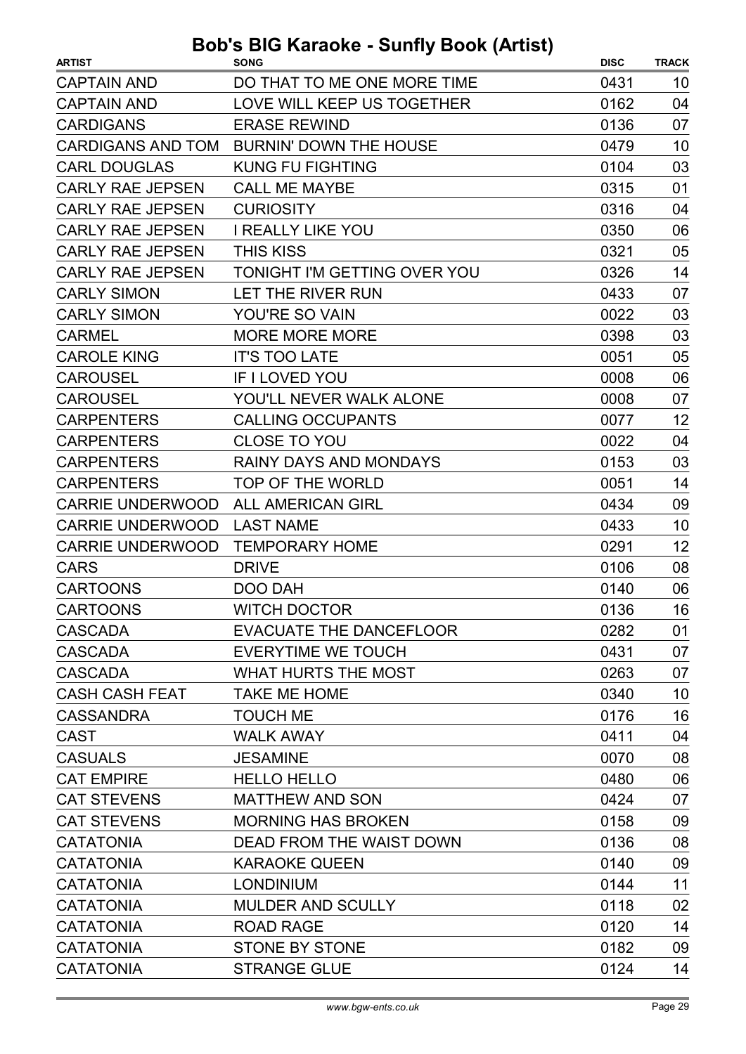# Bob's BIG Karaoke - Sunfly Book (Artist)

| ARTIST | SONG | DISC | TRACK |
|---|---|---|---|
| CAPTAIN AND | DO THAT TO ME ONE MORE TIME | 0431 | 10 |
| CAPTAIN AND | LOVE WILL KEEP US TOGETHER | 0162 | 04 |
| CARDIGANS | ERASE REWIND | 0136 | 07 |
| CARDIGANS AND TOM | BURNIN' DOWN THE HOUSE | 0479 | 10 |
| CARL DOUGLAS | KUNG FU FIGHTING | 0104 | 03 |
| CARLY RAE JEPSEN | CALL ME MAYBE | 0315 | 01 |
| CARLY RAE JEPSEN | CURIOSITY | 0316 | 04 |
| CARLY RAE JEPSEN | I REALLY LIKE YOU | 0350 | 06 |
| CARLY RAE JEPSEN | THIS KISS | 0321 | 05 |
| CARLY RAE JEPSEN | TONIGHT I'M GETTING OVER YOU | 0326 | 14 |
| CARLY SIMON | LET THE RIVER RUN | 0433 | 07 |
| CARLY SIMON | YOU'RE SO VAIN | 0022 | 03 |
| CARMEL | MORE MORE MORE | 0398 | 03 |
| CAROLE KING | IT'S TOO LATE | 0051 | 05 |
| CAROUSEL | IF I LOVED YOU | 0008 | 06 |
| CAROUSEL | YOU'LL NEVER WALK ALONE | 0008 | 07 |
| CARPENTERS | CALLING OCCUPANTS | 0077 | 12 |
| CARPENTERS | CLOSE TO YOU | 0022 | 04 |
| CARPENTERS | RAINY DAYS AND MONDAYS | 0153 | 03 |
| CARPENTERS | TOP OF THE WORLD | 0051 | 14 |
| CARRIE UNDERWOOD | ALL AMERICAN GIRL | 0434 | 09 |
| CARRIE UNDERWOOD | LAST NAME | 0433 | 10 |
| CARRIE UNDERWOOD | TEMPORARY HOME | 0291 | 12 |
| CARS | DRIVE | 0106 | 08 |
| CARTOONS | DOO DAH | 0140 | 06 |
| CARTOONS | WITCH DOCTOR | 0136 | 16 |
| CASCADA | EVACUATE THE DANCEFLOOR | 0282 | 01 |
| CASCADA | EVERYTIME WE TOUCH | 0431 | 07 |
| CASCADA | WHAT HURTS THE MOST | 0263 | 07 |
| CASH CASH FEAT | TAKE ME HOME | 0340 | 10 |
| CASSANDRA | TOUCH ME | 0176 | 16 |
| CAST | WALK AWAY | 0411 | 04 |
| CASUALS | JESAMINE | 0070 | 08 |
| CAT EMPIRE | HELLO HELLO | 0480 | 06 |
| CAT STEVENS | MATTHEW AND SON | 0424 | 07 |
| CAT STEVENS | MORNING HAS BROKEN | 0158 | 09 |
| CATATONIA | DEAD FROM THE WAIST DOWN | 0136 | 08 |
| CATATONIA | KARAOKE QUEEN | 0140 | 09 |
| CATATONIA | LONDINIUM | 0144 | 11 |
| CATATONIA | MULDER AND SCULLY | 0118 | 02 |
| CATATONIA | ROAD RAGE | 0120 | 14 |
| CATATONIA | STONE BY STONE | 0182 | 09 |
| CATATONIA | STRANGE GLUE | 0124 | 14 |

www.bgw-ents.co.uk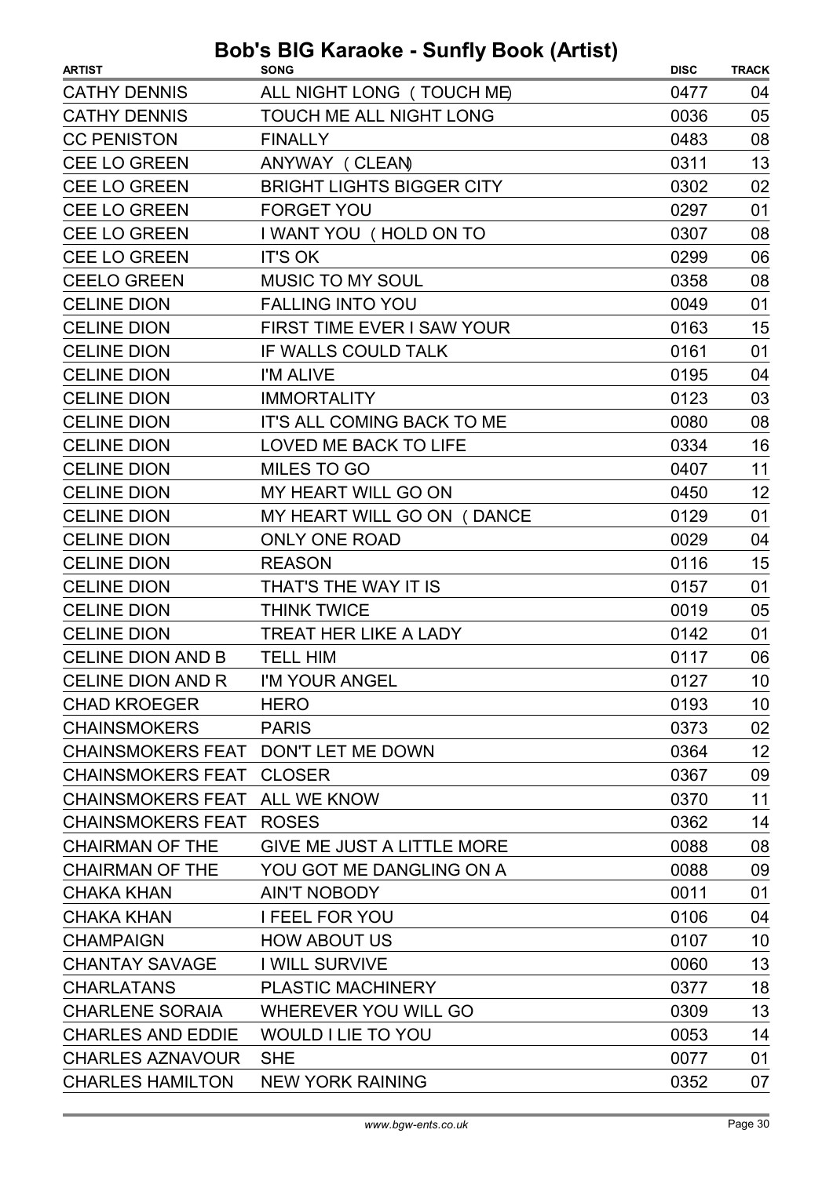# Bob's BIG Karaoke - Sunfly Book (Artist)

| ARTIST | SONG | DISC | TRACK |
|---|---|---|---|
| CATHY DENNIS | ALL NIGHT LONG ( TOUCH ME) | 0477 | 04 |
| CATHY DENNIS | TOUCH ME ALL NIGHT LONG | 0036 | 05 |
| CC PENISTON | FINALLY | 0483 | 08 |
| CEE LO GREEN | ANYWAY ( CLEAN) | 0311 | 13 |
| CEE LO GREEN | BRIGHT LIGHTS BIGGER CITY | 0302 | 02 |
| CEE LO GREEN | FORGET YOU | 0297 | 01 |
| CEE LO GREEN | I WANT YOU ( HOLD ON TO | 0307 | 08 |
| CEE LO GREEN | IT'S OK | 0299 | 06 |
| CEELO GREEN | MUSIC TO MY SOUL | 0358 | 08 |
| CELINE DION | FALLING INTO YOU | 0049 | 01 |
| CELINE DION | FIRST TIME EVER I SAW YOUR | 0163 | 15 |
| CELINE DION | IF WALLS COULD TALK | 0161 | 01 |
| CELINE DION | I'M ALIVE | 0195 | 04 |
| CELINE DION | IMMORTALITY | 0123 | 03 |
| CELINE DION | IT'S ALL COMING BACK TO ME | 0080 | 08 |
| CELINE DION | LOVED ME BACK TO LIFE | 0334 | 16 |
| CELINE DION | MILES TO GO | 0407 | 11 |
| CELINE DION | MY HEART WILL GO ON | 0450 | 12 |
| CELINE DION | MY HEART WILL GO ON ( DANCE | 0129 | 01 |
| CELINE DION | ONLY ONE ROAD | 0029 | 04 |
| CELINE DION | REASON | 0116 | 15 |
| CELINE DION | THAT'S THE WAY IT IS | 0157 | 01 |
| CELINE DION | THINK TWICE | 0019 | 05 |
| CELINE DION | TREAT HER LIKE A LADY | 0142 | 01 |
| CELINE DION AND B | TELL HIM | 0117 | 06 |
| CELINE DION AND R | I'M YOUR ANGEL | 0127 | 10 |
| CHAD KROEGER | HERO | 0193 | 10 |
| CHAINSMOKERS | PARIS | 0373 | 02 |
| CHAINSMOKERS FEAT | DON'T LET ME DOWN | 0364 | 12 |
| CHAINSMOKERS FEAT | CLOSER | 0367 | 09 |
| CHAINSMOKERS FEAT | ALL WE KNOW | 0370 | 11 |
| CHAINSMOKERS FEAT | ROSES | 0362 | 14 |
| CHAIRMAN OF THE | GIVE ME JUST A LITTLE MORE | 0088 | 08 |
| CHAIRMAN OF THE | YOU GOT ME DANGLING ON A | 0088 | 09 |
| CHAKA KHAN | AIN'T NOBODY | 0011 | 01 |
| CHAKA KHAN | I FEEL FOR YOU | 0106 | 04 |
| CHAMPAIGN | HOW ABOUT US | 0107 | 10 |
| CHANTAY SAVAGE | I WILL SURVIVE | 0060 | 13 |
| CHARLATANS | PLASTIC MACHINERY | 0377 | 18 |
| CHARLENE SORAIA | WHEREVER YOU WILL GO | 0309 | 13 |
| CHARLES AND EDDIE | WOULD I LIE TO YOU | 0053 | 14 |
| CHARLES AZNAVOUR | SHE | 0077 | 01 |
| CHARLES HAMILTON | NEW YORK RAINING | 0352 | 07 |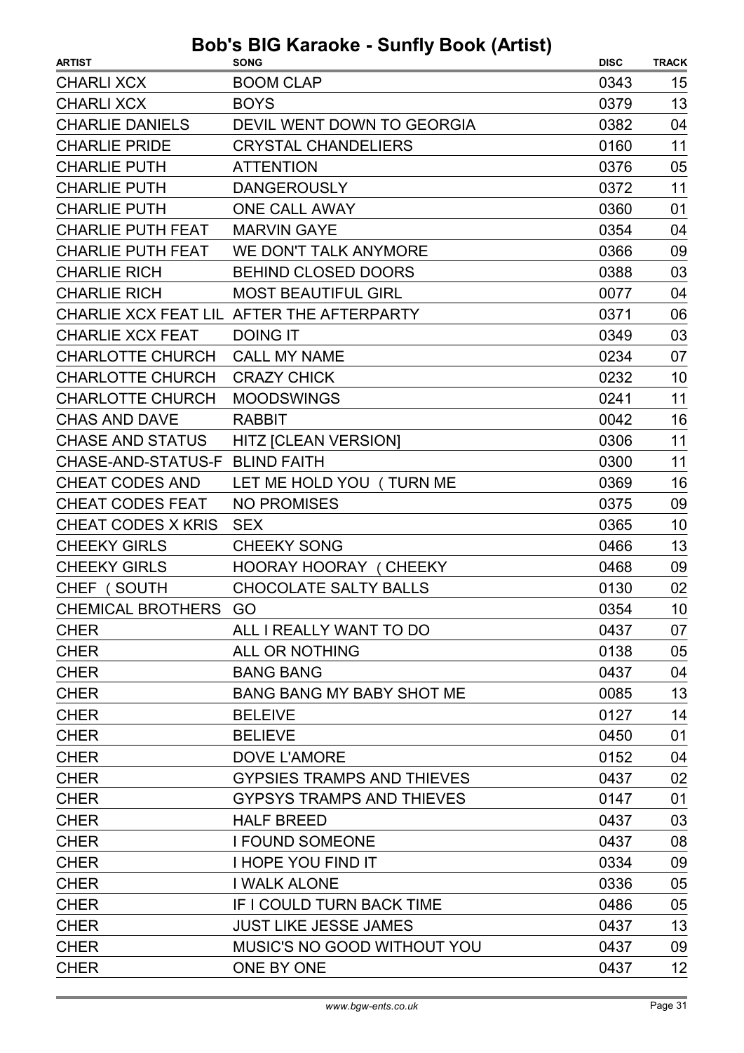# Bob's BIG Karaoke - Sunfly Book (Artist)

| ARTIST | SONG | DISC | TRACK |
|---|---|---|---|
| CHARLI XCX | BOOM CLAP | 0343 | 15 |
| CHARLI XCX | BOYS | 0379 | 13 |
| CHARLIE DANIELS | DEVIL WENT DOWN TO GEORGIA | 0382 | 04 |
| CHARLIE PRIDE | CRYSTAL CHANDELIERS | 0160 | 11 |
| CHARLIE PUTH | ATTENTION | 0376 | 05 |
| CHARLIE PUTH | DANGEROUSLY | 0372 | 11 |
| CHARLIE PUTH | ONE CALL AWAY | 0360 | 01 |
| CHARLIE PUTH FEAT | MARVIN GAYE | 0354 | 04 |
| CHARLIE PUTH FEAT | WE DON'T TALK ANYMORE | 0366 | 09 |
| CHARLIE RICH | BEHIND CLOSED DOORS | 0388 | 03 |
| CHARLIE RICH | MOST BEAUTIFUL GIRL | 0077 | 04 |
| CHARLIE XCX FEAT LIL | AFTER THE AFTERPARTY | 0371 | 06 |
| CHARLIE XCX FEAT | DOING IT | 0349 | 03 |
| CHARLOTTE CHURCH | CALL MY NAME | 0234 | 07 |
| CHARLOTTE CHURCH | CRAZY CHICK | 0232 | 10 |
| CHARLOTTE CHURCH | MOODSWINGS | 0241 | 11 |
| CHAS AND DAVE | RABBIT | 0042 | 16 |
| CHASE AND STATUS | HITZ [CLEAN VERSION] | 0306 | 11 |
| CHASE-AND-STATUS-F | BLIND FAITH | 0300 | 11 |
| CHEAT CODES AND | LET ME HOLD YOU ( TURN ME | 0369 | 16 |
| CHEAT CODES FEAT | NO PROMISES | 0375 | 09 |
| CHEAT CODES X KRIS | SEX | 0365 | 10 |
| CHEEKY GIRLS | CHEEKY SONG | 0466 | 13 |
| CHEEKY GIRLS | HOORAY HOORAY ( CHEEKY | 0468 | 09 |
| CHEF ( SOUTH | CHOCOLATE SALTY BALLS | 0130 | 02 |
| CHEMICAL BROTHERS | GO | 0354 | 10 |
| CHER | ALL I REALLY WANT TO DO | 0437 | 07 |
| CHER | ALL OR NOTHING | 0138 | 05 |
| CHER | BANG BANG | 0437 | 04 |
| CHER | BANG BANG MY BABY SHOT ME | 0085 | 13 |
| CHER | BELEIVE | 0127 | 14 |
| CHER | BELIEVE | 0450 | 01 |
| CHER | DOVE L'AMORE | 0152 | 04 |
| CHER | GYPSIES TRAMPS AND THIEVES | 0437 | 02 |
| CHER | GYPSYS TRAMPS AND THIEVES | 0147 | 01 |
| CHER | HALF BREED | 0437 | 03 |
| CHER | I FOUND SOMEONE | 0437 | 08 |
| CHER | I HOPE YOU FIND IT | 0334 | 09 |
| CHER | I WALK ALONE | 0336 | 05 |
| CHER | IF I COULD TURN BACK TIME | 0486 | 05 |
| CHER | JUST LIKE JESSE JAMES | 0437 | 13 |
| CHER | MUSIC'S NO GOOD WITHOUT YOU | 0437 | 09 |
| CHER | ONE BY ONE | 0437 | 12 |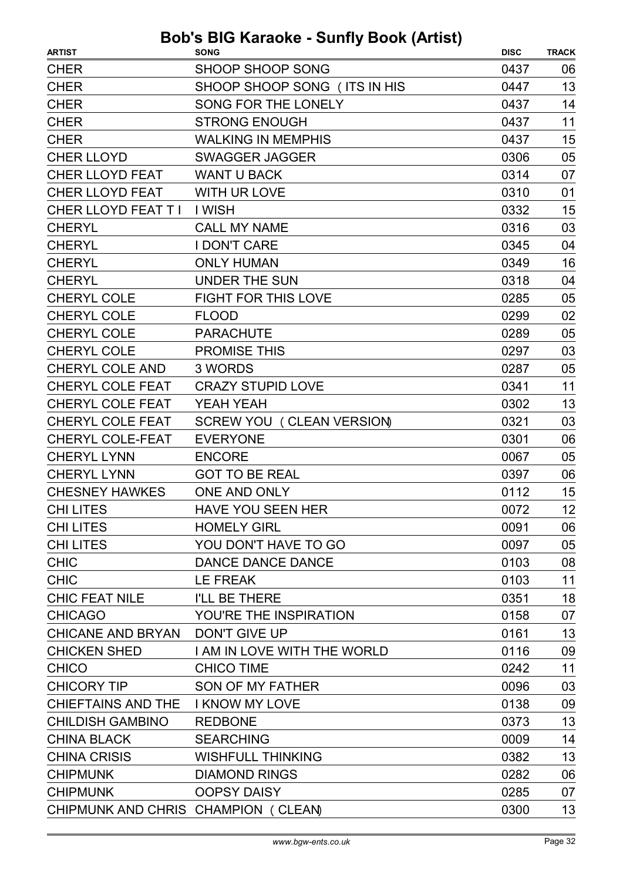# Bob's BIG Karaoke - Sunfly Book (Artist)

| ARTIST | SONG | DISC | TRACK |
|---|---|---|---|
| CHER | SHOOP SHOOP SONG | 0437 | 06 |
| CHER | SHOOP SHOOP SONG ( ITS IN HIS | 0447 | 13 |
| CHER | SONG FOR THE LONELY | 0437 | 14 |
| CHER | STRONG ENOUGH | 0437 | 11 |
| CHER | WALKING IN MEMPHIS | 0437 | 15 |
| CHER LLOYD | SWAGGER JAGGER | 0306 | 05 |
| CHER LLOYD FEAT | WANT U BACK | 0314 | 07 |
| CHER LLOYD FEAT | WITH UR LOVE | 0310 | 01 |
| CHER LLOYD FEAT T I | I WISH | 0332 | 15 |
| CHERYL | CALL MY NAME | 0316 | 03 |
| CHERYL | I DON'T CARE | 0345 | 04 |
| CHERYL | ONLY HUMAN | 0349 | 16 |
| CHERYL | UNDER THE SUN | 0318 | 04 |
| CHERYL COLE | FIGHT FOR THIS LOVE | 0285 | 05 |
| CHERYL COLE | FLOOD | 0299 | 02 |
| CHERYL COLE | PARACHUTE | 0289 | 05 |
| CHERYL COLE | PROMISE THIS | 0297 | 03 |
| CHERYL COLE AND | 3 WORDS | 0287 | 05 |
| CHERYL COLE FEAT | CRAZY STUPID LOVE | 0341 | 11 |
| CHERYL COLE FEAT | YEAH YEAH | 0302 | 13 |
| CHERYL COLE FEAT | SCREW YOU ( CLEAN VERSION) | 0321 | 03 |
| CHERYL COLE-FEAT | EVERYONE | 0301 | 06 |
| CHERYL LYNN | ENCORE | 0067 | 05 |
| CHERYL LYNN | GOT TO BE REAL | 0397 | 06 |
| CHESNEY HAWKES | ONE AND ONLY | 0112 | 15 |
| CHI LITES | HAVE YOU SEEN HER | 0072 | 12 |
| CHI LITES | HOMELY GIRL | 0091 | 06 |
| CHI LITES | YOU DON'T HAVE TO GO | 0097 | 05 |
| CHIC | DANCE DANCE DANCE | 0103 | 08 |
| CHIC | LE FREAK | 0103 | 11 |
| CHIC FEAT NILE | I'LL BE THERE | 0351 | 18 |
| CHICAGO | YOU'RE THE INSPIRATION | 0158 | 07 |
| CHICANE AND BRYAN | DON'T GIVE UP | 0161 | 13 |
| CHICKEN SHED | I AM IN LOVE WITH THE WORLD | 0116 | 09 |
| CHICO | CHICO TIME | 0242 | 11 |
| CHICORY TIP | SON OF MY FATHER | 0096 | 03 |
| CHIEFTAINS AND THE | I KNOW MY LOVE | 0138 | 09 |
| CHILDISH GAMBINO | REDBONE | 0373 | 13 |
| CHINA BLACK | SEARCHING | 0009 | 14 |
| CHINA CRISIS | WISHFULL THINKING | 0382 | 13 |
| CHIPMUNK | DIAMOND RINGS | 0282 | 06 |
| CHIPMUNK | OOPSY DAISY | 0285 | 07 |
| CHIPMUNK AND CHRIS | CHAMPION ( CLEAN) | 0300 | 13 |

www.bgw-ents.co.uk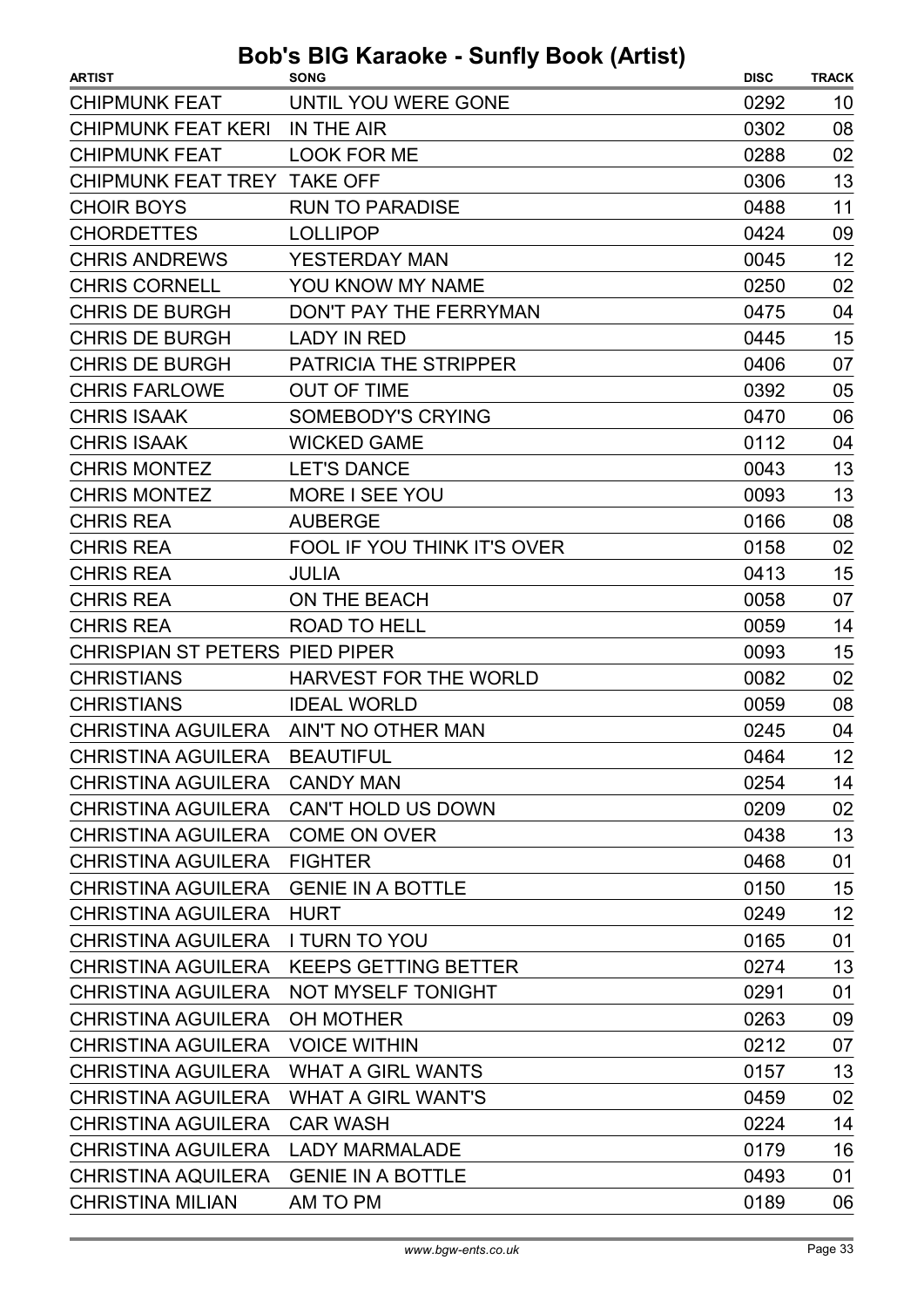# Bob's BIG Karaoke - Sunfly Book (Artist)

| ARTIST | SONG | DISC | TRACK |
|---|---|---|---|
| CHIPMUNK FEAT | UNTIL YOU WERE GONE | 0292 | 10 |
| CHIPMUNK FEAT KERI | IN THE AIR | 0302 | 08 |
| CHIPMUNK FEAT | LOOK FOR ME | 0288 | 02 |
| CHIPMUNK FEAT TREY | TAKE OFF | 0306 | 13 |
| CHOIR BOYS | RUN TO PARADISE | 0488 | 11 |
| CHORDETTES | LOLLIPOP | 0424 | 09 |
| CHRIS ANDREWS | YESTERDAY MAN | 0045 | 12 |
| CHRIS CORNELL | YOU KNOW MY NAME | 0250 | 02 |
| CHRIS DE BURGH | DON'T PAY THE FERRYMAN | 0475 | 04 |
| CHRIS DE BURGH | LADY IN RED | 0445 | 15 |
| CHRIS DE BURGH | PATRICIA THE STRIPPER | 0406 | 07 |
| CHRIS FARLOWE | OUT OF TIME | 0392 | 05 |
| CHRIS ISAAK | SOMEBODY'S CRYING | 0470 | 06 |
| CHRIS ISAAK | WICKED GAME | 0112 | 04 |
| CHRIS MONTEZ | LET'S DANCE | 0043 | 13 |
| CHRIS MONTEZ | MORE I SEE YOU | 0093 | 13 |
| CHRIS REA | AUBERGE | 0166 | 08 |
| CHRIS REA | FOOL IF YOU THINK IT'S OVER | 0158 | 02 |
| CHRIS REA | JULIA | 0413 | 15 |
| CHRIS REA | ON THE BEACH | 0058 | 07 |
| CHRIS REA | ROAD TO HELL | 0059 | 14 |
| CHRISPIAN ST PETERS | PIED PIPER | 0093 | 15 |
| CHRISTIANS | HARVEST FOR THE WORLD | 0082 | 02 |
| CHRISTIANS | IDEAL WORLD | 0059 | 08 |
| CHRISTINA AGUILERA | AIN'T NO OTHER MAN | 0245 | 04 |
| CHRISTINA AGUILERA | BEAUTIFUL | 0464 | 12 |
| CHRISTINA AGUILERA | CANDY MAN | 0254 | 14 |
| CHRISTINA AGUILERA | CAN'T HOLD US DOWN | 0209 | 02 |
| CHRISTINA AGUILERA | COME ON OVER | 0438 | 13 |
| CHRISTINA AGUILERA | FIGHTER | 0468 | 01 |
| CHRISTINA AGUILERA | GENIE IN A BOTTLE | 0150 | 15 |
| CHRISTINA AGUILERA | HURT | 0249 | 12 |
| CHRISTINA AGUILERA | I TURN TO YOU | 0165 | 01 |
| CHRISTINA AGUILERA | KEEPS GETTING BETTER | 0274 | 13 |
| CHRISTINA AGUILERA | NOT MYSELF TONIGHT | 0291 | 01 |
| CHRISTINA AGUILERA | OH MOTHER | 0263 | 09 |
| CHRISTINA AGUILERA | VOICE WITHIN | 0212 | 07 |
| CHRISTINA AGUILERA | WHAT A GIRL WANTS | 0157 | 13 |
| CHRISTINA AGUILERA | WHAT A GIRL WANT'S | 0459 | 02 |
| CHRISTINA AGUILERA | CAR WASH | 0224 | 14 |
| CHRISTINA AGUILERA | LADY MARMALADE | 0179 | 16 |
| CHRISTINA AQUILERA | GENIE IN A BOTTLE | 0493 | 01 |
| CHRISTINA MILIAN | AM TO PM | 0189 | 06 |

www.bgw-ents.co.uk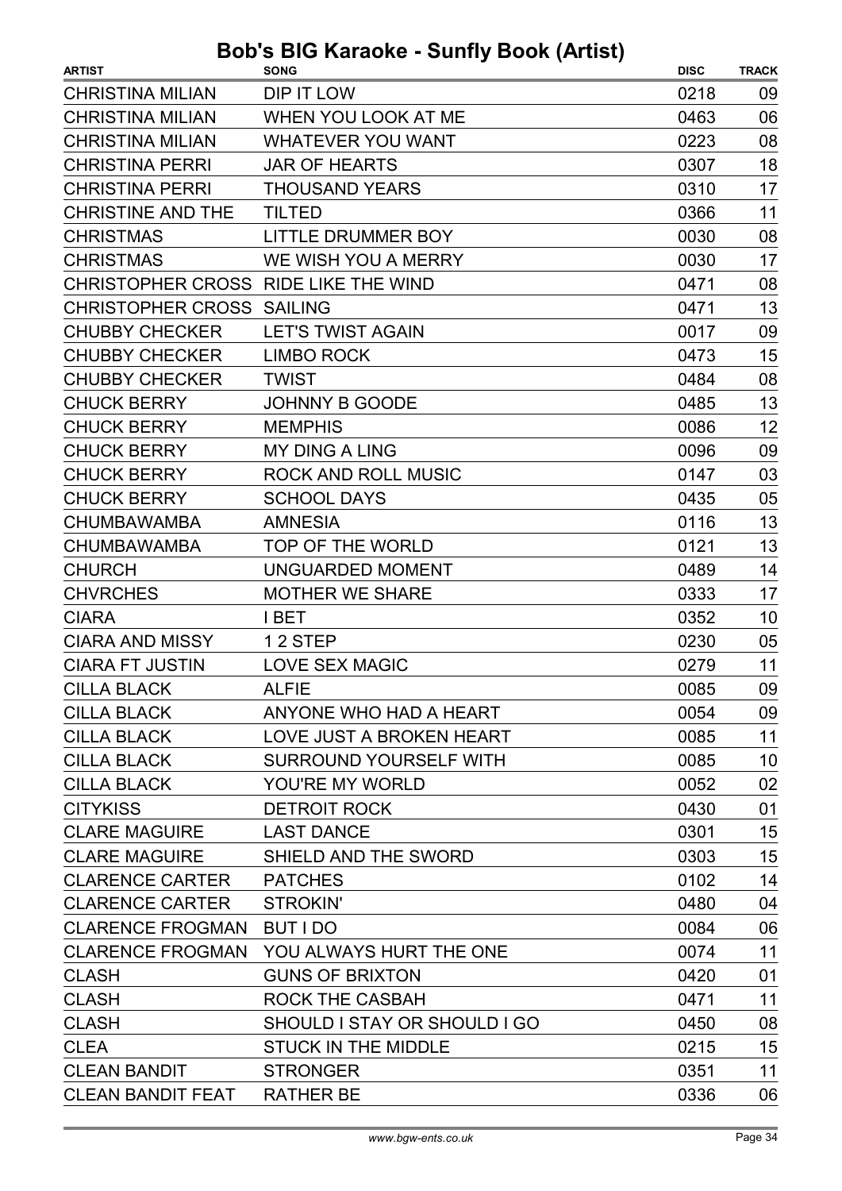# Bob's BIG Karaoke - Sunfly Book (Artist)

| ARTIST | SONG | DISC | TRACK |
|---|---|---|---|
| CHRISTINA MILIAN | DIP IT LOW | 0218 | 09 |
| CHRISTINA MILIAN | WHEN YOU LOOK AT ME | 0463 | 06 |
| CHRISTINA MILIAN | WHATEVER YOU WANT | 0223 | 08 |
| CHRISTINA PERRI | JAR OF HEARTS | 0307 | 18 |
| CHRISTINA PERRI | THOUSAND YEARS | 0310 | 17 |
| CHRISTINE AND THE | TILTED | 0366 | 11 |
| CHRISTMAS | LITTLE DRUMMER BOY | 0030 | 08 |
| CHRISTMAS | WE WISH YOU A MERRY | 0030 | 17 |
| CHRISTOPHER CROSS | RIDE LIKE THE WIND | 0471 | 08 |
| CHRISTOPHER CROSS | SAILING | 0471 | 13 |
| CHUBBY CHECKER | LET'S TWIST AGAIN | 0017 | 09 |
| CHUBBY CHECKER | LIMBO ROCK | 0473 | 15 |
| CHUBBY CHECKER | TWIST | 0484 | 08 |
| CHUCK BERRY | JOHNNY B GOODE | 0485 | 13 |
| CHUCK BERRY | MEMPHIS | 0086 | 12 |
| CHUCK BERRY | MY DING A LING | 0096 | 09 |
| CHUCK BERRY | ROCK AND ROLL MUSIC | 0147 | 03 |
| CHUCK BERRY | SCHOOL DAYS | 0435 | 05 |
| CHUMBAWAMBA | AMNESIA | 0116 | 13 |
| CHUMBAWAMBA | TOP OF THE WORLD | 0121 | 13 |
| CHURCH | UNGUARDED MOMENT | 0489 | 14 |
| CHVRCHES | MOTHER WE SHARE | 0333 | 17 |
| CIARA | I BET | 0352 | 10 |
| CIARA AND MISSY | 1 2 STEP | 0230 | 05 |
| CIARA FT JUSTIN | LOVE SEX MAGIC | 0279 | 11 |
| CILLA BLACK | ALFIE | 0085 | 09 |
| CILLA BLACK | ANYONE WHO HAD A HEART | 0054 | 09 |
| CILLA BLACK | LOVE JUST A BROKEN HEART | 0085 | 11 |
| CILLA BLACK | SURROUND YOURSELF WITH | 0085 | 10 |
| CILLA BLACK | YOU'RE MY WORLD | 0052 | 02 |
| CITYKISS | DETROIT ROCK | 0430 | 01 |
| CLARE MAGUIRE | LAST DANCE | 0301 | 15 |
| CLARE MAGUIRE | SHIELD AND THE SWORD | 0303 | 15 |
| CLARENCE CARTER | PATCHES | 0102 | 14 |
| CLARENCE CARTER | STROKIN' | 0480 | 04 |
| CLARENCE FROGMAN | BUT I DO | 0084 | 06 |
| CLARENCE FROGMAN | YOU ALWAYS HURT THE ONE | 0074 | 11 |
| CLASH | GUNS OF BRIXTON | 0420 | 01 |
| CLASH | ROCK THE CASBAH | 0471 | 11 |
| CLASH | SHOULD I STAY OR SHOULD I GO | 0450 | 08 |
| CLEA | STUCK IN THE MIDDLE | 0215 | 15 |
| CLEAN BANDIT | STRONGER | 0351 | 11 |
| CLEAN BANDIT FEAT | RATHER BE | 0336 | 06 |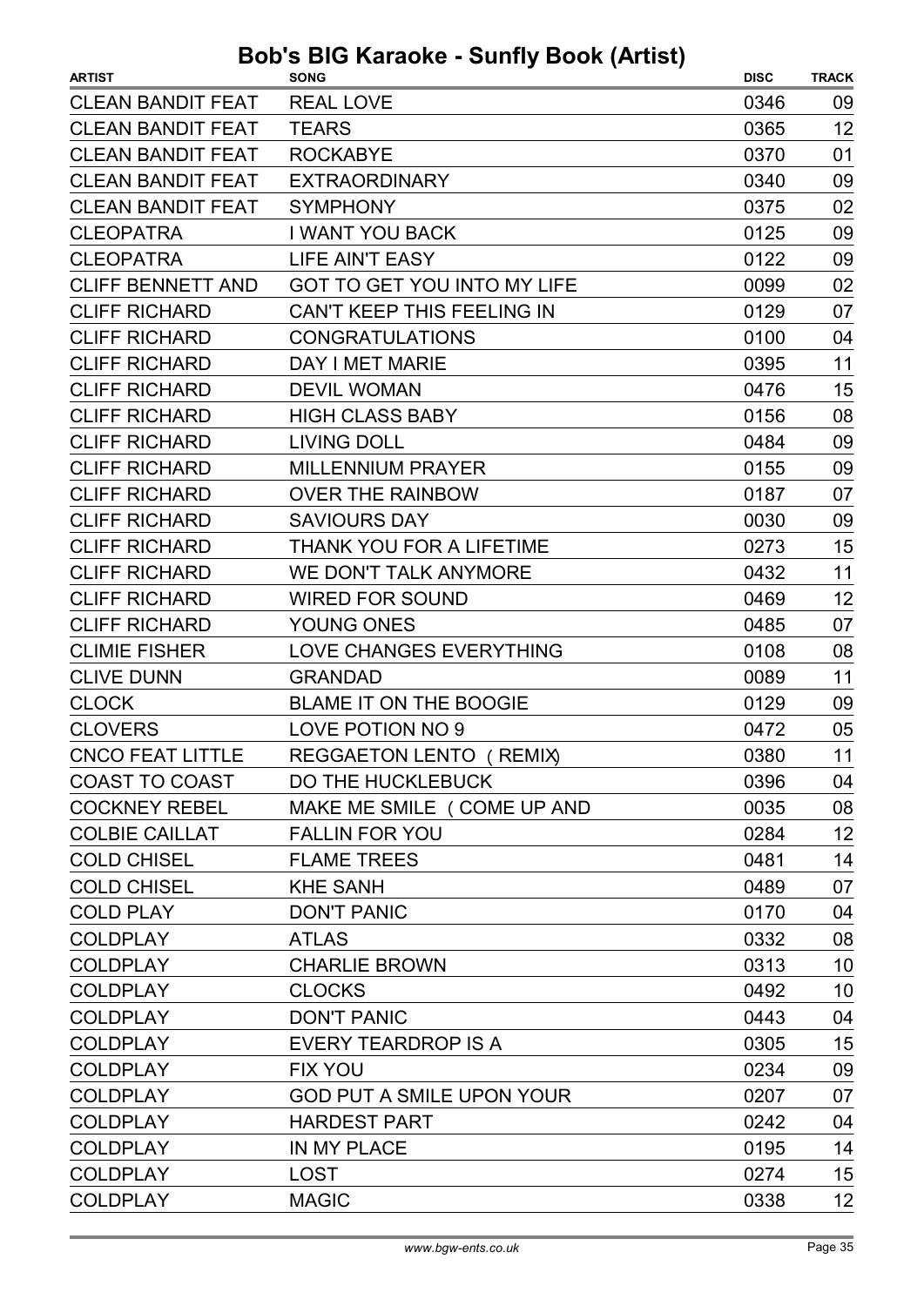# Bob's BIG Karaoke - Sunfly Book (Artist)

| ARTIST | SONG | DISC | TRACK |
| --- | --- | --- | --- |
| CLEAN BANDIT FEAT | REAL LOVE | 0346 | 09 |
| CLEAN BANDIT FEAT | TEARS | 0365 | 12 |
| CLEAN BANDIT FEAT | ROCKABYE | 0370 | 01 |
| CLEAN BANDIT FEAT | EXTRAORDINARY | 0340 | 09 |
| CLEAN BANDIT FEAT | SYMPHONY | 0375 | 02 |
| CLEOPATRA | I WANT YOU BACK | 0125 | 09 |
| CLEOPATRA | LIFE AIN'T EASY | 0122 | 09 |
| CLIFF BENNETT AND | GOT TO GET YOU INTO MY LIFE | 0099 | 02 |
| CLIFF RICHARD | CAN'T KEEP THIS FEELING IN | 0129 | 07 |
| CLIFF RICHARD | CONGRATULATIONS | 0100 | 04 |
| CLIFF RICHARD | DAY I MET MARIE | 0395 | 11 |
| CLIFF RICHARD | DEVIL WOMAN | 0476 | 15 |
| CLIFF RICHARD | HIGH CLASS BABY | 0156 | 08 |
| CLIFF RICHARD | LIVING DOLL | 0484 | 09 |
| CLIFF RICHARD | MILLENNIUM PRAYER | 0155 | 09 |
| CLIFF RICHARD | OVER THE RAINBOW | 0187 | 07 |
| CLIFF RICHARD | SAVIOURS DAY | 0030 | 09 |
| CLIFF RICHARD | THANK YOU FOR A LIFETIME | 0273 | 15 |
| CLIFF RICHARD | WE DON'T TALK ANYMORE | 0432 | 11 |
| CLIFF RICHARD | WIRED FOR SOUND | 0469 | 12 |
| CLIFF RICHARD | YOUNG ONES | 0485 | 07 |
| CLIMIE FISHER | LOVE CHANGES EVERYTHING | 0108 | 08 |
| CLIVE DUNN | GRANDAD | 0089 | 11 |
| CLOCK | BLAME IT ON THE BOOGIE | 0129 | 09 |
| CLOVERS | LOVE POTION NO 9 | 0472 | 05 |
| CNCO FEAT LITTLE | REGGAETON LENTO ( REMIX) | 0380 | 11 |
| COAST TO COAST | DO THE HUCKLEBUCK | 0396 | 04 |
| COCKNEY REBEL | MAKE ME SMILE ( COME UP AND | 0035 | 08 |
| COLBIE CAILLAT | FALLIN FOR YOU | 0284 | 12 |
| COLD CHISEL | FLAME TREES | 0481 | 14 |
| COLD CHISEL | KHE SANH | 0489 | 07 |
| COLD PLAY | DON'T PANIC | 0170 | 04 |
| COLDPLAY | ATLAS | 0332 | 08 |
| COLDPLAY | CHARLIE BROWN | 0313 | 10 |
| COLDPLAY | CLOCKS | 0492 | 10 |
| COLDPLAY | DON'T PANIC | 0443 | 04 |
| COLDPLAY | EVERY TEARDROP IS A | 0305 | 15 |
| COLDPLAY | FIX YOU | 0234 | 09 |
| COLDPLAY | GOD PUT A SMILE UPON YOUR | 0207 | 07 |
| COLDPLAY | HARDEST PART | 0242 | 04 |
| COLDPLAY | IN MY PLACE | 0195 | 14 |
| COLDPLAY | LOST | 0274 | 15 |
| COLDPLAY | MAGIC | 0338 | 12 |

www.bgw-ents.co.uk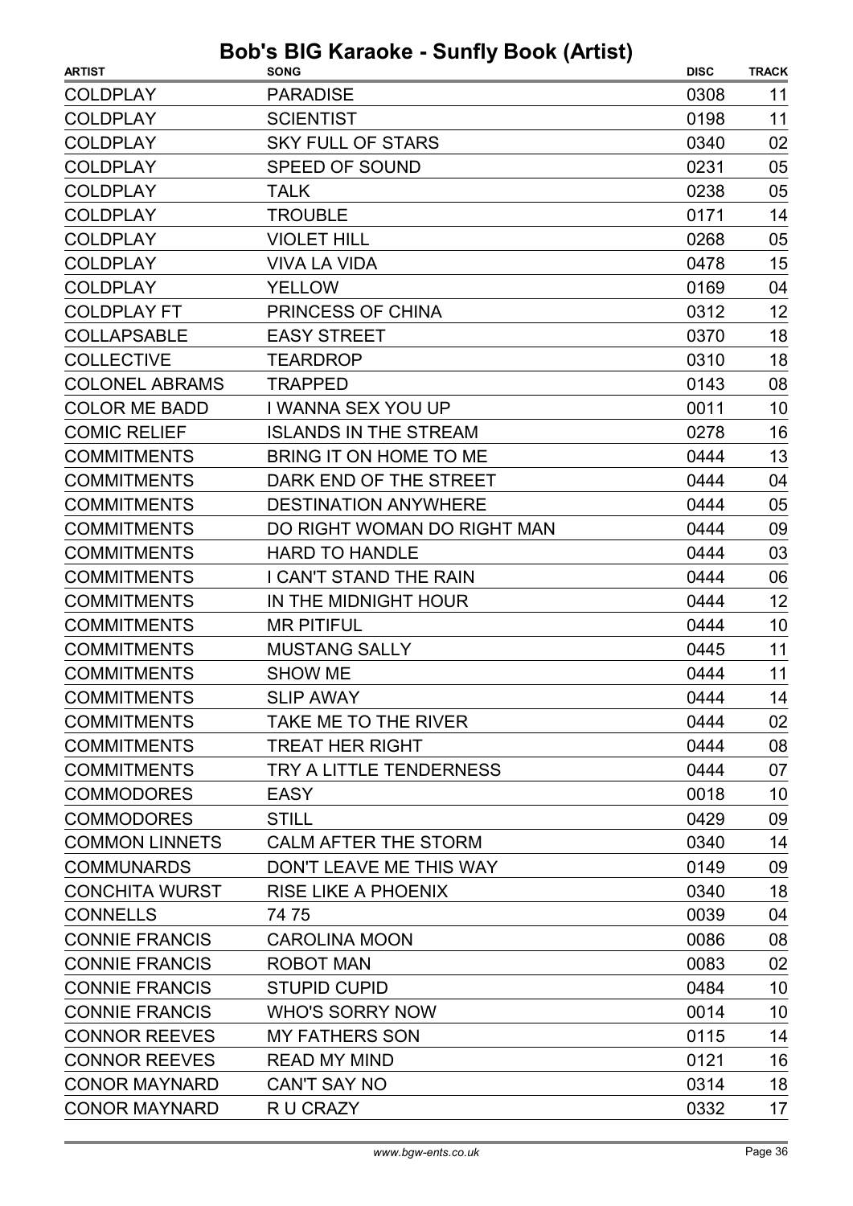# Bob's BIG Karaoke - Sunfly Book (Artist)

| ARTIST | SONG | DISC | TRACK |
|---|---|---|---|
| COLDPLAY | PARADISE | 0308 | 11 |
| COLDPLAY | SCIENTIST | 0198 | 11 |
| COLDPLAY | SKY FULL OF STARS | 0340 | 02 |
| COLDPLAY | SPEED OF SOUND | 0231 | 05 |
| COLDPLAY | TALK | 0238 | 05 |
| COLDPLAY | TROUBLE | 0171 | 14 |
| COLDPLAY | VIOLET HILL | 0268 | 05 |
| COLDPLAY | VIVA LA VIDA | 0478 | 15 |
| COLDPLAY | YELLOW | 0169 | 04 |
| COLDPLAY FT | PRINCESS OF CHINA | 0312 | 12 |
| COLLAPSABLE | EASY STREET | 0370 | 18 |
| COLLECTIVE | TEARDROP | 0310 | 18 |
| COLONEL ABRAMS | TRAPPED | 0143 | 08 |
| COLOR ME BADD | I WANNA SEX YOU UP | 0011 | 10 |
| COMIC RELIEF | ISLANDS IN THE STREAM | 0278 | 16 |
| COMMITMENTS | BRING IT ON HOME TO ME | 0444 | 13 |
| COMMITMENTS | DARK END OF THE STREET | 0444 | 04 |
| COMMITMENTS | DESTINATION ANYWHERE | 0444 | 05 |
| COMMITMENTS | DO RIGHT WOMAN DO RIGHT MAN | 0444 | 09 |
| COMMITMENTS | HARD TO HANDLE | 0444 | 03 |
| COMMITMENTS | I CAN'T STAND THE RAIN | 0444 | 06 |
| COMMITMENTS | IN THE MIDNIGHT HOUR | 0444 | 12 |
| COMMITMENTS | MR PITIFUL | 0444 | 10 |
| COMMITMENTS | MUSTANG SALLY | 0445 | 11 |
| COMMITMENTS | SHOW ME | 0444 | 11 |
| COMMITMENTS | SLIP AWAY | 0444 | 14 |
| COMMITMENTS | TAKE ME TO THE RIVER | 0444 | 02 |
| COMMITMENTS | TREAT HER RIGHT | 0444 | 08 |
| COMMITMENTS | TRY A LITTLE TENDERNESS | 0444 | 07 |
| COMMODORES | EASY | 0018 | 10 |
| COMMODORES | STILL | 0429 | 09 |
| COMMON LINNETS | CALM AFTER THE STORM | 0340 | 14 |
| COMMUNARDS | DON'T LEAVE ME THIS WAY | 0149 | 09 |
| CONCHITA WURST | RISE LIKE A PHOENIX | 0340 | 18 |
| CONNELLS | 74 75 | 0039 | 04 |
| CONNIE FRANCIS | CAROLINA MOON | 0086 | 08 |
| CONNIE FRANCIS | ROBOT MAN | 0083 | 02 |
| CONNIE FRANCIS | STUPID CUPID | 0484 | 10 |
| CONNIE FRANCIS | WHO'S SORRY NOW | 0014 | 10 |
| CONNOR REEVES | MY FATHERS SON | 0115 | 14 |
| CONNOR REEVES | READ MY MIND | 0121 | 16 |
| CONOR MAYNARD | CAN'T SAY NO | 0314 | 18 |
| CONOR MAYNARD | R U CRAZY | 0332 | 17 |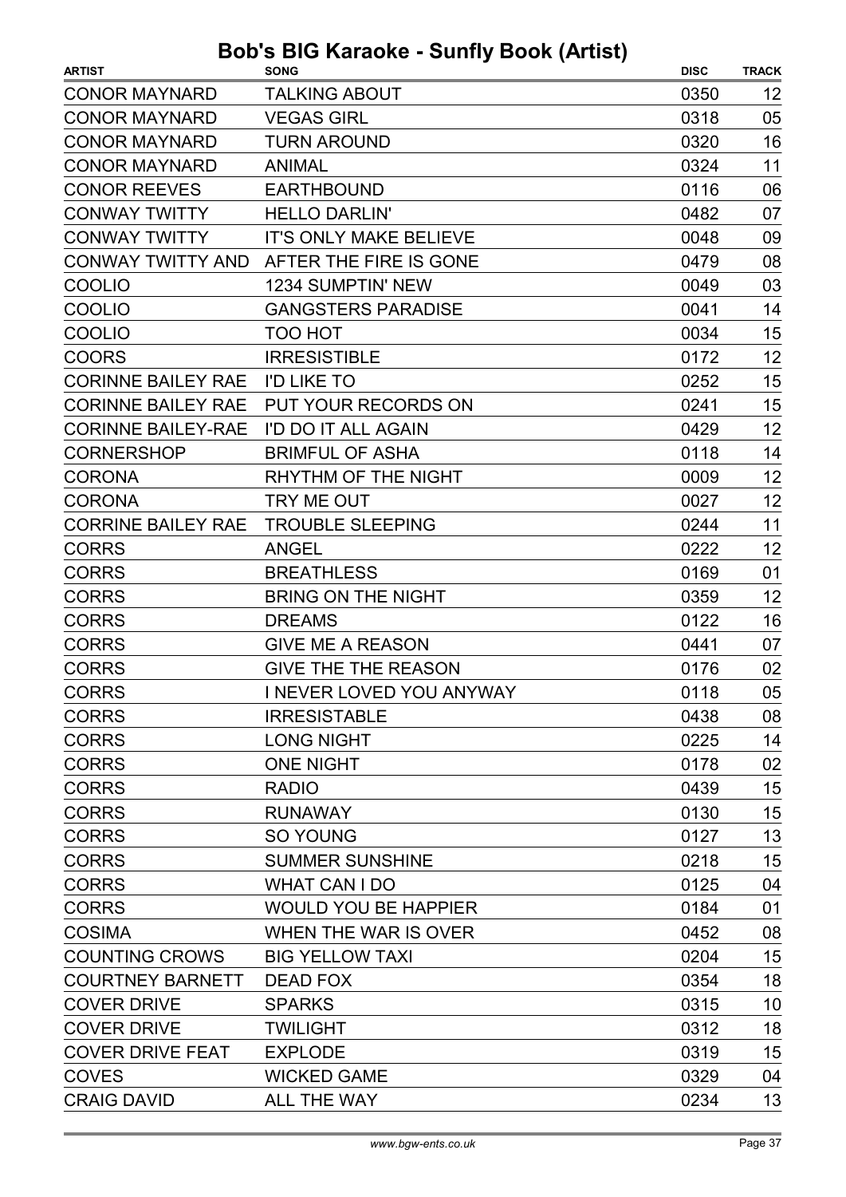# Bob's BIG Karaoke - Sunfly Book (Artist)

| ARTIST | SONG | DISC | TRACK |
| --- | --- | --- | --- |
| CONOR MAYNARD | TALKING ABOUT | 0350 | 12 |
| CONOR MAYNARD | VEGAS GIRL | 0318 | 05 |
| CONOR MAYNARD | TURN AROUND | 0320 | 16 |
| CONOR MAYNARD | ANIMAL | 0324 | 11 |
| CONOR REEVES | EARTHBOUND | 0116 | 06 |
| CONWAY TWITTY | HELLO DARLIN' | 0482 | 07 |
| CONWAY TWITTY | IT'S ONLY MAKE BELIEVE | 0048 | 09 |
| CONWAY TWITTY AND | AFTER THE FIRE IS GONE | 0479 | 08 |
| COOLIO | 1234 SUMPTIN' NEW | 0049 | 03 |
| COOLIO | GANGSTERS PARADISE | 0041 | 14 |
| COOLIO | TOO HOT | 0034 | 15 |
| COORS | IRRESISTIBLE | 0172 | 12 |
| CORINNE BAILEY RAE | I'D LIKE TO | 0252 | 15 |
| CORINNE BAILEY RAE | PUT YOUR RECORDS ON | 0241 | 15 |
| CORINNE BAILEY-RAE | I'D DO IT ALL AGAIN | 0429 | 12 |
| CORNERSHOP | BRIMFUL OF ASHA | 0118 | 14 |
| CORONA | RHYTHM OF THE NIGHT | 0009 | 12 |
| CORONA | TRY ME OUT | 0027 | 12 |
| CORRINE BAILEY RAE | TROUBLE SLEEPING | 0244 | 11 |
| CORRS | ANGEL | 0222 | 12 |
| CORRS | BREATHLESS | 0169 | 01 |
| CORRS | BRING ON THE NIGHT | 0359 | 12 |
| CORRS | DREAMS | 0122 | 16 |
| CORRS | GIVE ME A REASON | 0441 | 07 |
| CORRS | GIVE THE THE REASON | 0176 | 02 |
| CORRS | I NEVER LOVED YOU ANYWAY | 0118 | 05 |
| CORRS | IRRESISTABLE | 0438 | 08 |
| CORRS | LONG NIGHT | 0225 | 14 |
| CORRS | ONE NIGHT | 0178 | 02 |
| CORRS | RADIO | 0439 | 15 |
| CORRS | RUNAWAY | 0130 | 15 |
| CORRS | SO YOUNG | 0127 | 13 |
| CORRS | SUMMER SUNSHINE | 0218 | 15 |
| CORRS | WHAT CAN I DO | 0125 | 04 |
| CORRS | WOULD YOU BE HAPPIER | 0184 | 01 |
| COSIMA | WHEN THE WAR IS OVER | 0452 | 08 |
| COUNTING CROWS | BIG YELLOW TAXI | 0204 | 15 |
| COURTNEY BARNETT | DEAD FOX | 0354 | 18 |
| COVER DRIVE | SPARKS | 0315 | 10 |
| COVER DRIVE | TWILIGHT | 0312 | 18 |
| COVER DRIVE FEAT | EXPLODE | 0319 | 15 |
| COVES | WICKED GAME | 0329 | 04 |
| CRAIG DAVID | ALL THE WAY | 0234 | 13 |

www.bgw-ents.co.uk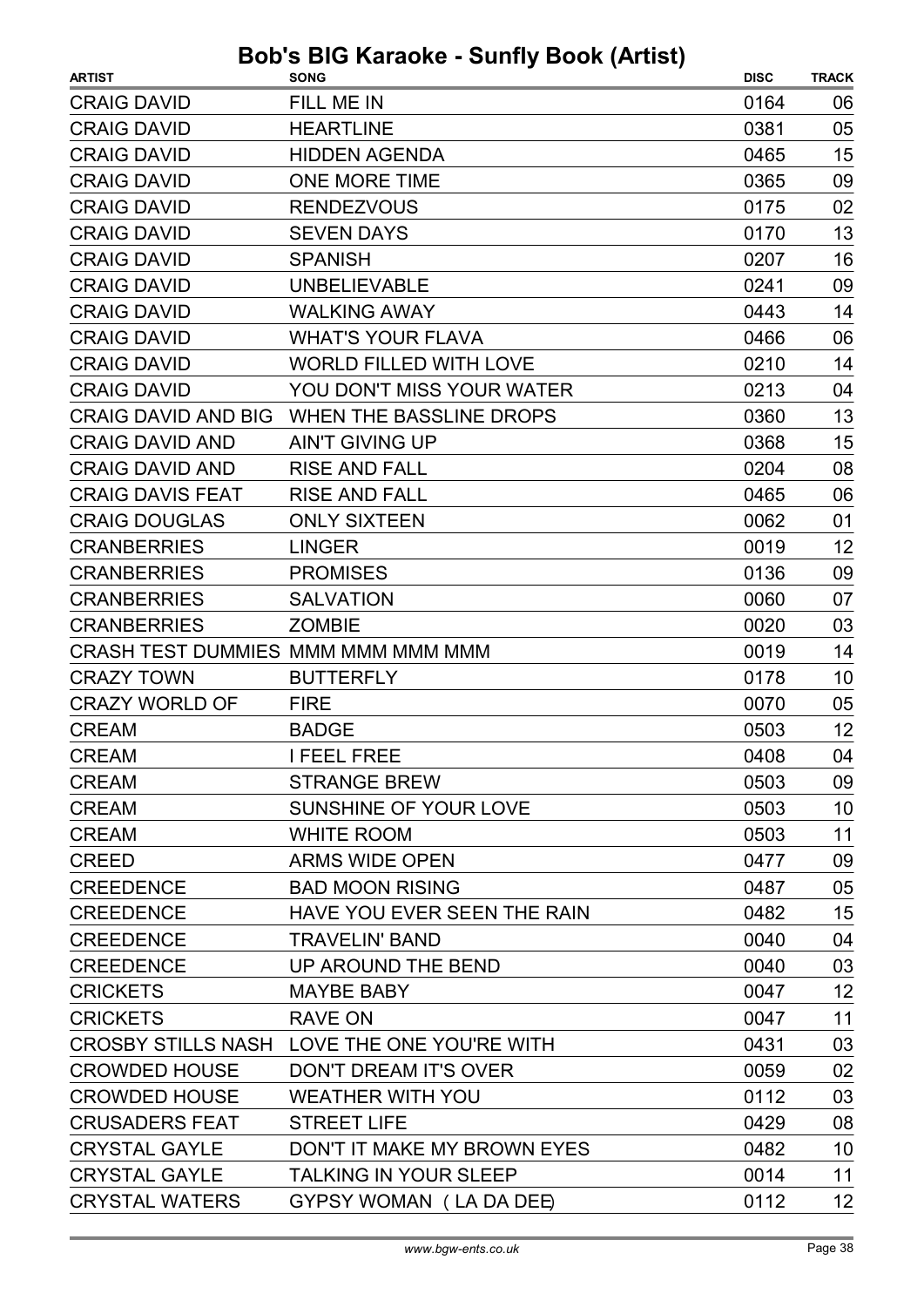# Bob's BIG Karaoke - Sunfly Book (Artist)

| ARTIST | SONG | DISC | TRACK |
| --- | --- | --- | --- |
| CRAIG DAVID | FILL ME IN | 0164 | 06 |
| CRAIG DAVID | HEARTLINE | 0381 | 05 |
| CRAIG DAVID | HIDDEN AGENDA | 0465 | 15 |
| CRAIG DAVID | ONE MORE TIME | 0365 | 09 |
| CRAIG DAVID | RENDEZVOUS | 0175 | 02 |
| CRAIG DAVID | SEVEN DAYS | 0170 | 13 |
| CRAIG DAVID | SPANISH | 0207 | 16 |
| CRAIG DAVID | UNBELIEVABLE | 0241 | 09 |
| CRAIG DAVID | WALKING AWAY | 0443 | 14 |
| CRAIG DAVID | WHAT'S YOUR FLAVA | 0466 | 06 |
| CRAIG DAVID | WORLD FILLED WITH LOVE | 0210 | 14 |
| CRAIG DAVID | YOU DON'T MISS YOUR WATER | 0213 | 04 |
| CRAIG DAVID AND BIG | WHEN THE BASSLINE DROPS | 0360 | 13 |
| CRAIG DAVID AND | AIN'T GIVING UP | 0368 | 15 |
| CRAIG DAVID AND | RISE AND FALL | 0204 | 08 |
| CRAIG DAVIS FEAT | RISE AND FALL | 0465 | 06 |
| CRAIG DOUGLAS | ONLY SIXTEEN | 0062 | 01 |
| CRANBERRIES | LINGER | 0019 | 12 |
| CRANBERRIES | PROMISES | 0136 | 09 |
| CRANBERRIES | SALVATION | 0060 | 07 |
| CRANBERRIES | ZOMBIE | 0020 | 03 |
| CRASH TEST DUMMIES | MMM MMM MMM MMM | 0019 | 14 |
| CRAZY TOWN | BUTTERFLY | 0178 | 10 |
| CRAZY WORLD OF | FIRE | 0070 | 05 |
| CREAM | BADGE | 0503 | 12 |
| CREAM | I FEEL FREE | 0408 | 04 |
| CREAM | STRANGE BREW | 0503 | 09 |
| CREAM | SUNSHINE OF YOUR LOVE | 0503 | 10 |
| CREAM | WHITE ROOM | 0503 | 11 |
| CREED | ARMS WIDE OPEN | 0477 | 09 |
| CREEDENCE | BAD MOON RISING | 0487 | 05 |
| CREEDENCE | HAVE YOU EVER SEEN THE RAIN | 0482 | 15 |
| CREEDENCE | TRAVELIN' BAND | 0040 | 04 |
| CREEDENCE | UP AROUND THE BEND | 0040 | 03 |
| CRICKETS | MAYBE BABY | 0047 | 12 |
| CRICKETS | RAVE ON | 0047 | 11 |
| CROSBY STILLS NASH | LOVE THE ONE YOU'RE WITH | 0431 | 03 |
| CROWDED HOUSE | DON'T DREAM IT'S OVER | 0059 | 02 |
| CROWDED HOUSE | WEATHER WITH YOU | 0112 | 03 |
| CRUSADERS FEAT | STREET LIFE | 0429 | 08 |
| CRYSTAL GAYLE | DON'T IT MAKE MY BROWN EYES | 0482 | 10 |
| CRYSTAL GAYLE | TALKING IN YOUR SLEEP | 0014 | 11 |
| CRYSTAL WATERS | GYPSY WOMAN ( LA DA DEE) | 0112 | 12 |

www.bgw-ents.co.uk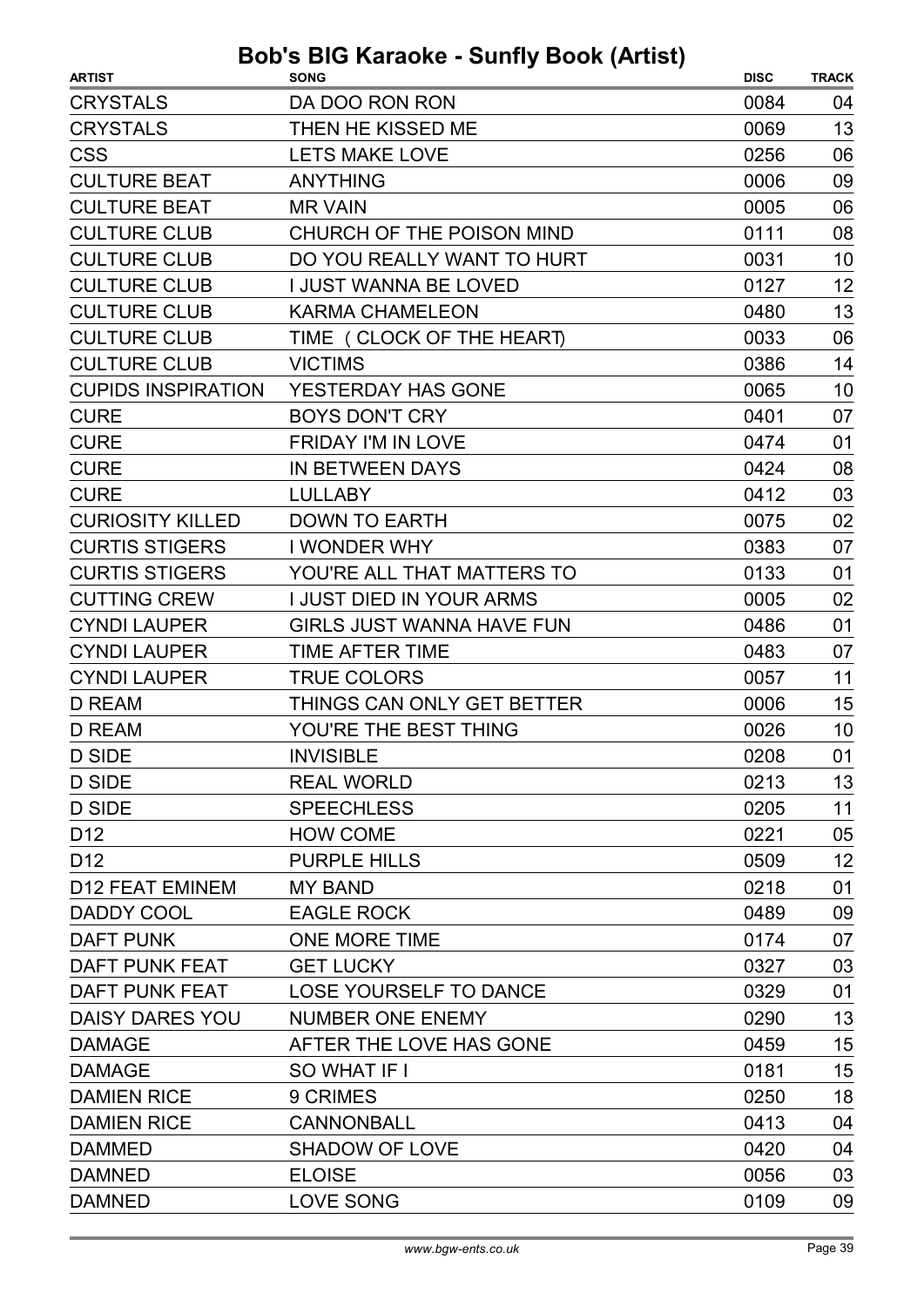# Bob's BIG Karaoke - Sunfly Book (Artist)

| ARTIST | SONG | DISC | TRACK |
|---|---|---|---|
| CRYSTALS | DA DOO RON RON | 0084 | 04 |
| CRYSTALS | THEN HE KISSED ME | 0069 | 13 |
| CSS | LETS MAKE LOVE | 0256 | 06 |
| CULTURE BEAT | ANYTHING | 0006 | 09 |
| CULTURE BEAT | MR VAIN | 0005 | 06 |
| CULTURE CLUB | CHURCH OF THE POISON MIND | 0111 | 08 |
| CULTURE CLUB | DO YOU REALLY WANT TO HURT | 0031 | 10 |
| CULTURE CLUB | I JUST WANNA BE LOVED | 0127 | 12 |
| CULTURE CLUB | KARMA CHAMELEON | 0480 | 13 |
| CULTURE CLUB | TIME (CLOCK OF THE HEART) | 0033 | 06 |
| CULTURE CLUB | VICTIMS | 0386 | 14 |
| CUPIDS INSPIRATION | YESTERDAY HAS GONE | 0065 | 10 |
| CURE | BOYS DON'T CRY | 0401 | 07 |
| CURE | FRIDAY I'M IN LOVE | 0474 | 01 |
| CURE | IN BETWEEN DAYS | 0424 | 08 |
| CURE | LULLABY | 0412 | 03 |
| CURIOSITY KILLED | DOWN TO EARTH | 0075 | 02 |
| CURTIS STIGERS | I WONDER WHY | 0383 | 07 |
| CURTIS STIGERS | YOU'RE ALL THAT MATTERS TO | 0133 | 01 |
| CUTTING CREW | I JUST DIED IN YOUR ARMS | 0005 | 02 |
| CYNDI LAUPER | GIRLS JUST WANNA HAVE FUN | 0486 | 01 |
| CYNDI LAUPER | TIME AFTER TIME | 0483 | 07 |
| CYNDI LAUPER | TRUE COLORS | 0057 | 11 |
| D REAM | THINGS CAN ONLY GET BETTER | 0006 | 15 |
| D REAM | YOU'RE THE BEST THING | 0026 | 10 |
| D SIDE | INVISIBLE | 0208 | 01 |
| D SIDE | REAL WORLD | 0213 | 13 |
| D SIDE | SPEECHLESS | 0205 | 11 |
| D12 | HOW COME | 0221 | 05 |
| D12 | PURPLE HILLS | 0509 | 12 |
| D12 FEAT EMINEM | MY BAND | 0218 | 01 |
| DADDY COOL | EAGLE ROCK | 0489 | 09 |
| DAFT PUNK | ONE MORE TIME | 0174 | 07 |
| DAFT PUNK FEAT | GET LUCKY | 0327 | 03 |
| DAFT PUNK FEAT | LOSE YOURSELF TO DANCE | 0329 | 01 |
| DAISY DARES YOU | NUMBER ONE ENEMY | 0290 | 13 |
| DAMAGE | AFTER THE LOVE HAS GONE | 0459 | 15 |
| DAMAGE | SO WHAT IF I | 0181 | 15 |
| DAMIEN RICE | 9 CRIMES | 0250 | 18 |
| DAMIEN RICE | CANNONBALL | 0413 | 04 |
| DAMMED | SHADOW OF LOVE | 0420 | 04 |
| DAMNED | ELOISE | 0056 | 03 |
| DAMNED | LOVE SONG | 0109 | 09 |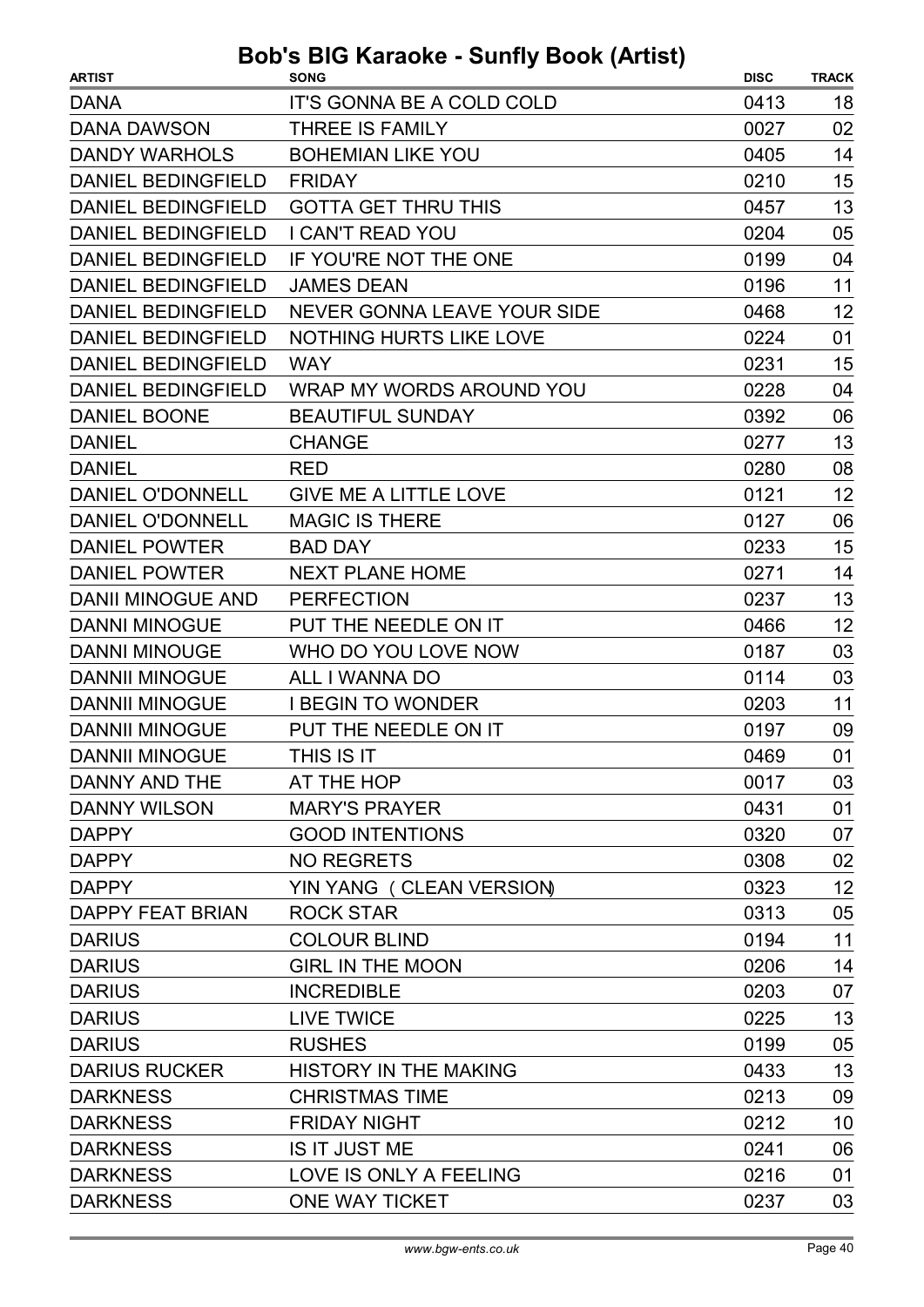# Bob's BIG Karaoke - Sunfly Book (Artist)

| ARTIST | SONG | DISC | TRACK |
|---|---|---|---|
| DANA | IT'S GONNA BE A COLD COLD | 0413 | 18 |
| DANA DAWSON | THREE IS FAMILY | 0027 | 02 |
| DANDY WARHOLS | BOHEMIAN LIKE YOU | 0405 | 14 |
| DANIEL BEDINGFIELD | FRIDAY | 0210 | 15 |
| DANIEL BEDINGFIELD | GOTTA GET THRU THIS | 0457 | 13 |
| DANIEL BEDINGFIELD | I CAN'T READ YOU | 0204 | 05 |
| DANIEL BEDINGFIELD | IF YOU'RE NOT THE ONE | 0199 | 04 |
| DANIEL BEDINGFIELD | JAMES DEAN | 0196 | 11 |
| DANIEL BEDINGFIELD | NEVER GONNA LEAVE YOUR SIDE | 0468 | 12 |
| DANIEL BEDINGFIELD | NOTHING HURTS LIKE LOVE | 0224 | 01 |
| DANIEL BEDINGFIELD | WAY | 0231 | 15 |
| DANIEL BEDINGFIELD | WRAP MY WORDS AROUND YOU | 0228 | 04 |
| DANIEL BOONE | BEAUTIFUL SUNDAY | 0392 | 06 |
| DANIEL | CHANGE | 0277 | 13 |
| DANIEL | RED | 0280 | 08 |
| DANIEL O'DONNELL | GIVE ME A LITTLE LOVE | 0121 | 12 |
| DANIEL O'DONNELL | MAGIC IS THERE | 0127 | 06 |
| DANIEL POWTER | BAD DAY | 0233 | 15 |
| DANIEL POWTER | NEXT PLANE HOME | 0271 | 14 |
| DANII MINOGUE AND | PERFECTION | 0237 | 13 |
| DANNI MINOGUE | PUT THE NEEDLE ON IT | 0466 | 12 |
| DANNI MINOUGE | WHO DO YOU LOVE NOW | 0187 | 03 |
| DANNII MINOGUE | ALL I WANNA DO | 0114 | 03 |
| DANNII MINOGUE | I BEGIN TO WONDER | 0203 | 11 |
| DANNII MINOGUE | PUT THE NEEDLE ON IT | 0197 | 09 |
| DANNII MINOGUE | THIS IS IT | 0469 | 01 |
| DANNY AND THE | AT THE HOP | 0017 | 03 |
| DANNY WILSON | MARY'S PRAYER | 0431 | 01 |
| DAPPY | GOOD INTENTIONS | 0320 | 07 |
| DAPPY | NO REGRETS | 0308 | 02 |
| DAPPY | YIN YANG ( CLEAN VERSION) | 0323 | 12 |
| DAPPY FEAT BRIAN | ROCK STAR | 0313 | 05 |
| DARIUS | COLOUR BLIND | 0194 | 11 |
| DARIUS | GIRL IN THE MOON | 0206 | 14 |
| DARIUS | INCREDIBLE | 0203 | 07 |
| DARIUS | LIVE TWICE | 0225 | 13 |
| DARIUS | RUSHES | 0199 | 05 |
| DARIUS RUCKER | HISTORY IN THE MAKING | 0433 | 13 |
| DARKNESS | CHRISTMAS TIME | 0213 | 09 |
| DARKNESS | FRIDAY NIGHT | 0212 | 10 |
| DARKNESS | IS IT JUST ME | 0241 | 06 |
| DARKNESS | LOVE IS ONLY A FEELING | 0216 | 01 |
| DARKNESS | ONE WAY TICKET | 0237 | 03 |

www.bgw-ents.co.uk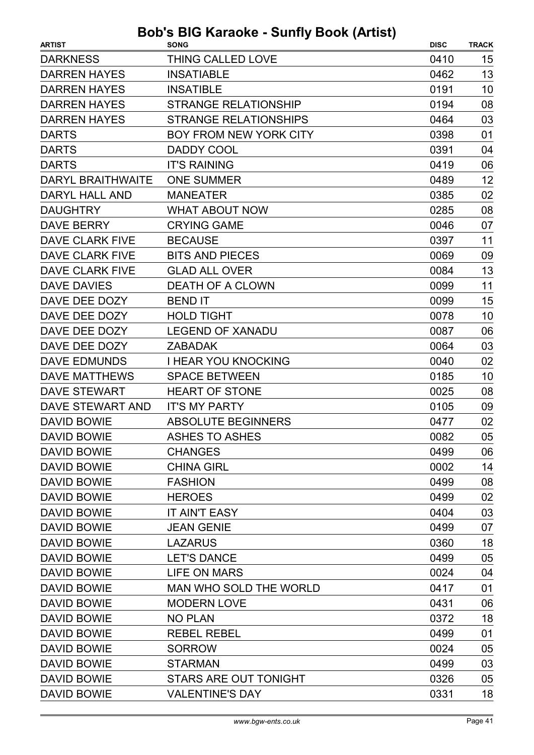# Bob's BIG Karaoke - Sunfly Book (Artist)

| ARTIST | SONG | DISC | TRACK |
|---|---|---|---|
| DARKNESS | THING CALLED LOVE | 0410 | 15 |
| DARREN HAYES | INSATIABLE | 0462 | 13 |
| DARREN HAYES | INSATIBLE | 0191 | 10 |
| DARREN HAYES | STRANGE RELATIONSHIP | 0194 | 08 |
| DARREN HAYES | STRANGE RELATIONSHIPS | 0464 | 03 |
| DARTS | BOY FROM NEW YORK CITY | 0398 | 01 |
| DARTS | DADDY COOL | 0391 | 04 |
| DARTS | IT'S RAINING | 0419 | 06 |
| DARYL BRAITHWAITE | ONE SUMMER | 0489 | 12 |
| DARYL HALL AND | MANEATER | 0385 | 02 |
| DAUGHTRY | WHAT ABOUT NOW | 0285 | 08 |
| DAVE BERRY | CRYING GAME | 0046 | 07 |
| DAVE CLARK FIVE | BECAUSE | 0397 | 11 |
| DAVE CLARK FIVE | BITS AND PIECES | 0069 | 09 |
| DAVE CLARK FIVE | GLAD ALL OVER | 0084 | 13 |
| DAVE DAVIES | DEATH OF A CLOWN | 0099 | 11 |
| DAVE DEE DOZY | BEND IT | 0099 | 15 |
| DAVE DEE DOZY | HOLD TIGHT | 0078 | 10 |
| DAVE DEE DOZY | LEGEND OF XANADU | 0087 | 06 |
| DAVE DEE DOZY | ZABADAK | 0064 | 03 |
| DAVE EDMUNDS | I HEAR YOU KNOCKING | 0040 | 02 |
| DAVE MATTHEWS | SPACE BETWEEN | 0185 | 10 |
| DAVE STEWART | HEART OF STONE | 0025 | 08 |
| DAVE STEWART AND | IT'S MY PARTY | 0105 | 09 |
| DAVID BOWIE | ABSOLUTE BEGINNERS | 0477 | 02 |
| DAVID BOWIE | ASHES TO ASHES | 0082 | 05 |
| DAVID BOWIE | CHANGES | 0499 | 06 |
| DAVID BOWIE | CHINA GIRL | 0002 | 14 |
| DAVID BOWIE | FASHION | 0499 | 08 |
| DAVID BOWIE | HEROES | 0499 | 02 |
| DAVID BOWIE | IT AIN'T EASY | 0404 | 03 |
| DAVID BOWIE | JEAN GENIE | 0499 | 07 |
| DAVID BOWIE | LAZARUS | 0360 | 18 |
| DAVID BOWIE | LET'S DANCE | 0499 | 05 |
| DAVID BOWIE | LIFE ON MARS | 0024 | 04 |
| DAVID BOWIE | MAN WHO SOLD THE WORLD | 0417 | 01 |
| DAVID BOWIE | MODERN LOVE | 0431 | 06 |
| DAVID BOWIE | NO PLAN | 0372 | 18 |
| DAVID BOWIE | REBEL REBEL | 0499 | 01 |
| DAVID BOWIE | SORROW | 0024 | 05 |
| DAVID BOWIE | STARMAN | 0499 | 03 |
| DAVID BOWIE | STARS ARE OUT TONIGHT | 0326 | 05 |
| DAVID BOWIE | VALENTINE'S DAY | 0331 | 18 |

www.bgw-ents.co.uk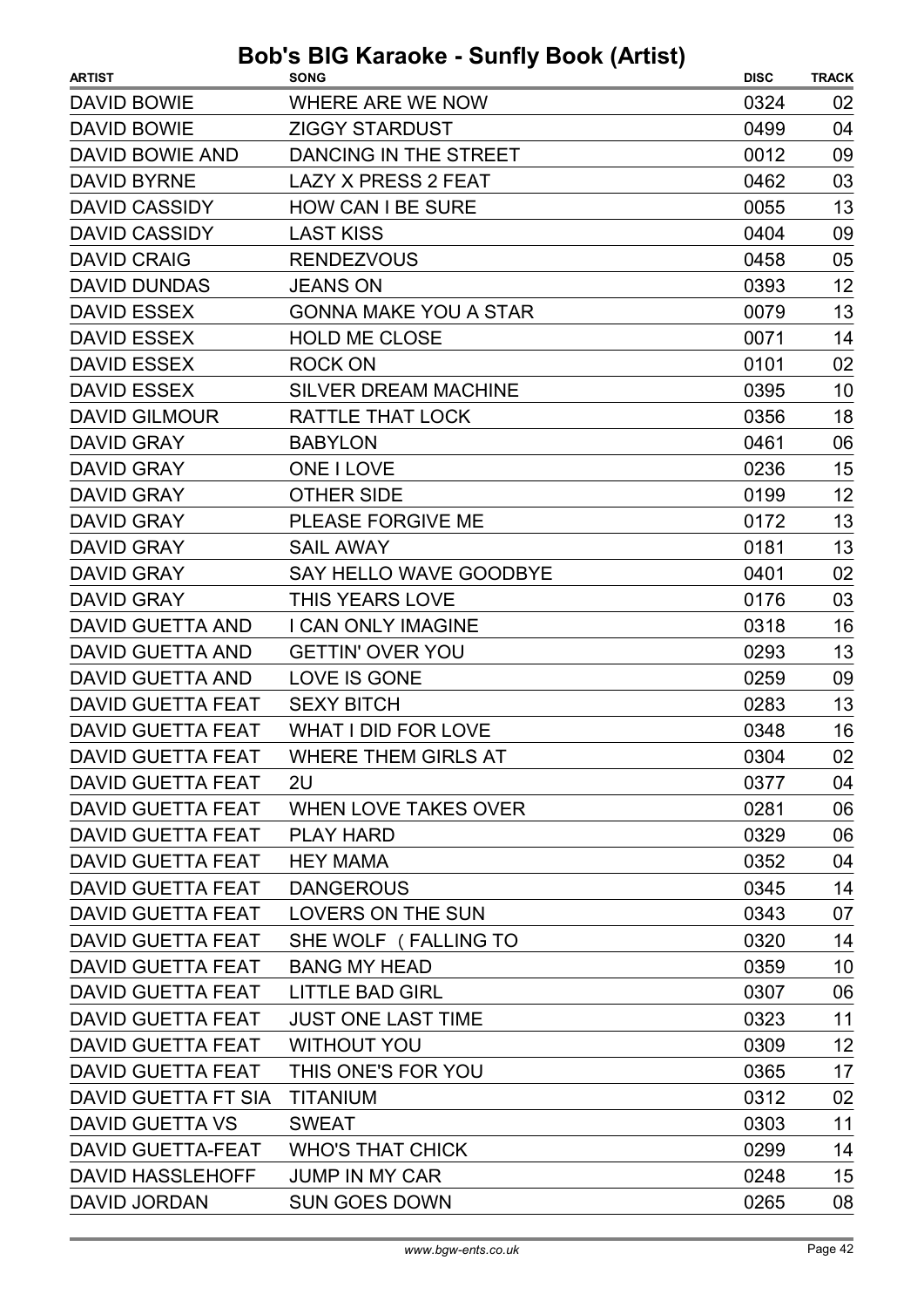# Bob's BIG Karaoke - Sunfly Book (Artist)

| ARTIST | SONG | DISC | TRACK |
|---|---|---|---|
| DAVID BOWIE | WHERE ARE WE NOW | 0324 | 02 |
| DAVID BOWIE | ZIGGY STARDUST | 0499 | 04 |
| DAVID BOWIE AND | DANCING IN THE STREET | 0012 | 09 |
| DAVID BYRNE | LAZY X PRESS 2 FEAT | 0462 | 03 |
| DAVID CASSIDY | HOW CAN I BE SURE | 0055 | 13 |
| DAVID CASSIDY | LAST KISS | 0404 | 09 |
| DAVID CRAIG | RENDEZVOUS | 0458 | 05 |
| DAVID DUNDAS | JEANS ON | 0393 | 12 |
| DAVID ESSEX | GONNA MAKE YOU A STAR | 0079 | 13 |
| DAVID ESSEX | HOLD ME CLOSE | 0071 | 14 |
| DAVID ESSEX | ROCK ON | 0101 | 02 |
| DAVID ESSEX | SILVER DREAM MACHINE | 0395 | 10 |
| DAVID GILMOUR | RATTLE THAT LOCK | 0356 | 18 |
| DAVID GRAY | BABYLON | 0461 | 06 |
| DAVID GRAY | ONE I LOVE | 0236 | 15 |
| DAVID GRAY | OTHER SIDE | 0199 | 12 |
| DAVID GRAY | PLEASE FORGIVE ME | 0172 | 13 |
| DAVID GRAY | SAIL AWAY | 0181 | 13 |
| DAVID GRAY | SAY HELLO WAVE GOODBYE | 0401 | 02 |
| DAVID GRAY | THIS YEARS LOVE | 0176 | 03 |
| DAVID GUETTA AND | I CAN ONLY IMAGINE | 0318 | 16 |
| DAVID GUETTA AND | GETTIN' OVER YOU | 0293 | 13 |
| DAVID GUETTA AND | LOVE IS GONE | 0259 | 09 |
| DAVID GUETTA FEAT | SEXY BITCH | 0283 | 13 |
| DAVID GUETTA FEAT | WHAT I DID FOR LOVE | 0348 | 16 |
| DAVID GUETTA FEAT | WHERE THEM GIRLS AT | 0304 | 02 |
| DAVID GUETTA FEAT | 2U | 0377 | 04 |
| DAVID GUETTA FEAT | WHEN LOVE TAKES OVER | 0281 | 06 |
| DAVID GUETTA FEAT | PLAY HARD | 0329 | 06 |
| DAVID GUETTA FEAT | HEY MAMA | 0352 | 04 |
| DAVID GUETTA FEAT | DANGEROUS | 0345 | 14 |
| DAVID GUETTA FEAT | LOVERS ON THE SUN | 0343 | 07 |
| DAVID GUETTA FEAT | SHE WOLF ( FALLING TO | 0320 | 14 |
| DAVID GUETTA FEAT | BANG MY HEAD | 0359 | 10 |
| DAVID GUETTA FEAT | LITTLE BAD GIRL | 0307 | 06 |
| DAVID GUETTA FEAT | JUST ONE LAST TIME | 0323 | 11 |
| DAVID GUETTA FEAT | WITHOUT YOU | 0309 | 12 |
| DAVID GUETTA FEAT | THIS ONE'S FOR YOU | 0365 | 17 |
| DAVID GUETTA FT SIA | TITANIUM | 0312 | 02 |
| DAVID GUETTA VS | SWEAT | 0303 | 11 |
| DAVID GUETTA-FEAT | WHO'S THAT CHICK | 0299 | 14 |
| DAVID HASSLEHOFF | JUMP IN MY CAR | 0248 | 15 |
| DAVID JORDAN | SUN GOES DOWN | 0265 | 08 |

www.bgw-ents.co.uk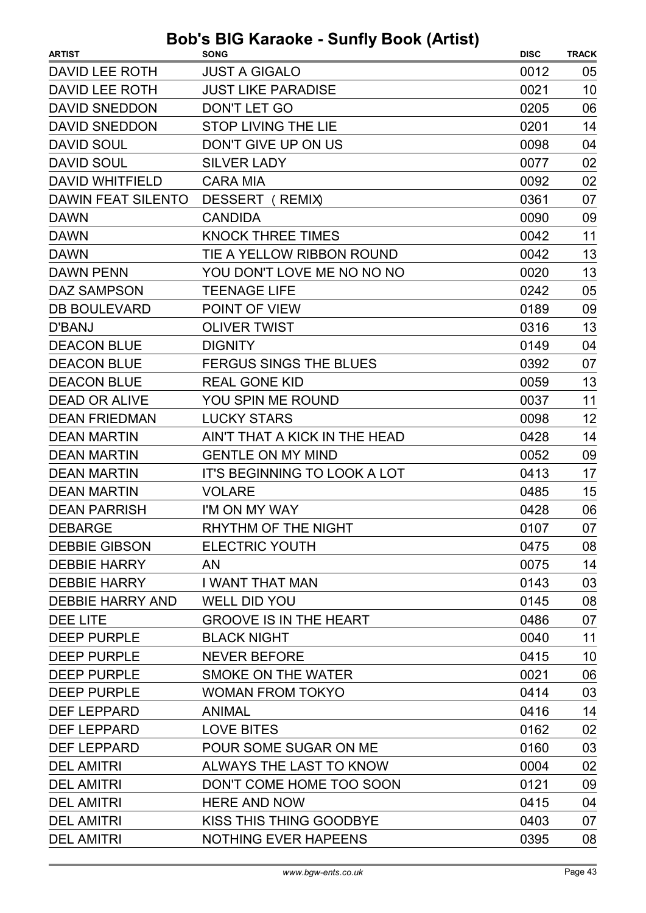# Bob's BIG Karaoke - Sunfly Book (Artist)

| ARTIST | SONG | DISC | TRACK |
|---|---|---|---|
| DAVID LEE ROTH | JUST A GIGALO | 0012 | 05 |
| DAVID LEE ROTH | JUST LIKE PARADISE | 0021 | 10 |
| DAVID SNEDDON | DON'T LET GO | 0205 | 06 |
| DAVID SNEDDON | STOP LIVING THE LIE | 0201 | 14 |
| DAVID SOUL | DON'T GIVE UP ON US | 0098 | 04 |
| DAVID SOUL | SILVER LADY | 0077 | 02 |
| DAVID WHITFIELD | CARA MIA | 0092 | 02 |
| DAWIN FEAT SILENTO | DESSERT ( REMIX) | 0361 | 07 |
| DAWN | CANDIDA | 0090 | 09 |
| DAWN | KNOCK THREE TIMES | 0042 | 11 |
| DAWN | TIE A YELLOW RIBBON ROUND | 0042 | 13 |
| DAWN PENN | YOU DON'T LOVE ME NO NO NO | 0020 | 13 |
| DAZ SAMPSON | TEENAGE LIFE | 0242 | 05 |
| DB BOULEVARD | POINT OF VIEW | 0189 | 09 |
| D'BANJ | OLIVER TWIST | 0316 | 13 |
| DEACON BLUE | DIGNITY | 0149 | 04 |
| DEACON BLUE | FERGUS SINGS THE BLUES | 0392 | 07 |
| DEACON BLUE | REAL GONE KID | 0059 | 13 |
| DEAD OR ALIVE | YOU SPIN ME ROUND | 0037 | 11 |
| DEAN FRIEDMAN | LUCKY STARS | 0098 | 12 |
| DEAN MARTIN | AIN'T THAT A KICK IN THE HEAD | 0428 | 14 |
| DEAN MARTIN | GENTLE ON MY MIND | 0052 | 09 |
| DEAN MARTIN | IT'S BEGINNING TO LOOK A LOT | 0413 | 17 |
| DEAN MARTIN | VOLARE | 0485 | 15 |
| DEAN PARRISH | I'M ON MY WAY | 0428 | 06 |
| DEBARGE | RHYTHM OF THE NIGHT | 0107 | 07 |
| DEBBIE GIBSON | ELECTRIC YOUTH | 0475 | 08 |
| DEBBIE HARRY | AN | 0075 | 14 |
| DEBBIE HARRY | I WANT THAT MAN | 0143 | 03 |
| DEBBIE HARRY AND | WELL DID YOU | 0145 | 08 |
| DEE LITE | GROOVE IS IN THE HEART | 0486 | 07 |
| DEEP PURPLE | BLACK NIGHT | 0040 | 11 |
| DEEP PURPLE | NEVER BEFORE | 0415 | 10 |
| DEEP PURPLE | SMOKE ON THE WATER | 0021 | 06 |
| DEEP PURPLE | WOMAN FROM TOKYO | 0414 | 03 |
| DEF LEPPARD | ANIMAL | 0416 | 14 |
| DEF LEPPARD | LOVE BITES | 0162 | 02 |
| DEF LEPPARD | POUR SOME SUGAR ON ME | 0160 | 03 |
| DEL AMITRI | ALWAYS THE LAST TO KNOW | 0004 | 02 |
| DEL AMITRI | DON'T COME HOME TOO SOON | 0121 | 09 |
| DEL AMITRI | HERE AND NOW | 0415 | 04 |
| DEL AMITRI | KISS THIS THING GOODBYE | 0403 | 07 |
| DEL AMITRI | NOTHING EVER HAPEENS | 0395 | 08 |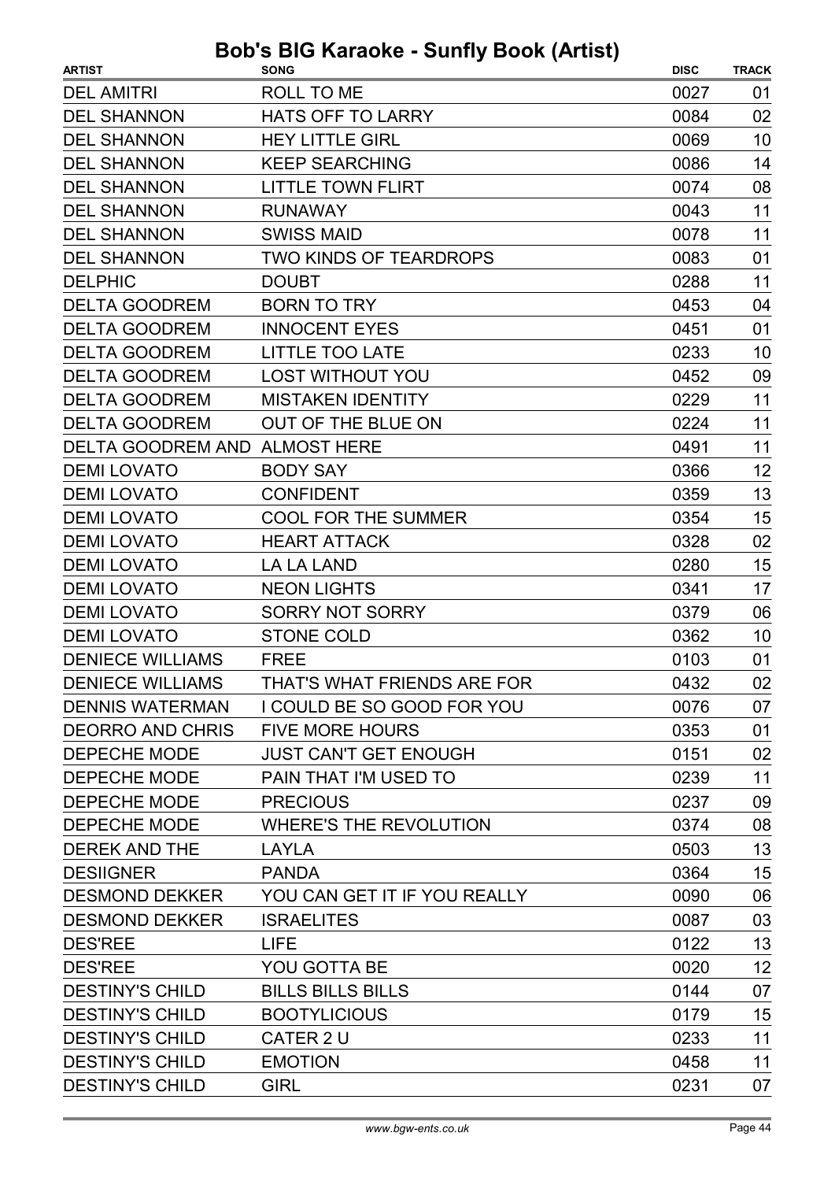# Bob's BIG Karaoke - Sunfly Book (Artist)

| ARTIST | SONG | DISC | TRACK |
|---|---|---|---|
| DEL AMITRI | ROLL TO ME | 0027 | 01 |
| DEL SHANNON | HATS OFF TO LARRY | 0084 | 02 |
| DEL SHANNON | HEY LITTLE GIRL | 0069 | 10 |
| DEL SHANNON | KEEP SEARCHING | 0086 | 14 |
| DEL SHANNON | LITTLE TOWN FLIRT | 0074 | 08 |
| DEL SHANNON | RUNAWAY | 0043 | 11 |
| DEL SHANNON | SWISS MAID | 0078 | 11 |
| DEL SHANNON | TWO KINDS OF TEARDROPS | 0083 | 01 |
| DELPHIC | DOUBT | 0288 | 11 |
| DELTA GOODREM | BORN TO TRY | 0453 | 04 |
| DELTA GOODREM | INNOCENT EYES | 0451 | 01 |
| DELTA GOODREM | LITTLE TOO LATE | 0233 | 10 |
| DELTA GOODREM | LOST WITHOUT YOU | 0452 | 09 |
| DELTA GOODREM | MISTAKEN IDENTITY | 0229 | 11 |
| DELTA GOODREM | OUT OF THE BLUE ON | 0224 | 11 |
| DELTA GOODREM AND | ALMOST HERE | 0491 | 11 |
| DEMI LOVATO | BODY SAY | 0366 | 12 |
| DEMI LOVATO | CONFIDENT | 0359 | 13 |
| DEMI LOVATO | COOL FOR THE SUMMER | 0354 | 15 |
| DEMI LOVATO | HEART ATTACK | 0328 | 02 |
| DEMI LOVATO | LA LA LAND | 0280 | 15 |
| DEMI LOVATO | NEON LIGHTS | 0341 | 17 |
| DEMI LOVATO | SORRY NOT SORRY | 0379 | 06 |
| DEMI LOVATO | STONE COLD | 0362 | 10 |
| DENIECE WILLIAMS | FREE | 0103 | 01 |
| DENIECE WILLIAMS | THAT'S WHAT FRIENDS ARE FOR | 0432 | 02 |
| DENNIS WATERMAN | I COULD BE SO GOOD FOR YOU | 0076 | 07 |
| DEORRO AND CHRIS | FIVE MORE HOURS | 0353 | 01 |
| DEPECHE MODE | JUST CAN'T GET ENOUGH | 0151 | 02 |
| DEPECHE MODE | PAIN THAT I'M USED TO | 0239 | 11 |
| DEPECHE MODE | PRECIOUS | 0237 | 09 |
| DEPECHE MODE | WHERE'S THE REVOLUTION | 0374 | 08 |
| DEREK AND THE | LAYLA | 0503 | 13 |
| DESIIGNER | PANDA | 0364 | 15 |
| DESMOND DEKKER | YOU CAN GET IT IF YOU REALLY | 0090 | 06 |
| DESMOND DEKKER | ISRAELITES | 0087 | 03 |
| DES'REE | LIFE | 0122 | 13 |
| DES'REE | YOU GOTTA BE | 0020 | 12 |
| DESTINY'S CHILD | BILLS BILLS BILLS | 0144 | 07 |
| DESTINY'S CHILD | BOOTYLICIOUS | 0179 | 15 |
| DESTINY'S CHILD | CATER 2 U | 0233 | 11 |
| DESTINY'S CHILD | EMOTION | 0458 | 11 |
| DESTINY'S CHILD | GIRL | 0231 | 07 |

www.bgw-ents.co.uk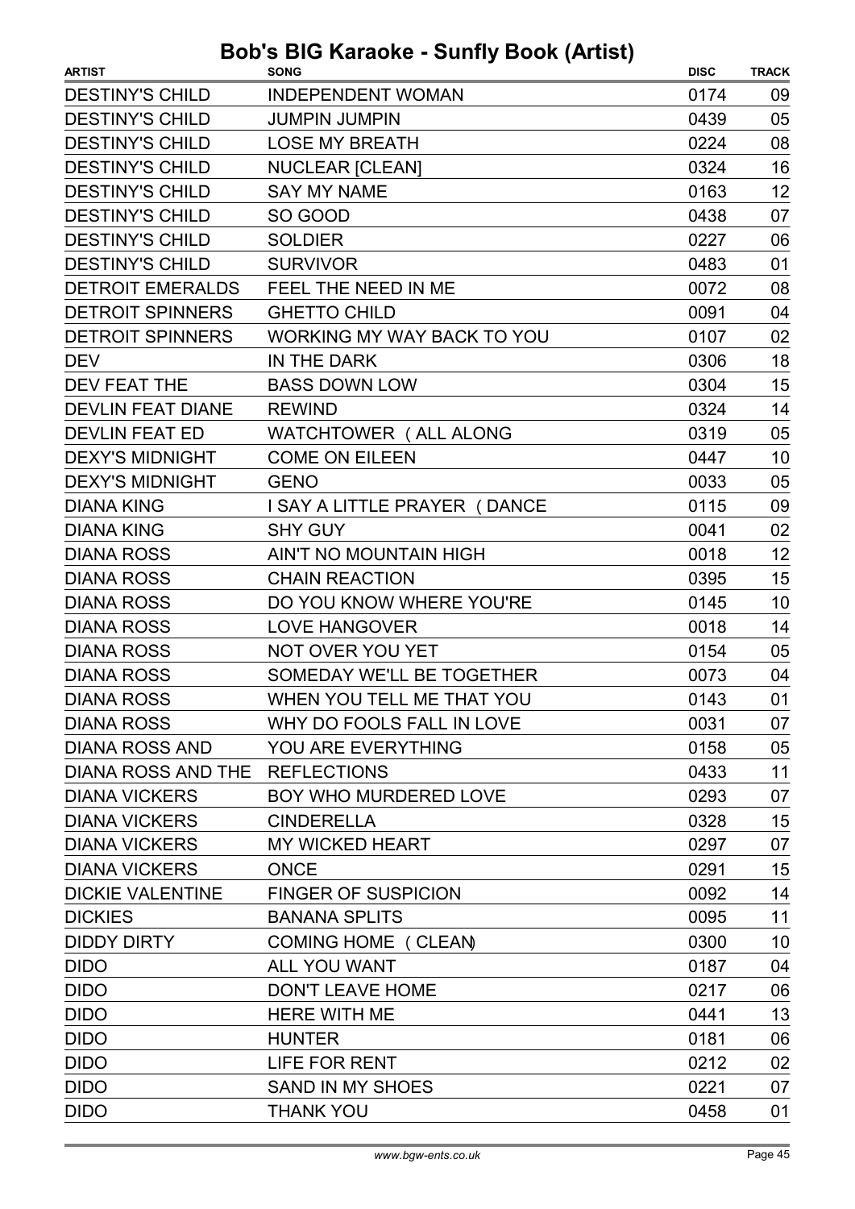# Bob's BIG Karaoke - Sunfly Book (Artist)

| ARTIST | SONG | DISC | TRACK |
|---|---|---|---|
| DESTINY'S CHILD | INDEPENDENT WOMAN | 0174 | 09 |
| DESTINY'S CHILD | JUMPIN JUMPIN | 0439 | 05 |
| DESTINY'S CHILD | LOSE MY BREATH | 0224 | 08 |
| DESTINY'S CHILD | NUCLEAR [CLEAN] | 0324 | 16 |
| DESTINY'S CHILD | SAY MY NAME | 0163 | 12 |
| DESTINY'S CHILD | SO GOOD | 0438 | 07 |
| DESTINY'S CHILD | SOLDIER | 0227 | 06 |
| DESTINY'S CHILD | SURVIVOR | 0483 | 01 |
| DETROIT EMERALDS | FEEL THE NEED IN ME | 0072 | 08 |
| DETROIT SPINNERS | GHETTO CHILD | 0091 | 04 |
| DETROIT SPINNERS | WORKING MY WAY BACK TO YOU | 0107 | 02 |
| DEV | IN THE DARK | 0306 | 18 |
| DEV FEAT THE | BASS DOWN LOW | 0304 | 15 |
| DEVLIN FEAT DIANE | REWIND | 0324 | 14 |
| DEVLIN FEAT ED | WATCHTOWER ( ALL ALONG | 0319 | 05 |
| DEXY'S MIDNIGHT | COME ON EILEEN | 0447 | 10 |
| DEXY'S MIDNIGHT | GENO | 0033 | 05 |
| DIANA KING | I SAY A LITTLE PRAYER ( DANCE | 0115 | 09 |
| DIANA KING | SHY GUY | 0041 | 02 |
| DIANA ROSS | AIN'T NO MOUNTAIN HIGH | 0018 | 12 |
| DIANA ROSS | CHAIN REACTION | 0395 | 15 |
| DIANA ROSS | DO YOU KNOW WHERE YOU'RE | 0145 | 10 |
| DIANA ROSS | LOVE HANGOVER | 0018 | 14 |
| DIANA ROSS | NOT OVER YOU YET | 0154 | 05 |
| DIANA ROSS | SOMEDAY WE'LL BE TOGETHER | 0073 | 04 |
| DIANA ROSS | WHEN YOU TELL ME THAT YOU | 0143 | 01 |
| DIANA ROSS | WHY DO FOOLS FALL IN LOVE | 0031 | 07 |
| DIANA ROSS AND | YOU ARE EVERYTHING | 0158 | 05 |
| DIANA ROSS AND THE | REFLECTIONS | 0433 | 11 |
| DIANA VICKERS | BOY WHO MURDERED LOVE | 0293 | 07 |
| DIANA VICKERS | CINDERELLA | 0328 | 15 |
| DIANA VICKERS | MY WICKED HEART | 0297 | 07 |
| DIANA VICKERS | ONCE | 0291 | 15 |
| DICKIE VALENTINE | FINGER OF SUSPICION | 0092 | 14 |
| DICKIES | BANANA SPLITS | 0095 | 11 |
| DIDDY DIRTY | COMING HOME ( CLEAN) | 0300 | 10 |
| DIDO | ALL YOU WANT | 0187 | 04 |
| DIDO | DON'T LEAVE HOME | 0217 | 06 |
| DIDO | HERE WITH ME | 0441 | 13 |
| DIDO | HUNTER | 0181 | 06 |
| DIDO | LIFE FOR RENT | 0212 | 02 |
| DIDO | SAND IN MY SHOES | 0221 | 07 |
| DIDO | THANK YOU | 0458 | 01 |

*www.bgw-ents.co.uk*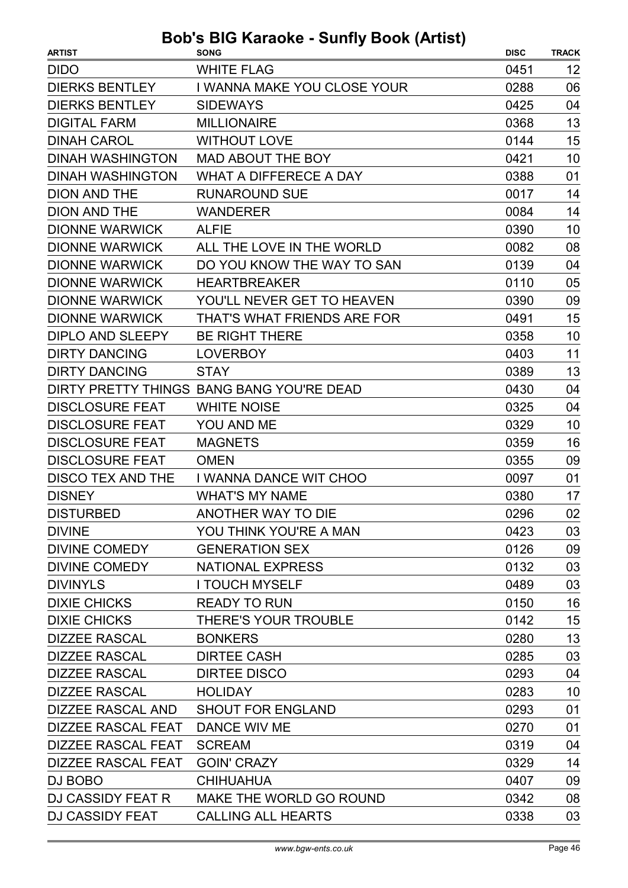# Bob's BIG Karaoke - Sunfly Book (Artist)

| ARTIST | SONG | DISC | TRACK |
| --- | --- | --- | --- |
| DIDO | WHITE FLAG | 0451 | 12 |
| DIERKS BENTLEY | I WANNA MAKE YOU CLOSE YOUR | 0288 | 06 |
| DIERKS BENTLEY | SIDEWAYS | 0425 | 04 |
| DIGITAL FARM | MILLIONAIRE | 0368 | 13 |
| DINAH CAROL | WITHOUT LOVE | 0144 | 15 |
| DINAH WASHINGTON | MAD ABOUT THE BOY | 0421 | 10 |
| DINAH WASHINGTON | WHAT A DIFFERECE A DAY | 0388 | 01 |
| DION AND THE | RUNAROUND SUE | 0017 | 14 |
| DION AND THE | WANDERER | 0084 | 14 |
| DIONNE WARWICK | ALFIE | 0390 | 10 |
| DIONNE WARWICK | ALL THE LOVE IN THE WORLD | 0082 | 08 |
| DIONNE WARWICK | DO YOU KNOW THE WAY TO SAN | 0139 | 04 |
| DIONNE WARWICK | HEARTBREAKER | 0110 | 05 |
| DIONNE WARWICK | YOU'LL NEVER GET TO HEAVEN | 0390 | 09 |
| DIONNE WARWICK | THAT'S WHAT FRIENDS ARE FOR | 0491 | 15 |
| DIPLO AND SLEEPY | BE RIGHT THERE | 0358 | 10 |
| DIRTY DANCING | LOVERBOY | 0403 | 11 |
| DIRTY DANCING | STAY | 0389 | 13 |
| DIRTY PRETTY THINGS | BANG BANG YOU'RE DEAD | 0430 | 04 |
| DISCLOSURE FEAT | WHITE NOISE | 0325 | 04 |
| DISCLOSURE FEAT | YOU AND ME | 0329 | 10 |
| DISCLOSURE FEAT | MAGNETS | 0359 | 16 |
| DISCLOSURE FEAT | OMEN | 0355 | 09 |
| DISCO TEX AND THE | I WANNA DANCE WIT CHOO | 0097 | 01 |
| DISNEY | WHAT'S MY NAME | 0380 | 17 |
| DISTURBED | ANOTHER WAY TO DIE | 0296 | 02 |
| DIVINE | YOU THINK YOU'RE A MAN | 0423 | 03 |
| DIVINE COMEDY | GENERATION SEX | 0126 | 09 |
| DIVINE COMEDY | NATIONAL EXPRESS | 0132 | 03 |
| DIVINYLS | I TOUCH MYSELF | 0489 | 03 |
| DIXIE CHICKS | READY TO RUN | 0150 | 16 |
| DIXIE CHICKS | THERE'S YOUR TROUBLE | 0142 | 15 |
| DIZZEE RASCAL | BONKERS | 0280 | 13 |
| DIZZEE RASCAL | DIRTEE CASH | 0285 | 03 |
| DIZZEE RASCAL | DIRTEE DISCO | 0293 | 04 |
| DIZZEE RASCAL | HOLIDAY | 0283 | 10 |
| DIZZEE RASCAL AND | SHOUT FOR ENGLAND | 0293 | 01 |
| DIZZEE RASCAL FEAT | DANCE WIV ME | 0270 | 01 |
| DIZZEE RASCAL FEAT | SCREAM | 0319 | 04 |
| DIZZEE RASCAL FEAT | GOIN' CRAZY | 0329 | 14 |
| DJ BOBO | CHIHUAHUA | 0407 | 09 |
| DJ CASSIDY FEAT R | MAKE THE WORLD GO ROUND | 0342 | 08 |
| DJ CASSIDY FEAT | CALLING ALL HEARTS | 0338 | 03 |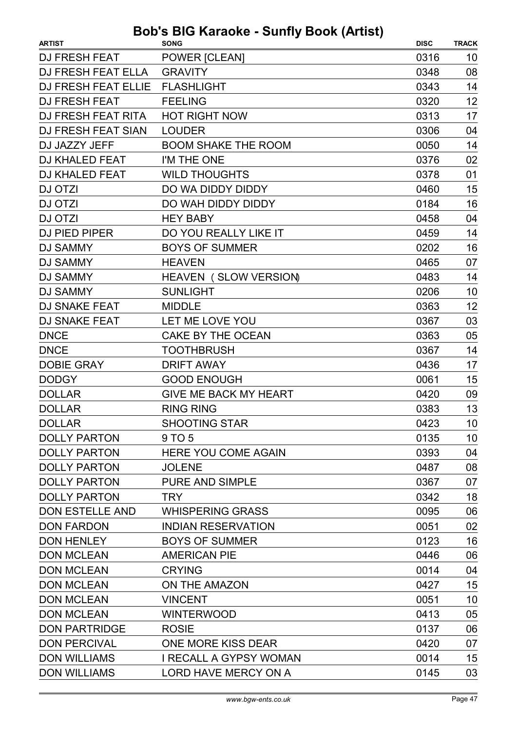# Bob's BIG Karaoke - Sunfly Book (Artist)

| ARTIST | SONG | DISC | TRACK |
|---|---|---|---|
| DJ FRESH FEAT | POWER [CLEAN] | 0316 | 10 |
| DJ FRESH FEAT ELLA | GRAVITY | 0348 | 08 |
| DJ FRESH FEAT ELLIE | FLASHLIGHT | 0343 | 14 |
| DJ FRESH FEAT | FEELING | 0320 | 12 |
| DJ FRESH FEAT RITA | HOT RIGHT NOW | 0313 | 17 |
| DJ FRESH FEAT SIAN | LOUDER | 0306 | 04 |
| DJ JAZZY JEFF | BOOM SHAKE THE ROOM | 0050 | 14 |
| DJ KHALED FEAT | I'M THE ONE | 0376 | 02 |
| DJ KHALED FEAT | WILD THOUGHTS | 0378 | 01 |
| DJ OTZI | DO WA DIDDY DIDDY | 0460 | 15 |
| DJ OTZI | DO WAH DIDDY DIDDY | 0184 | 16 |
| DJ OTZI | HEY BABY | 0458 | 04 |
| DJ PIED PIPER | DO YOU REALLY LIKE IT | 0459 | 14 |
| DJ SAMMY | BOYS OF SUMMER | 0202 | 16 |
| DJ SAMMY | HEAVEN | 0465 | 07 |
| DJ SAMMY | HEAVEN ( SLOW VERSION) | 0483 | 14 |
| DJ SAMMY | SUNLIGHT | 0206 | 10 |
| DJ SNAKE FEAT | MIDDLE | 0363 | 12 |
| DJ SNAKE FEAT | LET ME LOVE YOU | 0367 | 03 |
| DNCE | CAKE BY THE OCEAN | 0363 | 05 |
| DNCE | TOOTHBRUSH | 0367 | 14 |
| DOBIE GRAY | DRIFT AWAY | 0436 | 17 |
| DODGY | GOOD ENOUGH | 0061 | 15 |
| DOLLAR | GIVE ME BACK MY HEART | 0420 | 09 |
| DOLLAR | RING RING | 0383 | 13 |
| DOLLAR | SHOOTING STAR | 0423 | 10 |
| DOLLY PARTON | 9 TO 5 | 0135 | 10 |
| DOLLY PARTON | HERE YOU COME AGAIN | 0393 | 04 |
| DOLLY PARTON | JOLENE | 0487 | 08 |
| DOLLY PARTON | PURE AND SIMPLE | 0367 | 07 |
| DOLLY PARTON | TRY | 0342 | 18 |
| DON ESTELLE AND | WHISPERING GRASS | 0095 | 06 |
| DON FARDON | INDIAN RESERVATION | 0051 | 02 |
| DON HENLEY | BOYS OF SUMMER | 0123 | 16 |
| DON MCLEAN | AMERICAN PIE | 0446 | 06 |
| DON MCLEAN | CRYING | 0014 | 04 |
| DON MCLEAN | ON THE AMAZON | 0427 | 15 |
| DON MCLEAN | VINCENT | 0051 | 10 |
| DON MCLEAN | WINTERWOOD | 0413 | 05 |
| DON PARTRIDGE | ROSIE | 0137 | 06 |
| DON PERCIVAL | ONE MORE KISS DEAR | 0420 | 07 |
| DON WILLIAMS | I RECALL A GYPSY WOMAN | 0014 | 15 |
| DON WILLIAMS | LORD HAVE MERCY ON A | 0145 | 03 |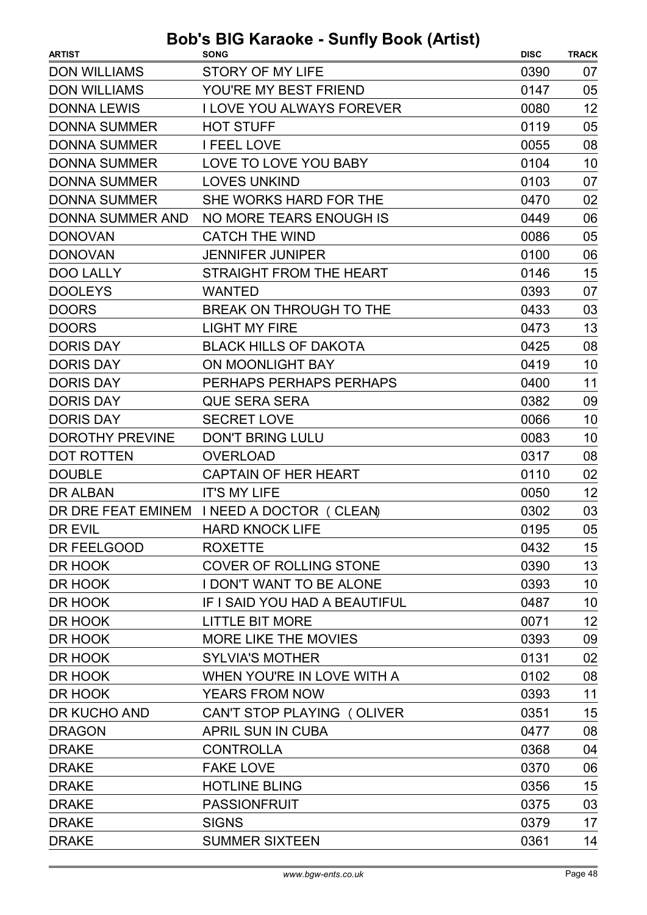# Bob's BIG Karaoke - Sunfly Book (Artist)

| ARTIST | SONG | DISC | TRACK |
| --- | --- | --- | --- |
| DON WILLIAMS | STORY OF MY LIFE | 0390 | 07 |
| DON WILLIAMS | YOU'RE MY BEST FRIEND | 0147 | 05 |
| DONNA LEWIS | I LOVE YOU ALWAYS FOREVER | 0080 | 12 |
| DONNA SUMMER | HOT STUFF | 0119 | 05 |
| DONNA SUMMER | I FEEL LOVE | 0055 | 08 |
| DONNA SUMMER | LOVE TO LOVE YOU BABY | 0104 | 10 |
| DONNA SUMMER | LOVES UNKIND | 0103 | 07 |
| DONNA SUMMER | SHE WORKS HARD FOR THE | 0470 | 02 |
| DONNA SUMMER AND | NO MORE TEARS ENOUGH IS | 0449 | 06 |
| DONOVAN | CATCH THE WIND | 0086 | 05 |
| DONOVAN | JENNIFER JUNIPER | 0100 | 06 |
| DOO LALLY | STRAIGHT FROM THE HEART | 0146 | 15 |
| DOOLEYS | WANTED | 0393 | 07 |
| DOORS | BREAK ON THROUGH TO THE | 0433 | 03 |
| DOORS | LIGHT MY FIRE | 0473 | 13 |
| DORIS DAY | BLACK HILLS OF DAKOTA | 0425 | 08 |
| DORIS DAY | ON MOONLIGHT BAY | 0419 | 10 |
| DORIS DAY | PERHAPS PERHAPS PERHAPS | 0400 | 11 |
| DORIS DAY | QUE SERA SERA | 0382 | 09 |
| DORIS DAY | SECRET LOVE | 0066 | 10 |
| DOROTHY PREVINE | DON'T BRING LULU | 0083 | 10 |
| DOT ROTTEN | OVERLOAD | 0317 | 08 |
| DOUBLE | CAPTAIN OF HER HEART | 0110 | 02 |
| DR ALBAN | IT'S MY LIFE | 0050 | 12 |
| DR DRE FEAT EMINEM | I NEED A DOCTOR ( CLEAN) | 0302 | 03 |
| DR EVIL | HARD KNOCK LIFE | 0195 | 05 |
| DR FEELGOOD | ROXETTE | 0432 | 15 |
| DR HOOK | COVER OF ROLLING STONE | 0390 | 13 |
| DR HOOK | I DON'T WANT TO BE ALONE | 0393 | 10 |
| DR HOOK | IF I SAID YOU HAD A BEAUTIFUL | 0487 | 10 |
| DR HOOK | LITTLE BIT MORE | 0071 | 12 |
| DR HOOK | MORE LIKE THE MOVIES | 0393 | 09 |
| DR HOOK | SYLVIA'S MOTHER | 0131 | 02 |
| DR HOOK | WHEN YOU'RE IN LOVE WITH A | 0102 | 08 |
| DR HOOK | YEARS FROM NOW | 0393 | 11 |
| DR KUCHO AND | CAN'T STOP PLAYING ( OLIVER | 0351 | 15 |
| DRAGON | APRIL SUN IN CUBA | 0477 | 08 |
| DRAKE | CONTROLLA | 0368 | 04 |
| DRAKE | FAKE LOVE | 0370 | 06 |
| DRAKE | HOTLINE BLING | 0356 | 15 |
| DRAKE | PASSIONFRUIT | 0375 | 03 |
| DRAKE | SIGNS | 0379 | 17 |
| DRAKE | SUMMER SIXTEEN | 0361 | 14 |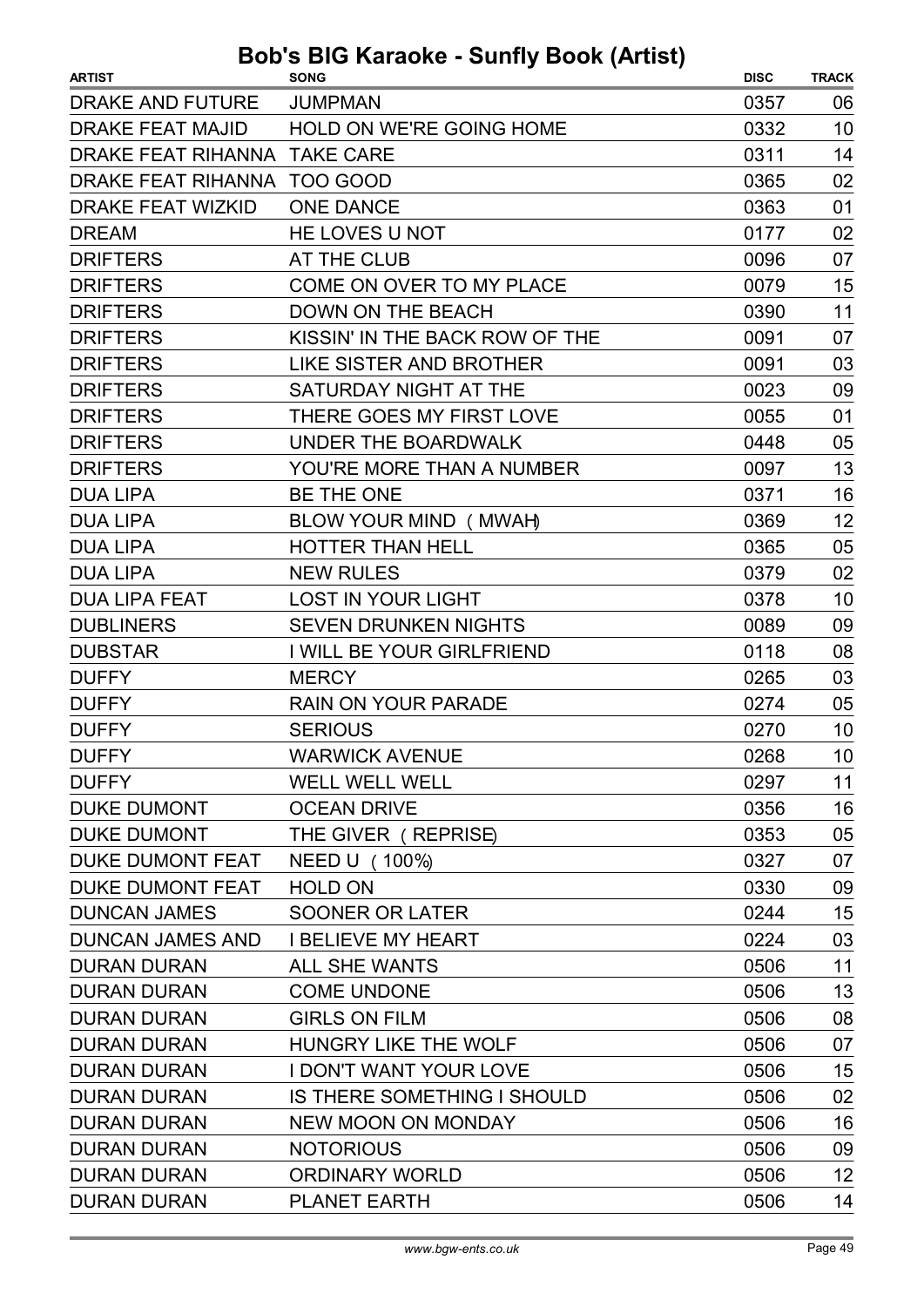# Bob's BIG Karaoke - Sunfly Book (Artist)

| ARTIST | SONG | DISC | TRACK |
| --- | --- | --- | --- |
| DRAKE AND FUTURE | JUMPMAN | 0357 | 06 |
| DRAKE FEAT MAJID | HOLD ON WE'RE GOING HOME | 0332 | 10 |
| DRAKE FEAT RIHANNA | TAKE CARE | 0311 | 14 |
| DRAKE FEAT RIHANNA | TOO GOOD | 0365 | 02 |
| DRAKE FEAT WIZKID | ONE DANCE | 0363 | 01 |
| DREAM | HE LOVES U NOT | 0177 | 02 |
| DRIFTERS | AT THE CLUB | 0096 | 07 |
| DRIFTERS | COME ON OVER TO MY PLACE | 0079 | 15 |
| DRIFTERS | DOWN ON THE BEACH | 0390 | 11 |
| DRIFTERS | KISSIN' IN THE BACK ROW OF THE | 0091 | 07 |
| DRIFTERS | LIKE SISTER AND BROTHER | 0091 | 03 |
| DRIFTERS | SATURDAY NIGHT AT THE | 0023 | 09 |
| DRIFTERS | THERE GOES MY FIRST LOVE | 0055 | 01 |
| DRIFTERS | UNDER THE BOARDWALK | 0448 | 05 |
| DRIFTERS | YOU'RE MORE THAN A NUMBER | 0097 | 13 |
| DUA LIPA | BE THE ONE | 0371 | 16 |
| DUA LIPA | BLOW YOUR MIND ( MWAH) | 0369 | 12 |
| DUA LIPA | HOTTER THAN HELL | 0365 | 05 |
| DUA LIPA | NEW RULES | 0379 | 02 |
| DUA LIPA FEAT | LOST IN YOUR LIGHT | 0378 | 10 |
| DUBLINERS | SEVEN DRUNKEN NIGHTS | 0089 | 09 |
| DUBSTAR | I WILL BE YOUR GIRLFRIEND | 0118 | 08 |
| DUFFY | MERCY | 0265 | 03 |
| DUFFY | RAIN ON YOUR PARADE | 0274 | 05 |
| DUFFY | SERIOUS | 0270 | 10 |
| DUFFY | WARWICK AVENUE | 0268 | 10 |
| DUFFY | WELL WELL WELL | 0297 | 11 |
| DUKE DUMONT | OCEAN DRIVE | 0356 | 16 |
| DUKE DUMONT | THE GIVER ( REPRISE) | 0353 | 05 |
| DUKE DUMONT FEAT | NEED U ( 100%) | 0327 | 07 |
| DUKE DUMONT FEAT | HOLD ON | 0330 | 09 |
| DUNCAN JAMES | SOONER OR LATER | 0244 | 15 |
| DUNCAN JAMES AND | I BELIEVE MY HEART | 0224 | 03 |
| DURAN DURAN | ALL SHE WANTS | 0506 | 11 |
| DURAN DURAN | COME UNDONE | 0506 | 13 |
| DURAN DURAN | GIRLS ON FILM | 0506 | 08 |
| DURAN DURAN | HUNGRY LIKE THE WOLF | 0506 | 07 |
| DURAN DURAN | I DON'T WANT YOUR LOVE | 0506 | 15 |
| DURAN DURAN | IS THERE SOMETHING I SHOULD | 0506 | 02 |
| DURAN DURAN | NEW MOON ON MONDAY | 0506 | 16 |
| DURAN DURAN | NOTORIOUS | 0506 | 09 |
| DURAN DURAN | ORDINARY WORLD | 0506 | 12 |
| DURAN DURAN | PLANET EARTH | 0506 | 14 |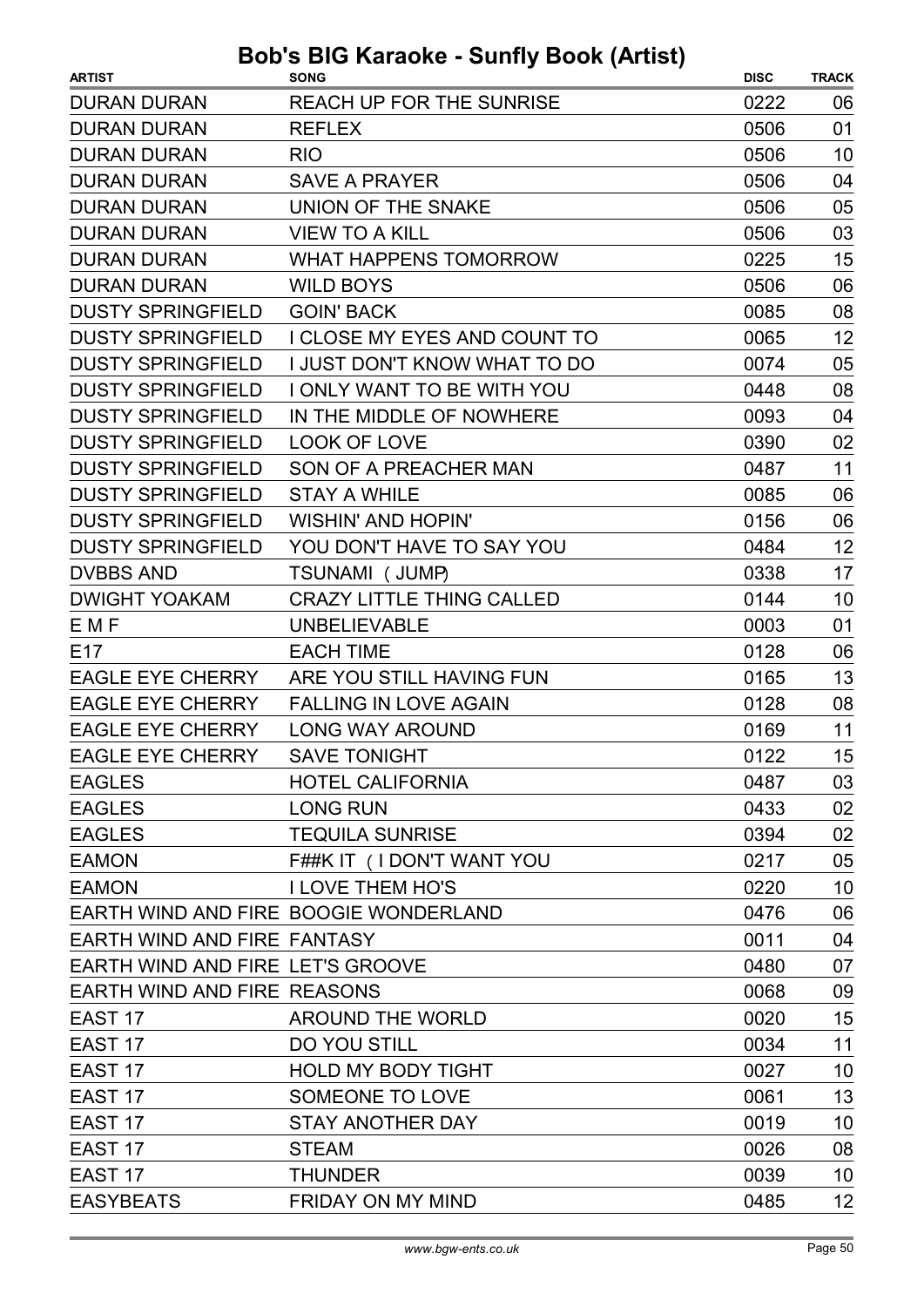# Bob's BIG Karaoke - Sunfly Book (Artist)

| ARTIST | SONG | DISC | TRACK |
|---|---|---|---|
| DURAN DURAN | REACH UP FOR THE SUNRISE | 0222 | 06 |
| DURAN DURAN | REFLEX | 0506 | 01 |
| DURAN DURAN | RIO | 0506 | 10 |
| DURAN DURAN | SAVE A PRAYER | 0506 | 04 |
| DURAN DURAN | UNION OF THE SNAKE | 0506 | 05 |
| DURAN DURAN | VIEW TO A KILL | 0506 | 03 |
| DURAN DURAN | WHAT HAPPENS TOMORROW | 0225 | 15 |
| DURAN DURAN | WILD BOYS | 0506 | 06 |
| DUSTY SPRINGFIELD | GOIN' BACK | 0085 | 08 |
| DUSTY SPRINGFIELD | I CLOSE MY EYES AND COUNT TO | 0065 | 12 |
| DUSTY SPRINGFIELD | I JUST DON'T KNOW WHAT TO DO | 0074 | 05 |
| DUSTY SPRINGFIELD | I ONLY WANT TO BE WITH YOU | 0448 | 08 |
| DUSTY SPRINGFIELD | IN THE MIDDLE OF NOWHERE | 0093 | 04 |
| DUSTY SPRINGFIELD | LOOK OF LOVE | 0390 | 02 |
| DUSTY SPRINGFIELD | SON OF A PREACHER MAN | 0487 | 11 |
| DUSTY SPRINGFIELD | STAY A WHILE | 0085 | 06 |
| DUSTY SPRINGFIELD | WISHIN' AND HOPIN' | 0156 | 06 |
| DUSTY SPRINGFIELD | YOU DON'T HAVE TO SAY YOU | 0484 | 12 |
| DVBBS AND | TSUNAMI ( JUMP) | 0338 | 17 |
| DWIGHT YOAKAM | CRAZY LITTLE THING CALLED | 0144 | 10 |
| E M F | UNBELIEVABLE | 0003 | 01 |
| E17 | EACH TIME | 0128 | 06 |
| EAGLE EYE CHERRY | ARE YOU STILL HAVING FUN | 0165 | 13 |
| EAGLE EYE CHERRY | FALLING IN LOVE AGAIN | 0128 | 08 |
| EAGLE EYE CHERRY | LONG WAY AROUND | 0169 | 11 |
| EAGLE EYE CHERRY | SAVE TONIGHT | 0122 | 15 |
| EAGLES | HOTEL CALIFORNIA | 0487 | 03 |
| EAGLES | LONG RUN | 0433 | 02 |
| EAGLES | TEQUILA SUNRISE | 0394 | 02 |
| EAMON | F##K IT ( I DON'T WANT YOU | 0217 | 05 |
| EAMON | I LOVE THEM HO'S | 0220 | 10 |
| EARTH WIND AND FIRE | BOOGIE WONDERLAND | 0476 | 06 |
| EARTH WIND AND FIRE | FANTASY | 0011 | 04 |
| EARTH WIND AND FIRE | LET'S GROOVE | 0480 | 07 |
| EARTH WIND AND FIRE | REASONS | 0068 | 09 |
| EAST 17 | AROUND THE WORLD | 0020 | 15 |
| EAST 17 | DO YOU STILL | 0034 | 11 |
| EAST 17 | HOLD MY BODY TIGHT | 0027 | 10 |
| EAST 17 | SOMEONE TO LOVE | 0061 | 13 |
| EAST 17 | STAY ANOTHER DAY | 0019 | 10 |
| EAST 17 | STEAM | 0026 | 08 |
| EAST 17 | THUNDER | 0039 | 10 |
| EASYBEATS | FRIDAY ON MY MIND | 0485 | 12 |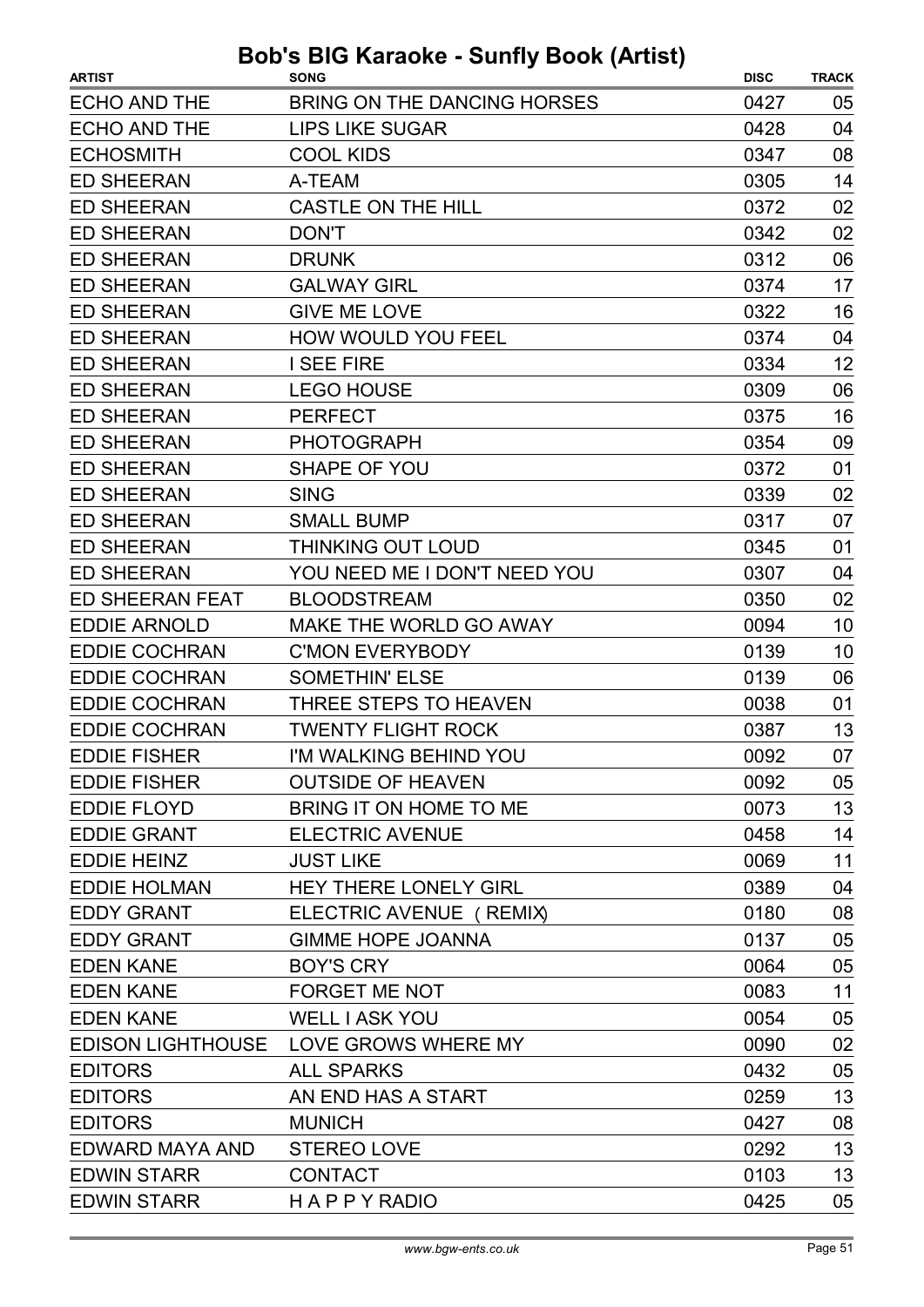# Bob's BIG Karaoke - Sunfly Book (Artist)

| ARTIST | SONG | DISC | TRACK |
|---|---|---|---|
| ECHO AND THE | BRING ON THE DANCING HORSES | 0427 | 05 |
| ECHO AND THE | LIPS LIKE SUGAR | 0428 | 04 |
| ECHOSMITH | COOL KIDS | 0347 | 08 |
| ED SHEERAN | A-TEAM | 0305 | 14 |
| ED SHEERAN | CASTLE ON THE HILL | 0372 | 02 |
| ED SHEERAN | DON'T | 0342 | 02 |
| ED SHEERAN | DRUNK | 0312 | 06 |
| ED SHEERAN | GALWAY GIRL | 0374 | 17 |
| ED SHEERAN | GIVE ME LOVE | 0322 | 16 |
| ED SHEERAN | HOW WOULD YOU FEEL | 0374 | 04 |
| ED SHEERAN | I SEE FIRE | 0334 | 12 |
| ED SHEERAN | LEGO HOUSE | 0309 | 06 |
| ED SHEERAN | PERFECT | 0375 | 16 |
| ED SHEERAN | PHOTOGRAPH | 0354 | 09 |
| ED SHEERAN | SHAPE OF YOU | 0372 | 01 |
| ED SHEERAN | SING | 0339 | 02 |
| ED SHEERAN | SMALL BUMP | 0317 | 07 |
| ED SHEERAN | THINKING OUT LOUD | 0345 | 01 |
| ED SHEERAN | YOU NEED ME I DON'T NEED YOU | 0307 | 04 |
| ED SHEERAN FEAT | BLOODSTREAM | 0350 | 02 |
| EDDIE ARNOLD | MAKE THE WORLD GO AWAY | 0094 | 10 |
| EDDIE COCHRAN | C'MON EVERYBODY | 0139 | 10 |
| EDDIE COCHRAN | SOMETHIN' ELSE | 0139 | 06 |
| EDDIE COCHRAN | THREE STEPS TO HEAVEN | 0038 | 01 |
| EDDIE COCHRAN | TWENTY FLIGHT ROCK | 0387 | 13 |
| EDDIE FISHER | I'M WALKING BEHIND YOU | 0092 | 07 |
| EDDIE FISHER | OUTSIDE OF HEAVEN | 0092 | 05 |
| EDDIE FLOYD | BRING IT ON HOME TO ME | 0073 | 13 |
| EDDIE GRANT | ELECTRIC AVENUE | 0458 | 14 |
| EDDIE HEINZ | JUST LIKE | 0069 | 11 |
| EDDIE HOLMAN | HEY THERE LONELY GIRL | 0389 | 04 |
| EDDY GRANT | ELECTRIC AVENUE ( REMIX) | 0180 | 08 |
| EDDY GRANT | GIMME HOPE JOANNA | 0137 | 05 |
| EDEN KANE | BOY'S CRY | 0064 | 05 |
| EDEN KANE | FORGET ME NOT | 0083 | 11 |
| EDEN KANE | WELL I ASK YOU | 0054 | 05 |
| EDISON LIGHTHOUSE | LOVE GROWS WHERE MY | 0090 | 02 |
| EDITORS | ALL SPARKS | 0432 | 05 |
| EDITORS | AN END HAS A START | 0259 | 13 |
| EDITORS | MUNICH | 0427 | 08 |
| EDWARD MAYA AND | STEREO LOVE | 0292 | 13 |
| EDWIN STARR | CONTACT | 0103 | 13 |
| EDWIN STARR | H A P P Y RADIO | 0425 | 05 |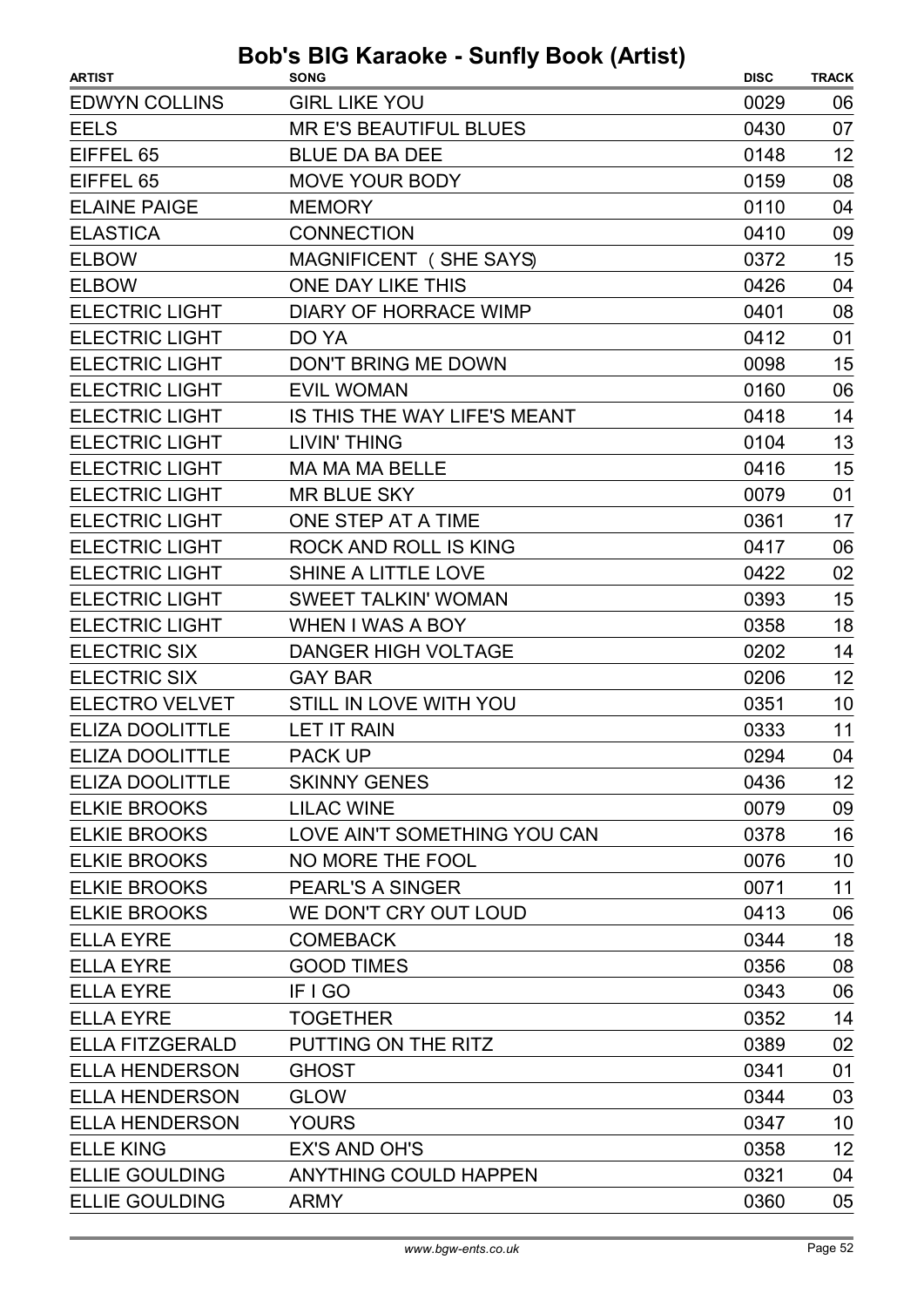# Bob's BIG Karaoke - Sunfly Book (Artist)

| ARTIST | SONG | DISC | TRACK |
|---|---|---|---|
| EDWYN COLLINS | GIRL LIKE YOU | 0029 | 06 |
| EELS | MR E'S BEAUTIFUL BLUES | 0430 | 07 |
| EIFFEL 65 | BLUE DA BA DEE | 0148 | 12 |
| EIFFEL 65 | MOVE YOUR BODY | 0159 | 08 |
| ELAINE PAIGE | MEMORY | 0110 | 04 |
| ELASTICA | CONNECTION | 0410 | 09 |
| ELBOW | MAGNIFICENT ( SHE SAYS) | 0372 | 15 |
| ELBOW | ONE DAY LIKE THIS | 0426 | 04 |
| ELECTRIC LIGHT | DIARY OF HORRACE WIMP | 0401 | 08 |
| ELECTRIC LIGHT | DO YA | 0412 | 01 |
| ELECTRIC LIGHT | DON'T BRING ME DOWN | 0098 | 15 |
| ELECTRIC LIGHT | EVIL WOMAN | 0160 | 06 |
| ELECTRIC LIGHT | IS THIS THE WAY LIFE'S MEANT | 0418 | 14 |
| ELECTRIC LIGHT | LIVIN' THING | 0104 | 13 |
| ELECTRIC LIGHT | MA MA MA BELLE | 0416 | 15 |
| ELECTRIC LIGHT | MR BLUE SKY | 0079 | 01 |
| ELECTRIC LIGHT | ONE STEP AT A TIME | 0361 | 17 |
| ELECTRIC LIGHT | ROCK AND ROLL IS KING | 0417 | 06 |
| ELECTRIC LIGHT | SHINE A LITTLE LOVE | 0422 | 02 |
| ELECTRIC LIGHT | SWEET TALKIN' WOMAN | 0393 | 15 |
| ELECTRIC LIGHT | WHEN I WAS A BOY | 0358 | 18 |
| ELECTRIC SIX | DANGER HIGH VOLTAGE | 0202 | 14 |
| ELECTRIC SIX | GAY BAR | 0206 | 12 |
| ELECTRO VELVET | STILL IN LOVE WITH YOU | 0351 | 10 |
| ELIZA DOOLITTLE | LET IT RAIN | 0333 | 11 |
| ELIZA DOOLITTLE | PACK UP | 0294 | 04 |
| ELIZA DOOLITTLE | SKINNY GENES | 0436 | 12 |
| ELKIE BROOKS | LILAC WINE | 0079 | 09 |
| ELKIE BROOKS | LOVE AIN'T SOMETHING YOU CAN | 0378 | 16 |
| ELKIE BROOKS | NO MORE THE FOOL | 0076 | 10 |
| ELKIE BROOKS | PEARL'S A SINGER | 0071 | 11 |
| ELKIE BROOKS | WE DON'T CRY OUT LOUD | 0413 | 06 |
| ELLA EYRE | COMEBACK | 0344 | 18 |
| ELLA EYRE | GOOD TIMES | 0356 | 08 |
| ELLA EYRE | IF I GO | 0343 | 06 |
| ELLA EYRE | TOGETHER | 0352 | 14 |
| ELLA FITZGERALD | PUTTING ON THE RITZ | 0389 | 02 |
| ELLA HENDERSON | GHOST | 0341 | 01 |
| ELLA HENDERSON | GLOW | 0344 | 03 |
| ELLA HENDERSON | YOURS | 0347 | 10 |
| ELLE KING | EX'S AND OH'S | 0358 | 12 |
| ELLIE GOULDING | ANYTHING COULD HAPPEN | 0321 | 04 |
| ELLIE GOULDING | ARMY | 0360 | 05 |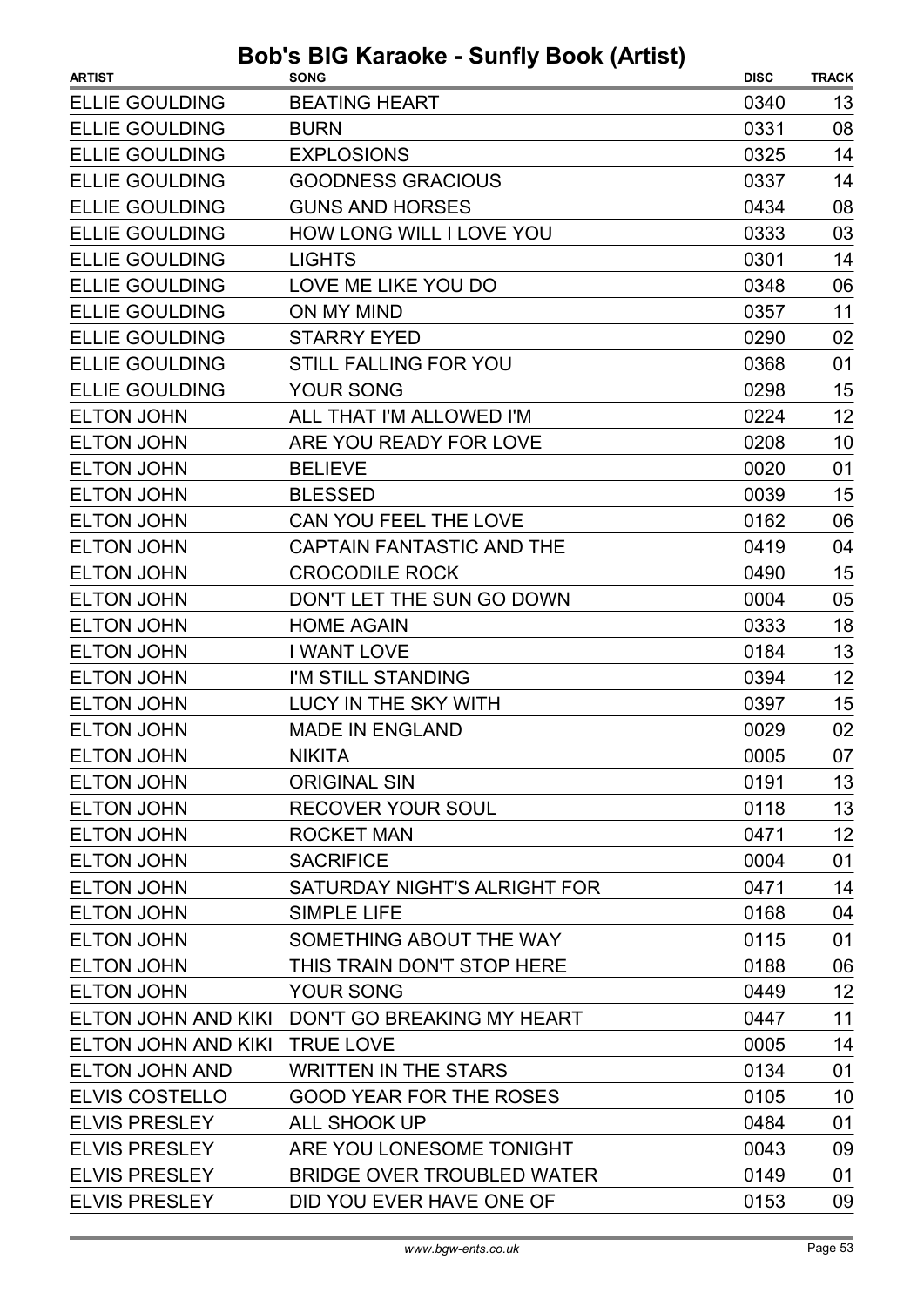# Bob's BIG Karaoke - Sunfly Book (Artist)

| ARTIST | SONG | DISC | TRACK |
|---|---|---|---|
| ELLIE GOULDING | BEATING HEART | 0340 | 13 |
| ELLIE GOULDING | BURN | 0331 | 08 |
| ELLIE GOULDING | EXPLOSIONS | 0325 | 14 |
| ELLIE GOULDING | GOODNESS GRACIOUS | 0337 | 14 |
| ELLIE GOULDING | GUNS AND HORSES | 0434 | 08 |
| ELLIE GOULDING | HOW LONG WILL I LOVE YOU | 0333 | 03 |
| ELLIE GOULDING | LIGHTS | 0301 | 14 |
| ELLIE GOULDING | LOVE ME LIKE YOU DO | 0348 | 06 |
| ELLIE GOULDING | ON MY MIND | 0357 | 11 |
| ELLIE GOULDING | STARRY EYED | 0290 | 02 |
| ELLIE GOULDING | STILL FALLING FOR YOU | 0368 | 01 |
| ELLIE GOULDING | YOUR SONG | 0298 | 15 |
| ELTON JOHN | ALL THAT I'M ALLOWED I'M | 0224 | 12 |
| ELTON JOHN | ARE YOU READY FOR LOVE | 0208 | 10 |
| ELTON JOHN | BELIEVE | 0020 | 01 |
| ELTON JOHN | BLESSED | 0039 | 15 |
| ELTON JOHN | CAN YOU FEEL THE LOVE | 0162 | 06 |
| ELTON JOHN | CAPTAIN FANTASTIC AND THE | 0419 | 04 |
| ELTON JOHN | CROCODILE ROCK | 0490 | 15 |
| ELTON JOHN | DON'T LET THE SUN GO DOWN | 0004 | 05 |
| ELTON JOHN | HOME AGAIN | 0333 | 18 |
| ELTON JOHN | I WANT LOVE | 0184 | 13 |
| ELTON JOHN | I'M STILL STANDING | 0394 | 12 |
| ELTON JOHN | LUCY IN THE SKY WITH | 0397 | 15 |
| ELTON JOHN | MADE IN ENGLAND | 0029 | 02 |
| ELTON JOHN | NIKITA | 0005 | 07 |
| ELTON JOHN | ORIGINAL SIN | 0191 | 13 |
| ELTON JOHN | RECOVER YOUR SOUL | 0118 | 13 |
| ELTON JOHN | ROCKET MAN | 0471 | 12 |
| ELTON JOHN | SACRIFICE | 0004 | 01 |
| ELTON JOHN | SATURDAY NIGHT'S ALRIGHT FOR | 0471 | 14 |
| ELTON JOHN | SIMPLE LIFE | 0168 | 04 |
| ELTON JOHN | SOMETHING ABOUT THE WAY | 0115 | 01 |
| ELTON JOHN | THIS TRAIN DON'T STOP HERE | 0188 | 06 |
| ELTON JOHN | YOUR SONG | 0449 | 12 |
| ELTON JOHN AND KIKI | DON'T GO BREAKING MY HEART | 0447 | 11 |
| ELTON JOHN AND KIKI | TRUE LOVE | 0005 | 14 |
| ELTON JOHN AND | WRITTEN IN THE STARS | 0134 | 01 |
| ELVIS COSTELLO | GOOD YEAR FOR THE ROSES | 0105 | 10 |
| ELVIS PRESLEY | ALL SHOOK UP | 0484 | 01 |
| ELVIS PRESLEY | ARE YOU LONESOME TONIGHT | 0043 | 09 |
| ELVIS PRESLEY | BRIDGE OVER TROUBLED WATER | 0149 | 01 |
| ELVIS PRESLEY | DID YOU EVER HAVE ONE OF | 0153 | 09 |

*www.bgw-ents.co.uk*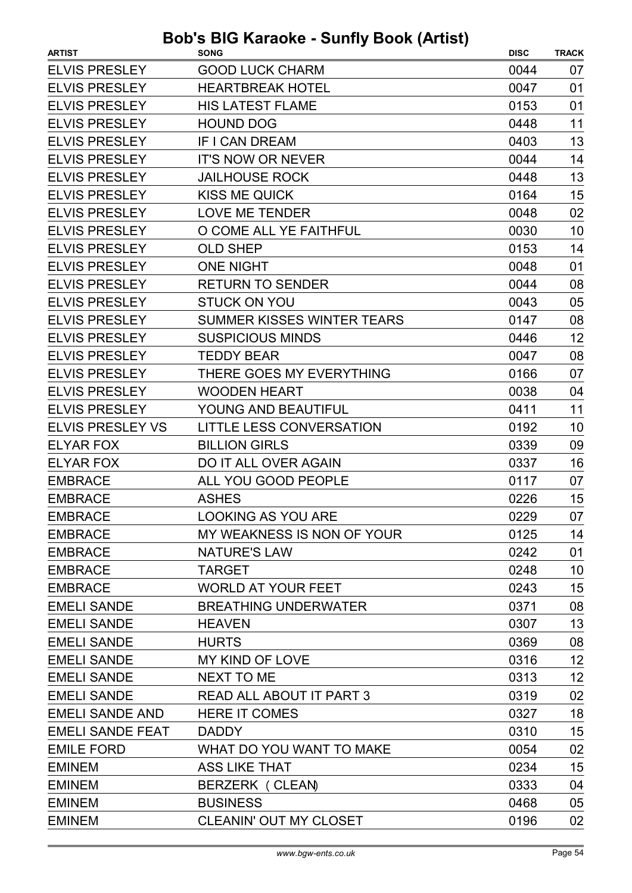# Bob's BIG Karaoke - Sunfly Book (Artist)

| ARTIST | SONG | DISC | TRACK |
|---|---|---|---|
| ELVIS PRESLEY | GOOD LUCK CHARM | 0044 | 07 |
| ELVIS PRESLEY | HEARTBREAK HOTEL | 0047 | 01 |
| ELVIS PRESLEY | HIS LATEST FLAME | 0153 | 01 |
| ELVIS PRESLEY | HOUND DOG | 0448 | 11 |
| ELVIS PRESLEY | IF I CAN DREAM | 0403 | 13 |
| ELVIS PRESLEY | IT'S NOW OR NEVER | 0044 | 14 |
| ELVIS PRESLEY | JAILHOUSE ROCK | 0448 | 13 |
| ELVIS PRESLEY | KISS ME QUICK | 0164 | 15 |
| ELVIS PRESLEY | LOVE ME TENDER | 0048 | 02 |
| ELVIS PRESLEY | O COME ALL YE FAITHFUL | 0030 | 10 |
| ELVIS PRESLEY | OLD SHEP | 0153 | 14 |
| ELVIS PRESLEY | ONE NIGHT | 0048 | 01 |
| ELVIS PRESLEY | RETURN TO SENDER | 0044 | 08 |
| ELVIS PRESLEY | STUCK ON YOU | 0043 | 05 |
| ELVIS PRESLEY | SUMMER KISSES WINTER TEARS | 0147 | 08 |
| ELVIS PRESLEY | SUSPICIOUS MINDS | 0446 | 12 |
| ELVIS PRESLEY | TEDDY BEAR | 0047 | 08 |
| ELVIS PRESLEY | THERE GOES MY EVERYTHING | 0166 | 07 |
| ELVIS PRESLEY | WOODEN HEART | 0038 | 04 |
| ELVIS PRESLEY | YOUNG AND BEAUTIFUL | 0411 | 11 |
| ELVIS PRESLEY VS | LITTLE LESS CONVERSATION | 0192 | 10 |
| ELYAR FOX | BILLION GIRLS | 0339 | 09 |
| ELYAR FOX | DO IT ALL OVER AGAIN | 0337 | 16 |
| EMBRACE | ALL YOU GOOD PEOPLE | 0117 | 07 |
| EMBRACE | ASHES | 0226 | 15 |
| EMBRACE | LOOKING AS YOU ARE | 0229 | 07 |
| EMBRACE | MY WEAKNESS IS NON OF YOUR | 0125 | 14 |
| EMBRACE | NATURE'S LAW | 0242 | 01 |
| EMBRACE | TARGET | 0248 | 10 |
| EMBRACE | WORLD AT YOUR FEET | 0243 | 15 |
| EMELI SANDE | BREATHING UNDERWATER | 0371 | 08 |
| EMELI SANDE | HEAVEN | 0307 | 13 |
| EMELI SANDE | HURTS | 0369 | 08 |
| EMELI SANDE | MY KIND OF LOVE | 0316 | 12 |
| EMELI SANDE | NEXT TO ME | 0313 | 12 |
| EMELI SANDE | READ ALL ABOUT IT PART 3 | 0319 | 02 |
| EMELI SANDE AND | HERE IT COMES | 0327 | 18 |
| EMELI SANDE FEAT | DADDY | 0310 | 15 |
| EMILE FORD | WHAT DO YOU WANT TO MAKE | 0054 | 02 |
| EMINEM | ASS LIKE THAT | 0234 | 15 |
| EMINEM | BERZERK (CLEAN) | 0333 | 04 |
| EMINEM | BUSINESS | 0468 | 05 |
| EMINEM | CLEANIN' OUT MY CLOSET | 0196 | 02 |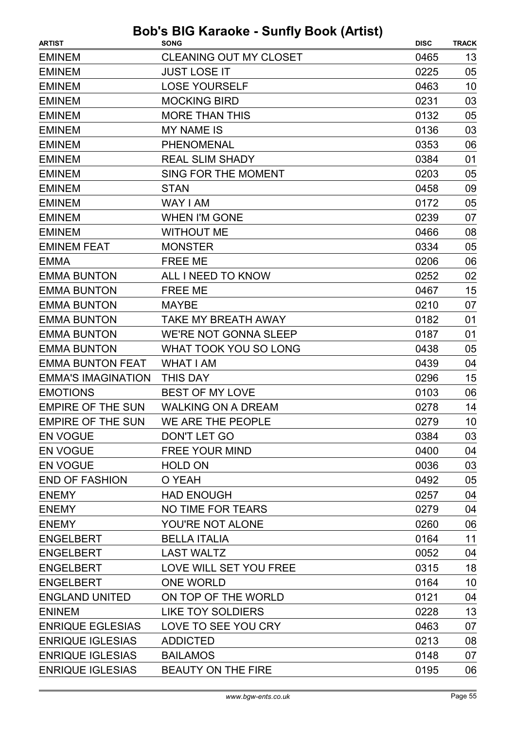# Bob's BIG Karaoke - Sunfly Book (Artist)

| ARTIST | SONG | DISC | TRACK |
|---|---|---|---|
| EMINEM | CLEANING OUT MY CLOSET | 0465 | 13 |
| EMINEM | JUST LOSE IT | 0225 | 05 |
| EMINEM | LOSE YOURSELF | 0463 | 10 |
| EMINEM | MOCKING BIRD | 0231 | 03 |
| EMINEM | MORE THAN THIS | 0132 | 05 |
| EMINEM | MY NAME IS | 0136 | 03 |
| EMINEM | PHENOMENAL | 0353 | 06 |
| EMINEM | REAL SLIM SHADY | 0384 | 01 |
| EMINEM | SING FOR THE MOMENT | 0203 | 05 |
| EMINEM | STAN | 0458 | 09 |
| EMINEM | WAY I AM | 0172 | 05 |
| EMINEM | WHEN I'M GONE | 0239 | 07 |
| EMINEM | WITHOUT ME | 0466 | 08 |
| EMINEM FEAT | MONSTER | 0334 | 05 |
| EMMA | FREE ME | 0206 | 06 |
| EMMA BUNTON | ALL I NEED TO KNOW | 0252 | 02 |
| EMMA BUNTON | FREE ME | 0467 | 15 |
| EMMA BUNTON | MAYBE | 0210 | 07 |
| EMMA BUNTON | TAKE MY BREATH AWAY | 0182 | 01 |
| EMMA BUNTON | WE'RE NOT GONNA SLEEP | 0187 | 01 |
| EMMA BUNTON | WHAT TOOK YOU SO LONG | 0438 | 05 |
| EMMA BUNTON FEAT | WHAT I AM | 0439 | 04 |
| EMMA'S IMAGINATION | THIS DAY | 0296 | 15 |
| EMOTIONS | BEST OF MY LOVE | 0103 | 06 |
| EMPIRE OF THE SUN | WALKING ON A DREAM | 0278 | 14 |
| EMPIRE OF THE SUN | WE ARE THE PEOPLE | 0279 | 10 |
| EN VOGUE | DON'T LET GO | 0384 | 03 |
| EN VOGUE | FREE YOUR MIND | 0400 | 04 |
| EN VOGUE | HOLD ON | 0036 | 03 |
| END OF FASHION | O YEAH | 0492 | 05 |
| ENEMY | HAD ENOUGH | 0257 | 04 |
| ENEMY | NO TIME FOR TEARS | 0279 | 04 |
| ENEMY | YOU'RE NOT ALONE | 0260 | 06 |
| ENGELBERT | BELLA ITALIA | 0164 | 11 |
| ENGELBERT | LAST WALTZ | 0052 | 04 |
| ENGELBERT | LOVE WILL SET YOU FREE | 0315 | 18 |
| ENGELBERT | ONE WORLD | 0164 | 10 |
| ENGLAND UNITED | ON TOP OF THE WORLD | 0121 | 04 |
| ENINEM | LIKE TOY SOLDIERS | 0228 | 13 |
| ENRIQUE EGLESIAS | LOVE TO SEE YOU CRY | 0463 | 07 |
| ENRIQUE IGLESIAS | ADDICTED | 0213 | 08 |
| ENRIQUE IGLESIAS | BAILAMOS | 0148 | 07 |
| ENRIQUE IGLESIAS | BEAUTY ON THE FIRE | 0195 | 06 |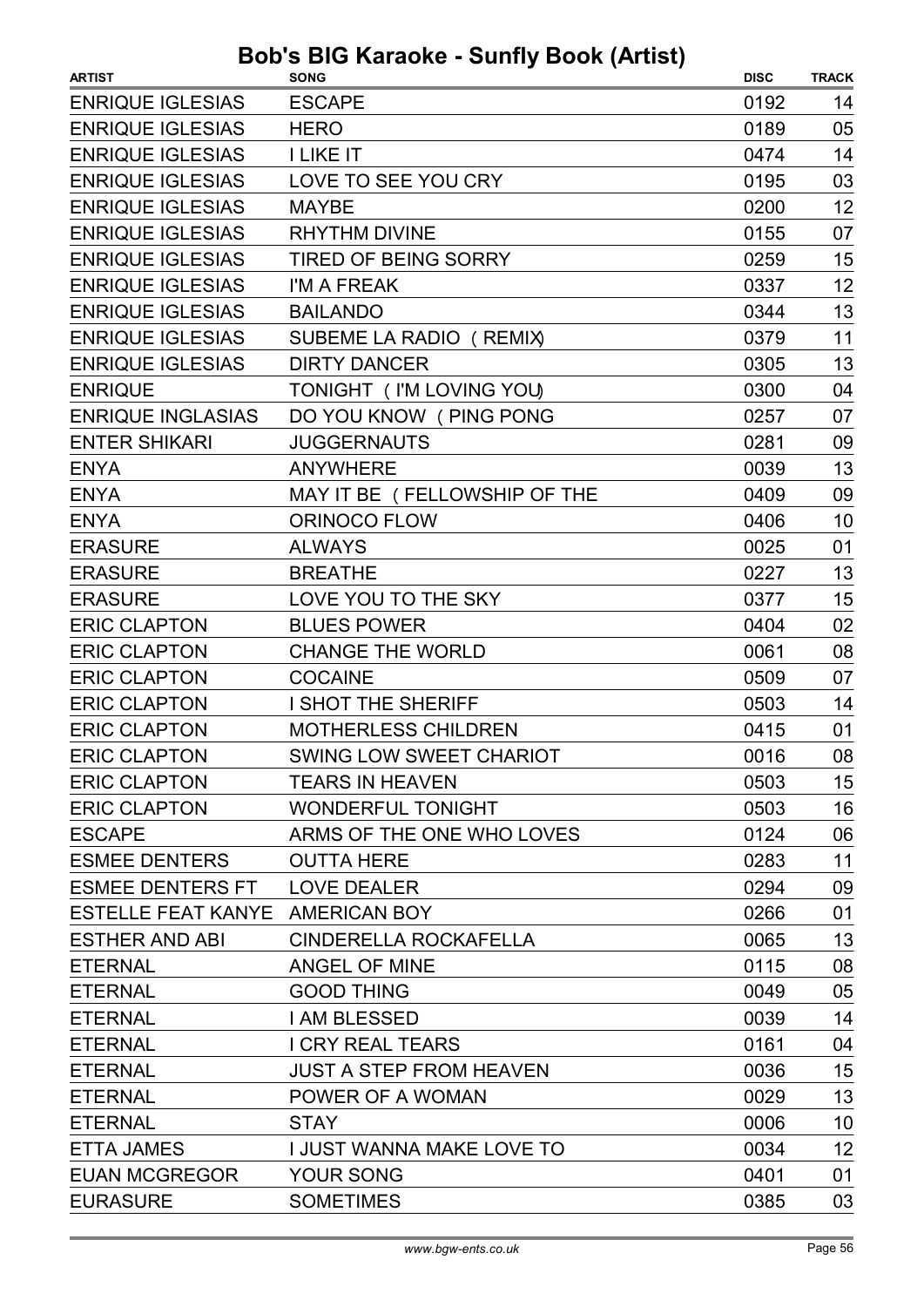# Bob's BIG Karaoke - Sunfly Book (Artist)

| ARTIST | SONG | DISC | TRACK |
| --- | --- | --- | --- |
| ENRIQUE IGLESIAS | ESCAPE | 0192 | 14 |
| ENRIQUE IGLESIAS | HERO | 0189 | 05 |
| ENRIQUE IGLESIAS | I LIKE IT | 0474 | 14 |
| ENRIQUE IGLESIAS | LOVE TO SEE YOU CRY | 0195 | 03 |
| ENRIQUE IGLESIAS | MAYBE | 0200 | 12 |
| ENRIQUE IGLESIAS | RHYTHM DIVINE | 0155 | 07 |
| ENRIQUE IGLESIAS | TIRED OF BEING SORRY | 0259 | 15 |
| ENRIQUE IGLESIAS | I'M A FREAK | 0337 | 12 |
| ENRIQUE IGLESIAS | BAILANDO | 0344 | 13 |
| ENRIQUE IGLESIAS | SUBEME LA RADIO ( REMIX) | 0379 | 11 |
| ENRIQUE IGLESIAS | DIRTY DANCER | 0305 | 13 |
| ENRIQUE | TONIGHT ( I'M LOVING YOU) | 0300 | 04 |
| ENRIQUE INGLASIAS | DO YOU KNOW ( PING PONG | 0257 | 07 |
| ENTER SHIKARI | JUGGERNAUTS | 0281 | 09 |
| ENYA | ANYWHERE | 0039 | 13 |
| ENYA | MAY IT BE ( FELLOWSHIP OF THE | 0409 | 09 |
| ENYA | ORINOCO FLOW | 0406 | 10 |
| ERASURE | ALWAYS | 0025 | 01 |
| ERASURE | BREATHE | 0227 | 13 |
| ERASURE | LOVE YOU TO THE SKY | 0377 | 15 |
| ERIC CLAPTON | BLUES POWER | 0404 | 02 |
| ERIC CLAPTON | CHANGE THE WORLD | 0061 | 08 |
| ERIC CLAPTON | COCAINE | 0509 | 07 |
| ERIC CLAPTON | I SHOT THE SHERIFF | 0503 | 14 |
| ERIC CLAPTON | MOTHERLESS CHILDREN | 0415 | 01 |
| ERIC CLAPTON | SWING LOW SWEET CHARIOT | 0016 | 08 |
| ERIC CLAPTON | TEARS IN HEAVEN | 0503 | 15 |
| ERIC CLAPTON | WONDERFUL TONIGHT | 0503 | 16 |
| ESCAPE | ARMS OF THE ONE WHO LOVES | 0124 | 06 |
| ESMEE DENTERS | OUTTA HERE | 0283 | 11 |
| ESMEE DENTERS FT | LOVE DEALER | 0294 | 09 |
| ESTELLE FEAT KANYE | AMERICAN BOY | 0266 | 01 |
| ESTHER AND ABI | CINDERELLA ROCKAFELLA | 0065 | 13 |
| ETERNAL | ANGEL OF MINE | 0115 | 08 |
| ETERNAL | GOOD THING | 0049 | 05 |
| ETERNAL | I AM BLESSED | 0039 | 14 |
| ETERNAL | I CRY REAL TEARS | 0161 | 04 |
| ETERNAL | JUST A STEP FROM HEAVEN | 0036 | 15 |
| ETERNAL | POWER OF A WOMAN | 0029 | 13 |
| ETERNAL | STAY | 0006 | 10 |
| ETTA JAMES | I JUST WANNA MAKE LOVE TO | 0034 | 12 |
| EUAN MCGREGOR | YOUR SONG | 0401 | 01 |
| EURASURE | SOMETIMES | 0385 | 03 |

www.bgw-ents.co.uk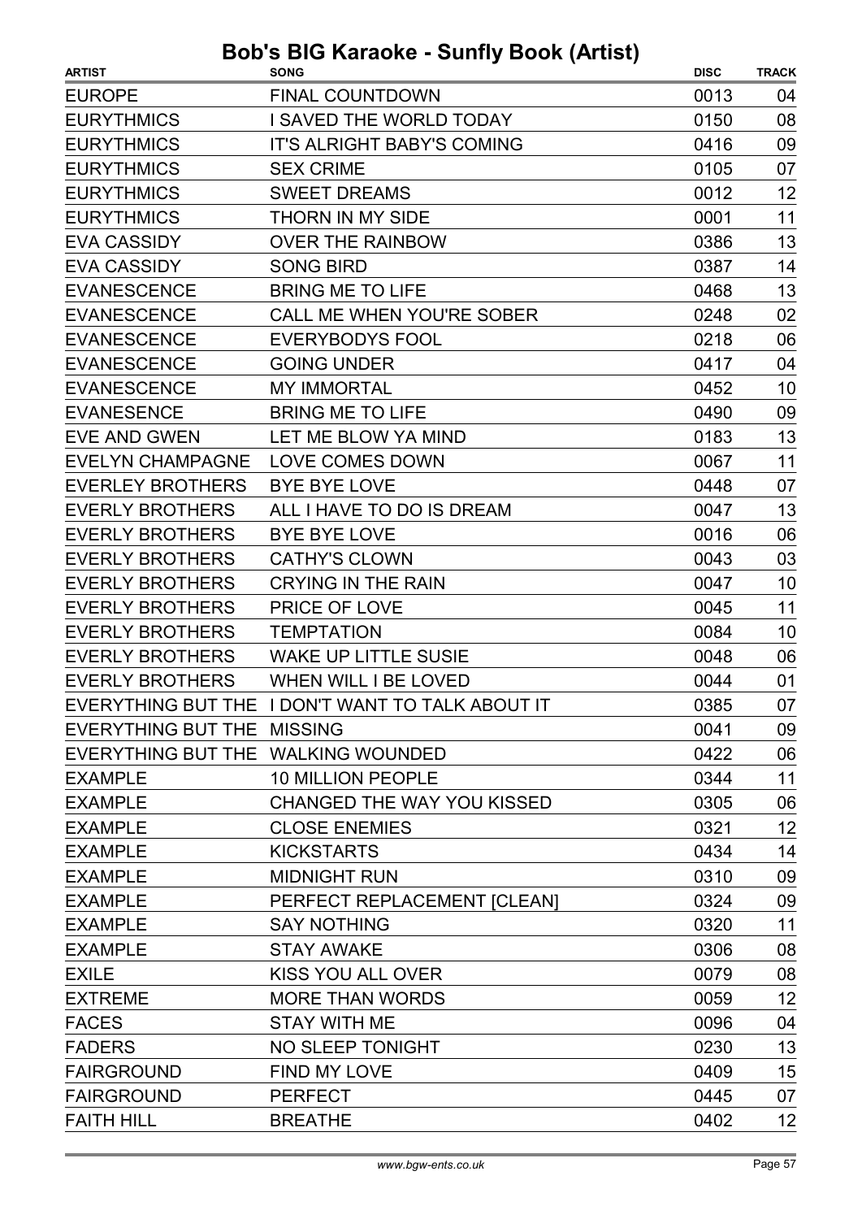# Bob's BIG Karaoke - Sunfly Book (Artist)

| ARTIST | SONG | DISC | TRACK |
|---|---|---|---|
| EUROPE | FINAL COUNTDOWN | 0013 | 04 |
| EURYTHMICS | I SAVED THE WORLD TODAY | 0150 | 08 |
| EURYTHMICS | IT'S ALRIGHT BABY'S COMING | 0416 | 09 |
| EURYTHMICS | SEX CRIME | 0105 | 07 |
| EURYTHMICS | SWEET DREAMS | 0012 | 12 |
| EURYTHMICS | THORN IN MY SIDE | 0001 | 11 |
| EVA CASSIDY | OVER THE RAINBOW | 0386 | 13 |
| EVA CASSIDY | SONG BIRD | 0387 | 14 |
| EVANESCENCE | BRING ME TO LIFE | 0468 | 13 |
| EVANESCENCE | CALL ME WHEN YOU'RE SOBER | 0248 | 02 |
| EVANESCENCE | EVERYBODYS FOOL | 0218 | 06 |
| EVANESCENCE | GOING UNDER | 0417 | 04 |
| EVANESCENCE | MY IMMORTAL | 0452 | 10 |
| EVANESENCE | BRING ME TO LIFE | 0490 | 09 |
| EVE AND GWEN | LET ME BLOW YA MIND | 0183 | 13 |
| EVELYN CHAMPAGNE | LOVE COMES DOWN | 0067 | 11 |
| EVERLEY BROTHERS | BYE BYE LOVE | 0448 | 07 |
| EVERLY BROTHERS | ALL I HAVE TO DO IS DREAM | 0047 | 13 |
| EVERLY BROTHERS | BYE BYE LOVE | 0016 | 06 |
| EVERLY BROTHERS | CATHY'S CLOWN | 0043 | 03 |
| EVERLY BROTHERS | CRYING IN THE RAIN | 0047 | 10 |
| EVERLY BROTHERS | PRICE OF LOVE | 0045 | 11 |
| EVERLY BROTHERS | TEMPTATION | 0084 | 10 |
| EVERLY BROTHERS | WAKE UP LITTLE SUSIE | 0048 | 06 |
| EVERLY BROTHERS | WHEN WILL I BE LOVED | 0044 | 01 |
| EVERYTHING BUT THE | I DON'T WANT TO TALK ABOUT IT | 0385 | 07 |
| EVERYTHING BUT THE | MISSING | 0041 | 09 |
| EVERYTHING BUT THE | WALKING WOUNDED | 0422 | 06 |
| EXAMPLE | 10 MILLION PEOPLE | 0344 | 11 |
| EXAMPLE | CHANGED THE WAY YOU KISSED | 0305 | 06 |
| EXAMPLE | CLOSE ENEMIES | 0321 | 12 |
| EXAMPLE | KICKSTARTS | 0434 | 14 |
| EXAMPLE | MIDNIGHT RUN | 0310 | 09 |
| EXAMPLE | PERFECT REPLACEMENT [CLEAN] | 0324 | 09 |
| EXAMPLE | SAY NOTHING | 0320 | 11 |
| EXAMPLE | STAY AWAKE | 0306 | 08 |
| EXILE | KISS YOU ALL OVER | 0079 | 08 |
| EXTREME | MORE THAN WORDS | 0059 | 12 |
| FACES | STAY WITH ME | 0096 | 04 |
| FADERS | NO SLEEP TONIGHT | 0230 | 13 |
| FAIRGROUND | FIND MY LOVE | 0409 | 15 |
| FAIRGROUND | PERFECT | 0445 | 07 |
| FAITH HILL | BREATHE | 0402 | 12 |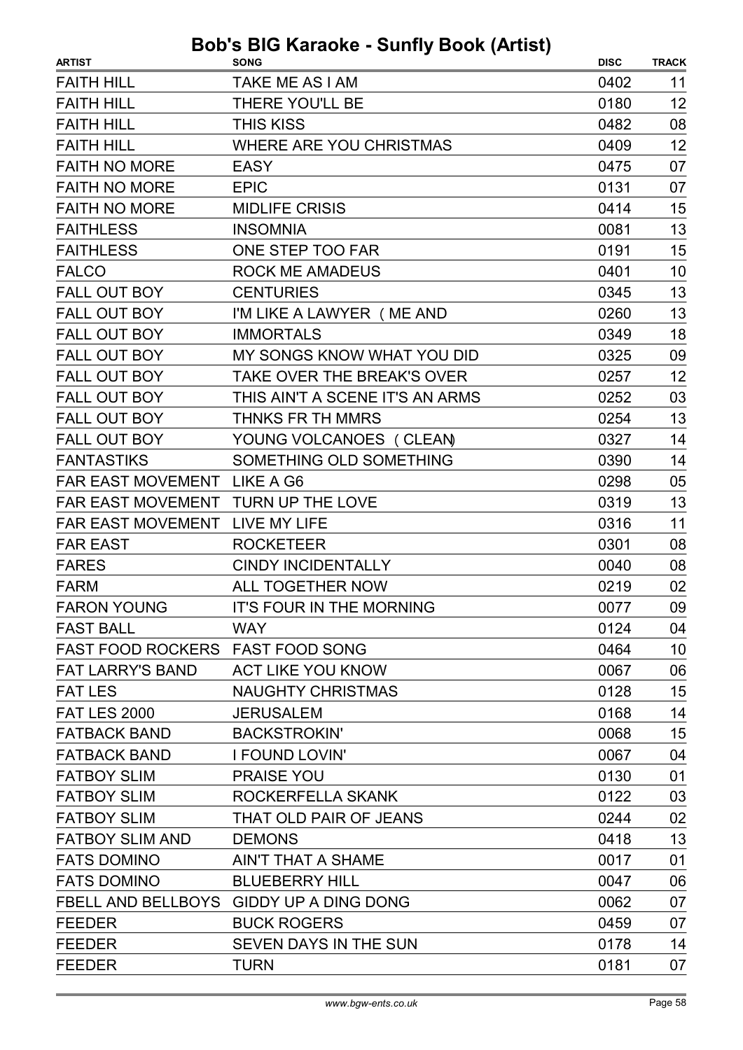# Bob's BIG Karaoke - Sunfly Book (Artist)

| ARTIST | SONG | DISC | TRACK |
| --- | --- | --- | --- |
| FAITH HILL | TAKE ME AS I AM | 0402 | 11 |
| FAITH HILL | THERE YOU'LL BE | 0180 | 12 |
| FAITH HILL | THIS KISS | 0482 | 08 |
| FAITH HILL | WHERE ARE YOU CHRISTMAS | 0409 | 12 |
| FAITH NO MORE | EASY | 0475 | 07 |
| FAITH NO MORE | EPIC | 0131 | 07 |
| FAITH NO MORE | MIDLIFE CRISIS | 0414 | 15 |
| FAITHLESS | INSOMNIA | 0081 | 13 |
| FAITHLESS | ONE STEP TOO FAR | 0191 | 15 |
| FALCO | ROCK ME AMADEUS | 0401 | 10 |
| FALL OUT BOY | CENTURIES | 0345 | 13 |
| FALL OUT BOY | I'M LIKE A LAWYER ( ME AND | 0260 | 13 |
| FALL OUT BOY | IMMORTALS | 0349 | 18 |
| FALL OUT BOY | MY SONGS KNOW WHAT YOU DID | 0325 | 09 |
| FALL OUT BOY | TAKE OVER THE BREAK'S OVER | 0257 | 12 |
| FALL OUT BOY | THIS AIN'T A SCENE IT'S AN ARMS | 0252 | 03 |
| FALL OUT BOY | THNKS FR TH MMRS | 0254 | 13 |
| FALL OUT BOY | YOUNG VOLCANOES ( CLEAN) | 0327 | 14 |
| FANTASTIKS | SOMETHING OLD SOMETHING | 0390 | 14 |
| FAR EAST MOVEMENT | LIKE A G6 | 0298 | 05 |
| FAR EAST MOVEMENT | TURN UP THE LOVE | 0319 | 13 |
| FAR EAST MOVEMENT | LIVE MY LIFE | 0316 | 11 |
| FAR EAST | ROCKETEER | 0301 | 08 |
| FARES | CINDY INCIDENTALLY | 0040 | 08 |
| FARM | ALL TOGETHER NOW | 0219 | 02 |
| FARON YOUNG | IT'S FOUR IN THE MORNING | 0077 | 09 |
| FAST BALL | WAY | 0124 | 04 |
| FAST FOOD ROCKERS | FAST FOOD SONG | 0464 | 10 |
| FAT LARRY'S BAND | ACT LIKE YOU KNOW | 0067 | 06 |
| FAT LES | NAUGHTY CHRISTMAS | 0128 | 15 |
| FAT LES 2000 | JERUSALEM | 0168 | 14 |
| FATBACK BAND | BACKSTROKIN' | 0068 | 15 |
| FATBACK BAND | I FOUND LOVIN' | 0067 | 04 |
| FATBOY SLIM | PRAISE YOU | 0130 | 01 |
| FATBOY SLIM | ROCKERFELLA SKANK | 0122 | 03 |
| FATBOY SLIM | THAT OLD PAIR OF JEANS | 0244 | 02 |
| FATBOY SLIM AND | DEMONS | 0418 | 13 |
| FATS DOMINO | AIN'T THAT A SHAME | 0017 | 01 |
| FATS DOMINO | BLUEBERRY HILL | 0047 | 06 |
| FBELL AND BELLBOYS | GIDDY UP A DING DONG | 0062 | 07 |
| FEEDER | BUCK ROGERS | 0459 | 07 |
| FEEDER | SEVEN DAYS IN THE SUN | 0178 | 14 |
| FEEDER | TURN | 0181 | 07 |

www.bgw-ents.co.uk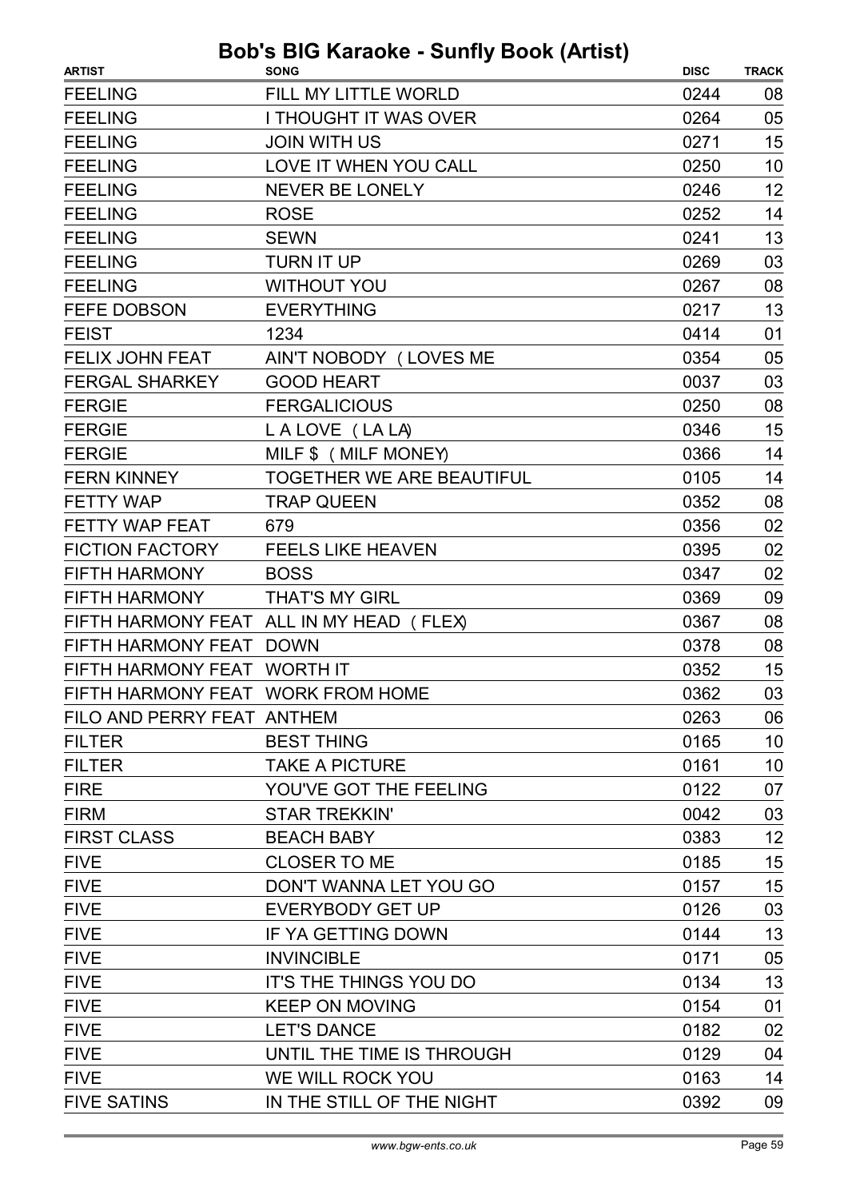# Bob's BIG Karaoke - Sunfly Book (Artist)

| ARTIST | SONG | DISC | TRACK |
|---|---|---|---|
| FEELING | FILL MY LITTLE WORLD | 0244 | 08 |
| FEELING | I THOUGHT IT WAS OVER | 0264 | 05 |
| FEELING | JOIN WITH US | 0271 | 15 |
| FEELING | LOVE IT WHEN YOU CALL | 0250 | 10 |
| FEELING | NEVER BE LONELY | 0246 | 12 |
| FEELING | ROSE | 0252 | 14 |
| FEELING | SEWN | 0241 | 13 |
| FEELING | TURN IT UP | 0269 | 03 |
| FEELING | WITHOUT YOU | 0267 | 08 |
| FEFE DOBSON | EVERYTHING | 0217 | 13 |
| FEIST | 1234 | 0414 | 01 |
| FELIX JOHN FEAT | AIN'T NOBODY ( LOVES ME | 0354 | 05 |
| FERGAL SHARKEY | GOOD HEART | 0037 | 03 |
| FERGIE | FERGALICIOUS | 0250 | 08 |
| FERGIE | L A LOVE ( LA LA) | 0346 | 15 |
| FERGIE | MILF $ ( MILF MONEY) | 0366 | 14 |
| FERN KINNEY | TOGETHER WE ARE BEAUTIFUL | 0105 | 14 |
| FETTY WAP | TRAP QUEEN | 0352 | 08 |
| FETTY WAP FEAT | 679 | 0356 | 02 |
| FICTION FACTORY | FEELS LIKE HEAVEN | 0395 | 02 |
| FIFTH HARMONY | BOSS | 0347 | 02 |
| FIFTH HARMONY | THAT'S MY GIRL | 0369 | 09 |
| FIFTH HARMONY FEAT | ALL IN MY HEAD ( FLEX) | 0367 | 08 |
| FIFTH HARMONY FEAT | DOWN | 0378 | 08 |
| FIFTH HARMONY FEAT | WORTH IT | 0352 | 15 |
| FIFTH HARMONY FEAT | WORK FROM HOME | 0362 | 03 |
| FILO AND PERRY FEAT | ANTHEM | 0263 | 06 |
| FILTER | BEST THING | 0165 | 10 |
| FILTER | TAKE A PICTURE | 0161 | 10 |
| FIRE | YOU'VE GOT THE FEELING | 0122 | 07 |
| FIRM | STAR TREKKIN' | 0042 | 03 |
| FIRST CLASS | BEACH BABY | 0383 | 12 |
| FIVE | CLOSER TO ME | 0185 | 15 |
| FIVE | DON'T WANNA LET YOU GO | 0157 | 15 |
| FIVE | EVERYBODY GET UP | 0126 | 03 |
| FIVE | IF YA GETTING DOWN | 0144 | 13 |
| FIVE | INVINCIBLE | 0171 | 05 |
| FIVE | IT'S THE THINGS YOU DO | 0134 | 13 |
| FIVE | KEEP ON MOVING | 0154 | 01 |
| FIVE | LET'S DANCE | 0182 | 02 |
| FIVE | UNTIL THE TIME IS THROUGH | 0129 | 04 |
| FIVE | WE WILL ROCK YOU | 0163 | 14 |
| FIVE SATINS | IN THE STILL OF THE NIGHT | 0392 | 09 |

www.bgw-ents.co.uk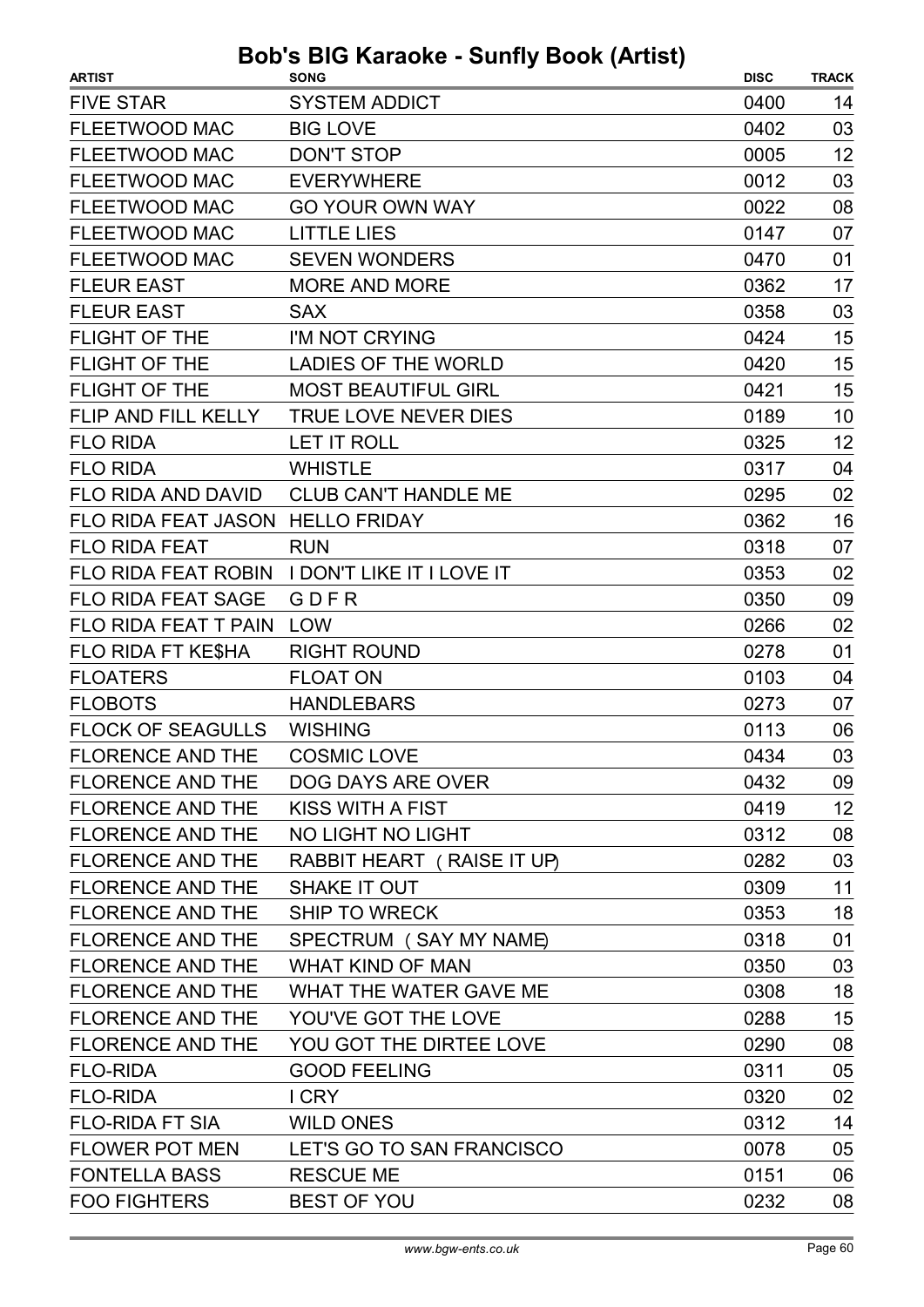# Bob's BIG Karaoke - Sunfly Book (Artist)

| ARTIST | SONG | DISC | TRACK |
|---|---|---|---|
| FIVE STAR | SYSTEM ADDICT | 0400 | 14 |
| FLEETWOOD MAC | BIG LOVE | 0402 | 03 |
| FLEETWOOD MAC | DON'T STOP | 0005 | 12 |
| FLEETWOOD MAC | EVERYWHERE | 0012 | 03 |
| FLEETWOOD MAC | GO YOUR OWN WAY | 0022 | 08 |
| FLEETWOOD MAC | LITTLE LIES | 0147 | 07 |
| FLEETWOOD MAC | SEVEN WONDERS | 0470 | 01 |
| FLEUR EAST | MORE AND MORE | 0362 | 17 |
| FLEUR EAST | SAX | 0358 | 03 |
| FLIGHT OF THE | I'M NOT CRYING | 0424 | 15 |
| FLIGHT OF THE | LADIES OF THE WORLD | 0420 | 15 |
| FLIGHT OF THE | MOST BEAUTIFUL GIRL | 0421 | 15 |
| FLIP AND FILL KELLY | TRUE LOVE NEVER DIES | 0189 | 10 |
| FLO RIDA | LET IT ROLL | 0325 | 12 |
| FLO RIDA | WHISTLE | 0317 | 04 |
| FLO RIDA AND DAVID | CLUB CAN'T HANDLE ME | 0295 | 02 |
| FLO RIDA FEAT JASON | HELLO FRIDAY | 0362 | 16 |
| FLO RIDA FEAT | RUN | 0318 | 07 |
| FLO RIDA FEAT ROBIN | I DON'T LIKE IT I LOVE IT | 0353 | 02 |
| FLO RIDA FEAT SAGE | G D F R | 0350 | 09 |
| FLO RIDA FEAT T PAIN | LOW | 0266 | 02 |
| FLO RIDA FT KE$HA | RIGHT ROUND | 0278 | 01 |
| FLOATERS | FLOAT ON | 0103 | 04 |
| FLOBOTS | HANDLEBARS | 0273 | 07 |
| FLOCK OF SEAGULLS | WISHING | 0113 | 06 |
| FLORENCE AND THE | COSMIC LOVE | 0434 | 03 |
| FLORENCE AND THE | DOG DAYS ARE OVER | 0432 | 09 |
| FLORENCE AND THE | KISS WITH A FIST | 0419 | 12 |
| FLORENCE AND THE | NO LIGHT NO LIGHT | 0312 | 08 |
| FLORENCE AND THE | RABBIT HEART ( RAISE IT UP) | 0282 | 03 |
| FLORENCE AND THE | SHAKE IT OUT | 0309 | 11 |
| FLORENCE AND THE | SHIP TO WRECK | 0353 | 18 |
| FLORENCE AND THE | SPECTRUM ( SAY MY NAME) | 0318 | 01 |
| FLORENCE AND THE | WHAT KIND OF MAN | 0350 | 03 |
| FLORENCE AND THE | WHAT THE WATER GAVE ME | 0308 | 18 |
| FLORENCE AND THE | YOU'VE GOT THE LOVE | 0288 | 15 |
| FLORENCE AND THE | YOU GOT THE DIRTEE LOVE | 0290 | 08 |
| FLO-RIDA | GOOD FEELING | 0311 | 05 |
| FLO-RIDA | I CRY | 0320 | 02 |
| FLO-RIDA FT SIA | WILD ONES | 0312 | 14 |
| FLOWER POT MEN | LET'S GO TO SAN FRANCISCO | 0078 | 05 |
| FONTELLA BASS | RESCUE ME | 0151 | 06 |
| FOO FIGHTERS | BEST OF YOU | 0232 | 08 |

www.bgw-ents.co.uk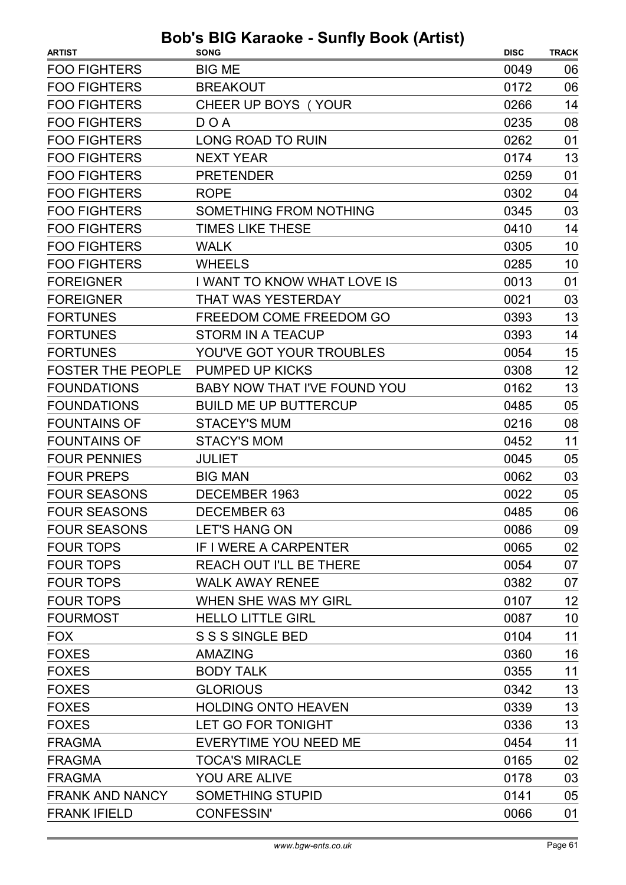# Bob's BIG Karaoke - Sunfly Book (Artist)

| ARTIST | SONG | DISC | TRACK |
|---|---|---|---|
| FOO FIGHTERS | BIG ME | 0049 | 06 |
| FOO FIGHTERS | BREAKOUT | 0172 | 06 |
| FOO FIGHTERS | CHEER UP BOYS ( YOUR | 0266 | 14 |
| FOO FIGHTERS | D O A | 0235 | 08 |
| FOO FIGHTERS | LONG ROAD TO RUIN | 0262 | 01 |
| FOO FIGHTERS | NEXT YEAR | 0174 | 13 |
| FOO FIGHTERS | PRETENDER | 0259 | 01 |
| FOO FIGHTERS | ROPE | 0302 | 04 |
| FOO FIGHTERS | SOMETHING FROM NOTHING | 0345 | 03 |
| FOO FIGHTERS | TIMES LIKE THESE | 0410 | 14 |
| FOO FIGHTERS | WALK | 0305 | 10 |
| FOO FIGHTERS | WHEELS | 0285 | 10 |
| FOREIGNER | I WANT TO KNOW WHAT LOVE IS | 0013 | 01 |
| FOREIGNER | THAT WAS YESTERDAY | 0021 | 03 |
| FORTUNES | FREEDOM COME FREEDOM GO | 0393 | 13 |
| FORTUNES | STORM IN A TEACUP | 0393 | 14 |
| FORTUNES | YOU'VE GOT YOUR TROUBLES | 0054 | 15 |
| FOSTER THE PEOPLE | PUMPED UP KICKS | 0308 | 12 |
| FOUNDATIONS | BABY NOW THAT I'VE FOUND YOU | 0162 | 13 |
| FOUNDATIONS | BUILD ME UP BUTTERCUP | 0485 | 05 |
| FOUNTAINS OF | STACEY'S MUM | 0216 | 08 |
| FOUNTAINS OF | STACY'S MOM | 0452 | 11 |
| FOUR PENNIES | JULIET | 0045 | 05 |
| FOUR PREPS | BIG MAN | 0062 | 03 |
| FOUR SEASONS | DECEMBER 1963 | 0022 | 05 |
| FOUR SEASONS | DECEMBER 63 | 0485 | 06 |
| FOUR SEASONS | LET'S HANG ON | 0086 | 09 |
| FOUR TOPS | IF I WERE A CARPENTER | 0065 | 02 |
| FOUR TOPS | REACH OUT I'LL BE THERE | 0054 | 07 |
| FOUR TOPS | WALK AWAY RENEE | 0382 | 07 |
| FOUR TOPS | WHEN SHE WAS MY GIRL | 0107 | 12 |
| FOURMOST | HELLO LITTLE GIRL | 0087 | 10 |
| FOX | S S S SINGLE BED | 0104 | 11 |
| FOXES | AMAZING | 0360 | 16 |
| FOXES | BODY TALK | 0355 | 11 |
| FOXES | GLORIOUS | 0342 | 13 |
| FOXES | HOLDING ONTO HEAVEN | 0339 | 13 |
| FOXES | LET GO FOR TONIGHT | 0336 | 13 |
| FRAGMA | EVERYTIME YOU NEED ME | 0454 | 11 |
| FRAGMA | TOCA'S MIRACLE | 0165 | 02 |
| FRAGMA | YOU ARE ALIVE | 0178 | 03 |
| FRANK AND NANCY | SOMETHING STUPID | 0141 | 05 |
| FRANK IFIELD | CONFESSIN' | 0066 | 01 |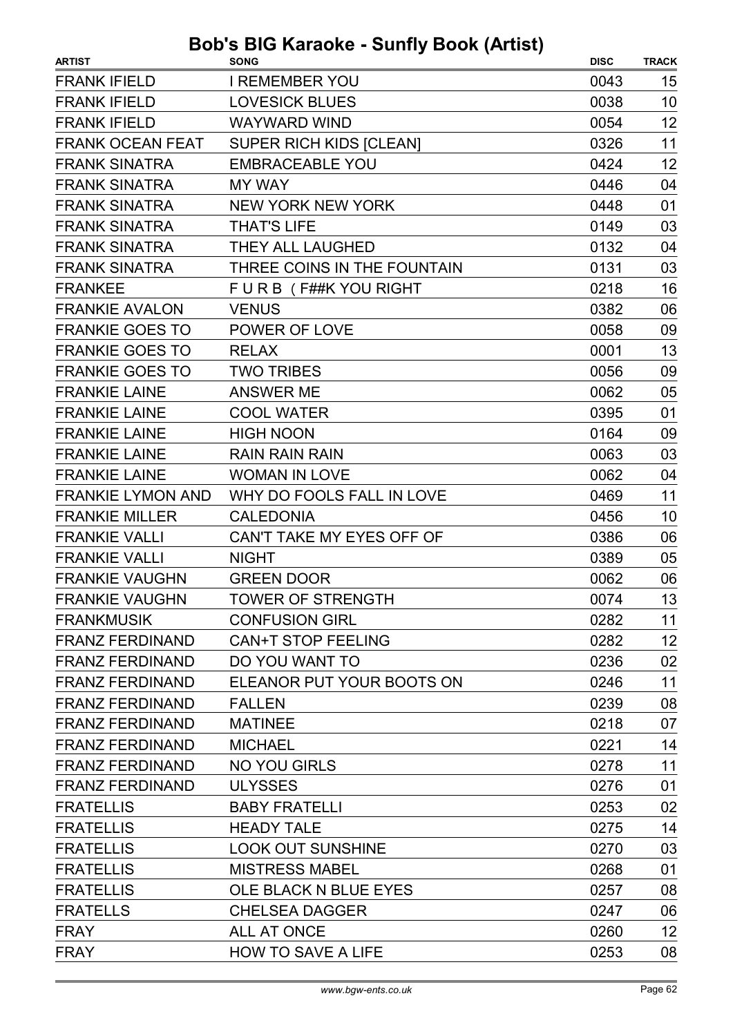# Bob's BIG Karaoke - Sunfly Book (Artist)

| ARTIST | SONG | DISC | TRACK |
|---|---|---|---|
| FRANK IFIELD | I REMEMBER YOU | 0043 | 15 |
| FRANK IFIELD | LOVESICK BLUES | 0038 | 10 |
| FRANK IFIELD | WAYWARD WIND | 0054 | 12 |
| FRANK OCEAN FEAT | SUPER RICH KIDS [CLEAN] | 0326 | 11 |
| FRANK SINATRA | EMBRACEABLE YOU | 0424 | 12 |
| FRANK SINATRA | MY WAY | 0446 | 04 |
| FRANK SINATRA | NEW YORK NEW YORK | 0448 | 01 |
| FRANK SINATRA | THAT'S LIFE | 0149 | 03 |
| FRANK SINATRA | THEY ALL LAUGHED | 0132 | 04 |
| FRANK SINATRA | THREE COINS IN THE FOUNTAIN | 0131 | 03 |
| FRANKEE | F U R B ( F##K YOU RIGHT | 0218 | 16 |
| FRANKIE AVALON | VENUS | 0382 | 06 |
| FRANKIE GOES TO | POWER OF LOVE | 0058 | 09 |
| FRANKIE GOES TO | RELAX | 0001 | 13 |
| FRANKIE GOES TO | TWO TRIBES | 0056 | 09 |
| FRANKIE LAINE | ANSWER ME | 0062 | 05 |
| FRANKIE LAINE | COOL WATER | 0395 | 01 |
| FRANKIE LAINE | HIGH NOON | 0164 | 09 |
| FRANKIE LAINE | RAIN RAIN RAIN | 0063 | 03 |
| FRANKIE LAINE | WOMAN IN LOVE | 0062 | 04 |
| FRANKIE LYMON AND | WHY DO FOOLS FALL IN LOVE | 0469 | 11 |
| FRANKIE MILLER | CALEDONIA | 0456 | 10 |
| FRANKIE VALLI | CAN'T TAKE MY EYES OFF OF | 0386 | 06 |
| FRANKIE VALLI | NIGHT | 0389 | 05 |
| FRANKIE VAUGHN | GREEN DOOR | 0062 | 06 |
| FRANKIE VAUGHN | TOWER OF STRENGTH | 0074 | 13 |
| FRANKMUSIK | CONFUSION GIRL | 0282 | 11 |
| FRANZ FERDINAND | CAN+T STOP FEELING | 0282 | 12 |
| FRANZ FERDINAND | DO YOU WANT TO | 0236 | 02 |
| FRANZ FERDINAND | ELEANOR PUT YOUR BOOTS ON | 0246 | 11 |
| FRANZ FERDINAND | FALLEN | 0239 | 08 |
| FRANZ FERDINAND | MATINEE | 0218 | 07 |
| FRANZ FERDINAND | MICHAEL | 0221 | 14 |
| FRANZ FERDINAND | NO YOU GIRLS | 0278 | 11 |
| FRANZ FERDINAND | ULYSSES | 0276 | 01 |
| FRATELLIS | BABY FRATELLI | 0253 | 02 |
| FRATELLIS | HEADY TALE | 0275 | 14 |
| FRATELLIS | LOOK OUT SUNSHINE | 0270 | 03 |
| FRATELLIS | MISTRESS MABEL | 0268 | 01 |
| FRATELLIS | OLE BLACK N BLUE EYES | 0257 | 08 |
| FRATELLS | CHELSEA DAGGER | 0247 | 06 |
| FRAY | ALL AT ONCE | 0260 | 12 |
| FRAY | HOW TO SAVE A LIFE | 0253 | 08 |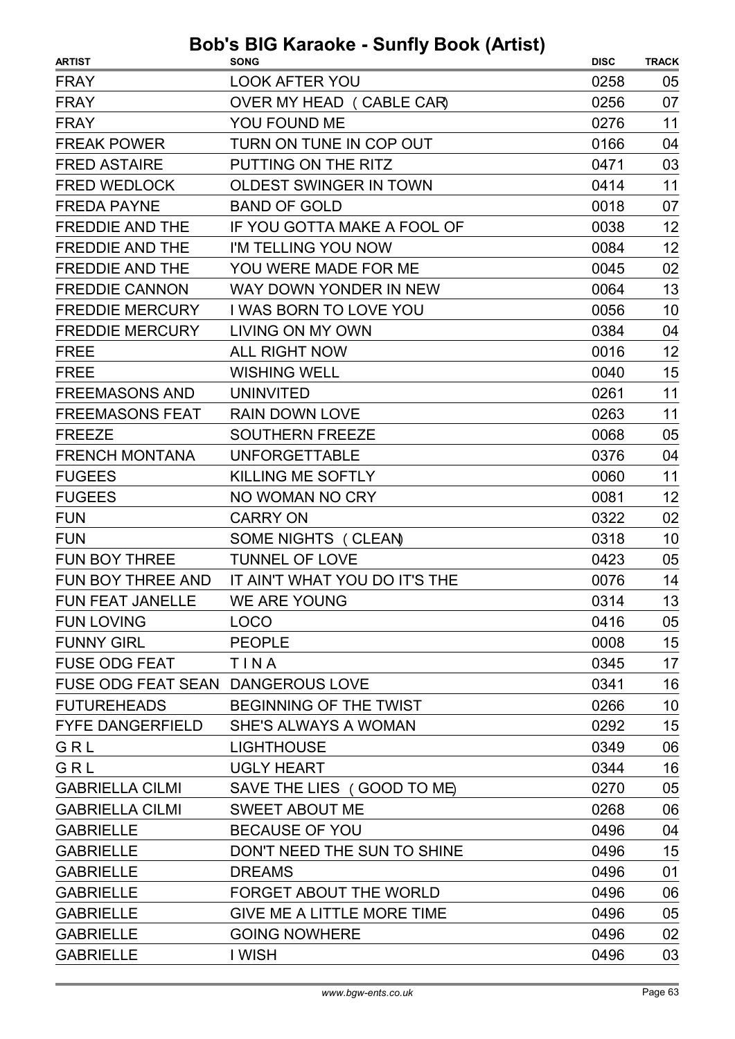# Bob's BIG Karaoke - Sunfly Book (Artist)

| ARTIST | SONG | DISC | TRACK |
|---|---|---|---|
| FRAY | LOOK AFTER YOU | 0258 | 05 |
| FRAY | OVER MY HEAD ( CABLE CAR) | 0256 | 07 |
| FRAY | YOU FOUND ME | 0276 | 11 |
| FREAK POWER | TURN ON TUNE IN COP OUT | 0166 | 04 |
| FRED ASTAIRE | PUTTING ON THE RITZ | 0471 | 03 |
| FRED WEDLOCK | OLDEST SWINGER IN TOWN | 0414 | 11 |
| FREDA PAYNE | BAND OF GOLD | 0018 | 07 |
| FREDDIE AND THE | IF YOU GOTTA MAKE A FOOL OF | 0038 | 12 |
| FREDDIE AND THE | I'M TELLING YOU NOW | 0084 | 12 |
| FREDDIE AND THE | YOU WERE MADE FOR ME | 0045 | 02 |
| FREDDIE CANNON | WAY DOWN YONDER IN NEW | 0064 | 13 |
| FREDDIE MERCURY | I WAS BORN TO LOVE YOU | 0056 | 10 |
| FREDDIE MERCURY | LIVING ON MY OWN | 0384 | 04 |
| FREE | ALL RIGHT NOW | 0016 | 12 |
| FREE | WISHING WELL | 0040 | 15 |
| FREEMASONS AND | UNINVITED | 0261 | 11 |
| FREEMASONS FEAT | RAIN DOWN LOVE | 0263 | 11 |
| FREEZE | SOUTHERN FREEZE | 0068 | 05 |
| FRENCH MONTANA | UNFORGETTABLE | 0376 | 04 |
| FUGEES | KILLING ME SOFTLY | 0060 | 11 |
| FUGEES | NO WOMAN NO CRY | 0081 | 12 |
| FUN | CARRY ON | 0322 | 02 |
| FUN | SOME NIGHTS ( CLEAN) | 0318 | 10 |
| FUN BOY THREE | TUNNEL OF LOVE | 0423 | 05 |
| FUN BOY THREE AND | IT AIN'T WHAT YOU DO IT'S THE | 0076 | 14 |
| FUN FEAT JANELLE | WE ARE YOUNG | 0314 | 13 |
| FUN LOVING | LOCO | 0416 | 05 |
| FUNNY GIRL | PEOPLE | 0008 | 15 |
| FUSE ODG FEAT | T I N A | 0345 | 17 |
| FUSE ODG FEAT SEAN | DANGEROUS LOVE | 0341 | 16 |
| FUTUREHEADS | BEGINNING OF THE TWIST | 0266 | 10 |
| FYFE DANGERFIELD | SHE'S ALWAYS A WOMAN | 0292 | 15 |
| G R L | LIGHTHOUSE | 0349 | 06 |
| G R L | UGLY HEART | 0344 | 16 |
| GABRIELLA CILMI | SAVE THE LIES ( GOOD TO ME) | 0270 | 05 |
| GABRIELLA CILMI | SWEET ABOUT ME | 0268 | 06 |
| GABRIELLE | BECAUSE OF YOU | 0496 | 04 |
| GABRIELLE | DON'T NEED THE SUN TO SHINE | 0496 | 15 |
| GABRIELLE | DREAMS | 0496 | 01 |
| GABRIELLE | FORGET ABOUT THE WORLD | 0496 | 06 |
| GABRIELLE | GIVE ME A LITTLE MORE TIME | 0496 | 05 |
| GABRIELLE | GOING NOWHERE | 0496 | 02 |
| GABRIELLE | I WISH | 0496 | 03 |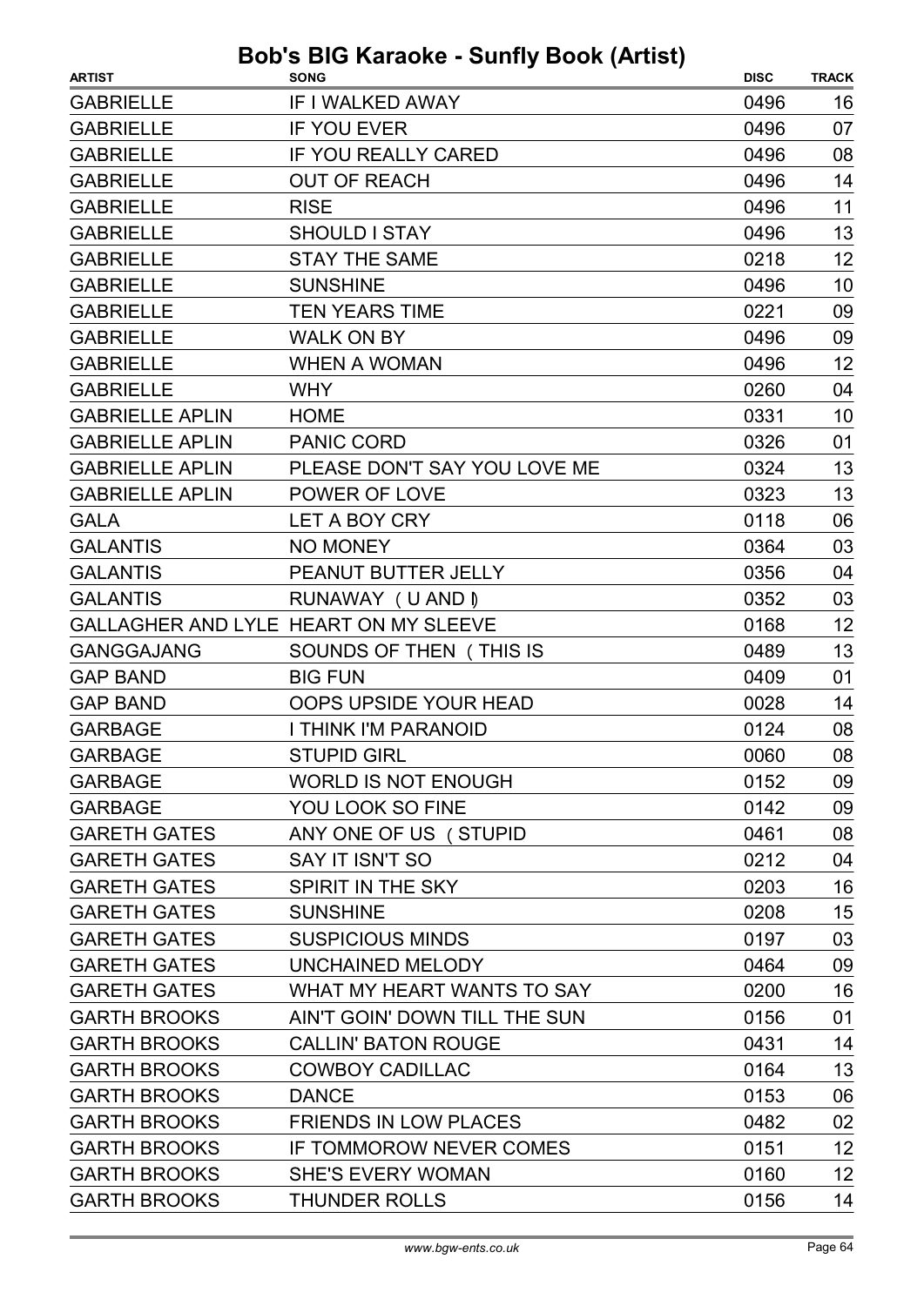# Bob's BIG Karaoke - Sunfly Book (Artist)

| ARTIST | SONG | DISC | TRACK |
|---|---|---|---|
| GABRIELLE | IF I WALKED AWAY | 0496 | 16 |
| GABRIELLE | IF YOU EVER | 0496 | 07 |
| GABRIELLE | IF YOU REALLY CARED | 0496 | 08 |
| GABRIELLE | OUT OF REACH | 0496 | 14 |
| GABRIELLE | RISE | 0496 | 11 |
| GABRIELLE | SHOULD I STAY | 0496 | 13 |
| GABRIELLE | STAY THE SAME | 0218 | 12 |
| GABRIELLE | SUNSHINE | 0496 | 10 |
| GABRIELLE | TEN YEARS TIME | 0221 | 09 |
| GABRIELLE | WALK ON BY | 0496 | 09 |
| GABRIELLE | WHEN A WOMAN | 0496 | 12 |
| GABRIELLE | WHY | 0260 | 04 |
| GABRIELLE APLIN | HOME | 0331 | 10 |
| GABRIELLE APLIN | PANIC CORD | 0326 | 01 |
| GABRIELLE APLIN | PLEASE DON'T SAY YOU LOVE ME | 0324 | 13 |
| GABRIELLE APLIN | POWER OF LOVE | 0323 | 13 |
| GALA | LET A BOY CRY | 0118 | 06 |
| GALANTIS | NO MONEY | 0364 | 03 |
| GALANTIS | PEANUT BUTTER JELLY | 0356 | 04 |
| GALANTIS | RUNAWAY ( U AND I) | 0352 | 03 |
| GALLAGHER AND LYLE | HEART ON MY SLEEVE | 0168 | 12 |
| GANGGAJANG | SOUNDS OF THEN ( THIS IS | 0489 | 13 |
| GAP BAND | BIG FUN | 0409 | 01 |
| GAP BAND | OOPS UPSIDE YOUR HEAD | 0028 | 14 |
| GARBAGE | I THINK I'M PARANOID | 0124 | 08 |
| GARBAGE | STUPID GIRL | 0060 | 08 |
| GARBAGE | WORLD IS NOT ENOUGH | 0152 | 09 |
| GARBAGE | YOU LOOK SO FINE | 0142 | 09 |
| GARETH GATES | ANY ONE OF US ( STUPID | 0461 | 08 |
| GARETH GATES | SAY IT ISN'T SO | 0212 | 04 |
| GARETH GATES | SPIRIT IN THE SKY | 0203 | 16 |
| GARETH GATES | SUNSHINE | 0208 | 15 |
| GARETH GATES | SUSPICIOUS MINDS | 0197 | 03 |
| GARETH GATES | UNCHAINED MELODY | 0464 | 09 |
| GARETH GATES | WHAT MY HEART WANTS TO SAY | 0200 | 16 |
| GARTH BROOKS | AIN'T GOIN' DOWN TILL THE SUN | 0156 | 01 |
| GARTH BROOKS | CALLIN' BATON ROUGE | 0431 | 14 |
| GARTH BROOKS | COWBOY CADILLAC | 0164 | 13 |
| GARTH BROOKS | DANCE | 0153 | 06 |
| GARTH BROOKS | FRIENDS IN LOW PLACES | 0482 | 02 |
| GARTH BROOKS | IF TOMMOROW NEVER COMES | 0151 | 12 |
| GARTH BROOKS | SHE'S EVERY WOMAN | 0160 | 12 |
| GARTH BROOKS | THUNDER ROLLS | 0156 | 14 |

www.bgw-ents.co.uk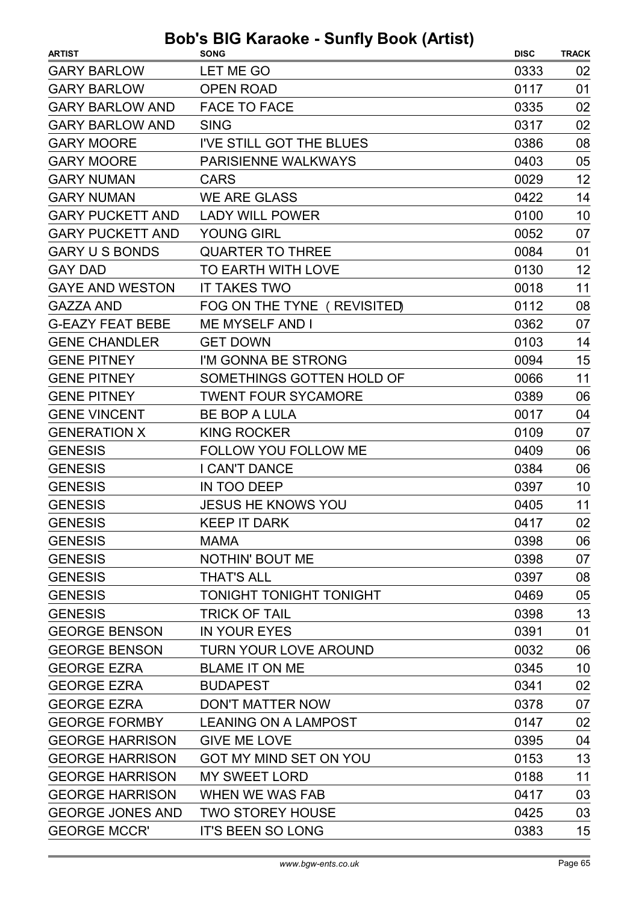# Bob's BIG Karaoke - Sunfly Book (Artist)

| ARTIST | SONG | DISC | TRACK |
|---|---|---|---|
| GARY BARLOW | LET ME GO | 0333 | 02 |
| GARY BARLOW | OPEN ROAD | 0117 | 01 |
| GARY BARLOW AND | FACE TO FACE | 0335 | 02 |
| GARY BARLOW AND | SING | 0317 | 02 |
| GARY MOORE | I'VE STILL GOT THE BLUES | 0386 | 08 |
| GARY MOORE | PARISIENNE WALKWAYS | 0403 | 05 |
| GARY NUMAN | CARS | 0029 | 12 |
| GARY NUMAN | WE ARE GLASS | 0422 | 14 |
| GARY PUCKETT AND | LADY WILL POWER | 0100 | 10 |
| GARY PUCKETT AND | YOUNG GIRL | 0052 | 07 |
| GARY U S BONDS | QUARTER TO THREE | 0084 | 01 |
| GAY DAD | TO EARTH WITH LOVE | 0130 | 12 |
| GAYE AND WESTON | IT TAKES TWO | 0018 | 11 |
| GAZZA AND | FOG ON THE TYNE ( REVISITED) | 0112 | 08 |
| G-EAZY FEAT BEBE | ME MYSELF AND I | 0362 | 07 |
| GENE CHANDLER | GET DOWN | 0103 | 14 |
| GENE PITNEY | I'M GONNA BE STRONG | 0094 | 15 |
| GENE PITNEY | SOMETHINGS GOTTEN HOLD OF | 0066 | 11 |
| GENE PITNEY | TWENT FOUR SYCAMORE | 0389 | 06 |
| GENE VINCENT | BE BOP A LULA | 0017 | 04 |
| GENERATION X | KING ROCKER | 0109 | 07 |
| GENESIS | FOLLOW YOU FOLLOW ME | 0409 | 06 |
| GENESIS | I CAN'T DANCE | 0384 | 06 |
| GENESIS | IN TOO DEEP | 0397 | 10 |
| GENESIS | JESUS HE KNOWS YOU | 0405 | 11 |
| GENESIS | KEEP IT DARK | 0417 | 02 |
| GENESIS | MAMA | 0398 | 06 |
| GENESIS | NOTHIN' BOUT ME | 0398 | 07 |
| GENESIS | THAT'S ALL | 0397 | 08 |
| GENESIS | TONIGHT TONIGHT TONIGHT | 0469 | 05 |
| GENESIS | TRICK OF TAIL | 0398 | 13 |
| GEORGE BENSON | IN YOUR EYES | 0391 | 01 |
| GEORGE BENSON | TURN YOUR LOVE AROUND | 0032 | 06 |
| GEORGE EZRA | BLAME IT ON ME | 0345 | 10 |
| GEORGE EZRA | BUDAPEST | 0341 | 02 |
| GEORGE EZRA | DON'T MATTER NOW | 0378 | 07 |
| GEORGE FORMBY | LEANING ON A LAMPOST | 0147 | 02 |
| GEORGE HARRISON | GIVE ME LOVE | 0395 | 04 |
| GEORGE HARRISON | GOT MY MIND SET ON YOU | 0153 | 13 |
| GEORGE HARRISON | MY SWEET LORD | 0188 | 11 |
| GEORGE HARRISON | WHEN WE WAS FAB | 0417 | 03 |
| GEORGE JONES AND | TWO STOREY HOUSE | 0425 | 03 |
| GEORGE MCCR' | IT'S BEEN SO LONG | 0383 | 15 |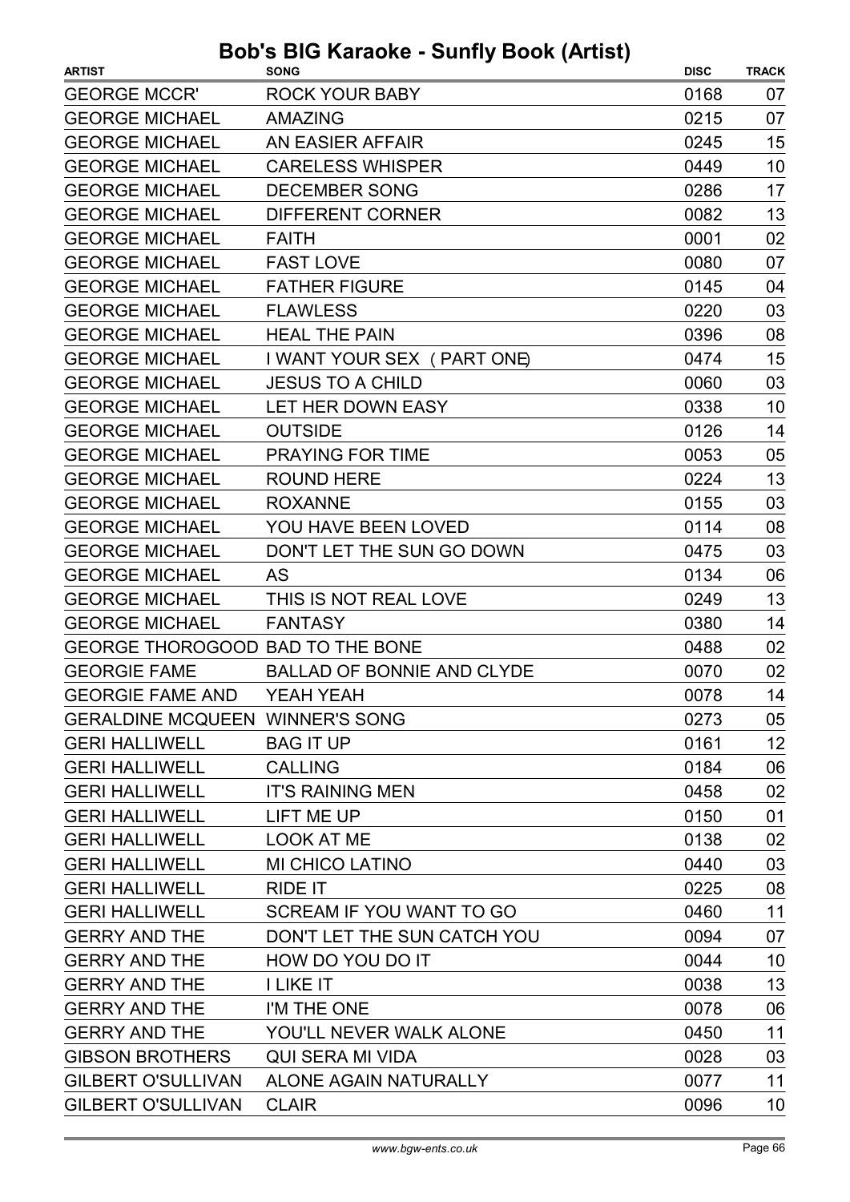# Bob's BIG Karaoke - Sunfly Book (Artist)

| ARTIST | SONG | DISC | TRACK |
|---|---|---|---|
| GEORGE MCCR' | ROCK YOUR BABY | 0168 | 07 |
| GEORGE MICHAEL | AMAZING | 0215 | 07 |
| GEORGE MICHAEL | AN EASIER AFFAIR | 0245 | 15 |
| GEORGE MICHAEL | CARELESS WHISPER | 0449 | 10 |
| GEORGE MICHAEL | DECEMBER SONG | 0286 | 17 |
| GEORGE MICHAEL | DIFFERENT CORNER | 0082 | 13 |
| GEORGE MICHAEL | FAITH | 0001 | 02 |
| GEORGE MICHAEL | FAST LOVE | 0080 | 07 |
| GEORGE MICHAEL | FATHER FIGURE | 0145 | 04 |
| GEORGE MICHAEL | FLAWLESS | 0220 | 03 |
| GEORGE MICHAEL | HEAL THE PAIN | 0396 | 08 |
| GEORGE MICHAEL | I WANT YOUR SEX (PART ONE) | 0474 | 15 |
| GEORGE MICHAEL | JESUS TO A CHILD | 0060 | 03 |
| GEORGE MICHAEL | LET HER DOWN EASY | 0338 | 10 |
| GEORGE MICHAEL | OUTSIDE | 0126 | 14 |
| GEORGE MICHAEL | PRAYING FOR TIME | 0053 | 05 |
| GEORGE MICHAEL | ROUND HERE | 0224 | 13 |
| GEORGE MICHAEL | ROXANNE | 0155 | 03 |
| GEORGE MICHAEL | YOU HAVE BEEN LOVED | 0114 | 08 |
| GEORGE MICHAEL | DON'T LET THE SUN GO DOWN | 0475 | 03 |
| GEORGE MICHAEL | AS | 0134 | 06 |
| GEORGE MICHAEL | THIS IS NOT REAL LOVE | 0249 | 13 |
| GEORGE MICHAEL | FANTASY | 0380 | 14 |
| GEORGE THOROGOOD | BAD TO THE BONE | 0488 | 02 |
| GEORGIE FAME | BALLAD OF BONNIE AND CLYDE | 0070 | 02 |
| GEORGIE FAME AND | YEAH YEAH | 0078 | 14 |
| GERALDINE MCQUEEN | WINNER'S SONG | 0273 | 05 |
| GERI HALLIWELL | BAG IT UP | 0161 | 12 |
| GERI HALLIWELL | CALLING | 0184 | 06 |
| GERI HALLIWELL | IT'S RAINING MEN | 0458 | 02 |
| GERI HALLIWELL | LIFT ME UP | 0150 | 01 |
| GERI HALLIWELL | LOOK AT ME | 0138 | 02 |
| GERI HALLIWELL | MI CHICO LATINO | 0440 | 03 |
| GERI HALLIWELL | RIDE IT | 0225 | 08 |
| GERI HALLIWELL | SCREAM IF YOU WANT TO GO | 0460 | 11 |
| GERRY AND THE | DON'T LET THE SUN CATCH YOU | 0094 | 07 |
| GERRY AND THE | HOW DO YOU DO IT | 0044 | 10 |
| GERRY AND THE | I LIKE IT | 0038 | 13 |
| GERRY AND THE | I'M THE ONE | 0078 | 06 |
| GERRY AND THE | YOU'LL NEVER WALK ALONE | 0450 | 11 |
| GIBSON BROTHERS | QUI SERA MI VIDA | 0028 | 03 |
| GILBERT O'SULLIVAN | ALONE AGAIN NATURALLY | 0077 | 11 |
| GILBERT O'SULLIVAN | CLAIR | 0096 | 10 |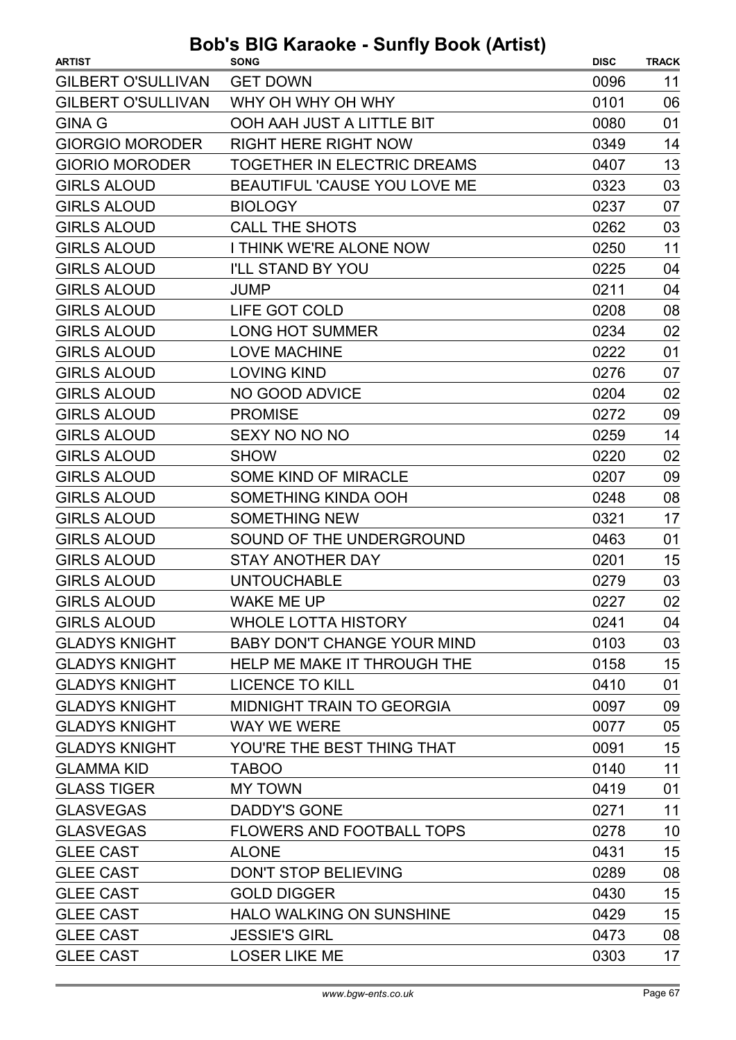# Bob's BIG Karaoke - Sunfly Book (Artist)

| ARTIST | SONG | DISC | TRACK |
|---|---|---|---|
| GILBERT O'SULLIVAN | GET DOWN | 0096 | 11 |
| GILBERT O'SULLIVAN | WHY OH WHY OH WHY | 0101 | 06 |
| GINA G | OOH AAH JUST A LITTLE BIT | 0080 | 01 |
| GIORGIO MORODER | RIGHT HERE RIGHT NOW | 0349 | 14 |
| GIORIO MORODER | TOGETHER IN ELECTRIC DREAMS | 0407 | 13 |
| GIRLS ALOUD | BEAUTIFUL 'CAUSE YOU LOVE ME | 0323 | 03 |
| GIRLS ALOUD | BIOLOGY | 0237 | 07 |
| GIRLS ALOUD | CALL THE SHOTS | 0262 | 03 |
| GIRLS ALOUD | I THINK WE'RE ALONE NOW | 0250 | 11 |
| GIRLS ALOUD | I'LL STAND BY YOU | 0225 | 04 |
| GIRLS ALOUD | JUMP | 0211 | 04 |
| GIRLS ALOUD | LIFE GOT COLD | 0208 | 08 |
| GIRLS ALOUD | LONG HOT SUMMER | 0234 | 02 |
| GIRLS ALOUD | LOVE MACHINE | 0222 | 01 |
| GIRLS ALOUD | LOVING KIND | 0276 | 07 |
| GIRLS ALOUD | NO GOOD ADVICE | 0204 | 02 |
| GIRLS ALOUD | PROMISE | 0272 | 09 |
| GIRLS ALOUD | SEXY NO NO NO | 0259 | 14 |
| GIRLS ALOUD | SHOW | 0220 | 02 |
| GIRLS ALOUD | SOME KIND OF MIRACLE | 0207 | 09 |
| GIRLS ALOUD | SOMETHING KINDA OOH | 0248 | 08 |
| GIRLS ALOUD | SOMETHING NEW | 0321 | 17 |
| GIRLS ALOUD | SOUND OF THE UNDERGROUND | 0463 | 01 |
| GIRLS ALOUD | STAY ANOTHER DAY | 0201 | 15 |
| GIRLS ALOUD | UNTOUCHABLE | 0279 | 03 |
| GIRLS ALOUD | WAKE ME UP | 0227 | 02 |
| GIRLS ALOUD | WHOLE LOTTA HISTORY | 0241 | 04 |
| GLADYS KNIGHT | BABY DON'T CHANGE YOUR MIND | 0103 | 03 |
| GLADYS KNIGHT | HELP ME MAKE IT THROUGH THE | 0158 | 15 |
| GLADYS KNIGHT | LICENCE TO KILL | 0410 | 01 |
| GLADYS KNIGHT | MIDNIGHT TRAIN TO GEORGIA | 0097 | 09 |
| GLADYS KNIGHT | WAY WE WERE | 0077 | 05 |
| GLADYS KNIGHT | YOU'RE THE BEST THING THAT | 0091 | 15 |
| GLAMMA KID | TABOO | 0140 | 11 |
| GLASS TIGER | MY TOWN | 0419 | 01 |
| GLASVEGAS | DADDY'S GONE | 0271 | 11 |
| GLASVEGAS | FLOWERS AND FOOTBALL TOPS | 0278 | 10 |
| GLEE CAST | ALONE | 0431 | 15 |
| GLEE CAST | DON'T STOP BELIEVING | 0289 | 08 |
| GLEE CAST | GOLD DIGGER | 0430 | 15 |
| GLEE CAST | HALO WALKING ON SUNSHINE | 0429 | 15 |
| GLEE CAST | JESSIE'S GIRL | 0473 | 08 |
| GLEE CAST | LOSER LIKE ME | 0303 | 17 |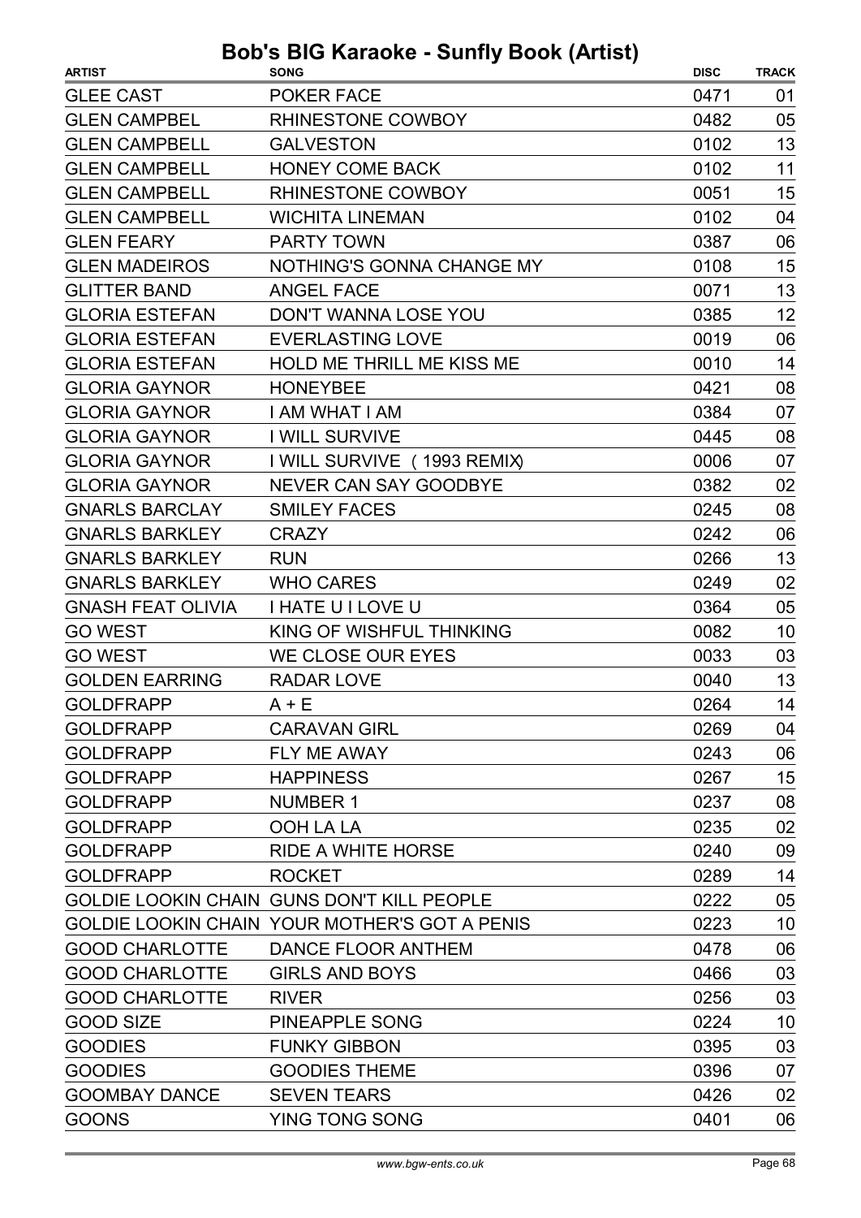# Bob's BIG Karaoke - Sunfly Book (Artist)

| ARTIST | SONG | DISC | TRACK |
|---|---|---|---|
| GLEE CAST | POKER FACE | 0471 | 01 |
| GLEN CAMPBEL | RHINESTONE COWBOY | 0482 | 05 |
| GLEN CAMPBELL | GALVESTON | 0102 | 13 |
| GLEN CAMPBELL | HONEY COME BACK | 0102 | 11 |
| GLEN CAMPBELL | RHINESTONE COWBOY | 0051 | 15 |
| GLEN CAMPBELL | WICHITA LINEMAN | 0102 | 04 |
| GLEN FEARY | PARTY TOWN | 0387 | 06 |
| GLEN MADEIROS | NOTHING'S GONNA CHANGE MY | 0108 | 15 |
| GLITTER BAND | ANGEL FACE | 0071 | 13 |
| GLORIA ESTEFAN | DON'T WANNA LOSE YOU | 0385 | 12 |
| GLORIA ESTEFAN | EVERLASTING LOVE | 0019 | 06 |
| GLORIA ESTEFAN | HOLD ME THRILL ME KISS ME | 0010 | 14 |
| GLORIA GAYNOR | HONEYBEE | 0421 | 08 |
| GLORIA GAYNOR | I AM WHAT I AM | 0384 | 07 |
| GLORIA GAYNOR | I WILL SURVIVE | 0445 | 08 |
| GLORIA GAYNOR | I WILL SURVIVE ( 1993 REMIX) | 0006 | 07 |
| GLORIA GAYNOR | NEVER CAN SAY GOODBYE | 0382 | 02 |
| GNARLS BARCLAY | SMILEY FACES | 0245 | 08 |
| GNARLS BARKLEY | CRAZY | 0242 | 06 |
| GNARLS BARKLEY | RUN | 0266 | 13 |
| GNARLS BARKLEY | WHO CARES | 0249 | 02 |
| GNASH FEAT OLIVIA | I HATE U I LOVE U | 0364 | 05 |
| GO WEST | KING OF WISHFUL THINKING | 0082 | 10 |
| GO WEST | WE CLOSE OUR EYES | 0033 | 03 |
| GOLDEN EARRING | RADAR LOVE | 0040 | 13 |
| GOLDFRAPP | A + E | 0264 | 14 |
| GOLDFRAPP | CARAVAN GIRL | 0269 | 04 |
| GOLDFRAPP | FLY ME AWAY | 0243 | 06 |
| GOLDFRAPP | HAPPINESS | 0267 | 15 |
| GOLDFRAPP | NUMBER 1 | 0237 | 08 |
| GOLDFRAPP | OOH LA LA | 0235 | 02 |
| GOLDFRAPP | RIDE A WHITE HORSE | 0240 | 09 |
| GOLDFRAPP | ROCKET | 0289 | 14 |
| GOLDIE LOOKIN CHAIN | GUNS DON'T KILL PEOPLE | 0222 | 05 |
| GOLDIE LOOKIN CHAIN | YOUR MOTHER'S GOT A PENIS | 0223 | 10 |
| GOOD CHARLOTTE | DANCE FLOOR ANTHEM | 0478 | 06 |
| GOOD CHARLOTTE | GIRLS AND BOYS | 0466 | 03 |
| GOOD CHARLOTTE | RIVER | 0256 | 03 |
| GOOD SIZE | PINEAPPLE SONG | 0224 | 10 |
| GOODIES | FUNKY GIBBON | 0395 | 03 |
| GOODIES | GOODIES THEME | 0396 | 07 |
| GOOMBAY DANCE | SEVEN TEARS | 0426 | 02 |
| GOONS | YING TONG SONG | 0401 | 06 |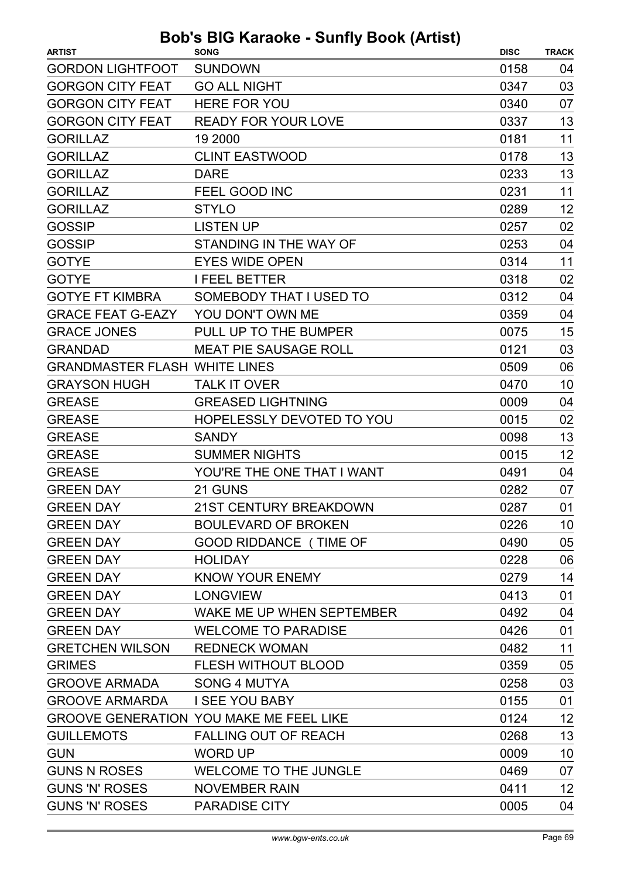# Bob's BIG Karaoke - Sunfly Book (Artist)

| ARTIST | SONG | DISC | TRACK |
|---|---|---|---|
| GORDON LIGHTFOOT | SUNDOWN | 0158 | 04 |
| GORGON CITY FEAT | GO ALL NIGHT | 0347 | 03 |
| GORGON CITY FEAT | HERE FOR YOU | 0340 | 07 |
| GORGON CITY FEAT | READY FOR YOUR LOVE | 0337 | 13 |
| GORILLAZ | 19 2000 | 0181 | 11 |
| GORILLAZ | CLINT EASTWOOD | 0178 | 13 |
| GORILLAZ | DARE | 0233 | 13 |
| GORILLAZ | FEEL GOOD INC | 0231 | 11 |
| GORILLAZ | STYLO | 0289 | 12 |
| GOSSIP | LISTEN UP | 0257 | 02 |
| GOSSIP | STANDING IN THE WAY OF | 0253 | 04 |
| GOTYE | EYES WIDE OPEN | 0314 | 11 |
| GOTYE | I FEEL BETTER | 0318 | 02 |
| GOTYE FT KIMBRA | SOMEBODY THAT I USED TO | 0312 | 04 |
| GRACE FEAT G-EAZY | YOU DON'T OWN ME | 0359 | 04 |
| GRACE JONES | PULL UP TO THE BUMPER | 0075 | 15 |
| GRANDAD | MEAT PIE SAUSAGE ROLL | 0121 | 03 |
| GRANDMASTER FLASH | WHITE LINES | 0509 | 06 |
| GRAYSON HUGH | TALK IT OVER | 0470 | 10 |
| GREASE | GREASED LIGHTNING | 0009 | 04 |
| GREASE | HOPELESSLY DEVOTED TO YOU | 0015 | 02 |
| GREASE | SANDY | 0098 | 13 |
| GREASE | SUMMER NIGHTS | 0015 | 12 |
| GREASE | YOU'RE THE ONE THAT I WANT | 0491 | 04 |
| GREEN DAY | 21 GUNS | 0282 | 07 |
| GREEN DAY | 21ST CENTURY BREAKDOWN | 0287 | 01 |
| GREEN DAY | BOULEVARD OF BROKEN | 0226 | 10 |
| GREEN DAY | GOOD RIDDANCE (TIME OF | 0490 | 05 |
| GREEN DAY | HOLIDAY | 0228 | 06 |
| GREEN DAY | KNOW YOUR ENEMY | 0279 | 14 |
| GREEN DAY | LONGVIEW | 0413 | 01 |
| GREEN DAY | WAKE ME UP WHEN SEPTEMBER | 0492 | 04 |
| GREEN DAY | WELCOME TO PARADISE | 0426 | 01 |
| GRETCHEN WILSON | REDNECK WOMAN | 0482 | 11 |
| GRIMES | FLESH WITHOUT BLOOD | 0359 | 05 |
| GROOVE ARMADA | SONG 4 MUTYA | 0258 | 03 |
| GROOVE ARMARDA | I SEE YOU BABY | 0155 | 01 |
| GROOVE GENERATION | YOU MAKE ME FEEL LIKE | 0124 | 12 |
| GUILLEMOTS | FALLING OUT OF REACH | 0268 | 13 |
| GUN | WORD UP | 0009 | 10 |
| GUNS N ROSES | WELCOME TO THE JUNGLE | 0469 | 07 |
| GUNS 'N' ROSES | NOVEMBER RAIN | 0411 | 12 |
| GUNS 'N' ROSES | PARADISE CITY | 0005 | 04 |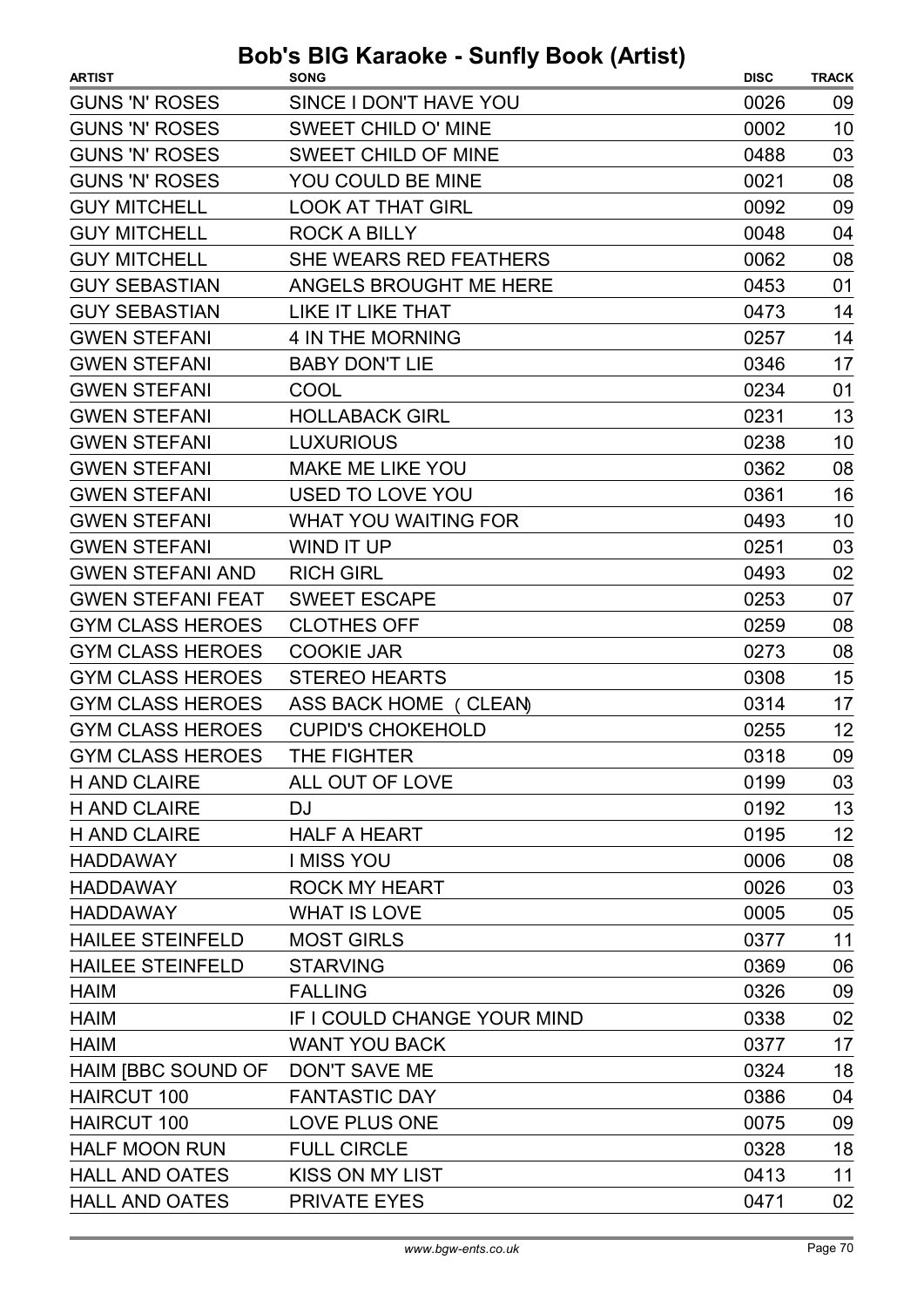# Bob's BIG Karaoke - Sunfly Book (Artist)

| ARTIST | SONG | DISC | TRACK |
|---|---|---|---|
| GUNS 'N' ROSES | SINCE I DON'T HAVE YOU | 0026 | 09 |
| GUNS 'N' ROSES | SWEET CHILD O' MINE | 0002 | 10 |
| GUNS 'N' ROSES | SWEET CHILD OF MINE | 0488 | 03 |
| GUNS 'N' ROSES | YOU COULD BE MINE | 0021 | 08 |
| GUY MITCHELL | LOOK AT THAT GIRL | 0092 | 09 |
| GUY MITCHELL | ROCK A BILLY | 0048 | 04 |
| GUY MITCHELL | SHE WEARS RED FEATHERS | 0062 | 08 |
| GUY SEBASTIAN | ANGELS BROUGHT ME HERE | 0453 | 01 |
| GUY SEBASTIAN | LIKE IT LIKE THAT | 0473 | 14 |
| GWEN STEFANI | 4 IN THE MORNING | 0257 | 14 |
| GWEN STEFANI | BABY DON'T LIE | 0346 | 17 |
| GWEN STEFANI | COOL | 0234 | 01 |
| GWEN STEFANI | HOLLABACK GIRL | 0231 | 13 |
| GWEN STEFANI | LUXURIOUS | 0238 | 10 |
| GWEN STEFANI | MAKE ME LIKE YOU | 0362 | 08 |
| GWEN STEFANI | USED TO LOVE YOU | 0361 | 16 |
| GWEN STEFANI | WHAT YOU WAITING FOR | 0493 | 10 |
| GWEN STEFANI | WIND IT UP | 0251 | 03 |
| GWEN STEFANI AND | RICH GIRL | 0493 | 02 |
| GWEN STEFANI FEAT | SWEET ESCAPE | 0253 | 07 |
| GYM CLASS HEROES | CLOTHES OFF | 0259 | 08 |
| GYM CLASS HEROES | COOKIE JAR | 0273 | 08 |
| GYM CLASS HEROES | STEREO HEARTS | 0308 | 15 |
| GYM CLASS HEROES | ASS BACK HOME (CLEAN) | 0314 | 17 |
| GYM CLASS HEROES | CUPID'S CHOKEHOLD | 0255 | 12 |
| GYM CLASS HEROES | THE FIGHTER | 0318 | 09 |
| H AND CLAIRE | ALL OUT OF LOVE | 0199 | 03 |
| H AND CLAIRE | DJ | 0192 | 13 |
| H AND CLAIRE | HALF A HEART | 0195 | 12 |
| HADDAWAY | I MISS YOU | 0006 | 08 |
| HADDAWAY | ROCK MY HEART | 0026 | 03 |
| HADDAWAY | WHAT IS LOVE | 0005 | 05 |
| HAILEE STEINFELD | MOST GIRLS | 0377 | 11 |
| HAILEE STEINFELD | STARVING | 0369 | 06 |
| HAIM | FALLING | 0326 | 09 |
| HAIM | IF I COULD CHANGE YOUR MIND | 0338 | 02 |
| HAIM | WANT YOU BACK | 0377 | 17 |
| HAIM [BBC SOUND OF | DON'T SAVE ME | 0324 | 18 |
| HAIRCUT 100 | FANTASTIC DAY | 0386 | 04 |
| HAIRCUT 100 | LOVE PLUS ONE | 0075 | 09 |
| HALF MOON RUN | FULL CIRCLE | 0328 | 18 |
| HALL AND OATES | KISS ON MY LIST | 0413 | 11 |
| HALL AND OATES | PRIVATE EYES | 0471 | 02 |

www.bgw-ents.co.uk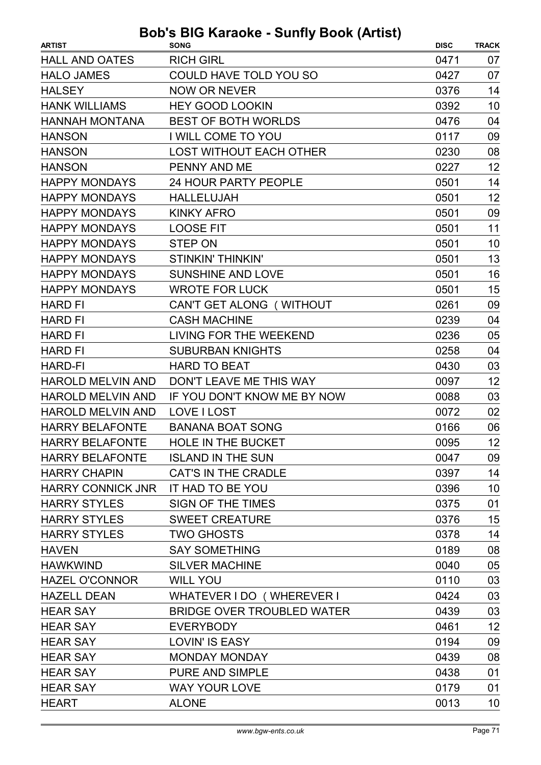# Bob's BIG Karaoke - Sunfly Book (Artist)

| ARTIST | SONG | DISC | TRACK |
|---|---|---|---|
| HALL AND OATES | RICH GIRL | 0471 | 07 |
| HALO JAMES | COULD HAVE TOLD YOU SO | 0427 | 07 |
| HALSEY | NOW OR NEVER | 0376 | 14 |
| HANK WILLIAMS | HEY GOOD LOOKIN | 0392 | 10 |
| HANNAH MONTANA | BEST OF BOTH WORLDS | 0476 | 04 |
| HANSON | I WILL COME TO YOU | 0117 | 09 |
| HANSON | LOST WITHOUT EACH OTHER | 0230 | 08 |
| HANSON | PENNY AND ME | 0227 | 12 |
| HAPPY MONDAYS | 24 HOUR PARTY PEOPLE | 0501 | 14 |
| HAPPY MONDAYS | HALLELUJAH | 0501 | 12 |
| HAPPY MONDAYS | KINKY AFRO | 0501 | 09 |
| HAPPY MONDAYS | LOOSE FIT | 0501 | 11 |
| HAPPY MONDAYS | STEP ON | 0501 | 10 |
| HAPPY MONDAYS | STINKIN' THINKIN' | 0501 | 13 |
| HAPPY MONDAYS | SUNSHINE AND LOVE | 0501 | 16 |
| HAPPY MONDAYS | WROTE FOR LUCK | 0501 | 15 |
| HARD FI | CAN'T GET ALONG ( WITHOUT | 0261 | 09 |
| HARD FI | CASH MACHINE | 0239 | 04 |
| HARD FI | LIVING FOR THE WEEKEND | 0236 | 05 |
| HARD FI | SUBURBAN KNIGHTS | 0258 | 04 |
| HARD-FI | HARD TO BEAT | 0430 | 03 |
| HAROLD MELVIN AND | DON'T LEAVE ME THIS WAY | 0097 | 12 |
| HAROLD MELVIN AND | IF YOU DON'T KNOW ME BY NOW | 0088 | 03 |
| HAROLD MELVIN AND | LOVE I LOST | 0072 | 02 |
| HARRY BELAFONTE | BANANA BOAT SONG | 0166 | 06 |
| HARRY BELAFONTE | HOLE IN THE BUCKET | 0095 | 12 |
| HARRY BELAFONTE | ISLAND IN THE SUN | 0047 | 09 |
| HARRY CHAPIN | CAT'S IN THE CRADLE | 0397 | 14 |
| HARRY CONNICK JNR | IT HAD TO BE YOU | 0396 | 10 |
| HARRY STYLES | SIGN OF THE TIMES | 0375 | 01 |
| HARRY STYLES | SWEET CREATURE | 0376 | 15 |
| HARRY STYLES | TWO GHOSTS | 0378 | 14 |
| HAVEN | SAY SOMETHING | 0189 | 08 |
| HAWKWIND | SILVER MACHINE | 0040 | 05 |
| HAZEL O'CONNOR | WILL YOU | 0110 | 03 |
| HAZELL DEAN | WHATEVER I DO ( WHEREVER I | 0424 | 03 |
| HEAR SAY | BRIDGE OVER TROUBLED WATER | 0439 | 03 |
| HEAR SAY | EVERYBODY | 0461 | 12 |
| HEAR SAY | LOVIN' IS EASY | 0194 | 09 |
| HEAR SAY | MONDAY MONDAY | 0439 | 08 |
| HEAR SAY | PURE AND SIMPLE | 0438 | 01 |
| HEAR SAY | WAY YOUR LOVE | 0179 | 01 |
| HEART | ALONE | 0013 | 10 |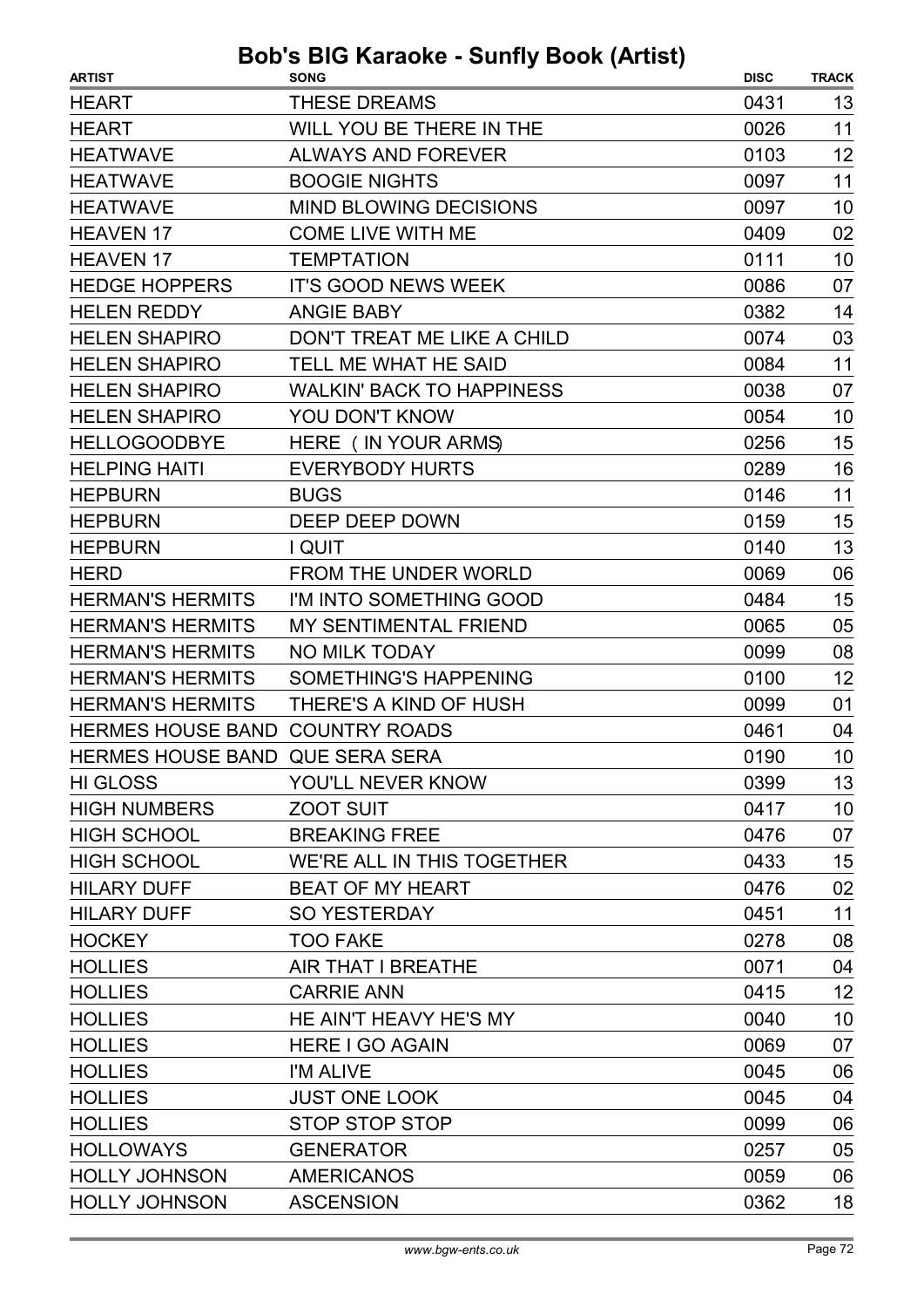# Bob's BIG Karaoke - Sunfly Book (Artist)

| ARTIST | SONG | DISC | TRACK |
|---|---|---|---|
| HEART | THESE DREAMS | 0431 | 13 |
| HEART | WILL YOU BE THERE IN THE | 0026 | 11 |
| HEATWAVE | ALWAYS AND FOREVER | 0103 | 12 |
| HEATWAVE | BOOGIE NIGHTS | 0097 | 11 |
| HEATWAVE | MIND BLOWING DECISIONS | 0097 | 10 |
| HEAVEN 17 | COME LIVE WITH ME | 0409 | 02 |
| HEAVEN 17 | TEMPTATION | 0111 | 10 |
| HEDGE HOPPERS | IT'S GOOD NEWS WEEK | 0086 | 07 |
| HELEN REDDY | ANGIE BABY | 0382 | 14 |
| HELEN SHAPIRO | DON'T TREAT ME LIKE A CHILD | 0074 | 03 |
| HELEN SHAPIRO | TELL ME WHAT HE SAID | 0084 | 11 |
| HELEN SHAPIRO | WALKIN' BACK TO HAPPINESS | 0038 | 07 |
| HELEN SHAPIRO | YOU DON'T KNOW | 0054 | 10 |
| HELLOGOODBYE | HERE ( IN YOUR ARMS) | 0256 | 15 |
| HELPING HAITI | EVERYBODY HURTS | 0289 | 16 |
| HEPBURN | BUGS | 0146 | 11 |
| HEPBURN | DEEP DEEP DOWN | 0159 | 15 |
| HEPBURN | I QUIT | 0140 | 13 |
| HERD | FROM THE UNDER WORLD | 0069 | 06 |
| HERMAN'S HERMITS | I'M INTO SOMETHING GOOD | 0484 | 15 |
| HERMAN'S HERMITS | MY SENTIMENTAL FRIEND | 0065 | 05 |
| HERMAN'S HERMITS | NO MILK TODAY | 0099 | 08 |
| HERMAN'S HERMITS | SOMETHING'S HAPPENING | 0100 | 12 |
| HERMAN'S HERMITS | THERE'S A KIND OF HUSH | 0099 | 01 |
| HERMES HOUSE BAND | COUNTRY ROADS | 0461 | 04 |
| HERMES HOUSE BAND | QUE SERA SERA | 0190 | 10 |
| HI GLOSS | YOU'LL NEVER KNOW | 0399 | 13 |
| HIGH NUMBERS | ZOOT SUIT | 0417 | 10 |
| HIGH SCHOOL | BREAKING FREE | 0476 | 07 |
| HIGH SCHOOL | WE'RE ALL IN THIS TOGETHER | 0433 | 15 |
| HILARY DUFF | BEAT OF MY HEART | 0476 | 02 |
| HILARY DUFF | SO YESTERDAY | 0451 | 11 |
| HOCKEY | TOO FAKE | 0278 | 08 |
| HOLLIES | AIR THAT I BREATHE | 0071 | 04 |
| HOLLIES | CARRIE ANN | 0415 | 12 |
| HOLLIES | HE AIN'T HEAVY HE'S MY | 0040 | 10 |
| HOLLIES | HERE I GO AGAIN | 0069 | 07 |
| HOLLIES | I'M ALIVE | 0045 | 06 |
| HOLLIES | JUST ONE LOOK | 0045 | 04 |
| HOLLIES | STOP STOP STOP | 0099 | 06 |
| HOLLOWAYS | GENERATOR | 0257 | 05 |
| HOLLY JOHNSON | AMERICANOS | 0059 | 06 |
| HOLLY JOHNSON | ASCENSION | 0362 | 18 |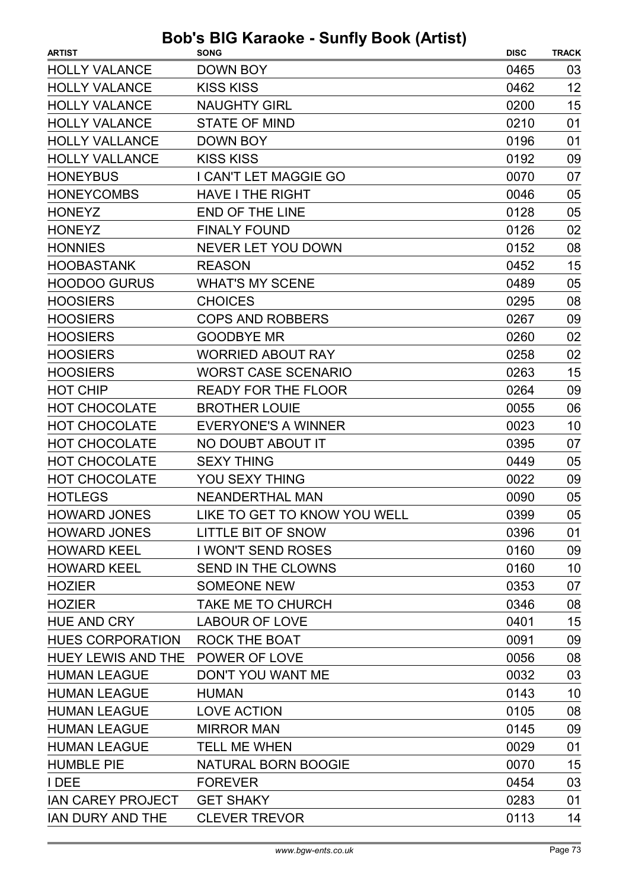# Bob's BIG Karaoke - Sunfly Book (Artist)

| ARTIST | SONG | DISC | TRACK |
|---|---|---|---|
| HOLLY VALANCE | DOWN BOY | 0465 | 03 |
| HOLLY VALANCE | KISS KISS | 0462 | 12 |
| HOLLY VALANCE | NAUGHTY GIRL | 0200 | 15 |
| HOLLY VALANCE | STATE OF MIND | 0210 | 01 |
| HOLLY VALLANCE | DOWN BOY | 0196 | 01 |
| HOLLY VALLANCE | KISS KISS | 0192 | 09 |
| HONEYBUS | I CAN'T LET MAGGIE GO | 0070 | 07 |
| HONEYCOMBS | HAVE I THE RIGHT | 0046 | 05 |
| HONEYZ | END OF THE LINE | 0128 | 05 |
| HONEYZ | FINALY FOUND | 0126 | 02 |
| HONNIES | NEVER LET YOU DOWN | 0152 | 08 |
| HOOBASTANK | REASON | 0452 | 15 |
| HOODOO GURUS | WHAT'S MY SCENE | 0489 | 05 |
| HOOSIERS | CHOICES | 0295 | 08 |
| HOOSIERS | COPS AND ROBBERS | 0267 | 09 |
| HOOSIERS | GOODBYE MR | 0260 | 02 |
| HOOSIERS | WORRIED ABOUT RAY | 0258 | 02 |
| HOOSIERS | WORST CASE SCENARIO | 0263 | 15 |
| HOT CHIP | READY FOR THE FLOOR | 0264 | 09 |
| HOT CHOCOLATE | BROTHER LOUIE | 0055 | 06 |
| HOT CHOCOLATE | EVERYONE'S A WINNER | 0023 | 10 |
| HOT CHOCOLATE | NO DOUBT ABOUT IT | 0395 | 07 |
| HOT CHOCOLATE | SEXY THING | 0449 | 05 |
| HOT CHOCOLATE | YOU SEXY THING | 0022 | 09 |
| HOTLEGS | NEANDERTHAL MAN | 0090 | 05 |
| HOWARD JONES | LIKE TO GET TO KNOW YOU WELL | 0399 | 05 |
| HOWARD JONES | LITTLE BIT OF SNOW | 0396 | 01 |
| HOWARD KEEL | I WON'T SEND ROSES | 0160 | 09 |
| HOWARD KEEL | SEND IN THE CLOWNS | 0160 | 10 |
| HOZIER | SOMEONE NEW | 0353 | 07 |
| HOZIER | TAKE ME TO CHURCH | 0346 | 08 |
| HUE AND CRY | LABOUR OF LOVE | 0401 | 15 |
| HUES CORPORATION | ROCK THE BOAT | 0091 | 09 |
| HUEY LEWIS AND THE | POWER OF LOVE | 0056 | 08 |
| HUMAN LEAGUE | DON'T YOU WANT ME | 0032 | 03 |
| HUMAN LEAGUE | HUMAN | 0143 | 10 |
| HUMAN LEAGUE | LOVE ACTION | 0105 | 08 |
| HUMAN LEAGUE | MIRROR MAN | 0145 | 09 |
| HUMAN LEAGUE | TELL ME WHEN | 0029 | 01 |
| HUMBLE PIE | NATURAL BORN BOOGIE | 0070 | 15 |
| I DEE | FOREVER | 0454 | 03 |
| IAN CAREY PROJECT | GET SHAKY | 0283 | 01 |
| IAN DURY AND THE | CLEVER TREVOR | 0113 | 14 |

www.bgw-ents.co.uk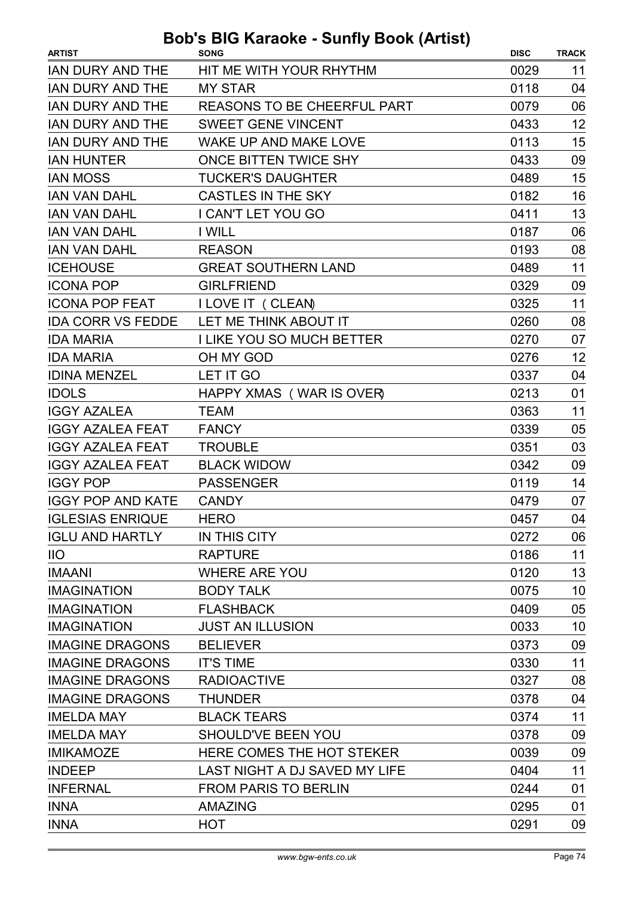# Bob's BIG Karaoke - Sunfly Book (Artist)

| ARTIST | SONG | DISC | TRACK |
|---|---|---|---|
| IAN DURY AND THE | HIT ME WITH YOUR RHYTHM | 0029 | 11 |
| IAN DURY AND THE | MY STAR | 0118 | 04 |
| IAN DURY AND THE | REASONS TO BE CHEERFUL PART | 0079 | 06 |
| IAN DURY AND THE | SWEET GENE VINCENT | 0433 | 12 |
| IAN DURY AND THE | WAKE UP AND MAKE LOVE | 0113 | 15 |
| IAN HUNTER | ONCE BITTEN TWICE SHY | 0433 | 09 |
| IAN MOSS | TUCKER'S DAUGHTER | 0489 | 15 |
| IAN VAN DAHL | CASTLES IN THE SKY | 0182 | 16 |
| IAN VAN DAHL | I CAN'T LET YOU GO | 0411 | 13 |
| IAN VAN DAHL | I WILL | 0187 | 06 |
| IAN VAN DAHL | REASON | 0193 | 08 |
| ICEHOUSE | GREAT SOUTHERN LAND | 0489 | 11 |
| ICONA POP | GIRLFRIEND | 0329 | 09 |
| ICONA POP FEAT | I LOVE IT (CLEAN) | 0325 | 11 |
| IDA CORR VS FEDDE | LET ME THINK ABOUT IT | 0260 | 08 |
| IDA MARIA | I LIKE YOU SO MUCH BETTER | 0270 | 07 |
| IDA MARIA | OH MY GOD | 0276 | 12 |
| IDINA MENZEL | LET IT GO | 0337 | 04 |
| IDOLS | HAPPY XMAS (WAR IS OVER) | 0213 | 01 |
| IGGY AZALEA | TEAM | 0363 | 11 |
| IGGY AZALEA FEAT | FANCY | 0339 | 05 |
| IGGY AZALEA FEAT | TROUBLE | 0351 | 03 |
| IGGY AZALEA FEAT | BLACK WIDOW | 0342 | 09 |
| IGGY POP | PASSENGER | 0119 | 14 |
| IGGY POP AND KATE | CANDY | 0479 | 07 |
| IGLESIAS ENRIQUE | HERO | 0457 | 04 |
| IGLU AND HARTLY | IN THIS CITY | 0272 | 06 |
| IIO | RAPTURE | 0186 | 11 |
| IMAANI | WHERE ARE YOU | 0120 | 13 |
| IMAGINATION | BODY TALK | 0075 | 10 |
| IMAGINATION | FLASHBACK | 0409 | 05 |
| IMAGINATION | JUST AN ILLUSION | 0033 | 10 |
| IMAGINE DRAGONS | BELIEVER | 0373 | 09 |
| IMAGINE DRAGONS | IT'S TIME | 0330 | 11 |
| IMAGINE DRAGONS | RADIOACTIVE | 0327 | 08 |
| IMAGINE DRAGONS | THUNDER | 0378 | 04 |
| IMELDA MAY | BLACK TEARS | 0374 | 11 |
| IMELDA MAY | SHOULD'VE BEEN YOU | 0378 | 09 |
| IMIKAMOZE | HERE COMES THE HOT STEKER | 0039 | 09 |
| INDEEP | LAST NIGHT A DJ SAVED MY LIFE | 0404 | 11 |
| INFERNAL | FROM PARIS TO BERLIN | 0244 | 01 |
| INNA | AMAZING | 0295 | 01 |
| INNA | HOT | 0291 | 09 |

www.bgw-ents.co.uk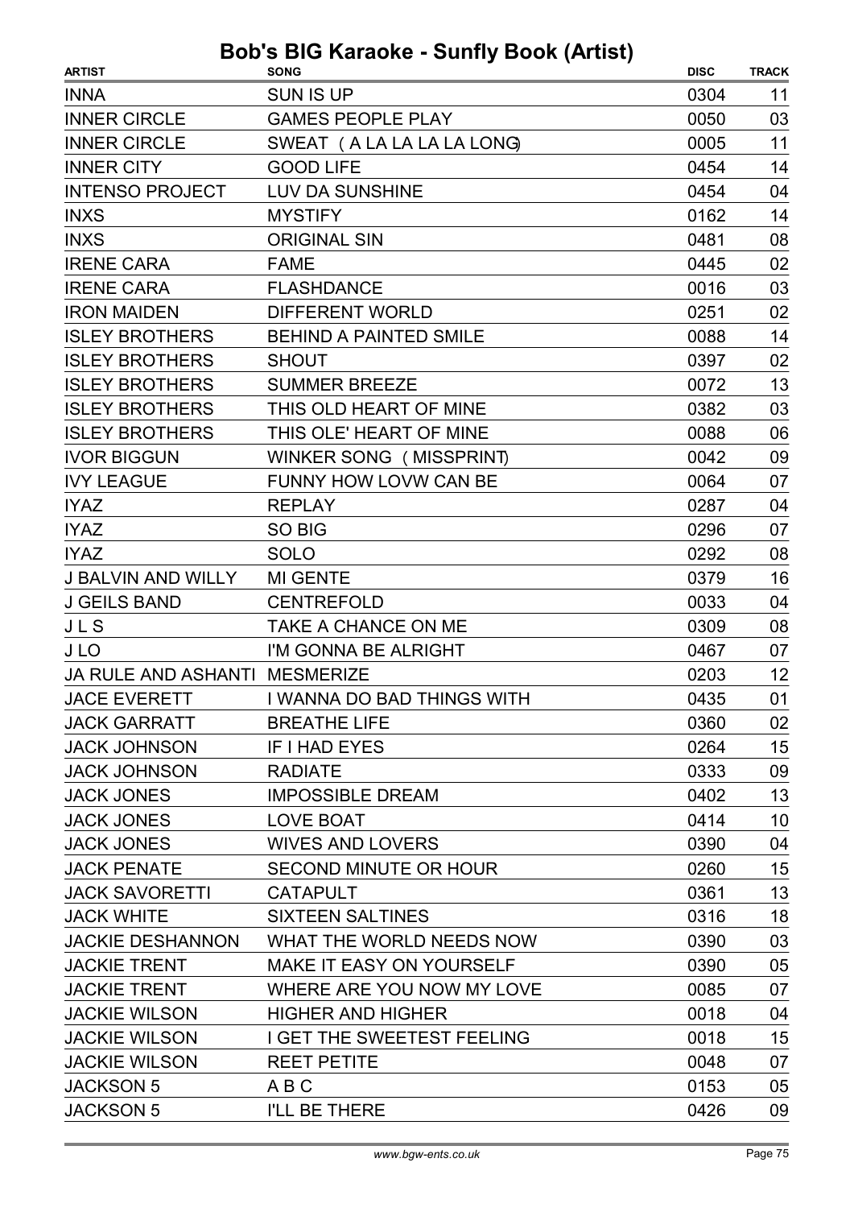# Bob's BIG Karaoke - Sunfly Book (Artist)

| ARTIST | SONG | DISC | TRACK |
| --- | --- | --- | --- |
| INNA | SUN IS UP | 0304 | 11 |
| INNER CIRCLE | GAMES PEOPLE PLAY | 0050 | 03 |
| INNER CIRCLE | SWEAT ( A LA LA LA LA LONG) | 0005 | 11 |
| INNER CITY | GOOD LIFE | 0454 | 14 |
| INTENSO PROJECT | LUV DA SUNSHINE | 0454 | 04 |
| INXS | MYSTIFY | 0162 | 14 |
| INXS | ORIGINAL SIN | 0481 | 08 |
| IRENE CARA | FAME | 0445 | 02 |
| IRENE CARA | FLASHDANCE | 0016 | 03 |
| IRON MAIDEN | DIFFERENT WORLD | 0251 | 02 |
| ISLEY BROTHERS | BEHIND A PAINTED SMILE | 0088 | 14 |
| ISLEY BROTHERS | SHOUT | 0397 | 02 |
| ISLEY BROTHERS | SUMMER BREEZE | 0072 | 13 |
| ISLEY BROTHERS | THIS OLD HEART OF MINE | 0382 | 03 |
| ISLEY BROTHERS | THIS OLE' HEART OF MINE | 0088 | 06 |
| IVOR BIGGUN | WINKER SONG ( MISSPRINT) | 0042 | 09 |
| IVY LEAGUE | FUNNY HOW LOVW CAN BE | 0064 | 07 |
| IYAZ | REPLAY | 0287 | 04 |
| IYAZ | SO BIG | 0296 | 07 |
| IYAZ | SOLO | 0292 | 08 |
| J BALVIN AND WILLY | MI GENTE | 0379 | 16 |
| J GEILS BAND | CENTREFOLD | 0033 | 04 |
| J L S | TAKE A CHANCE ON ME | 0309 | 08 |
| J LO | I'M GONNA BE ALRIGHT | 0467 | 07 |
| JA RULE AND ASHANTI | MESMERIZE | 0203 | 12 |
| JACE EVERETT | I WANNA DO BAD THINGS WITH | 0435 | 01 |
| JACK GARRATT | BREATHE LIFE | 0360 | 02 |
| JACK JOHNSON | IF I HAD EYES | 0264 | 15 |
| JACK JOHNSON | RADIATE | 0333 | 09 |
| JACK JONES | IMPOSSIBLE DREAM | 0402 | 13 |
| JACK JONES | LOVE BOAT | 0414 | 10 |
| JACK JONES | WIVES AND LOVERS | 0390 | 04 |
| JACK PENATE | SECOND MINUTE OR HOUR | 0260 | 15 |
| JACK SAVORETTI | CATAPULT | 0361 | 13 |
| JACK WHITE | SIXTEEN SALTINES | 0316 | 18 |
| JACKIE DESHANNON | WHAT THE WORLD NEEDS NOW | 0390 | 03 |
| JACKIE TRENT | MAKE IT EASY ON YOURSELF | 0390 | 05 |
| JACKIE TRENT | WHERE ARE YOU NOW MY LOVE | 0085 | 07 |
| JACKIE WILSON | HIGHER AND HIGHER | 0018 | 04 |
| JACKIE WILSON | I GET THE SWEETEST FEELING | 0018 | 15 |
| JACKIE WILSON | REET PETITE | 0048 | 07 |
| JACKSON 5 | A B C | 0153 | 05 |
| JACKSON 5 | I'LL BE THERE | 0426 | 09 |

www.bgw-ents.co.uk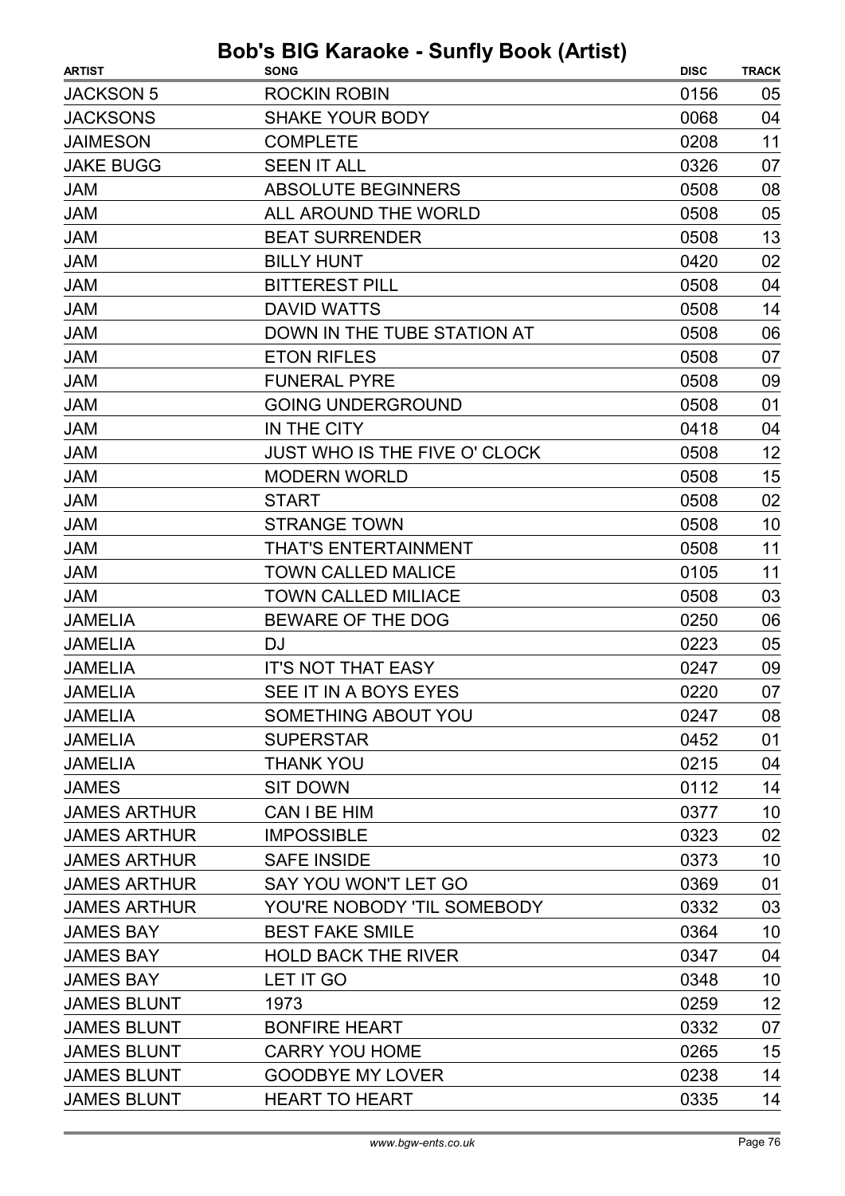# Bob's BIG Karaoke - Sunfly Book (Artist)

| ARTIST | SONG | DISC | TRACK |
|---|---|---|---|
| JACKSON 5 | ROCKIN ROBIN | 0156 | 05 |
| JACKSONS | SHAKE YOUR BODY | 0068 | 04 |
| JAIMESON | COMPLETE | 0208 | 11 |
| JAKE BUGG | SEEN IT ALL | 0326 | 07 |
| JAM | ABSOLUTE BEGINNERS | 0508 | 08 |
| JAM | ALL AROUND THE WORLD | 0508 | 05 |
| JAM | BEAT SURRENDER | 0508 | 13 |
| JAM | BILLY HUNT | 0420 | 02 |
| JAM | BITTEREST PILL | 0508 | 04 |
| JAM | DAVID WATTS | 0508 | 14 |
| JAM | DOWN IN THE TUBE STATION AT | 0508 | 06 |
| JAM | ETON RIFLES | 0508 | 07 |
| JAM | FUNERAL PYRE | 0508 | 09 |
| JAM | GOING UNDERGROUND | 0508 | 01 |
| JAM | IN THE CITY | 0418 | 04 |
| JAM | JUST WHO IS THE FIVE O' CLOCK | 0508 | 12 |
| JAM | MODERN WORLD | 0508 | 15 |
| JAM | START | 0508 | 02 |
| JAM | STRANGE TOWN | 0508 | 10 |
| JAM | THAT'S ENTERTAINMENT | 0508 | 11 |
| JAM | TOWN CALLED MALICE | 0105 | 11 |
| JAM | TOWN CALLED MILIACE | 0508 | 03 |
| JAMELIA | BEWARE OF THE DOG | 0250 | 06 |
| JAMELIA | DJ | 0223 | 05 |
| JAMELIA | IT'S NOT THAT EASY | 0247 | 09 |
| JAMELIA | SEE IT IN A BOYS EYES | 0220 | 07 |
| JAMELIA | SOMETHING ABOUT YOU | 0247 | 08 |
| JAMELIA | SUPERSTAR | 0452 | 01 |
| JAMELIA | THANK YOU | 0215 | 04 |
| JAMES | SIT DOWN | 0112 | 14 |
| JAMES ARTHUR | CAN I BE HIM | 0377 | 10 |
| JAMES ARTHUR | IMPOSSIBLE | 0323 | 02 |
| JAMES ARTHUR | SAFE INSIDE | 0373 | 10 |
| JAMES ARTHUR | SAY YOU WON'T LET GO | 0369 | 01 |
| JAMES ARTHUR | YOU'RE NOBODY 'TIL SOMEBODY | 0332 | 03 |
| JAMES BAY | BEST FAKE SMILE | 0364 | 10 |
| JAMES BAY | HOLD BACK THE RIVER | 0347 | 04 |
| JAMES BAY | LET IT GO | 0348 | 10 |
| JAMES BLUNT | 1973 | 0259 | 12 |
| JAMES BLUNT | BONFIRE HEART | 0332 | 07 |
| JAMES BLUNT | CARRY YOU HOME | 0265 | 15 |
| JAMES BLUNT | GOODBYE MY LOVER | 0238 | 14 |
| JAMES BLUNT | HEART TO HEART | 0335 | 14 |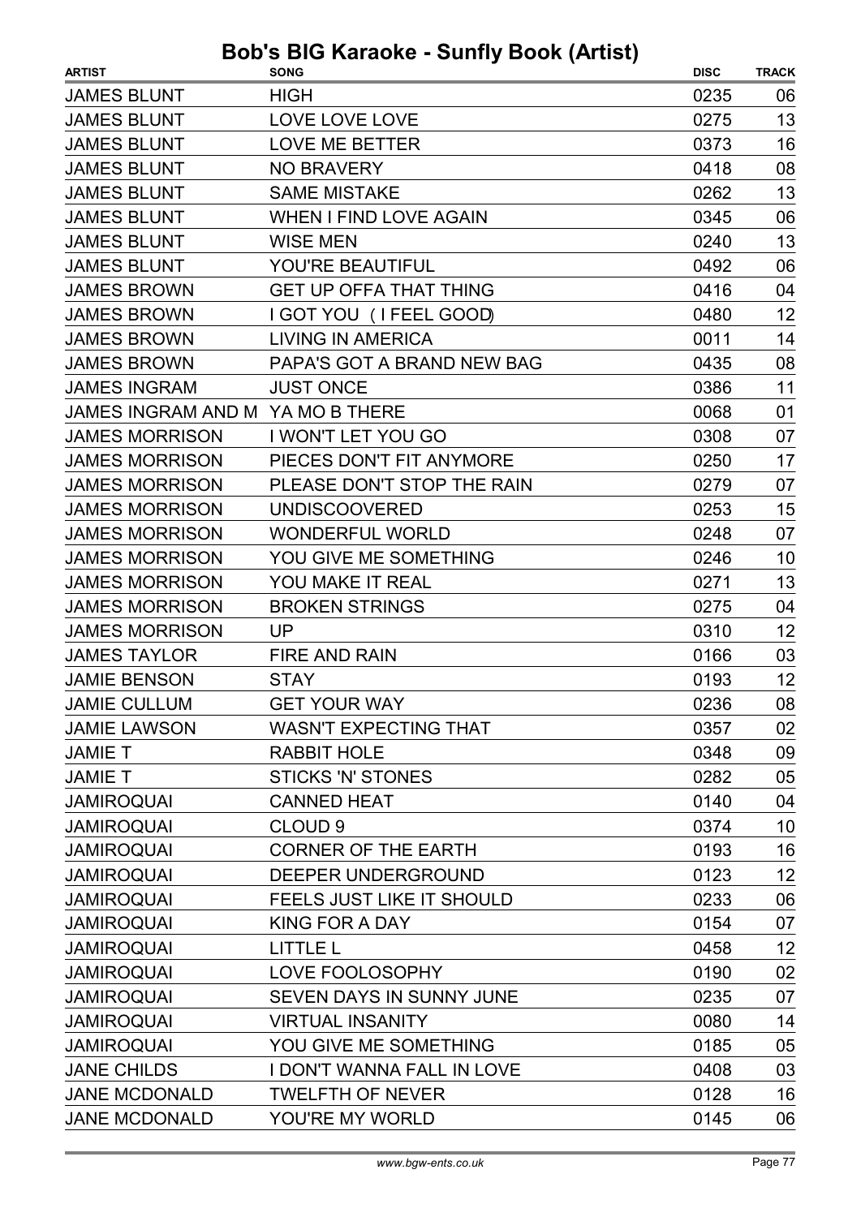# Bob's BIG Karaoke - Sunfly Book (Artist)

| ARTIST | SONG | DISC | TRACK |
|---|---|---|---|
| JAMES BLUNT | HIGH | 0235 | 06 |
| JAMES BLUNT | LOVE LOVE LOVE | 0275 | 13 |
| JAMES BLUNT | LOVE ME BETTER | 0373 | 16 |
| JAMES BLUNT | NO BRAVERY | 0418 | 08 |
| JAMES BLUNT | SAME MISTAKE | 0262 | 13 |
| JAMES BLUNT | WHEN I FIND LOVE AGAIN | 0345 | 06 |
| JAMES BLUNT | WISE MEN | 0240 | 13 |
| JAMES BLUNT | YOU'RE BEAUTIFUL | 0492 | 06 |
| JAMES BROWN | GET UP OFFA THAT THING | 0416 | 04 |
| JAMES BROWN | I GOT YOU ( I FEEL GOOD) | 0480 | 12 |
| JAMES BROWN | LIVING IN AMERICA | 0011 | 14 |
| JAMES BROWN | PAPA'S GOT A BRAND NEW BAG | 0435 | 08 |
| JAMES INGRAM | JUST ONCE | 0386 | 11 |
| JAMES INGRAM AND M | YA MO B THERE | 0068 | 01 |
| JAMES MORRISON | I WON'T LET YOU GO | 0308 | 07 |
| JAMES MORRISON | PIECES DON'T FIT ANYMORE | 0250 | 17 |
| JAMES MORRISON | PLEASE DON'T STOP THE RAIN | 0279 | 07 |
| JAMES MORRISON | UNDISCOOVERED | 0253 | 15 |
| JAMES MORRISON | WONDERFUL WORLD | 0248 | 07 |
| JAMES MORRISON | YOU GIVE ME SOMETHING | 0246 | 10 |
| JAMES MORRISON | YOU MAKE IT REAL | 0271 | 13 |
| JAMES MORRISON | BROKEN STRINGS | 0275 | 04 |
| JAMES MORRISON | UP | 0310 | 12 |
| JAMES TAYLOR | FIRE AND RAIN | 0166 | 03 |
| JAMIE BENSON | STAY | 0193 | 12 |
| JAMIE CULLUM | GET YOUR WAY | 0236 | 08 |
| JAMIE LAWSON | WASN'T EXPECTING THAT | 0357 | 02 |
| JAMIE T | RABBIT HOLE | 0348 | 09 |
| JAMIE T | STICKS 'N' STONES | 0282 | 05 |
| JAMIROQUAI | CANNED HEAT | 0140 | 04 |
| JAMIROQUAI | CLOUD 9 | 0374 | 10 |
| JAMIROQUAI | CORNER OF THE EARTH | 0193 | 16 |
| JAMIROQUAI | DEEPER UNDERGROUND | 0123 | 12 |
| JAMIROQUAI | FEELS JUST LIKE IT SHOULD | 0233 | 06 |
| JAMIROQUAI | KING FOR A DAY | 0154 | 07 |
| JAMIROQUAI | LITTLE L | 0458 | 12 |
| JAMIROQUAI | LOVE FOOLOSOPHY | 0190 | 02 |
| JAMIROQUAI | SEVEN DAYS IN SUNNY JUNE | 0235 | 07 |
| JAMIROQUAI | VIRTUAL INSANITY | 0080 | 14 |
| JAMIROQUAI | YOU GIVE ME SOMETHING | 0185 | 05 |
| JANE CHILDS | I DON'T WANNA FALL IN LOVE | 0408 | 03 |
| JANE MCDONALD | TWELFTH OF NEVER | 0128 | 16 |
| JANE MCDONALD | YOU'RE MY WORLD | 0145 | 06 |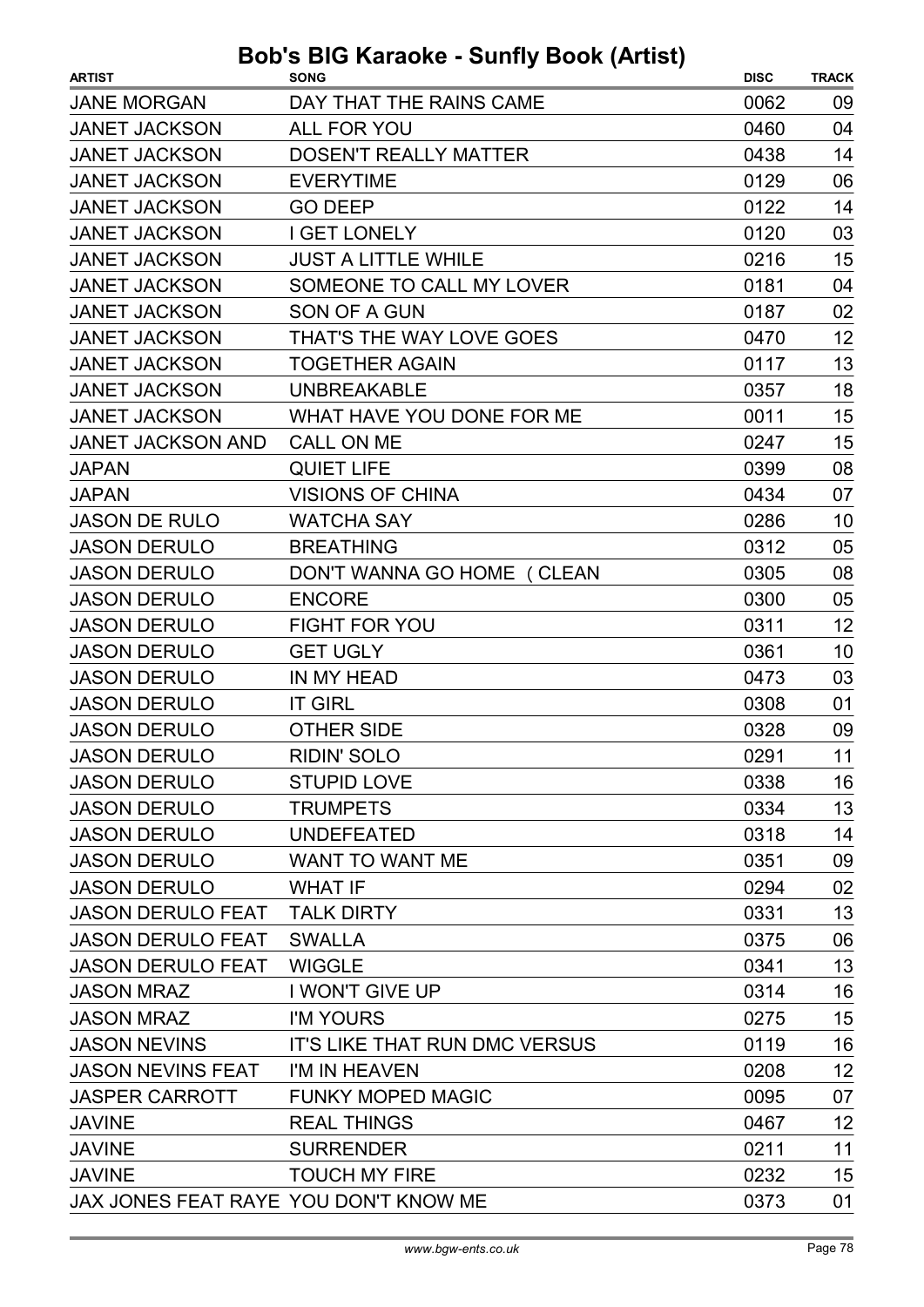# Bob's BIG Karaoke - Sunfly Book (Artist)

| ARTIST | SONG | DISC | TRACK |
|---|---|---|---|
| JANE MORGAN | DAY THAT THE RAINS CAME | 0062 | 09 |
| JANET JACKSON | ALL FOR YOU | 0460 | 04 |
| JANET JACKSON | DOSEN'T REALLY MATTER | 0438 | 14 |
| JANET JACKSON | EVERYTIME | 0129 | 06 |
| JANET JACKSON | GO DEEP | 0122 | 14 |
| JANET JACKSON | I GET LONELY | 0120 | 03 |
| JANET JACKSON | JUST A LITTLE WHILE | 0216 | 15 |
| JANET JACKSON | SOMEONE TO CALL MY LOVER | 0181 | 04 |
| JANET JACKSON | SON OF A GUN | 0187 | 02 |
| JANET JACKSON | THAT'S THE WAY LOVE GOES | 0470 | 12 |
| JANET JACKSON | TOGETHER AGAIN | 0117 | 13 |
| JANET JACKSON | UNBREAKABLE | 0357 | 18 |
| JANET JACKSON | WHAT HAVE YOU DONE FOR ME | 0011 | 15 |
| JANET JACKSON AND | CALL ON ME | 0247 | 15 |
| JAPAN | QUIET LIFE | 0399 | 08 |
| JAPAN | VISIONS OF CHINA | 0434 | 07 |
| JASON DE RULO | WATCHA SAY | 0286 | 10 |
| JASON DERULO | BREATHING | 0312 | 05 |
| JASON DERULO | DON'T WANNA GO HOME (CLEAN | 0305 | 08 |
| JASON DERULO | ENCORE | 0300 | 05 |
| JASON DERULO | FIGHT FOR YOU | 0311 | 12 |
| JASON DERULO | GET UGLY | 0361 | 10 |
| JASON DERULO | IN MY HEAD | 0473 | 03 |
| JASON DERULO | IT GIRL | 0308 | 01 |
| JASON DERULO | OTHER SIDE | 0328 | 09 |
| JASON DERULO | RIDIN' SOLO | 0291 | 11 |
| JASON DERULO | STUPID LOVE | 0338 | 16 |
| JASON DERULO | TRUMPETS | 0334 | 13 |
| JASON DERULO | UNDEFEATED | 0318 | 14 |
| JASON DERULO | WANT TO WANT ME | 0351 | 09 |
| JASON DERULO | WHAT IF | 0294 | 02 |
| JASON DERULO FEAT | TALK DIRTY | 0331 | 13 |
| JASON DERULO FEAT | SWALLA | 0375 | 06 |
| JASON DERULO FEAT | WIGGLE | 0341 | 13 |
| JASON MRAZ | I WON'T GIVE UP | 0314 | 16 |
| JASON MRAZ | I'M YOURS | 0275 | 15 |
| JASON NEVINS | IT'S LIKE THAT RUN DMC VERSUS | 0119 | 16 |
| JASON NEVINS FEAT | I'M IN HEAVEN | 0208 | 12 |
| JASPER CARROTT | FUNKY MOPED MAGIC | 0095 | 07 |
| JAVINE | REAL THINGS | 0467 | 12 |
| JAVINE | SURRENDER | 0211 | 11 |
| JAVINE | TOUCH MY FIRE | 0232 | 15 |
| JAX JONES FEAT RAYE | YOU DON'T KNOW ME | 0373 | 01 |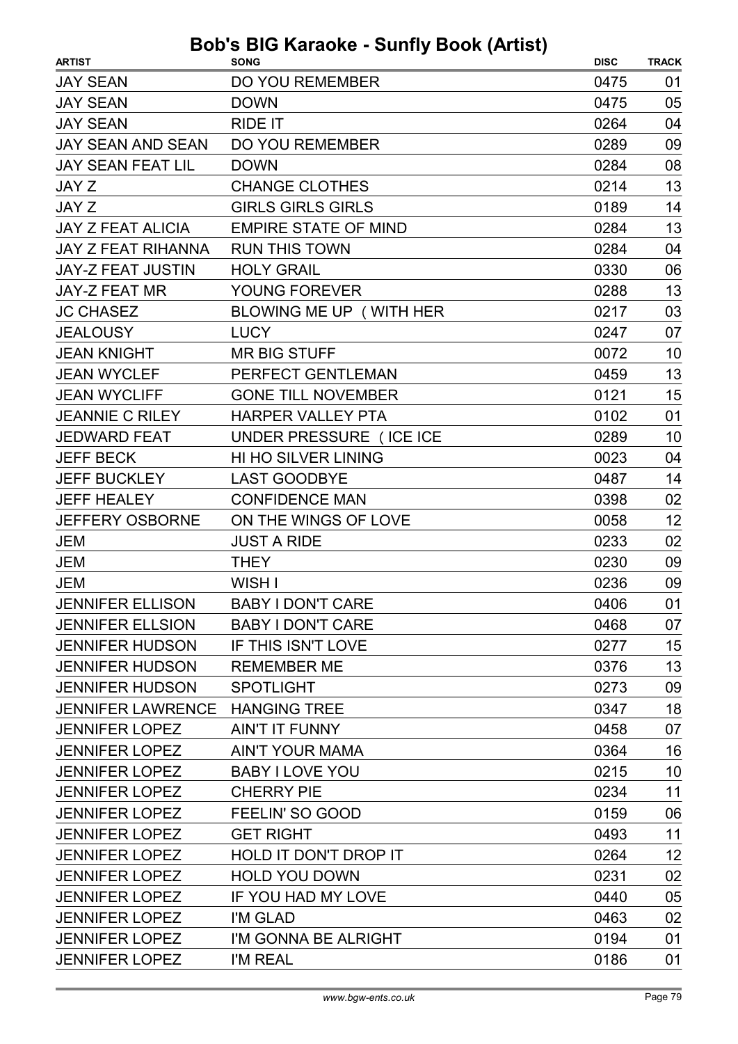# Bob's BIG Karaoke - Sunfly Book (Artist)

| ARTIST | SONG | DISC | TRACK |
|---|---|---|---|
| JAY SEAN | DO YOU REMEMBER | 0475 | 01 |
| JAY SEAN | DOWN | 0475 | 05 |
| JAY SEAN | RIDE IT | 0264 | 04 |
| JAY SEAN AND SEAN | DO YOU REMEMBER | 0289 | 09 |
| JAY SEAN FEAT LIL | DOWN | 0284 | 08 |
| JAY Z | CHANGE CLOTHES | 0214 | 13 |
| JAY Z | GIRLS GIRLS GIRLS | 0189 | 14 |
| JAY Z FEAT ALICIA | EMPIRE STATE OF MIND | 0284 | 13 |
| JAY Z FEAT RIHANNA | RUN THIS TOWN | 0284 | 04 |
| JAY-Z FEAT JUSTIN | HOLY GRAIL | 0330 | 06 |
| JAY-Z FEAT MR | YOUNG FOREVER | 0288 | 13 |
| JC CHASEZ | BLOWING ME UP ( WITH HER | 0217 | 03 |
| JEALOUSY | LUCY | 0247 | 07 |
| JEAN KNIGHT | MR BIG STUFF | 0072 | 10 |
| JEAN WYCLEF | PERFECT GENTLEMAN | 0459 | 13 |
| JEAN WYCLIFF | GONE TILL NOVEMBER | 0121 | 15 |
| JEANNIE C RILEY | HARPER VALLEY PTA | 0102 | 01 |
| JEDWARD FEAT | UNDER PRESSURE ( ICE ICE | 0289 | 10 |
| JEFF BECK | HI HO SILVER LINING | 0023 | 04 |
| JEFF BUCKLEY | LAST GOODBYE | 0487 | 14 |
| JEFF HEALEY | CONFIDENCE MAN | 0398 | 02 |
| JEFFERY OSBORNE | ON THE WINGS OF LOVE | 0058 | 12 |
| JEM | JUST A RIDE | 0233 | 02 |
| JEM | THEY | 0230 | 09 |
| JEM | WISH I | 0236 | 09 |
| JENNIFER ELLISON | BABY I DON'T CARE | 0406 | 01 |
| JENNIFER ELLSION | BABY I DON'T CARE | 0468 | 07 |
| JENNIFER HUDSON | IF THIS ISN'T LOVE | 0277 | 15 |
| JENNIFER HUDSON | REMEMBER ME | 0376 | 13 |
| JENNIFER HUDSON | SPOTLIGHT | 0273 | 09 |
| JENNIFER LAWRENCE | HANGING TREE | 0347 | 18 |
| JENNIFER LOPEZ | AIN'T IT FUNNY | 0458 | 07 |
| JENNIFER LOPEZ | AIN'T YOUR MAMA | 0364 | 16 |
| JENNIFER LOPEZ | BABY I LOVE YOU | 0215 | 10 |
| JENNIFER LOPEZ | CHERRY PIE | 0234 | 11 |
| JENNIFER LOPEZ | FEELIN' SO GOOD | 0159 | 06 |
| JENNIFER LOPEZ | GET RIGHT | 0493 | 11 |
| JENNIFER LOPEZ | HOLD IT DON'T DROP IT | 0264 | 12 |
| JENNIFER LOPEZ | HOLD YOU DOWN | 0231 | 02 |
| JENNIFER LOPEZ | IF YOU HAD MY LOVE | 0440 | 05 |
| JENNIFER LOPEZ | I'M GLAD | 0463 | 02 |
| JENNIFER LOPEZ | I'M GONNA BE ALRIGHT | 0194 | 01 |
| JENNIFER LOPEZ | I'M REAL | 0186 | 01 |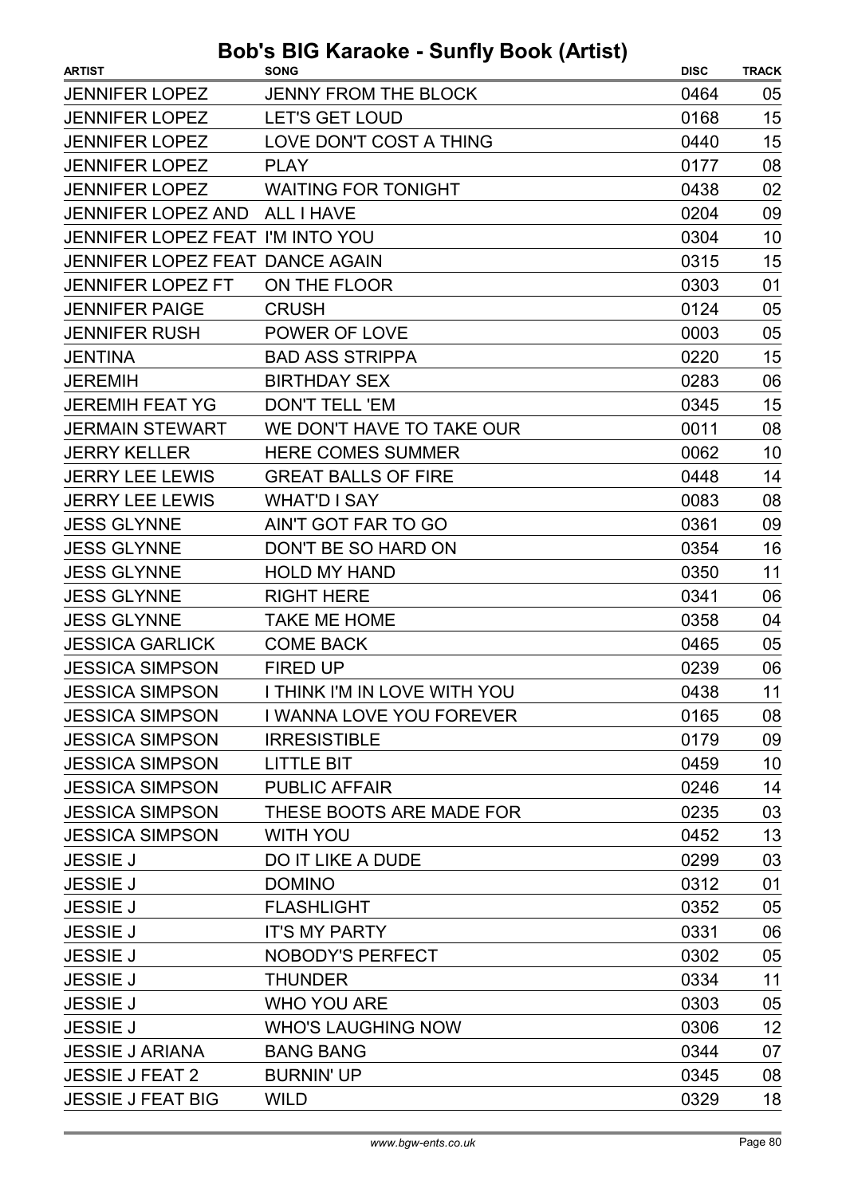# Bob's BIG Karaoke - Sunfly Book (Artist)

| ARTIST | SONG | DISC | TRACK |
|---|---|---|---|
| JENNIFER LOPEZ | JENNY FROM THE BLOCK | 0464 | 05 |
| JENNIFER LOPEZ | LET'S GET LOUD | 0168 | 15 |
| JENNIFER LOPEZ | LOVE DON'T COST A THING | 0440 | 15 |
| JENNIFER LOPEZ | PLAY | 0177 | 08 |
| JENNIFER LOPEZ | WAITING FOR TONIGHT | 0438 | 02 |
| JENNIFER LOPEZ AND | ALL I HAVE | 0204 | 09 |
| JENNIFER LOPEZ FEAT | I'M INTO YOU | 0304 | 10 |
| JENNIFER LOPEZ FEAT | DANCE AGAIN | 0315 | 15 |
| JENNIFER LOPEZ FT | ON THE FLOOR | 0303 | 01 |
| JENNIFER PAIGE | CRUSH | 0124 | 05 |
| JENNIFER RUSH | POWER OF LOVE | 0003 | 05 |
| JENTINA | BAD ASS STRIPPA | 0220 | 15 |
| JEREMIH | BIRTHDAY SEX | 0283 | 06 |
| JEREMIH FEAT YG | DON'T TELL 'EM | 0345 | 15 |
| JERMAIN STEWART | WE DON'T HAVE TO TAKE OUR | 0011 | 08 |
| JERRY KELLER | HERE COMES SUMMER | 0062 | 10 |
| JERRY LEE LEWIS | GREAT BALLS OF FIRE | 0448 | 14 |
| JERRY LEE LEWIS | WHAT'D I SAY | 0083 | 08 |
| JESS GLYNNE | AIN'T GOT FAR TO GO | 0361 | 09 |
| JESS GLYNNE | DON'T BE SO HARD ON | 0354 | 16 |
| JESS GLYNNE | HOLD MY HAND | 0350 | 11 |
| JESS GLYNNE | RIGHT HERE | 0341 | 06 |
| JESS GLYNNE | TAKE ME HOME | 0358 | 04 |
| JESSICA GARLICK | COME BACK | 0465 | 05 |
| JESSICA SIMPSON | FIRED UP | 0239 | 06 |
| JESSICA SIMPSON | I THINK I'M IN LOVE WITH YOU | 0438 | 11 |
| JESSICA SIMPSON | I WANNA LOVE YOU FOREVER | 0165 | 08 |
| JESSICA SIMPSON | IRRESISTIBLE | 0179 | 09 |
| JESSICA SIMPSON | LITTLE BIT | 0459 | 10 |
| JESSICA SIMPSON | PUBLIC AFFAIR | 0246 | 14 |
| JESSICA SIMPSON | THESE BOOTS ARE MADE FOR | 0235 | 03 |
| JESSICA SIMPSON | WITH YOU | 0452 | 13 |
| JESSIE J | DO IT LIKE A DUDE | 0299 | 03 |
| JESSIE J | DOMINO | 0312 | 01 |
| JESSIE J | FLASHLIGHT | 0352 | 05 |
| JESSIE J | IT'S MY PARTY | 0331 | 06 |
| JESSIE J | NOBODY'S PERFECT | 0302 | 05 |
| JESSIE J | THUNDER | 0334 | 11 |
| JESSIE J | WHO YOU ARE | 0303 | 05 |
| JESSIE J | WHO'S LAUGHING NOW | 0306 | 12 |
| JESSIE J ARIANA | BANG BANG | 0344 | 07 |
| JESSIE J FEAT 2 | BURNIN' UP | 0345 | 08 |
| JESSIE J FEAT BIG | WILD | 0329 | 18 |

www.bgw-ents.co.uk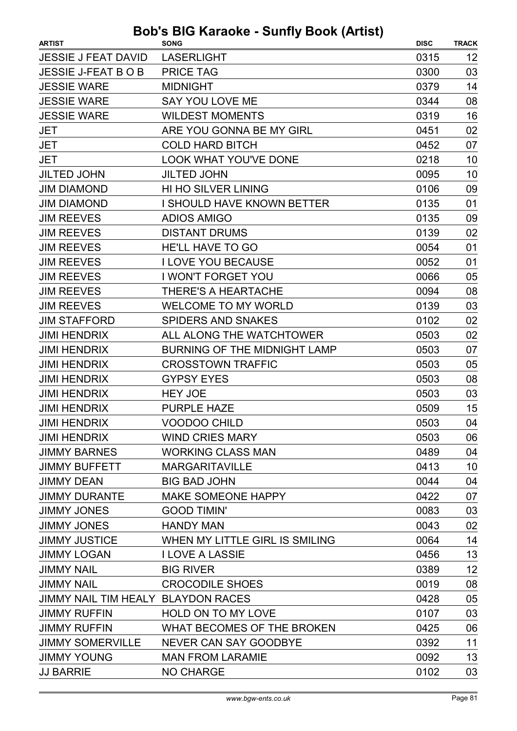# Bob's BIG Karaoke - Sunfly Book (Artist)

| ARTIST | SONG | DISC | TRACK |
| --- | --- | --- | --- |
| JESSIE J FEAT DAVID | LASERLIGHT | 0315 | 12 |
| JESSIE J-FEAT B O B | PRICE TAG | 0300 | 03 |
| JESSIE WARE | MIDNIGHT | 0379 | 14 |
| JESSIE WARE | SAY YOU LOVE ME | 0344 | 08 |
| JESSIE WARE | WILDEST MOMENTS | 0319 | 16 |
| JET | ARE YOU GONNA BE MY GIRL | 0451 | 02 |
| JET | COLD HARD BITCH | 0452 | 07 |
| JET | LOOK WHAT YOU'VE DONE | 0218 | 10 |
| JILTED JOHN | JILTED JOHN | 0095 | 10 |
| JIM DIAMOND | HI HO SILVER LINING | 0106 | 09 |
| JIM DIAMOND | I SHOULD HAVE KNOWN BETTER | 0135 | 01 |
| JIM REEVES | ADIOS AMIGO | 0135 | 09 |
| JIM REEVES | DISTANT DRUMS | 0139 | 02 |
| JIM REEVES | HE'LL HAVE TO GO | 0054 | 01 |
| JIM REEVES | I LOVE YOU BECAUSE | 0052 | 01 |
| JIM REEVES | I WON'T FORGET YOU | 0066 | 05 |
| JIM REEVES | THERE'S A HEARTACHE | 0094 | 08 |
| JIM REEVES | WELCOME TO MY WORLD | 0139 | 03 |
| JIM STAFFORD | SPIDERS AND SNAKES | 0102 | 02 |
| JIMI HENDRIX | ALL ALONG THE WATCHTOWER | 0503 | 02 |
| JIMI HENDRIX | BURNING OF THE MIDNIGHT LAMP | 0503 | 07 |
| JIMI HENDRIX | CROSSTOWN TRAFFIC | 0503 | 05 |
| JIMI HENDRIX | GYPSY EYES | 0503 | 08 |
| JIMI HENDRIX | HEY JOE | 0503 | 03 |
| JIMI HENDRIX | PURPLE HAZE | 0509 | 15 |
| JIMI HENDRIX | VOODOO CHILD | 0503 | 04 |
| JIMI HENDRIX | WIND CRIES MARY | 0503 | 06 |
| JIMMY BARNES | WORKING CLASS MAN | 0489 | 04 |
| JIMMY BUFFETT | MARGARITAVILLE | 0413 | 10 |
| JIMMY DEAN | BIG BAD JOHN | 0044 | 04 |
| JIMMY DURANTE | MAKE SOMEONE HAPPY | 0422 | 07 |
| JIMMY JONES | GOOD TIMIN' | 0083 | 03 |
| JIMMY JONES | HANDY MAN | 0043 | 02 |
| JIMMY JUSTICE | WHEN MY LITTLE GIRL IS SMILING | 0064 | 14 |
| JIMMY LOGAN | I LOVE A LASSIE | 0456 | 13 |
| JIMMY NAIL | BIG RIVER | 0389 | 12 |
| JIMMY NAIL | CROCODILE SHOES | 0019 | 08 |
| JIMMY NAIL TIM HEALY | BLAYDON RACES | 0428 | 05 |
| JIMMY RUFFIN | HOLD ON TO MY LOVE | 0107 | 03 |
| JIMMY RUFFIN | WHAT BECOMES OF THE BROKEN | 0425 | 06 |
| JIMMY SOMERVILLE | NEVER CAN SAY GOODBYE | 0392 | 11 |
| JIMMY YOUNG | MAN FROM LARAMIE | 0092 | 13 |
| JJ BARRIE | NO CHARGE | 0102 | 03 |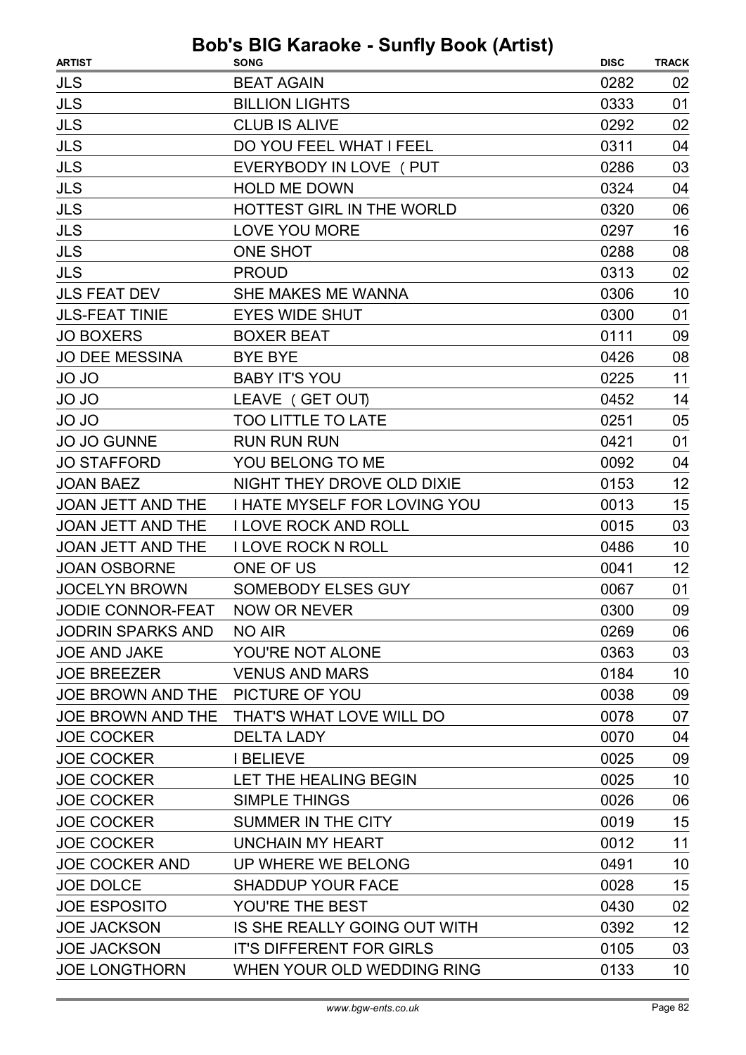# Bob's BIG Karaoke - Sunfly Book (Artist)

| ARTIST | SONG | DISC | TRACK |
|---|---|---|---|
| JLS | BEAT AGAIN | 0282 | 02 |
| JLS | BILLION LIGHTS | 0333 | 01 |
| JLS | CLUB IS ALIVE | 0292 | 02 |
| JLS | DO YOU FEEL WHAT I FEEL | 0311 | 04 |
| JLS | EVERYBODY IN LOVE ( PUT | 0286 | 03 |
| JLS | HOLD ME DOWN | 0324 | 04 |
| JLS | HOTTEST GIRL IN THE WORLD | 0320 | 06 |
| JLS | LOVE YOU MORE | 0297 | 16 |
| JLS | ONE SHOT | 0288 | 08 |
| JLS | PROUD | 0313 | 02 |
| JLS FEAT DEV | SHE MAKES ME WANNA | 0306 | 10 |
| JLS-FEAT TINIE | EYES WIDE SHUT | 0300 | 01 |
| JO BOXERS | BOXER BEAT | 0111 | 09 |
| JO DEE MESSINA | BYE BYE | 0426 | 08 |
| JO JO | BABY IT'S YOU | 0225 | 11 |
| JO JO | LEAVE ( GET OUT) | 0452 | 14 |
| JO JO | TOO LITTLE TO LATE | 0251 | 05 |
| JO JO GUNNE | RUN RUN RUN | 0421 | 01 |
| JO STAFFORD | YOU BELONG TO ME | 0092 | 04 |
| JOAN BAEZ | NIGHT THEY DROVE OLD DIXIE | 0153 | 12 |
| JOAN JETT AND THE | I HATE MYSELF FOR LOVING YOU | 0013 | 15 |
| JOAN JETT AND THE | I LOVE ROCK AND ROLL | 0015 | 03 |
| JOAN JETT AND THE | I LOVE ROCK N ROLL | 0486 | 10 |
| JOAN OSBORNE | ONE OF US | 0041 | 12 |
| JOCELYN BROWN | SOMEBODY ELSES GUY | 0067 | 01 |
| JODIE CONNOR-FEAT | NOW OR NEVER | 0300 | 09 |
| JODRIN SPARKS AND | NO AIR | 0269 | 06 |
| JOE AND JAKE | YOU'RE NOT ALONE | 0363 | 03 |
| JOE BREEZER | VENUS AND MARS | 0184 | 10 |
| JOE BROWN AND THE | PICTURE OF YOU | 0038 | 09 |
| JOE BROWN AND THE | THAT'S WHAT LOVE WILL DO | 0078 | 07 |
| JOE COCKER | DELTA LADY | 0070 | 04 |
| JOE COCKER | I BELIEVE | 0025 | 09 |
| JOE COCKER | LET THE HEALING BEGIN | 0025 | 10 |
| JOE COCKER | SIMPLE THINGS | 0026 | 06 |
| JOE COCKER | SUMMER IN THE CITY | 0019 | 15 |
| JOE COCKER | UNCHAIN MY HEART | 0012 | 11 |
| JOE COCKER AND | UP WHERE WE BELONG | 0491 | 10 |
| JOE DOLCE | SHADDUP YOUR FACE | 0028 | 15 |
| JOE ESPOSITO | YOU'RE THE BEST | 0430 | 02 |
| JOE JACKSON | IS SHE REALLY GOING OUT WITH | 0392 | 12 |
| JOE JACKSON | IT'S DIFFERENT FOR GIRLS | 0105 | 03 |
| JOE LONGTHORN | WHEN YOUR OLD WEDDING RING | 0133 | 10 |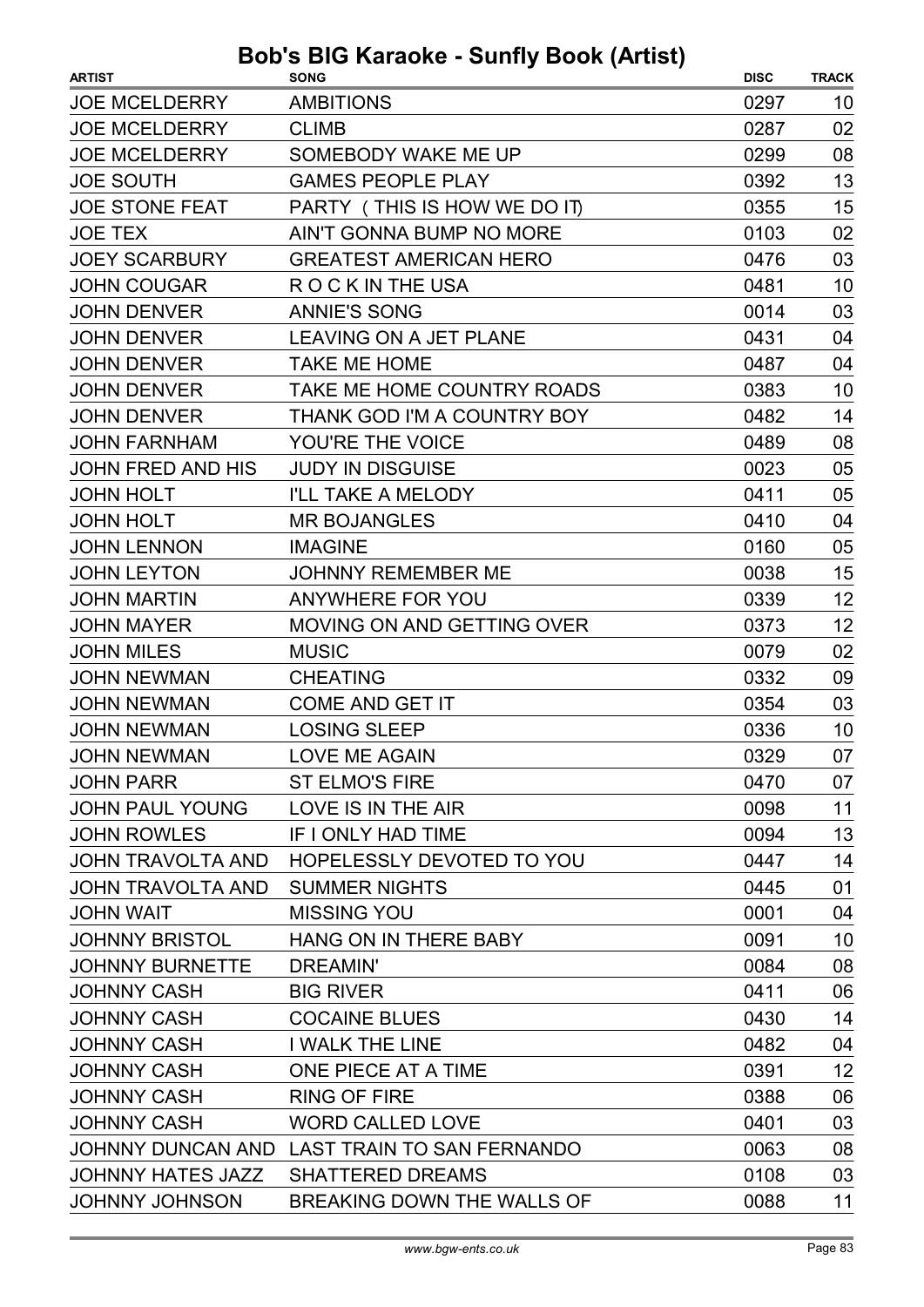# Bob's BIG Karaoke - Sunfly Book (Artist)

| ARTIST | SONG | DISC | TRACK |
|---|---|---|---|
| JOE MCELDERRY | AMBITIONS | 0297 | 10 |
| JOE MCELDERRY | CLIMB | 0287 | 02 |
| JOE MCELDERRY | SOMEBODY WAKE ME UP | 0299 | 08 |
| JOE SOUTH | GAMES PEOPLE PLAY | 0392 | 13 |
| JOE STONE FEAT | PARTY ( THIS IS HOW WE DO IT) | 0355 | 15 |
| JOE TEX | AIN'T GONNA BUMP NO MORE | 0103 | 02 |
| JOEY SCARBURY | GREATEST AMERICAN HERO | 0476 | 03 |
| JOHN COUGAR | R O C K IN THE USA | 0481 | 10 |
| JOHN DENVER | ANNIE'S SONG | 0014 | 03 |
| JOHN DENVER | LEAVING ON A JET PLANE | 0431 | 04 |
| JOHN DENVER | TAKE ME HOME | 0487 | 04 |
| JOHN DENVER | TAKE ME HOME COUNTRY ROADS | 0383 | 10 |
| JOHN DENVER | THANK GOD I'M A COUNTRY BOY | 0482 | 14 |
| JOHN FARNHAM | YOU'RE THE VOICE | 0489 | 08 |
| JOHN FRED AND HIS | JUDY IN DISGUISE | 0023 | 05 |
| JOHN HOLT | I'LL TAKE A MELODY | 0411 | 05 |
| JOHN HOLT | MR BOJANGLES | 0410 | 04 |
| JOHN LENNON | IMAGINE | 0160 | 05 |
| JOHN LEYTON | JOHNNY REMEMBER ME | 0038 | 15 |
| JOHN MARTIN | ANYWHERE FOR YOU | 0339 | 12 |
| JOHN MAYER | MOVING ON AND GETTING OVER | 0373 | 12 |
| JOHN MILES | MUSIC | 0079 | 02 |
| JOHN NEWMAN | CHEATING | 0332 | 09 |
| JOHN NEWMAN | COME AND GET IT | 0354 | 03 |
| JOHN NEWMAN | LOSING SLEEP | 0336 | 10 |
| JOHN NEWMAN | LOVE ME AGAIN | 0329 | 07 |
| JOHN PARR | ST ELMO'S FIRE | 0470 | 07 |
| JOHN PAUL YOUNG | LOVE IS IN THE AIR | 0098 | 11 |
| JOHN ROWLES | IF I ONLY HAD TIME | 0094 | 13 |
| JOHN TRAVOLTA AND | HOPELESSLY DEVOTED TO YOU | 0447 | 14 |
| JOHN TRAVOLTA AND | SUMMER NIGHTS | 0445 | 01 |
| JOHN WAIT | MISSING YOU | 0001 | 04 |
| JOHNNY BRISTOL | HANG ON IN THERE BABY | 0091 | 10 |
| JOHNNY BURNETTE | DREAMIN' | 0084 | 08 |
| JOHNNY CASH | BIG RIVER | 0411 | 06 |
| JOHNNY CASH | COCAINE BLUES | 0430 | 14 |
| JOHNNY CASH | I WALK THE LINE | 0482 | 04 |
| JOHNNY CASH | ONE PIECE AT A TIME | 0391 | 12 |
| JOHNNY CASH | RING OF FIRE | 0388 | 06 |
| JOHNNY CASH | WORD CALLED LOVE | 0401 | 03 |
| JOHNNY DUNCAN AND | LAST TRAIN TO SAN FERNANDO | 0063 | 08 |
| JOHNNY HATES JAZZ | SHATTERED DREAMS | 0108 | 03 |
| JOHNNY JOHNSON | BREAKING DOWN THE WALLS OF | 0088 | 11 |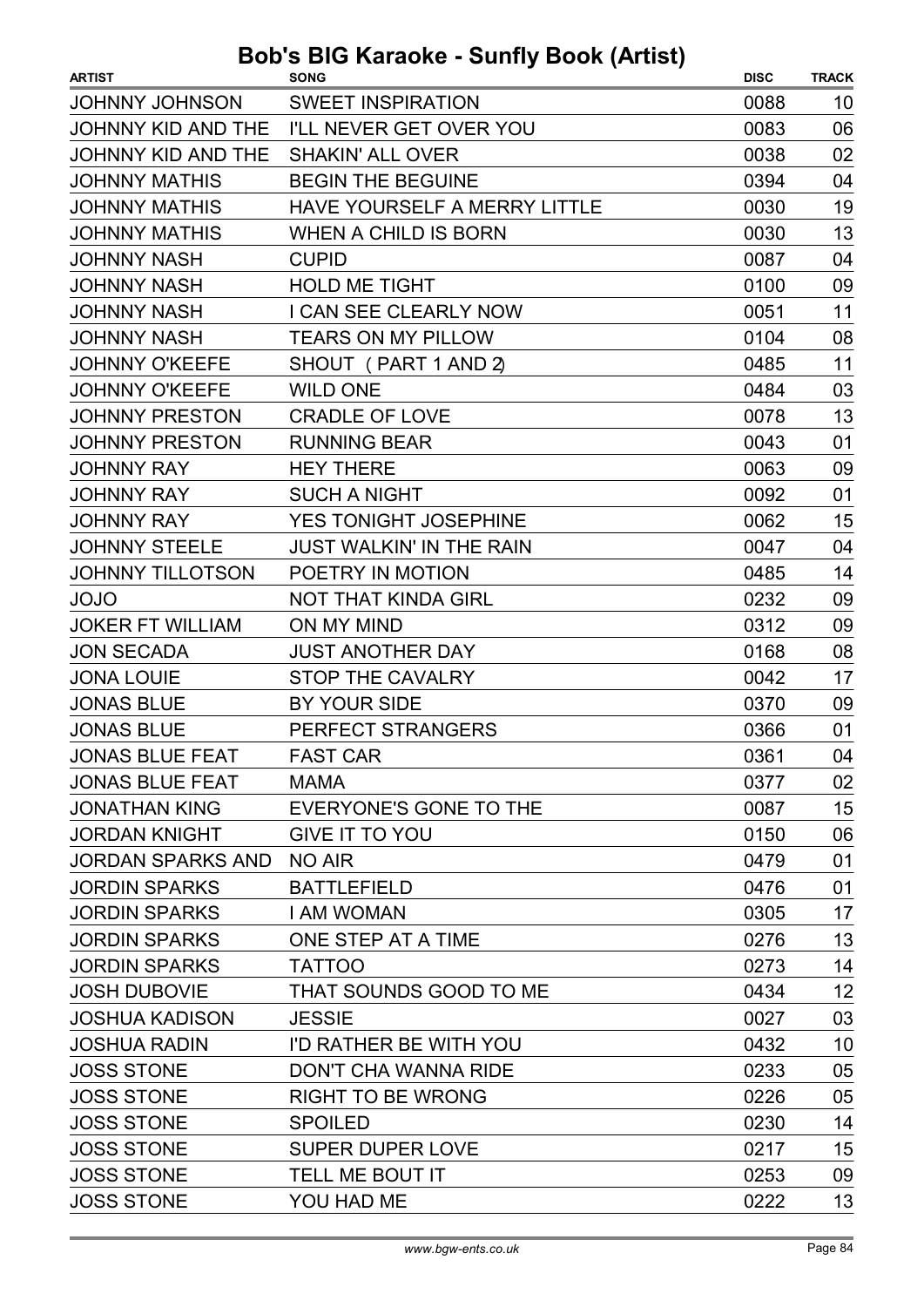# Bob's BIG Karaoke - Sunfly Book (Artist)

| ARTIST | SONG | DISC | TRACK |
|---|---|---|---|
| JOHNNY JOHNSON | SWEET INSPIRATION | 0088 | 10 |
| JOHNNY KID AND THE | I'LL NEVER GET OVER YOU | 0083 | 06 |
| JOHNNY KID AND THE | SHAKIN' ALL OVER | 0038 | 02 |
| JOHNNY MATHIS | BEGIN THE BEGUINE | 0394 | 04 |
| JOHNNY MATHIS | HAVE YOURSELF A MERRY LITTLE | 0030 | 19 |
| JOHNNY MATHIS | WHEN A CHILD IS BORN | 0030 | 13 |
| JOHNNY NASH | CUPID | 0087 | 04 |
| JOHNNY NASH | HOLD ME TIGHT | 0100 | 09 |
| JOHNNY NASH | I CAN SEE CLEARLY NOW | 0051 | 11 |
| JOHNNY NASH | TEARS ON MY PILLOW | 0104 | 08 |
| JOHNNY O'KEEFE | SHOUT ( PART 1 AND 2) | 0485 | 11 |
| JOHNNY O'KEEFE | WILD ONE | 0484 | 03 |
| JOHNNY PRESTON | CRADLE OF LOVE | 0078 | 13 |
| JOHNNY PRESTON | RUNNING BEAR | 0043 | 01 |
| JOHNNY RAY | HEY THERE | 0063 | 09 |
| JOHNNY RAY | SUCH A NIGHT | 0092 | 01 |
| JOHNNY RAY | YES TONIGHT JOSEPHINE | 0062 | 15 |
| JOHNNY STEELE | JUST WALKIN' IN THE RAIN | 0047 | 04 |
| JOHNNY TILLOTSON | POETRY IN MOTION | 0485 | 14 |
| JOJO | NOT THAT KINDA GIRL | 0232 | 09 |
| JOKER FT WILLIAM | ON MY MIND | 0312 | 09 |
| JON SECADA | JUST ANOTHER DAY | 0168 | 08 |
| JONA LOUIE | STOP THE CAVALRY | 0042 | 17 |
| JONAS BLUE | BY YOUR SIDE | 0370 | 09 |
| JONAS BLUE | PERFECT STRANGERS | 0366 | 01 |
| JONAS BLUE FEAT | FAST CAR | 0361 | 04 |
| JONAS BLUE FEAT | MAMA | 0377 | 02 |
| JONATHAN KING | EVERYONE'S GONE TO THE | 0087 | 15 |
| JORDAN KNIGHT | GIVE IT TO YOU | 0150 | 06 |
| JORDAN SPARKS AND | NO AIR | 0479 | 01 |
| JORDIN SPARKS | BATTLEFIELD | 0476 | 01 |
| JORDIN SPARKS | I AM WOMAN | 0305 | 17 |
| JORDIN SPARKS | ONE STEP AT A TIME | 0276 | 13 |
| JORDIN SPARKS | TATTOO | 0273 | 14 |
| JOSH DUBOVIE | THAT SOUNDS GOOD TO ME | 0434 | 12 |
| JOSHUA KADISON | JESSIE | 0027 | 03 |
| JOSHUA RADIN | I'D RATHER BE WITH YOU | 0432 | 10 |
| JOSS STONE | DON'T CHA WANNA RIDE | 0233 | 05 |
| JOSS STONE | RIGHT TO BE WRONG | 0226 | 05 |
| JOSS STONE | SPOILED | 0230 | 14 |
| JOSS STONE | SUPER DUPER LOVE | 0217 | 15 |
| JOSS STONE | TELL ME BOUT IT | 0253 | 09 |
| JOSS STONE | YOU HAD ME | 0222 | 13 |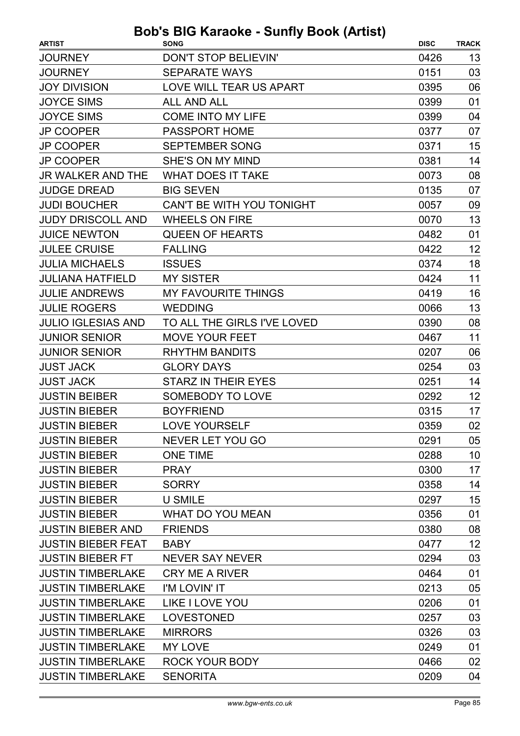# Bob's BIG Karaoke - Sunfly Book (Artist)

| ARTIST | SONG | DISC | TRACK |
|---|---|---|---|
| JOURNEY | DON'T STOP BELIEVIN' | 0426 | 13 |
| JOURNEY | SEPARATE WAYS | 0151 | 03 |
| JOY DIVISION | LOVE WILL TEAR US APART | 0395 | 06 |
| JOYCE SIMS | ALL AND ALL | 0399 | 01 |
| JOYCE SIMS | COME INTO MY LIFE | 0399 | 04 |
| JP COOPER | PASSPORT HOME | 0377 | 07 |
| JP COOPER | SEPTEMBER SONG | 0371 | 15 |
| JP COOPER | SHE'S ON MY MIND | 0381 | 14 |
| JR WALKER AND THE | WHAT DOES IT TAKE | 0073 | 08 |
| JUDGE DREAD | BIG SEVEN | 0135 | 07 |
| JUDI BOUCHER | CAN'T BE WITH YOU TONIGHT | 0057 | 09 |
| JUDY DRISCOLL AND | WHEELS ON FIRE | 0070 | 13 |
| JUICE NEWTON | QUEEN OF HEARTS | 0482 | 01 |
| JULEE CRUISE | FALLING | 0422 | 12 |
| JULIA MICHAELS | ISSUES | 0374 | 18 |
| JULIANA HATFIELD | MY SISTER | 0424 | 11 |
| JULIE ANDREWS | MY FAVOURITE THINGS | 0419 | 16 |
| JULIE ROGERS | WEDDING | 0066 | 13 |
| JULIO IGLESIAS AND | TO ALL THE GIRLS I'VE LOVED | 0390 | 08 |
| JUNIOR SENIOR | MOVE YOUR FEET | 0467 | 11 |
| JUNIOR SENIOR | RHYTHM BANDITS | 0207 | 06 |
| JUST JACK | GLORY DAYS | 0254 | 03 |
| JUST JACK | STARZ IN THEIR EYES | 0251 | 14 |
| JUSTIN BEIBER | SOMEBODY TO LOVE | 0292 | 12 |
| JUSTIN BIEBER | BOYFRIEND | 0315 | 17 |
| JUSTIN BIEBER | LOVE YOURSELF | 0359 | 02 |
| JUSTIN BIEBER | NEVER LET YOU GO | 0291 | 05 |
| JUSTIN BIEBER | ONE TIME | 0288 | 10 |
| JUSTIN BIEBER | PRAY | 0300 | 17 |
| JUSTIN BIEBER | SORRY | 0358 | 14 |
| JUSTIN BIEBER | U SMILE | 0297 | 15 |
| JUSTIN BIEBER | WHAT DO YOU MEAN | 0356 | 01 |
| JUSTIN BIEBER AND | FRIENDS | 0380 | 08 |
| JUSTIN BIEBER FEAT | BABY | 0477 | 12 |
| JUSTIN BIEBER FT | NEVER SAY NEVER | 0294 | 03 |
| JUSTIN TIMBERLAKE | CRY ME A RIVER | 0464 | 01 |
| JUSTIN TIMBERLAKE | I'M LOVIN' IT | 0213 | 05 |
| JUSTIN TIMBERLAKE | LIKE I LOVE YOU | 0206 | 01 |
| JUSTIN TIMBERLAKE | LOVESTONED | 0257 | 03 |
| JUSTIN TIMBERLAKE | MIRRORS | 0326 | 03 |
| JUSTIN TIMBERLAKE | MY LOVE | 0249 | 01 |
| JUSTIN TIMBERLAKE | ROCK YOUR BODY | 0466 | 02 |
| JUSTIN TIMBERLAKE | SENORITA | 0209 | 04 |

www.bgw-ents.co.uk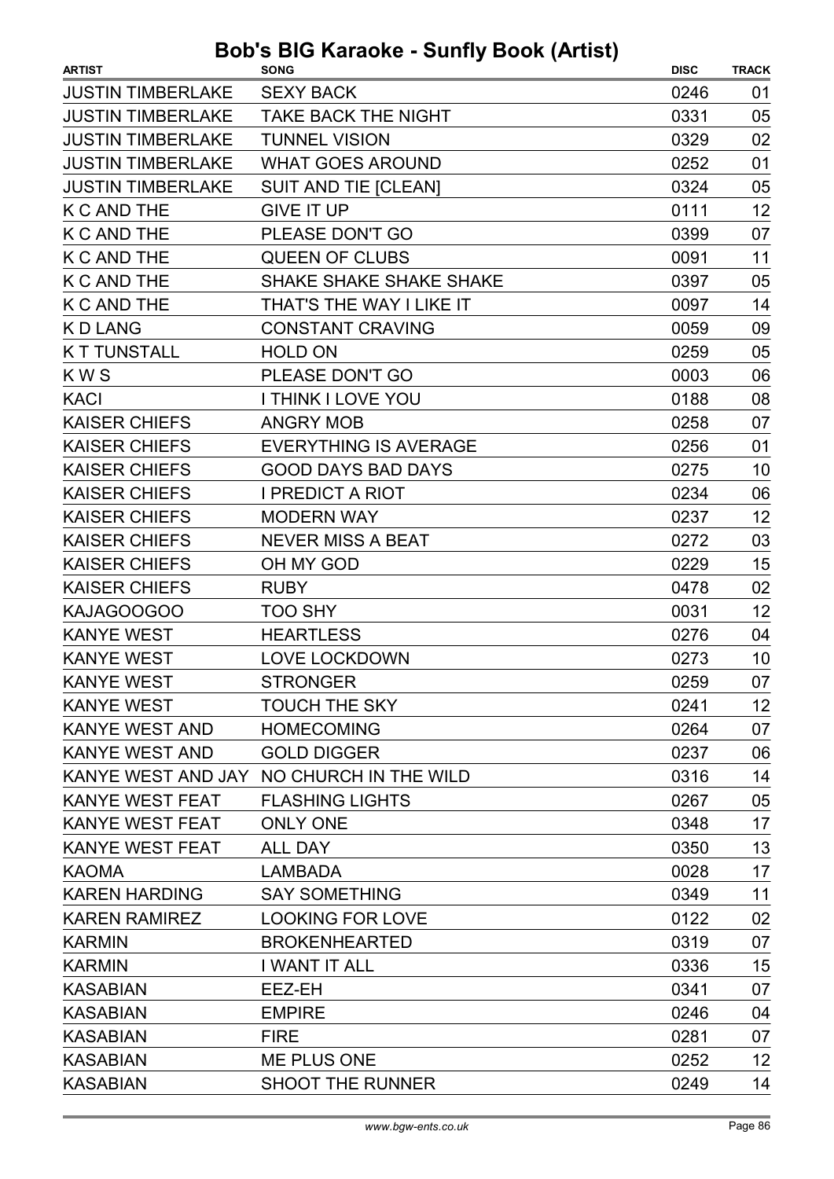# Bob's BIG Karaoke - Sunfly Book (Artist)

| ARTIST | SONG | DISC | TRACK |
|---|---|---|---|
| JUSTIN TIMBERLAKE | SEXY BACK | 0246 | 01 |
| JUSTIN TIMBERLAKE | TAKE BACK THE NIGHT | 0331 | 05 |
| JUSTIN TIMBERLAKE | TUNNEL VISION | 0329 | 02 |
| JUSTIN TIMBERLAKE | WHAT GOES AROUND | 0252 | 01 |
| JUSTIN TIMBERLAKE | SUIT AND TIE [CLEAN] | 0324 | 05 |
| K C AND THE | GIVE IT UP | 0111 | 12 |
| K C AND THE | PLEASE DON'T GO | 0399 | 07 |
| K C AND THE | QUEEN OF CLUBS | 0091 | 11 |
| K C AND THE | SHAKE SHAKE SHAKE SHAKE | 0397 | 05 |
| K C AND THE | THAT'S THE WAY I LIKE IT | 0097 | 14 |
| K D LANG | CONSTANT CRAVING | 0059 | 09 |
| K T TUNSTALL | HOLD ON | 0259 | 05 |
| K W S | PLEASE DON'T GO | 0003 | 06 |
| KACI | I THINK I LOVE YOU | 0188 | 08 |
| KAISER CHIEFS | ANGRY MOB | 0258 | 07 |
| KAISER CHIEFS | EVERYTHING IS AVERAGE | 0256 | 01 |
| KAISER CHIEFS | GOOD DAYS BAD DAYS | 0275 | 10 |
| KAISER CHIEFS | I PREDICT A RIOT | 0234 | 06 |
| KAISER CHIEFS | MODERN WAY | 0237 | 12 |
| KAISER CHIEFS | NEVER MISS A BEAT | 0272 | 03 |
| KAISER CHIEFS | OH MY GOD | 0229 | 15 |
| KAISER CHIEFS | RUBY | 0478 | 02 |
| KAJAGOOGOO | TOO SHY | 0031 | 12 |
| KANYE WEST | HEARTLESS | 0276 | 04 |
| KANYE WEST | LOVE LOCKDOWN | 0273 | 10 |
| KANYE WEST | STRONGER | 0259 | 07 |
| KANYE WEST | TOUCH THE SKY | 0241 | 12 |
| KANYE WEST AND | HOMECOMING | 0264 | 07 |
| KANYE WEST AND | GOLD DIGGER | 0237 | 06 |
| KANYE WEST AND JAY | NO CHURCH IN THE WILD | 0316 | 14 |
| KANYE WEST FEAT | FLASHING LIGHTS | 0267 | 05 |
| KANYE WEST FEAT | ONLY ONE | 0348 | 17 |
| KANYE WEST FEAT | ALL DAY | 0350 | 13 |
| KAOMA | LAMBADA | 0028 | 17 |
| KAREN HARDING | SAY SOMETHING | 0349 | 11 |
| KAREN RAMIREZ | LOOKING FOR LOVE | 0122 | 02 |
| KARMIN | BROKENHEARTED | 0319 | 07 |
| KARMIN | I WANT IT ALL | 0336 | 15 |
| KASABIAN | EEZ-EH | 0341 | 07 |
| KASABIAN | EMPIRE | 0246 | 04 |
| KASABIAN | FIRE | 0281 | 07 |
| KASABIAN | ME PLUS ONE | 0252 | 12 |
| KASABIAN | SHOOT THE RUNNER | 0249 | 14 |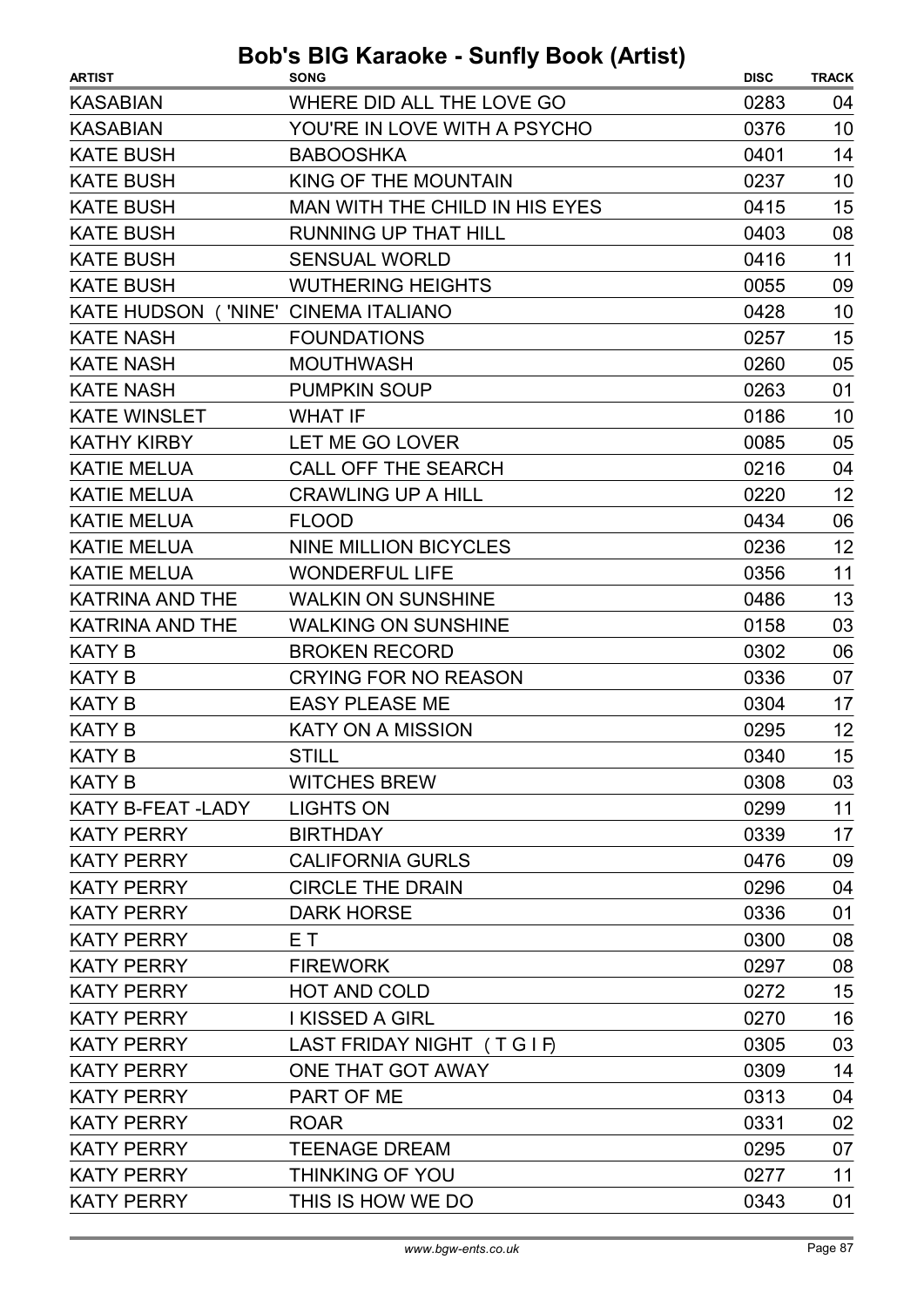# Bob's BIG Karaoke - Sunfly Book (Artist)

| ARTIST | SONG | DISC | TRACK |
|---|---|---|---|
| KASABIAN | WHERE DID ALL THE LOVE GO | 0283 | 04 |
| KASABIAN | YOU'RE IN LOVE WITH A PSYCHO | 0376 | 10 |
| KATE BUSH | BABOOSHKA | 0401 | 14 |
| KATE BUSH | KING OF THE MOUNTAIN | 0237 | 10 |
| KATE BUSH | MAN WITH THE CHILD IN HIS EYES | 0415 | 15 |
| KATE BUSH | RUNNING UP THAT HILL | 0403 | 08 |
| KATE BUSH | SENSUAL WORLD | 0416 | 11 |
| KATE BUSH | WUTHERING HEIGHTS | 0055 | 09 |
| KATE HUDSON ('NINE' | CINEMA ITALIANO | 0428 | 10 |
| KATE NASH | FOUNDATIONS | 0257 | 15 |
| KATE NASH | MOUTHWASH | 0260 | 05 |
| KATE NASH | PUMPKIN SOUP | 0263 | 01 |
| KATE WINSLET | WHAT IF | 0186 | 10 |
| KATHY KIRBY | LET ME GO LOVER | 0085 | 05 |
| KATIE MELUA | CALL OFF THE SEARCH | 0216 | 04 |
| KATIE MELUA | CRAWLING UP A HILL | 0220 | 12 |
| KATIE MELUA | FLOOD | 0434 | 06 |
| KATIE MELUA | NINE MILLION BICYCLES | 0236 | 12 |
| KATIE MELUA | WONDERFUL LIFE | 0356 | 11 |
| KATRINA AND THE | WALKIN ON SUNSHINE | 0486 | 13 |
| KATRINA AND THE | WALKING ON SUNSHINE | 0158 | 03 |
| KATY B | BROKEN RECORD | 0302 | 06 |
| KATY B | CRYING FOR NO REASON | 0336 | 07 |
| KATY B | EASY PLEASE ME | 0304 | 17 |
| KATY B | KATY ON A MISSION | 0295 | 12 |
| KATY B | STILL | 0340 | 15 |
| KATY B | WITCHES BREW | 0308 | 03 |
| KATY B-FEAT -LADY | LIGHTS ON | 0299 | 11 |
| KATY PERRY | BIRTHDAY | 0339 | 17 |
| KATY PERRY | CALIFORNIA GURLS | 0476 | 09 |
| KATY PERRY | CIRCLE THE DRAIN | 0296 | 04 |
| KATY PERRY | DARK HORSE | 0336 | 01 |
| KATY PERRY | E T | 0300 | 08 |
| KATY PERRY | FIREWORK | 0297 | 08 |
| KATY PERRY | HOT AND COLD | 0272 | 15 |
| KATY PERRY | I KISSED A GIRL | 0270 | 16 |
| KATY PERRY | LAST FRIDAY NIGHT (T G I F) | 0305 | 03 |
| KATY PERRY | ONE THAT GOT AWAY | 0309 | 14 |
| KATY PERRY | PART OF ME | 0313 | 04 |
| KATY PERRY | ROAR | 0331 | 02 |
| KATY PERRY | TEENAGE DREAM | 0295 | 07 |
| KATY PERRY | THINKING OF YOU | 0277 | 11 |
| KATY PERRY | THIS IS HOW WE DO | 0343 | 01 |

www.bgw-ents.co.uk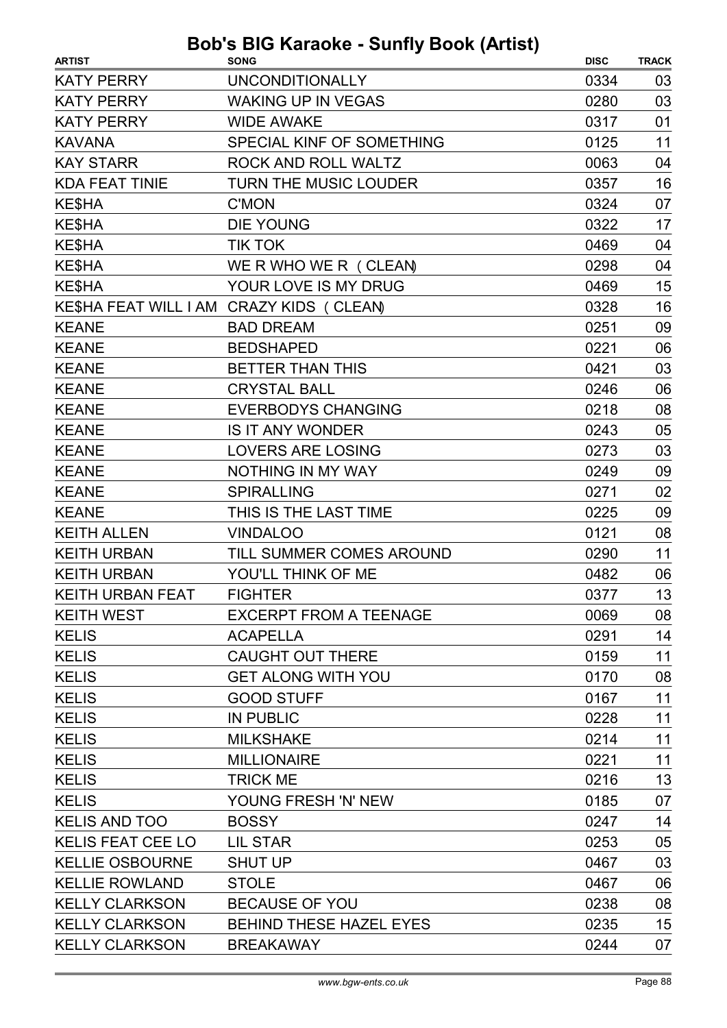# Bob's BIG Karaoke - Sunfly Book (Artist)

| ARTIST | SONG | DISC | TRACK |
|---|---|---|---|
| KATY PERRY | UNCONDITIONALLY | 0334 | 03 |
| KATY PERRY | WAKING UP IN VEGAS | 0280 | 03 |
| KATY PERRY | WIDE AWAKE | 0317 | 01 |
| KAVANA | SPECIAL KINF OF SOMETHING | 0125 | 11 |
| KAY STARR | ROCK AND ROLL WALTZ | 0063 | 04 |
| KDA FEAT TINIE | TURN THE MUSIC LOUDER | 0357 | 16 |
| KE$HA | C'MON | 0324 | 07 |
| KE$HA | DIE YOUNG | 0322 | 17 |
| KE$HA | TIK TOK | 0469 | 04 |
| KE$HA | WE R WHO WE R (CLEAN) | 0298 | 04 |
| KE$HA | YOUR LOVE IS MY DRUG | 0469 | 15 |
| KE$HA FEAT WILL I AM | CRAZY KIDS (CLEAN) | 0328 | 16 |
| KEANE | BAD DREAM | 0251 | 09 |
| KEANE | BEDSHAPED | 0221 | 06 |
| KEANE | BETTER THAN THIS | 0421 | 03 |
| KEANE | CRYSTAL BALL | 0246 | 06 |
| KEANE | EVERBODYS CHANGING | 0218 | 08 |
| KEANE | IS IT ANY WONDER | 0243 | 05 |
| KEANE | LOVERS ARE LOSING | 0273 | 03 |
| KEANE | NOTHING IN MY WAY | 0249 | 09 |
| KEANE | SPIRALLING | 0271 | 02 |
| KEANE | THIS IS THE LAST TIME | 0225 | 09 |
| KEITH ALLEN | VINDALOO | 0121 | 08 |
| KEITH URBAN | TILL SUMMER COMES AROUND | 0290 | 11 |
| KEITH URBAN | YOU'LL THINK OF ME | 0482 | 06 |
| KEITH URBAN FEAT | FIGHTER | 0377 | 13 |
| KEITH WEST | EXCERPT FROM A TEENAGE | 0069 | 08 |
| KELIS | ACAPELLA | 0291 | 14 |
| KELIS | CAUGHT OUT THERE | 0159 | 11 |
| KELIS | GET ALONG WITH YOU | 0170 | 08 |
| KELIS | GOOD STUFF | 0167 | 11 |
| KELIS | IN PUBLIC | 0228 | 11 |
| KELIS | MILKSHAKE | 0214 | 11 |
| KELIS | MILLIONAIRE | 0221 | 11 |
| KELIS | TRICK ME | 0216 | 13 |
| KELIS | YOUNG FRESH 'N' NEW | 0185 | 07 |
| KELIS AND TOO | BOSSY | 0247 | 14 |
| KELIS FEAT CEE LO | LIL STAR | 0253 | 05 |
| KELLIE OSBOURNE | SHUT UP | 0467 | 03 |
| KELLIE ROWLAND | STOLE | 0467 | 06 |
| KELLY CLARKSON | BECAUSE OF YOU | 0238 | 08 |
| KELLY CLARKSON | BEHIND THESE HAZEL EYES | 0235 | 15 |
| KELLY CLARKSON | BREAKAWAY | 0244 | 07 |

*www.bgw-ents.co.uk*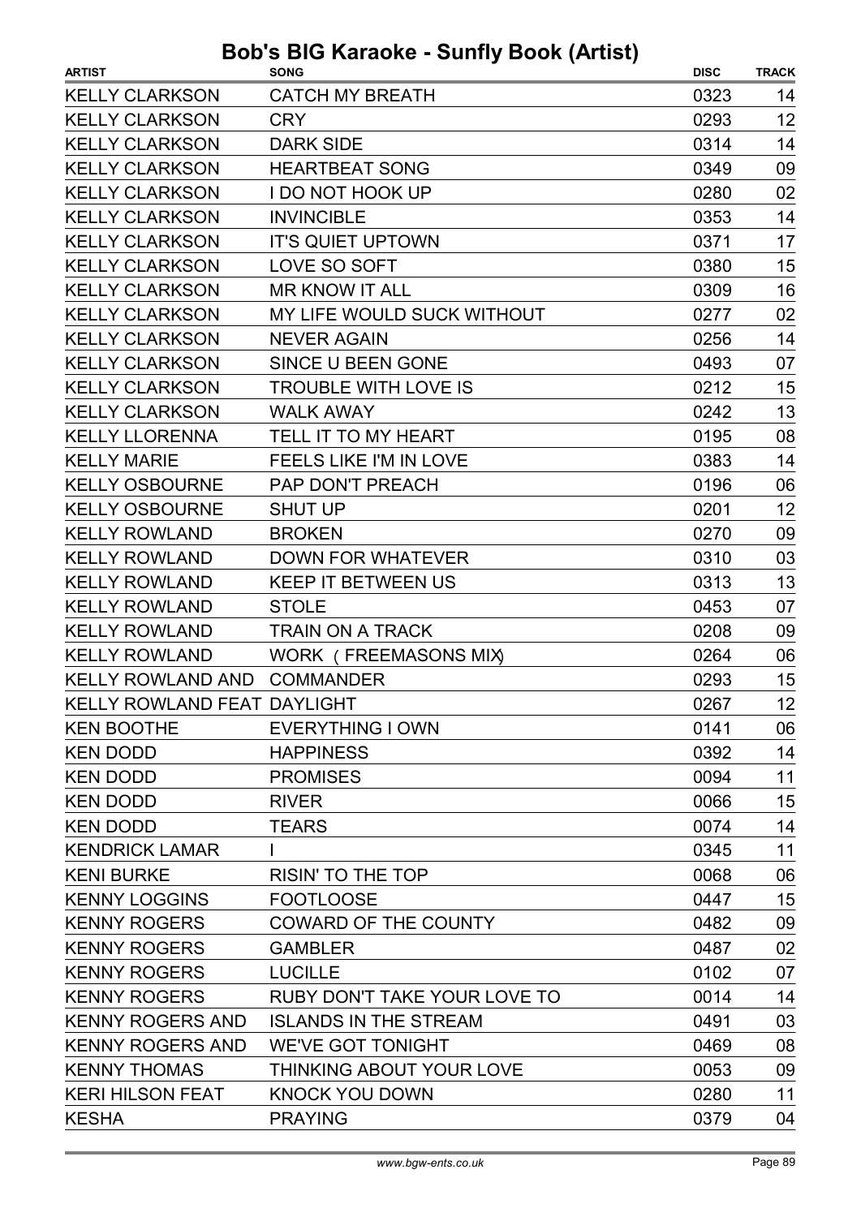# Bob's BIG Karaoke - Sunfly Book (Artist)

| ARTIST | SONG | DISC | TRACK |
|---|---|---|---|
| KELLY CLARKSON | CATCH MY BREATH | 0323 | 14 |
| KELLY CLARKSON | CRY | 0293 | 12 |
| KELLY CLARKSON | DARK SIDE | 0314 | 14 |
| KELLY CLARKSON | HEARTBEAT SONG | 0349 | 09 |
| KELLY CLARKSON | I DO NOT HOOK UP | 0280 | 02 |
| KELLY CLARKSON | INVINCIBLE | 0353 | 14 |
| KELLY CLARKSON | IT'S QUIET UPTOWN | 0371 | 17 |
| KELLY CLARKSON | LOVE SO SOFT | 0380 | 15 |
| KELLY CLARKSON | MR KNOW IT ALL | 0309 | 16 |
| KELLY CLARKSON | MY LIFE WOULD SUCK WITHOUT | 0277 | 02 |
| KELLY CLARKSON | NEVER AGAIN | 0256 | 14 |
| KELLY CLARKSON | SINCE U BEEN GONE | 0493 | 07 |
| KELLY CLARKSON | TROUBLE WITH LOVE IS | 0212 | 15 |
| KELLY CLARKSON | WALK AWAY | 0242 | 13 |
| KELLY LLORENNA | TELL IT TO MY HEART | 0195 | 08 |
| KELLY MARIE | FEELS LIKE I'M IN LOVE | 0383 | 14 |
| KELLY OSBOURNE | PAP DON'T PREACH | 0196 | 06 |
| KELLY OSBOURNE | SHUT UP | 0201 | 12 |
| KELLY ROWLAND | BROKEN | 0270 | 09 |
| KELLY ROWLAND | DOWN FOR WHATEVER | 0310 | 03 |
| KELLY ROWLAND | KEEP IT BETWEEN US | 0313 | 13 |
| KELLY ROWLAND | STOLE | 0453 | 07 |
| KELLY ROWLAND | TRAIN ON A TRACK | 0208 | 09 |
| KELLY ROWLAND | WORK (FREEMASONS MIX) | 0264 | 06 |
| KELLY ROWLAND AND | COMMANDER | 0293 | 15 |
| KELLY ROWLAND FEAT | DAYLIGHT | 0267 | 12 |
| KEN BOOTHE | EVERYTHING I OWN | 0141 | 06 |
| KEN DODD | HAPPINESS | 0392 | 14 |
| KEN DODD | PROMISES | 0094 | 11 |
| KEN DODD | RIVER | 0066 | 15 |
| KEN DODD | TEARS | 0074 | 14 |
| KENDRICK LAMAR | I | 0345 | 11 |
| KENI BURKE | RISIN' TO THE TOP | 0068 | 06 |
| KENNY LOGGINS | FOOTLOOSE | 0447 | 15 |
| KENNY ROGERS | COWARD OF THE COUNTY | 0482 | 09 |
| KENNY ROGERS | GAMBLER | 0487 | 02 |
| KENNY ROGERS | LUCILLE | 0102 | 07 |
| KENNY ROGERS | RUBY DON'T TAKE YOUR LOVE TO | 0014 | 14 |
| KENNY ROGERS AND | ISLANDS IN THE STREAM | 0491 | 03 |
| KENNY ROGERS AND | WE'VE GOT TONIGHT | 0469 | 08 |
| KENNY THOMAS | THINKING ABOUT YOUR LOVE | 0053 | 09 |
| KERI HILSON FEAT | KNOCK YOU DOWN | 0280 | 11 |
| KESHA | PRAYING | 0379 | 04 |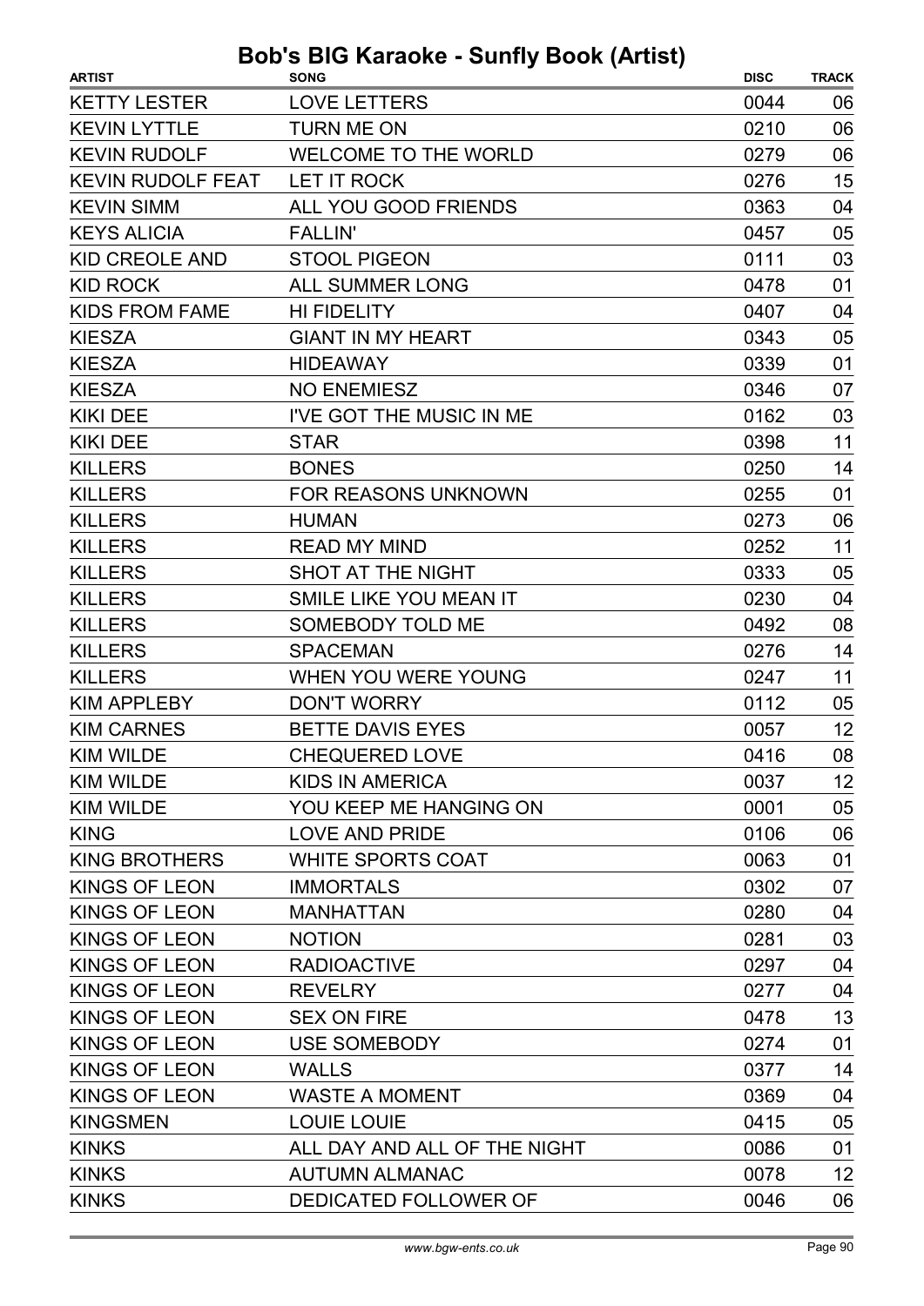# Bob's BIG Karaoke - Sunfly Book (Artist)

| ARTIST | SONG | DISC | TRACK |
| --- | --- | --- | --- |
| KETTY LESTER | LOVE LETTERS | 0044 | 06 |
| KEVIN LYTTLE | TURN ME ON | 0210 | 06 |
| KEVIN RUDOLF | WELCOME TO THE WORLD | 0279 | 06 |
| KEVIN RUDOLF FEAT | LET IT ROCK | 0276 | 15 |
| KEVIN SIMM | ALL YOU GOOD FRIENDS | 0363 | 04 |
| KEYS ALICIA | FALLIN' | 0457 | 05 |
| KID CREOLE AND | STOOL PIGEON | 0111 | 03 |
| KID ROCK | ALL SUMMER LONG | 0478 | 01 |
| KIDS FROM FAME | HI FIDELITY | 0407 | 04 |
| KIESZA | GIANT IN MY HEART | 0343 | 05 |
| KIESZA | HIDEAWAY | 0339 | 01 |
| KIESZA | NO ENEMIESZ | 0346 | 07 |
| KIKI DEE | I'VE GOT THE MUSIC IN ME | 0162 | 03 |
| KIKI DEE | STAR | 0398 | 11 |
| KILLERS | BONES | 0250 | 14 |
| KILLERS | FOR REASONS UNKNOWN | 0255 | 01 |
| KILLERS | HUMAN | 0273 | 06 |
| KILLERS | READ MY MIND | 0252 | 11 |
| KILLERS | SHOT AT THE NIGHT | 0333 | 05 |
| KILLERS | SMILE LIKE YOU MEAN IT | 0230 | 04 |
| KILLERS | SOMEBODY TOLD ME | 0492 | 08 |
| KILLERS | SPACEMAN | 0276 | 14 |
| KILLERS | WHEN YOU WERE YOUNG | 0247 | 11 |
| KIM APPLEBY | DON'T WORRY | 0112 | 05 |
| KIM CARNES | BETTE DAVIS EYES | 0057 | 12 |
| KIM WILDE | CHEQUERED LOVE | 0416 | 08 |
| KIM WILDE | KIDS IN AMERICA | 0037 | 12 |
| KIM WILDE | YOU KEEP ME HANGING ON | 0001 | 05 |
| KING | LOVE AND PRIDE | 0106 | 06 |
| KING BROTHERS | WHITE SPORTS COAT | 0063 | 01 |
| KINGS OF LEON | IMMORTALS | 0302 | 07 |
| KINGS OF LEON | MANHATTAN | 0280 | 04 |
| KINGS OF LEON | NOTION | 0281 | 03 |
| KINGS OF LEON | RADIOACTIVE | 0297 | 04 |
| KINGS OF LEON | REVELRY | 0277 | 04 |
| KINGS OF LEON | SEX ON FIRE | 0478 | 13 |
| KINGS OF LEON | USE SOMEBODY | 0274 | 01 |
| KINGS OF LEON | WALLS | 0377 | 14 |
| KINGS OF LEON | WASTE A MOMENT | 0369 | 04 |
| KINGSMEN | LOUIE LOUIE | 0415 | 05 |
| KINKS | ALL DAY AND ALL OF THE NIGHT | 0086 | 01 |
| KINKS | AUTUMN ALMANAC | 0078 | 12 |
| KINKS | DEDICATED FOLLOWER OF | 0046 | 06 |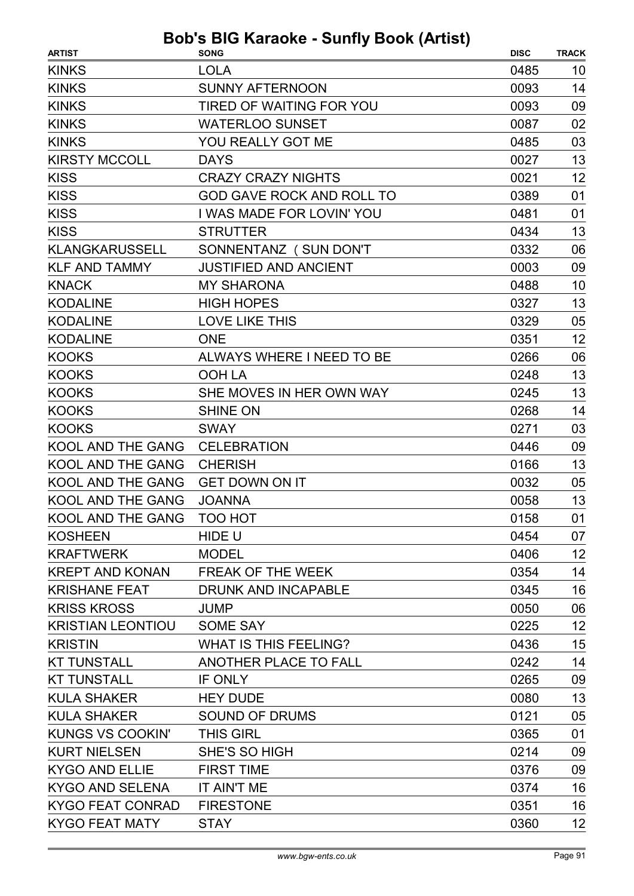# Bob's BIG Karaoke - Sunfly Book (Artist)

| ARTIST | SONG | DISC | TRACK |
|---|---|---|---|
| KINKS | LOLA | 0485 | 10 |
| KINKS | SUNNY AFTERNOON | 0093 | 14 |
| KINKS | TIRED OF WAITING FOR YOU | 0093 | 09 |
| KINKS | WATERLOO SUNSET | 0087 | 02 |
| KINKS | YOU REALLY GOT ME | 0485 | 03 |
| KIRSTY MCCOLL | DAYS | 0027 | 13 |
| KISS | CRAZY CRAZY NIGHTS | 0021 | 12 |
| KISS | GOD GAVE ROCK AND ROLL TO | 0389 | 01 |
| KISS | I WAS MADE FOR LOVIN' YOU | 0481 | 01 |
| KISS | STRUTTER | 0434 | 13 |
| KLANGKARUSSELL | SONNENTANZ ( SUN DON'T | 0332 | 06 |
| KLF AND TAMMY | JUSTIFIED AND ANCIENT | 0003 | 09 |
| KNACK | MY SHARONA | 0488 | 10 |
| KODALINE | HIGH HOPES | 0327 | 13 |
| KODALINE | LOVE LIKE THIS | 0329 | 05 |
| KODALINE | ONE | 0351 | 12 |
| KOOKS | ALWAYS WHERE I NEED TO BE | 0266 | 06 |
| KOOKS | OOH LA | 0248 | 13 |
| KOOKS | SHE MOVES IN HER OWN WAY | 0245 | 13 |
| KOOKS | SHINE ON | 0268 | 14 |
| KOOKS | SWAY | 0271 | 03 |
| KOOL AND THE GANG | CELEBRATION | 0446 | 09 |
| KOOL AND THE GANG | CHERISH | 0166 | 13 |
| KOOL AND THE GANG | GET DOWN ON IT | 0032 | 05 |
| KOOL AND THE GANG | JOANNA | 0058 | 13 |
| KOOL AND THE GANG | TOO HOT | 0158 | 01 |
| KOSHEEN | HIDE U | 0454 | 07 |
| KRAFTWERK | MODEL | 0406 | 12 |
| KREPT AND KONAN | FREAK OF THE WEEK | 0354 | 14 |
| KRISHANE FEAT | DRUNK AND INCAPABLE | 0345 | 16 |
| KRISS KROSS | JUMP | 0050 | 06 |
| KRISTIAN LEONTIOU | SOME SAY | 0225 | 12 |
| KRISTIN | WHAT IS THIS FEELING? | 0436 | 15 |
| KT TUNSTALL | ANOTHER PLACE TO FALL | 0242 | 14 |
| KT TUNSTALL | IF ONLY | 0265 | 09 |
| KULA SHAKER | HEY DUDE | 0080 | 13 |
| KULA SHAKER | SOUND OF DRUMS | 0121 | 05 |
| KUNGS VS COOKIN' | THIS GIRL | 0365 | 01 |
| KURT NIELSEN | SHE'S SO HIGH | 0214 | 09 |
| KYGO AND ELLIE | FIRST TIME | 0376 | 09 |
| KYGO AND SELENA | IT AIN'T ME | 0374 | 16 |
| KYGO FEAT CONRAD | FIRESTONE | 0351 | 16 |
| KYGO FEAT MATY | STAY | 0360 | 12 |

www.bgw-ents.co.uk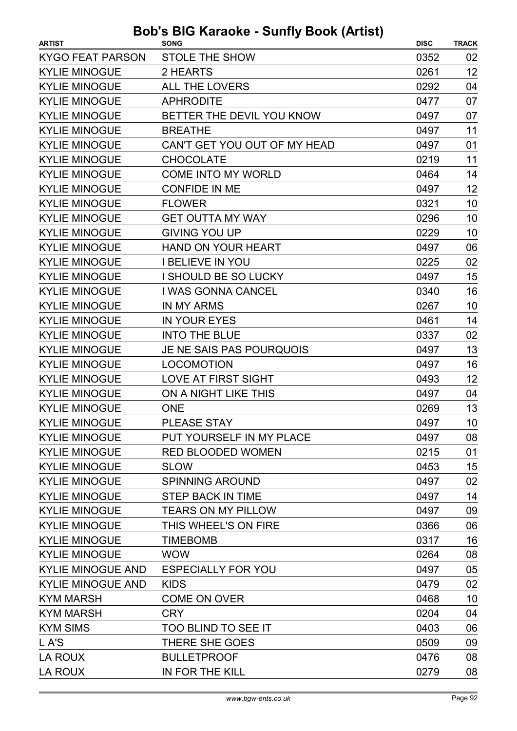# Bob's BIG Karaoke - Sunfly Book (Artist)

| ARTIST | SONG | DISC | TRACK |
|---|---|---|---|
| KYGO FEAT PARSON | STOLE THE SHOW | 0352 | 02 |
| KYLIE MINOGUE | 2 HEARTS | 0261 | 12 |
| KYLIE MINOGUE | ALL THE LOVERS | 0292 | 04 |
| KYLIE MINOGUE | APHRODITE | 0477 | 07 |
| KYLIE MINOGUE | BETTER THE DEVIL YOU KNOW | 0497 | 07 |
| KYLIE MINOGUE | BREATHE | 0497 | 11 |
| KYLIE MINOGUE | CAN'T GET YOU OUT OF MY HEAD | 0497 | 01 |
| KYLIE MINOGUE | CHOCOLATE | 0219 | 11 |
| KYLIE MINOGUE | COME INTO MY WORLD | 0464 | 14 |
| KYLIE MINOGUE | CONFIDE IN ME | 0497 | 12 |
| KYLIE MINOGUE | FLOWER | 0321 | 10 |
| KYLIE MINOGUE | GET OUTTA MY WAY | 0296 | 10 |
| KYLIE MINOGUE | GIVING YOU UP | 0229 | 10 |
| KYLIE MINOGUE | HAND ON YOUR HEART | 0497 | 06 |
| KYLIE MINOGUE | I BELIEVE IN YOU | 0225 | 02 |
| KYLIE MINOGUE | I SHOULD BE SO LUCKY | 0497 | 15 |
| KYLIE MINOGUE | I WAS GONNA CANCEL | 0340 | 16 |
| KYLIE MINOGUE | IN MY ARMS | 0267 | 10 |
| KYLIE MINOGUE | IN YOUR EYES | 0461 | 14 |
| KYLIE MINOGUE | INTO THE BLUE | 0337 | 02 |
| KYLIE MINOGUE | JE NE SAIS PAS POURQUOIS | 0497 | 13 |
| KYLIE MINOGUE | LOCOMOTION | 0497 | 16 |
| KYLIE MINOGUE | LOVE AT FIRST SIGHT | 0493 | 12 |
| KYLIE MINOGUE | ON A NIGHT LIKE THIS | 0497 | 04 |
| KYLIE MINOGUE | ONE | 0269 | 13 |
| KYLIE MINOGUE | PLEASE STAY | 0497 | 10 |
| KYLIE MINOGUE | PUT YOURSELF IN MY PLACE | 0497 | 08 |
| KYLIE MINOGUE | RED BLOODED WOMEN | 0215 | 01 |
| KYLIE MINOGUE | SLOW | 0453 | 15 |
| KYLIE MINOGUE | SPINNING AROUND | 0497 | 02 |
| KYLIE MINOGUE | STEP BACK IN TIME | 0497 | 14 |
| KYLIE MINOGUE | TEARS ON MY PILLOW | 0497 | 09 |
| KYLIE MINOGUE | THIS WHEEL'S ON FIRE | 0366 | 06 |
| KYLIE MINOGUE | TIMEBOMB | 0317 | 16 |
| KYLIE MINOGUE | WOW | 0264 | 08 |
| KYLIE MINOGUE AND | ESPECIALLY FOR YOU | 0497 | 05 |
| KYLIE MINOGUE AND | KIDS | 0479 | 02 |
| KYM MARSH | COME ON OVER | 0468 | 10 |
| KYM MARSH | CRY | 0204 | 04 |
| KYM SIMS | TOO BLIND TO SEE IT | 0403 | 06 |
| L A'S | THERE SHE GOES | 0509 | 09 |
| LA ROUX | BULLETPROOF | 0476 | 08 |
| LA ROUX | IN FOR THE KILL | 0279 | 08 |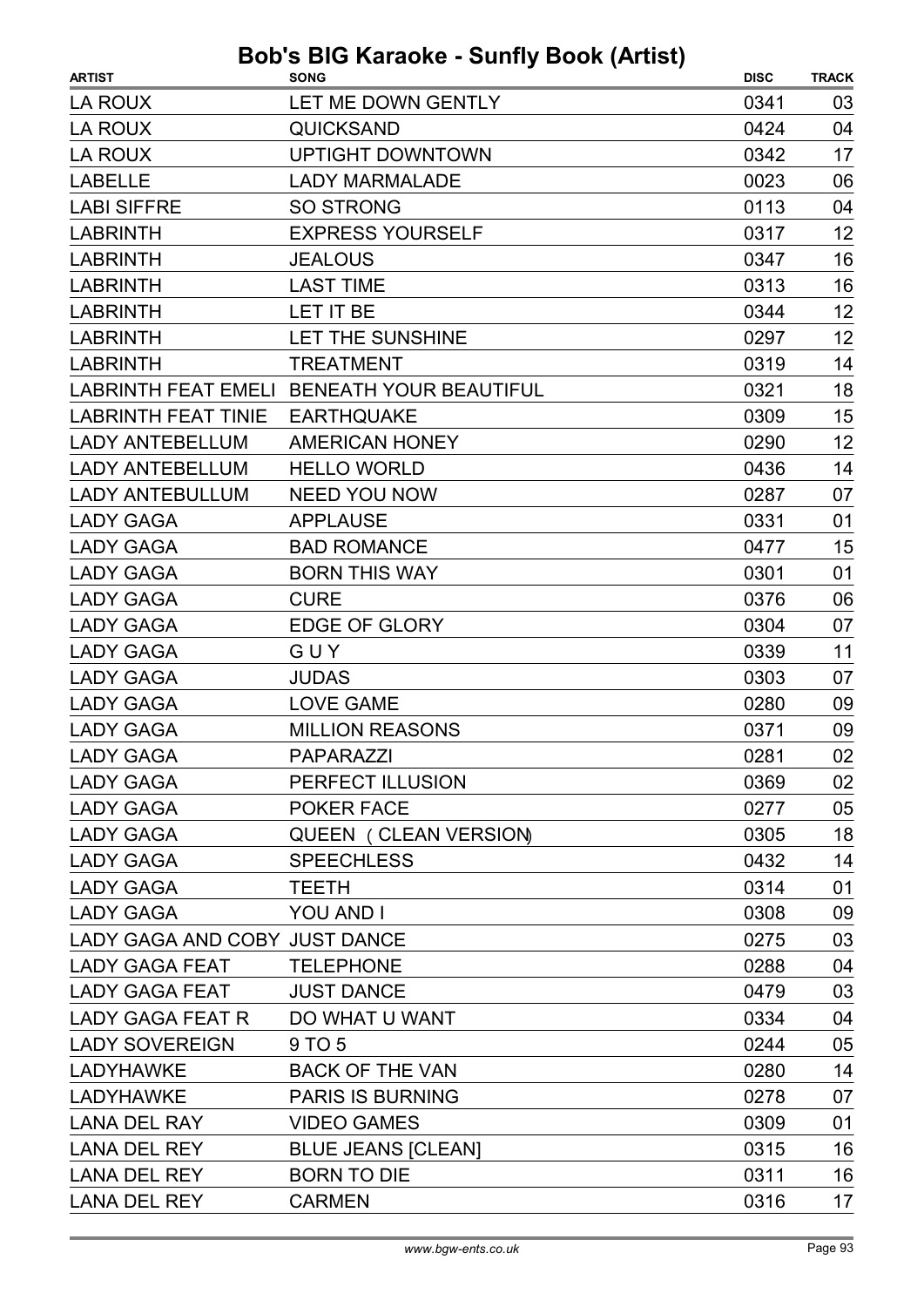# Bob's BIG Karaoke - Sunfly Book (Artist)

| ARTIST | SONG | DISC | TRACK |
|---|---|---|---|
| LA ROUX | LET ME DOWN GENTLY | 0341 | 03 |
| LA ROUX | QUICKSAND | 0424 | 04 |
| LA ROUX | UPTIGHT DOWNTOWN | 0342 | 17 |
| LABELLE | LADY MARMALADE | 0023 | 06 |
| LABI SIFFRE | SO STRONG | 0113 | 04 |
| LABRINTH | EXPRESS YOURSELF | 0317 | 12 |
| LABRINTH | JEALOUS | 0347 | 16 |
| LABRINTH | LAST TIME | 0313 | 16 |
| LABRINTH | LET IT BE | 0344 | 12 |
| LABRINTH | LET THE SUNSHINE | 0297 | 12 |
| LABRINTH | TREATMENT | 0319 | 14 |
| LABRINTH FEAT EMELI | BENEATH YOUR BEAUTIFUL | 0321 | 18 |
| LABRINTH FEAT TINIE | EARTHQUAKE | 0309 | 15 |
| LADY ANTEBELLUM | AMERICAN HONEY | 0290 | 12 |
| LADY ANTEBELLUM | HELLO WORLD | 0436 | 14 |
| LADY ANTEBULLUM | NEED YOU NOW | 0287 | 07 |
| LADY GAGA | APPLAUSE | 0331 | 01 |
| LADY GAGA | BAD ROMANCE | 0477 | 15 |
| LADY GAGA | BORN THIS WAY | 0301 | 01 |
| LADY GAGA | CURE | 0376 | 06 |
| LADY GAGA | EDGE OF GLORY | 0304 | 07 |
| LADY GAGA | G U Y | 0339 | 11 |
| LADY GAGA | JUDAS | 0303 | 07 |
| LADY GAGA | LOVE GAME | 0280 | 09 |
| LADY GAGA | MILLION REASONS | 0371 | 09 |
| LADY GAGA | PAPARAZZI | 0281 | 02 |
| LADY GAGA | PERFECT ILLUSION | 0369 | 02 |
| LADY GAGA | POKER FACE | 0277 | 05 |
| LADY GAGA | QUEEN ( CLEAN VERSION) | 0305 | 18 |
| LADY GAGA | SPEECHLESS | 0432 | 14 |
| LADY GAGA | TEETH | 0314 | 01 |
| LADY GAGA | YOU AND I | 0308 | 09 |
| LADY GAGA AND COBY | JUST DANCE | 0275 | 03 |
| LADY GAGA FEAT | TELEPHONE | 0288 | 04 |
| LADY GAGA FEAT | JUST DANCE | 0479 | 03 |
| LADY GAGA FEAT R | DO WHAT U WANT | 0334 | 04 |
| LADY SOVEREIGN | 9 TO 5 | 0244 | 05 |
| LADYHAWKE | BACK OF THE VAN | 0280 | 14 |
| LADYHAWKE | PARIS IS BURNING | 0278 | 07 |
| LANA DEL RAY | VIDEO GAMES | 0309 | 01 |
| LANA DEL REY | BLUE JEANS [CLEAN] | 0315 | 16 |
| LANA DEL REY | BORN TO DIE | 0311 | 16 |
| LANA DEL REY | CARMEN | 0316 | 17 |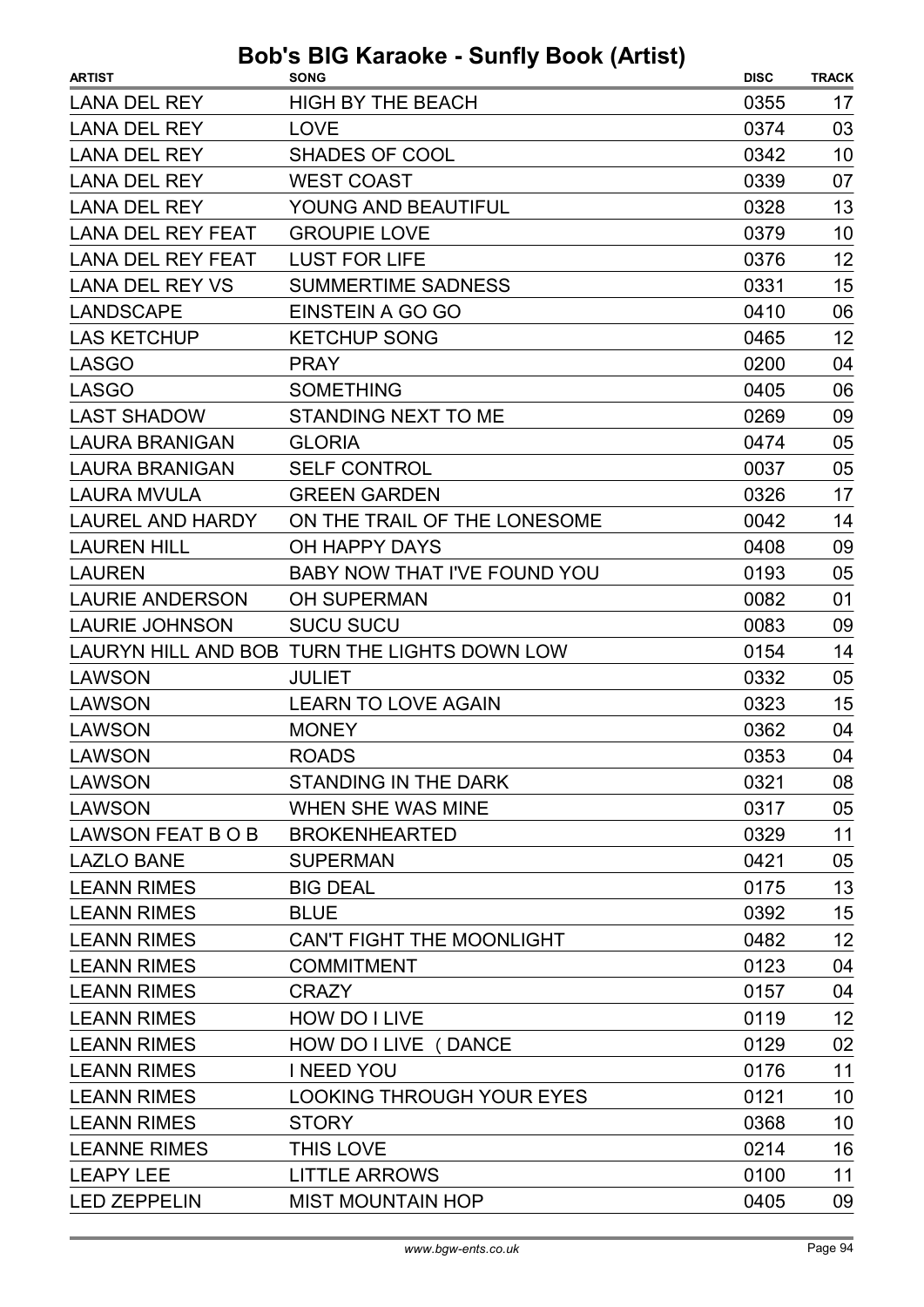# Bob's BIG Karaoke - Sunfly Book (Artist)

| ARTIST | SONG | DISC | TRACK |
|---|---|---|---|
| LANA DEL REY | HIGH BY THE BEACH | 0355 | 17 |
| LANA DEL REY | LOVE | 0374 | 03 |
| LANA DEL REY | SHADES OF COOL | 0342 | 10 |
| LANA DEL REY | WEST COAST | 0339 | 07 |
| LANA DEL REY | YOUNG AND BEAUTIFUL | 0328 | 13 |
| LANA DEL REY FEAT | GROUPIE LOVE | 0379 | 10 |
| LANA DEL REY FEAT | LUST FOR LIFE | 0376 | 12 |
| LANA DEL REY VS | SUMMERTIME SADNESS | 0331 | 15 |
| LANDSCAPE | EINSTEIN A GO GO | 0410 | 06 |
| LAS KETCHUP | KETCHUP SONG | 0465 | 12 |
| LASGO | PRAY | 0200 | 04 |
| LASGO | SOMETHING | 0405 | 06 |
| LAST SHADOW | STANDING NEXT TO ME | 0269 | 09 |
| LAURA BRANIGAN | GLORIA | 0474 | 05 |
| LAURA BRANIGAN | SELF CONTROL | 0037 | 05 |
| LAURA MVULA | GREEN GARDEN | 0326 | 17 |
| LAUREL AND HARDY | ON THE TRAIL OF THE LONESOME | 0042 | 14 |
| LAUREN HILL | OH HAPPY DAYS | 0408 | 09 |
| LAUREN | BABY NOW THAT I'VE FOUND YOU | 0193 | 05 |
| LAURIE ANDERSON | OH SUPERMAN | 0082 | 01 |
| LAURIE JOHNSON | SUCU SUCU | 0083 | 09 |
| LAURYN HILL AND BOB | TURN THE LIGHTS DOWN LOW | 0154 | 14 |
| LAWSON | JULIET | 0332 | 05 |
| LAWSON | LEARN TO LOVE AGAIN | 0323 | 15 |
| LAWSON | MONEY | 0362 | 04 |
| LAWSON | ROADS | 0353 | 04 |
| LAWSON | STANDING IN THE DARK | 0321 | 08 |
| LAWSON | WHEN SHE WAS MINE | 0317 | 05 |
| LAWSON FEAT B O B | BROKENHEARTED | 0329 | 11 |
| LAZLO BANE | SUPERMAN | 0421 | 05 |
| LEANN RIMES | BIG DEAL | 0175 | 13 |
| LEANN RIMES | BLUE | 0392 | 15 |
| LEANN RIMES | CAN'T FIGHT THE MOONLIGHT | 0482 | 12 |
| LEANN RIMES | COMMITMENT | 0123 | 04 |
| LEANN RIMES | CRAZY | 0157 | 04 |
| LEANN RIMES | HOW DO I LIVE | 0119 | 12 |
| LEANN RIMES | HOW DO I LIVE ( DANCE | 0129 | 02 |
| LEANN RIMES | I NEED YOU | 0176 | 11 |
| LEANN RIMES | LOOKING THROUGH YOUR EYES | 0121 | 10 |
| LEANN RIMES | STORY | 0368 | 10 |
| LEANNE RIMES | THIS LOVE | 0214 | 16 |
| LEAPY LEE | LITTLE ARROWS | 0100 | 11 |
| LED ZEPPELIN | MIST MOUNTAIN HOP | 0405 | 09 |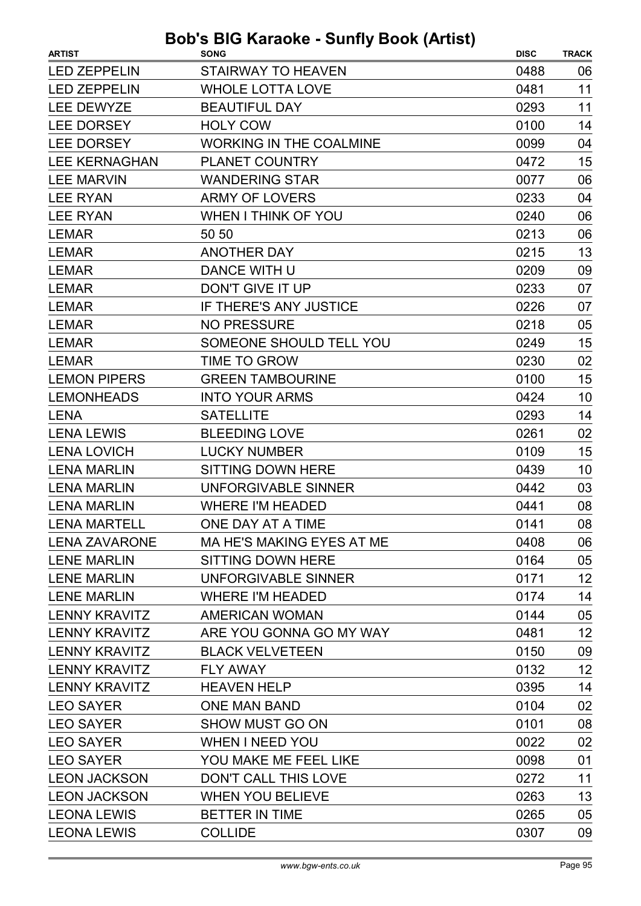# Bob's BIG Karaoke - Sunfly Book (Artist)

| ARTIST | SONG | DISC | TRACK |
|---|---|---|---|
| LED ZEPPELIN | STAIRWAY TO HEAVEN | 0488 | 06 |
| LED ZEPPELIN | WHOLE LOTTA LOVE | 0481 | 11 |
| LEE DEWYZE | BEAUTIFUL DAY | 0293 | 11 |
| LEE DORSEY | HOLY COW | 0100 | 14 |
| LEE DORSEY | WORKING IN THE COALMINE | 0099 | 04 |
| LEE KERNAGHAN | PLANET COUNTRY | 0472 | 15 |
| LEE MARVIN | WANDERING STAR | 0077 | 06 |
| LEE RYAN | ARMY OF LOVERS | 0233 | 04 |
| LEE RYAN | WHEN I THINK OF YOU | 0240 | 06 |
| LEMAR | 50 50 | 0213 | 06 |
| LEMAR | ANOTHER DAY | 0215 | 13 |
| LEMAR | DANCE WITH U | 0209 | 09 |
| LEMAR | DON'T GIVE IT UP | 0233 | 07 |
| LEMAR | IF THERE'S ANY JUSTICE | 0226 | 07 |
| LEMAR | NO PRESSURE | 0218 | 05 |
| LEMAR | SOMEONE SHOULD TELL YOU | 0249 | 15 |
| LEMAR | TIME TO GROW | 0230 | 02 |
| LEMON PIPERS | GREEN TAMBOURINE | 0100 | 15 |
| LEMONHEADS | INTO YOUR ARMS | 0424 | 10 |
| LENA | SATELLITE | 0293 | 14 |
| LENA LEWIS | BLEEDING LOVE | 0261 | 02 |
| LENA LOVICH | LUCKY NUMBER | 0109 | 15 |
| LENA MARLIN | SITTING DOWN HERE | 0439 | 10 |
| LENA MARLIN | UNFORGIVABLE SINNER | 0442 | 03 |
| LENA MARLIN | WHERE I'M HEADED | 0441 | 08 |
| LENA MARTELL | ONE DAY AT A TIME | 0141 | 08 |
| LENA ZAVARONE | MA HE'S MAKING EYES AT ME | 0408 | 06 |
| LENE MARLIN | SITTING DOWN HERE | 0164 | 05 |
| LENE MARLIN | UNFORGIVABLE SINNER | 0171 | 12 |
| LENE MARLIN | WHERE I'M HEADED | 0174 | 14 |
| LENNY KRAVITZ | AMERICAN WOMAN | 0144 | 05 |
| LENNY KRAVITZ | ARE YOU GONNA GO MY WAY | 0481 | 12 |
| LENNY KRAVITZ | BLACK VELVETEEN | 0150 | 09 |
| LENNY KRAVITZ | FLY AWAY | 0132 | 12 |
| LENNY KRAVITZ | HEAVEN HELP | 0395 | 14 |
| LEO SAYER | ONE MAN BAND | 0104 | 02 |
| LEO SAYER | SHOW MUST GO ON | 0101 | 08 |
| LEO SAYER | WHEN I NEED YOU | 0022 | 02 |
| LEO SAYER | YOU MAKE ME FEEL LIKE | 0098 | 01 |
| LEON JACKSON | DON'T CALL THIS LOVE | 0272 | 11 |
| LEON JACKSON | WHEN YOU BELIEVE | 0263 | 13 |
| LEONA LEWIS | BETTER IN TIME | 0265 | 05 |
| LEONA LEWIS | COLLIDE | 0307 | 09 |

www.bgw-ents.co.uk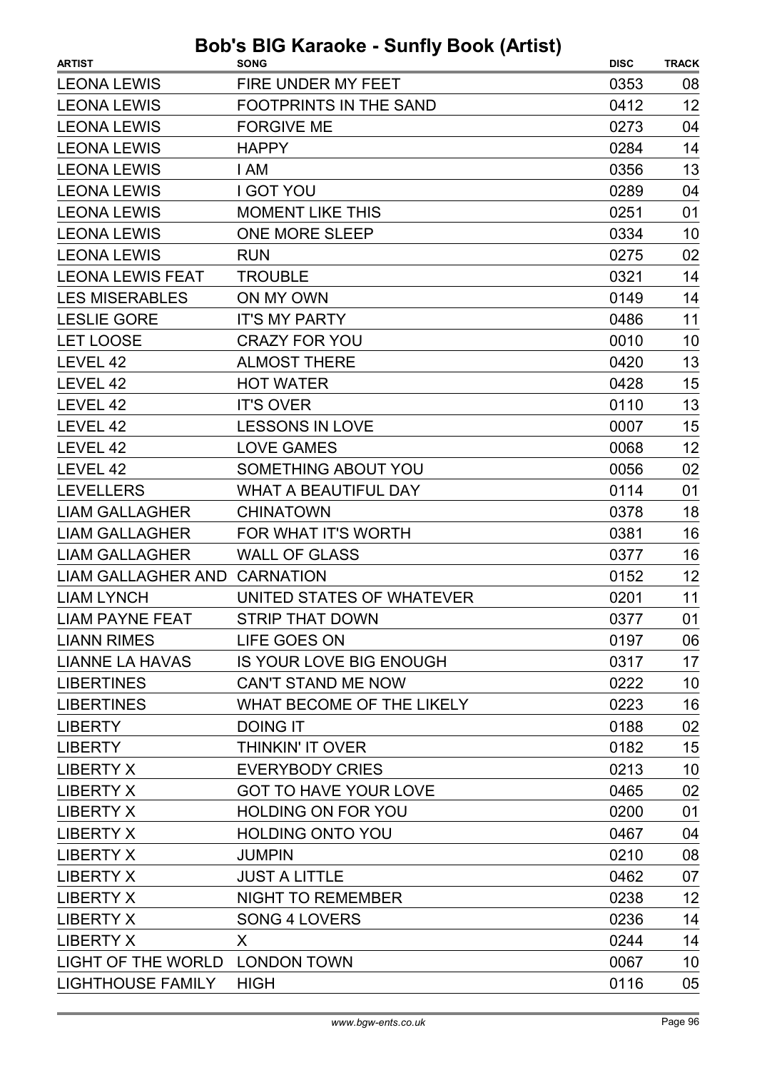# Bob's BIG Karaoke - Sunfly Book (Artist)

| ARTIST | SONG | DISC | TRACK |
|---|---|---|---|
| LEONA LEWIS | FIRE UNDER MY FEET | 0353 | 08 |
| LEONA LEWIS | FOOTPRINTS IN THE SAND | 0412 | 12 |
| LEONA LEWIS | FORGIVE ME | 0273 | 04 |
| LEONA LEWIS | HAPPY | 0284 | 14 |
| LEONA LEWIS | I AM | 0356 | 13 |
| LEONA LEWIS | I GOT YOU | 0289 | 04 |
| LEONA LEWIS | MOMENT LIKE THIS | 0251 | 01 |
| LEONA LEWIS | ONE MORE SLEEP | 0334 | 10 |
| LEONA LEWIS | RUN | 0275 | 02 |
| LEONA LEWIS FEAT | TROUBLE | 0321 | 14 |
| LES MISERABLES | ON MY OWN | 0149 | 14 |
| LESLIE GORE | IT'S MY PARTY | 0486 | 11 |
| LET LOOSE | CRAZY FOR YOU | 0010 | 10 |
| LEVEL 42 | ALMOST THERE | 0420 | 13 |
| LEVEL 42 | HOT WATER | 0428 | 15 |
| LEVEL 42 | IT'S OVER | 0110 | 13 |
| LEVEL 42 | LESSONS IN LOVE | 0007 | 15 |
| LEVEL 42 | LOVE GAMES | 0068 | 12 |
| LEVEL 42 | SOMETHING ABOUT YOU | 0056 | 02 |
| LEVELLERS | WHAT A BEAUTIFUL DAY | 0114 | 01 |
| LIAM GALLAGHER | CHINATOWN | 0378 | 18 |
| LIAM GALLAGHER | FOR WHAT IT'S WORTH | 0381 | 16 |
| LIAM GALLAGHER | WALL OF GLASS | 0377 | 16 |
| LIAM GALLAGHER AND | CARNATION | 0152 | 12 |
| LIAM LYNCH | UNITED STATES OF WHATEVER | 0201 | 11 |
| LIAM PAYNE FEAT | STRIP THAT DOWN | 0377 | 01 |
| LIANN RIMES | LIFE GOES ON | 0197 | 06 |
| LIANNE LA HAVAS | IS YOUR LOVE BIG ENOUGH | 0317 | 17 |
| LIBERTINES | CAN'T STAND ME NOW | 0222 | 10 |
| LIBERTINES | WHAT BECOME OF THE LIKELY | 0223 | 16 |
| LIBERTY | DOING IT | 0188 | 02 |
| LIBERTY | THINKIN' IT OVER | 0182 | 15 |
| LIBERTY X | EVERYBODY CRIES | 0213 | 10 |
| LIBERTY X | GOT TO HAVE YOUR LOVE | 0465 | 02 |
| LIBERTY X | HOLDING ON FOR YOU | 0200 | 01 |
| LIBERTY X | HOLDING ONTO YOU | 0467 | 04 |
| LIBERTY X | JUMPIN | 0210 | 08 |
| LIBERTY X | JUST A LITTLE | 0462 | 07 |
| LIBERTY X | NIGHT TO REMEMBER | 0238 | 12 |
| LIBERTY X | SONG 4 LOVERS | 0236 | 14 |
| LIBERTY X | X | 0244 | 14 |
| LIGHT OF THE WORLD | LONDON TOWN | 0067 | 10 |
| LIGHTHOUSE FAMILY | HIGH | 0116 | 05 |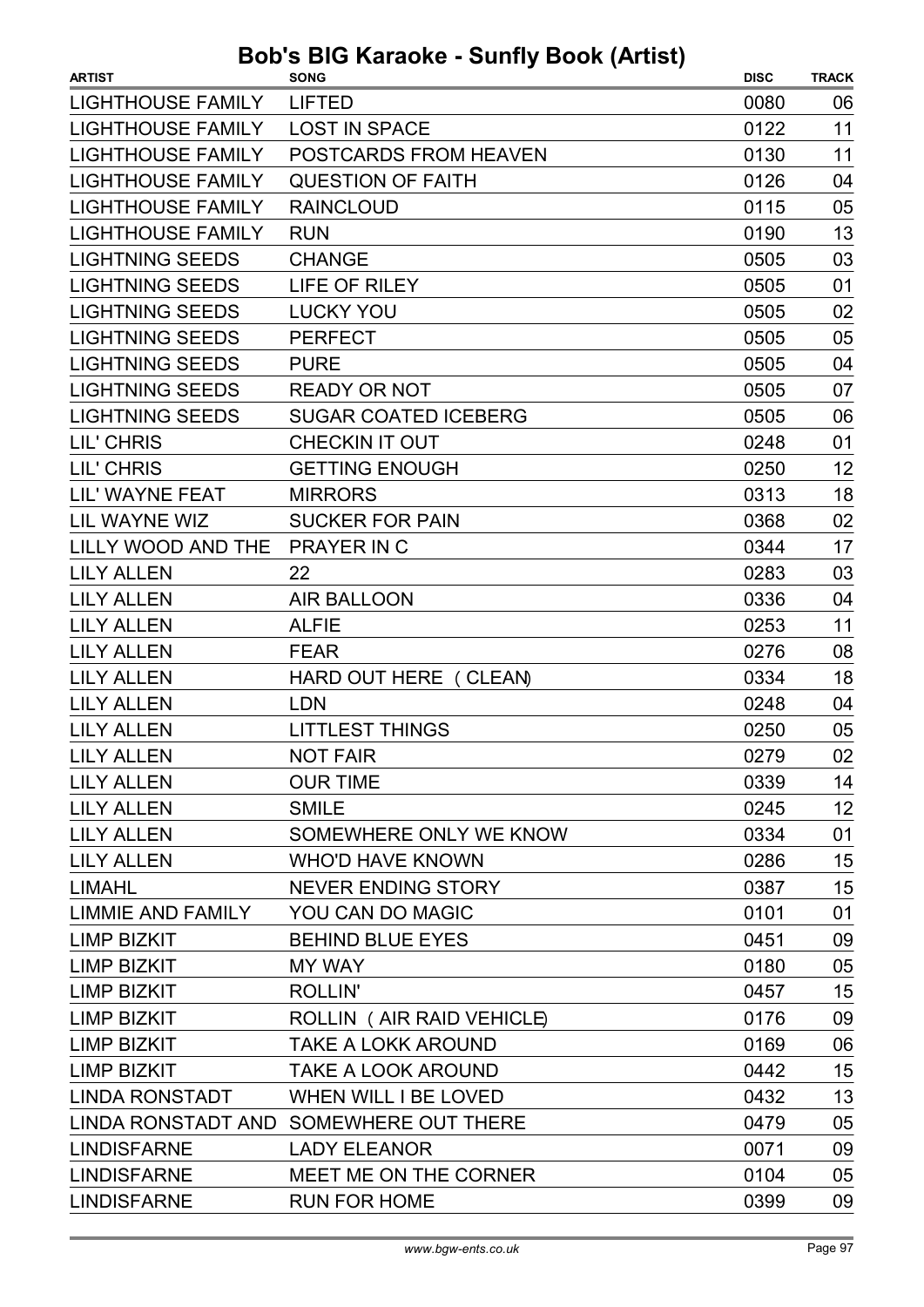# Bob's BIG Karaoke - Sunfly Book (Artist)

| ARTIST | SONG | DISC | TRACK |
|---|---|---|---|
| LIGHTHOUSE FAMILY | LIFTED | 0080 | 06 |
| LIGHTHOUSE FAMILY | LOST IN SPACE | 0122 | 11 |
| LIGHTHOUSE FAMILY | POSTCARDS FROM HEAVEN | 0130 | 11 |
| LIGHTHOUSE FAMILY | QUESTION OF FAITH | 0126 | 04 |
| LIGHTHOUSE FAMILY | RAINCLOUD | 0115 | 05 |
| LIGHTHOUSE FAMILY | RUN | 0190 | 13 |
| LIGHTNING SEEDS | CHANGE | 0505 | 03 |
| LIGHTNING SEEDS | LIFE OF RILEY | 0505 | 01 |
| LIGHTNING SEEDS | LUCKY YOU | 0505 | 02 |
| LIGHTNING SEEDS | PERFECT | 0505 | 05 |
| LIGHTNING SEEDS | PURE | 0505 | 04 |
| LIGHTNING SEEDS | READY OR NOT | 0505 | 07 |
| LIGHTNING SEEDS | SUGAR COATED ICEBERG | 0505 | 06 |
| LIL' CHRIS | CHECKIN IT OUT | 0248 | 01 |
| LIL' CHRIS | GETTING ENOUGH | 0250 | 12 |
| LIL' WAYNE FEAT | MIRRORS | 0313 | 18 |
| LIL WAYNE WIZ | SUCKER FOR PAIN | 0368 | 02 |
| LILLY WOOD AND THE | PRAYER IN C | 0344 | 17 |
| LILY ALLEN | 22 | 0283 | 03 |
| LILY ALLEN | AIR BALLOON | 0336 | 04 |
| LILY ALLEN | ALFIE | 0253 | 11 |
| LILY ALLEN | FEAR | 0276 | 08 |
| LILY ALLEN | HARD OUT HERE (CLEAN) | 0334 | 18 |
| LILY ALLEN | LDN | 0248 | 04 |
| LILY ALLEN | LITTLEST THINGS | 0250 | 05 |
| LILY ALLEN | NOT FAIR | 0279 | 02 |
| LILY ALLEN | OUR TIME | 0339 | 14 |
| LILY ALLEN | SMILE | 0245 | 12 |
| LILY ALLEN | SOMEWHERE ONLY WE KNOW | 0334 | 01 |
| LILY ALLEN | WHO'D HAVE KNOWN | 0286 | 15 |
| LIMAHL | NEVER ENDING STORY | 0387 | 15 |
| LIMMIE AND FAMILY | YOU CAN DO MAGIC | 0101 | 01 |
| LIMP BIZKIT | BEHIND BLUE EYES | 0451 | 09 |
| LIMP BIZKIT | MY WAY | 0180 | 05 |
| LIMP BIZKIT | ROLLIN' | 0457 | 15 |
| LIMP BIZKIT | ROLLIN (AIR RAID VEHICLE) | 0176 | 09 |
| LIMP BIZKIT | TAKE A LOKK AROUND | 0169 | 06 |
| LIMP BIZKIT | TAKE A LOOK AROUND | 0442 | 15 |
| LINDA RONSTADT | WHEN WILL I BE LOVED | 0432 | 13 |
| LINDA RONSTADT AND | SOMEWHERE OUT THERE | 0479 | 05 |
| LINDISFARNE | LADY ELEANOR | 0071 | 09 |
| LINDISFARNE | MEET ME ON THE CORNER | 0104 | 05 |
| LINDISFARNE | RUN FOR HOME | 0399 | 09 |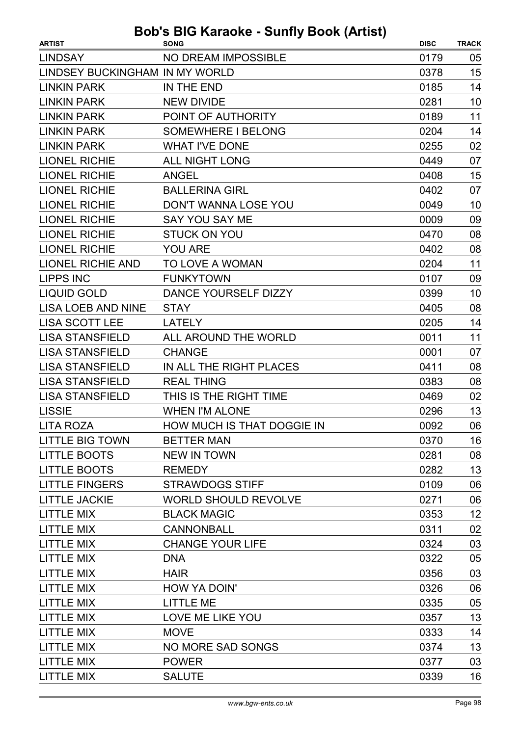# Bob's BIG Karaoke - Sunfly Book (Artist)

| ARTIST | SONG | DISC | TRACK |
|---|---|---|---|
| LINDSAY | NO DREAM IMPOSSIBLE | 0179 | 05 |
| LINDSEY BUCKINGHAM | IN MY WORLD | 0378 | 15 |
| LINKIN PARK | IN THE END | 0185 | 14 |
| LINKIN PARK | NEW DIVIDE | 0281 | 10 |
| LINKIN PARK | POINT OF AUTHORITY | 0189 | 11 |
| LINKIN PARK | SOMEWHERE I BELONG | 0204 | 14 |
| LINKIN PARK | WHAT I'VE DONE | 0255 | 02 |
| LIONEL RICHIE | ALL NIGHT LONG | 0449 | 07 |
| LIONEL RICHIE | ANGEL | 0408 | 15 |
| LIONEL RICHIE | BALLERINA GIRL | 0402 | 07 |
| LIONEL RICHIE | DON'T WANNA LOSE YOU | 0049 | 10 |
| LIONEL RICHIE | SAY YOU SAY ME | 0009 | 09 |
| LIONEL RICHIE | STUCK ON YOU | 0470 | 08 |
| LIONEL RICHIE | YOU ARE | 0402 | 08 |
| LIONEL RICHIE AND | TO LOVE A WOMAN | 0204 | 11 |
| LIPPS INC | FUNKYTOWN | 0107 | 09 |
| LIQUID GOLD | DANCE YOURSELF DIZZY | 0399 | 10 |
| LISA LOEB AND NINE | STAY | 0405 | 08 |
| LISA SCOTT LEE | LATELY | 0205 | 14 |
| LISA STANSFIELD | ALL AROUND THE WORLD | 0011 | 11 |
| LISA STANSFIELD | CHANGE | 0001 | 07 |
| LISA STANSFIELD | IN ALL THE RIGHT PLACES | 0411 | 08 |
| LISA STANSFIELD | REAL THING | 0383 | 08 |
| LISA STANSFIELD | THIS IS THE RIGHT TIME | 0469 | 02 |
| LISSIE | WHEN I'M ALONE | 0296 | 13 |
| LITA ROZA | HOW MUCH IS THAT DOGGIE IN | 0092 | 06 |
| LITTLE BIG TOWN | BETTER MAN | 0370 | 16 |
| LITTLE BOOTS | NEW IN TOWN | 0281 | 08 |
| LITTLE BOOTS | REMEDY | 0282 | 13 |
| LITTLE FINGERS | STRAWDOGS STIFF | 0109 | 06 |
| LITTLE JACKIE | WORLD SHOULD REVOLVE | 0271 | 06 |
| LITTLE MIX | BLACK MAGIC | 0353 | 12 |
| LITTLE MIX | CANNONBALL | 0311 | 02 |
| LITTLE MIX | CHANGE YOUR LIFE | 0324 | 03 |
| LITTLE MIX | DNA | 0322 | 05 |
| LITTLE MIX | HAIR | 0356 | 03 |
| LITTLE MIX | HOW YA DOIN' | 0326 | 06 |
| LITTLE MIX | LITTLE ME | 0335 | 05 |
| LITTLE MIX | LOVE ME LIKE YOU | 0357 | 13 |
| LITTLE MIX | MOVE | 0333 | 14 |
| LITTLE MIX | NO MORE SAD SONGS | 0374 | 13 |
| LITTLE MIX | POWER | 0377 | 03 |
| LITTLE MIX | SALUTE | 0339 | 16 |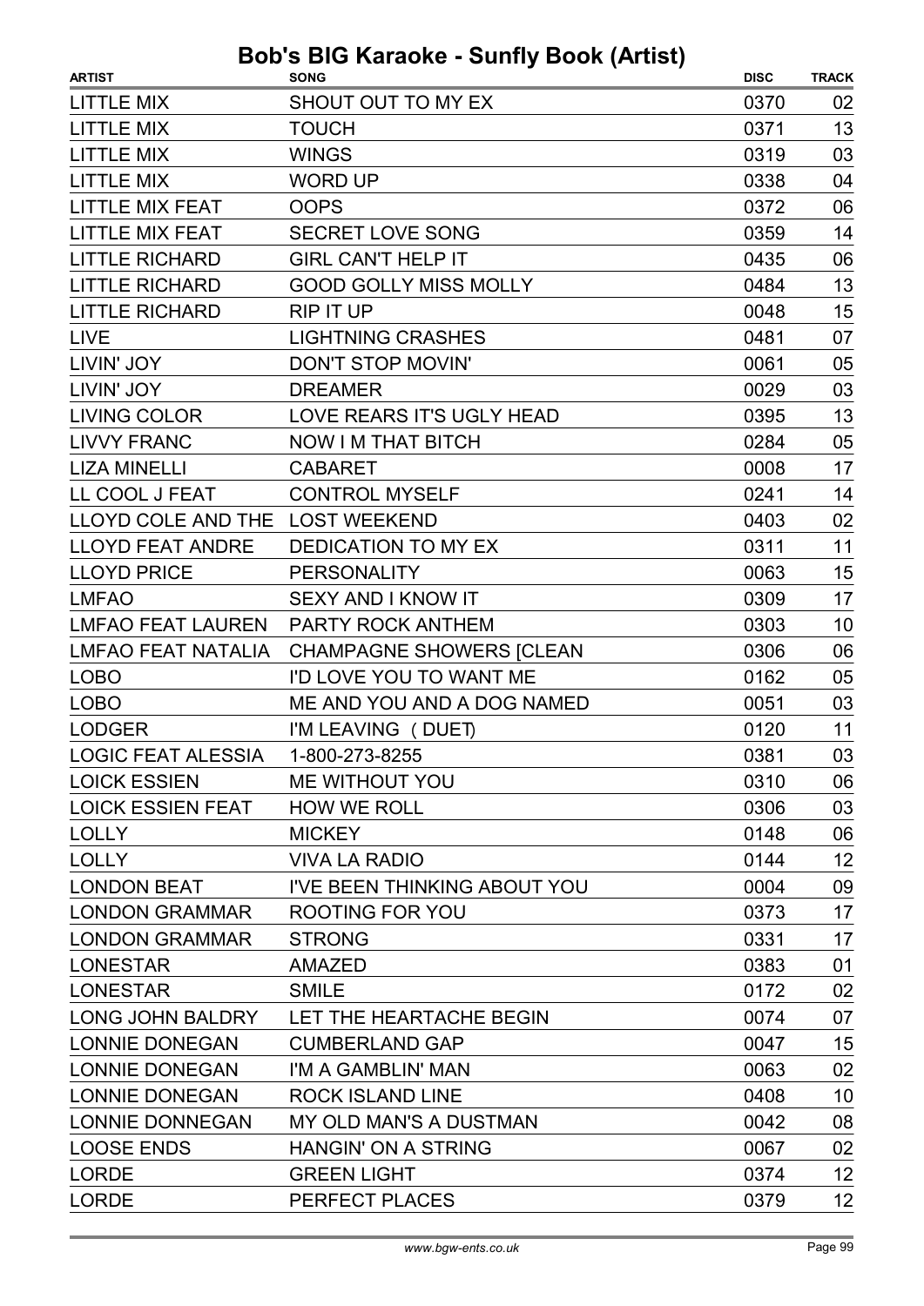# Bob's BIG Karaoke - Sunfly Book (Artist)

| ARTIST | SONG | DISC | TRACK |
| --- | --- | --- | --- |
| LITTLE MIX | SHOUT OUT TO MY EX | 0370 | 02 |
| LITTLE MIX | TOUCH | 0371 | 13 |
| LITTLE MIX | WINGS | 0319 | 03 |
| LITTLE MIX | WORD UP | 0338 | 04 |
| LITTLE MIX FEAT | OOPS | 0372 | 06 |
| LITTLE MIX FEAT | SECRET LOVE SONG | 0359 | 14 |
| LITTLE RICHARD | GIRL CAN'T HELP IT | 0435 | 06 |
| LITTLE RICHARD | GOOD GOLLY MISS MOLLY | 0484 | 13 |
| LITTLE RICHARD | RIP IT UP | 0048 | 15 |
| LIVE | LIGHTNING CRASHES | 0481 | 07 |
| LIVIN' JOY | DON'T STOP MOVIN' | 0061 | 05 |
| LIVIN' JOY | DREAMER | 0029 | 03 |
| LIVING COLOR | LOVE REARS IT'S UGLY HEAD | 0395 | 13 |
| LIVVY FRANC | NOW I M THAT BITCH | 0284 | 05 |
| LIZA MINELLI | CABARET | 0008 | 17 |
| LL COOL J FEAT | CONTROL MYSELF | 0241 | 14 |
| LLOYD COLE AND THE | LOST WEEKEND | 0403 | 02 |
| LLOYD FEAT ANDRE | DEDICATION TO MY EX | 0311 | 11 |
| LLOYD PRICE | PERSONALITY | 0063 | 15 |
| LMFAO | SEXY AND I KNOW IT | 0309 | 17 |
| LMFAO FEAT LAUREN | PARTY ROCK ANTHEM | 0303 | 10 |
| LMFAO FEAT NATALIA | CHAMPAGNE SHOWERS [CLEAN | 0306 | 06 |
| LOBO | I'D LOVE YOU TO WANT ME | 0162 | 05 |
| LOBO | ME AND YOU AND A DOG NAMED | 0051 | 03 |
| LODGER | I'M LEAVING (DUET) | 0120 | 11 |
| LOGIC FEAT ALESSIA | 1-800-273-8255 | 0381 | 03 |
| LOICK ESSIEN | ME WITHOUT YOU | 0310 | 06 |
| LOICK ESSIEN FEAT | HOW WE ROLL | 0306 | 03 |
| LOLLY | MICKEY | 0148 | 06 |
| LOLLY | VIVA LA RADIO | 0144 | 12 |
| LONDON BEAT | I'VE BEEN THINKING ABOUT YOU | 0004 | 09 |
| LONDON GRAMMAR | ROOTING FOR YOU | 0373 | 17 |
| LONDON GRAMMAR | STRONG | 0331 | 17 |
| LONESTAR | AMAZED | 0383 | 01 |
| LONESTAR | SMILE | 0172 | 02 |
| LONG JOHN BALDRY | LET THE HEARTACHE BEGIN | 0074 | 07 |
| LONNIE DONEGAN | CUMBERLAND GAP | 0047 | 15 |
| LONNIE DONEGAN | I'M A GAMBLIN' MAN | 0063 | 02 |
| LONNIE DONEGAN | ROCK ISLAND LINE | 0408 | 10 |
| LONNIE DONNEGAN | MY OLD MAN'S A DUSTMAN | 0042 | 08 |
| LOOSE ENDS | HANGIN' ON A STRING | 0067 | 02 |
| LORDE | GREEN LIGHT | 0374 | 12 |
| LORDE | PERFECT PLACES | 0379 | 12 |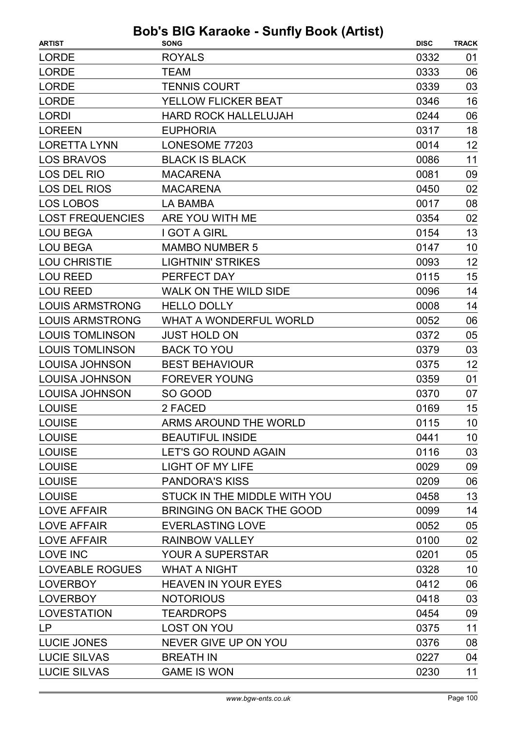# Bob's BIG Karaoke - Sunfly Book (Artist)

| ARTIST | SONG | DISC | TRACK |
|---|---|---|---|
| LORDE | ROYALS | 0332 | 01 |
| LORDE | TEAM | 0333 | 06 |
| LORDE | TENNIS COURT | 0339 | 03 |
| LORDE | YELLOW FLICKER BEAT | 0346 | 16 |
| LORDI | HARD ROCK HALLELUJAH | 0244 | 06 |
| LOREEN | EUPHORIA | 0317 | 18 |
| LORETTA LYNN | LONESOME 77203 | 0014 | 12 |
| LOS BRAVOS | BLACK IS BLACK | 0086 | 11 |
| LOS DEL RIO | MACARENA | 0081 | 09 |
| LOS DEL RIOS | MACARENA | 0450 | 02 |
| LOS LOBOS | LA BAMBA | 0017 | 08 |
| LOST FREQUENCIES | ARE YOU WITH ME | 0354 | 02 |
| LOU BEGA | I GOT A GIRL | 0154 | 13 |
| LOU BEGA | MAMBO NUMBER 5 | 0147 | 10 |
| LOU CHRISTIE | LIGHTNIN' STRIKES | 0093 | 12 |
| LOU REED | PERFECT DAY | 0115 | 15 |
| LOU REED | WALK ON THE WILD SIDE | 0096 | 14 |
| LOUIS ARMSTRONG | HELLO DOLLY | 0008 | 14 |
| LOUIS ARMSTRONG | WHAT A WONDERFUL WORLD | 0052 | 06 |
| LOUIS TOMLINSON | JUST HOLD ON | 0372 | 05 |
| LOUIS TOMLINSON | BACK TO YOU | 0379 | 03 |
| LOUISA JOHNSON | BEST BEHAVIOUR | 0375 | 12 |
| LOUISA JOHNSON | FOREVER YOUNG | 0359 | 01 |
| LOUISA JOHNSON | SO GOOD | 0370 | 07 |
| LOUISE | 2 FACED | 0169 | 15 |
| LOUISE | ARMS AROUND THE WORLD | 0115 | 10 |
| LOUISE | BEAUTIFUL INSIDE | 0441 | 10 |
| LOUISE | LET'S GO ROUND AGAIN | 0116 | 03 |
| LOUISE | LIGHT OF MY LIFE | 0029 | 09 |
| LOUISE | PANDORA'S KISS | 0209 | 06 |
| LOUISE | STUCK IN THE MIDDLE WITH YOU | 0458 | 13 |
| LOVE AFFAIR | BRINGING ON BACK THE GOOD | 0099 | 14 |
| LOVE AFFAIR | EVERLASTING LOVE | 0052 | 05 |
| LOVE AFFAIR | RAINBOW VALLEY | 0100 | 02 |
| LOVE INC | YOUR A SUPERSTAR | 0201 | 05 |
| LOVEABLE ROGUES | WHAT A NIGHT | 0328 | 10 |
| LOVERBOY | HEAVEN IN YOUR EYES | 0412 | 06 |
| LOVERBOY | NOTORIOUS | 0418 | 03 |
| LOVESTATION | TEARDROPS | 0454 | 09 |
| LP | LOST ON YOU | 0375 | 11 |
| LUCIE JONES | NEVER GIVE UP ON YOU | 0376 | 08 |
| LUCIE SILVAS | BREATH IN | 0227 | 04 |
| LUCIE SILVAS | GAME IS WON | 0230 | 11 |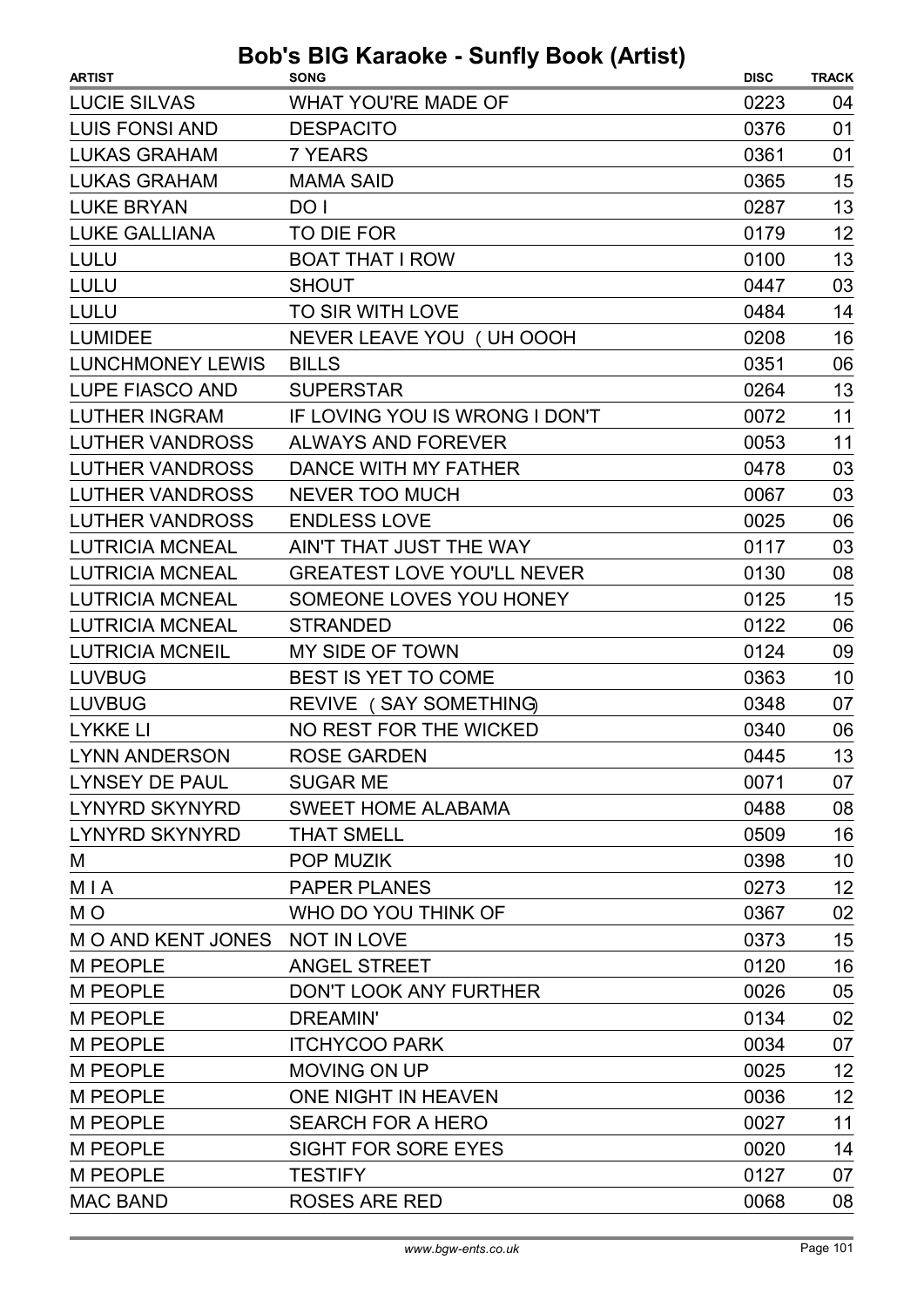# Bob's BIG Karaoke - Sunfly Book (Artist)

| ARTIST | SONG | DISC | TRACK |
|---|---|---|---|
| LUCIE SILVAS | WHAT YOU'RE MADE OF | 0223 | 04 |
| LUIS FONSI AND | DESPACITO | 0376 | 01 |
| LUKAS GRAHAM | 7 YEARS | 0361 | 01 |
| LUKAS GRAHAM | MAMA SAID | 0365 | 15 |
| LUKE BRYAN | DO I | 0287 | 13 |
| LUKE GALLIANA | TO DIE FOR | 0179 | 12 |
| LULU | BOAT THAT I ROW | 0100 | 13 |
| LULU | SHOUT | 0447 | 03 |
| LULU | TO SIR WITH LOVE | 0484 | 14 |
| LUMIDEE | NEVER LEAVE YOU ( UH OOOH | 0208 | 16 |
| LUNCHMONEY LEWIS | BILLS | 0351 | 06 |
| LUPE FIASCO AND | SUPERSTAR | 0264 | 13 |
| LUTHER INGRAM | IF LOVING YOU IS WRONG I DON'T | 0072 | 11 |
| LUTHER VANDROSS | ALWAYS AND FOREVER | 0053 | 11 |
| LUTHER VANDROSS | DANCE WITH MY FATHER | 0478 | 03 |
| LUTHER VANDROSS | NEVER TOO MUCH | 0067 | 03 |
| LUTHER VANDROSS | ENDLESS LOVE | 0025 | 06 |
| LUTRICIA MCNEAL | AIN'T THAT JUST THE WAY | 0117 | 03 |
| LUTRICIA MCNEAL | GREATEST LOVE YOU'LL NEVER | 0130 | 08 |
| LUTRICIA MCNEAL | SOMEONE LOVES YOU HONEY | 0125 | 15 |
| LUTRICIA MCNEAL | STRANDED | 0122 | 06 |
| LUTRICIA MCNEIL | MY SIDE OF TOWN | 0124 | 09 |
| LUVBUG | BEST IS YET TO COME | 0363 | 10 |
| LUVBUG | REVIVE ( SAY SOMETHING) | 0348 | 07 |
| LYKKE LI | NO REST FOR THE WICKED | 0340 | 06 |
| LYNN ANDERSON | ROSE GARDEN | 0445 | 13 |
| LYNSEY DE PAUL | SUGAR ME | 0071 | 07 |
| LYNYRD SKYNYRD | SWEET HOME ALABAMA | 0488 | 08 |
| LYNYRD SKYNYRD | THAT SMELL | 0509 | 16 |
| M | POP MUZIK | 0398 | 10 |
| M I A | PAPER PLANES | 0273 | 12 |
| M O | WHO DO YOU THINK OF | 0367 | 02 |
| M O AND KENT JONES | NOT IN LOVE | 0373 | 15 |
| M PEOPLE | ANGEL STREET | 0120 | 16 |
| M PEOPLE | DON'T LOOK ANY FURTHER | 0026 | 05 |
| M PEOPLE | DREAMIN' | 0134 | 02 |
| M PEOPLE | ITCHYCOO PARK | 0034 | 07 |
| M PEOPLE | MOVING ON UP | 0025 | 12 |
| M PEOPLE | ONE NIGHT IN HEAVEN | 0036 | 12 |
| M PEOPLE | SEARCH FOR A HERO | 0027 | 11 |
| M PEOPLE | SIGHT FOR SORE EYES | 0020 | 14 |
| M PEOPLE | TESTIFY | 0127 | 07 |
| MAC BAND | ROSES ARE RED | 0068 | 08 |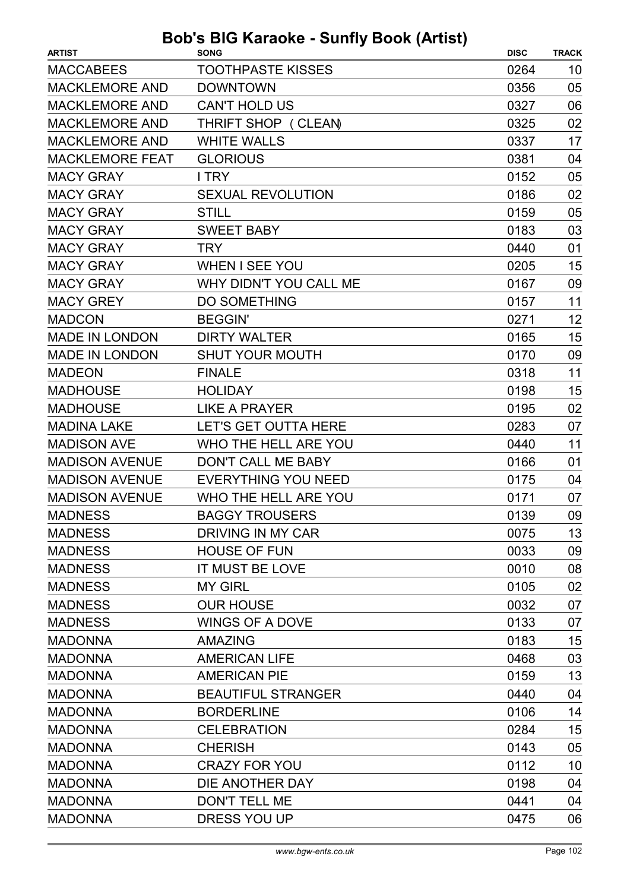# Bob's BIG Karaoke - Sunfly Book (Artist)

| ARTIST | SONG | DISC | TRACK |
| --- | --- | --- | --- |
| MACCABEES | TOOTHPASTE KISSES | 0264 | 10 |
| MACKLEMORE AND | DOWNTOWN | 0356 | 05 |
| MACKLEMORE AND | CAN'T HOLD US | 0327 | 06 |
| MACKLEMORE AND | THRIFT SHOP (CLEAN) | 0325 | 02 |
| MACKLEMORE AND | WHITE WALLS | 0337 | 17 |
| MACKLEMORE FEAT | GLORIOUS | 0381 | 04 |
| MACY GRAY | I TRY | 0152 | 05 |
| MACY GRAY | SEXUAL REVOLUTION | 0186 | 02 |
| MACY GRAY | STILL | 0159 | 05 |
| MACY GRAY | SWEET BABY | 0183 | 03 |
| MACY GRAY | TRY | 0440 | 01 |
| MACY GRAY | WHEN I SEE YOU | 0205 | 15 |
| MACY GRAY | WHY DIDN'T YOU CALL ME | 0167 | 09 |
| MACY GREY | DO SOMETHING | 0157 | 11 |
| MADCON | BEGGIN' | 0271 | 12 |
| MADE IN LONDON | DIRTY WALTER | 0165 | 15 |
| MADE IN LONDON | SHUT YOUR MOUTH | 0170 | 09 |
| MADEON | FINALE | 0318 | 11 |
| MADHOUSE | HOLIDAY | 0198 | 15 |
| MADHOUSE | LIKE A PRAYER | 0195 | 02 |
| MADINA LAKE | LET'S GET OUTTA HERE | 0283 | 07 |
| MADISON AVE | WHO THE HELL ARE YOU | 0440 | 11 |
| MADISON AVENUE | DON'T CALL ME BABY | 0166 | 01 |
| MADISON AVENUE | EVERYTHING YOU NEED | 0175 | 04 |
| MADISON AVENUE | WHO THE HELL ARE YOU | 0171 | 07 |
| MADNESS | BAGGY TROUSERS | 0139 | 09 |
| MADNESS | DRIVING IN MY CAR | 0075 | 13 |
| MADNESS | HOUSE OF FUN | 0033 | 09 |
| MADNESS | IT MUST BE LOVE | 0010 | 08 |
| MADNESS | MY GIRL | 0105 | 02 |
| MADNESS | OUR HOUSE | 0032 | 07 |
| MADNESS | WINGS OF A DOVE | 0133 | 07 |
| MADONNA | AMAZING | 0183 | 15 |
| MADONNA | AMERICAN LIFE | 0468 | 03 |
| MADONNA | AMERICAN PIE | 0159 | 13 |
| MADONNA | BEAUTIFUL STRANGER | 0440 | 04 |
| MADONNA | BORDERLINE | 0106 | 14 |
| MADONNA | CELEBRATION | 0284 | 15 |
| MADONNA | CHERISH | 0143 | 05 |
| MADONNA | CRAZY FOR YOU | 0112 | 10 |
| MADONNA | DIE ANOTHER DAY | 0198 | 04 |
| MADONNA | DON'T TELL ME | 0441 | 04 |
| MADONNA | DRESS YOU UP | 0475 | 06 |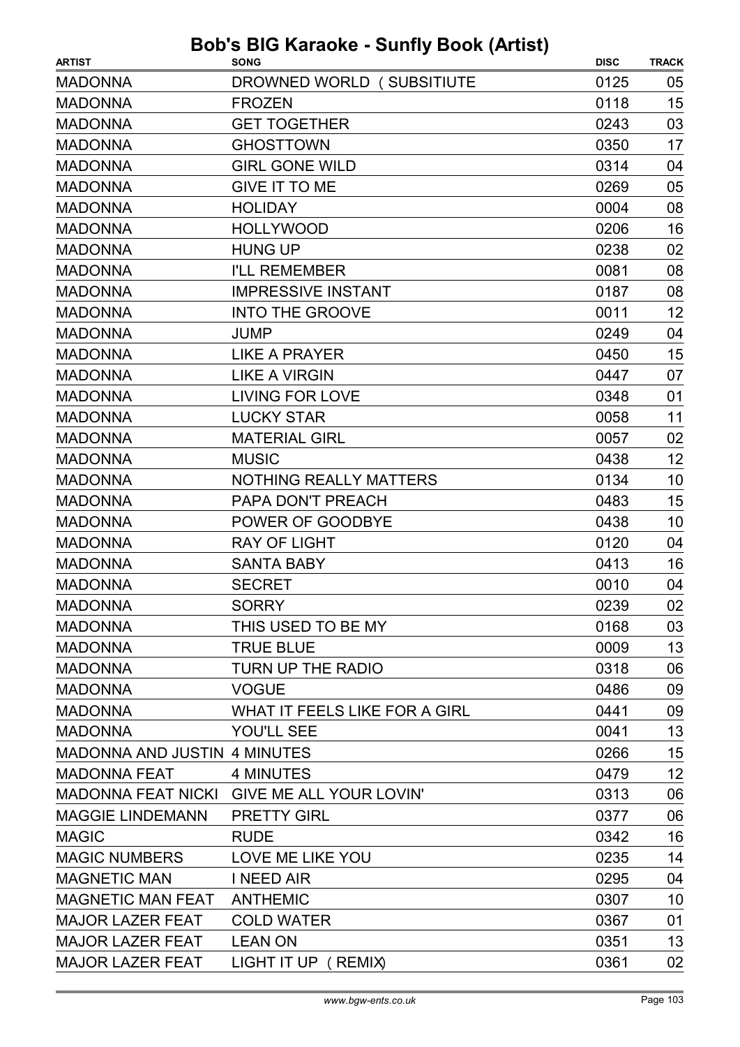# Bob's BIG Karaoke - Sunfly Book (Artist)

| ARTIST | SONG | DISC | TRACK |
|---|---|---|---|
| MADONNA | DROWNED WORLD ( SUBSITIUTE | 0125 | 05 |
| MADONNA | FROZEN | 0118 | 15 |
| MADONNA | GET TOGETHER | 0243 | 03 |
| MADONNA | GHOSTTOWN | 0350 | 17 |
| MADONNA | GIRL GONE WILD | 0314 | 04 |
| MADONNA | GIVE IT TO ME | 0269 | 05 |
| MADONNA | HOLIDAY | 0004 | 08 |
| MADONNA | HOLLYWOOD | 0206 | 16 |
| MADONNA | HUNG UP | 0238 | 02 |
| MADONNA | I'LL REMEMBER | 0081 | 08 |
| MADONNA | IMPRESSIVE INSTANT | 0187 | 08 |
| MADONNA | INTO THE GROOVE | 0011 | 12 |
| MADONNA | JUMP | 0249 | 04 |
| MADONNA | LIKE A PRAYER | 0450 | 15 |
| MADONNA | LIKE A VIRGIN | 0447 | 07 |
| MADONNA | LIVING FOR LOVE | 0348 | 01 |
| MADONNA | LUCKY STAR | 0058 | 11 |
| MADONNA | MATERIAL GIRL | 0057 | 02 |
| MADONNA | MUSIC | 0438 | 12 |
| MADONNA | NOTHING REALLY MATTERS | 0134 | 10 |
| MADONNA | PAPA DON'T PREACH | 0483 | 15 |
| MADONNA | POWER OF GOODBYE | 0438 | 10 |
| MADONNA | RAY OF LIGHT | 0120 | 04 |
| MADONNA | SANTA BABY | 0413 | 16 |
| MADONNA | SECRET | 0010 | 04 |
| MADONNA | SORRY | 0239 | 02 |
| MADONNA | THIS USED TO BE MY | 0168 | 03 |
| MADONNA | TRUE BLUE | 0009 | 13 |
| MADONNA | TURN UP THE RADIO | 0318 | 06 |
| MADONNA | VOGUE | 0486 | 09 |
| MADONNA | WHAT IT FEELS LIKE FOR A GIRL | 0441 | 09 |
| MADONNA | YOU'LL SEE | 0041 | 13 |
| MADONNA AND JUSTIN | 4 MINUTES | 0266 | 15 |
| MADONNA FEAT | 4 MINUTES | 0479 | 12 |
| MADONNA FEAT NICKI | GIVE ME ALL YOUR LOVIN' | 0313 | 06 |
| MAGGIE LINDEMANN | PRETTY GIRL | 0377 | 06 |
| MAGIC | RUDE | 0342 | 16 |
| MAGIC NUMBERS | LOVE ME LIKE YOU | 0235 | 14 |
| MAGNETIC MAN | I NEED AIR | 0295 | 04 |
| MAGNETIC MAN FEAT | ANTHEMIC | 0307 | 10 |
| MAJOR LAZER FEAT | COLD WATER | 0367 | 01 |
| MAJOR LAZER FEAT | LEAN ON | 0351 | 13 |
| MAJOR LAZER FEAT | LIGHT IT UP ( REMIX) | 0361 | 02 |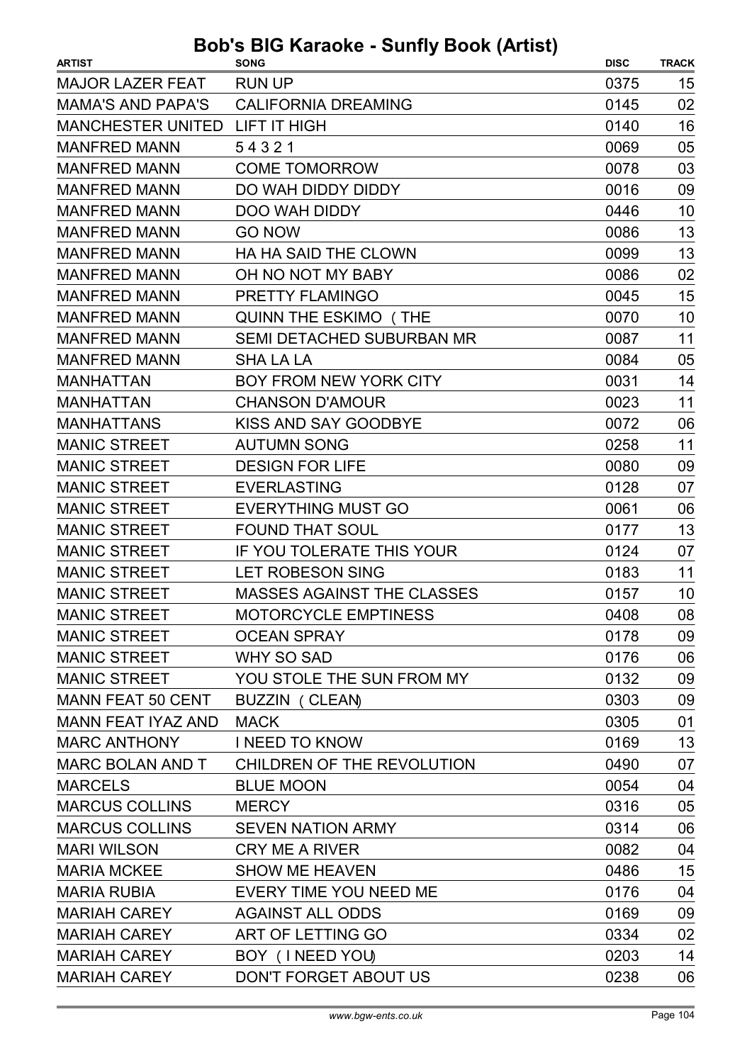# Bob's BIG Karaoke - Sunfly Book (Artist)

| ARTIST | SONG | DISC | TRACK |
|---|---|---|---|
| MAJOR LAZER FEAT | RUN UP | 0375 | 15 |
| MAMA'S AND PAPA'S | CALIFORNIA DREAMING | 0145 | 02 |
| MANCHESTER UNITED | LIFT IT HIGH | 0140 | 16 |
| MANFRED MANN | 5 4 3 2 1 | 0069 | 05 |
| MANFRED MANN | COME TOMORROW | 0078 | 03 |
| MANFRED MANN | DO WAH DIDDY DIDDY | 0016 | 09 |
| MANFRED MANN | DOO WAH DIDDY | 0446 | 10 |
| MANFRED MANN | GO NOW | 0086 | 13 |
| MANFRED MANN | HA HA SAID THE CLOWN | 0099 | 13 |
| MANFRED MANN | OH NO NOT MY BABY | 0086 | 02 |
| MANFRED MANN | PRETTY FLAMINGO | 0045 | 15 |
| MANFRED MANN | QUINN THE ESKIMO ( THE | 0070 | 10 |
| MANFRED MANN | SEMI DETACHED SUBURBAN MR | 0087 | 11 |
| MANFRED MANN | SHA LA LA | 0084 | 05 |
| MANHATTAN | BOY FROM NEW YORK CITY | 0031 | 14 |
| MANHATTAN | CHANSON D'AMOUR | 0023 | 11 |
| MANHATTANS | KISS AND SAY GOODBYE | 0072 | 06 |
| MANIC STREET | AUTUMN SONG | 0258 | 11 |
| MANIC STREET | DESIGN FOR LIFE | 0080 | 09 |
| MANIC STREET | EVERLASTING | 0128 | 07 |
| MANIC STREET | EVERYTHING MUST GO | 0061 | 06 |
| MANIC STREET | FOUND THAT SOUL | 0177 | 13 |
| MANIC STREET | IF YOU TOLERATE THIS YOUR | 0124 | 07 |
| MANIC STREET | LET ROBESON SING | 0183 | 11 |
| MANIC STREET | MASSES AGAINST THE CLASSES | 0157 | 10 |
| MANIC STREET | MOTORCYCLE EMPTINESS | 0408 | 08 |
| MANIC STREET | OCEAN SPRAY | 0178 | 09 |
| MANIC STREET | WHY SO SAD | 0176 | 06 |
| MANIC STREET | YOU STOLE THE SUN FROM MY | 0132 | 09 |
| MANN FEAT 50 CENT | BUZZIN ( CLEAN) | 0303 | 09 |
| MANN FEAT IYAZ AND | MACK | 0305 | 01 |
| MARC ANTHONY | I NEED TO KNOW | 0169 | 13 |
| MARC BOLAN AND T | CHILDREN OF THE REVOLUTION | 0490 | 07 |
| MARCELS | BLUE MOON | 0054 | 04 |
| MARCUS COLLINS | MERCY | 0316 | 05 |
| MARCUS COLLINS | SEVEN NATION ARMY | 0314 | 06 |
| MARI WILSON | CRY ME A RIVER | 0082 | 04 |
| MARIA MCKEE | SHOW ME HEAVEN | 0486 | 15 |
| MARIA RUBIA | EVERY TIME YOU NEED ME | 0176 | 04 |
| MARIAH CAREY | AGAINST ALL ODDS | 0169 | 09 |
| MARIAH CAREY | ART OF LETTING GO | 0334 | 02 |
| MARIAH CAREY | BOY ( I NEED YOU) | 0203 | 14 |
| MARIAH CAREY | DON'T FORGET ABOUT US | 0238 | 06 |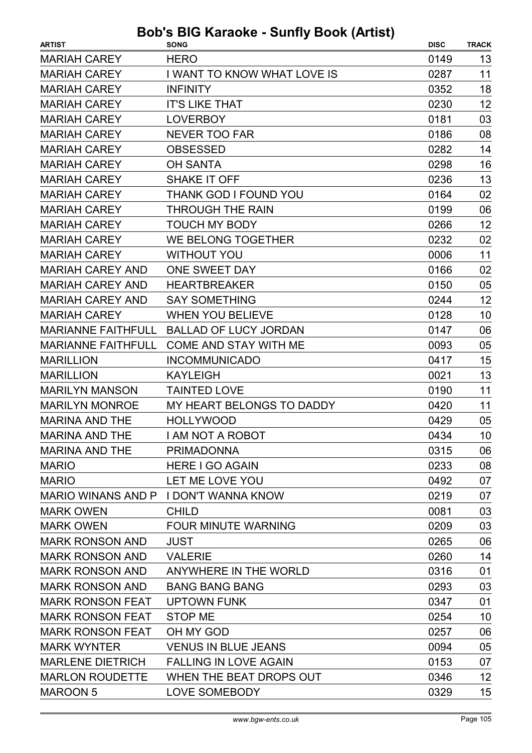# Bob's BIG Karaoke - Sunfly Book (Artist)

| ARTIST | SONG | DISC | TRACK |
|---|---|---|---|
| MARIAH CAREY | HERO | 0149 | 13 |
| MARIAH CAREY | I WANT TO KNOW WHAT LOVE IS | 0287 | 11 |
| MARIAH CAREY | INFINITY | 0352 | 18 |
| MARIAH CAREY | IT'S LIKE THAT | 0230 | 12 |
| MARIAH CAREY | LOVERBOY | 0181 | 03 |
| MARIAH CAREY | NEVER TOO FAR | 0186 | 08 |
| MARIAH CAREY | OBSESSED | 0282 | 14 |
| MARIAH CAREY | OH SANTA | 0298 | 16 |
| MARIAH CAREY | SHAKE IT OFF | 0236 | 13 |
| MARIAH CAREY | THANK GOD I FOUND YOU | 0164 | 02 |
| MARIAH CAREY | THROUGH THE RAIN | 0199 | 06 |
| MARIAH CAREY | TOUCH MY BODY | 0266 | 12 |
| MARIAH CAREY | WE BELONG TOGETHER | 0232 | 02 |
| MARIAH CAREY | WITHOUT YOU | 0006 | 11 |
| MARIAH CAREY AND | ONE SWEET DAY | 0166 | 02 |
| MARIAH CAREY AND | HEARTBREAKER | 0150 | 05 |
| MARIAH CAREY AND | SAY SOMETHING | 0244 | 12 |
| MARIAH CAREY | WHEN YOU BELIEVE | 0128 | 10 |
| MARIANNE FAITHFULL | BALLAD OF LUCY JORDAN | 0147 | 06 |
| MARIANNE FAITHFULL | COME AND STAY WITH ME | 0093 | 05 |
| MARILLION | INCOMMUNICADO | 0417 | 15 |
| MARILLION | KAYLEIGH | 0021 | 13 |
| MARILYN MANSON | TAINTED LOVE | 0190 | 11 |
| MARILYN MONROE | MY HEART BELONGS TO DADDY | 0420 | 11 |
| MARINA AND THE | HOLLYWOOD | 0429 | 05 |
| MARINA AND THE | I AM NOT A ROBOT | 0434 | 10 |
| MARINA AND THE | PRIMADONNA | 0315 | 06 |
| MARIO | HERE I GO AGAIN | 0233 | 08 |
| MARIO | LET ME LOVE YOU | 0492 | 07 |
| MARIO WINANS AND P | I DON'T WANNA KNOW | 0219 | 07 |
| MARK OWEN | CHILD | 0081 | 03 |
| MARK OWEN | FOUR MINUTE WARNING | 0209 | 03 |
| MARK RONSON AND | JUST | 0265 | 06 |
| MARK RONSON AND | VALERIE | 0260 | 14 |
| MARK RONSON AND | ANYWHERE IN THE WORLD | 0316 | 01 |
| MARK RONSON AND | BANG BANG BANG | 0293 | 03 |
| MARK RONSON FEAT | UPTOWN FUNK | 0347 | 01 |
| MARK RONSON FEAT | STOP ME | 0254 | 10 |
| MARK RONSON FEAT | OH MY GOD | 0257 | 06 |
| MARK WYNTER | VENUS IN BLUE JEANS | 0094 | 05 |
| MARLENE DIETRICH | FALLING IN LOVE AGAIN | 0153 | 07 |
| MARLON ROUDETTE | WHEN THE BEAT DROPS OUT | 0346 | 12 |
| MAROON 5 | LOVE SOMEBODY | 0329 | 15 |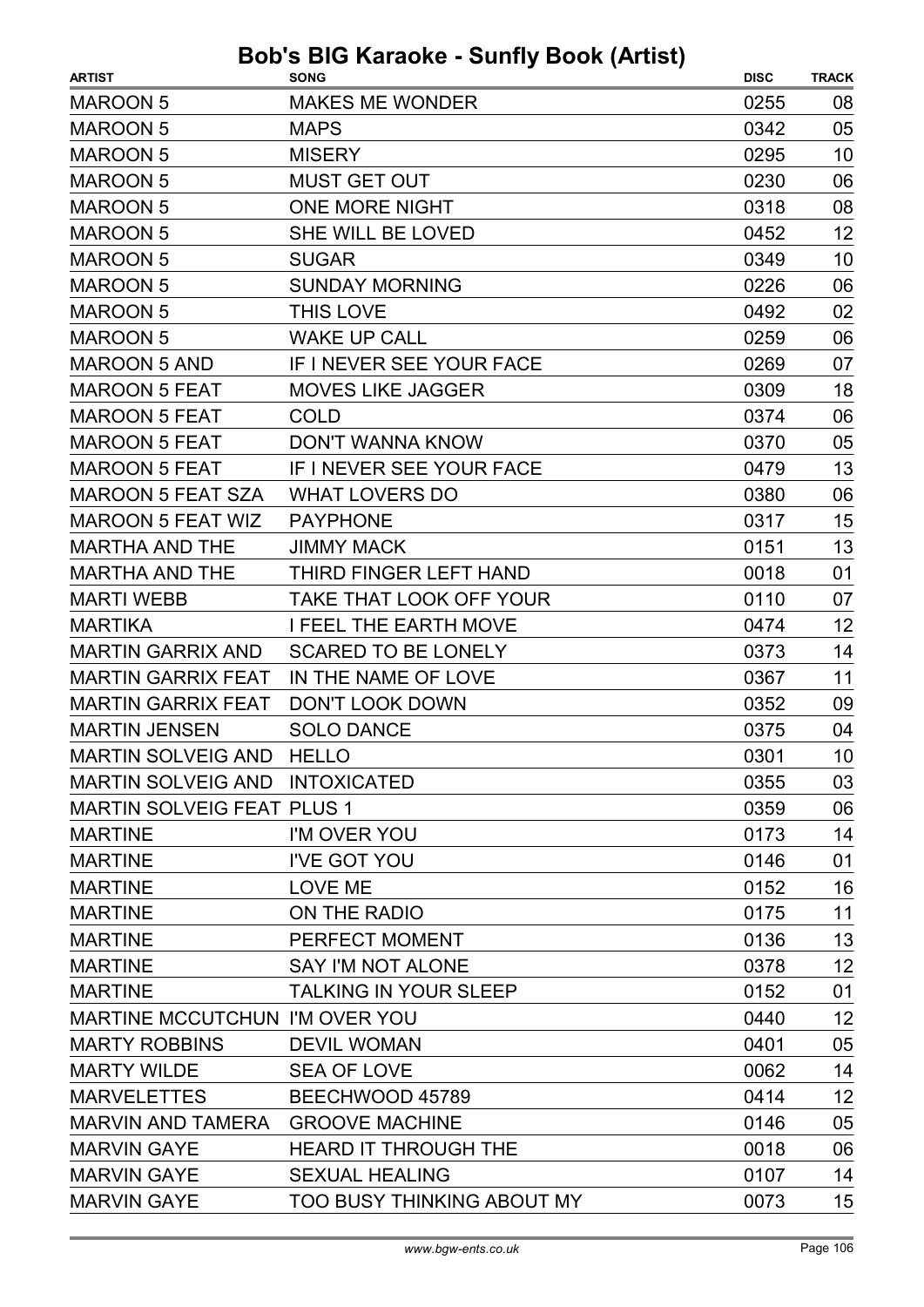# Bob's BIG Karaoke - Sunfly Book (Artist)

| ARTIST | SONG | DISC | TRACK |
|---|---|---|---|
| MAROON 5 | MAKES ME WONDER | 0255 | 08 |
| MAROON 5 | MAPS | 0342 | 05 |
| MAROON 5 | MISERY | 0295 | 10 |
| MAROON 5 | MUST GET OUT | 0230 | 06 |
| MAROON 5 | ONE MORE NIGHT | 0318 | 08 |
| MAROON 5 | SHE WILL BE LOVED | 0452 | 12 |
| MAROON 5 | SUGAR | 0349 | 10 |
| MAROON 5 | SUNDAY MORNING | 0226 | 06 |
| MAROON 5 | THIS LOVE | 0492 | 02 |
| MAROON 5 | WAKE UP CALL | 0259 | 06 |
| MAROON 5 AND | IF I NEVER SEE YOUR FACE | 0269 | 07 |
| MAROON 5 FEAT | MOVES LIKE JAGGER | 0309 | 18 |
| MAROON 5 FEAT | COLD | 0374 | 06 |
| MAROON 5 FEAT | DON'T WANNA KNOW | 0370 | 05 |
| MAROON 5 FEAT | IF I NEVER SEE YOUR FACE | 0479 | 13 |
| MAROON 5 FEAT SZA | WHAT LOVERS DO | 0380 | 06 |
| MAROON 5 FEAT WIZ | PAYPHONE | 0317 | 15 |
| MARTHA AND THE | JIMMY MACK | 0151 | 13 |
| MARTHA AND THE | THIRD FINGER LEFT HAND | 0018 | 01 |
| MARTI WEBB | TAKE THAT LOOK OFF YOUR | 0110 | 07 |
| MARTIKA | I FEEL THE EARTH MOVE | 0474 | 12 |
| MARTIN GARRIX AND | SCARED TO BE LONELY | 0373 | 14 |
| MARTIN GARRIX FEAT | IN THE NAME OF LOVE | 0367 | 11 |
| MARTIN GARRIX FEAT | DON'T LOOK DOWN | 0352 | 09 |
| MARTIN JENSEN | SOLO DANCE | 0375 | 04 |
| MARTIN SOLVEIG AND | HELLO | 0301 | 10 |
| MARTIN SOLVEIG AND | INTOXICATED | 0355 | 03 |
| MARTIN SOLVEIG FEAT | PLUS 1 | 0359 | 06 |
| MARTINE | I'M OVER YOU | 0173 | 14 |
| MARTINE | I'VE GOT YOU | 0146 | 01 |
| MARTINE | LOVE ME | 0152 | 16 |
| MARTINE | ON THE RADIO | 0175 | 11 |
| MARTINE | PERFECT MOMENT | 0136 | 13 |
| MARTINE | SAY I'M NOT ALONE | 0378 | 12 |
| MARTINE | TALKING IN YOUR SLEEP | 0152 | 01 |
| MARTINE MCCUTCHUN | I'M OVER YOU | 0440 | 12 |
| MARTY ROBBINS | DEVIL WOMAN | 0401 | 05 |
| MARTY WILDE | SEA OF LOVE | 0062 | 14 |
| MARVELETTES | BEECHWOOD 45789 | 0414 | 12 |
| MARVIN AND TAMERA | GROOVE MACHINE | 0146 | 05 |
| MARVIN GAYE | HEARD IT THROUGH THE | 0018 | 06 |
| MARVIN GAYE | SEXUAL HEALING | 0107 | 14 |
| MARVIN GAYE | TOO BUSY THINKING ABOUT MY | 0073 | 15 |

*www.bgw-ents.co.uk*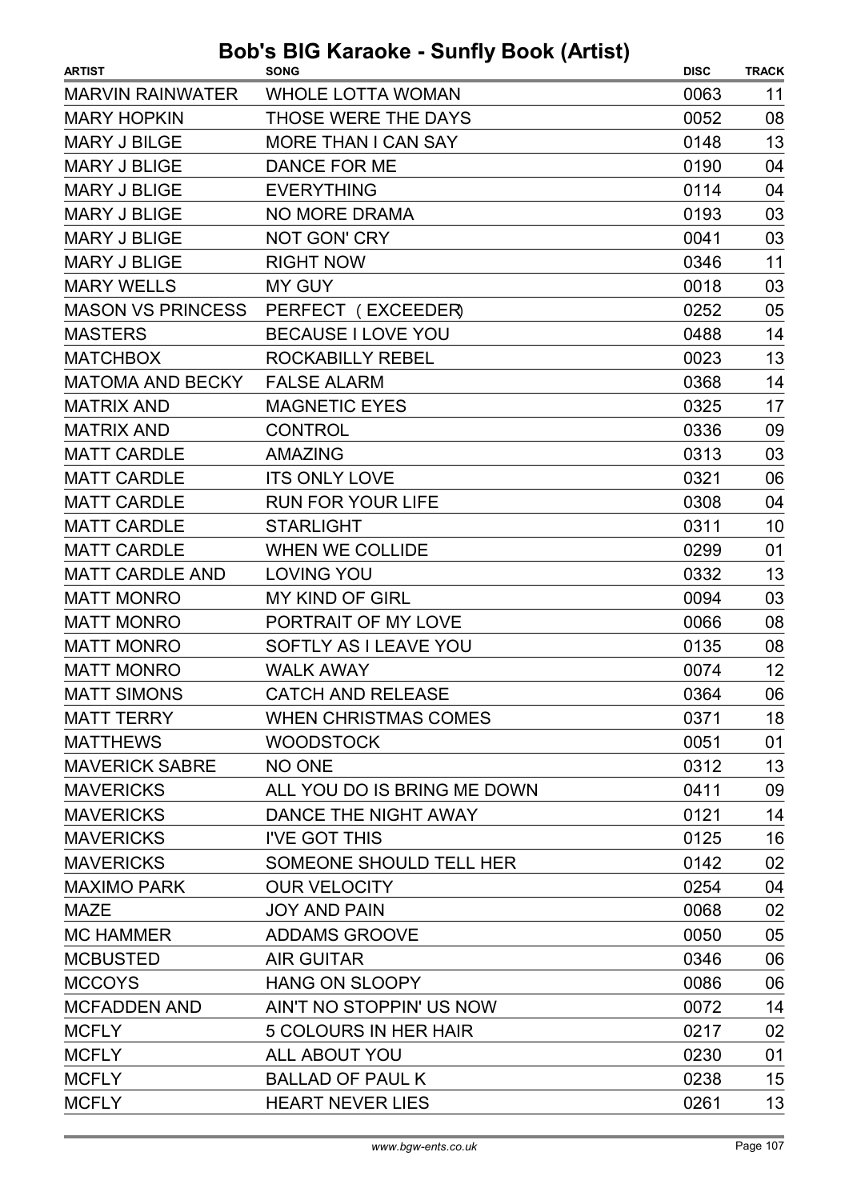# Bob's BIG Karaoke - Sunfly Book (Artist)

| ARTIST | SONG | DISC | TRACK |
|---|---|---|---|
| MARVIN RAINWATER | WHOLE LOTTA WOMAN | 0063 | 11 |
| MARY HOPKIN | THOSE WERE THE DAYS | 0052 | 08 |
| MARY J BILGE | MORE THAN I CAN SAY | 0148 | 13 |
| MARY J BLIGE | DANCE FOR ME | 0190 | 04 |
| MARY J BLIGE | EVERYTHING | 0114 | 04 |
| MARY J BLIGE | NO MORE DRAMA | 0193 | 03 |
| MARY J BLIGE | NOT GON' CRY | 0041 | 03 |
| MARY J BLIGE | RIGHT NOW | 0346 | 11 |
| MARY WELLS | MY GUY | 0018 | 03 |
| MASON VS PRINCESS | PERFECT ( EXCEEDER) | 0252 | 05 |
| MASTERS | BECAUSE I LOVE YOU | 0488 | 14 |
| MATCHBOX | ROCKABILLY REBEL | 0023 | 13 |
| MATOMA AND BECKY | FALSE ALARM | 0368 | 14 |
| MATRIX AND | MAGNETIC EYES | 0325 | 17 |
| MATRIX AND | CONTROL | 0336 | 09 |
| MATT CARDLE | AMAZING | 0313 | 03 |
| MATT CARDLE | ITS ONLY LOVE | 0321 | 06 |
| MATT CARDLE | RUN FOR YOUR LIFE | 0308 | 04 |
| MATT CARDLE | STARLIGHT | 0311 | 10 |
| MATT CARDLE | WHEN WE COLLIDE | 0299 | 01 |
| MATT CARDLE AND | LOVING YOU | 0332 | 13 |
| MATT MONRO | MY KIND OF GIRL | 0094 | 03 |
| MATT MONRO | PORTRAIT OF MY LOVE | 0066 | 08 |
| MATT MONRO | SOFTLY AS I LEAVE YOU | 0135 | 08 |
| MATT MONRO | WALK AWAY | 0074 | 12 |
| MATT SIMONS | CATCH AND RELEASE | 0364 | 06 |
| MATT TERRY | WHEN CHRISTMAS COMES | 0371 | 18 |
| MATTHEWS | WOODSTOCK | 0051 | 01 |
| MAVERICK SABRE | NO ONE | 0312 | 13 |
| MAVERICKS | ALL YOU DO IS BRING ME DOWN | 0411 | 09 |
| MAVERICKS | DANCE THE NIGHT AWAY | 0121 | 14 |
| MAVERICKS | I'VE GOT THIS | 0125 | 16 |
| MAVERICKS | SOMEONE SHOULD TELL HER | 0142 | 02 |
| MAXIMO PARK | OUR VELOCITY | 0254 | 04 |
| MAZE | JOY AND PAIN | 0068 | 02 |
| MC HAMMER | ADDAMS GROOVE | 0050 | 05 |
| MCBUSTED | AIR GUITAR | 0346 | 06 |
| MCCOYS | HANG ON SLOOPY | 0086 | 06 |
| MCFADDEN AND | AIN'T NO STOPPIN' US NOW | 0072 | 14 |
| MCFLY | 5 COLOURS IN HER HAIR | 0217 | 02 |
| MCFLY | ALL ABOUT YOU | 0230 | 01 |
| MCFLY | BALLAD OF PAUL K | 0238 | 15 |
| MCFLY | HEART NEVER LIES | 0261 | 13 |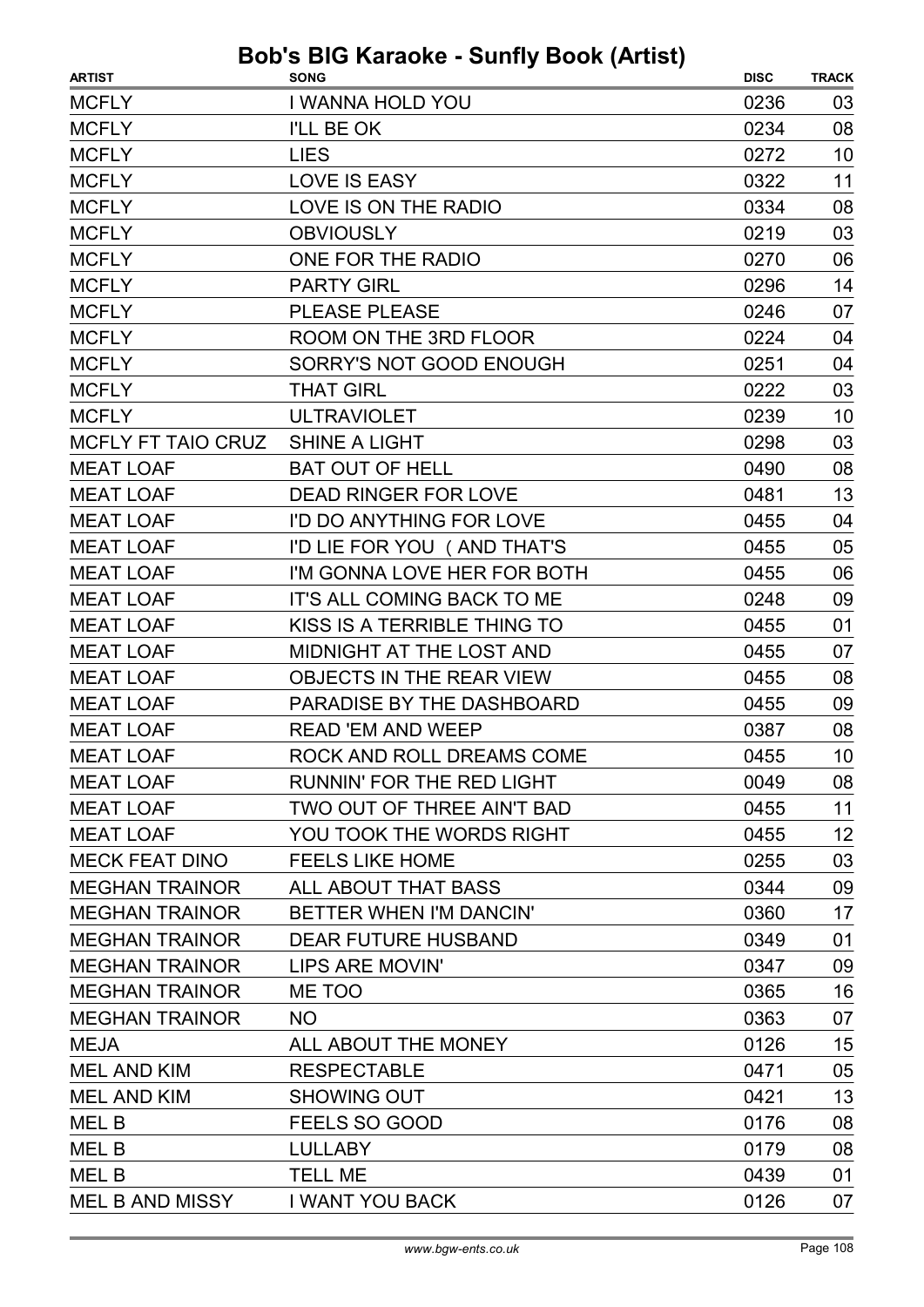# Bob's BIG Karaoke - Sunfly Book (Artist)

| ARTIST | SONG | DISC | TRACK |
| --- | --- | --- | --- |
| MCFLY | I WANNA HOLD YOU | 0236 | 03 |
| MCFLY | I'LL BE OK | 0234 | 08 |
| MCFLY | LIES | 0272 | 10 |
| MCFLY | LOVE IS EASY | 0322 | 11 |
| MCFLY | LOVE IS ON THE RADIO | 0334 | 08 |
| MCFLY | OBVIOUSLY | 0219 | 03 |
| MCFLY | ONE FOR THE RADIO | 0270 | 06 |
| MCFLY | PARTY GIRL | 0296 | 14 |
| MCFLY | PLEASE PLEASE | 0246 | 07 |
| MCFLY | ROOM ON THE 3RD FLOOR | 0224 | 04 |
| MCFLY | SORRY'S NOT GOOD ENOUGH | 0251 | 04 |
| MCFLY | THAT GIRL | 0222 | 03 |
| MCFLY | ULTRAVIOLET | 0239 | 10 |
| MCFLY FT TAIO CRUZ | SHINE A LIGHT | 0298 | 03 |
| MEAT LOAF | BAT OUT OF HELL | 0490 | 08 |
| MEAT LOAF | DEAD RINGER FOR LOVE | 0481 | 13 |
| MEAT LOAF | I'D DO ANYTHING FOR LOVE | 0455 | 04 |
| MEAT LOAF | I'D LIE FOR YOU ( AND THAT'S | 0455 | 05 |
| MEAT LOAF | I'M GONNA LOVE HER FOR BOTH | 0455 | 06 |
| MEAT LOAF | IT'S ALL COMING BACK TO ME | 0248 | 09 |
| MEAT LOAF | KISS IS A TERRIBLE THING TO | 0455 | 01 |
| MEAT LOAF | MIDNIGHT AT THE LOST AND | 0455 | 07 |
| MEAT LOAF | OBJECTS IN THE REAR VIEW | 0455 | 08 |
| MEAT LOAF | PARADISE BY THE DASHBOARD | 0455 | 09 |
| MEAT LOAF | READ 'EM AND WEEP | 0387 | 08 |
| MEAT LOAF | ROCK AND ROLL DREAMS COME | 0455 | 10 |
| MEAT LOAF | RUNNIN' FOR THE RED LIGHT | 0049 | 08 |
| MEAT LOAF | TWO OUT OF THREE AIN'T BAD | 0455 | 11 |
| MEAT LOAF | YOU TOOK THE WORDS RIGHT | 0455 | 12 |
| MECK FEAT DINO | FEELS LIKE HOME | 0255 | 03 |
| MEGHAN TRAINOR | ALL ABOUT THAT BASS | 0344 | 09 |
| MEGHAN TRAINOR | BETTER WHEN I'M DANCIN' | 0360 | 17 |
| MEGHAN TRAINOR | DEAR FUTURE HUSBAND | 0349 | 01 |
| MEGHAN TRAINOR | LIPS ARE MOVIN' | 0347 | 09 |
| MEGHAN TRAINOR | ME TOO | 0365 | 16 |
| MEGHAN TRAINOR | NO | 0363 | 07 |
| MEJA | ALL ABOUT THE MONEY | 0126 | 15 |
| MEL AND KIM | RESPECTABLE | 0471 | 05 |
| MEL AND KIM | SHOWING OUT | 0421 | 13 |
| MEL B | FEELS SO GOOD | 0176 | 08 |
| MEL B | LULLABY | 0179 | 08 |
| MEL B | TELL ME | 0439 | 01 |
| MEL B AND MISSY | I WANT YOU BACK | 0126 | 07 |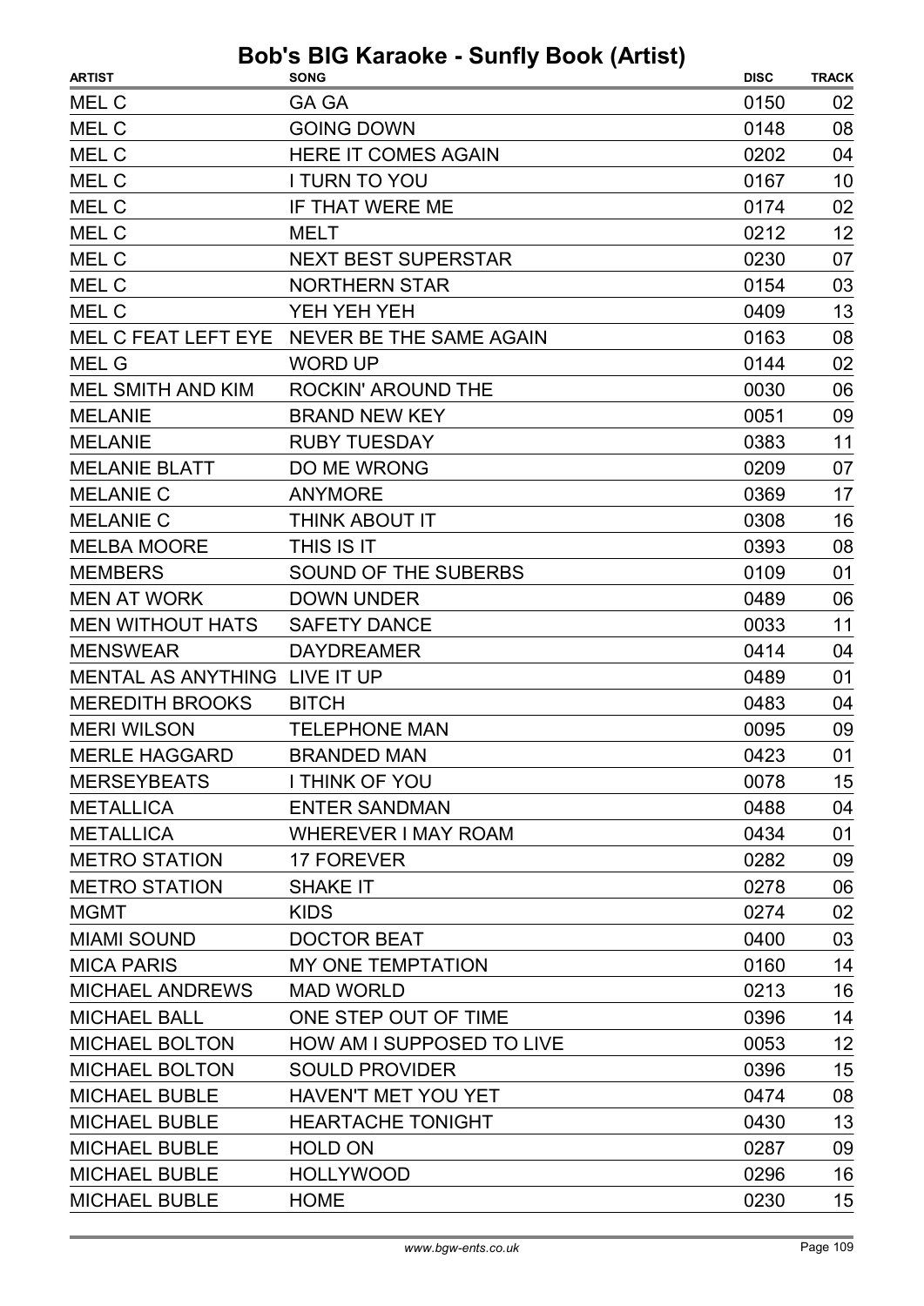# Bob's BIG Karaoke - Sunfly Book (Artist)

| ARTIST | SONG | DISC | TRACK |
| --- | --- | --- | --- |
| MEL C | GA GA | 0150 | 02 |
| MEL C | GOING DOWN | 0148 | 08 |
| MEL C | HERE IT COMES AGAIN | 0202 | 04 |
| MEL C | I TURN TO YOU | 0167 | 10 |
| MEL C | IF THAT WERE ME | 0174 | 02 |
| MEL C | MELT | 0212 | 12 |
| MEL C | NEXT BEST SUPERSTAR | 0230 | 07 |
| MEL C | NORTHERN STAR | 0154 | 03 |
| MEL C | YEH YEH YEH | 0409 | 13 |
| MEL C FEAT LEFT EYE | NEVER BE THE SAME AGAIN | 0163 | 08 |
| MEL G | WORD UP | 0144 | 02 |
| MEL SMITH AND KIM | ROCKIN' AROUND THE | 0030 | 06 |
| MELANIE | BRAND NEW KEY | 0051 | 09 |
| MELANIE | RUBY TUESDAY | 0383 | 11 |
| MELANIE BLATT | DO ME WRONG | 0209 | 07 |
| MELANIE C | ANYMORE | 0369 | 17 |
| MELANIE C | THINK ABOUT IT | 0308 | 16 |
| MELBA MOORE | THIS IS IT | 0393 | 08 |
| MEMBERS | SOUND OF THE SUBERBS | 0109 | 01 |
| MEN AT WORK | DOWN UNDER | 0489 | 06 |
| MEN WITHOUT HATS | SAFETY DANCE | 0033 | 11 |
| MENSWEAR | DAYDREAMER | 0414 | 04 |
| MENTAL AS ANYTHING | LIVE IT UP | 0489 | 01 |
| MEREDITH BROOKS | BITCH | 0483 | 04 |
| MERI WILSON | TELEPHONE MAN | 0095 | 09 |
| MERLE HAGGARD | BRANDED MAN | 0423 | 01 |
| MERSEYBEATS | I THINK OF YOU | 0078 | 15 |
| METALLICA | ENTER SANDMAN | 0488 | 04 |
| METALLICA | WHEREVER I MAY ROAM | 0434 | 01 |
| METRO STATION | 17 FOREVER | 0282 | 09 |
| METRO STATION | SHAKE IT | 0278 | 06 |
| MGMT | KIDS | 0274 | 02 |
| MIAMI SOUND | DOCTOR BEAT | 0400 | 03 |
| MICA PARIS | MY ONE TEMPTATION | 0160 | 14 |
| MICHAEL ANDREWS | MAD WORLD | 0213 | 16 |
| MICHAEL BALL | ONE STEP OUT OF TIME | 0396 | 14 |
| MICHAEL BOLTON | HOW AM I SUPPOSED TO LIVE | 0053 | 12 |
| MICHAEL BOLTON | SOULD PROVIDER | 0396 | 15 |
| MICHAEL BUBLE | HAVEN'T MET YOU YET | 0474 | 08 |
| MICHAEL BUBLE | HEARTACHE TONIGHT | 0430 | 13 |
| MICHAEL BUBLE | HOLD ON | 0287 | 09 |
| MICHAEL BUBLE | HOLLYWOOD | 0296 | 16 |
| MICHAEL BUBLE | HOME | 0230 | 15 |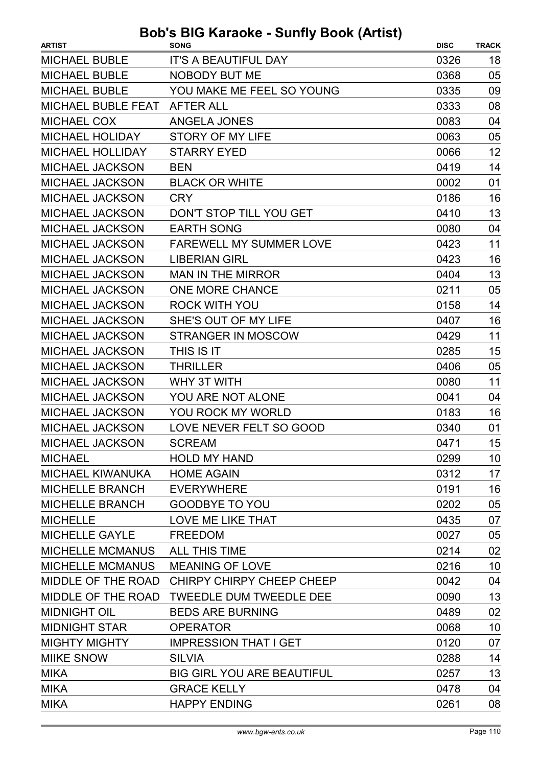# Bob's BIG Karaoke - Sunfly Book (Artist)

| ARTIST | SONG | DISC | TRACK |
|---|---|---|---|
| MICHAEL BUBLE | IT'S A BEAUTIFUL DAY | 0326 | 18 |
| MICHAEL BUBLE | NOBODY BUT ME | 0368 | 05 |
| MICHAEL BUBLE | YOU MAKE ME FEEL SO YOUNG | 0335 | 09 |
| MICHAEL BUBLE FEAT | AFTER ALL | 0333 | 08 |
| MICHAEL COX | ANGELA JONES | 0083 | 04 |
| MICHAEL HOLIDAY | STORY OF MY LIFE | 0063 | 05 |
| MICHAEL HOLLIDAY | STARRY EYED | 0066 | 12 |
| MICHAEL JACKSON | BEN | 0419 | 14 |
| MICHAEL JACKSON | BLACK OR WHITE | 0002 | 01 |
| MICHAEL JACKSON | CRY | 0186 | 16 |
| MICHAEL JACKSON | DON'T STOP TILL YOU GET | 0410 | 13 |
| MICHAEL JACKSON | EARTH SONG | 0080 | 04 |
| MICHAEL JACKSON | FAREWELL MY SUMMER LOVE | 0423 | 11 |
| MICHAEL JACKSON | LIBERIAN GIRL | 0423 | 16 |
| MICHAEL JACKSON | MAN IN THE MIRROR | 0404 | 13 |
| MICHAEL JACKSON | ONE MORE CHANCE | 0211 | 05 |
| MICHAEL JACKSON | ROCK WITH YOU | 0158 | 14 |
| MICHAEL JACKSON | SHE'S OUT OF MY LIFE | 0407 | 16 |
| MICHAEL JACKSON | STRANGER IN MOSCOW | 0429 | 11 |
| MICHAEL JACKSON | THIS IS IT | 0285 | 15 |
| MICHAEL JACKSON | THRILLER | 0406 | 05 |
| MICHAEL JACKSON | WHY 3T WITH | 0080 | 11 |
| MICHAEL JACKSON | YOU ARE NOT ALONE | 0041 | 04 |
| MICHAEL JACKSON | YOU ROCK MY WORLD | 0183 | 16 |
| MICHAEL JACKSON | LOVE NEVER FELT SO GOOD | 0340 | 01 |
| MICHAEL JACKSON | SCREAM | 0471 | 15 |
| MICHAEL | HOLD MY HAND | 0299 | 10 |
| MICHAEL KIWANUKA | HOME AGAIN | 0312 | 17 |
| MICHELLE BRANCH | EVERYWHERE | 0191 | 16 |
| MICHELLE BRANCH | GOODBYE TO YOU | 0202 | 05 |
| MICHELLE | LOVE ME LIKE THAT | 0435 | 07 |
| MICHELLE GAYLE | FREEDOM | 0027 | 05 |
| MICHELLE MCMANUS | ALL THIS TIME | 0214 | 02 |
| MICHELLE MCMANUS | MEANING OF LOVE | 0216 | 10 |
| MIDDLE OF THE ROAD | CHIRPY CHIRPY CHEEP CHEEP | 0042 | 04 |
| MIDDLE OF THE ROAD | TWEEDLE DUM TWEEDLE DEE | 0090 | 13 |
| MIDNIGHT OIL | BEDS ARE BURNING | 0489 | 02 |
| MIDNIGHT STAR | OPERATOR | 0068 | 10 |
| MIGHTY MIGHTY | IMPRESSION THAT I GET | 0120 | 07 |
| MIIKE SNOW | SILVIA | 0288 | 14 |
| MIKA | BIG GIRL YOU ARE BEAUTIFUL | 0257 | 13 |
| MIKA | GRACE KELLY | 0478 | 04 |
| MIKA | HAPPY ENDING | 0261 | 08 |

www.bgw-ents.co.uk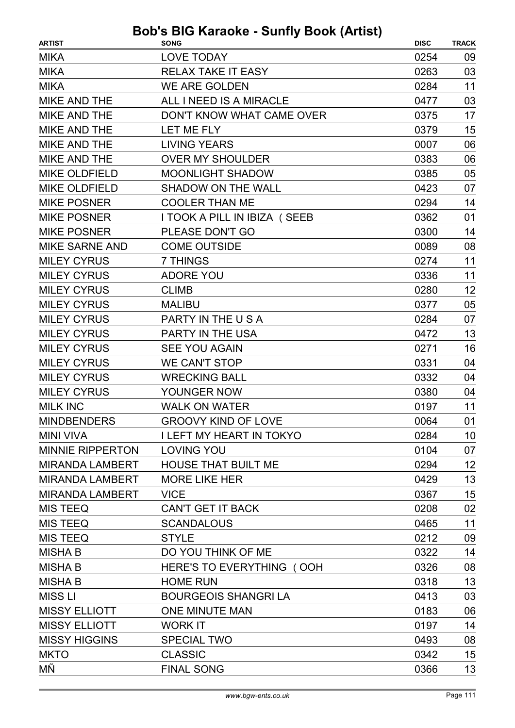# Bob's BIG Karaoke - Sunfly Book (Artist)

| ARTIST | SONG | DISC | TRACK |
|---|---|---|---|
| MIKA | LOVE TODAY | 0254 | 09 |
| MIKA | RELAX TAKE IT EASY | 0263 | 03 |
| MIKA | WE ARE GOLDEN | 0284 | 11 |
| MIKE AND THE | ALL I NEED IS A MIRACLE | 0477 | 03 |
| MIKE AND THE | DON'T KNOW WHAT CAME OVER | 0375 | 17 |
| MIKE AND THE | LET ME FLY | 0379 | 15 |
| MIKE AND THE | LIVING YEARS | 0007 | 06 |
| MIKE AND THE | OVER MY SHOULDER | 0383 | 06 |
| MIKE OLDFIELD | MOONLIGHT SHADOW | 0385 | 05 |
| MIKE OLDFIELD | SHADOW ON THE WALL | 0423 | 07 |
| MIKE POSNER | COOLER THAN ME | 0294 | 14 |
| MIKE POSNER | I TOOK A PILL IN IBIZA ( SEEB | 0362 | 01 |
| MIKE POSNER | PLEASE DON'T GO | 0300 | 14 |
| MIKE SARNE AND | COME OUTSIDE | 0089 | 08 |
| MILEY CYRUS | 7 THINGS | 0274 | 11 |
| MILEY CYRUS | ADORE YOU | 0336 | 11 |
| MILEY CYRUS | CLIMB | 0280 | 12 |
| MILEY CYRUS | MALIBU | 0377 | 05 |
| MILEY CYRUS | PARTY IN THE U S A | 0284 | 07 |
| MILEY CYRUS | PARTY IN THE USA | 0472 | 13 |
| MILEY CYRUS | SEE YOU AGAIN | 0271 | 16 |
| MILEY CYRUS | WE CAN'T STOP | 0331 | 04 |
| MILEY CYRUS | WRECKING BALL | 0332 | 04 |
| MILEY CYRUS | YOUNGER NOW | 0380 | 04 |
| MILK INC | WALK ON WATER | 0197 | 11 |
| MINDBENDERS | GROOVY KIND OF LOVE | 0064 | 01 |
| MINI VIVA | I LEFT MY HEART IN TOKYO | 0284 | 10 |
| MINNIE RIPPERTON | LOVING YOU | 0104 | 07 |
| MIRANDA LAMBERT | HOUSE THAT BUILT ME | 0294 | 12 |
| MIRANDA LAMBERT | MORE LIKE HER | 0429 | 13 |
| MIRANDA LAMBERT | VICE | 0367 | 15 |
| MIS TEEQ | CAN'T GET IT BACK | 0208 | 02 |
| MIS TEEQ | SCANDALOUS | 0465 | 11 |
| MIS TEEQ | STYLE | 0212 | 09 |
| MISHA B | DO YOU THINK OF ME | 0322 | 14 |
| MISHA B | HERE'S TO EVERYTHING ( OOH | 0326 | 08 |
| MISHA B | HOME RUN | 0318 | 13 |
| MISS LI | BOURGEOIS SHANGRI LA | 0413 | 03 |
| MISSY ELLIOTT | ONE MINUTE MAN | 0183 | 06 |
| MISSY ELLIOTT | WORK IT | 0197 | 14 |
| MISSY HIGGINS | SPECIAL TWO | 0493 | 08 |
| MKTO | CLASSIC | 0342 | 15 |
| MÑ | FINAL SONG | 0366 | 13 |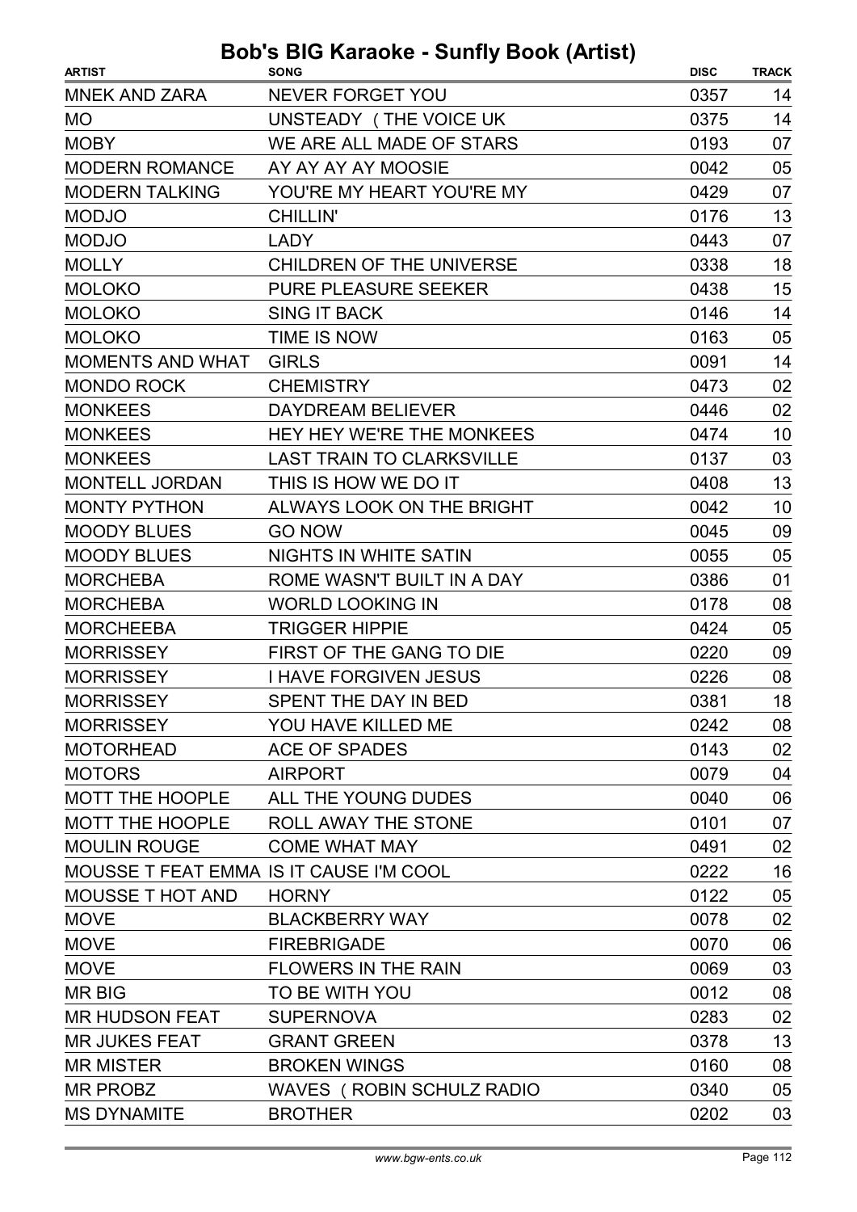# Bob's BIG Karaoke - Sunfly Book (Artist)

| ARTIST | SONG | DISC | TRACK |
|---|---|---|---|
| MNEK AND ZARA | NEVER FORGET YOU | 0357 | 14 |
| MO | UNSTEADY ( THE VOICE UK | 0375 | 14 |
| MOBY | WE ARE ALL MADE OF STARS | 0193 | 07 |
| MODERN ROMANCE | AY AY AY AY MOOSIE | 0042 | 05 |
| MODERN TALKING | YOU'RE MY HEART YOU'RE MY | 0429 | 07 |
| MODJO | CHILLIN' | 0176 | 13 |
| MODJO | LADY | 0443 | 07 |
| MOLLY | CHILDREN OF THE UNIVERSE | 0338 | 18 |
| MOLOKO | PURE PLEASURE SEEKER | 0438 | 15 |
| MOLOKO | SING IT BACK | 0146 | 14 |
| MOLOKO | TIME IS NOW | 0163 | 05 |
| MOMENTS AND WHAT | GIRLS | 0091 | 14 |
| MONDO ROCK | CHEMISTRY | 0473 | 02 |
| MONKEES | DAYDREAM BELIEVER | 0446 | 02 |
| MONKEES | HEY HEY WE'RE THE MONKEES | 0474 | 10 |
| MONKEES | LAST TRAIN TO CLARKSVILLE | 0137 | 03 |
| MONTELL JORDAN | THIS IS HOW WE DO IT | 0408 | 13 |
| MONTY PYTHON | ALWAYS LOOK ON THE BRIGHT | 0042 | 10 |
| MOODY BLUES | GO NOW | 0045 | 09 |
| MOODY BLUES | NIGHTS IN WHITE SATIN | 0055 | 05 |
| MORCHEBA | ROME WASN'T BUILT IN A DAY | 0386 | 01 |
| MORCHEBA | WORLD LOOKING IN | 0178 | 08 |
| MORCHEEBA | TRIGGER HIPPIE | 0424 | 05 |
| MORRISSEY | FIRST OF THE GANG TO DIE | 0220 | 09 |
| MORRISSEY | I HAVE FORGIVEN JESUS | 0226 | 08 |
| MORRISSEY | SPENT THE DAY IN BED | 0381 | 18 |
| MORRISSEY | YOU HAVE KILLED ME | 0242 | 08 |
| MOTORHEAD | ACE OF SPADES | 0143 | 02 |
| MOTORS | AIRPORT | 0079 | 04 |
| MOTT THE HOOPLE | ALL THE YOUNG DUDES | 0040 | 06 |
| MOTT THE HOOPLE | ROLL AWAY THE STONE | 0101 | 07 |
| MOULIN ROUGE | COME WHAT MAY | 0491 | 02 |
| MOUSSE T FEAT EMMA | IS IT CAUSE I'M COOL | 0222 | 16 |
| MOUSSE T HOT AND | HORNY | 0122 | 05 |
| MOVE | BLACKBERRY WAY | 0078 | 02 |
| MOVE | FIREBRIGADE | 0070 | 06 |
| MOVE | FLOWERS IN THE RAIN | 0069 | 03 |
| MR BIG | TO BE WITH YOU | 0012 | 08 |
| MR HUDSON FEAT | SUPERNOVA | 0283 | 02 |
| MR JUKES FEAT | GRANT GREEN | 0378 | 13 |
| MR MISTER | BROKEN WINGS | 0160 | 08 |
| MR PROBZ | WAVES ( ROBIN SCHULZ RADIO | 0340 | 05 |
| MS DYNAMITE | BROTHER | 0202 | 03 |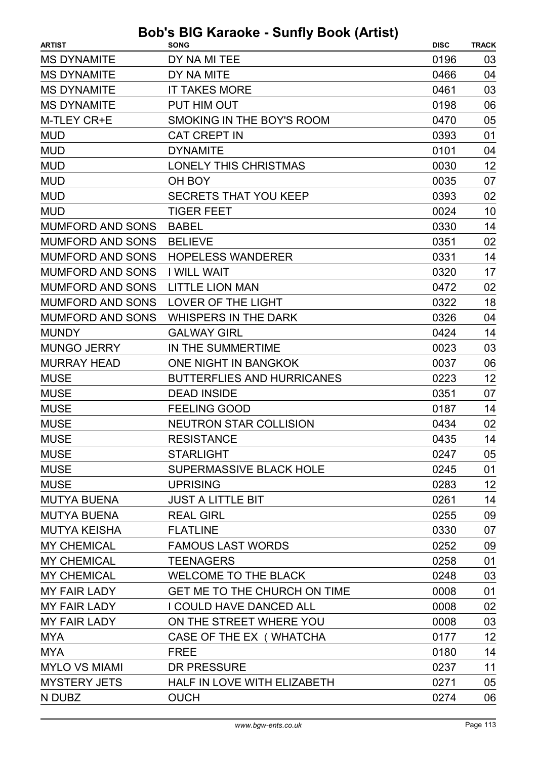# Bob's BIG Karaoke - Sunfly Book (Artist)

| ARTIST | SONG | DISC | TRACK |
|---|---|---|---|
| MS DYNAMITE | DY NA MI TEE | 0196 | 03 |
| MS DYNAMITE | DY NA MITE | 0466 | 04 |
| MS DYNAMITE | IT TAKES MORE | 0461 | 03 |
| MS DYNAMITE | PUT HIM OUT | 0198 | 06 |
| M-TLEY CR+E | SMOKING IN THE BOY'S ROOM | 0470 | 05 |
| MUD | CAT CREPT IN | 0393 | 01 |
| MUD | DYNAMITE | 0101 | 04 |
| MUD | LONELY THIS CHRISTMAS | 0030 | 12 |
| MUD | OH BOY | 0035 | 07 |
| MUD | SECRETS THAT YOU KEEP | 0393 | 02 |
| MUD | TIGER FEET | 0024 | 10 |
| MUMFORD AND SONS | BABEL | 0330 | 14 |
| MUMFORD AND SONS | BELIEVE | 0351 | 02 |
| MUMFORD AND SONS | HOPELESS WANDERER | 0331 | 14 |
| MUMFORD AND SONS | I WILL WAIT | 0320 | 17 |
| MUMFORD AND SONS | LITTLE LION MAN | 0472 | 02 |
| MUMFORD AND SONS | LOVER OF THE LIGHT | 0322 | 18 |
| MUMFORD AND SONS | WHISPERS IN THE DARK | 0326 | 04 |
| MUNDY | GALWAY GIRL | 0424 | 14 |
| MUNGO JERRY | IN THE SUMMERTIME | 0023 | 03 |
| MURRAY HEAD | ONE NIGHT IN BANGKOK | 0037 | 06 |
| MUSE | BUTTERFLIES AND HURRICANES | 0223 | 12 |
| MUSE | DEAD INSIDE | 0351 | 07 |
| MUSE | FEELING GOOD | 0187 | 14 |
| MUSE | NEUTRON STAR COLLISION | 0434 | 02 |
| MUSE | RESISTANCE | 0435 | 14 |
| MUSE | STARLIGHT | 0247 | 05 |
| MUSE | SUPERMASSIVE BLACK HOLE | 0245 | 01 |
| MUSE | UPRISING | 0283 | 12 |
| MUTYA BUENA | JUST A LITTLE BIT | 0261 | 14 |
| MUTYA BUENA | REAL GIRL | 0255 | 09 |
| MUTYA KEISHA | FLATLINE | 0330 | 07 |
| MY CHEMICAL | FAMOUS LAST WORDS | 0252 | 09 |
| MY CHEMICAL | TEENAGERS | 0258 | 01 |
| MY CHEMICAL | WELCOME TO THE BLACK | 0248 | 03 |
| MY FAIR LADY | GET ME TO THE CHURCH ON TIME | 0008 | 01 |
| MY FAIR LADY | I COULD HAVE DANCED ALL | 0008 | 02 |
| MY FAIR LADY | ON THE STREET WHERE YOU | 0008 | 03 |
| MYA | CASE OF THE EX ( WHATCHA | 0177 | 12 |
| MYA | FREE | 0180 | 14 |
| MYLO VS MIAMI | DR PRESSURE | 0237 | 11 |
| MYSTERY JETS | HALF IN LOVE WITH ELIZABETH | 0271 | 05 |
| N DUBZ | OUCH | 0274 | 06 |

www.bgw-ents.co.uk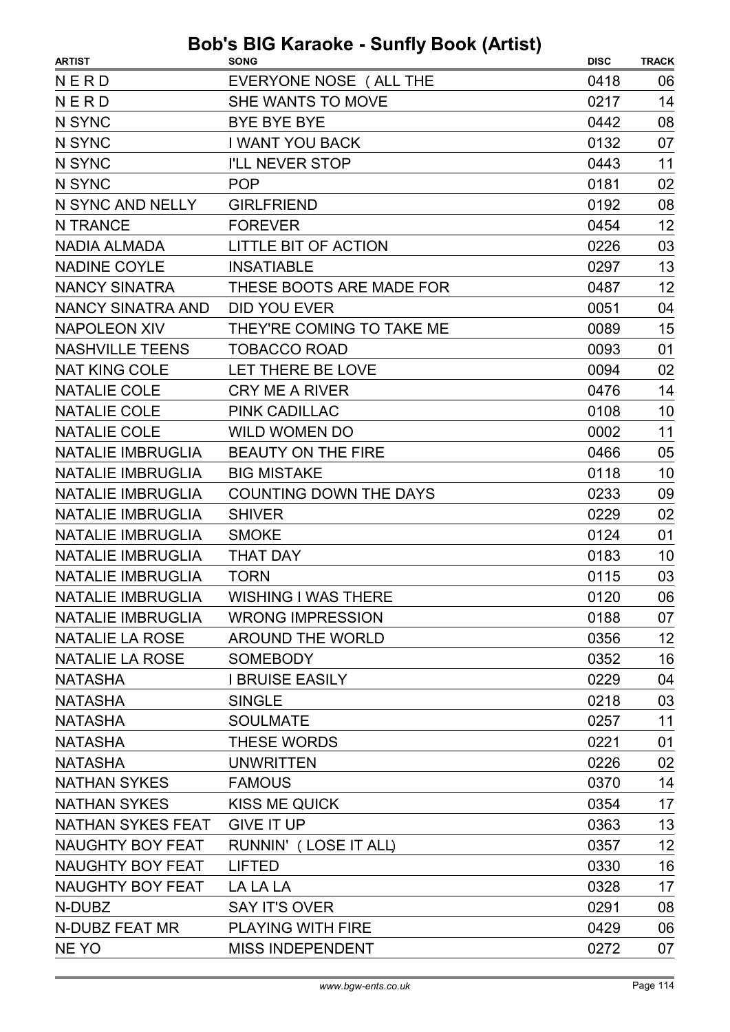# Bob's BIG Karaoke - Sunfly Book (Artist)

| ARTIST | SONG | DISC | TRACK |
|---|---|---|---|
| N E R D | EVERYONE NOSE ( ALL THE | 0418 | 06 |
| N E R D | SHE WANTS TO MOVE | 0217 | 14 |
| N SYNC | BYE BYE BYE | 0442 | 08 |
| N SYNC | I WANT YOU BACK | 0132 | 07 |
| N SYNC | I'LL NEVER STOP | 0443 | 11 |
| N SYNC | POP | 0181 | 02 |
| N SYNC AND NELLY | GIRLFRIEND | 0192 | 08 |
| N TRANCE | FOREVER | 0454 | 12 |
| NADIA ALMADA | LITTLE BIT OF ACTION | 0226 | 03 |
| NADINE COYLE | INSATIABLE | 0297 | 13 |
| NANCY SINATRA | THESE BOOTS ARE MADE FOR | 0487 | 12 |
| NANCY SINATRA AND | DID YOU EVER | 0051 | 04 |
| NAPOLEON XIV | THEY'RE COMING TO TAKE ME | 0089 | 15 |
| NASHVILLE TEENS | TOBACCO ROAD | 0093 | 01 |
| NAT KING COLE | LET THERE BE LOVE | 0094 | 02 |
| NATALIE COLE | CRY ME A RIVER | 0476 | 14 |
| NATALIE COLE | PINK CADILLAC | 0108 | 10 |
| NATALIE COLE | WILD WOMEN DO | 0002 | 11 |
| NATALIE IMBRUGLIA | BEAUTY ON THE FIRE | 0466 | 05 |
| NATALIE IMBRUGLIA | BIG MISTAKE | 0118 | 10 |
| NATALIE IMBRUGLIA | COUNTING DOWN THE DAYS | 0233 | 09 |
| NATALIE IMBRUGLIA | SHIVER | 0229 | 02 |
| NATALIE IMBRUGLIA | SMOKE | 0124 | 01 |
| NATALIE IMBRUGLIA | THAT DAY | 0183 | 10 |
| NATALIE IMBRUGLIA | TORN | 0115 | 03 |
| NATALIE IMBRUGLIA | WISHING I WAS THERE | 0120 | 06 |
| NATALIE IMBRUGLIA | WRONG IMPRESSION | 0188 | 07 |
| NATALIE LA ROSE | AROUND THE WORLD | 0356 | 12 |
| NATALIE LA ROSE | SOMEBODY | 0352 | 16 |
| NATASHA | I BRUISE EASILY | 0229 | 04 |
| NATASHA | SINGLE | 0218 | 03 |
| NATASHA | SOULMATE | 0257 | 11 |
| NATASHA | THESE WORDS | 0221 | 01 |
| NATASHA | UNWRITTEN | 0226 | 02 |
| NATHAN SYKES | FAMOUS | 0370 | 14 |
| NATHAN SYKES | KISS ME QUICK | 0354 | 17 |
| NATHAN SYKES FEAT | GIVE IT UP | 0363 | 13 |
| NAUGHTY BOY FEAT | RUNNIN' ( LOSE IT ALL) | 0357 | 12 |
| NAUGHTY BOY FEAT | LIFTED | 0330 | 16 |
| NAUGHTY BOY FEAT | LA LA LA | 0328 | 17 |
| N-DUBZ | SAY IT'S OVER | 0291 | 08 |
| N-DUBZ FEAT MR | PLAYING WITH FIRE | 0429 | 06 |
| NE YO | MISS INDEPENDENT | 0272 | 07 |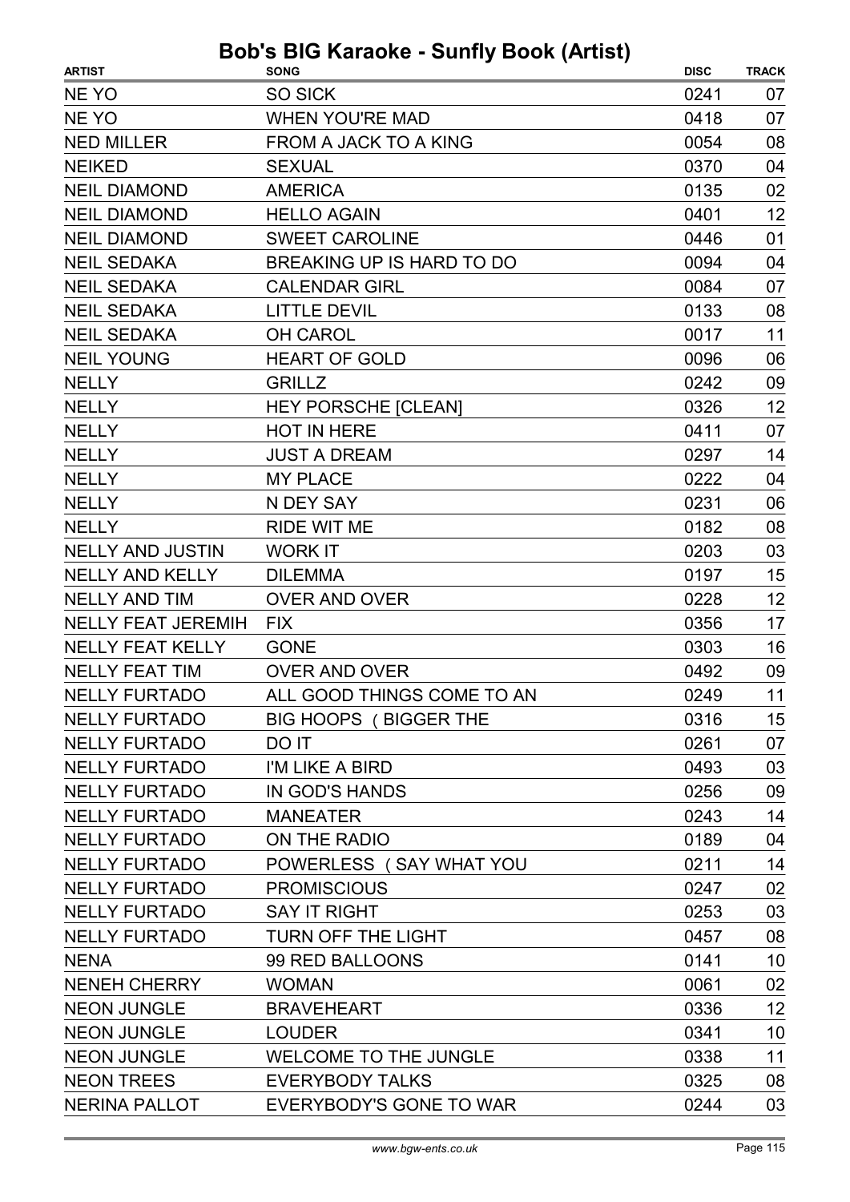# Bob's BIG Karaoke - Sunfly Book (Artist)

| ARTIST | SONG | DISC | TRACK |
|---|---|---|---|
| NE YO | SO SICK | 0241 | 07 |
| NE YO | WHEN YOU'RE MAD | 0418 | 07 |
| NED MILLER | FROM A JACK TO A KING | 0054 | 08 |
| NEIKED | SEXUAL | 0370 | 04 |
| NEIL DIAMOND | AMERICA | 0135 | 02 |
| NEIL DIAMOND | HELLO AGAIN | 0401 | 12 |
| NEIL DIAMOND | SWEET CAROLINE | 0446 | 01 |
| NEIL SEDAKA | BREAKING UP IS HARD TO DO | 0094 | 04 |
| NEIL SEDAKA | CALENDAR GIRL | 0084 | 07 |
| NEIL SEDAKA | LITTLE DEVIL | 0133 | 08 |
| NEIL SEDAKA | OH CAROL | 0017 | 11 |
| NEIL YOUNG | HEART OF GOLD | 0096 | 06 |
| NELLY | GRILLZ | 0242 | 09 |
| NELLY | HEY PORSCHE [CLEAN] | 0326 | 12 |
| NELLY | HOT IN HERE | 0411 | 07 |
| NELLY | JUST A DREAM | 0297 | 14 |
| NELLY | MY PLACE | 0222 | 04 |
| NELLY | N DEY SAY | 0231 | 06 |
| NELLY | RIDE WIT ME | 0182 | 08 |
| NELLY AND JUSTIN | WORK IT | 0203 | 03 |
| NELLY AND KELLY | DILEMMA | 0197 | 15 |
| NELLY AND TIM | OVER AND OVER | 0228 | 12 |
| NELLY FEAT JEREMIH | FIX | 0356 | 17 |
| NELLY FEAT KELLY | GONE | 0303 | 16 |
| NELLY FEAT TIM | OVER AND OVER | 0492 | 09 |
| NELLY FURTADO | ALL GOOD THINGS COME TO AN | 0249 | 11 |
| NELLY FURTADO | BIG HOOPS ( BIGGER THE | 0316 | 15 |
| NELLY FURTADO | DO IT | 0261 | 07 |
| NELLY FURTADO | I'M LIKE A BIRD | 0493 | 03 |
| NELLY FURTADO | IN GOD'S HANDS | 0256 | 09 |
| NELLY FURTADO | MANEATER | 0243 | 14 |
| NELLY FURTADO | ON THE RADIO | 0189 | 04 |
| NELLY FURTADO | POWERLESS ( SAY WHAT YOU | 0211 | 14 |
| NELLY FURTADO | PROMISCIOUS | 0247 | 02 |
| NELLY FURTADO | SAY IT RIGHT | 0253 | 03 |
| NELLY FURTADO | TURN OFF THE LIGHT | 0457 | 08 |
| NENA | 99 RED BALLOONS | 0141 | 10 |
| NENEH CHERRY | WOMAN | 0061 | 02 |
| NEON JUNGLE | BRAVEHEART | 0336 | 12 |
| NEON JUNGLE | LOUDER | 0341 | 10 |
| NEON JUNGLE | WELCOME TO THE JUNGLE | 0338 | 11 |
| NEON TREES | EVERYBODY TALKS | 0325 | 08 |
| NERINA PALLOT | EVERYBODY'S GONE TO WAR | 0244 | 03 |

www.bgw-ents.co.uk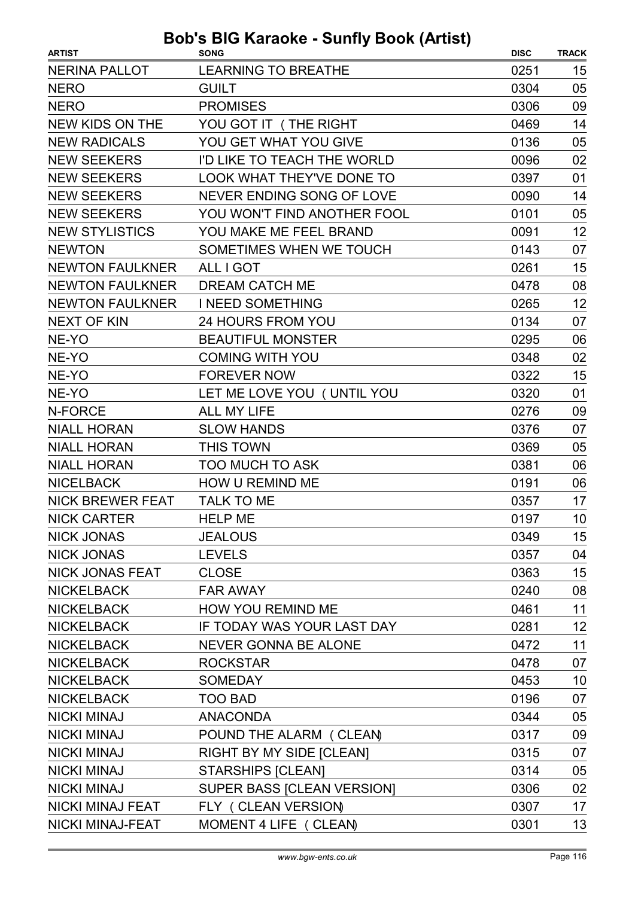# Bob's BIG Karaoke - Sunfly Book (Artist)

| ARTIST | SONG | DISC | TRACK |
|---|---|---|---|
| NERINA PALLOT | LEARNING TO BREATHE | 0251 | 15 |
| NERO | GUILT | 0304 | 05 |
| NERO | PROMISES | 0306 | 09 |
| NEW KIDS ON THE | YOU GOT IT (THE RIGHT | 0469 | 14 |
| NEW RADICALS | YOU GET WHAT YOU GIVE | 0136 | 05 |
| NEW SEEKERS | I'D LIKE TO TEACH THE WORLD | 0096 | 02 |
| NEW SEEKERS | LOOK WHAT THEY'VE DONE TO | 0397 | 01 |
| NEW SEEKERS | NEVER ENDING SONG OF LOVE | 0090 | 14 |
| NEW SEEKERS | YOU WON'T FIND ANOTHER FOOL | 0101 | 05 |
| NEW STYLISTICS | YOU MAKE ME FEEL BRAND | 0091 | 12 |
| NEWTON | SOMETIMES WHEN WE TOUCH | 0143 | 07 |
| NEWTON FAULKNER | ALL I GOT | 0261 | 15 |
| NEWTON FAULKNER | DREAM CATCH ME | 0478 | 08 |
| NEWTON FAULKNER | I NEED SOMETHING | 0265 | 12 |
| NEXT OF KIN | 24 HOURS FROM YOU | 0134 | 07 |
| NE-YO | BEAUTIFUL MONSTER | 0295 | 06 |
| NE-YO | COMING WITH YOU | 0348 | 02 |
| NE-YO | FOREVER NOW | 0322 | 15 |
| NE-YO | LET ME LOVE YOU (UNTIL YOU | 0320 | 01 |
| N-FORCE | ALL MY LIFE | 0276 | 09 |
| NIALL HORAN | SLOW HANDS | 0376 | 07 |
| NIALL HORAN | THIS TOWN | 0369 | 05 |
| NIALL HORAN | TOO MUCH TO ASK | 0381 | 06 |
| NICELBACK | HOW U REMIND ME | 0191 | 06 |
| NICK BREWER FEAT | TALK TO ME | 0357 | 17 |
| NICK CARTER | HELP ME | 0197 | 10 |
| NICK JONAS | JEALOUS | 0349 | 15 |
| NICK JONAS | LEVELS | 0357 | 04 |
| NICK JONAS FEAT | CLOSE | 0363 | 15 |
| NICKELBACK | FAR AWAY | 0240 | 08 |
| NICKELBACK | HOW YOU REMIND ME | 0461 | 11 |
| NICKELBACK | IF TODAY WAS YOUR LAST DAY | 0281 | 12 |
| NICKELBACK | NEVER GONNA BE ALONE | 0472 | 11 |
| NICKELBACK | ROCKSTAR | 0478 | 07 |
| NICKELBACK | SOMEDAY | 0453 | 10 |
| NICKELBACK | TOO BAD | 0196 | 07 |
| NICKI MINAJ | ANACONDA | 0344 | 05 |
| NICKI MINAJ | POUND THE ALARM (CLEAN) | 0317 | 09 |
| NICKI MINAJ | RIGHT BY MY SIDE [CLEAN] | 0315 | 07 |
| NICKI MINAJ | STARSHIPS [CLEAN] | 0314 | 05 |
| NICKI MINAJ | SUPER BASS [CLEAN VERSION] | 0306 | 02 |
| NICKI MINAJ FEAT | FLY (CLEAN VERSION) | 0307 | 17 |
| NICKI MINAJ-FEAT | MOMENT 4 LIFE (CLEAN) | 0301 | 13 |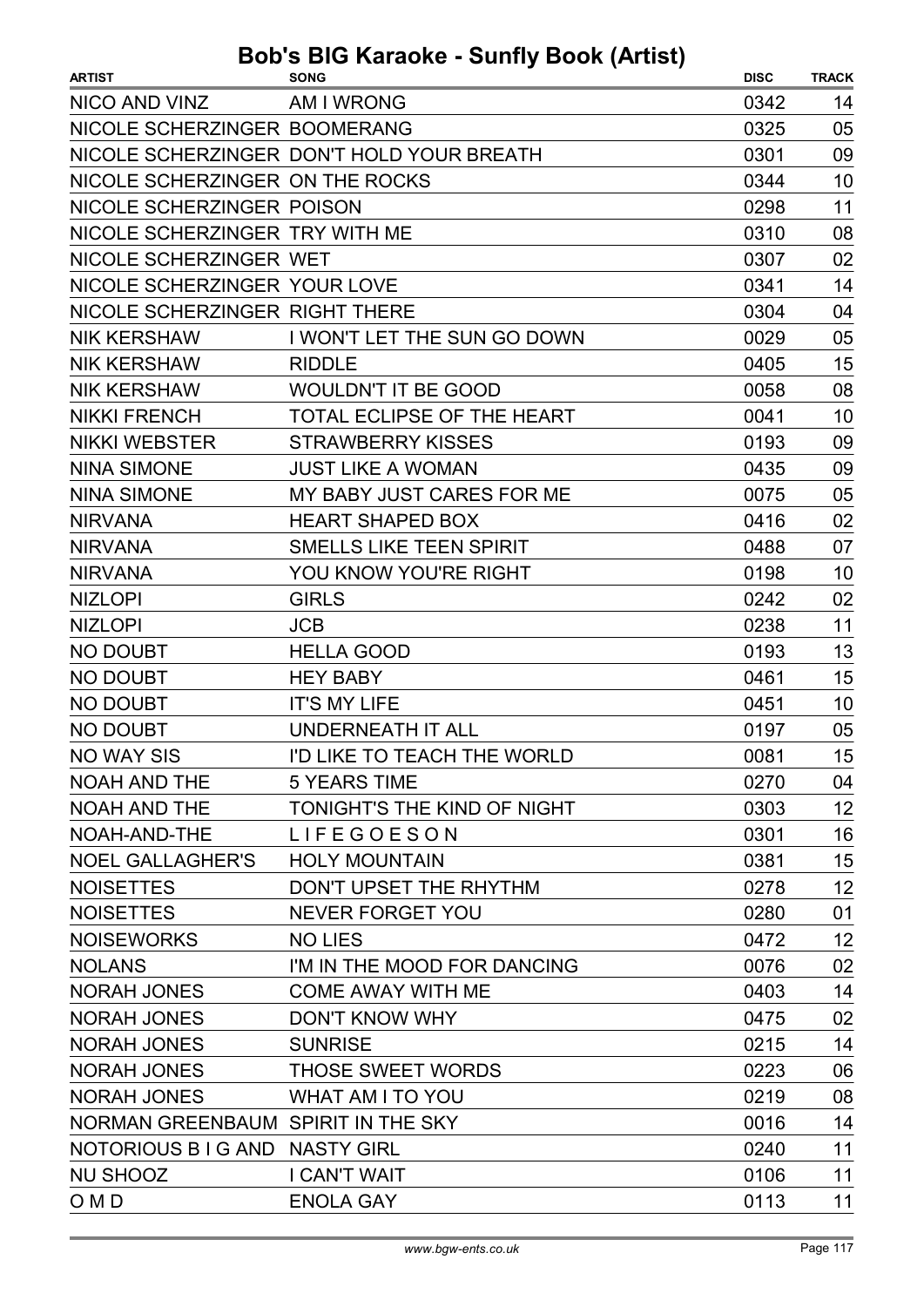# Bob's BIG Karaoke - Sunfly Book (Artist)

| ARTIST | SONG | DISC | TRACK |
|---|---|---|---|
| NICO AND VINZ | AM I WRONG | 0342 | 14 |
| NICOLE SCHERZINGER | BOOMERANG | 0325 | 05 |
| NICOLE SCHERZINGER | DON'T HOLD YOUR BREATH | 0301 | 09 |
| NICOLE SCHERZINGER | ON THE ROCKS | 0344 | 10 |
| NICOLE SCHERZINGER | POISON | 0298 | 11 |
| NICOLE SCHERZINGER | TRY WITH ME | 0310 | 08 |
| NICOLE SCHERZINGER | WET | 0307 | 02 |
| NICOLE SCHERZINGER | YOUR LOVE | 0341 | 14 |
| NICOLE SCHERZINGER | RIGHT THERE | 0304 | 04 |
| NIK KERSHAW | I WON'T LET THE SUN GO DOWN | 0029 | 05 |
| NIK KERSHAW | RIDDLE | 0405 | 15 |
| NIK KERSHAW | WOULDN'T IT BE GOOD | 0058 | 08 |
| NIKKI FRENCH | TOTAL ECLIPSE OF THE HEART | 0041 | 10 |
| NIKKI WEBSTER | STRAWBERRY KISSES | 0193 | 09 |
| NINA SIMONE | JUST LIKE A WOMAN | 0435 | 09 |
| NINA SIMONE | MY BABY JUST CARES FOR ME | 0075 | 05 |
| NIRVANA | HEART SHAPED BOX | 0416 | 02 |
| NIRVANA | SMELLS LIKE TEEN SPIRIT | 0488 | 07 |
| NIRVANA | YOU KNOW YOU'RE RIGHT | 0198 | 10 |
| NIZLOPI | GIRLS | 0242 | 02 |
| NIZLOPI | JCB | 0238 | 11 |
| NO DOUBT | HELLA GOOD | 0193 | 13 |
| NO DOUBT | HEY BABY | 0461 | 15 |
| NO DOUBT | IT'S MY LIFE | 0451 | 10 |
| NO DOUBT | UNDERNEATH IT ALL | 0197 | 05 |
| NO WAY SIS | I'D LIKE TO TEACH THE WORLD | 0081 | 15 |
| NOAH AND THE | 5 YEARS TIME | 0270 | 04 |
| NOAH AND THE | TONIGHT'S THE KIND OF NIGHT | 0303 | 12 |
| NOAH-AND-THE | L I F E G O E S O N | 0301 | 16 |
| NOEL GALLAGHER'S | HOLY MOUNTAIN | 0381 | 15 |
| NOISETTES | DON'T UPSET THE RHYTHM | 0278 | 12 |
| NOISETTES | NEVER FORGET YOU | 0280 | 01 |
| NOISEWORKS | NO LIES | 0472 | 12 |
| NOLANS | I'M IN THE MOOD FOR DANCING | 0076 | 02 |
| NORAH JONES | COME AWAY WITH ME | 0403 | 14 |
| NORAH JONES | DON'T KNOW WHY | 0475 | 02 |
| NORAH JONES | SUNRISE | 0215 | 14 |
| NORAH JONES | THOSE SWEET WORDS | 0223 | 06 |
| NORAH JONES | WHAT AM I TO YOU | 0219 | 08 |
| NORMAN GREENBAUM | SPIRIT IN THE SKY | 0016 | 14 |
| NOTORIOUS B I G AND | NASTY GIRL | 0240 | 11 |
| NU SHOOZ | I CAN'T WAIT | 0106 | 11 |
| O M D | ENOLA GAY | 0113 | 11 |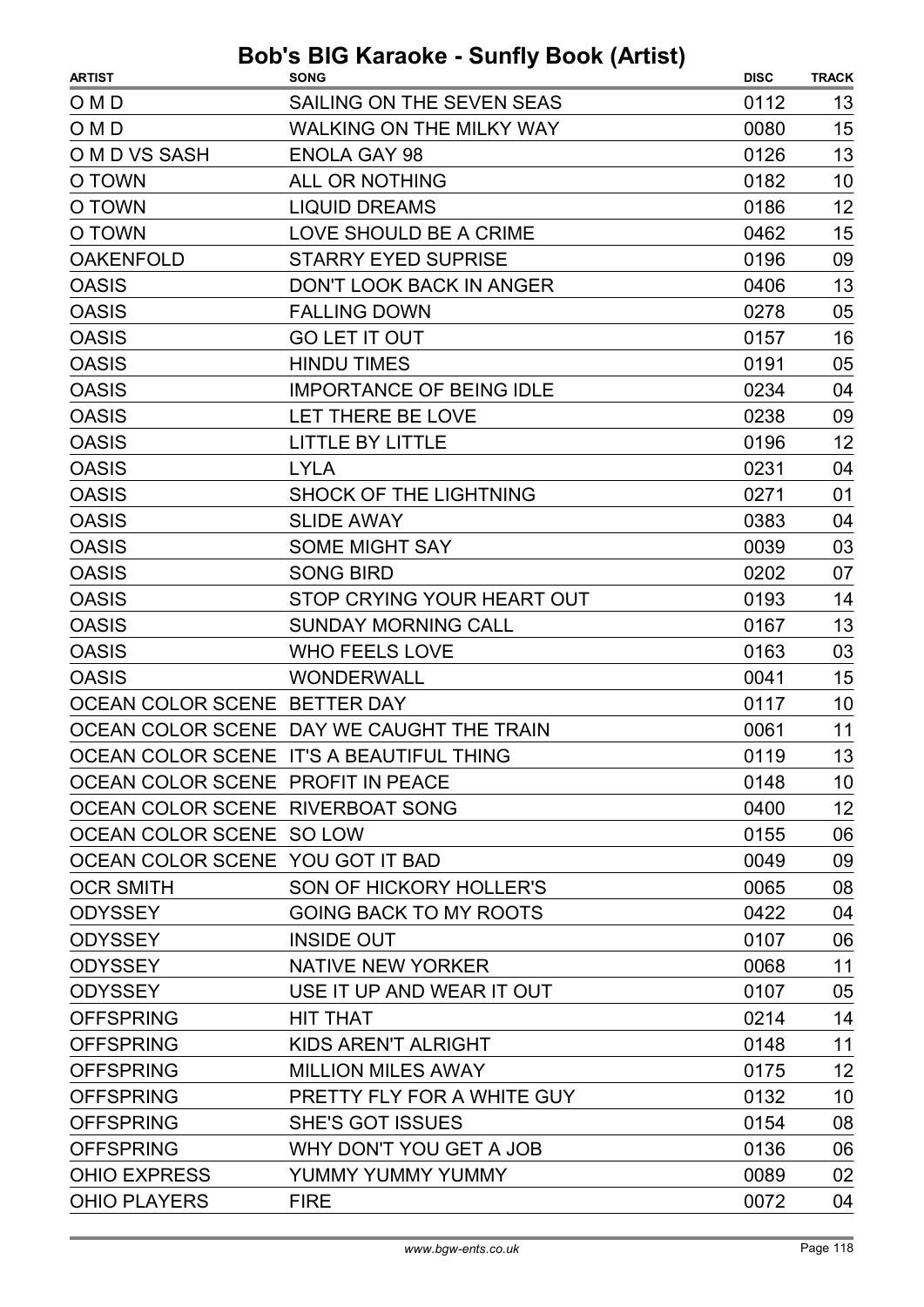# Bob's BIG Karaoke - Sunfly Book (Artist)

| ARTIST | SONG | DISC | TRACK |
|---|---|---|---|
| O M D | SAILING ON THE SEVEN SEAS | 0112 | 13 |
| O M D | WALKING ON THE MILKY WAY | 0080 | 15 |
| O M D VS SASH | ENOLA GAY 98 | 0126 | 13 |
| O TOWN | ALL OR NOTHING | 0182 | 10 |
| O TOWN | LIQUID DREAMS | 0186 | 12 |
| O TOWN | LOVE SHOULD BE A CRIME | 0462 | 15 |
| OAKENFOLD | STARRY EYED SUPRISE | 0196 | 09 |
| OASIS | DON'T LOOK BACK IN ANGER | 0406 | 13 |
| OASIS | FALLING DOWN | 0278 | 05 |
| OASIS | GO LET IT OUT | 0157 | 16 |
| OASIS | HINDU TIMES | 0191 | 05 |
| OASIS | IMPORTANCE OF BEING IDLE | 0234 | 04 |
| OASIS | LET THERE BE LOVE | 0238 | 09 |
| OASIS | LITTLE BY LITTLE | 0196 | 12 |
| OASIS | LYLA | 0231 | 04 |
| OASIS | SHOCK OF THE LIGHTNING | 0271 | 01 |
| OASIS | SLIDE AWAY | 0383 | 04 |
| OASIS | SOME MIGHT SAY | 0039 | 03 |
| OASIS | SONG BIRD | 0202 | 07 |
| OASIS | STOP CRYING YOUR HEART OUT | 0193 | 14 |
| OASIS | SUNDAY MORNING CALL | 0167 | 13 |
| OASIS | WHO FEELS LOVE | 0163 | 03 |
| OASIS | WONDERWALL | 0041 | 15 |
| OCEAN COLOR SCENE | BETTER DAY | 0117 | 10 |
| OCEAN COLOR SCENE | DAY WE CAUGHT THE TRAIN | 0061 | 11 |
| OCEAN COLOR SCENE | IT'S A BEAUTIFUL THING | 0119 | 13 |
| OCEAN COLOR SCENE | PROFIT IN PEACE | 0148 | 10 |
| OCEAN COLOR SCENE | RIVERBOAT SONG | 0400 | 12 |
| OCEAN COLOR SCENE | SO LOW | 0155 | 06 |
| OCEAN COLOR SCENE | YOU GOT IT BAD | 0049 | 09 |
| OCR SMITH | SON OF HICKORY HOLLER'S | 0065 | 08 |
| ODYSSEY | GOING BACK TO MY ROOTS | 0422 | 04 |
| ODYSSEY | INSIDE OUT | 0107 | 06 |
| ODYSSEY | NATIVE NEW YORKER | 0068 | 11 |
| ODYSSEY | USE IT UP AND WEAR IT OUT | 0107 | 05 |
| OFFSPRING | HIT THAT | 0214 | 14 |
| OFFSPRING | KIDS AREN'T ALRIGHT | 0148 | 11 |
| OFFSPRING | MILLION MILES AWAY | 0175 | 12 |
| OFFSPRING | PRETTY FLY FOR A WHITE GUY | 0132 | 10 |
| OFFSPRING | SHE'S GOT ISSUES | 0154 | 08 |
| OFFSPRING | WHY DON'T YOU GET A JOB | 0136 | 06 |
| OHIO EXPRESS | YUMMY YUMMY YUMMY | 0089 | 02 |
| OHIO PLAYERS | FIRE | 0072 | 04 |

www.bgw-ents.co.uk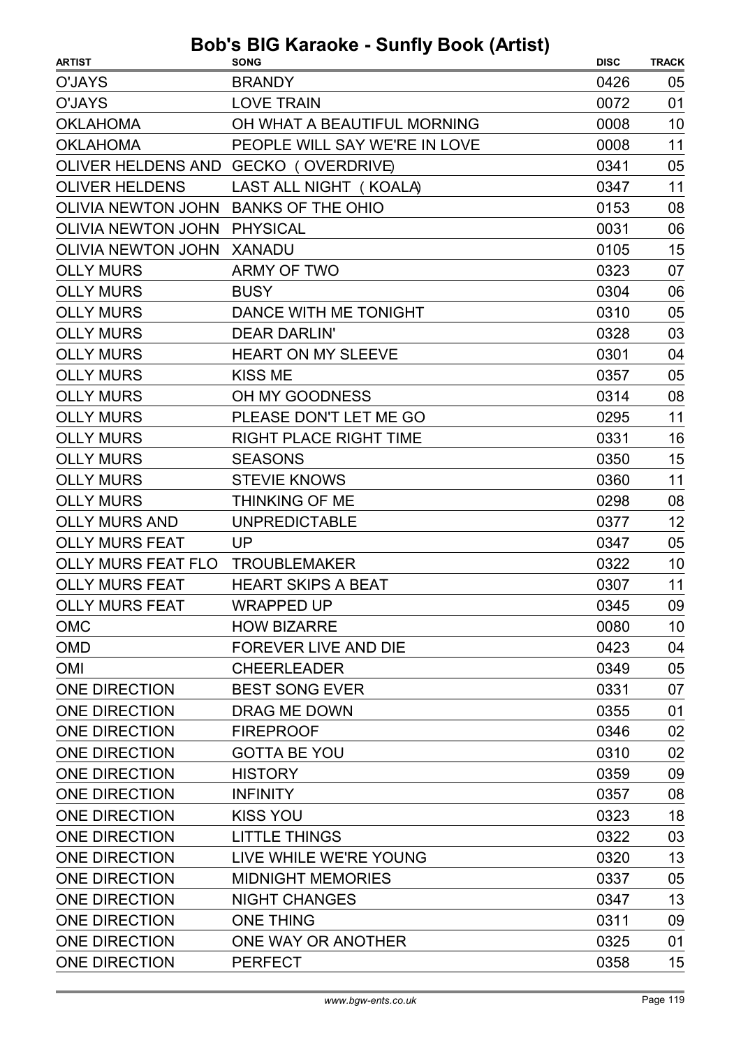# Bob's BIG Karaoke - Sunfly Book (Artist)

| ARTIST | SONG | DISC | TRACK |
|---|---|---|---|
| O'JAYS | BRANDY | 0426 | 05 |
| O'JAYS | LOVE TRAIN | 0072 | 01 |
| OKLAHOMA | OH WHAT A BEAUTIFUL MORNING | 0008 | 10 |
| OKLAHOMA | PEOPLE WILL SAY WE'RE IN LOVE | 0008 | 11 |
| OLIVER HELDENS AND | GECKO ( OVERDRIVE) | 0341 | 05 |
| OLIVER HELDENS | LAST ALL NIGHT ( KOALA) | 0347 | 11 |
| OLIVIA NEWTON JOHN | BANKS OF THE OHIO | 0153 | 08 |
| OLIVIA NEWTON JOHN | PHYSICAL | 0031 | 06 |
| OLIVIA NEWTON JOHN | XANADU | 0105 | 15 |
| OLLY MURS | ARMY OF TWO | 0323 | 07 |
| OLLY MURS | BUSY | 0304 | 06 |
| OLLY MURS | DANCE WITH ME TONIGHT | 0310 | 05 |
| OLLY MURS | DEAR DARLIN' | 0328 | 03 |
| OLLY MURS | HEART ON MY SLEEVE | 0301 | 04 |
| OLLY MURS | KISS ME | 0357 | 05 |
| OLLY MURS | OH MY GOODNESS | 0314 | 08 |
| OLLY MURS | PLEASE DON'T LET ME GO | 0295 | 11 |
| OLLY MURS | RIGHT PLACE RIGHT TIME | 0331 | 16 |
| OLLY MURS | SEASONS | 0350 | 15 |
| OLLY MURS | STEVIE KNOWS | 0360 | 11 |
| OLLY MURS | THINKING OF ME | 0298 | 08 |
| OLLY MURS AND | UNPREDICTABLE | 0377 | 12 |
| OLLY MURS FEAT | UP | 0347 | 05 |
| OLLY MURS FEAT FLO | TROUBLEMAKER | 0322 | 10 |
| OLLY MURS FEAT | HEART SKIPS A BEAT | 0307 | 11 |
| OLLY MURS FEAT | WRAPPED UP | 0345 | 09 |
| OMC | HOW BIZARRE | 0080 | 10 |
| OMD | FOREVER LIVE AND DIE | 0423 | 04 |
| OMI | CHEERLEADER | 0349 | 05 |
| ONE DIRECTION | BEST SONG EVER | 0331 | 07 |
| ONE DIRECTION | DRAG ME DOWN | 0355 | 01 |
| ONE DIRECTION | FIREPROOF | 0346 | 02 |
| ONE DIRECTION | GOTTA BE YOU | 0310 | 02 |
| ONE DIRECTION | HISTORY | 0359 | 09 |
| ONE DIRECTION | INFINITY | 0357 | 08 |
| ONE DIRECTION | KISS YOU | 0323 | 18 |
| ONE DIRECTION | LITTLE THINGS | 0322 | 03 |
| ONE DIRECTION | LIVE WHILE WE'RE YOUNG | 0320 | 13 |
| ONE DIRECTION | MIDNIGHT MEMORIES | 0337 | 05 |
| ONE DIRECTION | NIGHT CHANGES | 0347 | 13 |
| ONE DIRECTION | ONE THING | 0311 | 09 |
| ONE DIRECTION | ONE WAY OR ANOTHER | 0325 | 01 |
| ONE DIRECTION | PERFECT | 0358 | 15 |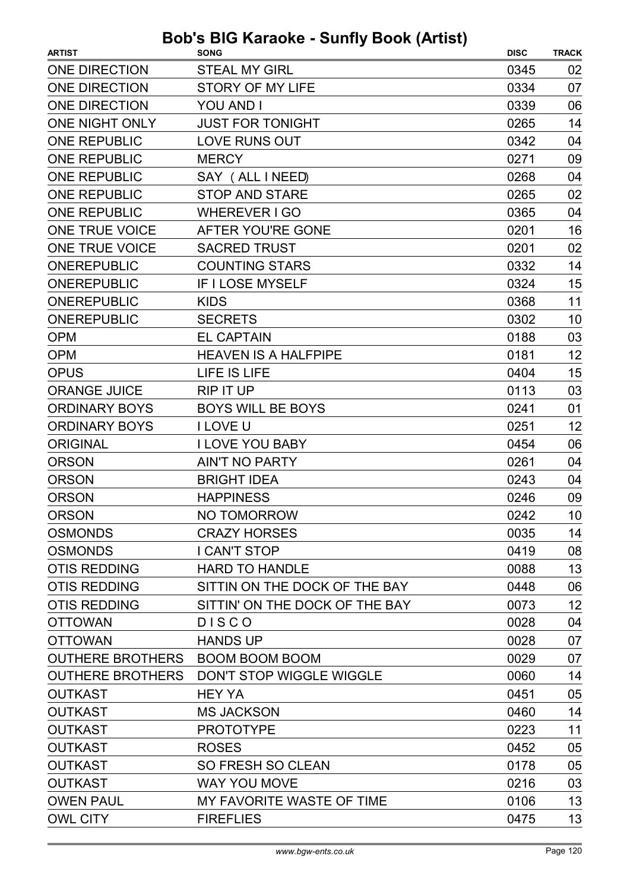# Bob's BIG Karaoke - Sunfly Book (Artist)

| ARTIST | SONG | DISC | TRACK |
|---|---|---|---|
| ONE DIRECTION | STEAL MY GIRL | 0345 | 02 |
| ONE DIRECTION | STORY OF MY LIFE | 0334 | 07 |
| ONE DIRECTION | YOU AND I | 0339 | 06 |
| ONE NIGHT ONLY | JUST FOR TONIGHT | 0265 | 14 |
| ONE REPUBLIC | LOVE RUNS OUT | 0342 | 04 |
| ONE REPUBLIC | MERCY | 0271 | 09 |
| ONE REPUBLIC | SAY ( ALL I NEED) | 0268 | 04 |
| ONE REPUBLIC | STOP AND STARE | 0265 | 02 |
| ONE REPUBLIC | WHEREVER I GO | 0365 | 04 |
| ONE TRUE VOICE | AFTER YOU'RE GONE | 0201 | 16 |
| ONE TRUE VOICE | SACRED TRUST | 0201 | 02 |
| ONEREPUBLIC | COUNTING STARS | 0332 | 14 |
| ONEREPUBLIC | IF I LOSE MYSELF | 0324 | 15 |
| ONEREPUBLIC | KIDS | 0368 | 11 |
| ONEREPUBLIC | SECRETS | 0302 | 10 |
| OPM | EL CAPTAIN | 0188 | 03 |
| OPM | HEAVEN IS A HALFPIPE | 0181 | 12 |
| OPUS | LIFE IS LIFE | 0404 | 15 |
| ORANGE JUICE | RIP IT UP | 0113 | 03 |
| ORDINARY BOYS | BOYS WILL BE BOYS | 0241 | 01 |
| ORDINARY BOYS | I LOVE U | 0251 | 12 |
| ORIGINAL | I LOVE YOU BABY | 0454 | 06 |
| ORSON | AIN'T NO PARTY | 0261 | 04 |
| ORSON | BRIGHT IDEA | 0243 | 04 |
| ORSON | HAPPINESS | 0246 | 09 |
| ORSON | NO TOMORROW | 0242 | 10 |
| OSMONDS | CRAZY HORSES | 0035 | 14 |
| OSMONDS | I CAN'T STOP | 0419 | 08 |
| OTIS REDDING | HARD TO HANDLE | 0088 | 13 |
| OTIS REDDING | SITTIN ON THE DOCK OF THE BAY | 0448 | 06 |
| OTIS REDDING | SITTIN' ON THE DOCK OF THE BAY | 0073 | 12 |
| OTTOWAN | D I S C O | 0028 | 04 |
| OTTOWAN | HANDS UP | 0028 | 07 |
| OUTHERE BROTHERS | BOOM BOOM BOOM | 0029 | 07 |
| OUTHERE BROTHERS | DON'T STOP WIGGLE WIGGLE | 0060 | 14 |
| OUTKAST | HEY YA | 0451 | 05 |
| OUTKAST | MS JACKSON | 0460 | 14 |
| OUTKAST | PROTOTYPE | 0223 | 11 |
| OUTKAST | ROSES | 0452 | 05 |
| OUTKAST | SO FRESH SO CLEAN | 0178 | 05 |
| OUTKAST | WAY YOU MOVE | 0216 | 03 |
| OWEN PAUL | MY FAVORITE WASTE OF TIME | 0106 | 13 |
| OWL CITY | FIREFLIES | 0475 | 13 |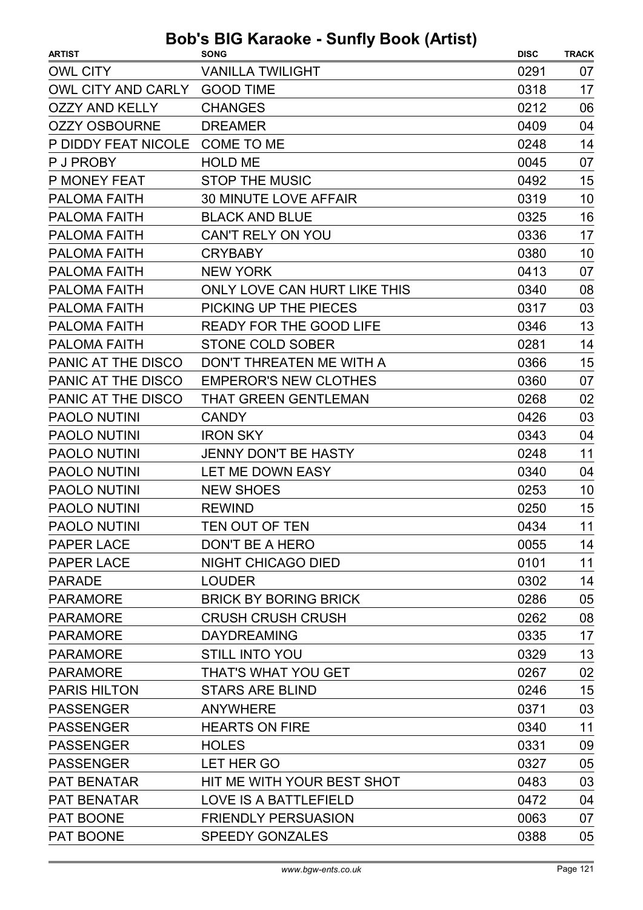# Bob's BIG Karaoke - Sunfly Book (Artist)

| ARTIST | SONG | DISC | TRACK |
|---|---|---|---|
| OWL CITY | VANILLA TWILIGHT | 0291 | 07 |
| OWL CITY AND CARLY | GOOD TIME | 0318 | 17 |
| OZZY AND KELLY | CHANGES | 0212 | 06 |
| OZZY OSBOURNE | DREAMER | 0409 | 04 |
| P DIDDY FEAT NICOLE | COME TO ME | 0248 | 14 |
| P J PROBY | HOLD ME | 0045 | 07 |
| P MONEY FEAT | STOP THE MUSIC | 0492 | 15 |
| PALOMA FAITH | 30 MINUTE LOVE AFFAIR | 0319 | 10 |
| PALOMA FAITH | BLACK AND BLUE | 0325 | 16 |
| PALOMA FAITH | CAN'T RELY ON YOU | 0336 | 17 |
| PALOMA FAITH | CRYBABY | 0380 | 10 |
| PALOMA FAITH | NEW YORK | 0413 | 07 |
| PALOMA FAITH | ONLY LOVE CAN HURT LIKE THIS | 0340 | 08 |
| PALOMA FAITH | PICKING UP THE PIECES | 0317 | 03 |
| PALOMA FAITH | READY FOR THE GOOD LIFE | 0346 | 13 |
| PALOMA FAITH | STONE COLD SOBER | 0281 | 14 |
| PANIC AT THE DISCO | DON'T THREATEN ME WITH A | 0366 | 15 |
| PANIC AT THE DISCO | EMPEROR'S NEW CLOTHES | 0360 | 07 |
| PANIC AT THE DISCO | THAT GREEN GENTLEMAN | 0268 | 02 |
| PAOLO NUTINI | CANDY | 0426 | 03 |
| PAOLO NUTINI | IRON SKY | 0343 | 04 |
| PAOLO NUTINI | JENNY DON'T BE HASTY | 0248 | 11 |
| PAOLO NUTINI | LET ME DOWN EASY | 0340 | 04 |
| PAOLO NUTINI | NEW SHOES | 0253 | 10 |
| PAOLO NUTINI | REWIND | 0250 | 15 |
| PAOLO NUTINI | TEN OUT OF TEN | 0434 | 11 |
| PAPER LACE | DON'T BE A HERO | 0055 | 14 |
| PAPER LACE | NIGHT CHICAGO DIED | 0101 | 11 |
| PARADE | LOUDER | 0302 | 14 |
| PARAMORE | BRICK BY BORING BRICK | 0286 | 05 |
| PARAMORE | CRUSH CRUSH CRUSH | 0262 | 08 |
| PARAMORE | DAYDREAMING | 0335 | 17 |
| PARAMORE | STILL INTO YOU | 0329 | 13 |
| PARAMORE | THAT'S WHAT YOU GET | 0267 | 02 |
| PARIS HILTON | STARS ARE BLIND | 0246 | 15 |
| PASSENGER | ANYWHERE | 0371 | 03 |
| PASSENGER | HEARTS ON FIRE | 0340 | 11 |
| PASSENGER | HOLES | 0331 | 09 |
| PASSENGER | LET HER GO | 0327 | 05 |
| PAT BENATAR | HIT ME WITH YOUR BEST SHOT | 0483 | 03 |
| PAT BENATAR | LOVE IS A BATTLEFIELD | 0472 | 04 |
| PAT BOONE | FRIENDLY PERSUASION | 0063 | 07 |
| PAT BOONE | SPEEDY GONZALES | 0388 | 05 |

www.bgw-ents.co.uk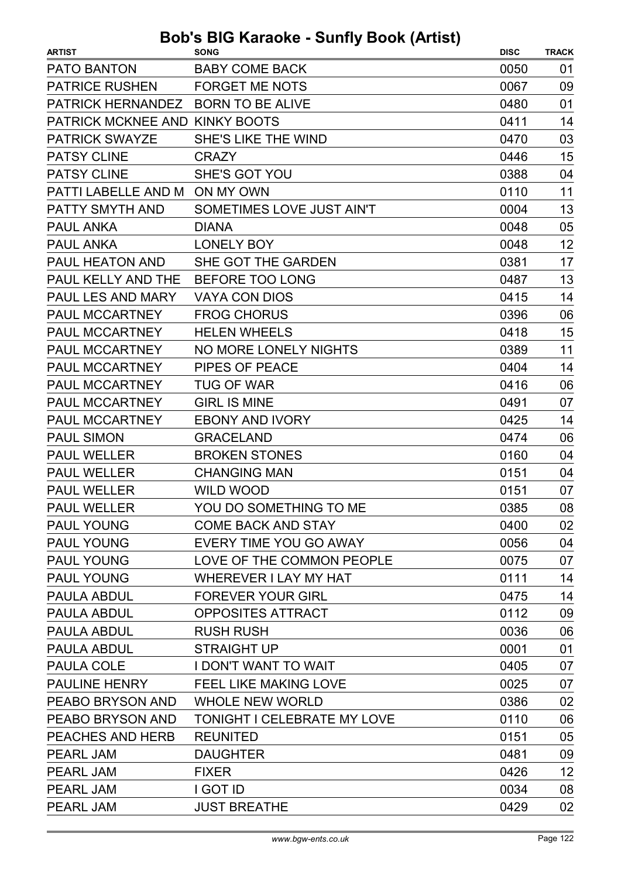# Bob's BIG Karaoke - Sunfly Book (Artist)

| ARTIST | SONG | DISC | TRACK |
|---|---|---|---|
| PATO BANTON | BABY COME BACK | 0050 | 01 |
| PATRICE RUSHEN | FORGET ME NOTS | 0067 | 09 |
| PATRICK HERNANDEZ | BORN TO BE ALIVE | 0480 | 01 |
| PATRICK MCKNEE AND | KINKY BOOTS | 0411 | 14 |
| PATRICK SWAYZE | SHE'S LIKE THE WIND | 0470 | 03 |
| PATSY CLINE | CRAZY | 0446 | 15 |
| PATSY CLINE | SHE'S GOT YOU | 0388 | 04 |
| PATTI LABELLE AND M | ON MY OWN | 0110 | 11 |
| PATTY SMYTH AND | SOMETIMES LOVE JUST AIN'T | 0004 | 13 |
| PAUL ANKA | DIANA | 0048 | 05 |
| PAUL ANKA | LONELY BOY | 0048 | 12 |
| PAUL HEATON AND | SHE GOT THE GARDEN | 0381 | 17 |
| PAUL KELLY AND THE | BEFORE TOO LONG | 0487 | 13 |
| PAUL LES AND MARY | VAYA CON DIOS | 0415 | 14 |
| PAUL MCCARTNEY | FROG CHORUS | 0396 | 06 |
| PAUL MCCARTNEY | HELEN WHEELS | 0418 | 15 |
| PAUL MCCARTNEY | NO MORE LONELY NIGHTS | 0389 | 11 |
| PAUL MCCARTNEY | PIPES OF PEACE | 0404 | 14 |
| PAUL MCCARTNEY | TUG OF WAR | 0416 | 06 |
| PAUL MCCARTNEY | GIRL IS MINE | 0491 | 07 |
| PAUL MCCARTNEY | EBONY AND IVORY | 0425 | 14 |
| PAUL SIMON | GRACELAND | 0474 | 06 |
| PAUL WELLER | BROKEN STONES | 0160 | 04 |
| PAUL WELLER | CHANGING MAN | 0151 | 04 |
| PAUL WELLER | WILD WOOD | 0151 | 07 |
| PAUL WELLER | YOU DO SOMETHING TO ME | 0385 | 08 |
| PAUL YOUNG | COME BACK AND STAY | 0400 | 02 |
| PAUL YOUNG | EVERY TIME YOU GO AWAY | 0056 | 04 |
| PAUL YOUNG | LOVE OF THE COMMON PEOPLE | 0075 | 07 |
| PAUL YOUNG | WHEREVER I LAY MY HAT | 0111 | 14 |
| PAULA ABDUL | FOREVER YOUR GIRL | 0475 | 14 |
| PAULA ABDUL | OPPOSITES ATTRACT | 0112 | 09 |
| PAULA ABDUL | RUSH RUSH | 0036 | 06 |
| PAULA ABDUL | STRAIGHT UP | 0001 | 01 |
| PAULA COLE | I DON'T WANT TO WAIT | 0405 | 07 |
| PAULINE HENRY | FEEL LIKE MAKING LOVE | 0025 | 07 |
| PEABO BRYSON AND | WHOLE NEW WORLD | 0386 | 02 |
| PEABO BRYSON AND | TONIGHT I CELEBRATE MY LOVE | 0110 | 06 |
| PEACHES AND HERB | REUNITED | 0151 | 05 |
| PEARL JAM | DAUGHTER | 0481 | 09 |
| PEARL JAM | FIXER | 0426 | 12 |
| PEARL JAM | I GOT ID | 0034 | 08 |
| PEARL JAM | JUST BREATHE | 0429 | 02 |

www.bgw-ents.co.uk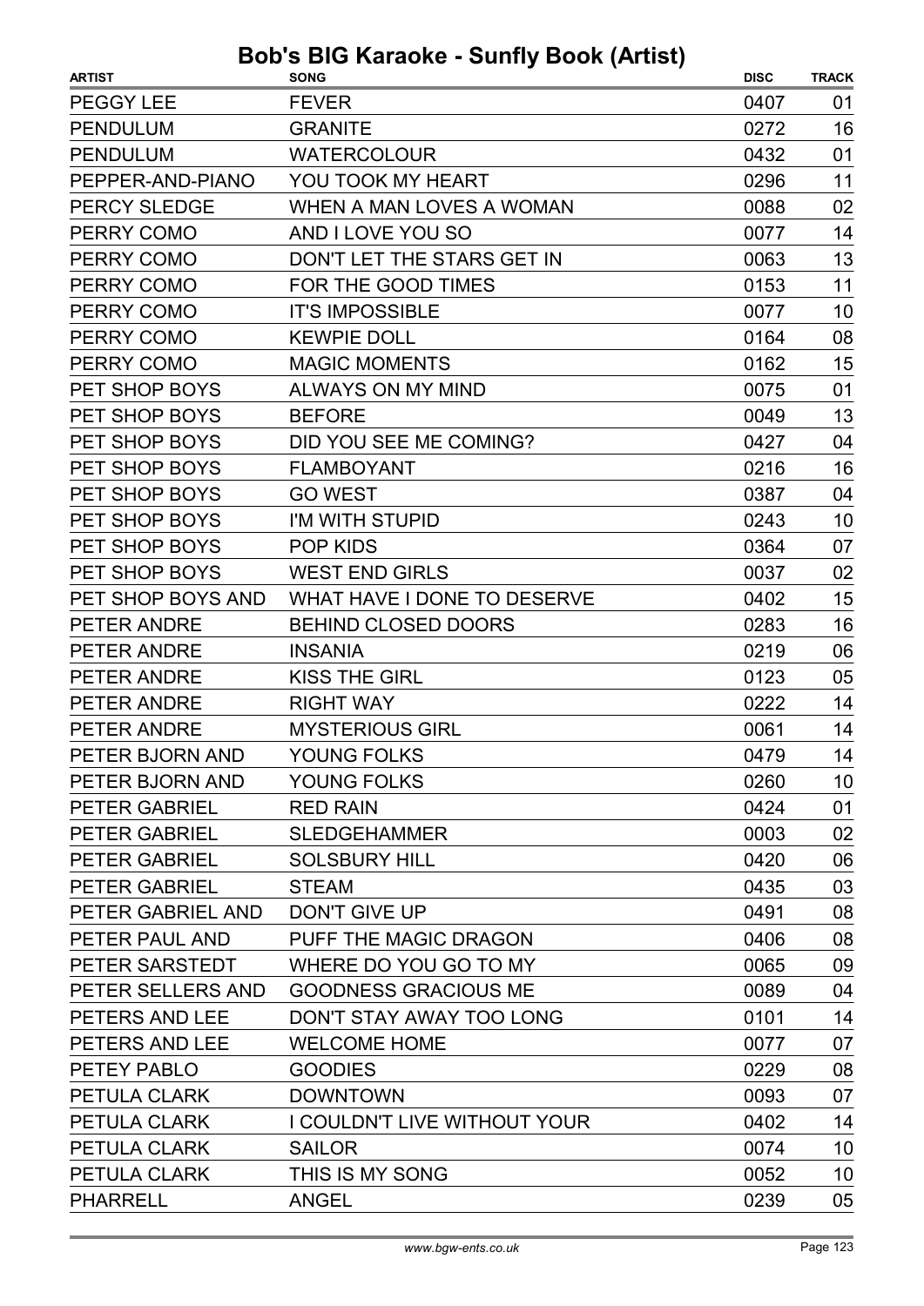# Bob's BIG Karaoke - Sunfly Book (Artist)

| ARTIST | SONG | DISC | TRACK |
|---|---|---|---|
| PEGGY LEE | FEVER | 0407 | 01 |
| PENDULUM | GRANITE | 0272 | 16 |
| PENDULUM | WATERCOLOUR | 0432 | 01 |
| PEPPER-AND-PIANO | YOU TOOK MY HEART | 0296 | 11 |
| PERCY SLEDGE | WHEN A MAN LOVES A WOMAN | 0088 | 02 |
| PERRY COMO | AND I LOVE YOU SO | 0077 | 14 |
| PERRY COMO | DON'T LET THE STARS GET IN | 0063 | 13 |
| PERRY COMO | FOR THE GOOD TIMES | 0153 | 11 |
| PERRY COMO | IT'S IMPOSSIBLE | 0077 | 10 |
| PERRY COMO | KEWPIE DOLL | 0164 | 08 |
| PERRY COMO | MAGIC MOMENTS | 0162 | 15 |
| PET SHOP BOYS | ALWAYS ON MY MIND | 0075 | 01 |
| PET SHOP BOYS | BEFORE | 0049 | 13 |
| PET SHOP BOYS | DID YOU SEE ME COMING? | 0427 | 04 |
| PET SHOP BOYS | FLAMBOYANT | 0216 | 16 |
| PET SHOP BOYS | GO WEST | 0387 | 04 |
| PET SHOP BOYS | I'M WITH STUPID | 0243 | 10 |
| PET SHOP BOYS | POP KIDS | 0364 | 07 |
| PET SHOP BOYS | WEST END GIRLS | 0037 | 02 |
| PET SHOP BOYS AND | WHAT HAVE I DONE TO DESERVE | 0402 | 15 |
| PETER ANDRE | BEHIND CLOSED DOORS | 0283 | 16 |
| PETER ANDRE | INSANIA | 0219 | 06 |
| PETER ANDRE | KISS THE GIRL | 0123 | 05 |
| PETER ANDRE | RIGHT WAY | 0222 | 14 |
| PETER ANDRE | MYSTERIOUS GIRL | 0061 | 14 |
| PETER BJORN AND | YOUNG FOLKS | 0479 | 14 |
| PETER BJORN AND | YOUNG FOLKS | 0260 | 10 |
| PETER GABRIEL | RED RAIN | 0424 | 01 |
| PETER GABRIEL | SLEDGEHAMMER | 0003 | 02 |
| PETER GABRIEL | SOLSBURY HILL | 0420 | 06 |
| PETER GABRIEL | STEAM | 0435 | 03 |
| PETER GABRIEL AND | DON'T GIVE UP | 0491 | 08 |
| PETER PAUL AND | PUFF THE MAGIC DRAGON | 0406 | 08 |
| PETER SARSTEDT | WHERE DO YOU GO TO MY | 0065 | 09 |
| PETER SELLERS AND | GOODNESS GRACIOUS ME | 0089 | 04 |
| PETERS AND LEE | DON'T STAY AWAY TOO LONG | 0101 | 14 |
| PETERS AND LEE | WELCOME HOME | 0077 | 07 |
| PETEY PABLO | GOODIES | 0229 | 08 |
| PETULA CLARK | DOWNTOWN | 0093 | 07 |
| PETULA CLARK | I COULDN'T LIVE WITHOUT YOUR | 0402 | 14 |
| PETULA CLARK | SAILOR | 0074 | 10 |
| PETULA CLARK | THIS IS MY SONG | 0052 | 10 |
| PHARRELL | ANGEL | 0239 | 05 |

www.bgw-ents.co.uk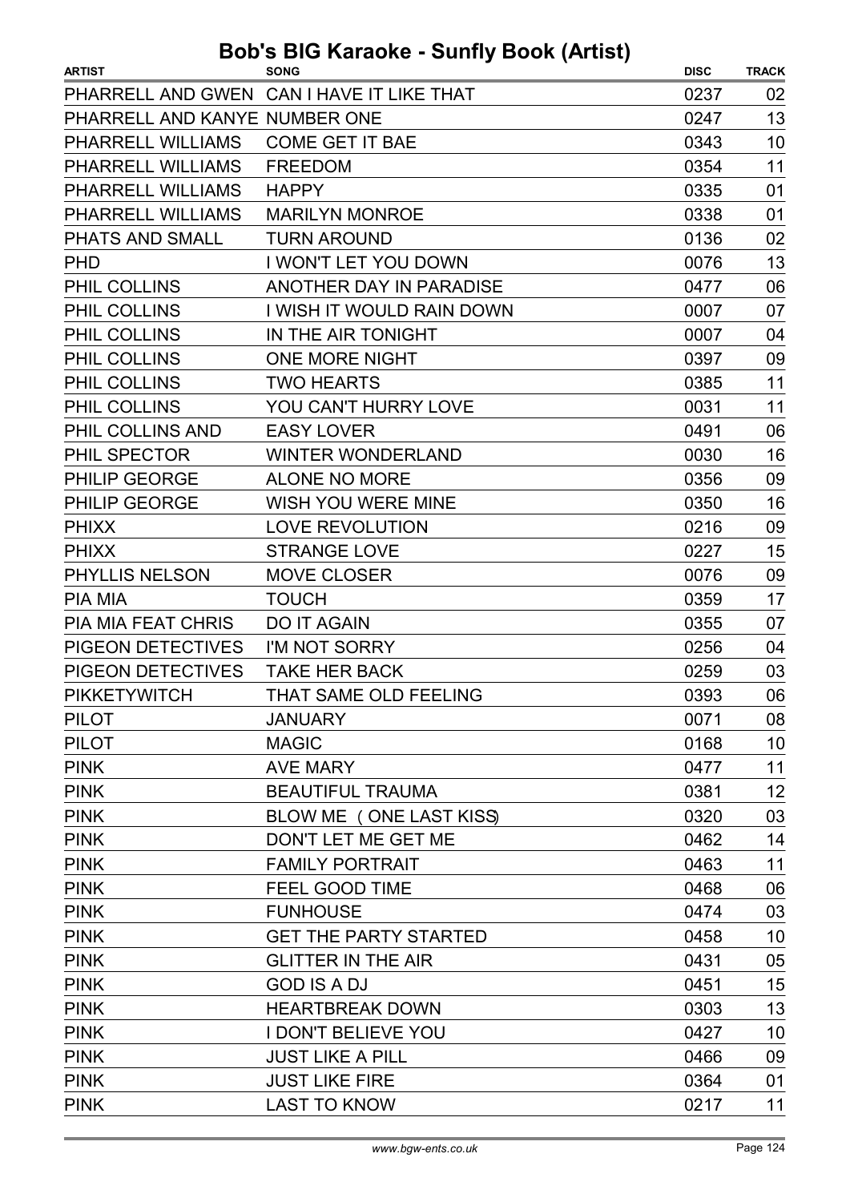# Bob's BIG Karaoke - Sunfly Book (Artist)

| ARTIST | SONG | DISC | TRACK |
|---|---|---|---|
| PHARRELL AND GWEN | CAN I HAVE IT LIKE THAT | 0237 | 02 |
| PHARRELL AND KANYE | NUMBER ONE | 0247 | 13 |
| PHARRELL WILLIAMS | COME GET IT BAE | 0343 | 10 |
| PHARRELL WILLIAMS | FREEDOM | 0354 | 11 |
| PHARRELL WILLIAMS | HAPPY | 0335 | 01 |
| PHARRELL WILLIAMS | MARILYN MONROE | 0338 | 01 |
| PHATS AND SMALL | TURN AROUND | 0136 | 02 |
| PHD | I WON'T LET YOU DOWN | 0076 | 13 |
| PHIL COLLINS | ANOTHER DAY IN PARADISE | 0477 | 06 |
| PHIL COLLINS | I WISH IT WOULD RAIN DOWN | 0007 | 07 |
| PHIL COLLINS | IN THE AIR TONIGHT | 0007 | 04 |
| PHIL COLLINS | ONE MORE NIGHT | 0397 | 09 |
| PHIL COLLINS | TWO HEARTS | 0385 | 11 |
| PHIL COLLINS | YOU CAN'T HURRY LOVE | 0031 | 11 |
| PHIL COLLINS AND | EASY LOVER | 0491 | 06 |
| PHIL SPECTOR | WINTER WONDERLAND | 0030 | 16 |
| PHILIP GEORGE | ALONE NO MORE | 0356 | 09 |
| PHILIP GEORGE | WISH YOU WERE MINE | 0350 | 16 |
| PHIXX | LOVE REVOLUTION | 0216 | 09 |
| PHIXX | STRANGE LOVE | 0227 | 15 |
| PHYLLIS NELSON | MOVE CLOSER | 0076 | 09 |
| PIA MIA | TOUCH | 0359 | 17 |
| PIA MIA FEAT CHRIS | DO IT AGAIN | 0355 | 07 |
| PIGEON DETECTIVES | I'M NOT SORRY | 0256 | 04 |
| PIGEON DETECTIVES | TAKE HER BACK | 0259 | 03 |
| PIKKETYWITCH | THAT SAME OLD FEELING | 0393 | 06 |
| PILOT | JANUARY | 0071 | 08 |
| PILOT | MAGIC | 0168 | 10 |
| PINK | AVE MARY | 0477 | 11 |
| PINK | BEAUTIFUL TRAUMA | 0381 | 12 |
| PINK | BLOW ME ( ONE LAST KISS) | 0320 | 03 |
| PINK | DON'T LET ME GET ME | 0462 | 14 |
| PINK | FAMILY PORTRAIT | 0463 | 11 |
| PINK | FEEL GOOD TIME | 0468 | 06 |
| PINK | FUNHOUSE | 0474 | 03 |
| PINK | GET THE PARTY STARTED | 0458 | 10 |
| PINK | GLITTER IN THE AIR | 0431 | 05 |
| PINK | GOD IS A DJ | 0451 | 15 |
| PINK | HEARTBREAK DOWN | 0303 | 13 |
| PINK | I DON'T BELIEVE YOU | 0427 | 10 |
| PINK | JUST LIKE A PILL | 0466 | 09 |
| PINK | JUST LIKE FIRE | 0364 | 01 |
| PINK | LAST TO KNOW | 0217 | 11 |

www.bgw-ents.co.uk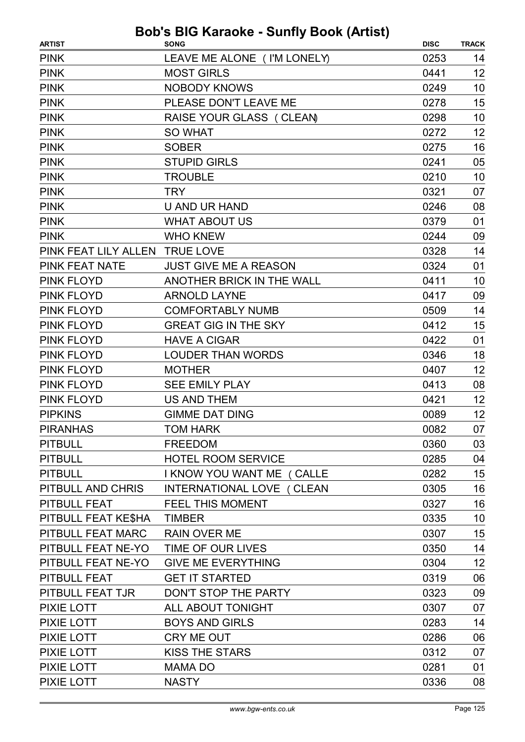# Bob's BIG Karaoke - Sunfly Book (Artist)

| ARTIST | SONG | DISC | TRACK |
|---|---|---|---|
| PINK | LEAVE ME ALONE ( I'M LONELY) | 0253 | 14 |
| PINK | MOST GIRLS | 0441 | 12 |
| PINK | NOBODY KNOWS | 0249 | 10 |
| PINK | PLEASE DON'T LEAVE ME | 0278 | 15 |
| PINK | RAISE YOUR GLASS ( CLEAN) | 0298 | 10 |
| PINK | SO WHAT | 0272 | 12 |
| PINK | SOBER | 0275 | 16 |
| PINK | STUPID GIRLS | 0241 | 05 |
| PINK | TROUBLE | 0210 | 10 |
| PINK | TRY | 0321 | 07 |
| PINK | U AND UR HAND | 0246 | 08 |
| PINK | WHAT ABOUT US | 0379 | 01 |
| PINK | WHO KNEW | 0244 | 09 |
| PINK FEAT LILY ALLEN | TRUE LOVE | 0328 | 14 |
| PINK FEAT NATE | JUST GIVE ME A REASON | 0324 | 01 |
| PINK FLOYD | ANOTHER BRICK IN THE WALL | 0411 | 10 |
| PINK FLOYD | ARNOLD LAYNE | 0417 | 09 |
| PINK FLOYD | COMFORTABLY NUMB | 0509 | 14 |
| PINK FLOYD | GREAT GIG IN THE SKY | 0412 | 15 |
| PINK FLOYD | HAVE A CIGAR | 0422 | 01 |
| PINK FLOYD | LOUDER THAN WORDS | 0346 | 18 |
| PINK FLOYD | MOTHER | 0407 | 12 |
| PINK FLOYD | SEE EMILY PLAY | 0413 | 08 |
| PINK FLOYD | US AND THEM | 0421 | 12 |
| PIPKINS | GIMME DAT DING | 0089 | 12 |
| PIRANHAS | TOM HARK | 0082 | 07 |
| PITBULL | FREEDOM | 0360 | 03 |
| PITBULL | HOTEL ROOM SERVICE | 0285 | 04 |
| PITBULL | I KNOW YOU WANT ME ( CALLE | 0282 | 15 |
| PITBULL AND CHRIS | INTERNATIONAL LOVE ( CLEAN | 0305 | 16 |
| PITBULL FEAT | FEEL THIS MOMENT | 0327 | 16 |
| PITBULL FEAT KE$HA | TIMBER | 0335 | 10 |
| PITBULL FEAT MARC | RAIN OVER ME | 0307 | 15 |
| PITBULL FEAT NE-YO | TIME OF OUR LIVES | 0350 | 14 |
| PITBULL FEAT NE-YO | GIVE ME EVERYTHING | 0304 | 12 |
| PITBULL FEAT | GET IT STARTED | 0319 | 06 |
| PITBULL FEAT TJR | DON'T STOP THE PARTY | 0323 | 09 |
| PIXIE LOTT | ALL ABOUT TONIGHT | 0307 | 07 |
| PIXIE LOTT | BOYS AND GIRLS | 0283 | 14 |
| PIXIE LOTT | CRY ME OUT | 0286 | 06 |
| PIXIE LOTT | KISS THE STARS | 0312 | 07 |
| PIXIE LOTT | MAMA DO | 0281 | 01 |
| PIXIE LOTT | NASTY | 0336 | 08 |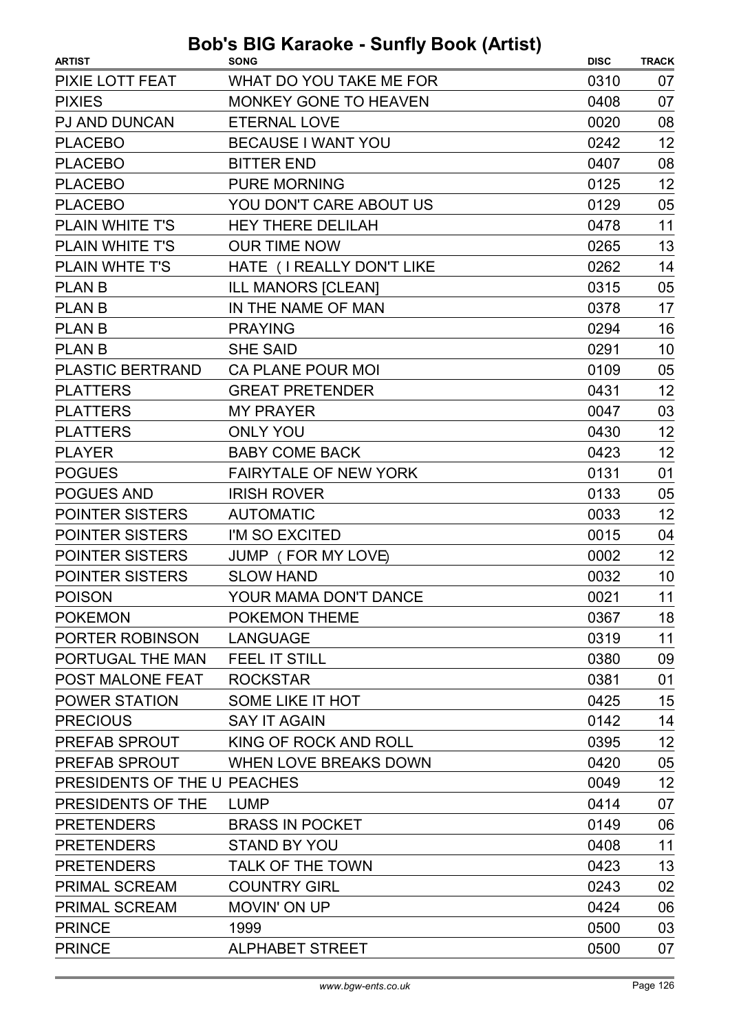# Bob's BIG Karaoke - Sunfly Book (Artist)

| ARTIST | SONG | DISC | TRACK |
|---|---|---|---|
| PIXIE LOTT FEAT | WHAT DO YOU TAKE ME FOR | 0310 | 07 |
| PIXIES | MONKEY GONE TO HEAVEN | 0408 | 07 |
| PJ AND DUNCAN | ETERNAL LOVE | 0020 | 08 |
| PLACEBO | BECAUSE I WANT YOU | 0242 | 12 |
| PLACEBO | BITTER END | 0407 | 08 |
| PLACEBO | PURE MORNING | 0125 | 12 |
| PLACEBO | YOU DON'T CARE ABOUT US | 0129 | 05 |
| PLAIN WHITE T'S | HEY THERE DELILAH | 0478 | 11 |
| PLAIN WHITE T'S | OUR TIME NOW | 0265 | 13 |
| PLAIN WHTE T'S | HATE (I REALLY DON'T LIKE | 0262 | 14 |
| PLAN B | ILL MANORS [CLEAN] | 0315 | 05 |
| PLAN B | IN THE NAME OF MAN | 0378 | 17 |
| PLAN B | PRAYING | 0294 | 16 |
| PLAN B | SHE SAID | 0291 | 10 |
| PLASTIC BERTRAND | CA PLANE POUR MOI | 0109 | 05 |
| PLATTERS | GREAT PRETENDER | 0431 | 12 |
| PLATTERS | MY PRAYER | 0047 | 03 |
| PLATTERS | ONLY YOU | 0430 | 12 |
| PLAYER | BABY COME BACK | 0423 | 12 |
| POGUES | FAIRYTALE OF NEW YORK | 0131 | 01 |
| POGUES AND | IRISH ROVER | 0133 | 05 |
| POINTER SISTERS | AUTOMATIC | 0033 | 12 |
| POINTER SISTERS | I'M SO EXCITED | 0015 | 04 |
| POINTER SISTERS | JUMP (FOR MY LOVE) | 0002 | 12 |
| POINTER SISTERS | SLOW HAND | 0032 | 10 |
| POISON | YOUR MAMA DON'T DANCE | 0021 | 11 |
| POKEMON | POKEMON THEME | 0367 | 18 |
| PORTER ROBINSON | LANGUAGE | 0319 | 11 |
| PORTUGAL THE MAN | FEEL IT STILL | 0380 | 09 |
| POST MALONE FEAT | ROCKSTAR | 0381 | 01 |
| POWER STATION | SOME LIKE IT HOT | 0425 | 15 |
| PRECIOUS | SAY IT AGAIN | 0142 | 14 |
| PREFAB SPROUT | KING OF ROCK AND ROLL | 0395 | 12 |
| PREFAB SPROUT | WHEN LOVE BREAKS DOWN | 0420 | 05 |
| PRESIDENTS OF THE U | PEACHES | 0049 | 12 |
| PRESIDENTS OF THE | LUMP | 0414 | 07 |
| PRETENDERS | BRASS IN POCKET | 0149 | 06 |
| PRETENDERS | STAND BY YOU | 0408 | 11 |
| PRETENDERS | TALK OF THE TOWN | 0423 | 13 |
| PRIMAL SCREAM | COUNTRY GIRL | 0243 | 02 |
| PRIMAL SCREAM | MOVIN' ON UP | 0424 | 06 |
| PRINCE | 1999 | 0500 | 03 |
| PRINCE | ALPHABET STREET | 0500 | 07 |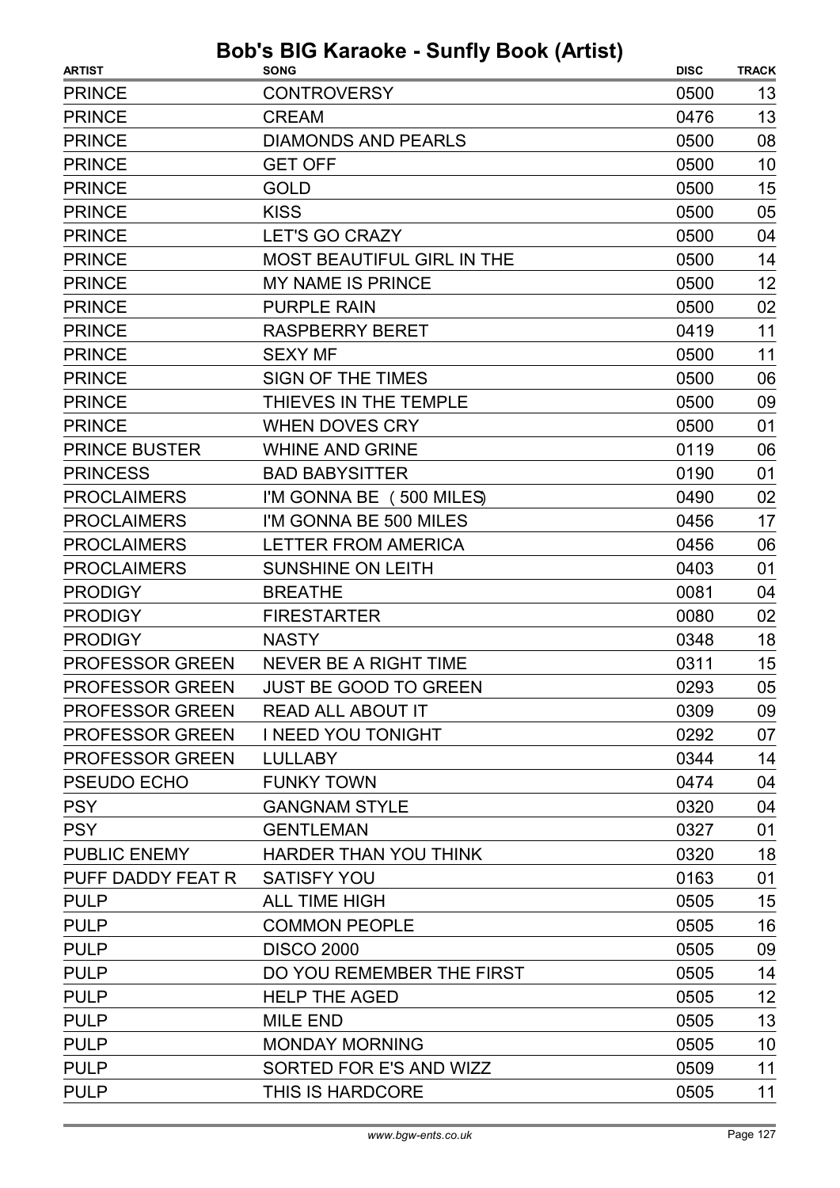# Bob's BIG Karaoke - Sunfly Book (Artist)

| ARTIST | SONG | DISC | TRACK |
|---|---|---|---|
| PRINCE | CONTROVERSY | 0500 | 13 |
| PRINCE | CREAM | 0476 | 13 |
| PRINCE | DIAMONDS AND PEARLS | 0500 | 08 |
| PRINCE | GET OFF | 0500 | 10 |
| PRINCE | GOLD | 0500 | 15 |
| PRINCE | KISS | 0500 | 05 |
| PRINCE | LET'S GO CRAZY | 0500 | 04 |
| PRINCE | MOST BEAUTIFUL GIRL IN THE | 0500 | 14 |
| PRINCE | MY NAME IS PRINCE | 0500 | 12 |
| PRINCE | PURPLE RAIN | 0500 | 02 |
| PRINCE | RASPBERRY BERET | 0419 | 11 |
| PRINCE | SEXY MF | 0500 | 11 |
| PRINCE | SIGN OF THE TIMES | 0500 | 06 |
| PRINCE | THIEVES IN THE TEMPLE | 0500 | 09 |
| PRINCE | WHEN DOVES CRY | 0500 | 01 |
| PRINCE BUSTER | WHINE AND GRINE | 0119 | 06 |
| PRINCESS | BAD BABYSITTER | 0190 | 01 |
| PROCLAIMERS | I'M GONNA BE (500 MILES) | 0490 | 02 |
| PROCLAIMERS | I'M GONNA BE 500 MILES | 0456 | 17 |
| PROCLAIMERS | LETTER FROM AMERICA | 0456 | 06 |
| PROCLAIMERS | SUNSHINE ON LEITH | 0403 | 01 |
| PRODIGY | BREATHE | 0081 | 04 |
| PRODIGY | FIRESTARTER | 0080 | 02 |
| PRODIGY | NASTY | 0348 | 18 |
| PROFESSOR GREEN | NEVER BE A RIGHT TIME | 0311 | 15 |
| PROFESSOR GREEN | JUST BE GOOD TO GREEN | 0293 | 05 |
| PROFESSOR GREEN | READ ALL ABOUT IT | 0309 | 09 |
| PROFESSOR GREEN | I NEED YOU TONIGHT | 0292 | 07 |
| PROFESSOR GREEN | LULLABY | 0344 | 14 |
| PSEUDO ECHO | FUNKY TOWN | 0474 | 04 |
| PSY | GANGNAM STYLE | 0320 | 04 |
| PSY | GENTLEMAN | 0327 | 01 |
| PUBLIC ENEMY | HARDER THAN YOU THINK | 0320 | 18 |
| PUFF DADDY FEAT R | SATISFY YOU | 0163 | 01 |
| PULP | ALL TIME HIGH | 0505 | 15 |
| PULP | COMMON PEOPLE | 0505 | 16 |
| PULP | DISCO 2000 | 0505 | 09 |
| PULP | DO YOU REMEMBER THE FIRST | 0505 | 14 |
| PULP | HELP THE AGED | 0505 | 12 |
| PULP | MILE END | 0505 | 13 |
| PULP | MONDAY MORNING | 0505 | 10 |
| PULP | SORTED FOR E'S AND WIZZ | 0509 | 11 |
| PULP | THIS IS HARDCORE | 0505 | 11 |

www.bgw-ents.co.uk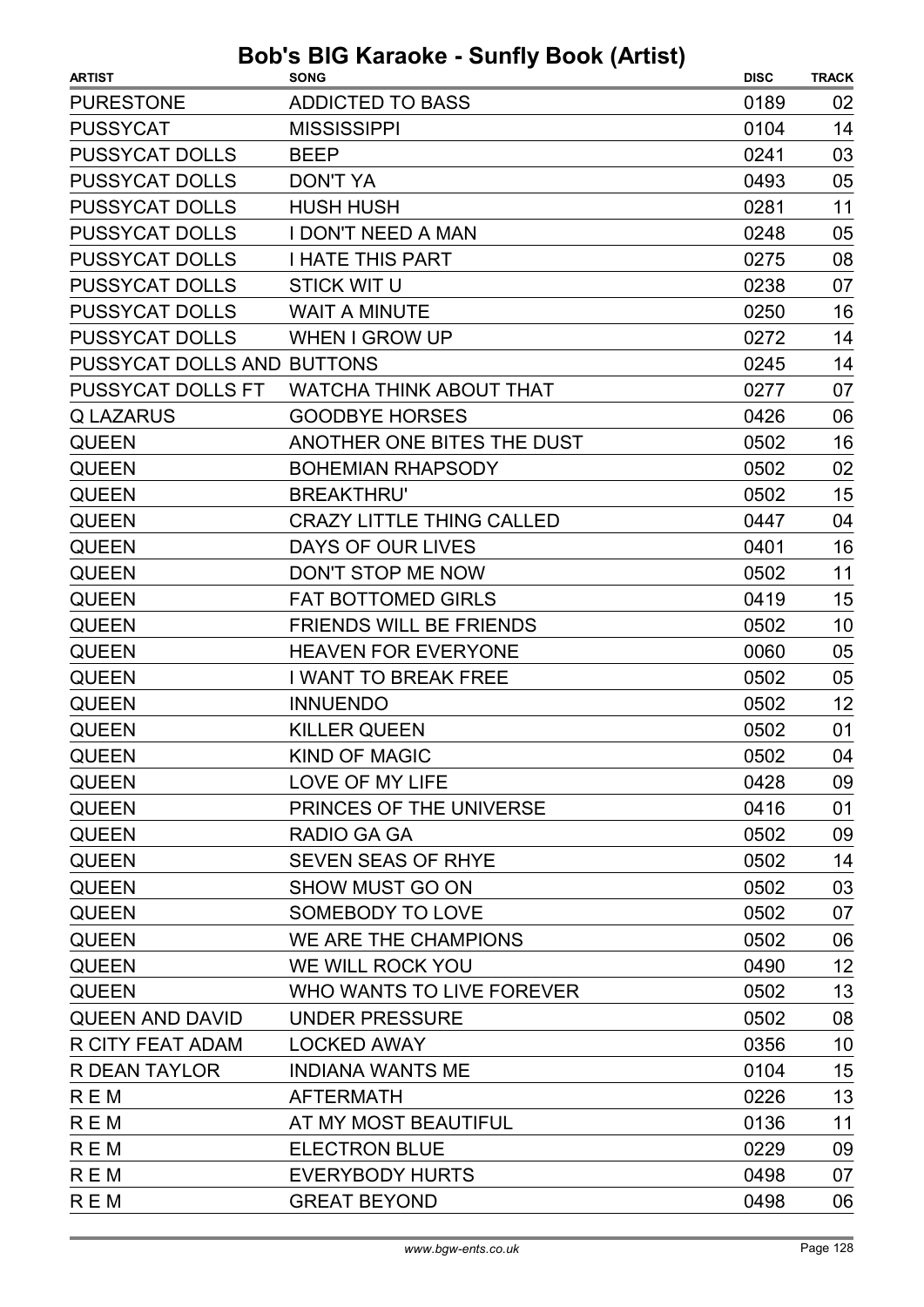# Bob's BIG Karaoke - Sunfly Book (Artist)

| ARTIST | SONG | DISC | TRACK |
|---|---|---|---|
| PURESTONE | ADDICTED TO BASS | 0189 | 02 |
| PUSSYCAT | MISSISSIPPI | 0104 | 14 |
| PUSSYCAT DOLLS | BEEP | 0241 | 03 |
| PUSSYCAT DOLLS | DON'T YA | 0493 | 05 |
| PUSSYCAT DOLLS | HUSH HUSH | 0281 | 11 |
| PUSSYCAT DOLLS | I DON'T NEED A MAN | 0248 | 05 |
| PUSSYCAT DOLLS | I HATE THIS PART | 0275 | 08 |
| PUSSYCAT DOLLS | STICK WIT U | 0238 | 07 |
| PUSSYCAT DOLLS | WAIT A MINUTE | 0250 | 16 |
| PUSSYCAT DOLLS | WHEN I GROW UP | 0272 | 14 |
| PUSSYCAT DOLLS AND | BUTTONS | 0245 | 14 |
| PUSSYCAT DOLLS FT | WATCHA THINK ABOUT THAT | 0277 | 07 |
| Q LAZARUS | GOODBYE HORSES | 0426 | 06 |
| QUEEN | ANOTHER ONE BITES THE DUST | 0502 | 16 |
| QUEEN | BOHEMIAN RHAPSODY | 0502 | 02 |
| QUEEN | BREAKTHRU' | 0502 | 15 |
| QUEEN | CRAZY LITTLE THING CALLED | 0447 | 04 |
| QUEEN | DAYS OF OUR LIVES | 0401 | 16 |
| QUEEN | DON'T STOP ME NOW | 0502 | 11 |
| QUEEN | FAT BOTTOMED GIRLS | 0419 | 15 |
| QUEEN | FRIENDS WILL BE FRIENDS | 0502 | 10 |
| QUEEN | HEAVEN FOR EVERYONE | 0060 | 05 |
| QUEEN | I WANT TO BREAK FREE | 0502 | 05 |
| QUEEN | INNUENDO | 0502 | 12 |
| QUEEN | KILLER QUEEN | 0502 | 01 |
| QUEEN | KIND OF MAGIC | 0502 | 04 |
| QUEEN | LOVE OF MY LIFE | 0428 | 09 |
| QUEEN | PRINCES OF THE UNIVERSE | 0416 | 01 |
| QUEEN | RADIO GA GA | 0502 | 09 |
| QUEEN | SEVEN SEAS OF RHYE | 0502 | 14 |
| QUEEN | SHOW MUST GO ON | 0502 | 03 |
| QUEEN | SOMEBODY TO LOVE | 0502 | 07 |
| QUEEN | WE ARE THE CHAMPIONS | 0502 | 06 |
| QUEEN | WE WILL ROCK YOU | 0490 | 12 |
| QUEEN | WHO WANTS TO LIVE FOREVER | 0502 | 13 |
| QUEEN AND DAVID | UNDER PRESSURE | 0502 | 08 |
| R CITY FEAT ADAM | LOCKED AWAY | 0356 | 10 |
| R DEAN TAYLOR | INDIANA WANTS ME | 0104 | 15 |
| R E M | AFTERMATH | 0226 | 13 |
| R E M | AT MY MOST BEAUTIFUL | 0136 | 11 |
| R E M | ELECTRON BLUE | 0229 | 09 |
| R E M | EVERYBODY HURTS | 0498 | 07 |
| R E M | GREAT BEYOND | 0498 | 06 |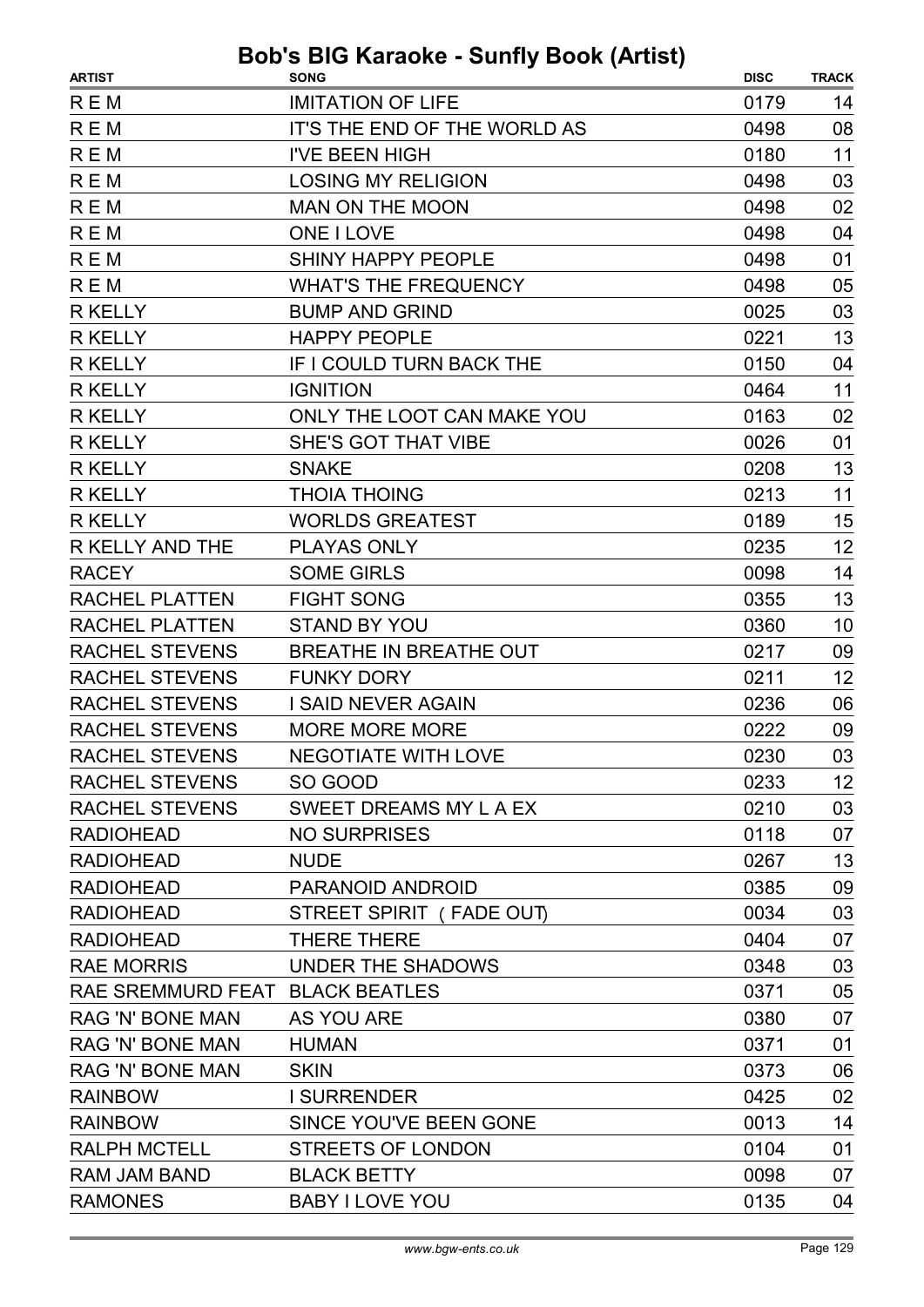# Bob's BIG Karaoke - Sunfly Book (Artist)

| ARTIST | SONG | DISC | TRACK |
|---|---|---|---|
| R E M | IMITATION OF LIFE | 0179 | 14 |
| R E M | IT'S THE END OF THE WORLD AS | 0498 | 08 |
| R E M | I'VE BEEN HIGH | 0180 | 11 |
| R E M | LOSING MY RELIGION | 0498 | 03 |
| R E M | MAN ON THE MOON | 0498 | 02 |
| R E M | ONE I LOVE | 0498 | 04 |
| R E M | SHINY HAPPY PEOPLE | 0498 | 01 |
| R E M | WHAT'S THE FREQUENCY | 0498 | 05 |
| R KELLY | BUMP AND GRIND | 0025 | 03 |
| R KELLY | HAPPY PEOPLE | 0221 | 13 |
| R KELLY | IF I COULD TURN BACK THE | 0150 | 04 |
| R KELLY | IGNITION | 0464 | 11 |
| R KELLY | ONLY THE LOOT CAN MAKE YOU | 0163 | 02 |
| R KELLY | SHE'S GOT THAT VIBE | 0026 | 01 |
| R KELLY | SNAKE | 0208 | 13 |
| R KELLY | THOIA THOING | 0213 | 11 |
| R KELLY | WORLDS GREATEST | 0189 | 15 |
| R KELLY AND THE | PLAYAS ONLY | 0235 | 12 |
| RACEY | SOME GIRLS | 0098 | 14 |
| RACHEL PLATTEN | FIGHT SONG | 0355 | 13 |
| RACHEL PLATTEN | STAND BY YOU | 0360 | 10 |
| RACHEL STEVENS | BREATHE IN BREATHE OUT | 0217 | 09 |
| RACHEL STEVENS | FUNKY DORY | 0211 | 12 |
| RACHEL STEVENS | I SAID NEVER AGAIN | 0236 | 06 |
| RACHEL STEVENS | MORE MORE MORE | 0222 | 09 |
| RACHEL STEVENS | NEGOTIATE WITH LOVE | 0230 | 03 |
| RACHEL STEVENS | SO GOOD | 0233 | 12 |
| RACHEL STEVENS | SWEET DREAMS MY L A EX | 0210 | 03 |
| RADIOHEAD | NO SURPRISES | 0118 | 07 |
| RADIOHEAD | NUDE | 0267 | 13 |
| RADIOHEAD | PARANOID ANDROID | 0385 | 09 |
| RADIOHEAD | STREET SPIRIT ( FADE OUT) | 0034 | 03 |
| RADIOHEAD | THERE THERE | 0404 | 07 |
| RAE MORRIS | UNDER THE SHADOWS | 0348 | 03 |
| RAE SREMMURD FEAT | BLACK BEATLES | 0371 | 05 |
| RAG 'N' BONE MAN | AS YOU ARE | 0380 | 07 |
| RAG 'N' BONE MAN | HUMAN | 0371 | 01 |
| RAG 'N' BONE MAN | SKIN | 0373 | 06 |
| RAINBOW | I SURRENDER | 0425 | 02 |
| RAINBOW | SINCE YOU'VE BEEN GONE | 0013 | 14 |
| RALPH MCTELL | STREETS OF LONDON | 0104 | 01 |
| RAM JAM BAND | BLACK BETTY | 0098 | 07 |
| RAMONES | BABY I LOVE YOU | 0135 | 04 |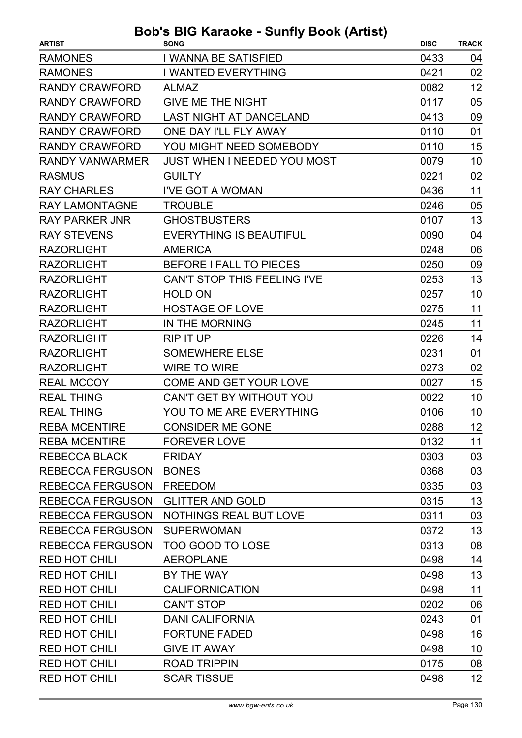# Bob's BIG Karaoke - Sunfly Book (Artist)

| ARTIST | SONG | DISC | TRACK |
|---|---|---|---|
| RAMONES | I WANNA BE SATISFIED | 0433 | 04 |
| RAMONES | I WANTED EVERYTHING | 0421 | 02 |
| RANDY CRAWFORD | ALMAZ | 0082 | 12 |
| RANDY CRAWFORD | GIVE ME THE NIGHT | 0117 | 05 |
| RANDY CRAWFORD | LAST NIGHT AT DANCELAND | 0413 | 09 |
| RANDY CRAWFORD | ONE DAY I'LL FLY AWAY | 0110 | 01 |
| RANDY CRAWFORD | YOU MIGHT NEED SOMEBODY | 0110 | 15 |
| RANDY VANWARMER | JUST WHEN I NEEDED YOU MOST | 0079 | 10 |
| RASMUS | GUILTY | 0221 | 02 |
| RAY CHARLES | I'VE GOT A WOMAN | 0436 | 11 |
| RAY LAMONTAGNE | TROUBLE | 0246 | 05 |
| RAY PARKER JNR | GHOSTBUSTERS | 0107 | 13 |
| RAY STEVENS | EVERYTHING IS BEAUTIFUL | 0090 | 04 |
| RAZORLIGHT | AMERICA | 0248 | 06 |
| RAZORLIGHT | BEFORE I FALL TO PIECES | 0250 | 09 |
| RAZORLIGHT | CAN'T STOP THIS FEELING I'VE | 0253 | 13 |
| RAZORLIGHT | HOLD ON | 0257 | 10 |
| RAZORLIGHT | HOSTAGE OF LOVE | 0275 | 11 |
| RAZORLIGHT | IN THE MORNING | 0245 | 11 |
| RAZORLIGHT | RIP IT UP | 0226 | 14 |
| RAZORLIGHT | SOMEWHERE ELSE | 0231 | 01 |
| RAZORLIGHT | WIRE TO WIRE | 0273 | 02 |
| REAL MCCOY | COME AND GET YOUR LOVE | 0027 | 15 |
| REAL THING | CAN'T GET BY WITHOUT YOU | 0022 | 10 |
| REAL THING | YOU TO ME ARE EVERYTHING | 0106 | 10 |
| REBA MCENTIRE | CONSIDER ME GONE | 0288 | 12 |
| REBA MCENTIRE | FOREVER LOVE | 0132 | 11 |
| REBECCA BLACK | FRIDAY | 0303 | 03 |
| REBECCA FERGUSON | BONES | 0368 | 03 |
| REBECCA FERGUSON | FREEDOM | 0335 | 03 |
| REBECCA FERGUSON | GLITTER AND GOLD | 0315 | 13 |
| REBECCA FERGUSON | NOTHINGS REAL BUT LOVE | 0311 | 03 |
| REBECCA FERGUSON | SUPERWOMAN | 0372 | 13 |
| REBECCA FERGUSON | TOO GOOD TO LOSE | 0313 | 08 |
| RED HOT CHILI | AEROPLANE | 0498 | 14 |
| RED HOT CHILI | BY THE WAY | 0498 | 13 |
| RED HOT CHILI | CALIFORNICATION | 0498 | 11 |
| RED HOT CHILI | CAN'T STOP | 0202 | 06 |
| RED HOT CHILI | DANI CALIFORNIA | 0243 | 01 |
| RED HOT CHILI | FORTUNE FADED | 0498 | 16 |
| RED HOT CHILI | GIVE IT AWAY | 0498 | 10 |
| RED HOT CHILI | ROAD TRIPPIN | 0175 | 08 |
| RED HOT CHILI | SCAR TISSUE | 0498 | 12 |

www.bgw-ents.co.uk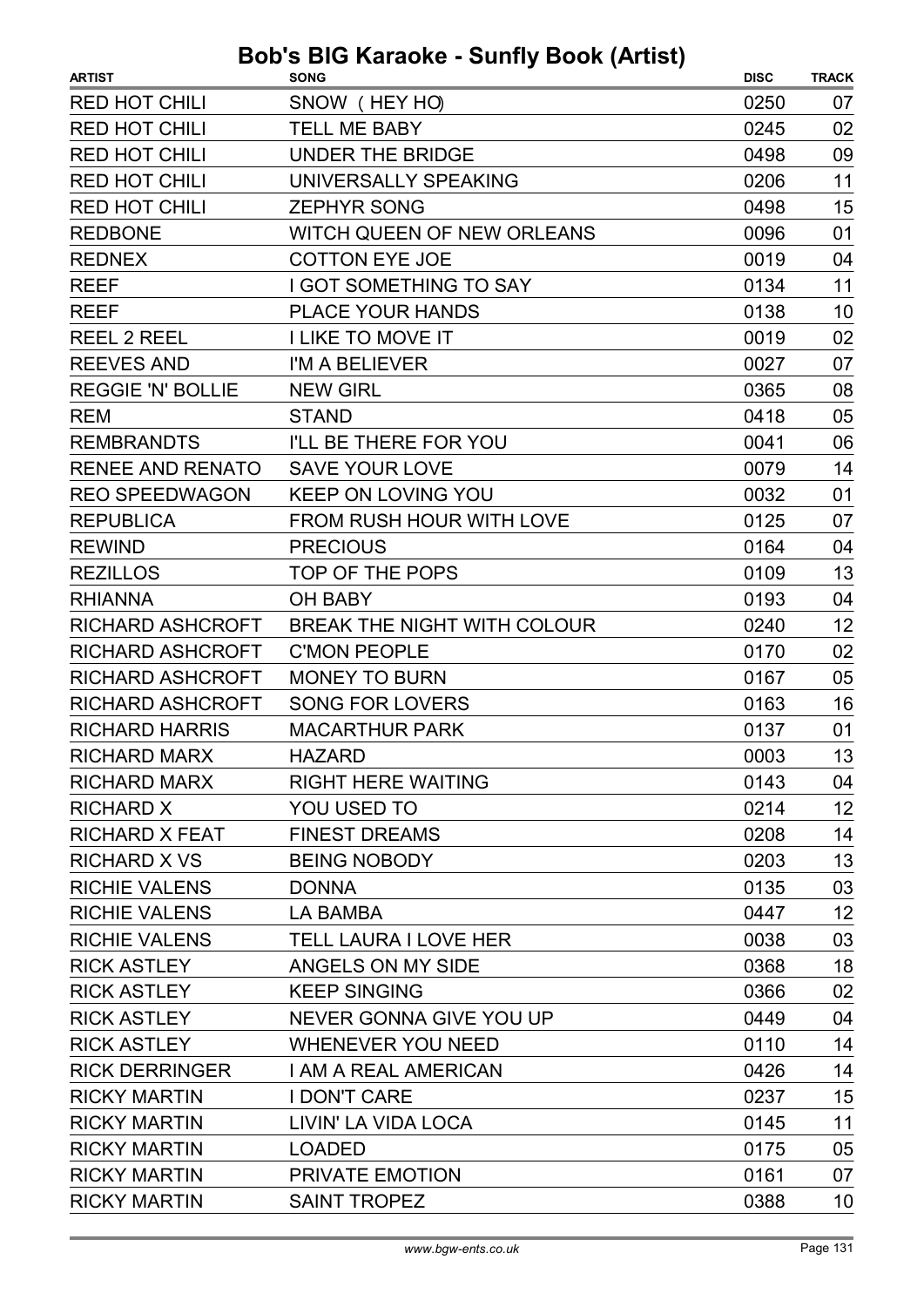# Bob's BIG Karaoke - Sunfly Book (Artist)

| ARTIST | SONG | DISC | TRACK |
| --- | --- | --- | --- |
| RED HOT CHILI | SNOW ( HEY HO) | 0250 | 07 |
| RED HOT CHILI | TELL ME BABY | 0245 | 02 |
| RED HOT CHILI | UNDER THE BRIDGE | 0498 | 09 |
| RED HOT CHILI | UNIVERSALLY SPEAKING | 0206 | 11 |
| RED HOT CHILI | ZEPHYR SONG | 0498 | 15 |
| REDBONE | WITCH QUEEN OF NEW ORLEANS | 0096 | 01 |
| REDNEX | COTTON EYE JOE | 0019 | 04 |
| REEF | I GOT SOMETHING TO SAY | 0134 | 11 |
| REEF | PLACE YOUR HANDS | 0138 | 10 |
| REEL 2 REEL | I LIKE TO MOVE IT | 0019 | 02 |
| REEVES AND | I'M A BELIEVER | 0027 | 07 |
| REGGIE 'N' BOLLIE | NEW GIRL | 0365 | 08 |
| REM | STAND | 0418 | 05 |
| REMBRANDTS | I'LL BE THERE FOR YOU | 0041 | 06 |
| RENEE AND RENATO | SAVE YOUR LOVE | 0079 | 14 |
| REO SPEEDWAGON | KEEP ON LOVING YOU | 0032 | 01 |
| REPUBLICA | FROM RUSH HOUR WITH LOVE | 0125 | 07 |
| REWIND | PRECIOUS | 0164 | 04 |
| REZILLOS | TOP OF THE POPS | 0109 | 13 |
| RHIANNA | OH BABY | 0193 | 04 |
| RICHARD ASHCROFT | BREAK THE NIGHT WITH COLOUR | 0240 | 12 |
| RICHARD ASHCROFT | C'MON PEOPLE | 0170 | 02 |
| RICHARD ASHCROFT | MONEY TO BURN | 0167 | 05 |
| RICHARD ASHCROFT | SONG FOR LOVERS | 0163 | 16 |
| RICHARD HARRIS | MACARTHUR PARK | 0137 | 01 |
| RICHARD MARX | HAZARD | 0003 | 13 |
| RICHARD MARX | RIGHT HERE WAITING | 0143 | 04 |
| RICHARD X | YOU USED TO | 0214 | 12 |
| RICHARD X FEAT | FINEST DREAMS | 0208 | 14 |
| RICHARD X VS | BEING NOBODY | 0203 | 13 |
| RICHIE VALENS | DONNA | 0135 | 03 |
| RICHIE VALENS | LA BAMBA | 0447 | 12 |
| RICHIE VALENS | TELL LAURA I LOVE HER | 0038 | 03 |
| RICK ASTLEY | ANGELS ON MY SIDE | 0368 | 18 |
| RICK ASTLEY | KEEP SINGING | 0366 | 02 |
| RICK ASTLEY | NEVER GONNA GIVE YOU UP | 0449 | 04 |
| RICK ASTLEY | WHENEVER YOU NEED | 0110 | 14 |
| RICK DERRINGER | I AM A REAL AMERICAN | 0426 | 14 |
| RICKY MARTIN | I DON'T CARE | 0237 | 15 |
| RICKY MARTIN | LIVIN' LA VIDA LOCA | 0145 | 11 |
| RICKY MARTIN | LOADED | 0175 | 05 |
| RICKY MARTIN | PRIVATE EMOTION | 0161 | 07 |
| RICKY MARTIN | SAINT TROPEZ | 0388 | 10 |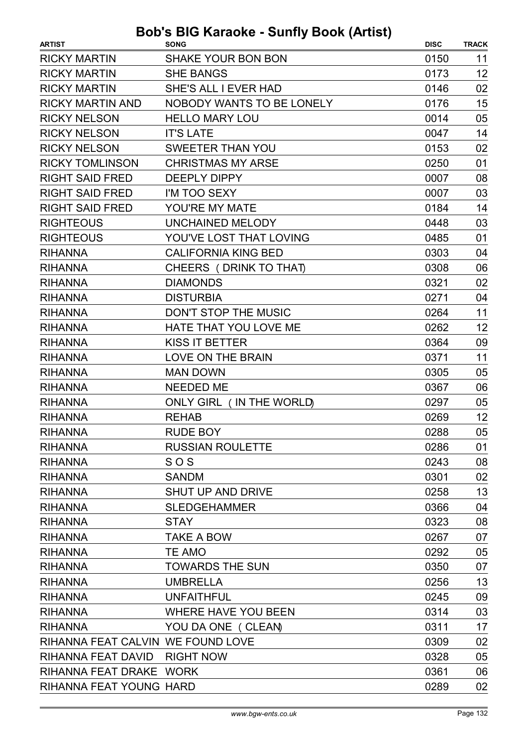# Bob's BIG Karaoke - Sunfly Book (Artist)

| ARTIST | SONG | DISC | TRACK |
|---|---|---|---|
| RICKY MARTIN | SHAKE YOUR BON BON | 0150 | 11 |
| RICKY MARTIN | SHE BANGS | 0173 | 12 |
| RICKY MARTIN | SHE'S ALL I EVER HAD | 0146 | 02 |
| RICKY MARTIN AND | NOBODY WANTS TO BE LONELY | 0176 | 15 |
| RICKY NELSON | HELLO MARY LOU | 0014 | 05 |
| RICKY NELSON | IT'S LATE | 0047 | 14 |
| RICKY NELSON | SWEETER THAN YOU | 0153 | 02 |
| RICKY TOMLINSON | CHRISTMAS MY ARSE | 0250 | 01 |
| RIGHT SAID FRED | DEEPLY DIPPY | 0007 | 08 |
| RIGHT SAID FRED | I'M TOO SEXY | 0007 | 03 |
| RIGHT SAID FRED | YOU'RE MY MATE | 0184 | 14 |
| RIGHTEOUS | UNCHAINED MELODY | 0448 | 03 |
| RIGHTEOUS | YOU'VE LOST THAT LOVING | 0485 | 01 |
| RIHANNA | CALIFORNIA KING BED | 0303 | 04 |
| RIHANNA | CHEERS ( DRINK TO THAT) | 0308 | 06 |
| RIHANNA | DIAMONDS | 0321 | 02 |
| RIHANNA | DISTURBIA | 0271 | 04 |
| RIHANNA | DON'T STOP THE MUSIC | 0264 | 11 |
| RIHANNA | HATE THAT YOU LOVE ME | 0262 | 12 |
| RIHANNA | KISS IT BETTER | 0364 | 09 |
| RIHANNA | LOVE ON THE BRAIN | 0371 | 11 |
| RIHANNA | MAN DOWN | 0305 | 05 |
| RIHANNA | NEEDED ME | 0367 | 06 |
| RIHANNA | ONLY GIRL ( IN THE WORLD) | 0297 | 05 |
| RIHANNA | REHAB | 0269 | 12 |
| RIHANNA | RUDE BOY | 0288 | 05 |
| RIHANNA | RUSSIAN ROULETTE | 0286 | 01 |
| RIHANNA | S O S | 0243 | 08 |
| RIHANNA | SANDM | 0301 | 02 |
| RIHANNA | SHUT UP AND DRIVE | 0258 | 13 |
| RIHANNA | SLEDGEHAMMER | 0366 | 04 |
| RIHANNA | STAY | 0323 | 08 |
| RIHANNA | TAKE A BOW | 0267 | 07 |
| RIHANNA | TE AMO | 0292 | 05 |
| RIHANNA | TOWARDS THE SUN | 0350 | 07 |
| RIHANNA | UMBRELLA | 0256 | 13 |
| RIHANNA | UNFAITHFUL | 0245 | 09 |
| RIHANNA | WHERE HAVE YOU BEEN | 0314 | 03 |
| RIHANNA | YOU DA ONE ( CLEAN) | 0311 | 17 |
| RIHANNA FEAT CALVIN | WE FOUND LOVE | 0309 | 02 |
| RIHANNA FEAT DAVID | RIGHT NOW | 0328 | 05 |
| RIHANNA FEAT DRAKE | WORK | 0361 | 06 |
| RIHANNA FEAT YOUNG | HARD | 0289 | 02 |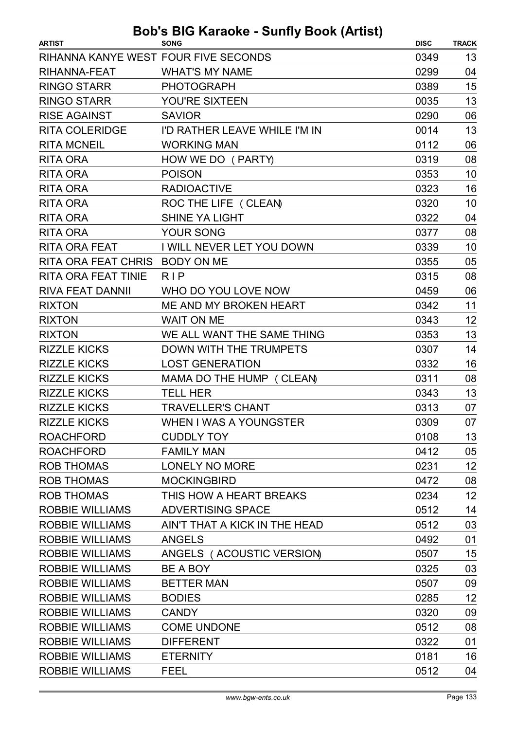# Bob's BIG Karaoke - Sunfly Book (Artist)

| ARTIST | SONG | DISC | TRACK |
|---|---|---|---|
| RIHANNA KANYE WEST | FOUR FIVE SECONDS | 0349 | 13 |
| RIHANNA-FEAT | WHAT'S MY NAME | 0299 | 04 |
| RINGO STARR | PHOTOGRAPH | 0389 | 15 |
| RINGO STARR | YOU'RE SIXTEEN | 0035 | 13 |
| RISE AGAINST | SAVIOR | 0290 | 06 |
| RITA COLERIDGE | I'D RATHER LEAVE WHILE I'M IN | 0014 | 13 |
| RITA MCNEIL | WORKING MAN | 0112 | 06 |
| RITA ORA | HOW WE DO ( PARTY) | 0319 | 08 |
| RITA ORA | POISON | 0353 | 10 |
| RITA ORA | RADIOACTIVE | 0323 | 16 |
| RITA ORA | ROC THE LIFE ( CLEAN) | 0320 | 10 |
| RITA ORA | SHINE YA LIGHT | 0322 | 04 |
| RITA ORA | YOUR SONG | 0377 | 08 |
| RITA ORA FEAT | I WILL NEVER LET YOU DOWN | 0339 | 10 |
| RITA ORA FEAT CHRIS | BODY ON ME | 0355 | 05 |
| RITA ORA FEAT TINIE | R I P | 0315 | 08 |
| RIVA FEAT DANNII | WHO DO YOU LOVE NOW | 0459 | 06 |
| RIXTON | ME AND MY BROKEN HEART | 0342 | 11 |
| RIXTON | WAIT ON ME | 0343 | 12 |
| RIXTON | WE ALL WANT THE SAME THING | 0353 | 13 |
| RIZZLE KICKS | DOWN WITH THE TRUMPETS | 0307 | 14 |
| RIZZLE KICKS | LOST GENERATION | 0332 | 16 |
| RIZZLE KICKS | MAMA DO THE HUMP ( CLEAN) | 0311 | 08 |
| RIZZLE KICKS | TELL HER | 0343 | 13 |
| RIZZLE KICKS | TRAVELLER'S CHANT | 0313 | 07 |
| RIZZLE KICKS | WHEN I WAS A YOUNGSTER | 0309 | 07 |
| ROACHFORD | CUDDLY TOY | 0108 | 13 |
| ROACHFORD | FAMILY MAN | 0412 | 05 |
| ROB THOMAS | LONELY NO MORE | 0231 | 12 |
| ROB THOMAS | MOCKINGBIRD | 0472 | 08 |
| ROB THOMAS | THIS HOW A HEART BREAKS | 0234 | 12 |
| ROBBIE WILLIAMS | ADVERTISING SPACE | 0512 | 14 |
| ROBBIE WILLIAMS | AIN'T THAT A KICK IN THE HEAD | 0512 | 03 |
| ROBBIE WILLIAMS | ANGELS | 0492 | 01 |
| ROBBIE WILLIAMS | ANGELS ( ACOUSTIC VERSION) | 0507 | 15 |
| ROBBIE WILLIAMS | BE A BOY | 0325 | 03 |
| ROBBIE WILLIAMS | BETTER MAN | 0507 | 09 |
| ROBBIE WILLIAMS | BODIES | 0285 | 12 |
| ROBBIE WILLIAMS | CANDY | 0320 | 09 |
| ROBBIE WILLIAMS | COME UNDONE | 0512 | 08 |
| ROBBIE WILLIAMS | DIFFERENT | 0322 | 01 |
| ROBBIE WILLIAMS | ETERNITY | 0181 | 16 |
| ROBBIE WILLIAMS | FEEL | 0512 | 04 |

*www.bgw-ents.co.uk*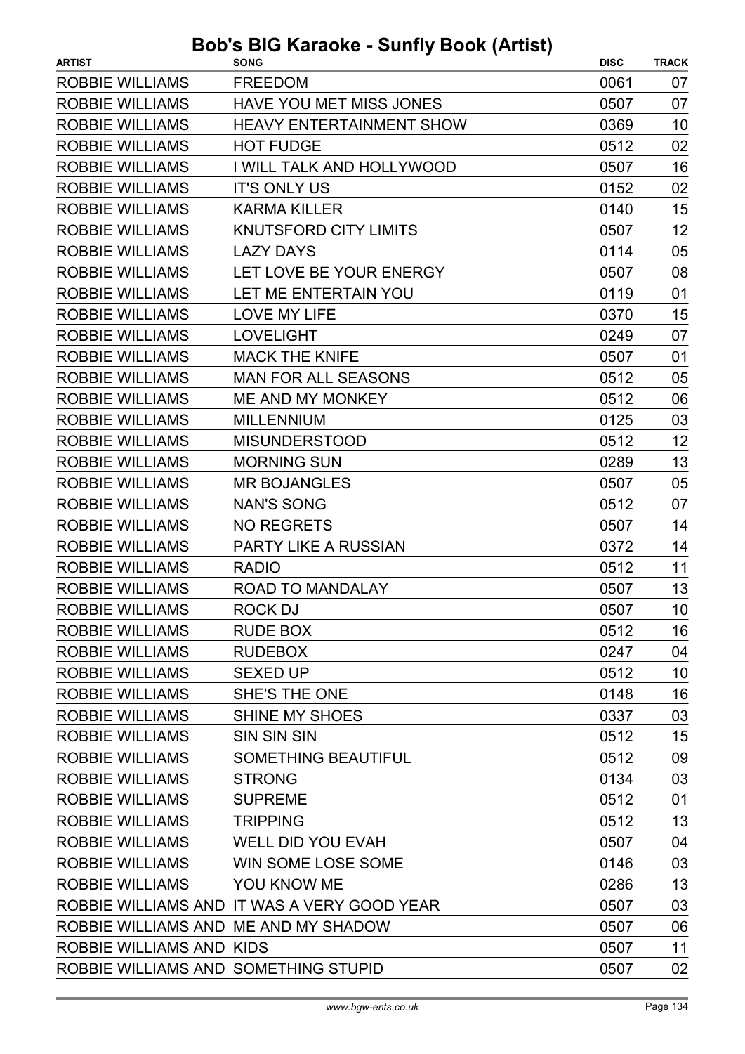# Bob's BIG Karaoke - Sunfly Book (Artist)

| ARTIST | SONG | DISC | TRACK |
|---|---|---|---|
| ROBBIE WILLIAMS | FREEDOM | 0061 | 07 |
| ROBBIE WILLIAMS | HAVE YOU MET MISS JONES | 0507 | 07 |
| ROBBIE WILLIAMS | HEAVY ENTERTAINMENT SHOW | 0369 | 10 |
| ROBBIE WILLIAMS | HOT FUDGE | 0512 | 02 |
| ROBBIE WILLIAMS | I WILL TALK AND HOLLYWOOD | 0507 | 16 |
| ROBBIE WILLIAMS | IT'S ONLY US | 0152 | 02 |
| ROBBIE WILLIAMS | KARMA KILLER | 0140 | 15 |
| ROBBIE WILLIAMS | KNUTSFORD CITY LIMITS | 0507 | 12 |
| ROBBIE WILLIAMS | LAZY DAYS | 0114 | 05 |
| ROBBIE WILLIAMS | LET LOVE BE YOUR ENERGY | 0507 | 08 |
| ROBBIE WILLIAMS | LET ME ENTERTAIN YOU | 0119 | 01 |
| ROBBIE WILLIAMS | LOVE MY LIFE | 0370 | 15 |
| ROBBIE WILLIAMS | LOVELIGHT | 0249 | 07 |
| ROBBIE WILLIAMS | MACK THE KNIFE | 0507 | 01 |
| ROBBIE WILLIAMS | MAN FOR ALL SEASONS | 0512 | 05 |
| ROBBIE WILLIAMS | ME AND MY MONKEY | 0512 | 06 |
| ROBBIE WILLIAMS | MILLENNIUM | 0125 | 03 |
| ROBBIE WILLIAMS | MISUNDERSTOOD | 0512 | 12 |
| ROBBIE WILLIAMS | MORNING SUN | 0289 | 13 |
| ROBBIE WILLIAMS | MR BOJANGLES | 0507 | 05 |
| ROBBIE WILLIAMS | NAN'S SONG | 0512 | 07 |
| ROBBIE WILLIAMS | NO REGRETS | 0507 | 14 |
| ROBBIE WILLIAMS | PARTY LIKE A RUSSIAN | 0372 | 14 |
| ROBBIE WILLIAMS | RADIO | 0512 | 11 |
| ROBBIE WILLIAMS | ROAD TO MANDALAY | 0507 | 13 |
| ROBBIE WILLIAMS | ROCK DJ | 0507 | 10 |
| ROBBIE WILLIAMS | RUDE BOX | 0512 | 16 |
| ROBBIE WILLIAMS | RUDEBOX | 0247 | 04 |
| ROBBIE WILLIAMS | SEXED UP | 0512 | 10 |
| ROBBIE WILLIAMS | SHE'S THE ONE | 0148 | 16 |
| ROBBIE WILLIAMS | SHINE MY SHOES | 0337 | 03 |
| ROBBIE WILLIAMS | SIN SIN SIN | 0512 | 15 |
| ROBBIE WILLIAMS | SOMETHING BEAUTIFUL | 0512 | 09 |
| ROBBIE WILLIAMS | STRONG | 0134 | 03 |
| ROBBIE WILLIAMS | SUPREME | 0512 | 01 |
| ROBBIE WILLIAMS | TRIPPING | 0512 | 13 |
| ROBBIE WILLIAMS | WELL DID YOU EVAH | 0507 | 04 |
| ROBBIE WILLIAMS | WIN SOME LOSE SOME | 0146 | 03 |
| ROBBIE WILLIAMS | YOU KNOW ME | 0286 | 13 |
| ROBBIE WILLIAMS AND | IT WAS A VERY GOOD YEAR | 0507 | 03 |
| ROBBIE WILLIAMS AND | ME AND MY SHADOW | 0507 | 06 |
| ROBBIE WILLIAMS AND | KIDS | 0507 | 11 |
| ROBBIE WILLIAMS AND | SOMETHING STUPID | 0507 | 02 |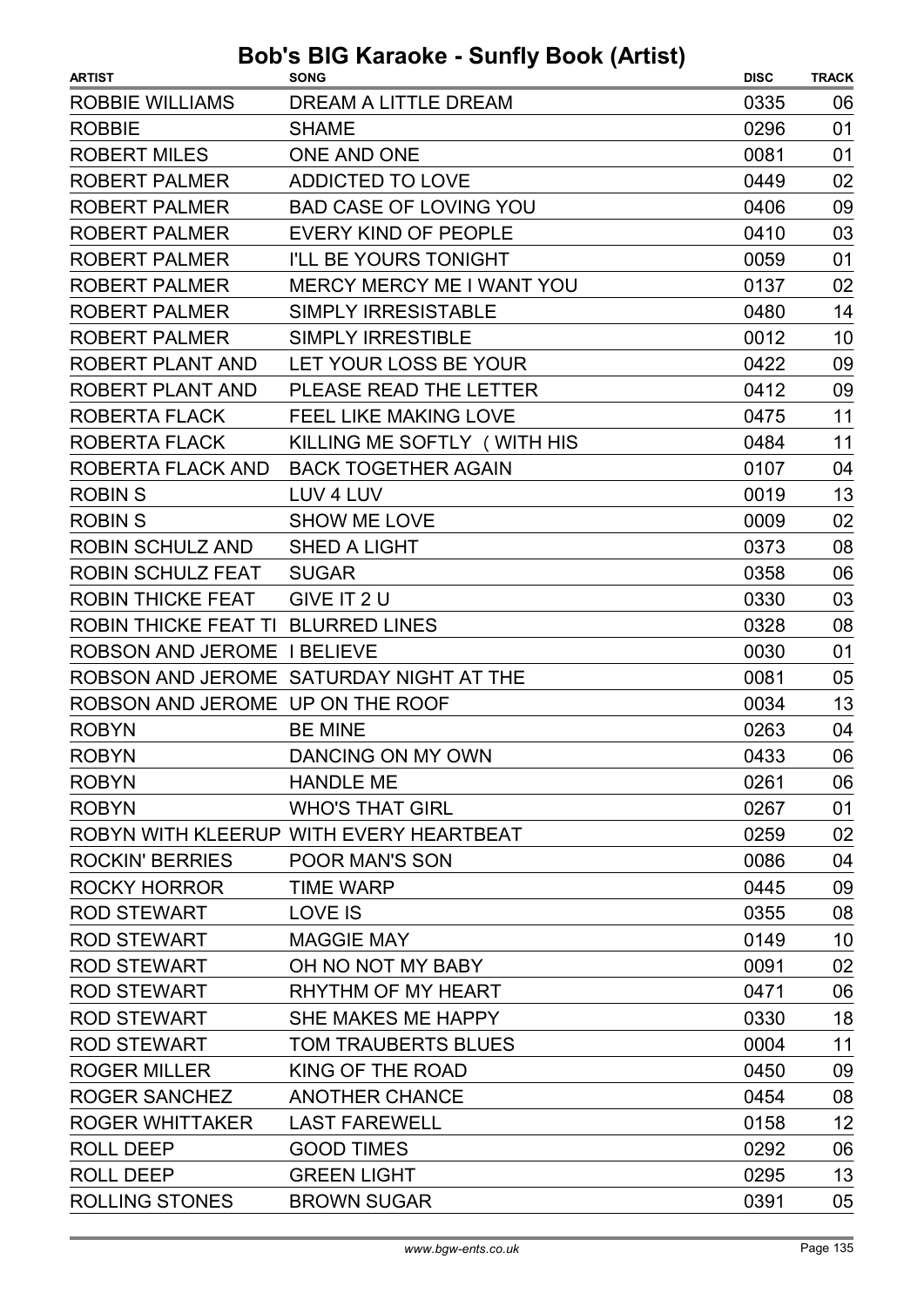# Bob's BIG Karaoke - Sunfly Book (Artist)

| ARTIST | SONG | DISC | TRACK |
|---|---|---|---|
| ROBBIE WILLIAMS | DREAM A LITTLE DREAM | 0335 | 06 |
| ROBBIE | SHAME | 0296 | 01 |
| ROBERT MILES | ONE AND ONE | 0081 | 01 |
| ROBERT PALMER | ADDICTED TO LOVE | 0449 | 02 |
| ROBERT PALMER | BAD CASE OF LOVING YOU | 0406 | 09 |
| ROBERT PALMER | EVERY KIND OF PEOPLE | 0410 | 03 |
| ROBERT PALMER | I'LL BE YOURS TONIGHT | 0059 | 01 |
| ROBERT PALMER | MERCY MERCY ME I WANT YOU | 0137 | 02 |
| ROBERT PALMER | SIMPLY IRRESISTABLE | 0480 | 14 |
| ROBERT PALMER | SIMPLY IRRESTIBLE | 0012 | 10 |
| ROBERT PLANT AND | LET YOUR LOSS BE YOUR | 0422 | 09 |
| ROBERT PLANT AND | PLEASE READ THE LETTER | 0412 | 09 |
| ROBERTA FLACK | FEEL LIKE MAKING LOVE | 0475 | 11 |
| ROBERTA FLACK | KILLING ME SOFTLY ( WITH HIS | 0484 | 11 |
| ROBERTA FLACK AND | BACK TOGETHER AGAIN | 0107 | 04 |
| ROBIN S | LUV 4 LUV | 0019 | 13 |
| ROBIN S | SHOW ME LOVE | 0009 | 02 |
| ROBIN SCHULZ AND | SHED A LIGHT | 0373 | 08 |
| ROBIN SCHULZ FEAT | SUGAR | 0358 | 06 |
| ROBIN THICKE FEAT | GIVE IT 2 U | 0330 | 03 |
| ROBIN THICKE FEAT TI | BLURRED LINES | 0328 | 08 |
| ROBSON AND JEROME | I BELIEVE | 0030 | 01 |
| ROBSON AND JEROME | SATURDAY NIGHT AT THE | 0081 | 05 |
| ROBSON AND JEROME | UP ON THE ROOF | 0034 | 13 |
| ROBYN | BE MINE | 0263 | 04 |
| ROBYN | DANCING ON MY OWN | 0433 | 06 |
| ROBYN | HANDLE ME | 0261 | 06 |
| ROBYN | WHO'S THAT GIRL | 0267 | 01 |
| ROBYN WITH KLEERUP | WITH EVERY HEARTBEAT | 0259 | 02 |
| ROCKIN' BERRIES | POOR MAN'S SON | 0086 | 04 |
| ROCKY HORROR | TIME WARP | 0445 | 09 |
| ROD STEWART | LOVE IS | 0355 | 08 |
| ROD STEWART | MAGGIE MAY | 0149 | 10 |
| ROD STEWART | OH NO NOT MY BABY | 0091 | 02 |
| ROD STEWART | RHYTHM OF MY HEART | 0471 | 06 |
| ROD STEWART | SHE MAKES ME HAPPY | 0330 | 18 |
| ROD STEWART | TOM TRAUBERTS BLUES | 0004 | 11 |
| ROGER MILLER | KING OF THE ROAD | 0450 | 09 |
| ROGER SANCHEZ | ANOTHER CHANCE | 0454 | 08 |
| ROGER WHITTAKER | LAST FAREWELL | 0158 | 12 |
| ROLL DEEP | GOOD TIMES | 0292 | 06 |
| ROLL DEEP | GREEN LIGHT | 0295 | 13 |
| ROLLING STONES | BROWN SUGAR | 0391 | 05 |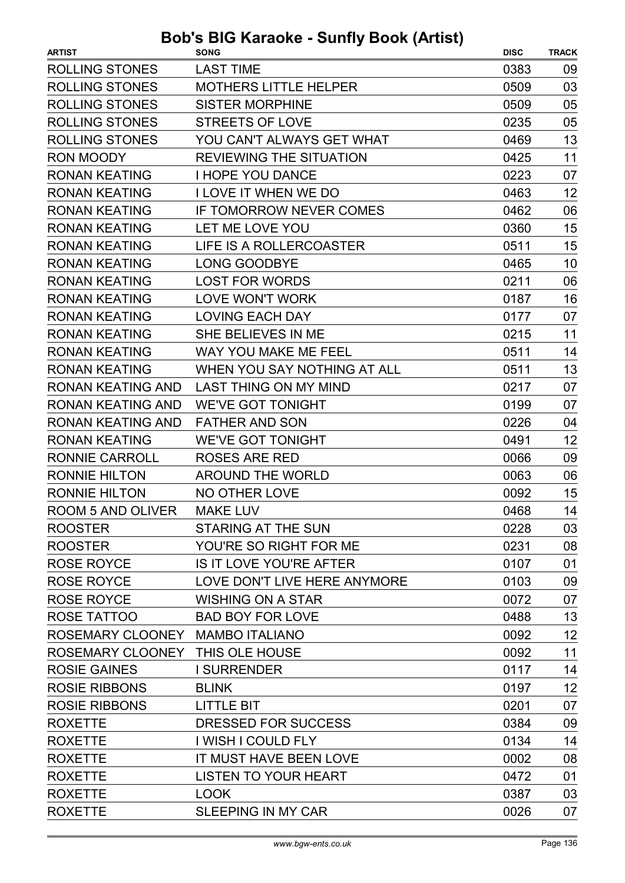# Bob's BIG Karaoke - Sunfly Book (Artist)

| ARTIST | SONG | DISC | TRACK |
|---|---|---|---|
| ROLLING STONES | LAST TIME | 0383 | 09 |
| ROLLING STONES | MOTHERS LITTLE HELPER | 0509 | 03 |
| ROLLING STONES | SISTER MORPHINE | 0509 | 05 |
| ROLLING STONES | STREETS OF LOVE | 0235 | 05 |
| ROLLING STONES | YOU CAN'T ALWAYS GET WHAT | 0469 | 13 |
| RON MOODY | REVIEWING THE SITUATION | 0425 | 11 |
| RONAN KEATING | I HOPE YOU DANCE | 0223 | 07 |
| RONAN KEATING | I LOVE IT WHEN WE DO | 0463 | 12 |
| RONAN KEATING | IF TOMORROW NEVER COMES | 0462 | 06 |
| RONAN KEATING | LET ME LOVE YOU | 0360 | 15 |
| RONAN KEATING | LIFE IS A ROLLERCOASTER | 0511 | 15 |
| RONAN KEATING | LONG GOODBYE | 0465 | 10 |
| RONAN KEATING | LOST FOR WORDS | 0211 | 06 |
| RONAN KEATING | LOVE WON'T WORK | 0187 | 16 |
| RONAN KEATING | LOVING EACH DAY | 0177 | 07 |
| RONAN KEATING | SHE BELIEVES IN ME | 0215 | 11 |
| RONAN KEATING | WAY YOU MAKE ME FEEL | 0511 | 14 |
| RONAN KEATING | WHEN YOU SAY NOTHING AT ALL | 0511 | 13 |
| RONAN KEATING AND | LAST THING ON MY MIND | 0217 | 07 |
| RONAN KEATING AND | WE'VE GOT TONIGHT | 0199 | 07 |
| RONAN KEATING AND | FATHER AND SON | 0226 | 04 |
| RONAN KEATING | WE'VE GOT TONIGHT | 0491 | 12 |
| RONNIE CARROLL | ROSES ARE RED | 0066 | 09 |
| RONNIE HILTON | AROUND THE WORLD | 0063 | 06 |
| RONNIE HILTON | NO OTHER LOVE | 0092 | 15 |
| ROOM 5 AND OLIVER | MAKE LUV | 0468 | 14 |
| ROOSTER | STARING AT THE SUN | 0228 | 03 |
| ROOSTER | YOU'RE SO RIGHT FOR ME | 0231 | 08 |
| ROSE ROYCE | IS IT LOVE YOU'RE AFTER | 0107 | 01 |
| ROSE ROYCE | LOVE DON'T LIVE HERE ANYMORE | 0103 | 09 |
| ROSE ROYCE | WISHING ON A STAR | 0072 | 07 |
| ROSE TATTOO | BAD BOY FOR LOVE | 0488 | 13 |
| ROSEMARY CLOONEY | MAMBO ITALIANO | 0092 | 12 |
| ROSEMARY CLOONEY | THIS OLE HOUSE | 0092 | 11 |
| ROSIE GAINES | I SURRENDER | 0117 | 14 |
| ROSIE RIBBONS | BLINK | 0197 | 12 |
| ROSIE RIBBONS | LITTLE BIT | 0201 | 07 |
| ROXETTE | DRESSED FOR SUCCESS | 0384 | 09 |
| ROXETTE | I WISH I COULD FLY | 0134 | 14 |
| ROXETTE | IT MUST HAVE BEEN LOVE | 0002 | 08 |
| ROXETTE | LISTEN TO YOUR HEART | 0472 | 01 |
| ROXETTE | LOOK | 0387 | 03 |
| ROXETTE | SLEEPING IN MY CAR | 0026 | 07 |

www.bgw-ents.co.uk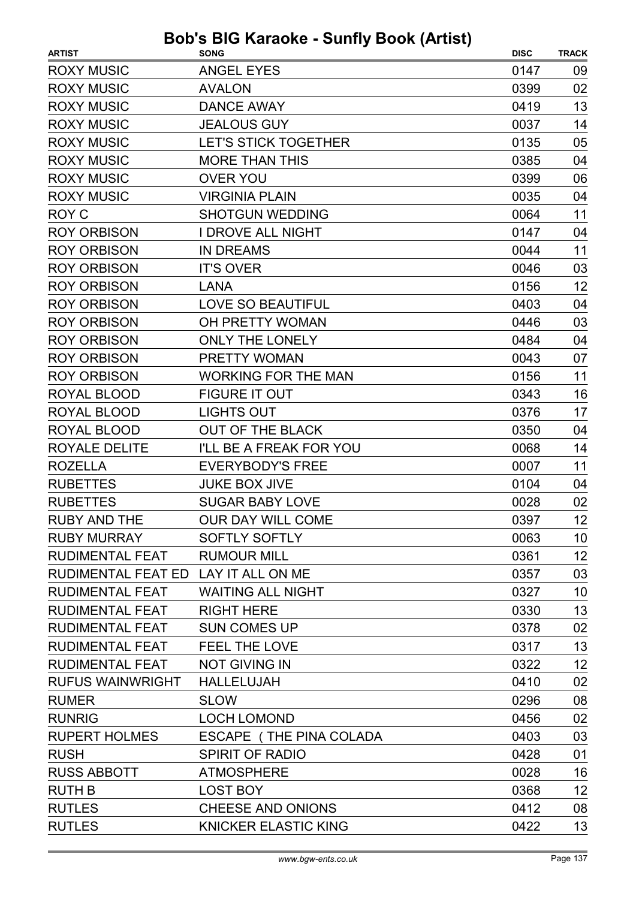# Bob's BIG Karaoke - Sunfly Book (Artist)

| ARTIST | SONG | DISC | TRACK |
|---|---|---|---|
| ROXY MUSIC | ANGEL EYES | 0147 | 09 |
| ROXY MUSIC | AVALON | 0399 | 02 |
| ROXY MUSIC | DANCE AWAY | 0419 | 13 |
| ROXY MUSIC | JEALOUS GUY | 0037 | 14 |
| ROXY MUSIC | LET'S STICK TOGETHER | 0135 | 05 |
| ROXY MUSIC | MORE THAN THIS | 0385 | 04 |
| ROXY MUSIC | OVER YOU | 0399 | 06 |
| ROXY MUSIC | VIRGINIA PLAIN | 0035 | 04 |
| ROY C | SHOTGUN WEDDING | 0064 | 11 |
| ROY ORBISON | I DROVE ALL NIGHT | 0147 | 04 |
| ROY ORBISON | IN DREAMS | 0044 | 11 |
| ROY ORBISON | IT'S OVER | 0046 | 03 |
| ROY ORBISON | LANA | 0156 | 12 |
| ROY ORBISON | LOVE SO BEAUTIFUL | 0403 | 04 |
| ROY ORBISON | OH PRETTY WOMAN | 0446 | 03 |
| ROY ORBISON | ONLY THE LONELY | 0484 | 04 |
| ROY ORBISON | PRETTY WOMAN | 0043 | 07 |
| ROY ORBISON | WORKING FOR THE MAN | 0156 | 11 |
| ROYAL BLOOD | FIGURE IT OUT | 0343 | 16 |
| ROYAL BLOOD | LIGHTS OUT | 0376 | 17 |
| ROYAL BLOOD | OUT OF THE BLACK | 0350 | 04 |
| ROYALE DELITE | I'LL BE A FREAK FOR YOU | 0068 | 14 |
| ROZELLA | EVERYBODY'S FREE | 0007 | 11 |
| RUBETTES | JUKE BOX JIVE | 0104 | 04 |
| RUBETTES | SUGAR BABY LOVE | 0028 | 02 |
| RUBY AND THE | OUR DAY WILL COME | 0397 | 12 |
| RUBY MURRAY | SOFTLY SOFTLY | 0063 | 10 |
| RUDIMENTAL FEAT | RUMOUR MILL | 0361 | 12 |
| RUDIMENTAL FEAT ED | LAY IT ALL ON ME | 0357 | 03 |
| RUDIMENTAL FEAT | WAITING ALL NIGHT | 0327 | 10 |
| RUDIMENTAL FEAT | RIGHT HERE | 0330 | 13 |
| RUDIMENTAL FEAT | SUN COMES UP | 0378 | 02 |
| RUDIMENTAL FEAT | FEEL THE LOVE | 0317 | 13 |
| RUDIMENTAL FEAT | NOT GIVING IN | 0322 | 12 |
| RUFUS WAINWRIGHT | HALLELUJAH | 0410 | 02 |
| RUMER | SLOW | 0296 | 08 |
| RUNRIG | LOCH LOMOND | 0456 | 02 |
| RUPERT HOLMES | ESCAPE (THE PINA COLADA | 0403 | 03 |
| RUSH | SPIRIT OF RADIO | 0428 | 01 |
| RUSS ABBOTT | ATMOSPHERE | 0028 | 16 |
| RUTH B | LOST BOY | 0368 | 12 |
| RUTLES | CHEESE AND ONIONS | 0412 | 08 |
| RUTLES | KNICKER ELASTIC KING | 0422 | 13 |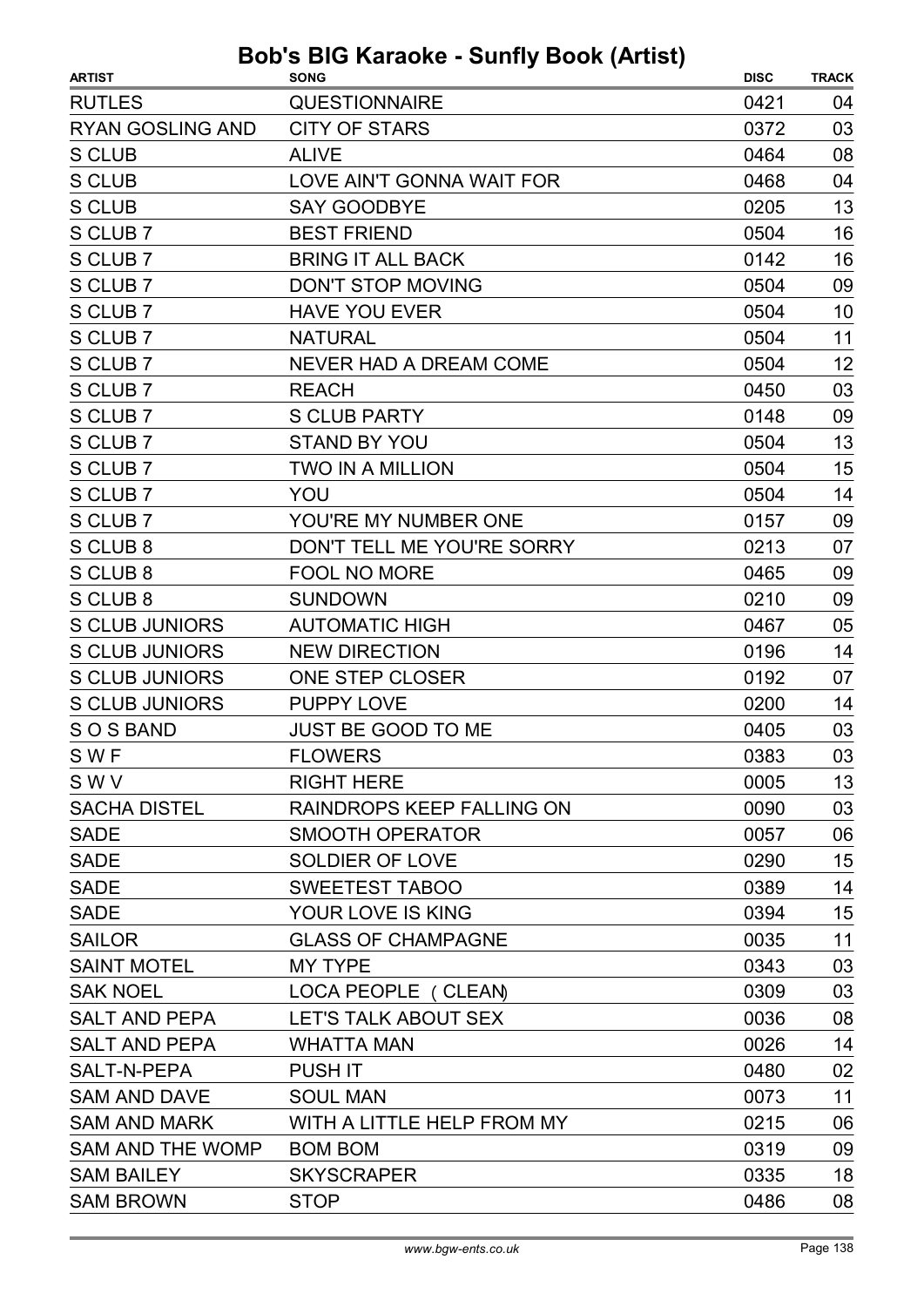# Bob's BIG Karaoke - Sunfly Book (Artist)

| ARTIST | SONG | DISC | TRACK |
|---|---|---|---|
| RUTLES | QUESTIONNAIRE | 0421 | 04 |
| RYAN GOSLING AND | CITY OF STARS | 0372 | 03 |
| S CLUB | ALIVE | 0464 | 08 |
| S CLUB | LOVE AIN'T GONNA WAIT FOR | 0468 | 04 |
| S CLUB | SAY GOODBYE | 0205 | 13 |
| S CLUB 7 | BEST FRIEND | 0504 | 16 |
| S CLUB 7 | BRING IT ALL BACK | 0142 | 16 |
| S CLUB 7 | DON'T STOP MOVING | 0504 | 09 |
| S CLUB 7 | HAVE YOU EVER | 0504 | 10 |
| S CLUB 7 | NATURAL | 0504 | 11 |
| S CLUB 7 | NEVER HAD A DREAM COME | 0504 | 12 |
| S CLUB 7 | REACH | 0450 | 03 |
| S CLUB 7 | S CLUB PARTY | 0148 | 09 |
| S CLUB 7 | STAND BY YOU | 0504 | 13 |
| S CLUB 7 | TWO IN A MILLION | 0504 | 15 |
| S CLUB 7 | YOU | 0504 | 14 |
| S CLUB 7 | YOU'RE MY NUMBER ONE | 0157 | 09 |
| S CLUB 8 | DON'T TELL ME YOU'RE SORRY | 0213 | 07 |
| S CLUB 8 | FOOL NO MORE | 0465 | 09 |
| S CLUB 8 | SUNDOWN | 0210 | 09 |
| S CLUB JUNIORS | AUTOMATIC HIGH | 0467 | 05 |
| S CLUB JUNIORS | NEW DIRECTION | 0196 | 14 |
| S CLUB JUNIORS | ONE STEP CLOSER | 0192 | 07 |
| S CLUB JUNIORS | PUPPY LOVE | 0200 | 14 |
| S O S BAND | JUST BE GOOD TO ME | 0405 | 03 |
| S W F | FLOWERS | 0383 | 03 |
| S W V | RIGHT HERE | 0005 | 13 |
| SACHA DISTEL | RAINDROPS KEEP FALLING ON | 0090 | 03 |
| SADE | SMOOTH OPERATOR | 0057 | 06 |
| SADE | SOLDIER OF LOVE | 0290 | 15 |
| SADE | SWEETEST TABOO | 0389 | 14 |
| SADE | YOUR LOVE IS KING | 0394 | 15 |
| SAILOR | GLASS OF CHAMPAGNE | 0035 | 11 |
| SAINT MOTEL | MY TYPE | 0343 | 03 |
| SAK NOEL | LOCA PEOPLE ( CLEAN) | 0309 | 03 |
| SALT AND PEPA | LET'S TALK ABOUT SEX | 0036 | 08 |
| SALT AND PEPA | WHATTA MAN | 0026 | 14 |
| SALT-N-PEPA | PUSH IT | 0480 | 02 |
| SAM AND DAVE | SOUL MAN | 0073 | 11 |
| SAM AND MARK | WITH A LITTLE HELP FROM MY | 0215 | 06 |
| SAM AND THE WOMP | BOM BOM | 0319 | 09 |
| SAM BAILEY | SKYSCRAPER | 0335 | 18 |
| SAM BROWN | STOP | 0486 | 08 |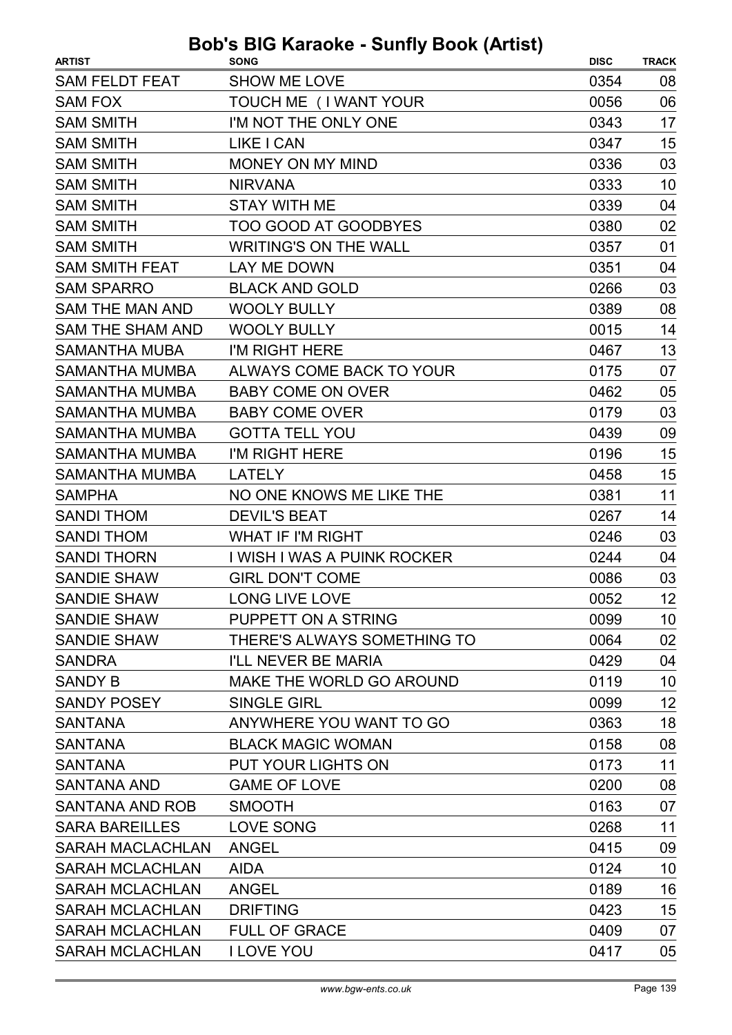# Bob's BIG Karaoke - Sunfly Book (Artist)

| ARTIST | SONG | DISC | TRACK |
|---|---|---|---|
| SAM FELDT FEAT | SHOW ME LOVE | 0354 | 08 |
| SAM FOX | TOUCH ME (I WANT YOUR | 0056 | 06 |
| SAM SMITH | I'M NOT THE ONLY ONE | 0343 | 17 |
| SAM SMITH | LIKE I CAN | 0347 | 15 |
| SAM SMITH | MONEY ON MY MIND | 0336 | 03 |
| SAM SMITH | NIRVANA | 0333 | 10 |
| SAM SMITH | STAY WITH ME | 0339 | 04 |
| SAM SMITH | TOO GOOD AT GOODBYES | 0380 | 02 |
| SAM SMITH | WRITING'S ON THE WALL | 0357 | 01 |
| SAM SMITH FEAT | LAY ME DOWN | 0351 | 04 |
| SAM SPARRO | BLACK AND GOLD | 0266 | 03 |
| SAM THE MAN AND | WOOLY BULLY | 0389 | 08 |
| SAM THE SHAM AND | WOOLY BULLY | 0015 | 14 |
| SAMANTHA MUBA | I'M RIGHT HERE | 0467 | 13 |
| SAMANTHA MUMBA | ALWAYS COME BACK TO YOUR | 0175 | 07 |
| SAMANTHA MUMBA | BABY COME ON OVER | 0462 | 05 |
| SAMANTHA MUMBA | BABY COME OVER | 0179 | 03 |
| SAMANTHA MUMBA | GOTTA TELL YOU | 0439 | 09 |
| SAMANTHA MUMBA | I'M RIGHT HERE | 0196 | 15 |
| SAMANTHA MUMBA | LATELY | 0458 | 15 |
| SAMPHA | NO ONE KNOWS ME LIKE THE | 0381 | 11 |
| SANDI THOM | DEVIL'S BEAT | 0267 | 14 |
| SANDI THOM | WHAT IF I'M RIGHT | 0246 | 03 |
| SANDI THORN | I WISH I WAS A PUINK ROCKER | 0244 | 04 |
| SANDIE SHAW | GIRL DON'T COME | 0086 | 03 |
| SANDIE SHAW | LONG LIVE LOVE | 0052 | 12 |
| SANDIE SHAW | PUPPETT ON A STRING | 0099 | 10 |
| SANDIE SHAW | THERE'S ALWAYS SOMETHING TO | 0064 | 02 |
| SANDRA | I'LL NEVER BE MARIA | 0429 | 04 |
| SANDY B | MAKE THE WORLD GO AROUND | 0119 | 10 |
| SANDY POSEY | SINGLE GIRL | 0099 | 12 |
| SANTANA | ANYWHERE YOU WANT TO GO | 0363 | 18 |
| SANTANA | BLACK MAGIC WOMAN | 0158 | 08 |
| SANTANA | PUT YOUR LIGHTS ON | 0173 | 11 |
| SANTANA AND | GAME OF LOVE | 0200 | 08 |
| SANTANA AND ROB | SMOOTH | 0163 | 07 |
| SARA BAREILLES | LOVE SONG | 0268 | 11 |
| SARAH MACLACHLAN | ANGEL | 0415 | 09 |
| SARAH MCLACHLAN | AIDA | 0124 | 10 |
| SARAH MCLACHLAN | ANGEL | 0189 | 16 |
| SARAH MCLACHLAN | DRIFTING | 0423 | 15 |
| SARAH MCLACHLAN | FULL OF GRACE | 0409 | 07 |
| SARAH MCLACHLAN | I LOVE YOU | 0417 | 05 |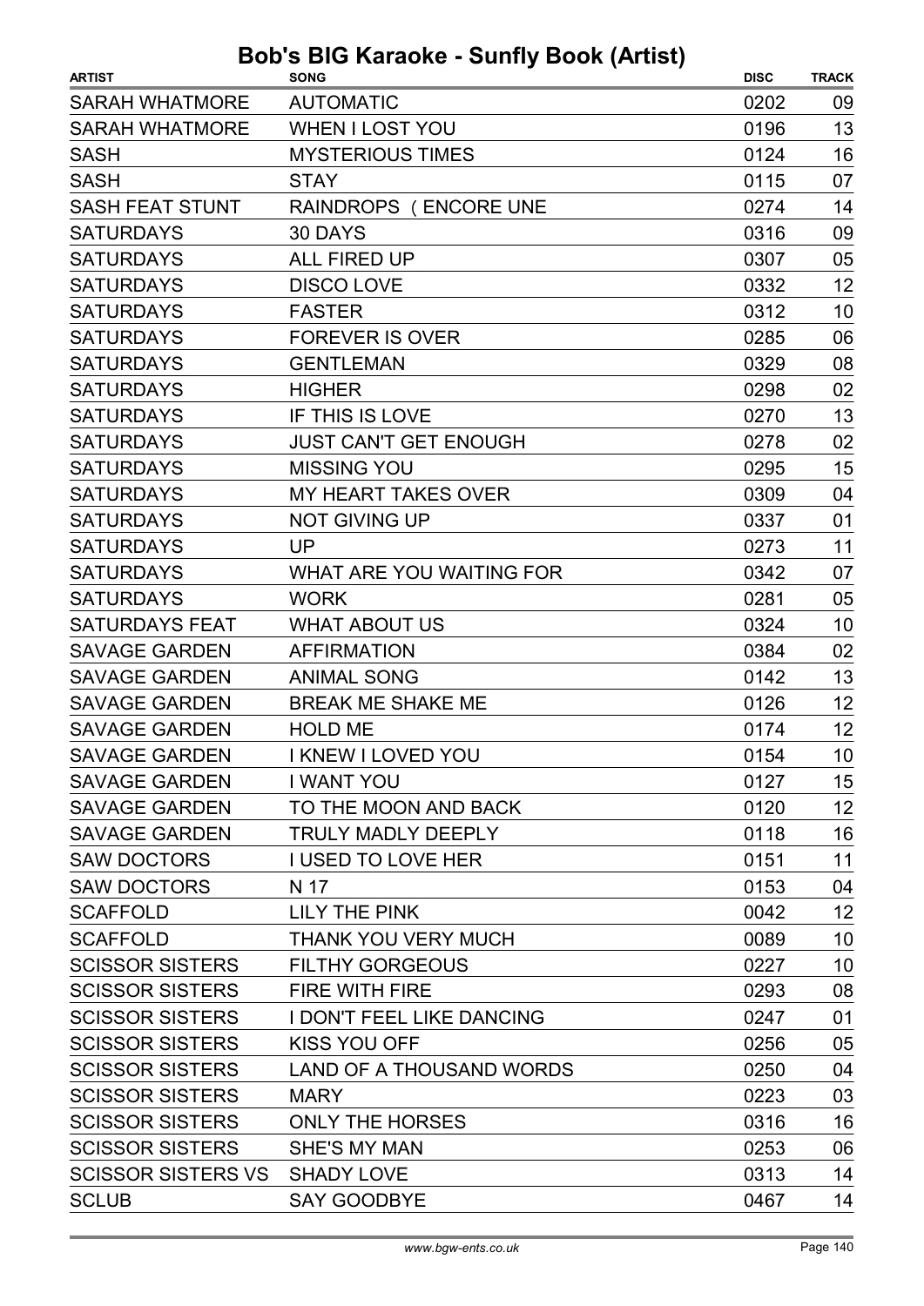# Bob's BIG Karaoke - Sunfly Book (Artist)

| ARTIST | SONG | DISC | TRACK |
|---|---|---|---|
| SARAH WHATMORE | AUTOMATIC | 0202 | 09 |
| SARAH WHATMORE | WHEN I LOST YOU | 0196 | 13 |
| SASH | MYSTERIOUS TIMES | 0124 | 16 |
| SASH | STAY | 0115 | 07 |
| SASH FEAT STUNT | RAINDROPS ( ENCORE UNE | 0274 | 14 |
| SATURDAYS | 30 DAYS | 0316 | 09 |
| SATURDAYS | ALL FIRED UP | 0307 | 05 |
| SATURDAYS | DISCO LOVE | 0332 | 12 |
| SATURDAYS | FASTER | 0312 | 10 |
| SATURDAYS | FOREVER IS OVER | 0285 | 06 |
| SATURDAYS | GENTLEMAN | 0329 | 08 |
| SATURDAYS | HIGHER | 0298 | 02 |
| SATURDAYS | IF THIS IS LOVE | 0270 | 13 |
| SATURDAYS | JUST CAN'T GET ENOUGH | 0278 | 02 |
| SATURDAYS | MISSING YOU | 0295 | 15 |
| SATURDAYS | MY HEART TAKES OVER | 0309 | 04 |
| SATURDAYS | NOT GIVING UP | 0337 | 01 |
| SATURDAYS | UP | 0273 | 11 |
| SATURDAYS | WHAT ARE YOU WAITING FOR | 0342 | 07 |
| SATURDAYS | WORK | 0281 | 05 |
| SATURDAYS FEAT | WHAT ABOUT US | 0324 | 10 |
| SAVAGE GARDEN | AFFIRMATION | 0384 | 02 |
| SAVAGE GARDEN | ANIMAL SONG | 0142 | 13 |
| SAVAGE GARDEN | BREAK ME SHAKE ME | 0126 | 12 |
| SAVAGE GARDEN | HOLD ME | 0174 | 12 |
| SAVAGE GARDEN | I KNEW I LOVED YOU | 0154 | 10 |
| SAVAGE GARDEN | I WANT YOU | 0127 | 15 |
| SAVAGE GARDEN | TO THE MOON AND BACK | 0120 | 12 |
| SAVAGE GARDEN | TRULY MADLY DEEPLY | 0118 | 16 |
| SAW DOCTORS | I USED TO LOVE HER | 0151 | 11 |
| SAW DOCTORS | N 17 | 0153 | 04 |
| SCAFFOLD | LILY THE PINK | 0042 | 12 |
| SCAFFOLD | THANK YOU VERY MUCH | 0089 | 10 |
| SCISSOR SISTERS | FILTHY GORGEOUS | 0227 | 10 |
| SCISSOR SISTERS | FIRE WITH FIRE | 0293 | 08 |
| SCISSOR SISTERS | I DON'T FEEL LIKE DANCING | 0247 | 01 |
| SCISSOR SISTERS | KISS YOU OFF | 0256 | 05 |
| SCISSOR SISTERS | LAND OF A THOUSAND WORDS | 0250 | 04 |
| SCISSOR SISTERS | MARY | 0223 | 03 |
| SCISSOR SISTERS | ONLY THE HORSES | 0316 | 16 |
| SCISSOR SISTERS | SHE'S MY MAN | 0253 | 06 |
| SCISSOR SISTERS VS | SHADY LOVE | 0313 | 14 |
| SCLUB | SAY GOODBYE | 0467 | 14 |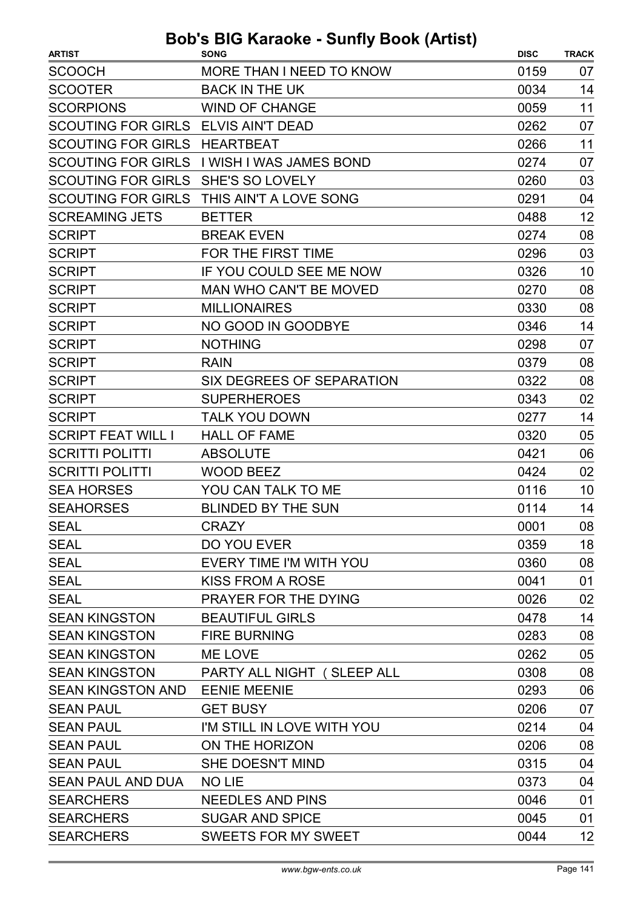# Bob's BIG Karaoke - Sunfly Book (Artist)

| ARTIST | SONG | DISC | TRACK |
|---|---|---|---|
| SCOOCH | MORE THAN I NEED TO KNOW | 0159 | 07 |
| SCOOTER | BACK IN THE UK | 0034 | 14 |
| SCORPIONS | WIND OF CHANGE | 0059 | 11 |
| SCOUTING FOR GIRLS | ELVIS AIN'T DEAD | 0262 | 07 |
| SCOUTING FOR GIRLS | HEARTBEAT | 0266 | 11 |
| SCOUTING FOR GIRLS | I WISH I WAS JAMES BOND | 0274 | 07 |
| SCOUTING FOR GIRLS | SHE'S SO LOVELY | 0260 | 03 |
| SCOUTING FOR GIRLS | THIS AIN'T A LOVE SONG | 0291 | 04 |
| SCREAMING JETS | BETTER | 0488 | 12 |
| SCRIPT | BREAK EVEN | 0274 | 08 |
| SCRIPT | FOR THE FIRST TIME | 0296 | 03 |
| SCRIPT | IF YOU COULD SEE ME NOW | 0326 | 10 |
| SCRIPT | MAN WHO CAN'T BE MOVED | 0270 | 08 |
| SCRIPT | MILLIONAIRES | 0330 | 08 |
| SCRIPT | NO GOOD IN GOODBYE | 0346 | 14 |
| SCRIPT | NOTHING | 0298 | 07 |
| SCRIPT | RAIN | 0379 | 08 |
| SCRIPT | SIX DEGREES OF SEPARATION | 0322 | 08 |
| SCRIPT | SUPERHEROES | 0343 | 02 |
| SCRIPT | TALK YOU DOWN | 0277 | 14 |
| SCRIPT FEAT WILL I | HALL OF FAME | 0320 | 05 |
| SCRITTI POLITTI | ABSOLUTE | 0421 | 06 |
| SCRITTI POLITTI | WOOD BEEZ | 0424 | 02 |
| SEA HORSES | YOU CAN TALK TO ME | 0116 | 10 |
| SEAHORSES | BLINDED BY THE SUN | 0114 | 14 |
| SEAL | CRAZY | 0001 | 08 |
| SEAL | DO YOU EVER | 0359 | 18 |
| SEAL | EVERY TIME I'M WITH YOU | 0360 | 08 |
| SEAL | KISS FROM A ROSE | 0041 | 01 |
| SEAL | PRAYER FOR THE DYING | 0026 | 02 |
| SEAN KINGSTON | BEAUTIFUL GIRLS | 0478 | 14 |
| SEAN KINGSTON | FIRE BURNING | 0283 | 08 |
| SEAN KINGSTON | ME LOVE | 0262 | 05 |
| SEAN KINGSTON | PARTY ALL NIGHT ( SLEEP ALL | 0308 | 08 |
| SEAN KINGSTON AND | EENIE MEENIE | 0293 | 06 |
| SEAN PAUL | GET BUSY | 0206 | 07 |
| SEAN PAUL | I'M STILL IN LOVE WITH YOU | 0214 | 04 |
| SEAN PAUL | ON THE HORIZON | 0206 | 08 |
| SEAN PAUL | SHE DOESN'T MIND | 0315 | 04 |
| SEAN PAUL AND DUA | NO LIE | 0373 | 04 |
| SEARCHERS | NEEDLES AND PINS | 0046 | 01 |
| SEARCHERS | SUGAR AND SPICE | 0045 | 01 |
| SEARCHERS | SWEETS FOR MY SWEET | 0044 | 12 |

www.bgw-ents.co.uk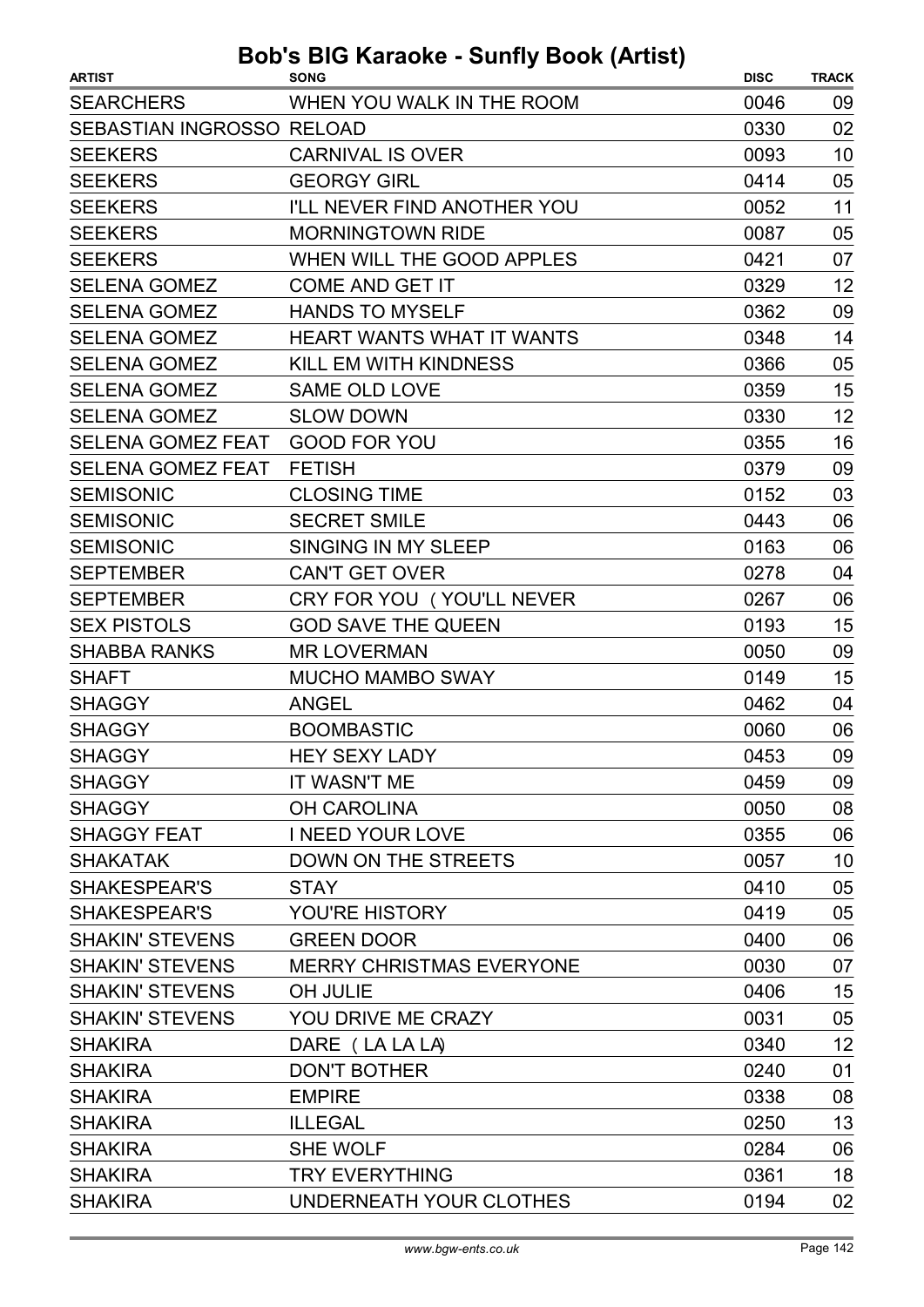# Bob's BIG Karaoke - Sunfly Book (Artist)

| ARTIST | SONG | DISC | TRACK |
|---|---|---|---|
| SEARCHERS | WHEN YOU WALK IN THE ROOM | 0046 | 09 |
| SEBASTIAN INGROSSO | RELOAD | 0330 | 02 |
| SEEKERS | CARNIVAL IS OVER | 0093 | 10 |
| SEEKERS | GEORGY GIRL | 0414 | 05 |
| SEEKERS | I'LL NEVER FIND ANOTHER YOU | 0052 | 11 |
| SEEKERS | MORNINGTOWN RIDE | 0087 | 05 |
| SEEKERS | WHEN WILL THE GOOD APPLES | 0421 | 07 |
| SELENA GOMEZ | COME AND GET IT | 0329 | 12 |
| SELENA GOMEZ | HANDS TO MYSELF | 0362 | 09 |
| SELENA GOMEZ | HEART WANTS WHAT IT WANTS | 0348 | 14 |
| SELENA GOMEZ | KILL EM WITH KINDNESS | 0366 | 05 |
| SELENA GOMEZ | SAME OLD LOVE | 0359 | 15 |
| SELENA GOMEZ | SLOW DOWN | 0330 | 12 |
| SELENA GOMEZ FEAT | GOOD FOR YOU | 0355 | 16 |
| SELENA GOMEZ FEAT | FETISH | 0379 | 09 |
| SEMISONIC | CLOSING TIME | 0152 | 03 |
| SEMISONIC | SECRET SMILE | 0443 | 06 |
| SEMISONIC | SINGING IN MY SLEEP | 0163 | 06 |
| SEPTEMBER | CAN'T GET OVER | 0278 | 04 |
| SEPTEMBER | CRY FOR YOU ( YOU'LL NEVER | 0267 | 06 |
| SEX PISTOLS | GOD SAVE THE QUEEN | 0193 | 15 |
| SHABBA RANKS | MR LOVERMAN | 0050 | 09 |
| SHAFT | MUCHO MAMBO SWAY | 0149 | 15 |
| SHAGGY | ANGEL | 0462 | 04 |
| SHAGGY | BOOMBASTIC | 0060 | 06 |
| SHAGGY | HEY SEXY LADY | 0453 | 09 |
| SHAGGY | IT WASN'T ME | 0459 | 09 |
| SHAGGY | OH CAROLINA | 0050 | 08 |
| SHAGGY FEAT | I NEED YOUR LOVE | 0355 | 06 |
| SHAKATAK | DOWN ON THE STREETS | 0057 | 10 |
| SHAKESPEAR'S | STAY | 0410 | 05 |
| SHAKESPEAR'S | YOU'RE HISTORY | 0419 | 05 |
| SHAKIN' STEVENS | GREEN DOOR | 0400 | 06 |
| SHAKIN' STEVENS | MERRY CHRISTMAS EVERYONE | 0030 | 07 |
| SHAKIN' STEVENS | OH JULIE | 0406 | 15 |
| SHAKIN' STEVENS | YOU DRIVE ME CRAZY | 0031 | 05 |
| SHAKIRA | DARE ( LA LA LA) | 0340 | 12 |
| SHAKIRA | DON'T BOTHER | 0240 | 01 |
| SHAKIRA | EMPIRE | 0338 | 08 |
| SHAKIRA | ILLEGAL | 0250 | 13 |
| SHAKIRA | SHE WOLF | 0284 | 06 |
| SHAKIRA | TRY EVERYTHING | 0361 | 18 |
| SHAKIRA | UNDERNEATH YOUR CLOTHES | 0194 | 02 |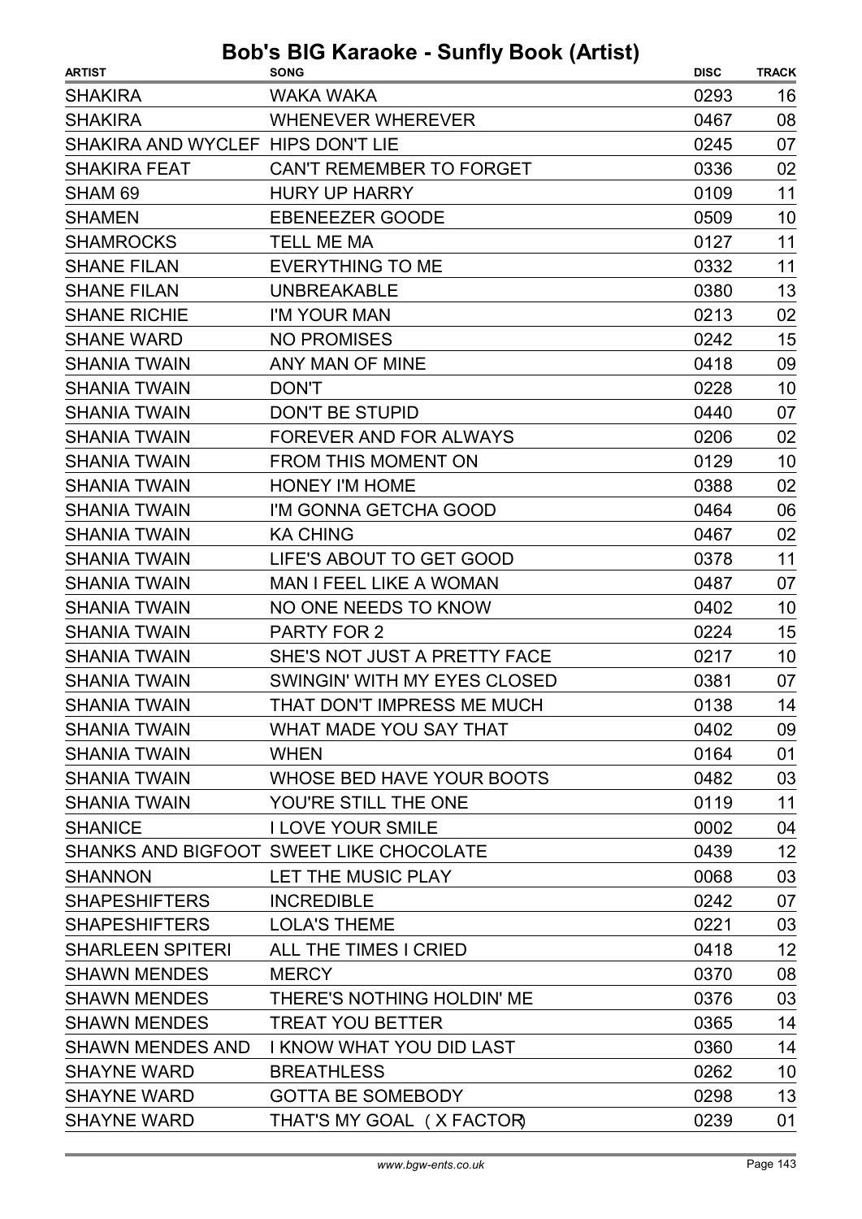# Bob's BIG Karaoke - Sunfly Book (Artist)

| ARTIST | SONG | DISC | TRACK |
|---|---|---|---|
| SHAKIRA | WAKA WAKA | 0293 | 16 |
| SHAKIRA | WHENEVER WHEREVER | 0467 | 08 |
| SHAKIRA AND WYCLEF | HIPS DON'T LIE | 0245 | 07 |
| SHAKIRA FEAT | CAN'T REMEMBER TO FORGET | 0336 | 02 |
| SHAM 69 | HURY UP HARRY | 0109 | 11 |
| SHAMEN | EBENEEZER GOODE | 0509 | 10 |
| SHAMROCKS | TELL ME MA | 0127 | 11 |
| SHANE FILAN | EVERYTHING TO ME | 0332 | 11 |
| SHANE FILAN | UNBREAKABLE | 0380 | 13 |
| SHANE RICHIE | I'M YOUR MAN | 0213 | 02 |
| SHANE WARD | NO PROMISES | 0242 | 15 |
| SHANIA TWAIN | ANY MAN OF MINE | 0418 | 09 |
| SHANIA TWAIN | DON'T | 0228 | 10 |
| SHANIA TWAIN | DON'T BE STUPID | 0440 | 07 |
| SHANIA TWAIN | FOREVER AND FOR ALWAYS | 0206 | 02 |
| SHANIA TWAIN | FROM THIS MOMENT ON | 0129 | 10 |
| SHANIA TWAIN | HONEY I'M HOME | 0388 | 02 |
| SHANIA TWAIN | I'M GONNA GETCHA GOOD | 0464 | 06 |
| SHANIA TWAIN | KA CHING | 0467 | 02 |
| SHANIA TWAIN | LIFE'S ABOUT TO GET GOOD | 0378 | 11 |
| SHANIA TWAIN | MAN I FEEL LIKE A WOMAN | 0487 | 07 |
| SHANIA TWAIN | NO ONE NEEDS TO KNOW | 0402 | 10 |
| SHANIA TWAIN | PARTY FOR 2 | 0224 | 15 |
| SHANIA TWAIN | SHE'S NOT JUST A PRETTY FACE | 0217 | 10 |
| SHANIA TWAIN | SWINGIN' WITH MY EYES CLOSED | 0381 | 07 |
| SHANIA TWAIN | THAT DON'T IMPRESS ME MUCH | 0138 | 14 |
| SHANIA TWAIN | WHAT MADE YOU SAY THAT | 0402 | 09 |
| SHANIA TWAIN | WHEN | 0164 | 01 |
| SHANIA TWAIN | WHOSE BED HAVE YOUR BOOTS | 0482 | 03 |
| SHANIA TWAIN | YOU'RE STILL THE ONE | 0119 | 11 |
| SHANICE | I LOVE YOUR SMILE | 0002 | 04 |
| SHANKS AND BIGFOOT | SWEET LIKE CHOCOLATE | 0439 | 12 |
| SHANNON | LET THE MUSIC PLAY | 0068 | 03 |
| SHAPESHIFTERS | INCREDIBLE | 0242 | 07 |
| SHAPESHIFTERS | LOLA'S THEME | 0221 | 03 |
| SHARLEEN SPITERI | ALL THE TIMES I CRIED | 0418 | 12 |
| SHAWN MENDES | MERCY | 0370 | 08 |
| SHAWN MENDES | THERE'S NOTHING HOLDIN' ME | 0376 | 03 |
| SHAWN MENDES | TREAT YOU BETTER | 0365 | 14 |
| SHAWN MENDES AND | I KNOW WHAT YOU DID LAST | 0360 | 14 |
| SHAYNE WARD | BREATHLESS | 0262 | 10 |
| SHAYNE WARD | GOTTA BE SOMEBODY | 0298 | 13 |
| SHAYNE WARD | THAT'S MY GOAL (X FACTOR) | 0239 | 01 |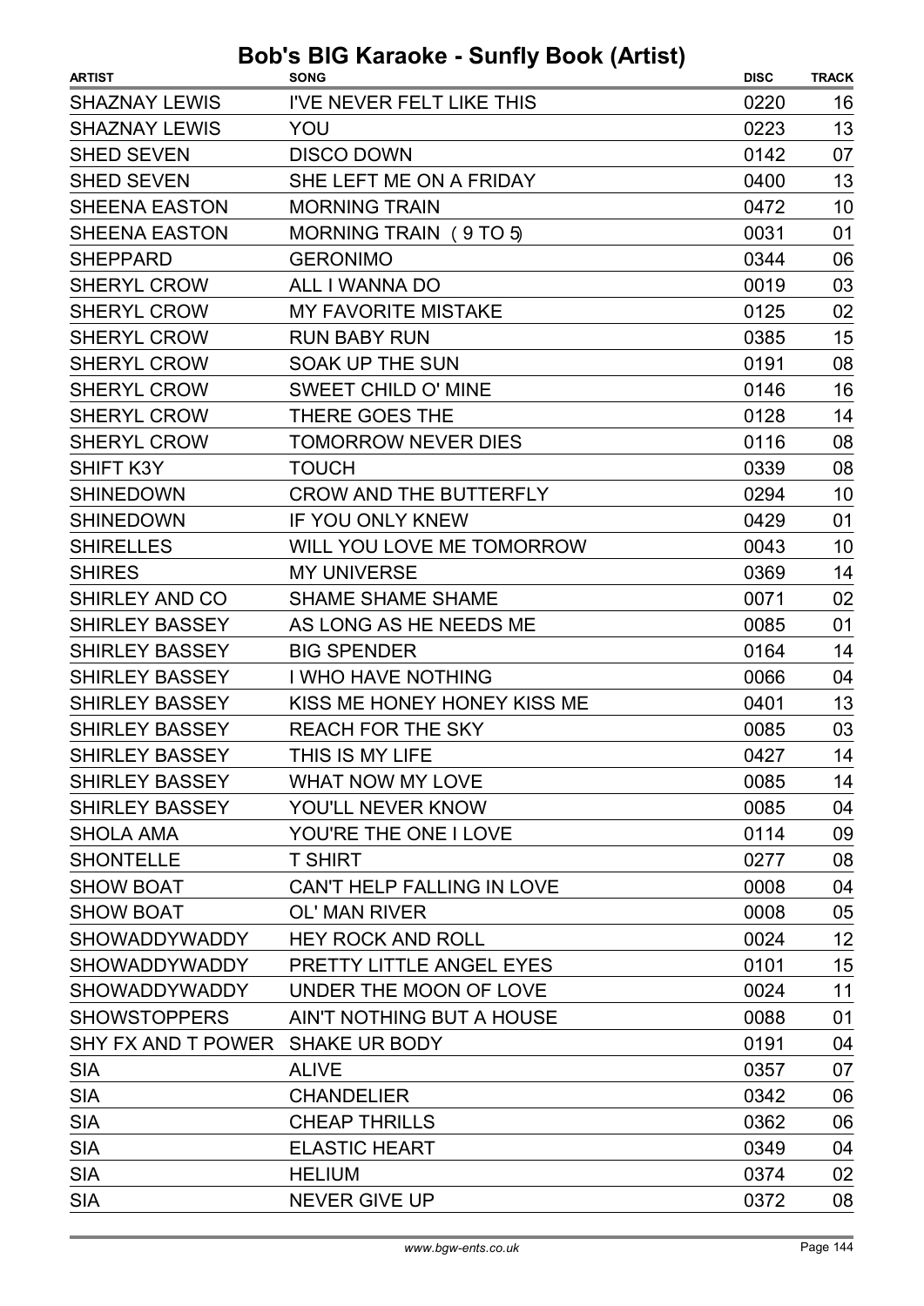# Bob's BIG Karaoke - Sunfly Book (Artist)

| ARTIST | SONG | DISC | TRACK |
|---|---|---|---|
| SHAZNAY LEWIS | I'VE NEVER FELT LIKE THIS | 0220 | 16 |
| SHAZNAY LEWIS | YOU | 0223 | 13 |
| SHED SEVEN | DISCO DOWN | 0142 | 07 |
| SHED SEVEN | SHE LEFT ME ON A FRIDAY | 0400 | 13 |
| SHEENA EASTON | MORNING TRAIN | 0472 | 10 |
| SHEENA EASTON | MORNING TRAIN ( 9 TO 5) | 0031 | 01 |
| SHEPPARD | GERONIMO | 0344 | 06 |
| SHERYL CROW | ALL I WANNA DO | 0019 | 03 |
| SHERYL CROW | MY FAVORITE MISTAKE | 0125 | 02 |
| SHERYL CROW | RUN BABY RUN | 0385 | 15 |
| SHERYL CROW | SOAK UP THE SUN | 0191 | 08 |
| SHERYL CROW | SWEET CHILD O' MINE | 0146 | 16 |
| SHERYL CROW | THERE GOES THE | 0128 | 14 |
| SHERYL CROW | TOMORROW NEVER DIES | 0116 | 08 |
| SHIFT K3Y | TOUCH | 0339 | 08 |
| SHINEDOWN | CROW AND THE BUTTERFLY | 0294 | 10 |
| SHINEDOWN | IF YOU ONLY KNEW | 0429 | 01 |
| SHIRELLES | WILL YOU LOVE ME TOMORROW | 0043 | 10 |
| SHIRES | MY UNIVERSE | 0369 | 14 |
| SHIRLEY AND CO | SHAME SHAME SHAME | 0071 | 02 |
| SHIRLEY BASSEY | AS LONG AS HE NEEDS ME | 0085 | 01 |
| SHIRLEY BASSEY | BIG SPENDER | 0164 | 14 |
| SHIRLEY BASSEY | I WHO HAVE NOTHING | 0066 | 04 |
| SHIRLEY BASSEY | KISS ME HONEY HONEY KISS ME | 0401 | 13 |
| SHIRLEY BASSEY | REACH FOR THE SKY | 0085 | 03 |
| SHIRLEY BASSEY | THIS IS MY LIFE | 0427 | 14 |
| SHIRLEY BASSEY | WHAT NOW MY LOVE | 0085 | 14 |
| SHIRLEY BASSEY | YOU'LL NEVER KNOW | 0085 | 04 |
| SHOLA AMA | YOU'RE THE ONE I LOVE | 0114 | 09 |
| SHONTELLE | T SHIRT | 0277 | 08 |
| SHOW BOAT | CAN'T HELP FALLING IN LOVE | 0008 | 04 |
| SHOW BOAT | OL' MAN RIVER | 0008 | 05 |
| SHOWADDYWADDY | HEY ROCK AND ROLL | 0024 | 12 |
| SHOWADDYWADDY | PRETTY LITTLE ANGEL EYES | 0101 | 15 |
| SHOWADDYWADDY | UNDER THE MOON OF LOVE | 0024 | 11 |
| SHOWSTOPPERS | AIN'T NOTHING BUT A HOUSE | 0088 | 01 |
| SHY FX AND T POWER | SHAKE UR BODY | 0191 | 04 |
| SIA | ALIVE | 0357 | 07 |
| SIA | CHANDELIER | 0342 | 06 |
| SIA | CHEAP THRILLS | 0362 | 06 |
| SIA | ELASTIC HEART | 0349 | 04 |
| SIA | HELIUM | 0374 | 02 |
| SIA | NEVER GIVE UP | 0372 | 08 |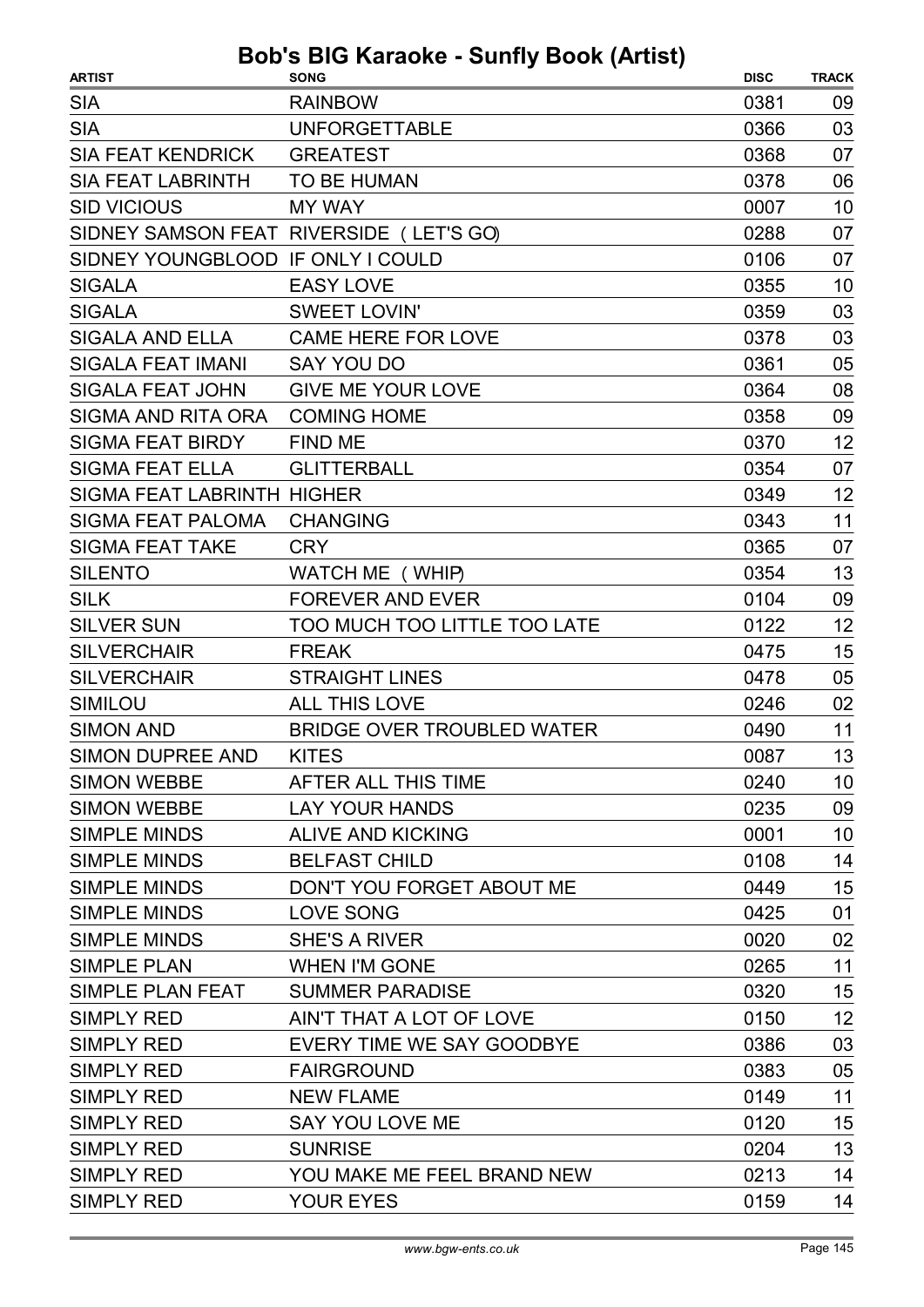# Bob's BIG Karaoke - Sunfly Book (Artist)

| ARTIST | SONG | DISC | TRACK |
|---|---|---|---|
| SIA | RAINBOW | 0381 | 09 |
| SIA | UNFORGETTABLE | 0366 | 03 |
| SIA FEAT KENDRICK | GREATEST | 0368 | 07 |
| SIA FEAT LABRINTH | TO BE HUMAN | 0378 | 06 |
| SID VICIOUS | MY WAY | 0007 | 10 |
| SIDNEY SAMSON FEAT | RIVERSIDE ( LET'S GO) | 0288 | 07 |
| SIDNEY YOUNGBLOOD | IF ONLY I COULD | 0106 | 07 |
| SIGALA | EASY LOVE | 0355 | 10 |
| SIGALA | SWEET LOVIN' | 0359 | 03 |
| SIGALA AND ELLA | CAME HERE FOR LOVE | 0378 | 03 |
| SIGALA FEAT IMANI | SAY YOU DO | 0361 | 05 |
| SIGALA FEAT JOHN | GIVE ME YOUR LOVE | 0364 | 08 |
| SIGMA AND RITA ORA | COMING HOME | 0358 | 09 |
| SIGMA FEAT BIRDY | FIND ME | 0370 | 12 |
| SIGMA FEAT ELLA | GLITTERBALL | 0354 | 07 |
| SIGMA FEAT LABRINTH | HIGHER | 0349 | 12 |
| SIGMA FEAT PALOMA | CHANGING | 0343 | 11 |
| SIGMA FEAT TAKE | CRY | 0365 | 07 |
| SILENTO | WATCH ME ( WHIP) | 0354 | 13 |
| SILK | FOREVER AND EVER | 0104 | 09 |
| SILVER SUN | TOO MUCH TOO LITTLE TOO LATE | 0122 | 12 |
| SILVERCHAIR | FREAK | 0475 | 15 |
| SILVERCHAIR | STRAIGHT LINES | 0478 | 05 |
| SIMILOU | ALL THIS LOVE | 0246 | 02 |
| SIMON AND | BRIDGE OVER TROUBLED WATER | 0490 | 11 |
| SIMON DUPREE AND | KITES | 0087 | 13 |
| SIMON WEBBE | AFTER ALL THIS TIME | 0240 | 10 |
| SIMON WEBBE | LAY YOUR HANDS | 0235 | 09 |
| SIMPLE MINDS | ALIVE AND KICKING | 0001 | 10 |
| SIMPLE MINDS | BELFAST CHILD | 0108 | 14 |
| SIMPLE MINDS | DON'T YOU FORGET ABOUT ME | 0449 | 15 |
| SIMPLE MINDS | LOVE SONG | 0425 | 01 |
| SIMPLE MINDS | SHE'S A RIVER | 0020 | 02 |
| SIMPLE PLAN | WHEN I'M GONE | 0265 | 11 |
| SIMPLE PLAN FEAT | SUMMER PARADISE | 0320 | 15 |
| SIMPLY RED | AIN'T THAT A LOT OF LOVE | 0150 | 12 |
| SIMPLY RED | EVERY TIME WE SAY GOODBYE | 0386 | 03 |
| SIMPLY RED | FAIRGROUND | 0383 | 05 |
| SIMPLY RED | NEW FLAME | 0149 | 11 |
| SIMPLY RED | SAY YOU LOVE ME | 0120 | 15 |
| SIMPLY RED | SUNRISE | 0204 | 13 |
| SIMPLY RED | YOU MAKE ME FEEL BRAND NEW | 0213 | 14 |
| SIMPLY RED | YOUR EYES | 0159 | 14 |

www.bgw-ents.co.uk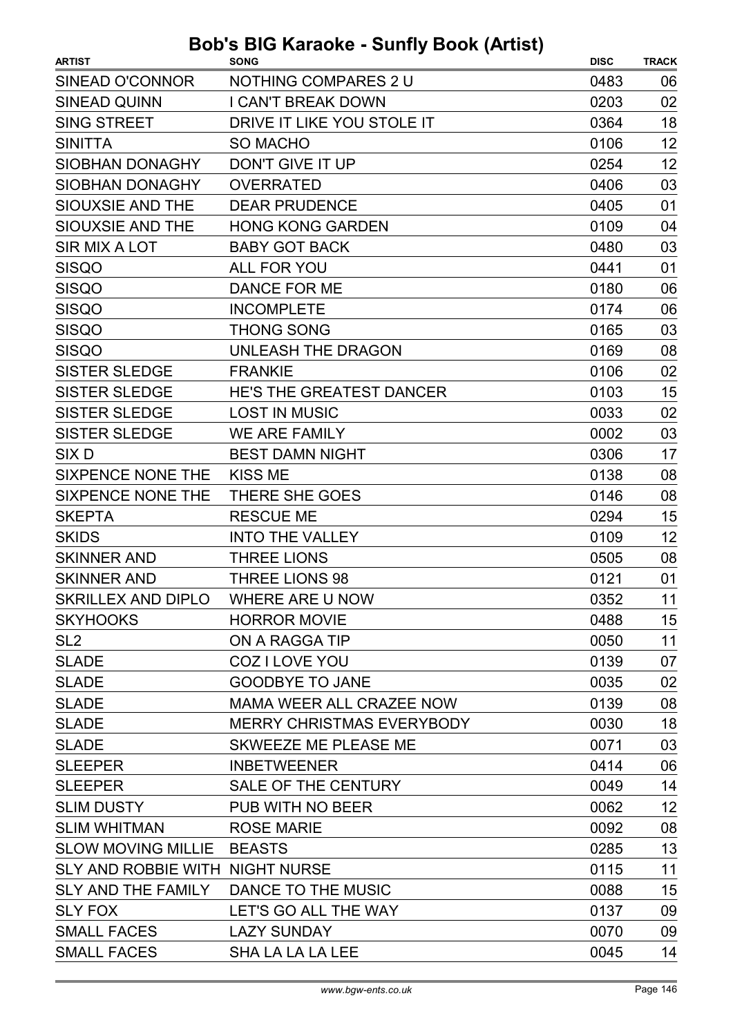# Bob's BIG Karaoke - Sunfly Book (Artist)

| ARTIST | SONG | DISC | TRACK |
|---|---|---|---|
| SINEAD O'CONNOR | NOTHING COMPARES 2 U | 0483 | 06 |
| SINEAD QUINN | I CAN'T BREAK DOWN | 0203 | 02 |
| SING STREET | DRIVE IT LIKE YOU STOLE IT | 0364 | 18 |
| SINITTA | SO MACHO | 0106 | 12 |
| SIOBHAN DONAGHY | DON'T GIVE IT UP | 0254 | 12 |
| SIOBHAN DONAGHY | OVERRATED | 0406 | 03 |
| SIOUXSIE AND THE | DEAR PRUDENCE | 0405 | 01 |
| SIOUXSIE AND THE | HONG KONG GARDEN | 0109 | 04 |
| SIR MIX A LOT | BABY GOT BACK | 0480 | 03 |
| SISQO | ALL FOR YOU | 0441 | 01 |
| SISQO | DANCE FOR ME | 0180 | 06 |
| SISQO | INCOMPLETE | 0174 | 06 |
| SISQO | THONG SONG | 0165 | 03 |
| SISQO | UNLEASH THE DRAGON | 0169 | 08 |
| SISTER SLEDGE | FRANKIE | 0106 | 02 |
| SISTER SLEDGE | HE'S THE GREATEST DANCER | 0103 | 15 |
| SISTER SLEDGE | LOST IN MUSIC | 0033 | 02 |
| SISTER SLEDGE | WE ARE FAMILY | 0002 | 03 |
| SIX D | BEST DAMN NIGHT | 0306 | 17 |
| SIXPENCE NONE THE | KISS ME | 0138 | 08 |
| SIXPENCE NONE THE | THERE SHE GOES | 0146 | 08 |
| SKEPTA | RESCUE ME | 0294 | 15 |
| SKIDS | INTO THE VALLEY | 0109 | 12 |
| SKINNER AND | THREE LIONS | 0505 | 08 |
| SKINNER AND | THREE LIONS 98 | 0121 | 01 |
| SKRILLEX AND DIPLO | WHERE ARE U NOW | 0352 | 11 |
| SKYHOOKS | HORROR MOVIE | 0488 | 15 |
| SL2 | ON A RAGGA TIP | 0050 | 11 |
| SLADE | COZ I LOVE YOU | 0139 | 07 |
| SLADE | GOODBYE TO JANE | 0035 | 02 |
| SLADE | MAMA WEER ALL CRAZEE NOW | 0139 | 08 |
| SLADE | MERRY CHRISTMAS EVERYBODY | 0030 | 18 |
| SLADE | SKWEEZE ME PLEASE ME | 0071 | 03 |
| SLEEPER | INBETWEENER | 0414 | 06 |
| SLEEPER | SALE OF THE CENTURY | 0049 | 14 |
| SLIM DUSTY | PUB WITH NO BEER | 0062 | 12 |
| SLIM WHITMAN | ROSE MARIE | 0092 | 08 |
| SLOW MOVING MILLIE | BEASTS | 0285 | 13 |
| SLY AND ROBBIE WITH | NIGHT NURSE | 0115 | 11 |
| SLY AND THE FAMILY | DANCE TO THE MUSIC | 0088 | 15 |
| SLY FOX | LET'S GO ALL THE WAY | 0137 | 09 |
| SMALL FACES | LAZY SUNDAY | 0070 | 09 |
| SMALL FACES | SHA LA LA LA LEE | 0045 | 14 |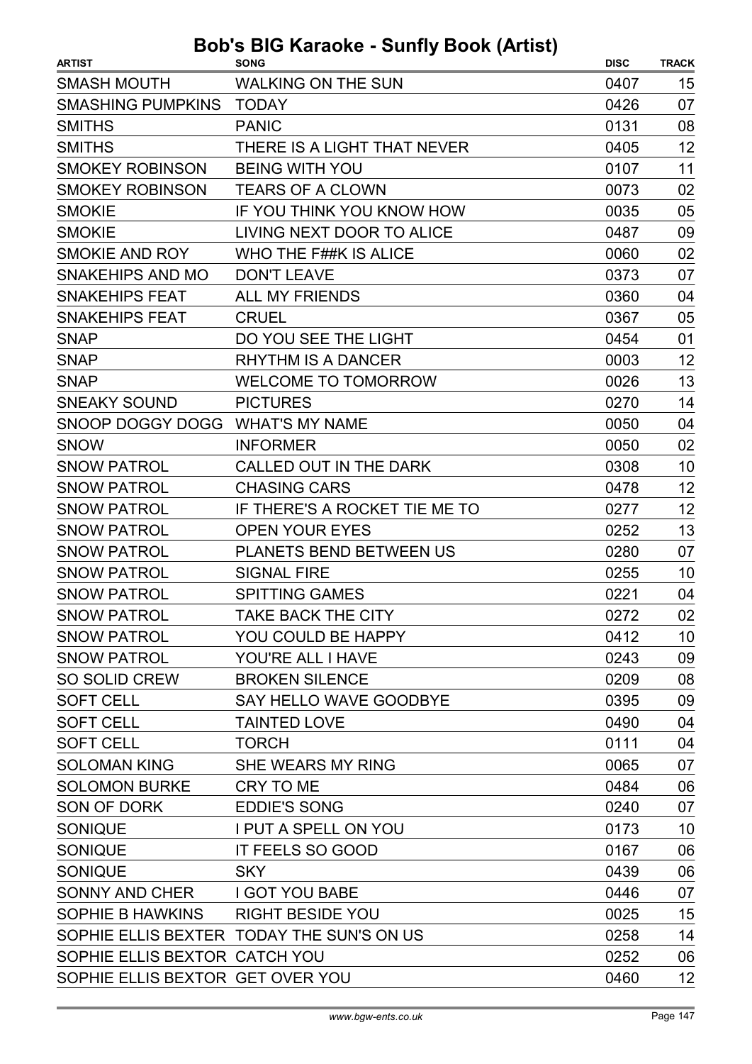# Bob's BIG Karaoke - Sunfly Book (Artist)

| ARTIST | SONG | DISC | TRACK |
|---|---|---|---|
| SMASH MOUTH | WALKING ON THE SUN | 0407 | 15 |
| SMASHING PUMPKINS | TODAY | 0426 | 07 |
| SMITHS | PANIC | 0131 | 08 |
| SMITHS | THERE IS A LIGHT THAT NEVER | 0405 | 12 |
| SMOKEY ROBINSON | BEING WITH YOU | 0107 | 11 |
| SMOKEY ROBINSON | TEARS OF A CLOWN | 0073 | 02 |
| SMOKIE | IF YOU THINK YOU KNOW HOW | 0035 | 05 |
| SMOKIE | LIVING NEXT DOOR TO ALICE | 0487 | 09 |
| SMOKIE AND ROY | WHO THE F##K IS ALICE | 0060 | 02 |
| SNAKEHIPS AND MO | DON'T LEAVE | 0373 | 07 |
| SNAKEHIPS FEAT | ALL MY FRIENDS | 0360 | 04 |
| SNAKEHIPS FEAT | CRUEL | 0367 | 05 |
| SNAP | DO YOU SEE THE LIGHT | 0454 | 01 |
| SNAP | RHYTHM IS A DANCER | 0003 | 12 |
| SNAP | WELCOME TO TOMORROW | 0026 | 13 |
| SNEAKY SOUND | PICTURES | 0270 | 14 |
| SNOOP DOGGY DOGG | WHAT'S MY NAME | 0050 | 04 |
| SNOW | INFORMER | 0050 | 02 |
| SNOW PATROL | CALLED OUT IN THE DARK | 0308 | 10 |
| SNOW PATROL | CHASING CARS | 0478 | 12 |
| SNOW PATROL | IF THERE'S A ROCKET TIE ME TO | 0277 | 12 |
| SNOW PATROL | OPEN YOUR EYES | 0252 | 13 |
| SNOW PATROL | PLANETS BEND BETWEEN US | 0280 | 07 |
| SNOW PATROL | SIGNAL FIRE | 0255 | 10 |
| SNOW PATROL | SPITTING GAMES | 0221 | 04 |
| SNOW PATROL | TAKE BACK THE CITY | 0272 | 02 |
| SNOW PATROL | YOU COULD BE HAPPY | 0412 | 10 |
| SNOW PATROL | YOU'RE ALL I HAVE | 0243 | 09 |
| SO SOLID CREW | BROKEN SILENCE | 0209 | 08 |
| SOFT CELL | SAY HELLO WAVE GOODBYE | 0395 | 09 |
| SOFT CELL | TAINTED LOVE | 0490 | 04 |
| SOFT CELL | TORCH | 0111 | 04 |
| SOLOMAN KING | SHE WEARS MY RING | 0065 | 07 |
| SOLOMON BURKE | CRY TO ME | 0484 | 06 |
| SON OF DORK | EDDIE'S SONG | 0240 | 07 |
| SONIQUE | I PUT A SPELL ON YOU | 0173 | 10 |
| SONIQUE | IT FEELS SO GOOD | 0167 | 06 |
| SONIQUE | SKY | 0439 | 06 |
| SONNY AND CHER | I GOT YOU BABE | 0446 | 07 |
| SOPHIE B HAWKINS | RIGHT BESIDE YOU | 0025 | 15 |
| SOPHIE ELLIS BEXTER | TODAY THE SUN'S ON US | 0258 | 14 |
| SOPHIE ELLIS BEXTOR | CATCH YOU | 0252 | 06 |
| SOPHIE ELLIS BEXTOR | GET OVER YOU | 0460 | 12 |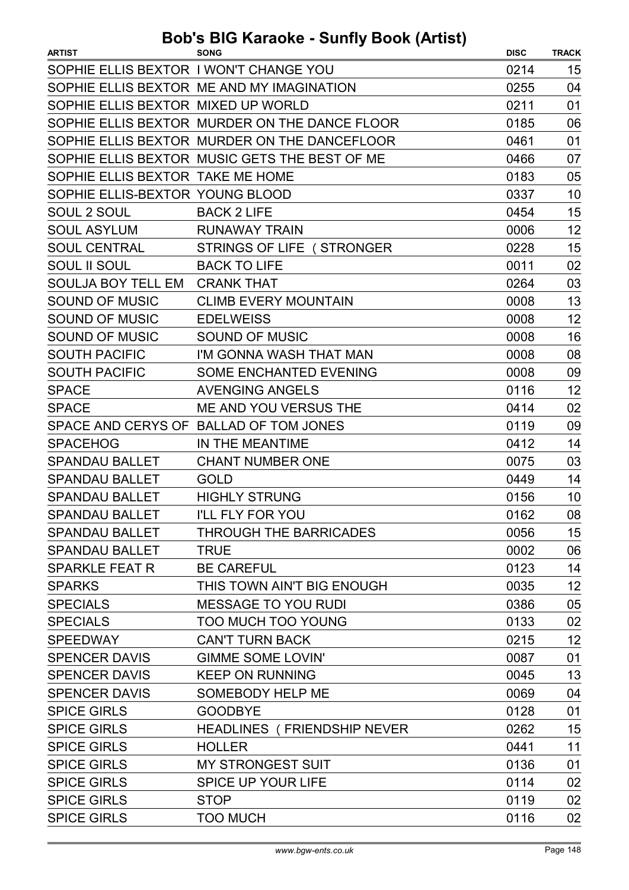# Bob's BIG Karaoke - Sunfly Book (Artist)

| ARTIST | SONG | DISC | TRACK |
|---|---|---|---|
| SOPHIE ELLIS BEXTOR | I WON'T CHANGE YOU | 0214 | 15 |
| SOPHIE ELLIS BEXTOR | ME AND MY IMAGINATION | 0255 | 04 |
| SOPHIE ELLIS BEXTOR | MIXED UP WORLD | 0211 | 01 |
| SOPHIE ELLIS BEXTOR | MURDER ON THE DANCE FLOOR | 0185 | 06 |
| SOPHIE ELLIS BEXTOR | MURDER ON THE DANCEFLOOR | 0461 | 01 |
| SOPHIE ELLIS BEXTOR | MUSIC GETS THE BEST OF ME | 0466 | 07 |
| SOPHIE ELLIS BEXTOR | TAKE ME HOME | 0183 | 05 |
| SOPHIE ELLIS-BEXTOR | YOUNG BLOOD | 0337 | 10 |
| SOUL 2 SOUL | BACK 2 LIFE | 0454 | 15 |
| SOUL ASYLUM | RUNAWAY TRAIN | 0006 | 12 |
| SOUL CENTRAL | STRINGS OF LIFE ( STRONGER | 0228 | 15 |
| SOUL II SOUL | BACK TO LIFE | 0011 | 02 |
| SOULJA BOY TELL EM | CRANK THAT | 0264 | 03 |
| SOUND OF MUSIC | CLIMB EVERY MOUNTAIN | 0008 | 13 |
| SOUND OF MUSIC | EDELWEISS | 0008 | 12 |
| SOUND OF MUSIC | SOUND OF MUSIC | 0008 | 16 |
| SOUTH PACIFIC | I'M GONNA WASH THAT MAN | 0008 | 08 |
| SOUTH PACIFIC | SOME ENCHANTED EVENING | 0008 | 09 |
| SPACE | AVENGING ANGELS | 0116 | 12 |
| SPACE | ME AND YOU VERSUS THE | 0414 | 02 |
| SPACE AND CERYS OF | BALLAD OF TOM JONES | 0119 | 09 |
| SPACEHOG | IN THE MEANTIME | 0412 | 14 |
| SPANDAU BALLET | CHANT NUMBER ONE | 0075 | 03 |
| SPANDAU BALLET | GOLD | 0449 | 14 |
| SPANDAU BALLET | HIGHLY STRUNG | 0156 | 10 |
| SPANDAU BALLET | I'LL FLY FOR YOU | 0162 | 08 |
| SPANDAU BALLET | THROUGH THE BARRICADES | 0056 | 15 |
| SPANDAU BALLET | TRUE | 0002 | 06 |
| SPARKLE FEAT R | BE CAREFUL | 0123 | 14 |
| SPARKS | THIS TOWN AIN'T BIG ENOUGH | 0035 | 12 |
| SPECIALS | MESSAGE TO YOU RUDI | 0386 | 05 |
| SPECIALS | TOO MUCH TOO YOUNG | 0133 | 02 |
| SPEEDWAY | CAN'T TURN BACK | 0215 | 12 |
| SPENCER DAVIS | GIMME SOME LOVIN' | 0087 | 01 |
| SPENCER DAVIS | KEEP ON RUNNING | 0045 | 13 |
| SPENCER DAVIS | SOMEBODY HELP ME | 0069 | 04 |
| SPICE GIRLS | GOODBYE | 0128 | 01 |
| SPICE GIRLS | HEADLINES ( FRIENDSHIP NEVER | 0262 | 15 |
| SPICE GIRLS | HOLLER | 0441 | 11 |
| SPICE GIRLS | MY STRONGEST SUIT | 0136 | 01 |
| SPICE GIRLS | SPICE UP YOUR LIFE | 0114 | 02 |
| SPICE GIRLS | STOP | 0119 | 02 |
| SPICE GIRLS | TOO MUCH | 0116 | 02 |

www.bgw-ents.co.uk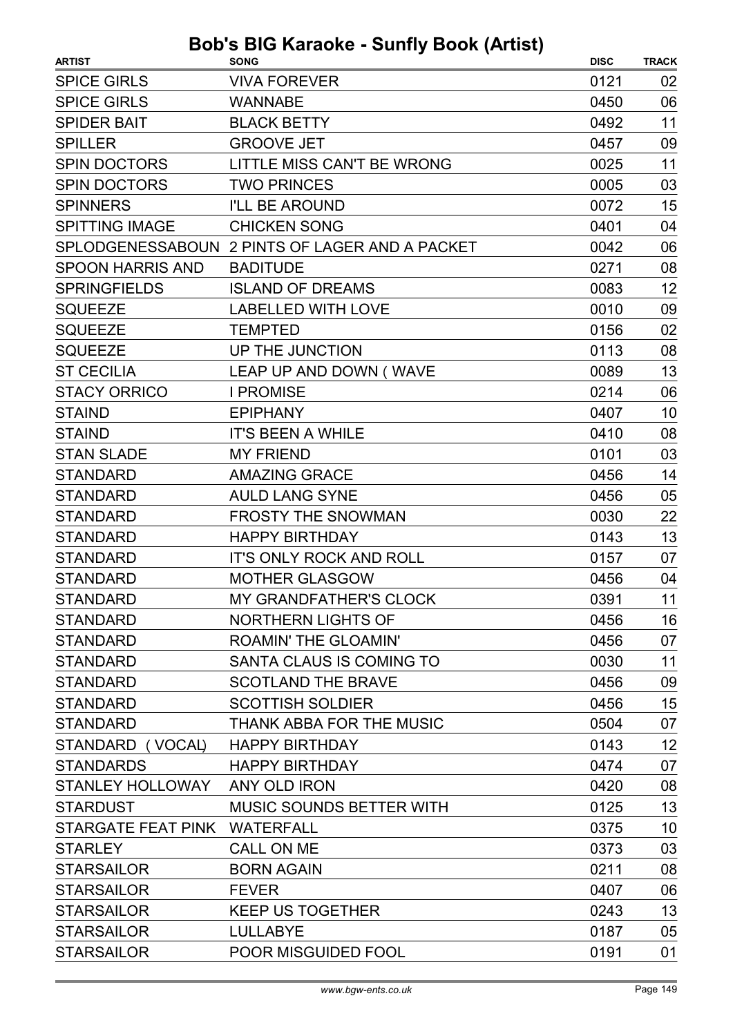# Bob's BIG Karaoke - Sunfly Book (Artist)

| ARTIST | SONG | DISC | TRACK |
|---|---|---|---|
| SPICE GIRLS | VIVA FOREVER | 0121 | 02 |
| SPICE GIRLS | WANNABE | 0450 | 06 |
| SPIDER BAIT | BLACK BETTY | 0492 | 11 |
| SPILLER | GROOVE JET | 0457 | 09 |
| SPIN DOCTORS | LITTLE MISS CAN'T BE WRONG | 0025 | 11 |
| SPIN DOCTORS | TWO PRINCES | 0005 | 03 |
| SPINNERS | I'LL BE AROUND | 0072 | 15 |
| SPITTING IMAGE | CHICKEN SONG | 0401 | 04 |
| SPLODGENESSABOUN | 2 PINTS OF LAGER AND A PACKET | 0042 | 06 |
| SPOON HARRIS AND | BADITUDE | 0271 | 08 |
| SPRINGFIELDS | ISLAND OF DREAMS | 0083 | 12 |
| SQUEEZE | LABELLED WITH LOVE | 0010 | 09 |
| SQUEEZE | TEMPTED | 0156 | 02 |
| SQUEEZE | UP THE JUNCTION | 0113 | 08 |
| ST CECILIA | LEAP UP AND DOWN ( WAVE | 0089 | 13 |
| STACY ORRICO | I PROMISE | 0214 | 06 |
| STAIND | EPIPHANY | 0407 | 10 |
| STAIND | IT'S BEEN A WHILE | 0410 | 08 |
| STAN SLADE | MY FRIEND | 0101 | 03 |
| STANDARD | AMAZING GRACE | 0456 | 14 |
| STANDARD | AULD LANG SYNE | 0456 | 05 |
| STANDARD | FROSTY THE SNOWMAN | 0030 | 22 |
| STANDARD | HAPPY BIRTHDAY | 0143 | 13 |
| STANDARD | IT'S ONLY ROCK AND ROLL | 0157 | 07 |
| STANDARD | MOTHER GLASGOW | 0456 | 04 |
| STANDARD | MY GRANDFATHER'S CLOCK | 0391 | 11 |
| STANDARD | NORTHERN LIGHTS OF | 0456 | 16 |
| STANDARD | ROAMIN' THE GLOAMIN' | 0456 | 07 |
| STANDARD | SANTA CLAUS IS COMING TO | 0030 | 11 |
| STANDARD | SCOTLAND THE BRAVE | 0456 | 09 |
| STANDARD | SCOTTISH SOLDIER | 0456 | 15 |
| STANDARD | THANK ABBA FOR THE MUSIC | 0504 | 07 |
| STANDARD ( VOCAL) | HAPPY BIRTHDAY | 0143 | 12 |
| STANDARDS | HAPPY BIRTHDAY | 0474 | 07 |
| STANLEY HOLLOWAY | ANY OLD IRON | 0420 | 08 |
| STARDUST | MUSIC SOUNDS BETTER WITH | 0125 | 13 |
| STARGATE FEAT PINK | WATERFALL | 0375 | 10 |
| STARLEY | CALL ON ME | 0373 | 03 |
| STARSAILOR | BORN AGAIN | 0211 | 08 |
| STARSAILOR | FEVER | 0407 | 06 |
| STARSAILOR | KEEP US TOGETHER | 0243 | 13 |
| STARSAILOR | LULLABYE | 0187 | 05 |
| STARSAILOR | POOR MISGUIDED FOOL | 0191 | 01 |

www.bgw-ents.co.uk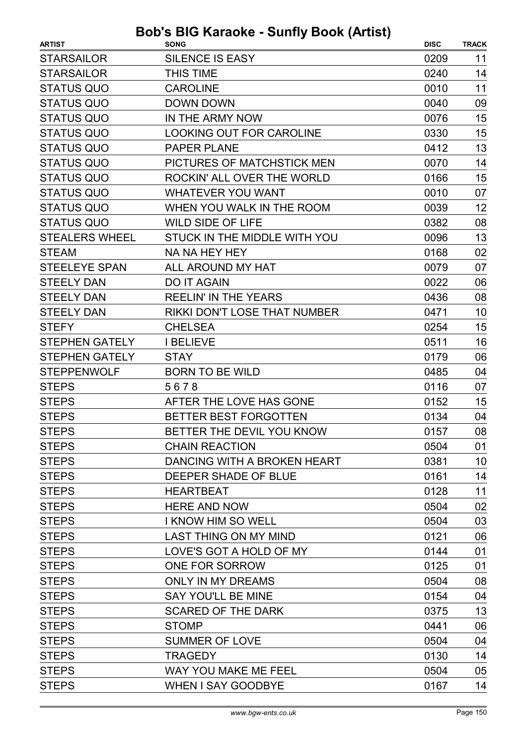# Bob's BIG Karaoke - Sunfly Book (Artist)

| ARTIST | SONG | DISC | TRACK |
|---|---|---|---|
| STARSAILOR | SILENCE IS EASY | 0209 | 11 |
| STARSAILOR | THIS TIME | 0240 | 14 |
| STATUS QUO | CAROLINE | 0010 | 11 |
| STATUS QUO | DOWN DOWN | 0040 | 09 |
| STATUS QUO | IN THE ARMY NOW | 0076 | 15 |
| STATUS QUO | LOOKING OUT FOR CAROLINE | 0330 | 15 |
| STATUS QUO | PAPER PLANE | 0412 | 13 |
| STATUS QUO | PICTURES OF MATCHSTICK MEN | 0070 | 14 |
| STATUS QUO | ROCKIN' ALL OVER THE WORLD | 0166 | 15 |
| STATUS QUO | WHATEVER YOU WANT | 0010 | 07 |
| STATUS QUO | WHEN YOU WALK IN THE ROOM | 0039 | 12 |
| STATUS QUO | WILD SIDE OF LIFE | 0382 | 08 |
| STEALERS WHEEL | STUCK IN THE MIDDLE WITH YOU | 0096 | 13 |
| STEAM | NA NA HEY HEY | 0168 | 02 |
| STEELEYE SPAN | ALL AROUND MY HAT | 0079 | 07 |
| STEELY DAN | DO IT AGAIN | 0022 | 06 |
| STEELY DAN | REELIN' IN THE YEARS | 0436 | 08 |
| STEELY DAN | RIKKI DON'T LOSE THAT NUMBER | 0471 | 10 |
| STEFY | CHELSEA | 0254 | 15 |
| STEPHEN GATELY | I BELIEVE | 0511 | 16 |
| STEPHEN GATELY | STAY | 0179 | 06 |
| STEPPENWOLF | BORN TO BE WILD | 0485 | 04 |
| STEPS | 5 6 7 8 | 0116 | 07 |
| STEPS | AFTER THE LOVE HAS GONE | 0152 | 15 |
| STEPS | BETTER BEST FORGOTTEN | 0134 | 04 |
| STEPS | BETTER THE DEVIL YOU KNOW | 0157 | 08 |
| STEPS | CHAIN REACTION | 0504 | 01 |
| STEPS | DANCING WITH A BROKEN HEART | 0381 | 10 |
| STEPS | DEEPER SHADE OF BLUE | 0161 | 14 |
| STEPS | HEARTBEAT | 0128 | 11 |
| STEPS | HERE AND NOW | 0504 | 02 |
| STEPS | I KNOW HIM SO WELL | 0504 | 03 |
| STEPS | LAST THING ON MY MIND | 0121 | 06 |
| STEPS | LOVE'S GOT A HOLD OF MY | 0144 | 01 |
| STEPS | ONE FOR SORROW | 0125 | 01 |
| STEPS | ONLY IN MY DREAMS | 0504 | 08 |
| STEPS | SAY YOU'LL BE MINE | 0154 | 04 |
| STEPS | SCARED OF THE DARK | 0375 | 13 |
| STEPS | STOMP | 0441 | 06 |
| STEPS | SUMMER OF LOVE | 0504 | 04 |
| STEPS | TRAGEDY | 0130 | 14 |
| STEPS | WAY YOU MAKE ME FEEL | 0504 | 05 |
| STEPS | WHEN I SAY GOODBYE | 0167 | 14 |

www.bgw-ents.co.uk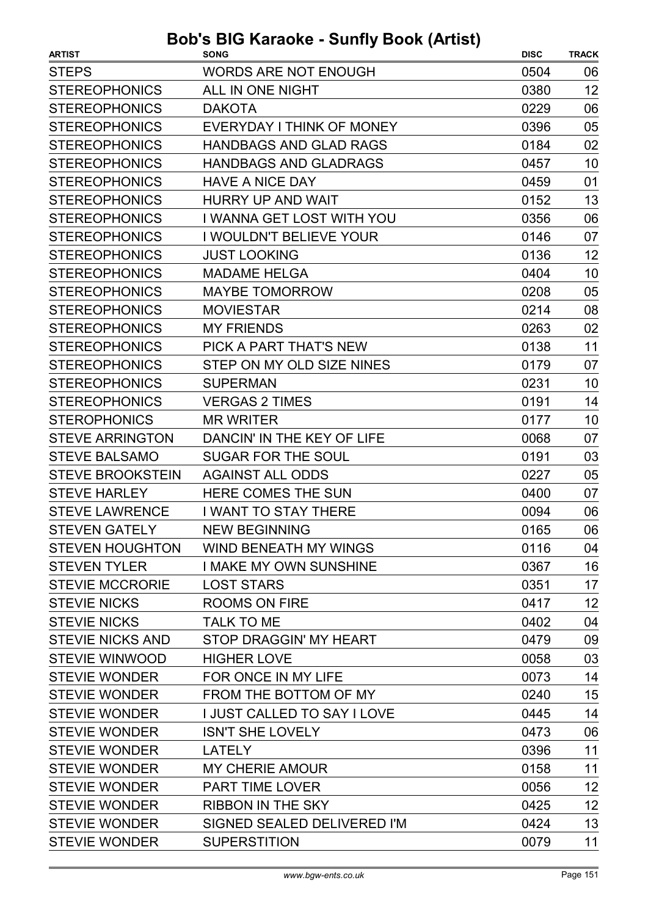# Bob's BIG Karaoke - Sunfly Book (Artist)

| ARTIST | SONG | DISC | TRACK |
|---|---|---|---|
| STEPS | WORDS ARE NOT ENOUGH | 0504 | 06 |
| STEREOPHONICS | ALL IN ONE NIGHT | 0380 | 12 |
| STEREOPHONICS | DAKOTA | 0229 | 06 |
| STEREOPHONICS | EVERYDAY I THINK OF MONEY | 0396 | 05 |
| STEREOPHONICS | HANDBAGS AND GLAD RAGS | 0184 | 02 |
| STEREOPHONICS | HANDBAGS AND GLADRAGS | 0457 | 10 |
| STEREOPHONICS | HAVE A NICE DAY | 0459 | 01 |
| STEREOPHONICS | HURRY UP AND WAIT | 0152 | 13 |
| STEREOPHONICS | I WANNA GET LOST WITH YOU | 0356 | 06 |
| STEREOPHONICS | I WOULDN'T BELIEVE YOUR | 0146 | 07 |
| STEREOPHONICS | JUST LOOKING | 0136 | 12 |
| STEREOPHONICS | MADAME HELGA | 0404 | 10 |
| STEREOPHONICS | MAYBE TOMORROW | 0208 | 05 |
| STEREOPHONICS | MOVIESTAR | 0214 | 08 |
| STEREOPHONICS | MY FRIENDS | 0263 | 02 |
| STEREOPHONICS | PICK A PART THAT'S NEW | 0138 | 11 |
| STEREOPHONICS | STEP ON MY OLD SIZE NINES | 0179 | 07 |
| STEREOPHONICS | SUPERMAN | 0231 | 10 |
| STEREOPHONICS | VERGAS 2 TIMES | 0191 | 14 |
| STEROPHONICS | MR WRITER | 0177 | 10 |
| STEVE ARRINGTON | DANCIN' IN THE KEY OF LIFE | 0068 | 07 |
| STEVE BALSAMO | SUGAR FOR THE SOUL | 0191 | 03 |
| STEVE BROOKSTEIN | AGAINST ALL ODDS | 0227 | 05 |
| STEVE HARLEY | HERE COMES THE SUN | 0400 | 07 |
| STEVE LAWRENCE | I WANT TO STAY THERE | 0094 | 06 |
| STEVEN GATELY | NEW BEGINNING | 0165 | 06 |
| STEVEN HOUGHTON | WIND BENEATH MY WINGS | 0116 | 04 |
| STEVEN TYLER | I MAKE MY OWN SUNSHINE | 0367 | 16 |
| STEVIE MCCRORIE | LOST STARS | 0351 | 17 |
| STEVIE NICKS | ROOMS ON FIRE | 0417 | 12 |
| STEVIE NICKS | TALK TO ME | 0402 | 04 |
| STEVIE NICKS AND | STOP DRAGGIN' MY HEART | 0479 | 09 |
| STEVIE WINWOOD | HIGHER LOVE | 0058 | 03 |
| STEVIE WONDER | FOR ONCE IN MY LIFE | 0073 | 14 |
| STEVIE WONDER | FROM THE BOTTOM OF MY | 0240 | 15 |
| STEVIE WONDER | I JUST CALLED TO SAY I LOVE | 0445 | 14 |
| STEVIE WONDER | ISN'T SHE LOVELY | 0473 | 06 |
| STEVIE WONDER | LATELY | 0396 | 11 |
| STEVIE WONDER | MY CHERIE AMOUR | 0158 | 11 |
| STEVIE WONDER | PART TIME LOVER | 0056 | 12 |
| STEVIE WONDER | RIBBON IN THE SKY | 0425 | 12 |
| STEVIE WONDER | SIGNED SEALED DELIVERED I'M | 0424 | 13 |
| STEVIE WONDER | SUPERSTITION | 0079 | 11 |

www.bgw-ents.co.uk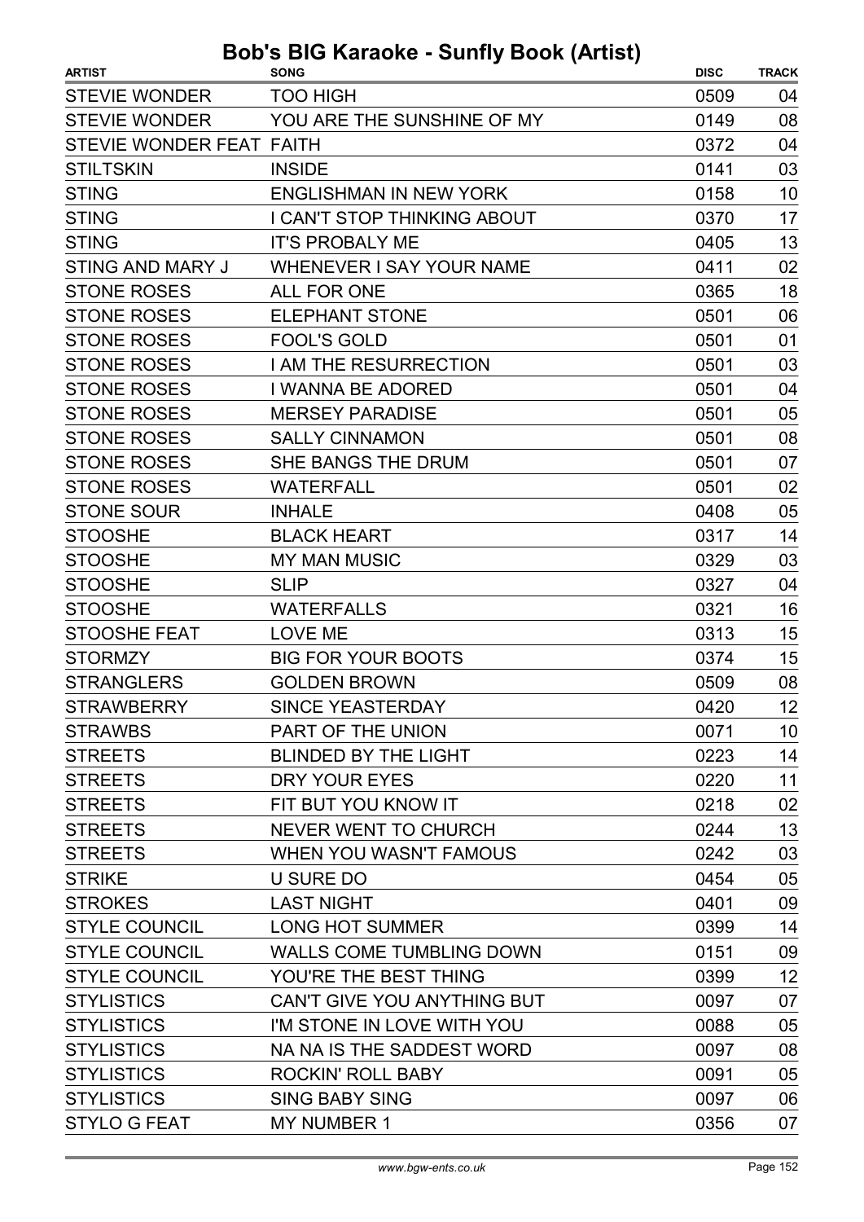# Bob's BIG Karaoke - Sunfly Book (Artist)

| ARTIST | SONG | DISC | TRACK |
|---|---|---|---|
| STEVIE WONDER | TOO HIGH | 0509 | 04 |
| STEVIE WONDER | YOU ARE THE SUNSHINE OF MY | 0149 | 08 |
| STEVIE WONDER FEAT | FAITH | 0372 | 04 |
| STILTSKIN | INSIDE | 0141 | 03 |
| STING | ENGLISHMAN IN NEW YORK | 0158 | 10 |
| STING | I CAN'T STOP THINKING ABOUT | 0370 | 17 |
| STING | IT'S PROBALY ME | 0405 | 13 |
| STING AND MARY J | WHENEVER I SAY YOUR NAME | 0411 | 02 |
| STONE ROSES | ALL FOR ONE | 0365 | 18 |
| STONE ROSES | ELEPHANT STONE | 0501 | 06 |
| STONE ROSES | FOOL'S GOLD | 0501 | 01 |
| STONE ROSES | I AM THE RESURRECTION | 0501 | 03 |
| STONE ROSES | I WANNA BE ADORED | 0501 | 04 |
| STONE ROSES | MERSEY PARADISE | 0501 | 05 |
| STONE ROSES | SALLY CINNAMON | 0501 | 08 |
| STONE ROSES | SHE BANGS THE DRUM | 0501 | 07 |
| STONE ROSES | WATERFALL | 0501 | 02 |
| STONE SOUR | INHALE | 0408 | 05 |
| STOOSHE | BLACK HEART | 0317 | 14 |
| STOOSHE | MY MAN MUSIC | 0329 | 03 |
| STOOSHE | SLIP | 0327 | 04 |
| STOOSHE | WATERFALLS | 0321 | 16 |
| STOOSHE FEAT | LOVE ME | 0313 | 15 |
| STORMZY | BIG FOR YOUR BOOTS | 0374 | 15 |
| STRANGLERS | GOLDEN BROWN | 0509 | 08 |
| STRAWBERRY | SINCE YEASTERDAY | 0420 | 12 |
| STRAWBS | PART OF THE UNION | 0071 | 10 |
| STREETS | BLINDED BY THE LIGHT | 0223 | 14 |
| STREETS | DRY YOUR EYES | 0220 | 11 |
| STREETS | FIT BUT YOU KNOW IT | 0218 | 02 |
| STREETS | NEVER WENT TO CHURCH | 0244 | 13 |
| STREETS | WHEN YOU WASN'T FAMOUS | 0242 | 03 |
| STRIKE | U SURE DO | 0454 | 05 |
| STROKES | LAST NIGHT | 0401 | 09 |
| STYLE COUNCIL | LONG HOT SUMMER | 0399 | 14 |
| STYLE COUNCIL | WALLS COME TUMBLING DOWN | 0151 | 09 |
| STYLE COUNCIL | YOU'RE THE BEST THING | 0399 | 12 |
| STYLISTICS | CAN'T GIVE YOU ANYTHING BUT | 0097 | 07 |
| STYLISTICS | I'M STONE IN LOVE WITH YOU | 0088 | 05 |
| STYLISTICS | NA NA IS THE SADDEST WORD | 0097 | 08 |
| STYLISTICS | ROCKIN' ROLL BABY | 0091 | 05 |
| STYLISTICS | SING BABY SING | 0097 | 06 |
| STYLO G FEAT | MY NUMBER 1 | 0356 | 07 |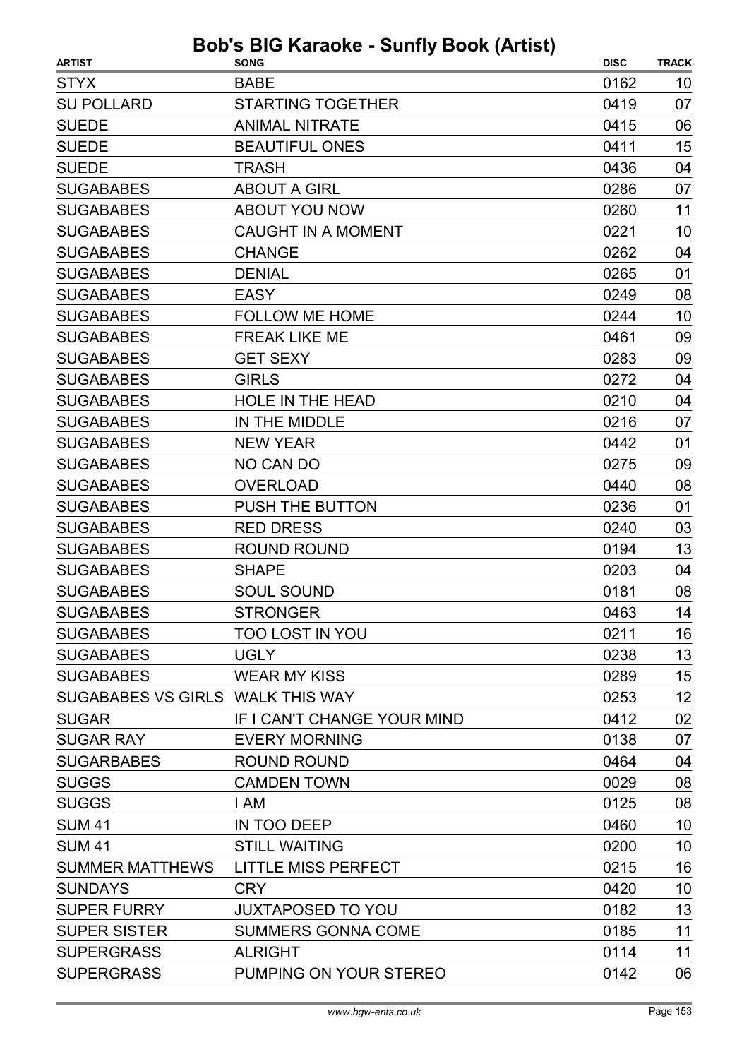# Bob's BIG Karaoke - Sunfly Book (Artist)

| ARTIST | SONG | DISC | TRACK |
|---|---|---|---|
| STYX | BABE | 0162 | 10 |
| SU POLLARD | STARTING TOGETHER | 0419 | 07 |
| SUEDE | ANIMAL NITRATE | 0415 | 06 |
| SUEDE | BEAUTIFUL ONES | 0411 | 15 |
| SUEDE | TRASH | 0436 | 04 |
| SUGABABES | ABOUT A GIRL | 0286 | 07 |
| SUGABABES | ABOUT YOU NOW | 0260 | 11 |
| SUGABABES | CAUGHT IN A MOMENT | 0221 | 10 |
| SUGABABES | CHANGE | 0262 | 04 |
| SUGABABES | DENIAL | 0265 | 01 |
| SUGABABES | EASY | 0249 | 08 |
| SUGABABES | FOLLOW ME HOME | 0244 | 10 |
| SUGABABES | FREAK LIKE ME | 0461 | 09 |
| SUGABABES | GET SEXY | 0283 | 09 |
| SUGABABES | GIRLS | 0272 | 04 |
| SUGABABES | HOLE IN THE HEAD | 0210 | 04 |
| SUGABABES | IN THE MIDDLE | 0216 | 07 |
| SUGABABES | NEW YEAR | 0442 | 01 |
| SUGABABES | NO CAN DO | 0275 | 09 |
| SUGABABES | OVERLOAD | 0440 | 08 |
| SUGABABES | PUSH THE BUTTON | 0236 | 01 |
| SUGABABES | RED DRESS | 0240 | 03 |
| SUGABABES | ROUND ROUND | 0194 | 13 |
| SUGABABES | SHAPE | 0203 | 04 |
| SUGABABES | SOUL SOUND | 0181 | 08 |
| SUGABABES | STRONGER | 0463 | 14 |
| SUGABABES | TOO LOST IN YOU | 0211 | 16 |
| SUGABABES | UGLY | 0238 | 13 |
| SUGABABES | WEAR MY KISS | 0289 | 15 |
| SUGABABES VS GIRLS | WALK THIS WAY | 0253 | 12 |
| SUGAR | IF I CAN'T CHANGE YOUR MIND | 0412 | 02 |
| SUGAR RAY | EVERY MORNING | 0138 | 07 |
| SUGARBABES | ROUND ROUND | 0464 | 04 |
| SUGGS | CAMDEN TOWN | 0029 | 08 |
| SUGGS | I AM | 0125 | 08 |
| SUM 41 | IN TOO DEEP | 0460 | 10 |
| SUM 41 | STILL WAITING | 0200 | 10 |
| SUMMER MATTHEWS | LITTLE MISS PERFECT | 0215 | 16 |
| SUNDAYS | CRY | 0420 | 10 |
| SUPER FURRY | JUXTAPOSED TO YOU | 0182 | 13 |
| SUPER SISTER | SUMMERS GONNA COME | 0185 | 11 |
| SUPERGRASS | ALRIGHT | 0114 | 11 |
| SUPERGRASS | PUMPING ON YOUR STEREO | 0142 | 06 |

www.bgw-ents.co.uk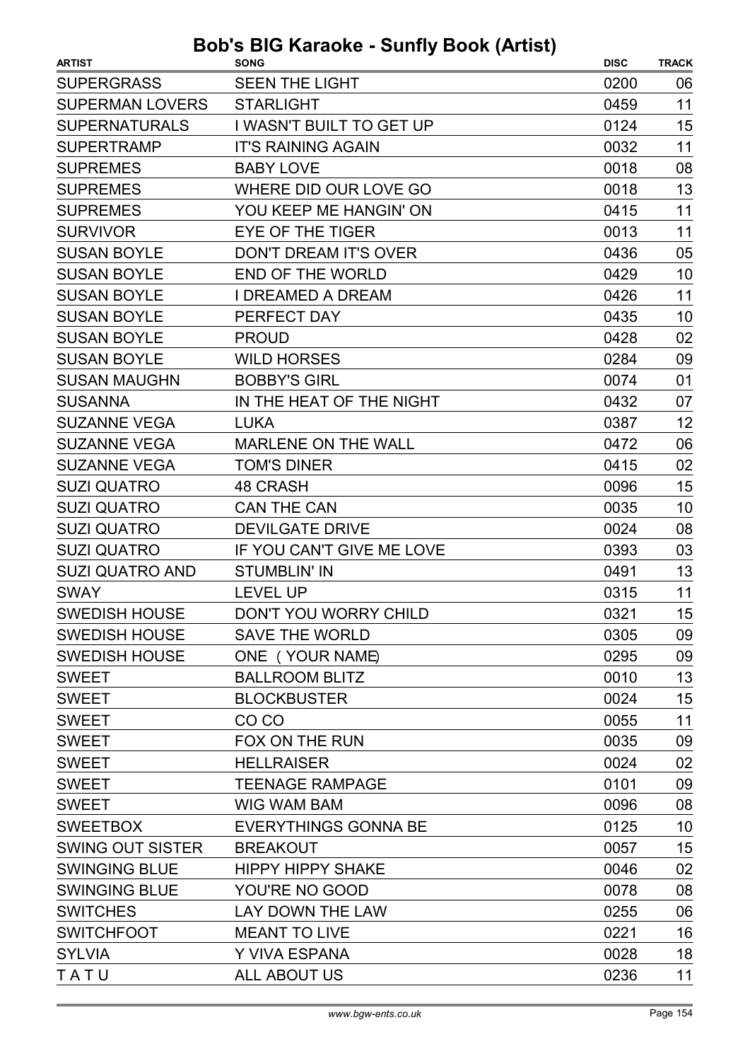# Bob's BIG Karaoke - Sunfly Book (Artist)

| ARTIST | SONG | DISC | TRACK |
|---|---|---|---|
| SUPERGRASS | SEEN THE LIGHT | 0200 | 06 |
| SUPERMAN LOVERS | STARLIGHT | 0459 | 11 |
| SUPERNATURALS | I WASN'T BUILT TO GET UP | 0124 | 15 |
| SUPERTRAMP | IT'S RAINING AGAIN | 0032 | 11 |
| SUPREMES | BABY LOVE | 0018 | 08 |
| SUPREMES | WHERE DID OUR LOVE GO | 0018 | 13 |
| SUPREMES | YOU KEEP ME HANGIN' ON | 0415 | 11 |
| SURVIVOR | EYE OF THE TIGER | 0013 | 11 |
| SUSAN BOYLE | DON'T DREAM IT'S OVER | 0436 | 05 |
| SUSAN BOYLE | END OF THE WORLD | 0429 | 10 |
| SUSAN BOYLE | I DREAMED A DREAM | 0426 | 11 |
| SUSAN BOYLE | PERFECT DAY | 0435 | 10 |
| SUSAN BOYLE | PROUD | 0428 | 02 |
| SUSAN BOYLE | WILD HORSES | 0284 | 09 |
| SUSAN MAUGHN | BOBBY'S GIRL | 0074 | 01 |
| SUSANNA | IN THE HEAT OF THE NIGHT | 0432 | 07 |
| SUZANNE VEGA | LUKA | 0387 | 12 |
| SUZANNE VEGA | MARLENE ON THE WALL | 0472 | 06 |
| SUZANNE VEGA | TOM'S DINER | 0415 | 02 |
| SUZI QUATRO | 48 CRASH | 0096 | 15 |
| SUZI QUATRO | CAN THE CAN | 0035 | 10 |
| SUZI QUATRO | DEVILGATE DRIVE | 0024 | 08 |
| SUZI QUATRO | IF YOU CAN'T GIVE ME LOVE | 0393 | 03 |
| SUZI QUATRO AND | STUMBLIN' IN | 0491 | 13 |
| SWAY | LEVEL UP | 0315 | 11 |
| SWEDISH HOUSE | DON'T YOU WORRY CHILD | 0321 | 15 |
| SWEDISH HOUSE | SAVE THE WORLD | 0305 | 09 |
| SWEDISH HOUSE | ONE ( YOUR NAME) | 0295 | 09 |
| SWEET | BALLROOM BLITZ | 0010 | 13 |
| SWEET | BLOCKBUSTER | 0024 | 15 |
| SWEET | CO CO | 0055 | 11 |
| SWEET | FOX ON THE RUN | 0035 | 09 |
| SWEET | HELLRAISER | 0024 | 02 |
| SWEET | TEENAGE RAMPAGE | 0101 | 09 |
| SWEET | WIG WAM BAM | 0096 | 08 |
| SWEETBOX | EVERYTHINGS GONNA BE | 0125 | 10 |
| SWING OUT SISTER | BREAKOUT | 0057 | 15 |
| SWINGING BLUE | HIPPY HIPPY SHAKE | 0046 | 02 |
| SWINGING BLUE | YOU'RE NO GOOD | 0078 | 08 |
| SWITCHES | LAY DOWN THE LAW | 0255 | 06 |
| SWITCHFOOT | MEANT TO LIVE | 0221 | 16 |
| SYLVIA | Y VIVA ESPANA | 0028 | 18 |
| T A T U | ALL ABOUT US | 0236 | 11 |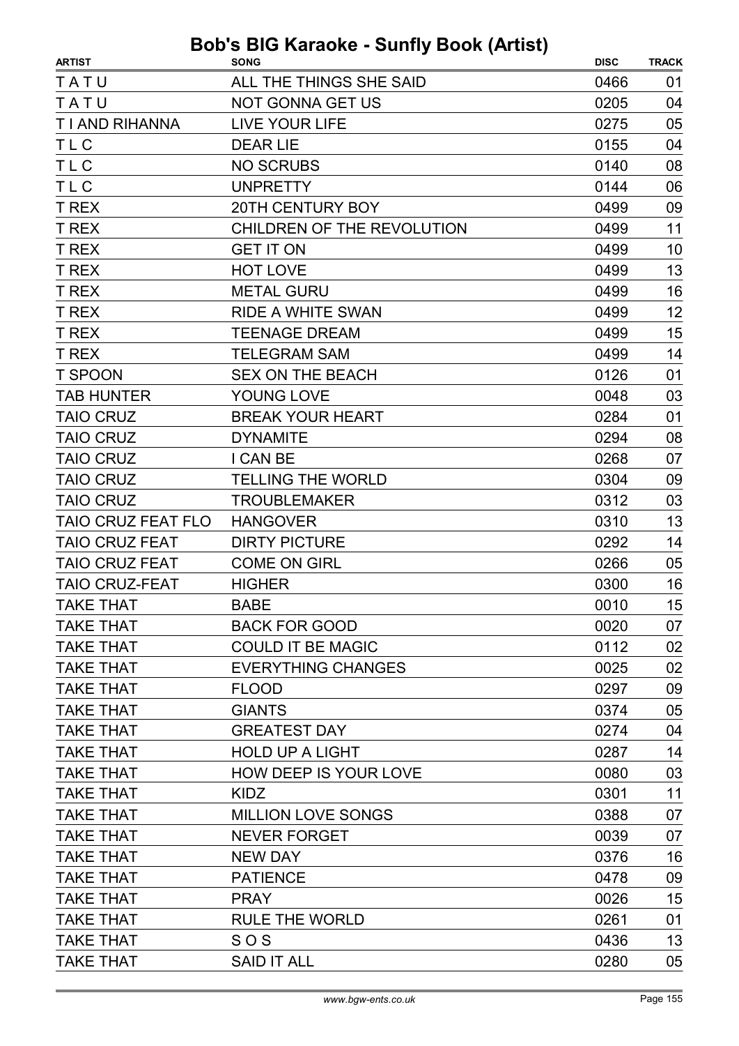# Bob's BIG Karaoke - Sunfly Book (Artist)

| ARTIST | SONG | DISC | TRACK |
|---|---|---|---|
| T A T U | ALL THE THINGS SHE SAID | 0466 | 01 |
| T A T U | NOT GONNA GET US | 0205 | 04 |
| T I AND RIHANNA | LIVE YOUR LIFE | 0275 | 05 |
| T L C | DEAR LIE | 0155 | 04 |
| T L C | NO SCRUBS | 0140 | 08 |
| T L C | UNPRETTY | 0144 | 06 |
| T REX | 20TH CENTURY BOY | 0499 | 09 |
| T REX | CHILDREN OF THE REVOLUTION | 0499 | 11 |
| T REX | GET IT ON | 0499 | 10 |
| T REX | HOT LOVE | 0499 | 13 |
| T REX | METAL GURU | 0499 | 16 |
| T REX | RIDE A WHITE SWAN | 0499 | 12 |
| T REX | TEENAGE DREAM | 0499 | 15 |
| T REX | TELEGRAM SAM | 0499 | 14 |
| T SPOON | SEX ON THE BEACH | 0126 | 01 |
| TAB HUNTER | YOUNG LOVE | 0048 | 03 |
| TAIO CRUZ | BREAK YOUR HEART | 0284 | 01 |
| TAIO CRUZ | DYNAMITE | 0294 | 08 |
| TAIO CRUZ | I CAN BE | 0268 | 07 |
| TAIO CRUZ | TELLING THE WORLD | 0304 | 09 |
| TAIO CRUZ | TROUBLEMAKER | 0312 | 03 |
| TAIO CRUZ FEAT FLO | HANGOVER | 0310 | 13 |
| TAIO CRUZ FEAT | DIRTY PICTURE | 0292 | 14 |
| TAIO CRUZ FEAT | COME ON GIRL | 0266 | 05 |
| TAIO CRUZ-FEAT | HIGHER | 0300 | 16 |
| TAKE THAT | BABE | 0010 | 15 |
| TAKE THAT | BACK FOR GOOD | 0020 | 07 |
| TAKE THAT | COULD IT BE MAGIC | 0112 | 02 |
| TAKE THAT | EVERYTHING CHANGES | 0025 | 02 |
| TAKE THAT | FLOOD | 0297 | 09 |
| TAKE THAT | GIANTS | 0374 | 05 |
| TAKE THAT | GREATEST DAY | 0274 | 04 |
| TAKE THAT | HOLD UP A LIGHT | 0287 | 14 |
| TAKE THAT | HOW DEEP IS YOUR LOVE | 0080 | 03 |
| TAKE THAT | KIDZ | 0301 | 11 |
| TAKE THAT | MILLION LOVE SONGS | 0388 | 07 |
| TAKE THAT | NEVER FORGET | 0039 | 07 |
| TAKE THAT | NEW DAY | 0376 | 16 |
| TAKE THAT | PATIENCE | 0478 | 09 |
| TAKE THAT | PRAY | 0026 | 15 |
| TAKE THAT | RULE THE WORLD | 0261 | 01 |
| TAKE THAT | S O S | 0436 | 13 |
| TAKE THAT | SAID IT ALL | 0280 | 05 |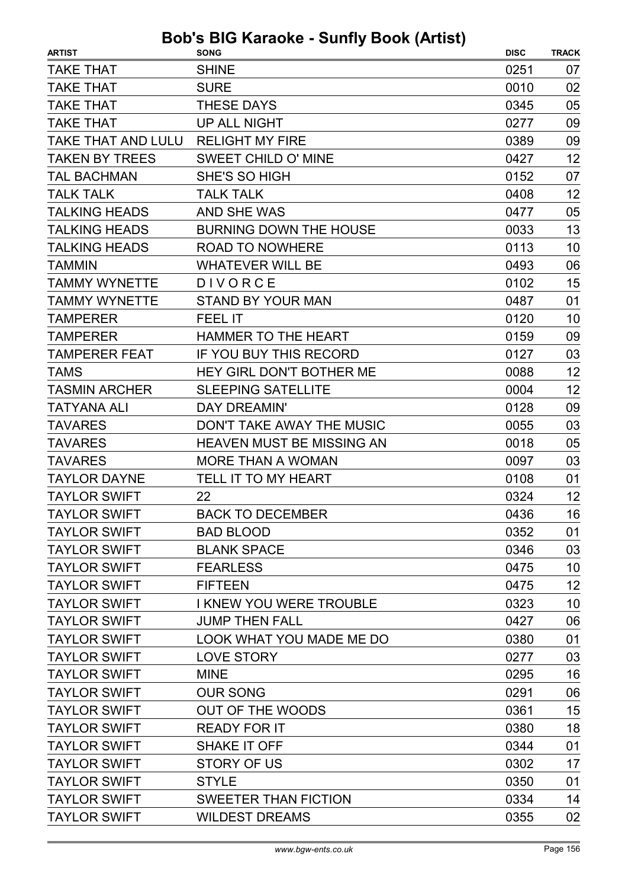# Bob's BIG Karaoke - Sunfly Book (Artist)

| ARTIST | SONG | DISC | TRACK |
|---|---|---|---|
| TAKE THAT | SHINE | 0251 | 07 |
| TAKE THAT | SURE | 0010 | 02 |
| TAKE THAT | THESE DAYS | 0345 | 05 |
| TAKE THAT | UP ALL NIGHT | 0277 | 09 |
| TAKE THAT AND LULU | RELIGHT MY FIRE | 0389 | 09 |
| TAKEN BY TREES | SWEET CHILD O' MINE | 0427 | 12 |
| TAL BACHMAN | SHE'S SO HIGH | 0152 | 07 |
| TALK TALK | TALK TALK | 0408 | 12 |
| TALKING HEADS | AND SHE WAS | 0477 | 05 |
| TALKING HEADS | BURNING DOWN THE HOUSE | 0033 | 13 |
| TALKING HEADS | ROAD TO NOWHERE | 0113 | 10 |
| TAMMIN | WHATEVER WILL BE | 0493 | 06 |
| TAMMY WYNETTE | D I V O R C E | 0102 | 15 |
| TAMMY WYNETTE | STAND BY YOUR MAN | 0487 | 01 |
| TAMPERER | FEEL IT | 0120 | 10 |
| TAMPERER | HAMMER TO THE HEART | 0159 | 09 |
| TAMPERER FEAT | IF YOU BUY THIS RECORD | 0127 | 03 |
| TAMS | HEY GIRL DON'T BOTHER ME | 0088 | 12 |
| TASMIN ARCHER | SLEEPING SATELLITE | 0004 | 12 |
| TATYANA ALI | DAY DREAMIN' | 0128 | 09 |
| TAVARES | DON'T TAKE AWAY THE MUSIC | 0055 | 03 |
| TAVARES | HEAVEN MUST BE MISSING AN | 0018 | 05 |
| TAVARES | MORE THAN A WOMAN | 0097 | 03 |
| TAYLOR DAYNE | TELL IT TO MY HEART | 0108 | 01 |
| TAYLOR SWIFT | 22 | 0324 | 12 |
| TAYLOR SWIFT | BACK TO DECEMBER | 0436 | 16 |
| TAYLOR SWIFT | BAD BLOOD | 0352 | 01 |
| TAYLOR SWIFT | BLANK SPACE | 0346 | 03 |
| TAYLOR SWIFT | FEARLESS | 0475 | 10 |
| TAYLOR SWIFT | FIFTEEN | 0475 | 12 |
| TAYLOR SWIFT | I KNEW YOU WERE TROUBLE | 0323 | 10 |
| TAYLOR SWIFT | JUMP THEN FALL | 0427 | 06 |
| TAYLOR SWIFT | LOOK WHAT YOU MADE ME DO | 0380 | 01 |
| TAYLOR SWIFT | LOVE STORY | 0277 | 03 |
| TAYLOR SWIFT | MINE | 0295 | 16 |
| TAYLOR SWIFT | OUR SONG | 0291 | 06 |
| TAYLOR SWIFT | OUT OF THE WOODS | 0361 | 15 |
| TAYLOR SWIFT | READY FOR IT | 0380 | 18 |
| TAYLOR SWIFT | SHAKE IT OFF | 0344 | 01 |
| TAYLOR SWIFT | STORY OF US | 0302 | 17 |
| TAYLOR SWIFT | STYLE | 0350 | 01 |
| TAYLOR SWIFT | SWEETER THAN FICTION | 0334 | 14 |
| TAYLOR SWIFT | WILDEST DREAMS | 0355 | 02 |

*www.bgw-ents.co.uk*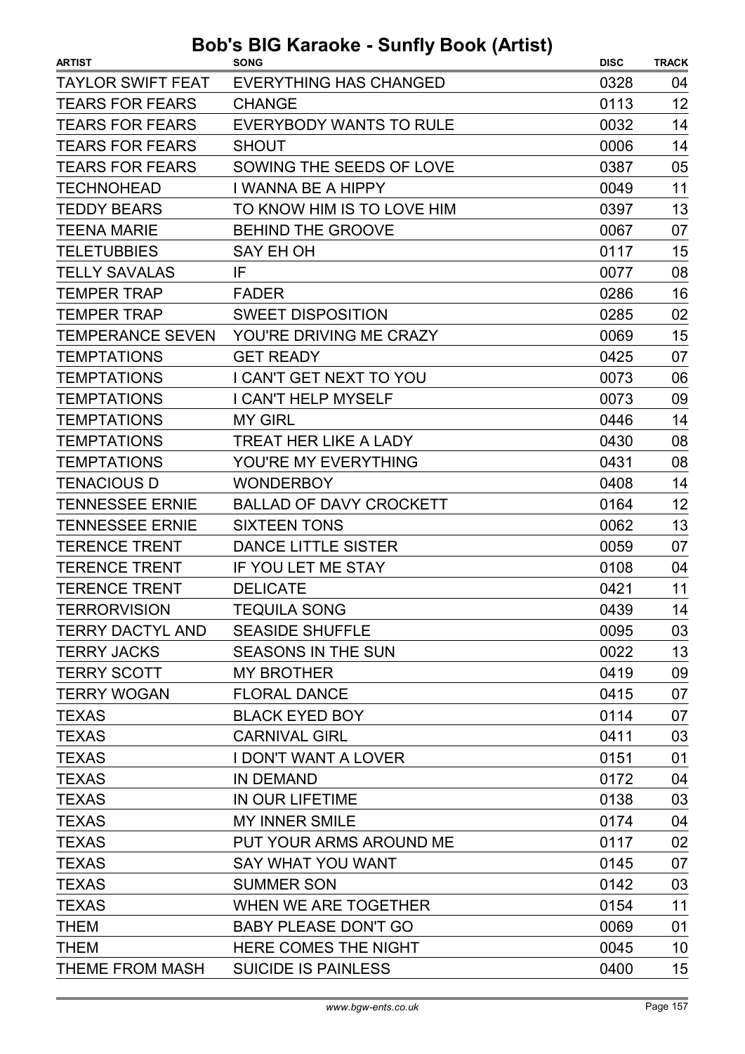# Bob's BIG Karaoke - Sunfly Book (Artist)

| ARTIST | SONG | DISC | TRACK |
|---|---|---|---|
| TAYLOR SWIFT FEAT | EVERYTHING HAS CHANGED | 0328 | 04 |
| TEARS FOR FEARS | CHANGE | 0113 | 12 |
| TEARS FOR FEARS | EVERYBODY WANTS TO RULE | 0032 | 14 |
| TEARS FOR FEARS | SHOUT | 0006 | 14 |
| TEARS FOR FEARS | SOWING THE SEEDS OF LOVE | 0387 | 05 |
| TECHNOHEAD | I WANNA BE A HIPPY | 0049 | 11 |
| TEDDY BEARS | TO KNOW HIM IS TO LOVE HIM | 0397 | 13 |
| TEENA MARIE | BEHIND THE GROOVE | 0067 | 07 |
| TELETUBBIES | SAY EH OH | 0117 | 15 |
| TELLY SAVALAS | IF | 0077 | 08 |
| TEMPER TRAP | FADER | 0286 | 16 |
| TEMPER TRAP | SWEET DISPOSITION | 0285 | 02 |
| TEMPERANCE SEVEN | YOU'RE DRIVING ME CRAZY | 0069 | 15 |
| TEMPTATIONS | GET READY | 0425 | 07 |
| TEMPTATIONS | I CAN'T GET NEXT TO YOU | 0073 | 06 |
| TEMPTATIONS | I CAN'T HELP MYSELF | 0073 | 09 |
| TEMPTATIONS | MY GIRL | 0446 | 14 |
| TEMPTATIONS | TREAT HER LIKE A LADY | 0430 | 08 |
| TEMPTATIONS | YOU'RE MY EVERYTHING | 0431 | 08 |
| TENACIOUS D | WONDERBOY | 0408 | 14 |
| TENNESSEE ERNIE | BALLAD OF DAVY CROCKETT | 0164 | 12 |
| TENNESSEE ERNIE | SIXTEEN TONS | 0062 | 13 |
| TERENCE TRENT | DANCE LITTLE SISTER | 0059 | 07 |
| TERENCE TRENT | IF YOU LET ME STAY | 0108 | 04 |
| TERENCE TRENT | DELICATE | 0421 | 11 |
| TERRORVISION | TEQUILA SONG | 0439 | 14 |
| TERRY DACTYL AND | SEASIDE SHUFFLE | 0095 | 03 |
| TERRY JACKS | SEASONS IN THE SUN | 0022 | 13 |
| TERRY SCOTT | MY BROTHER | 0419 | 09 |
| TERRY WOGAN | FLORAL DANCE | 0415 | 07 |
| TEXAS | BLACK EYED BOY | 0114 | 07 |
| TEXAS | CARNIVAL GIRL | 0411 | 03 |
| TEXAS | I DON'T WANT A LOVER | 0151 | 01 |
| TEXAS | IN DEMAND | 0172 | 04 |
| TEXAS | IN OUR LIFETIME | 0138 | 03 |
| TEXAS | MY INNER SMILE | 0174 | 04 |
| TEXAS | PUT YOUR ARMS AROUND ME | 0117 | 02 |
| TEXAS | SAY WHAT YOU WANT | 0145 | 07 |
| TEXAS | SUMMER SON | 0142 | 03 |
| TEXAS | WHEN WE ARE TOGETHER | 0154 | 11 |
| THEM | BABY PLEASE DON'T GO | 0069 | 01 |
| THEM | HERE COMES THE NIGHT | 0045 | 10 |
| THEME FROM MASH | SUICIDE IS PAINLESS | 0400 | 15 |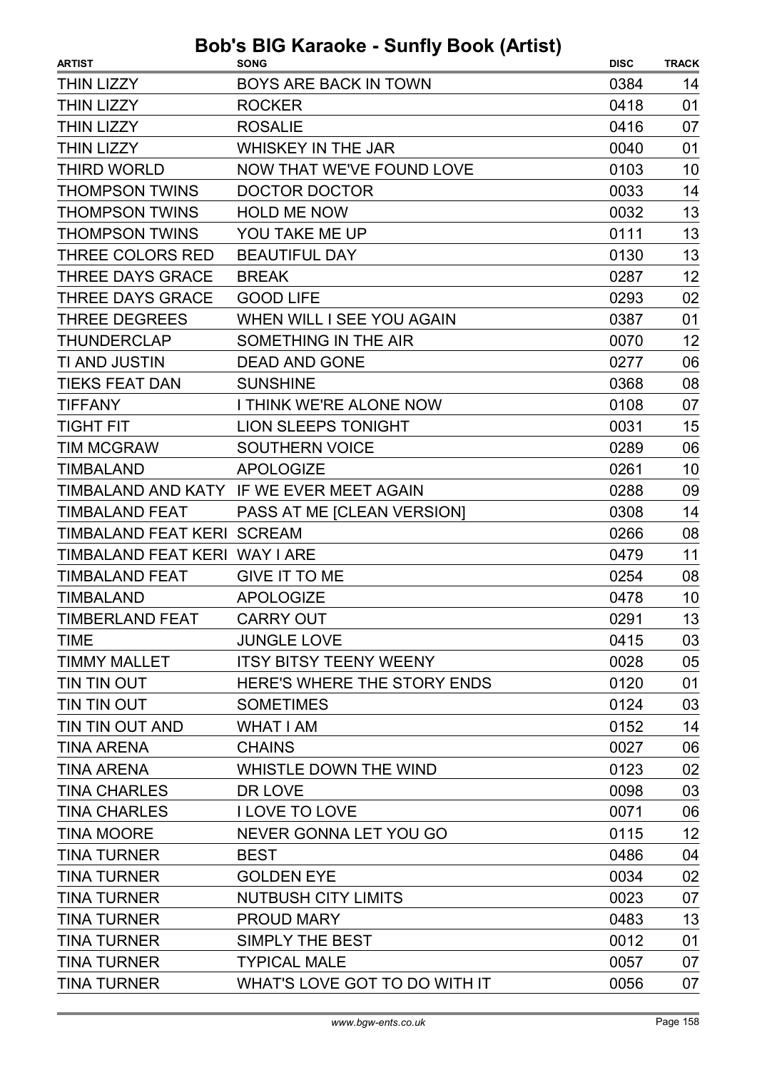# Bob's BIG Karaoke - Sunfly Book (Artist)

| ARTIST | SONG | DISC | TRACK |
|---|---|---|---|
| THIN LIZZY | BOYS ARE BACK IN TOWN | 0384 | 14 |
| THIN LIZZY | ROCKER | 0418 | 01 |
| THIN LIZZY | ROSALIE | 0416 | 07 |
| THIN LIZZY | WHISKEY IN THE JAR | 0040 | 01 |
| THIRD WORLD | NOW THAT WE'VE FOUND LOVE | 0103 | 10 |
| THOMPSON TWINS | DOCTOR DOCTOR | 0033 | 14 |
| THOMPSON TWINS | HOLD ME NOW | 0032 | 13 |
| THOMPSON TWINS | YOU TAKE ME UP | 0111 | 13 |
| THREE COLORS RED | BEAUTIFUL DAY | 0130 | 13 |
| THREE DAYS GRACE | BREAK | 0287 | 12 |
| THREE DAYS GRACE | GOOD LIFE | 0293 | 02 |
| THREE DEGREES | WHEN WILL I SEE YOU AGAIN | 0387 | 01 |
| THUNDERCLAP | SOMETHING IN THE AIR | 0070 | 12 |
| TI AND JUSTIN | DEAD AND GONE | 0277 | 06 |
| TIEKS FEAT DAN | SUNSHINE | 0368 | 08 |
| TIFFANY | I THINK WE'RE ALONE NOW | 0108 | 07 |
| TIGHT FIT | LION SLEEPS TONIGHT | 0031 | 15 |
| TIM MCGRAW | SOUTHERN VOICE | 0289 | 06 |
| TIMBALAND | APOLOGIZE | 0261 | 10 |
| TIMBALAND AND KATY | IF WE EVER MEET AGAIN | 0288 | 09 |
| TIMBALAND FEAT | PASS AT ME [CLEAN VERSION] | 0308 | 14 |
| TIMBALAND FEAT KERI | SCREAM | 0266 | 08 |
| TIMBALAND FEAT KERI | WAY I ARE | 0479 | 11 |
| TIMBALAND FEAT | GIVE IT TO ME | 0254 | 08 |
| TIMBALAND | APOLOGIZE | 0478 | 10 |
| TIMBERLAND FEAT | CARRY OUT | 0291 | 13 |
| TIME | JUNGLE LOVE | 0415 | 03 |
| TIMMY MALLET | ITSY BITSY TEENY WEENY | 0028 | 05 |
| TIN TIN OUT | HERE'S WHERE THE STORY ENDS | 0120 | 01 |
| TIN TIN OUT | SOMETIMES | 0124 | 03 |
| TIN TIN OUT AND | WHAT I AM | 0152 | 14 |
| TINA ARENA | CHAINS | 0027 | 06 |
| TINA ARENA | WHISTLE DOWN THE WIND | 0123 | 02 |
| TINA CHARLES | DR LOVE | 0098 | 03 |
| TINA CHARLES | I LOVE TO LOVE | 0071 | 06 |
| TINA MOORE | NEVER GONNA LET YOU GO | 0115 | 12 |
| TINA TURNER | BEST | 0486 | 04 |
| TINA TURNER | GOLDEN EYE | 0034 | 02 |
| TINA TURNER | NUTBUSH CITY LIMITS | 0023 | 07 |
| TINA TURNER | PROUD MARY | 0483 | 13 |
| TINA TURNER | SIMPLY THE BEST | 0012 | 01 |
| TINA TURNER | TYPICAL MALE | 0057 | 07 |
| TINA TURNER | WHAT'S LOVE GOT TO DO WITH IT | 0056 | 07 |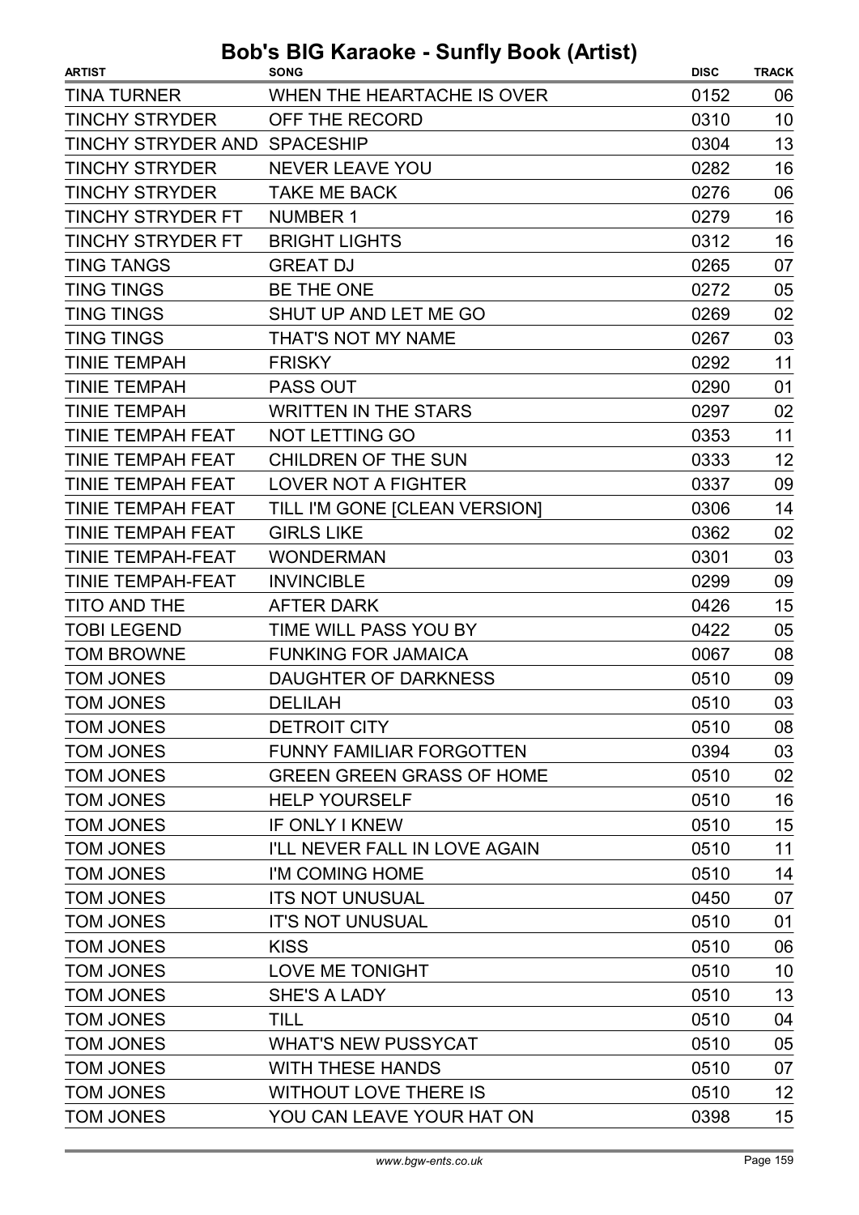# Bob's BIG Karaoke - Sunfly Book (Artist)

| ARTIST | SONG | DISC | TRACK |
|---|---|---|---|
| TINA TURNER | WHEN THE HEARTACHE IS OVER | 0152 | 06 |
| TINCHY STRYDER | OFF THE RECORD | 0310 | 10 |
| TINCHY STRYDER AND | SPACESHIP | 0304 | 13 |
| TINCHY STRYDER | NEVER LEAVE YOU | 0282 | 16 |
| TINCHY STRYDER | TAKE ME BACK | 0276 | 06 |
| TINCHY STRYDER FT | NUMBER 1 | 0279 | 16 |
| TINCHY STRYDER FT | BRIGHT LIGHTS | 0312 | 16 |
| TING TANGS | GREAT DJ | 0265 | 07 |
| TING TINGS | BE THE ONE | 0272 | 05 |
| TING TINGS | SHUT UP AND LET ME GO | 0269 | 02 |
| TING TINGS | THAT'S NOT MY NAME | 0267 | 03 |
| TINIE TEMPAH | FRISKY | 0292 | 11 |
| TINIE TEMPAH | PASS OUT | 0290 | 01 |
| TINIE TEMPAH | WRITTEN IN THE STARS | 0297 | 02 |
| TINIE TEMPAH FEAT | NOT LETTING GO | 0353 | 11 |
| TINIE TEMPAH FEAT | CHILDREN OF THE SUN | 0333 | 12 |
| TINIE TEMPAH FEAT | LOVER NOT A FIGHTER | 0337 | 09 |
| TINIE TEMPAH FEAT | TILL I'M GONE [CLEAN VERSION] | 0306 | 14 |
| TINIE TEMPAH FEAT | GIRLS LIKE | 0362 | 02 |
| TINIE TEMPAH-FEAT | WONDERMAN | 0301 | 03 |
| TINIE TEMPAH-FEAT | INVINCIBLE | 0299 | 09 |
| TITO AND THE | AFTER DARK | 0426 | 15 |
| TOBI LEGEND | TIME WILL PASS YOU BY | 0422 | 05 |
| TOM BROWNE | FUNKING FOR JAMAICA | 0067 | 08 |
| TOM JONES | DAUGHTER OF DARKNESS | 0510 | 09 |
| TOM JONES | DELILAH | 0510 | 03 |
| TOM JONES | DETROIT CITY | 0510 | 08 |
| TOM JONES | FUNNY FAMILIAR FORGOTTEN | 0394 | 03 |
| TOM JONES | GREEN GREEN GRASS OF HOME | 0510 | 02 |
| TOM JONES | HELP YOURSELF | 0510 | 16 |
| TOM JONES | IF ONLY I KNEW | 0510 | 15 |
| TOM JONES | I'LL NEVER FALL IN LOVE AGAIN | 0510 | 11 |
| TOM JONES | I'M COMING HOME | 0510 | 14 |
| TOM JONES | ITS NOT UNUSUAL | 0450 | 07 |
| TOM JONES | IT'S NOT UNUSUAL | 0510 | 01 |
| TOM JONES | KISS | 0510 | 06 |
| TOM JONES | LOVE ME TONIGHT | 0510 | 10 |
| TOM JONES | SHE'S A LADY | 0510 | 13 |
| TOM JONES | TILL | 0510 | 04 |
| TOM JONES | WHAT'S NEW PUSSYCAT | 0510 | 05 |
| TOM JONES | WITH THESE HANDS | 0510 | 07 |
| TOM JONES | WITHOUT LOVE THERE IS | 0510 | 12 |
| TOM JONES | YOU CAN LEAVE YOUR HAT ON | 0398 | 15 |

www.bgw-ents.co.uk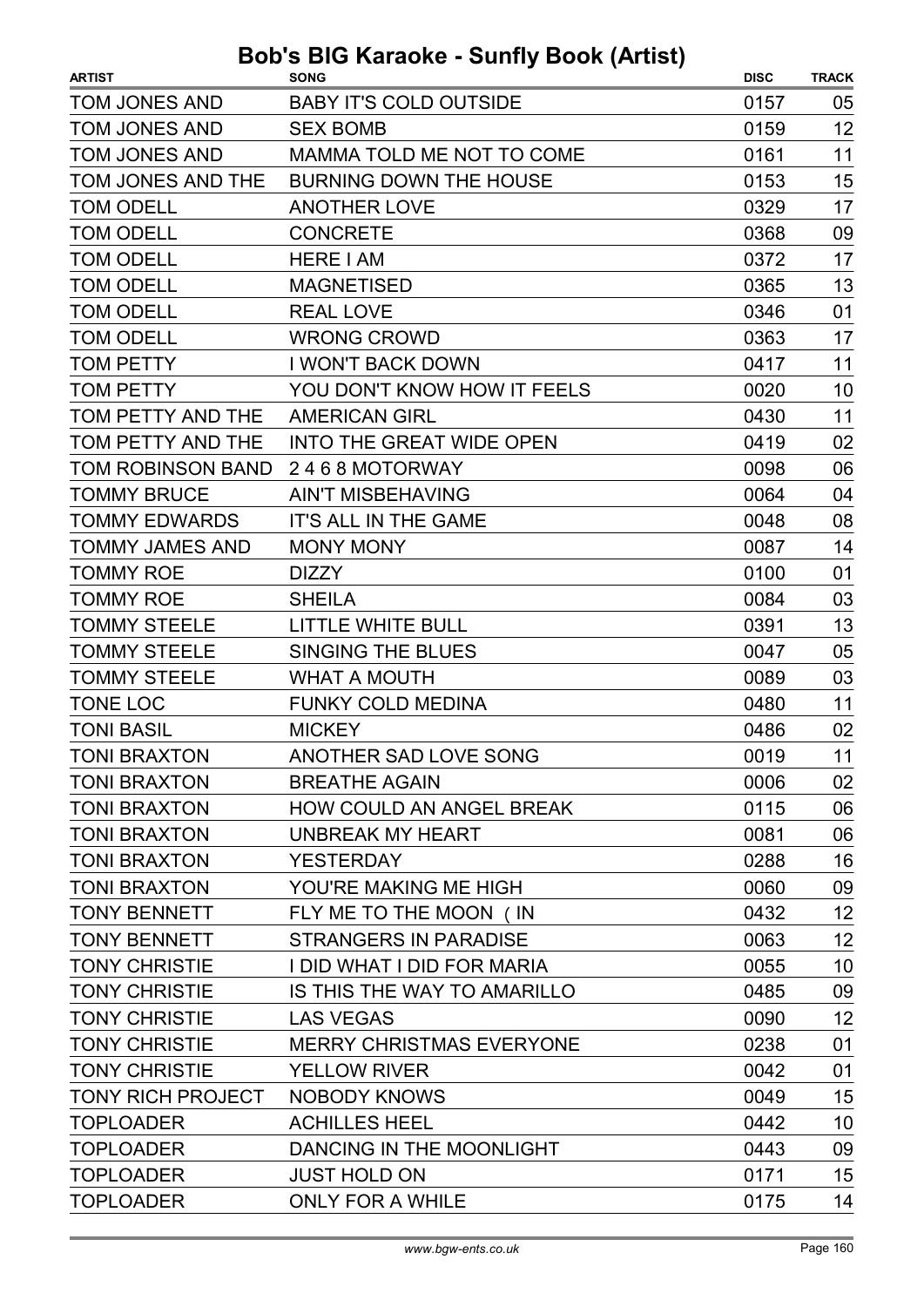# Bob's BIG Karaoke - Sunfly Book (Artist)

| ARTIST | SONG | DISC | TRACK |
|---|---|---|---|
| TOM JONES AND | BABY IT'S COLD OUTSIDE | 0157 | 05 |
| TOM JONES AND | SEX BOMB | 0159 | 12 |
| TOM JONES AND | MAMMA TOLD ME NOT TO COME | 0161 | 11 |
| TOM JONES AND THE | BURNING DOWN THE HOUSE | 0153 | 15 |
| TOM ODELL | ANOTHER LOVE | 0329 | 17 |
| TOM ODELL | CONCRETE | 0368 | 09 |
| TOM ODELL | HERE I AM | 0372 | 17 |
| TOM ODELL | MAGNETISED | 0365 | 13 |
| TOM ODELL | REAL LOVE | 0346 | 01 |
| TOM ODELL | WRONG CROWD | 0363 | 17 |
| TOM PETTY | I WON'T BACK DOWN | 0417 | 11 |
| TOM PETTY | YOU DON'T KNOW HOW IT FEELS | 0020 | 10 |
| TOM PETTY AND THE | AMERICAN GIRL | 0430 | 11 |
| TOM PETTY AND THE | INTO THE GREAT WIDE OPEN | 0419 | 02 |
| TOM ROBINSON BAND | 2 4 6 8 MOTORWAY | 0098 | 06 |
| TOMMY BRUCE | AIN'T MISBEHAVING | 0064 | 04 |
| TOMMY EDWARDS | IT'S ALL IN THE GAME | 0048 | 08 |
| TOMMY JAMES AND | MONY MONY | 0087 | 14 |
| TOMMY ROE | DIZZY | 0100 | 01 |
| TOMMY ROE | SHEILA | 0084 | 03 |
| TOMMY STEELE | LITTLE WHITE BULL | 0391 | 13 |
| TOMMY STEELE | SINGING THE BLUES | 0047 | 05 |
| TOMMY STEELE | WHAT A MOUTH | 0089 | 03 |
| TONE LOC | FUNKY COLD MEDINA | 0480 | 11 |
| TONI BASIL | MICKEY | 0486 | 02 |
| TONI BRAXTON | ANOTHER SAD LOVE SONG | 0019 | 11 |
| TONI BRAXTON | BREATHE AGAIN | 0006 | 02 |
| TONI BRAXTON | HOW COULD AN ANGEL BREAK | 0115 | 06 |
| TONI BRAXTON | UNBREAK MY HEART | 0081 | 06 |
| TONI BRAXTON | YESTERDAY | 0288 | 16 |
| TONI BRAXTON | YOU'RE MAKING ME HIGH | 0060 | 09 |
| TONY BENNETT | FLY ME TO THE MOON ( IN | 0432 | 12 |
| TONY BENNETT | STRANGERS IN PARADISE | 0063 | 12 |
| TONY CHRISTIE | I DID WHAT I DID FOR MARIA | 0055 | 10 |
| TONY CHRISTIE | IS THIS THE WAY TO AMARILLO | 0485 | 09 |
| TONY CHRISTIE | LAS VEGAS | 0090 | 12 |
| TONY CHRISTIE | MERRY CHRISTMAS EVERYONE | 0238 | 01 |
| TONY CHRISTIE | YELLOW RIVER | 0042 | 01 |
| TONY RICH PROJECT | NOBODY KNOWS | 0049 | 15 |
| TOPLOADER | ACHILLES HEEL | 0442 | 10 |
| TOPLOADER | DANCING IN THE MOONLIGHT | 0443 | 09 |
| TOPLOADER | JUST HOLD ON | 0171 | 15 |
| TOPLOADER | ONLY FOR A WHILE | 0175 | 14 |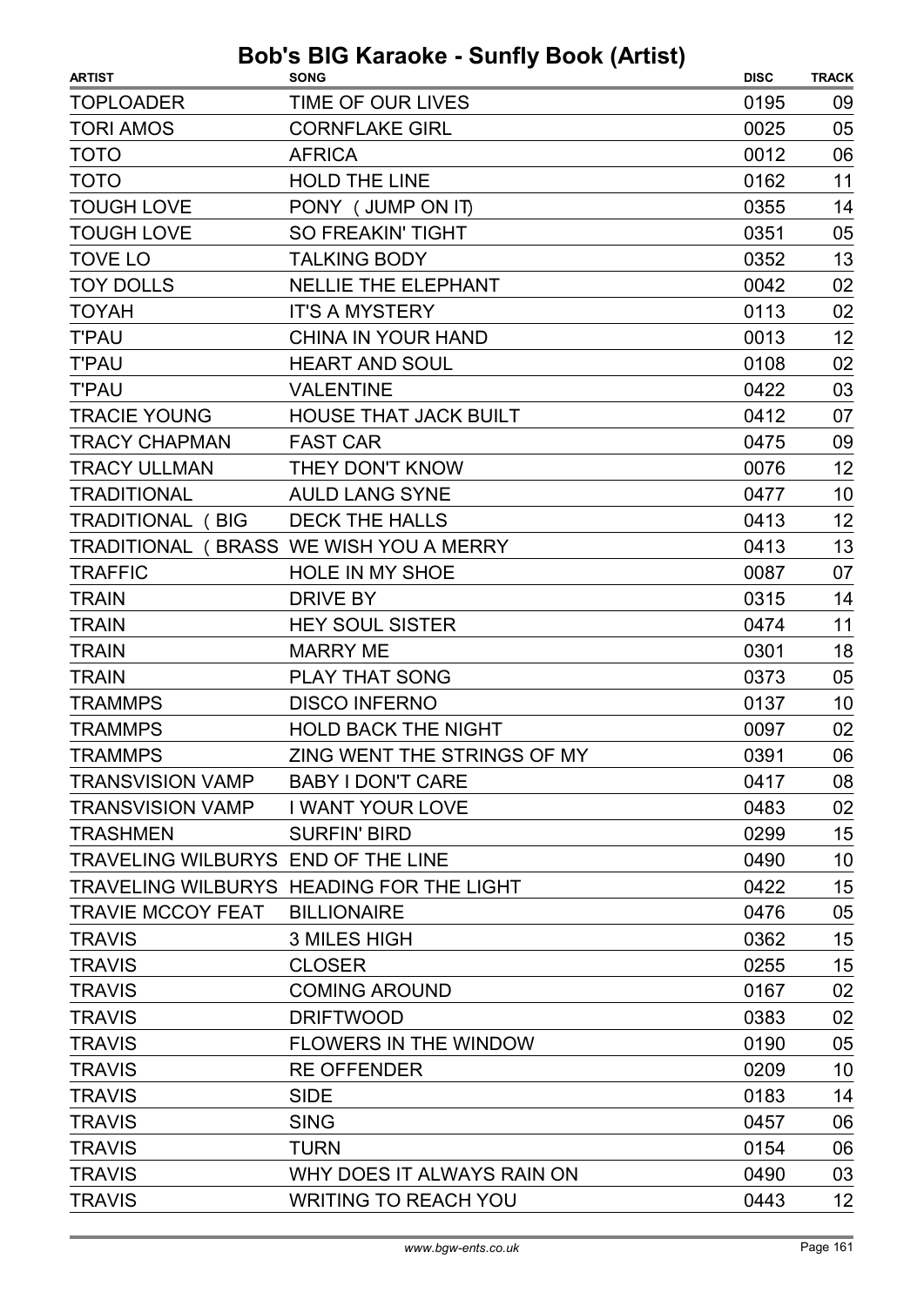# Bob's BIG Karaoke - Sunfly Book (Artist)

| ARTIST | SONG | DISC | TRACK |
|---|---|---|---|
| TOPLOADER | TIME OF OUR LIVES | 0195 | 09 |
| TORI AMOS | CORNFLAKE GIRL | 0025 | 05 |
| TOTO | AFRICA | 0012 | 06 |
| TOTO | HOLD THE LINE | 0162 | 11 |
| TOUGH LOVE | PONY ( JUMP ON IT) | 0355 | 14 |
| TOUGH LOVE | SO FREAKIN' TIGHT | 0351 | 05 |
| TOVE LO | TALKING BODY | 0352 | 13 |
| TOY DOLLS | NELLIE THE ELEPHANT | 0042 | 02 |
| TOYAH | IT'S A MYSTERY | 0113 | 02 |
| T'PAU | CHINA IN YOUR HAND | 0013 | 12 |
| T'PAU | HEART AND SOUL | 0108 | 02 |
| T'PAU | VALENTINE | 0422 | 03 |
| TRACIE YOUNG | HOUSE THAT JACK BUILT | 0412 | 07 |
| TRACY CHAPMAN | FAST CAR | 0475 | 09 |
| TRACY ULLMAN | THEY DON'T KNOW | 0076 | 12 |
| TRADITIONAL | AULD LANG SYNE | 0477 | 10 |
| TRADITIONAL ( BIG | DECK THE HALLS | 0413 | 12 |
| TRADITIONAL ( BRASS | WE WISH YOU A MERRY | 0413 | 13 |
| TRAFFIC | HOLE IN MY SHOE | 0087 | 07 |
| TRAIN | DRIVE BY | 0315 | 14 |
| TRAIN | HEY SOUL SISTER | 0474 | 11 |
| TRAIN | MARRY ME | 0301 | 18 |
| TRAIN | PLAY THAT SONG | 0373 | 05 |
| TRAMMPS | DISCO INFERNO | 0137 | 10 |
| TRAMMPS | HOLD BACK THE NIGHT | 0097 | 02 |
| TRAMMPS | ZING WENT THE STRINGS OF MY | 0391 | 06 |
| TRANSVISION VAMP | BABY I DON'T CARE | 0417 | 08 |
| TRANSVISION VAMP | I WANT YOUR LOVE | 0483 | 02 |
| TRASHMEN | SURFIN' BIRD | 0299 | 15 |
| TRAVELING WILBURYS | END OF THE LINE | 0490 | 10 |
| TRAVELING WILBURYS | HEADING FOR THE LIGHT | 0422 | 15 |
| TRAVIE MCCOY FEAT | BILLIONAIRE | 0476 | 05 |
| TRAVIS | 3 MILES HIGH | 0362 | 15 |
| TRAVIS | CLOSER | 0255 | 15 |
| TRAVIS | COMING AROUND | 0167 | 02 |
| TRAVIS | DRIFTWOOD | 0383 | 02 |
| TRAVIS | FLOWERS IN THE WINDOW | 0190 | 05 |
| TRAVIS | RE OFFENDER | 0209 | 10 |
| TRAVIS | SIDE | 0183 | 14 |
| TRAVIS | SING | 0457 | 06 |
| TRAVIS | TURN | 0154 | 06 |
| TRAVIS | WHY DOES IT ALWAYS RAIN ON | 0490 | 03 |
| TRAVIS | WRITING TO REACH YOU | 0443 | 12 |

www.bgw-ents.co.uk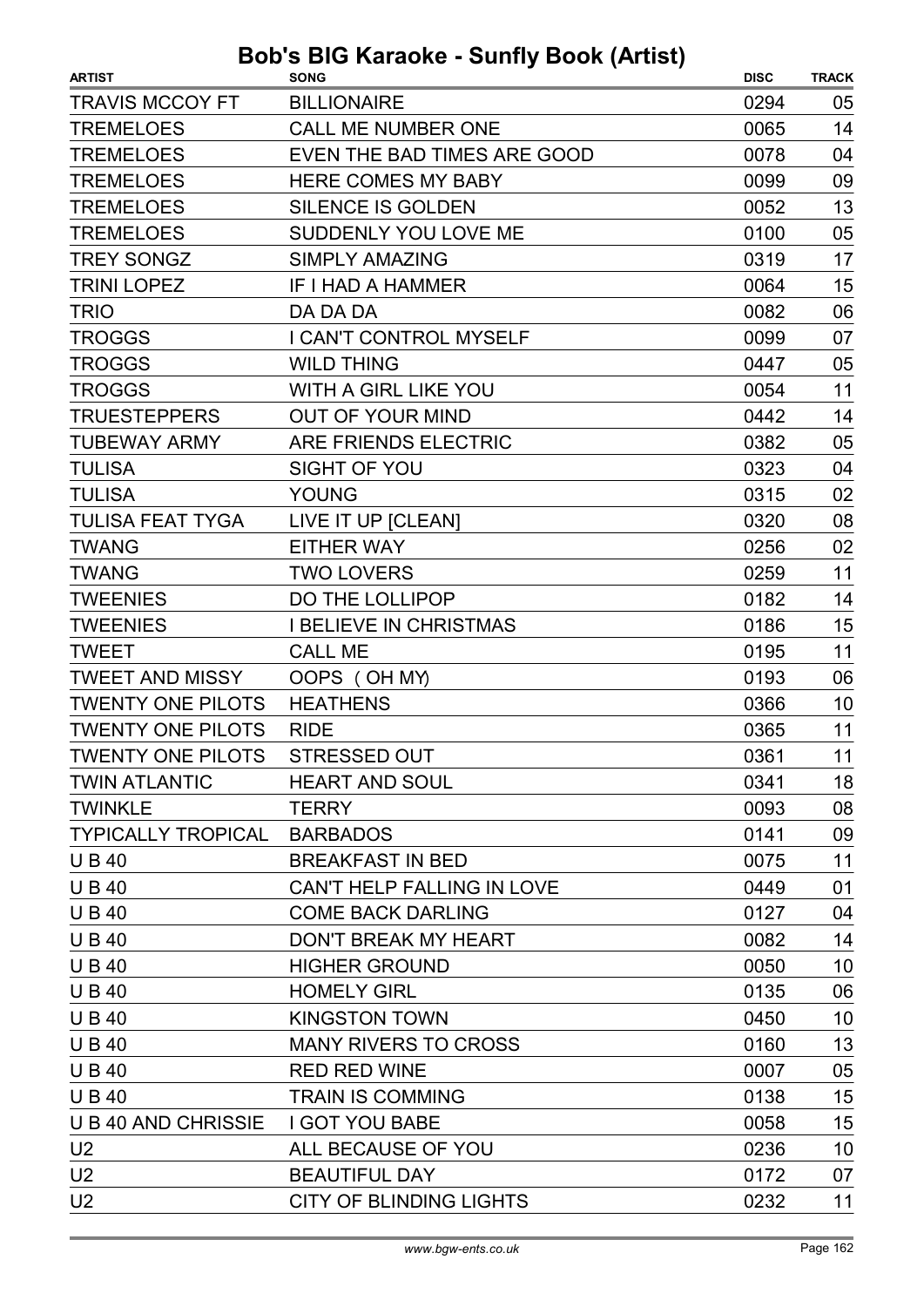# Bob's BIG Karaoke - Sunfly Book (Artist)

| ARTIST | SONG | DISC | TRACK |
|---|---|---|---|
| TRAVIS MCCOY FT | BILLIONAIRE | 0294 | 05 |
| TREMELOES | CALL ME NUMBER ONE | 0065 | 14 |
| TREMELOES | EVEN THE BAD TIMES ARE GOOD | 0078 | 04 |
| TREMELOES | HERE COMES MY BABY | 0099 | 09 |
| TREMELOES | SILENCE IS GOLDEN | 0052 | 13 |
| TREMELOES | SUDDENLY YOU LOVE ME | 0100 | 05 |
| TREY SONGZ | SIMPLY AMAZING | 0319 | 17 |
| TRINI LOPEZ | IF I HAD A HAMMER | 0064 | 15 |
| TRIO | DA DA DA | 0082 | 06 |
| TROGGS | I CAN'T CONTROL MYSELF | 0099 | 07 |
| TROGGS | WILD THING | 0447 | 05 |
| TROGGS | WITH A GIRL LIKE YOU | 0054 | 11 |
| TRUESTEPPERS | OUT OF YOUR MIND | 0442 | 14 |
| TUBEWAY ARMY | ARE FRIENDS ELECTRIC | 0382 | 05 |
| TULISA | SIGHT OF YOU | 0323 | 04 |
| TULISA | YOUNG | 0315 | 02 |
| TULISA FEAT TYGA | LIVE IT UP [CLEAN] | 0320 | 08 |
| TWANG | EITHER WAY | 0256 | 02 |
| TWANG | TWO LOVERS | 0259 | 11 |
| TWEENIES | DO THE LOLLIPOP | 0182 | 14 |
| TWEENIES | I BELIEVE IN CHRISTMAS | 0186 | 15 |
| TWEET | CALL ME | 0195 | 11 |
| TWEET AND MISSY | OOPS ( OH MY) | 0193 | 06 |
| TWENTY ONE PILOTS | HEATHENS | 0366 | 10 |
| TWENTY ONE PILOTS | RIDE | 0365 | 11 |
| TWENTY ONE PILOTS | STRESSED OUT | 0361 | 11 |
| TWIN ATLANTIC | HEART AND SOUL | 0341 | 18 |
| TWINKLE | TERRY | 0093 | 08 |
| TYPICALLY TROPICAL | BARBADOS | 0141 | 09 |
| U B 40 | BREAKFAST IN BED | 0075 | 11 |
| U B 40 | CAN'T HELP FALLING IN LOVE | 0449 | 01 |
| U B 40 | COME BACK DARLING | 0127 | 04 |
| U B 40 | DON'T BREAK MY HEART | 0082 | 14 |
| U B 40 | HIGHER GROUND | 0050 | 10 |
| U B 40 | HOMELY GIRL | 0135 | 06 |
| U B 40 | KINGSTON TOWN | 0450 | 10 |
| U B 40 | MANY RIVERS TO CROSS | 0160 | 13 |
| U B 40 | RED RED WINE | 0007 | 05 |
| U B 40 | TRAIN IS COMMING | 0138 | 15 |
| U B 40 AND CHRISSIE | I GOT YOU BABE | 0058 | 15 |
| U2 | ALL BECAUSE OF YOU | 0236 | 10 |
| U2 | BEAUTIFUL DAY | 0172 | 07 |
| U2 | CITY OF BLINDING LIGHTS | 0232 | 11 |

www.bgw-ents.co.uk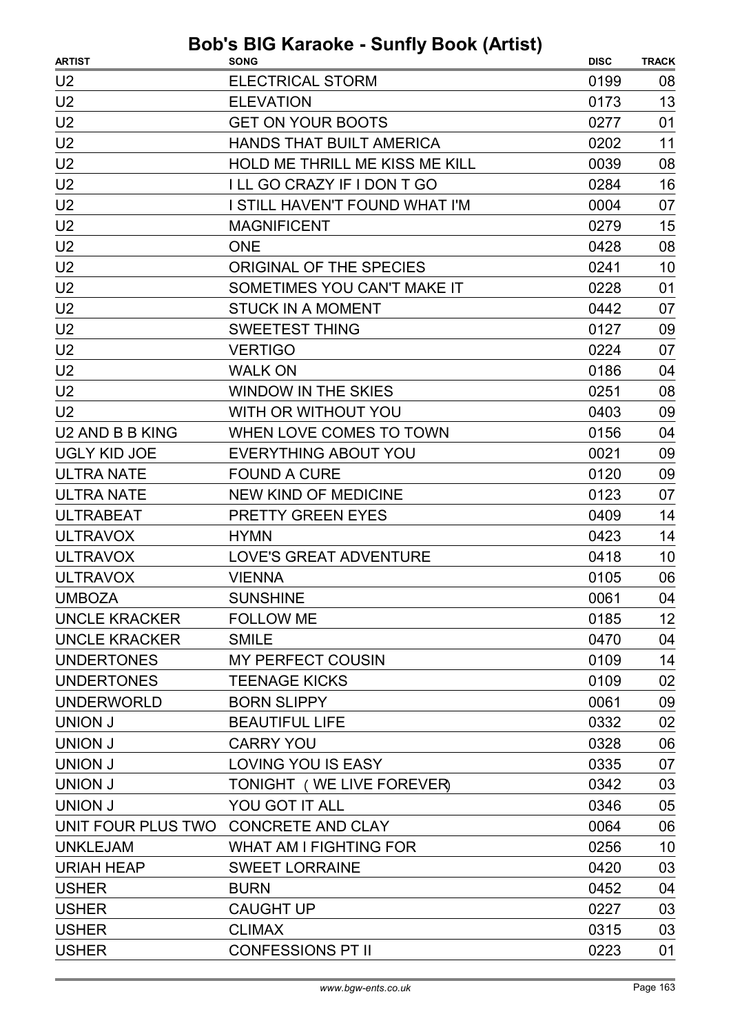# Bob's BIG Karaoke - Sunfly Book (Artist)

| ARTIST | SONG | DISC | TRACK |
|---|---|---|---|
| U2 | ELECTRICAL STORM | 0199 | 08 |
| U2 | ELEVATION | 0173 | 13 |
| U2 | GET ON YOUR BOOTS | 0277 | 01 |
| U2 | HANDS THAT BUILT AMERICA | 0202 | 11 |
| U2 | HOLD ME THRILL ME KISS ME KILL | 0039 | 08 |
| U2 | I LL GO CRAZY IF I DON T GO | 0284 | 16 |
| U2 | I STILL HAVEN'T FOUND WHAT I'M | 0004 | 07 |
| U2 | MAGNIFICENT | 0279 | 15 |
| U2 | ONE | 0428 | 08 |
| U2 | ORIGINAL OF THE SPECIES | 0241 | 10 |
| U2 | SOMETIMES YOU CAN'T MAKE IT | 0228 | 01 |
| U2 | STUCK IN A MOMENT | 0442 | 07 |
| U2 | SWEETEST THING | 0127 | 09 |
| U2 | VERTIGO | 0224 | 07 |
| U2 | WALK ON | 0186 | 04 |
| U2 | WINDOW IN THE SKIES | 0251 | 08 |
| U2 | WITH OR WITHOUT YOU | 0403 | 09 |
| U2 AND B B KING | WHEN LOVE COMES TO TOWN | 0156 | 04 |
| UGLY KID JOE | EVERYTHING ABOUT YOU | 0021 | 09 |
| ULTRA NATE | FOUND A CURE | 0120 | 09 |
| ULTRA NATE | NEW KIND OF MEDICINE | 0123 | 07 |
| ULTRABEAT | PRETTY GREEN EYES | 0409 | 14 |
| ULTRAVOX | HYMN | 0423 | 14 |
| ULTRAVOX | LOVE'S GREAT ADVENTURE | 0418 | 10 |
| ULTRAVOX | VIENNA | 0105 | 06 |
| UMBOZA | SUNSHINE | 0061 | 04 |
| UNCLE KRACKER | FOLLOW ME | 0185 | 12 |
| UNCLE KRACKER | SMILE | 0470 | 04 |
| UNDERTONES | MY PERFECT COUSIN | 0109 | 14 |
| UNDERTONES | TEENAGE KICKS | 0109 | 02 |
| UNDERWORLD | BORN SLIPPY | 0061 | 09 |
| UNION J | BEAUTIFUL LIFE | 0332 | 02 |
| UNION J | CARRY YOU | 0328 | 06 |
| UNION J | LOVING YOU IS EASY | 0335 | 07 |
| UNION J | TONIGHT ( WE LIVE FOREVER) | 0342 | 03 |
| UNION J | YOU GOT IT ALL | 0346 | 05 |
| UNIT FOUR PLUS TWO | CONCRETE AND CLAY | 0064 | 06 |
| UNKLEJAM | WHAT AM I FIGHTING FOR | 0256 | 10 |
| URIAH HEAP | SWEET LORRAINE | 0420 | 03 |
| USHER | BURN | 0452 | 04 |
| USHER | CAUGHT UP | 0227 | 03 |
| USHER | CLIMAX | 0315 | 03 |
| USHER | CONFESSIONS PT II | 0223 | 01 |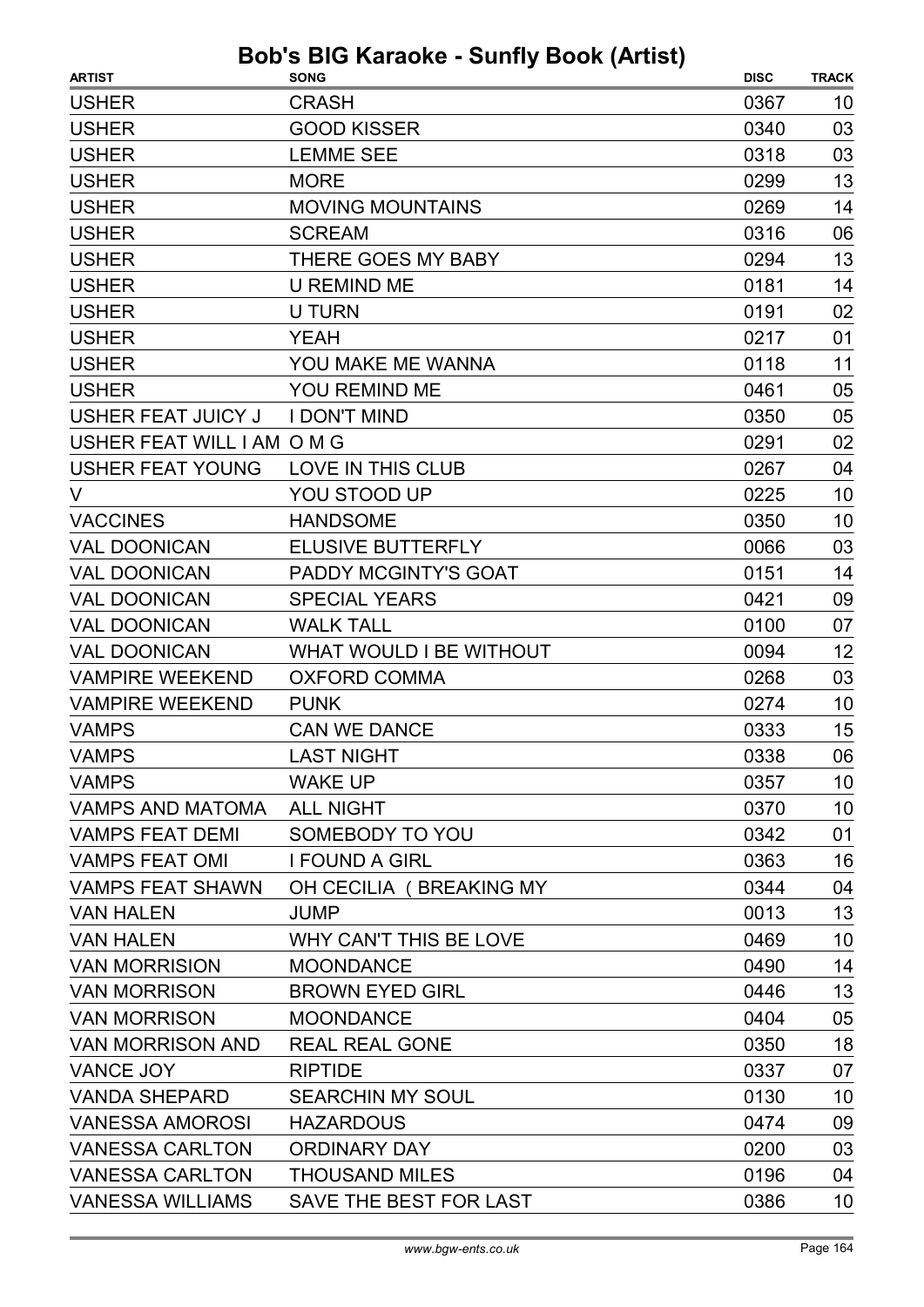# Bob's BIG Karaoke - Sunfly Book (Artist)

| ARTIST | SONG | DISC | TRACK |
|---|---|---|---|
| USHER | CRASH | 0367 | 10 |
| USHER | GOOD KISSER | 0340 | 03 |
| USHER | LEMME SEE | 0318 | 03 |
| USHER | MORE | 0299 | 13 |
| USHER | MOVING MOUNTAINS | 0269 | 14 |
| USHER | SCREAM | 0316 | 06 |
| USHER | THERE GOES MY BABY | 0294 | 13 |
| USHER | U REMIND ME | 0181 | 14 |
| USHER | U TURN | 0191 | 02 |
| USHER | YEAH | 0217 | 01 |
| USHER | YOU MAKE ME WANNA | 0118 | 11 |
| USHER | YOU REMIND ME | 0461 | 05 |
| USHER FEAT JUICY J | I DON'T MIND | 0350 | 05 |
| USHER FEAT WILL I AM | O M G | 0291 | 02 |
| USHER FEAT YOUNG | LOVE IN THIS CLUB | 0267 | 04 |
| V | YOU STOOD UP | 0225 | 10 |
| VACCINES | HANDSOME | 0350 | 10 |
| VAL DOONICAN | ELUSIVE BUTTERFLY | 0066 | 03 |
| VAL DOONICAN | PADDY MCGINTY'S GOAT | 0151 | 14 |
| VAL DOONICAN | SPECIAL YEARS | 0421 | 09 |
| VAL DOONICAN | WALK TALL | 0100 | 07 |
| VAL DOONICAN | WHAT WOULD I BE WITHOUT | 0094 | 12 |
| VAMPIRE WEEKEND | OXFORD COMMA | 0268 | 03 |
| VAMPIRE WEEKEND | PUNK | 0274 | 10 |
| VAMPS | CAN WE DANCE | 0333 | 15 |
| VAMPS | LAST NIGHT | 0338 | 06 |
| VAMPS | WAKE UP | 0357 | 10 |
| VAMPS AND MATOMA | ALL NIGHT | 0370 | 10 |
| VAMPS FEAT DEMI | SOMEBODY TO YOU | 0342 | 01 |
| VAMPS FEAT OMI | I FOUND A GIRL | 0363 | 16 |
| VAMPS FEAT SHAWN | OH CECILIA ( BREAKING MY | 0344 | 04 |
| VAN HALEN | JUMP | 0013 | 13 |
| VAN HALEN | WHY CAN'T THIS BE LOVE | 0469 | 10 |
| VAN MORRISION | MOONDANCE | 0490 | 14 |
| VAN MORRISON | BROWN EYED GIRL | 0446 | 13 |
| VAN MORRISON | MOONDANCE | 0404 | 05 |
| VAN MORRISON AND | REAL REAL GONE | 0350 | 18 |
| VANCE JOY | RIPTIDE | 0337 | 07 |
| VANDA SHEPARD | SEARCHIN MY SOUL | 0130 | 10 |
| VANESSA AMOROSI | HAZARDOUS | 0474 | 09 |
| VANESSA CARLTON | ORDINARY DAY | 0200 | 03 |
| VANESSA CARLTON | THOUSAND MILES | 0196 | 04 |
| VANESSA WILLIAMS | SAVE THE BEST FOR LAST | 0386 | 10 |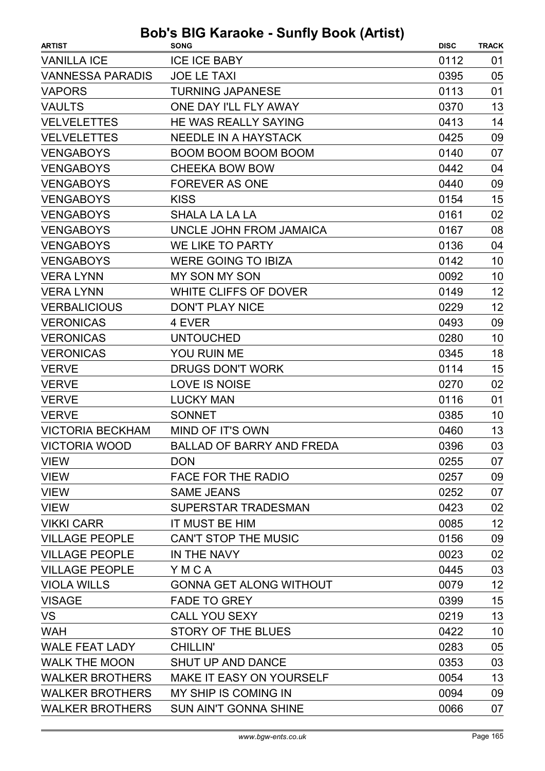# Bob's BIG Karaoke - Sunfly Book (Artist)

| ARTIST | SONG | DISC | TRACK |
|---|---|---|---|
| VANILLA ICE | ICE ICE BABY | 0112 | 01 |
| VANNESSA PARADIS | JOE LE TAXI | 0395 | 05 |
| VAPORS | TURNING JAPANESE | 0113 | 01 |
| VAULTS | ONE DAY I'LL FLY AWAY | 0370 | 13 |
| VELVELETTES | HE WAS REALLY SAYING | 0413 | 14 |
| VELVELETTES | NEEDLE IN A HAYSTACK | 0425 | 09 |
| VENGABOYS | BOOM BOOM BOOM BOOM | 0140 | 07 |
| VENGABOYS | CHEEKA BOW BOW | 0442 | 04 |
| VENGABOYS | FOREVER AS ONE | 0440 | 09 |
| VENGABOYS | KISS | 0154 | 15 |
| VENGABOYS | SHALA LA LA LA | 0161 | 02 |
| VENGABOYS | UNCLE JOHN FROM JAMAICA | 0167 | 08 |
| VENGABOYS | WE LIKE TO PARTY | 0136 | 04 |
| VENGABOYS | WERE GOING TO IBIZA | 0142 | 10 |
| VERA LYNN | MY SON MY SON | 0092 | 10 |
| VERA LYNN | WHITE CLIFFS OF DOVER | 0149 | 12 |
| VERBALICIOUS | DON'T PLAY NICE | 0229 | 12 |
| VERONICAS | 4 EVER | 0493 | 09 |
| VERONICAS | UNTOUCHED | 0280 | 10 |
| VERONICAS | YOU RUIN ME | 0345 | 18 |
| VERVE | DRUGS DON'T WORK | 0114 | 15 |
| VERVE | LOVE IS NOISE | 0270 | 02 |
| VERVE | LUCKY MAN | 0116 | 01 |
| VERVE | SONNET | 0385 | 10 |
| VICTORIA BECKHAM | MIND OF IT'S OWN | 0460 | 13 |
| VICTORIA WOOD | BALLAD OF BARRY AND FREDA | 0396 | 03 |
| VIEW | DON | 0255 | 07 |
| VIEW | FACE FOR THE RADIO | 0257 | 09 |
| VIEW | SAME JEANS | 0252 | 07 |
| VIEW | SUPERSTAR TRADESMAN | 0423 | 02 |
| VIKKI CARR | IT MUST BE HIM | 0085 | 12 |
| VILLAGE PEOPLE | CAN'T STOP THE MUSIC | 0156 | 09 |
| VILLAGE PEOPLE | IN THE NAVY | 0023 | 02 |
| VILLAGE PEOPLE | Y M C A | 0445 | 03 |
| VIOLA WILLS | GONNA GET ALONG WITHOUT | 0079 | 12 |
| VISAGE | FADE TO GREY | 0399 | 15 |
| VS | CALL YOU SEXY | 0219 | 13 |
| WAH | STORY OF THE BLUES | 0422 | 10 |
| WALE FEAT LADY | CHILLIN' | 0283 | 05 |
| WALK THE MOON | SHUT UP AND DANCE | 0353 | 03 |
| WALKER BROTHERS | MAKE IT EASY ON YOURSELF | 0054 | 13 |
| WALKER BROTHERS | MY SHIP IS COMING IN | 0094 | 09 |
| WALKER BROTHERS | SUN AIN'T GONNA SHINE | 0066 | 07 |

www.bgw-ents.co.uk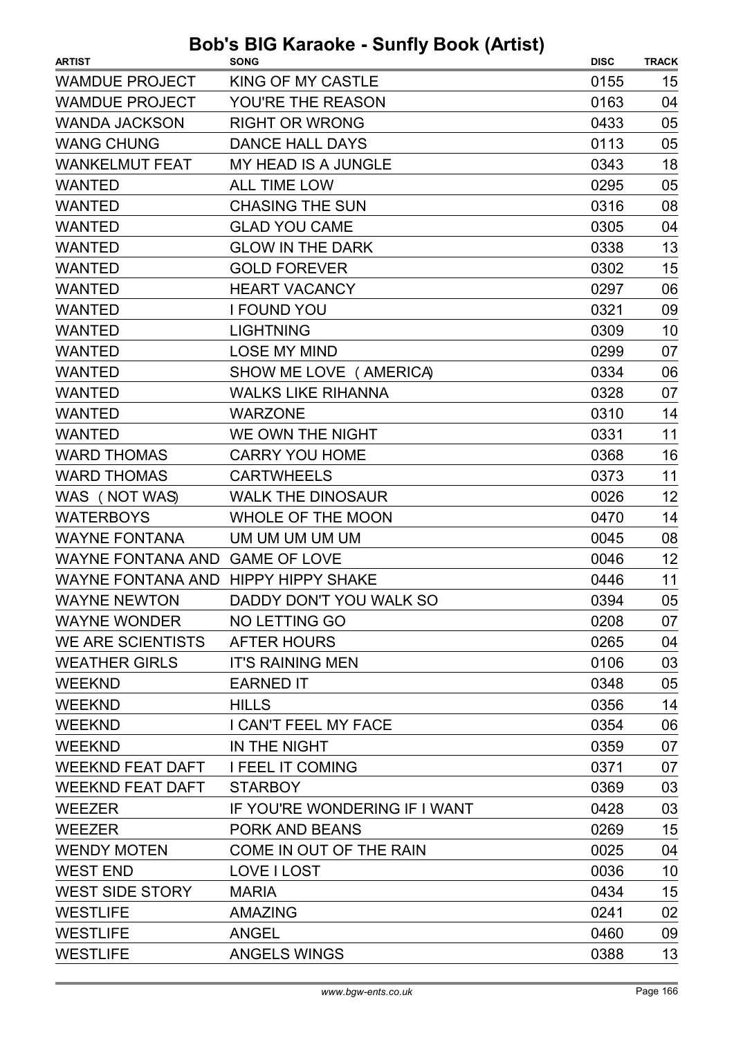# Bob's BIG Karaoke - Sunfly Book (Artist)

| ARTIST | SONG | DISC | TRACK |
|---|---|---|---|
| WAMDUE PROJECT | KING OF MY CASTLE | 0155 | 15 |
| WAMDUE PROJECT | YOU'RE THE REASON | 0163 | 04 |
| WANDA JACKSON | RIGHT OR WRONG | 0433 | 05 |
| WANG CHUNG | DANCE HALL DAYS | 0113 | 05 |
| WANKELMUT FEAT | MY HEAD IS A JUNGLE | 0343 | 18 |
| WANTED | ALL TIME LOW | 0295 | 05 |
| WANTED | CHASING THE SUN | 0316 | 08 |
| WANTED | GLAD YOU CAME | 0305 | 04 |
| WANTED | GLOW IN THE DARK | 0338 | 13 |
| WANTED | GOLD FOREVER | 0302 | 15 |
| WANTED | HEART VACANCY | 0297 | 06 |
| WANTED | I FOUND YOU | 0321 | 09 |
| WANTED | LIGHTNING | 0309 | 10 |
| WANTED | LOSE MY MIND | 0299 | 07 |
| WANTED | SHOW ME LOVE (AMERICA) | 0334 | 06 |
| WANTED | WALKS LIKE RIHANNA | 0328 | 07 |
| WANTED | WARZONE | 0310 | 14 |
| WANTED | WE OWN THE NIGHT | 0331 | 11 |
| WARD THOMAS | CARRY YOU HOME | 0368 | 16 |
| WARD THOMAS | CARTWHEELS | 0373 | 11 |
| WAS (NOT WAS) | WALK THE DINOSAUR | 0026 | 12 |
| WATERBOYS | WHOLE OF THE MOON | 0470 | 14 |
| WAYNE FONTANA | UM UM UM UM UM | 0045 | 08 |
| WAYNE FONTANA AND | GAME OF LOVE | 0046 | 12 |
| WAYNE FONTANA AND | HIPPY HIPPY SHAKE | 0446 | 11 |
| WAYNE NEWTON | DADDY DON'T YOU WALK SO | 0394 | 05 |
| WAYNE WONDER | NO LETTING GO | 0208 | 07 |
| WE ARE SCIENTISTS | AFTER HOURS | 0265 | 04 |
| WEATHER GIRLS | IT'S RAINING MEN | 0106 | 03 |
| WEEKND | EARNED IT | 0348 | 05 |
| WEEKND | HILLS | 0356 | 14 |
| WEEKND | I CAN'T FEEL MY FACE | 0354 | 06 |
| WEEKND | IN THE NIGHT | 0359 | 07 |
| WEEKND FEAT DAFT | I FEEL IT COMING | 0371 | 07 |
| WEEKND FEAT DAFT | STARBOY | 0369 | 03 |
| WEEZER | IF YOU'RE WONDERING IF I WANT | 0428 | 03 |
| WEEZER | PORK AND BEANS | 0269 | 15 |
| WENDY MOTEN | COME IN OUT OF THE RAIN | 0025 | 04 |
| WEST END | LOVE I LOST | 0036 | 10 |
| WEST SIDE STORY | MARIA | 0434 | 15 |
| WESTLIFE | AMAZING | 0241 | 02 |
| WESTLIFE | ANGEL | 0460 | 09 |
| WESTLIFE | ANGELS WINGS | 0388 | 13 |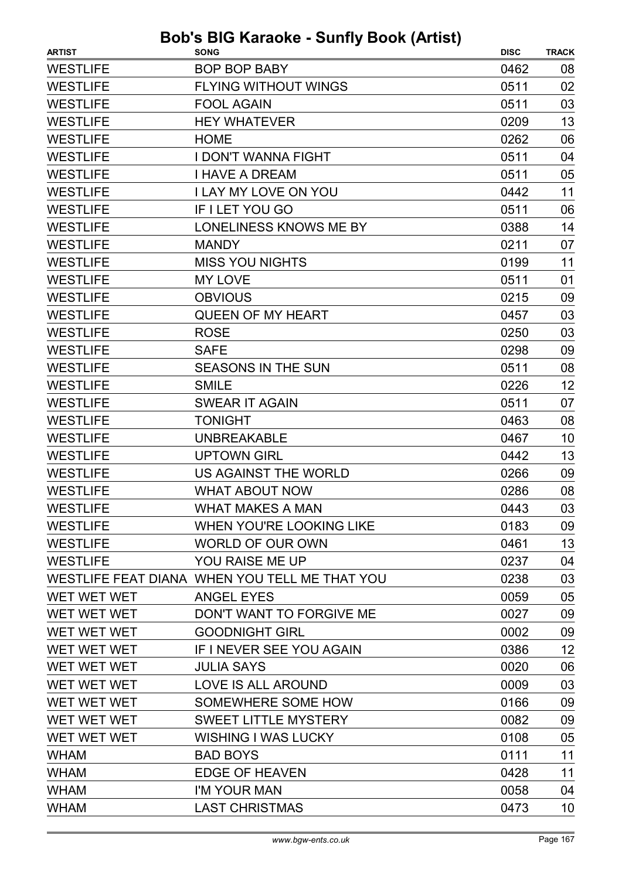# Bob's BIG Karaoke - Sunfly Book (Artist)

| ARTIST | SONG | DISC | TRACK |
|---|---|---|---|
| WESTLIFE | BOP BOP BABY | 0462 | 08 |
| WESTLIFE | FLYING WITHOUT WINGS | 0511 | 02 |
| WESTLIFE | FOOL AGAIN | 0511 | 03 |
| WESTLIFE | HEY WHATEVER | 0209 | 13 |
| WESTLIFE | HOME | 0262 | 06 |
| WESTLIFE | I DON'T WANNA FIGHT | 0511 | 04 |
| WESTLIFE | I HAVE A DREAM | 0511 | 05 |
| WESTLIFE | I LAY MY LOVE ON YOU | 0442 | 11 |
| WESTLIFE | IF I LET YOU GO | 0511 | 06 |
| WESTLIFE | LONELINESS KNOWS ME BY | 0388 | 14 |
| WESTLIFE | MANDY | 0211 | 07 |
| WESTLIFE | MISS YOU NIGHTS | 0199 | 11 |
| WESTLIFE | MY LOVE | 0511 | 01 |
| WESTLIFE | OBVIOUS | 0215 | 09 |
| WESTLIFE | QUEEN OF MY HEART | 0457 | 03 |
| WESTLIFE | ROSE | 0250 | 03 |
| WESTLIFE | SAFE | 0298 | 09 |
| WESTLIFE | SEASONS IN THE SUN | 0511 | 08 |
| WESTLIFE | SMILE | 0226 | 12 |
| WESTLIFE | SWEAR IT AGAIN | 0511 | 07 |
| WESTLIFE | TONIGHT | 0463 | 08 |
| WESTLIFE | UNBREAKABLE | 0467 | 10 |
| WESTLIFE | UPTOWN GIRL | 0442 | 13 |
| WESTLIFE | US AGAINST THE WORLD | 0266 | 09 |
| WESTLIFE | WHAT ABOUT NOW | 0286 | 08 |
| WESTLIFE | WHAT MAKES A MAN | 0443 | 03 |
| WESTLIFE | WHEN YOU'RE LOOKING LIKE | 0183 | 09 |
| WESTLIFE | WORLD OF OUR OWN | 0461 | 13 |
| WESTLIFE | YOU RAISE ME UP | 0237 | 04 |
| WESTLIFE FEAT DIANA | WHEN YOU TELL ME THAT YOU | 0238 | 03 |
| WET WET WET | ANGEL EYES | 0059 | 05 |
| WET WET WET | DON'T WANT TO FORGIVE ME | 0027 | 09 |
| WET WET WET | GOODNIGHT GIRL | 0002 | 09 |
| WET WET WET | IF I NEVER SEE YOU AGAIN | 0386 | 12 |
| WET WET WET | JULIA SAYS | 0020 | 06 |
| WET WET WET | LOVE IS ALL AROUND | 0009 | 03 |
| WET WET WET | SOMEWHERE SOME HOW | 0166 | 09 |
| WET WET WET | SWEET LITTLE MYSTERY | 0082 | 09 |
| WET WET WET | WISHING I WAS LUCKY | 0108 | 05 |
| WHAM | BAD BOYS | 0111 | 11 |
| WHAM | EDGE OF HEAVEN | 0428 | 11 |
| WHAM | I'M YOUR MAN | 0058 | 04 |
| WHAM | LAST CHRISTMAS | 0473 | 10 |

*www.bgw-ents.co.uk*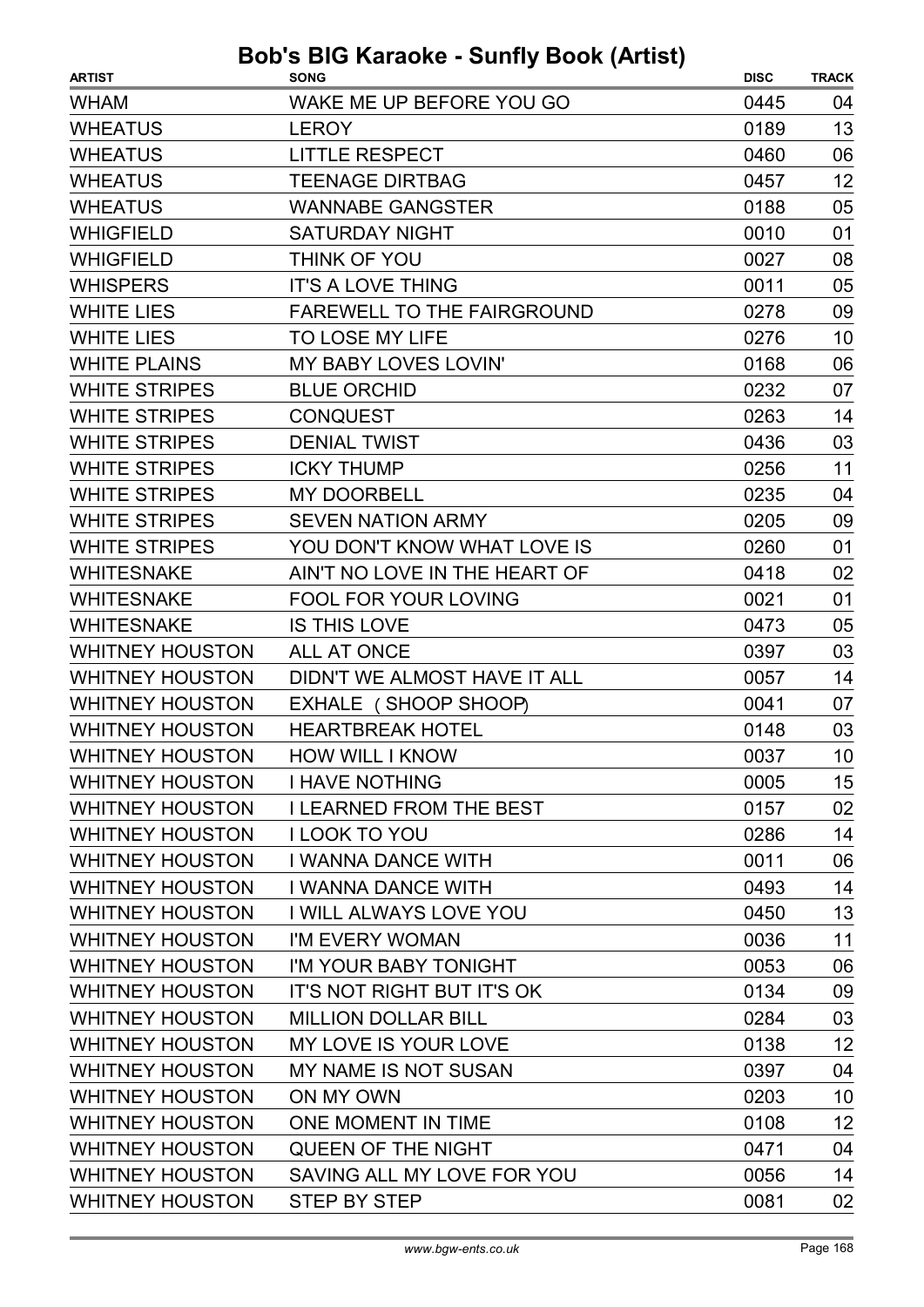# Bob's BIG Karaoke - Sunfly Book (Artist)

| ARTIST | SONG | DISC | TRACK |
|---|---|---|---|
| WHAM | WAKE ME UP BEFORE YOU GO | 0445 | 04 |
| WHEATUS | LEROY | 0189 | 13 |
| WHEATUS | LITTLE RESPECT | 0460 | 06 |
| WHEATUS | TEENAGE DIRTBAG | 0457 | 12 |
| WHEATUS | WANNABE GANGSTER | 0188 | 05 |
| WHIGFIELD | SATURDAY NIGHT | 0010 | 01 |
| WHIGFIELD | THINK OF YOU | 0027 | 08 |
| WHISPERS | IT'S A LOVE THING | 0011 | 05 |
| WHITE LIES | FAREWELL TO THE FAIRGROUND | 0278 | 09 |
| WHITE LIES | TO LOSE MY LIFE | 0276 | 10 |
| WHITE PLAINS | MY BABY LOVES LOVIN' | 0168 | 06 |
| WHITE STRIPES | BLUE ORCHID | 0232 | 07 |
| WHITE STRIPES | CONQUEST | 0263 | 14 |
| WHITE STRIPES | DENIAL TWIST | 0436 | 03 |
| WHITE STRIPES | ICKY THUMP | 0256 | 11 |
| WHITE STRIPES | MY DOORBELL | 0235 | 04 |
| WHITE STRIPES | SEVEN NATION ARMY | 0205 | 09 |
| WHITE STRIPES | YOU DON'T KNOW WHAT LOVE IS | 0260 | 01 |
| WHITESNAKE | AIN'T NO LOVE IN THE HEART OF | 0418 | 02 |
| WHITESNAKE | FOOL FOR YOUR LOVING | 0021 | 01 |
| WHITESNAKE | IS THIS LOVE | 0473 | 05 |
| WHITNEY HOUSTON | ALL AT ONCE | 0397 | 03 |
| WHITNEY HOUSTON | DIDN'T WE ALMOST HAVE IT ALL | 0057 | 14 |
| WHITNEY HOUSTON | EXHALE (SHOOP SHOOP) | 0041 | 07 |
| WHITNEY HOUSTON | HEARTBREAK HOTEL | 0148 | 03 |
| WHITNEY HOUSTON | HOW WILL I KNOW | 0037 | 10 |
| WHITNEY HOUSTON | I HAVE NOTHING | 0005 | 15 |
| WHITNEY HOUSTON | I LEARNED FROM THE BEST | 0157 | 02 |
| WHITNEY HOUSTON | I LOOK TO YOU | 0286 | 14 |
| WHITNEY HOUSTON | I WANNA DANCE WITH | 0011 | 06 |
| WHITNEY HOUSTON | I WANNA DANCE WITH | 0493 | 14 |
| WHITNEY HOUSTON | I WILL ALWAYS LOVE YOU | 0450 | 13 |
| WHITNEY HOUSTON | I'M EVERY WOMAN | 0036 | 11 |
| WHITNEY HOUSTON | I'M YOUR BABY TONIGHT | 0053 | 06 |
| WHITNEY HOUSTON | IT'S NOT RIGHT BUT IT'S OK | 0134 | 09 |
| WHITNEY HOUSTON | MILLION DOLLAR BILL | 0284 | 03 |
| WHITNEY HOUSTON | MY LOVE IS YOUR LOVE | 0138 | 12 |
| WHITNEY HOUSTON | MY NAME IS NOT SUSAN | 0397 | 04 |
| WHITNEY HOUSTON | ON MY OWN | 0203 | 10 |
| WHITNEY HOUSTON | ONE MOMENT IN TIME | 0108 | 12 |
| WHITNEY HOUSTON | QUEEN OF THE NIGHT | 0471 | 04 |
| WHITNEY HOUSTON | SAVING ALL MY LOVE FOR YOU | 0056 | 14 |
| WHITNEY HOUSTON | STEP BY STEP | 0081 | 02 |

*www.bgw-ents.co.uk*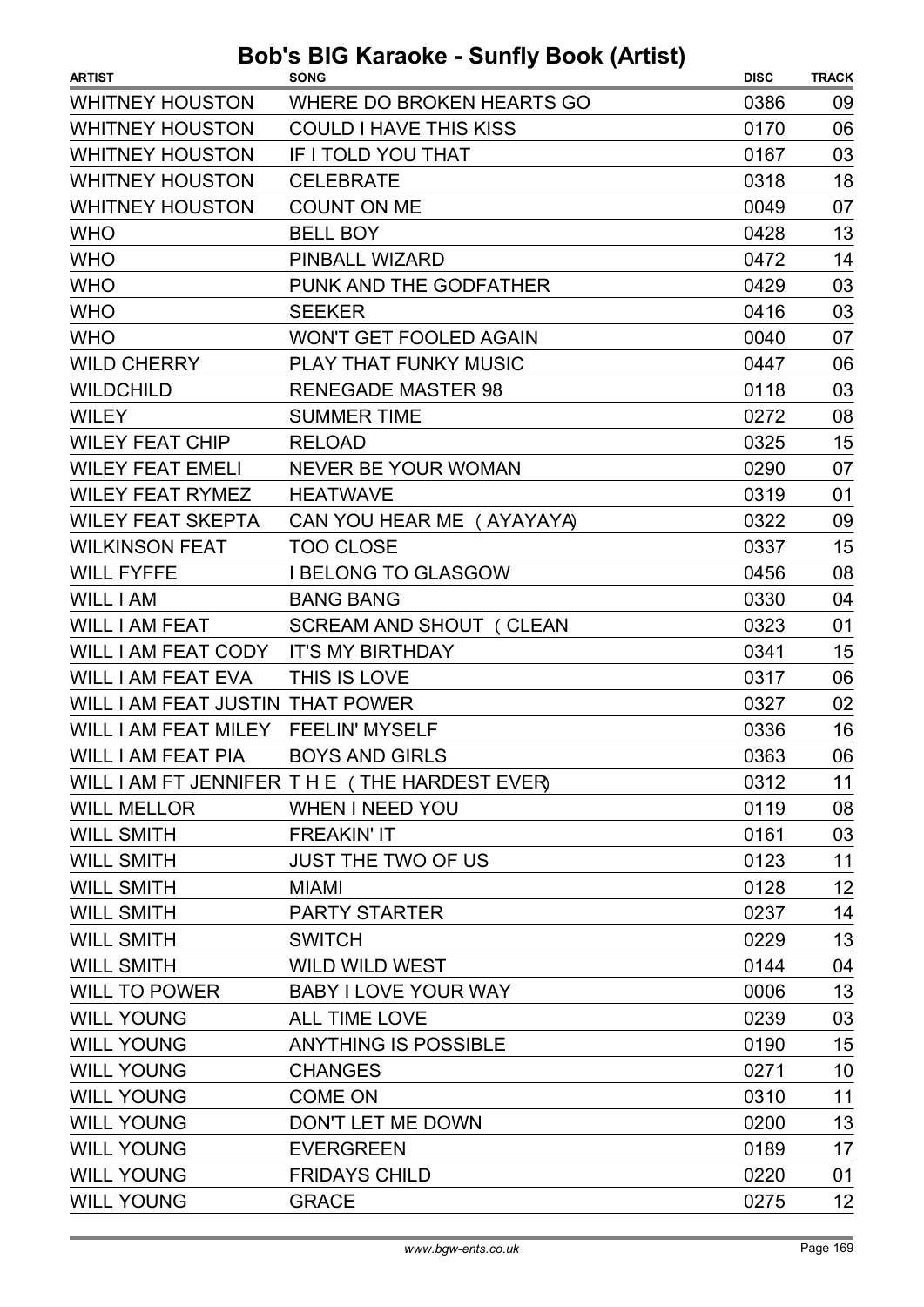# Bob's BIG Karaoke - Sunfly Book (Artist)

| ARTIST | SONG | DISC | TRACK |
|---|---|---|---|
| WHITNEY HOUSTON | WHERE DO BROKEN HEARTS GO | 0386 | 09 |
| WHITNEY HOUSTON | COULD I HAVE THIS KISS | 0170 | 06 |
| WHITNEY HOUSTON | IF I TOLD YOU THAT | 0167 | 03 |
| WHITNEY HOUSTON | CELEBRATE | 0318 | 18 |
| WHITNEY HOUSTON | COUNT ON ME | 0049 | 07 |
| WHO | BELL BOY | 0428 | 13 |
| WHO | PINBALL WIZARD | 0472 | 14 |
| WHO | PUNK AND THE GODFATHER | 0429 | 03 |
| WHO | SEEKER | 0416 | 03 |
| WHO | WON'T GET FOOLED AGAIN | 0040 | 07 |
| WILD CHERRY | PLAY THAT FUNKY MUSIC | 0447 | 06 |
| WILDCHILD | RENEGADE MASTER 98 | 0118 | 03 |
| WILEY | SUMMER TIME | 0272 | 08 |
| WILEY FEAT CHIP | RELOAD | 0325 | 15 |
| WILEY FEAT EMELI | NEVER BE YOUR WOMAN | 0290 | 07 |
| WILEY FEAT RYMEZ | HEATWAVE | 0319 | 01 |
| WILEY FEAT SKEPTA | CAN YOU HEAR ME (AYAYAYA) | 0322 | 09 |
| WILKINSON FEAT | TOO CLOSE | 0337 | 15 |
| WILL FYFFE | I BELONG TO GLASGOW | 0456 | 08 |
| WILL I AM | BANG BANG | 0330 | 04 |
| WILL I AM FEAT | SCREAM AND SHOUT (CLEAN | 0323 | 01 |
| WILL I AM FEAT CODY | IT'S MY BIRTHDAY | 0341 | 15 |
| WILL I AM FEAT EVA | THIS IS LOVE | 0317 | 06 |
| WILL I AM FEAT JUSTIN | THAT POWER | 0327 | 02 |
| WILL I AM FEAT MILEY | FEELIN' MYSELF | 0336 | 16 |
| WILL I AM FEAT PIA | BOYS AND GIRLS | 0363 | 06 |
| WILL I AM FT JENNIFER | T H E (THE HARDEST EVER) | 0312 | 11 |
| WILL MELLOR | WHEN I NEED YOU | 0119 | 08 |
| WILL SMITH | FREAKIN' IT | 0161 | 03 |
| WILL SMITH | JUST THE TWO OF US | 0123 | 11 |
| WILL SMITH | MIAMI | 0128 | 12 |
| WILL SMITH | PARTY STARTER | 0237 | 14 |
| WILL SMITH | SWITCH | 0229 | 13 |
| WILL SMITH | WILD WILD WEST | 0144 | 04 |
| WILL TO POWER | BABY I LOVE YOUR WAY | 0006 | 13 |
| WILL YOUNG | ALL TIME LOVE | 0239 | 03 |
| WILL YOUNG | ANYTHING IS POSSIBLE | 0190 | 15 |
| WILL YOUNG | CHANGES | 0271 | 10 |
| WILL YOUNG | COME ON | 0310 | 11 |
| WILL YOUNG | DON'T LET ME DOWN | 0200 | 13 |
| WILL YOUNG | EVERGREEN | 0189 | 17 |
| WILL YOUNG | FRIDAYS CHILD | 0220 | 01 |
| WILL YOUNG | GRACE | 0275 | 12 |

www.bgw-ents.co.uk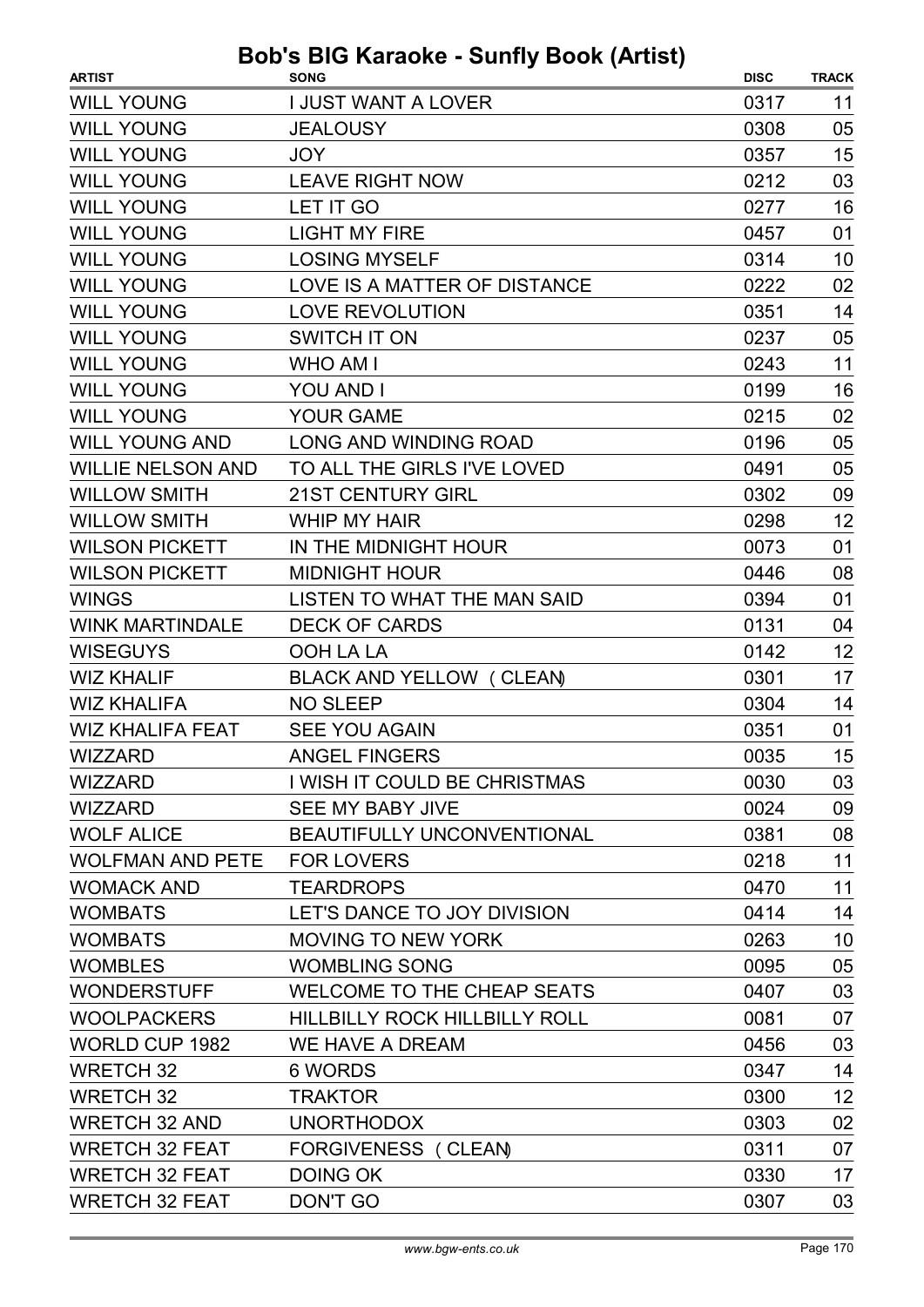# Bob's BIG Karaoke - Sunfly Book (Artist)

| ARTIST | SONG | DISC | TRACK |
|---|---|---|---|
| WILL YOUNG | I JUST WANT A LOVER | 0317 | 11 |
| WILL YOUNG | JEALOUSY | 0308 | 05 |
| WILL YOUNG | JOY | 0357 | 15 |
| WILL YOUNG | LEAVE RIGHT NOW | 0212 | 03 |
| WILL YOUNG | LET IT GO | 0277 | 16 |
| WILL YOUNG | LIGHT MY FIRE | 0457 | 01 |
| WILL YOUNG | LOSING MYSELF | 0314 | 10 |
| WILL YOUNG | LOVE IS A MATTER OF DISTANCE | 0222 | 02 |
| WILL YOUNG | LOVE REVOLUTION | 0351 | 14 |
| WILL YOUNG | SWITCH IT ON | 0237 | 05 |
| WILL YOUNG | WHO AM I | 0243 | 11 |
| WILL YOUNG | YOU AND I | 0199 | 16 |
| WILL YOUNG | YOUR GAME | 0215 | 02 |
| WILL YOUNG AND | LONG AND WINDING ROAD | 0196 | 05 |
| WILLIE NELSON AND | TO ALL THE GIRLS I'VE LOVED | 0491 | 05 |
| WILLOW SMITH | 21ST CENTURY GIRL | 0302 | 09 |
| WILLOW SMITH | WHIP MY HAIR | 0298 | 12 |
| WILSON PICKETT | IN THE MIDNIGHT HOUR | 0073 | 01 |
| WILSON PICKETT | MIDNIGHT HOUR | 0446 | 08 |
| WINGS | LISTEN TO WHAT THE MAN SAID | 0394 | 01 |
| WINK MARTINDALE | DECK OF CARDS | 0131 | 04 |
| WISEGUYS | OOH LA LA | 0142 | 12 |
| WIZ KHALIF | BLACK AND YELLOW (CLEAN) | 0301 | 17 |
| WIZ KHALIFA | NO SLEEP | 0304 | 14 |
| WIZ KHALIFA FEAT | SEE YOU AGAIN | 0351 | 01 |
| WIZZARD | ANGEL FINGERS | 0035 | 15 |
| WIZZARD | I WISH IT COULD BE CHRISTMAS | 0030 | 03 |
| WIZZARD | SEE MY BABY JIVE | 0024 | 09 |
| WOLF ALICE | BEAUTIFULLY UNCONVENTIONAL | 0381 | 08 |
| WOLFMAN AND PETE | FOR LOVERS | 0218 | 11 |
| WOMACK AND | TEARDROPS | 0470 | 11 |
| WOMBATS | LET'S DANCE TO JOY DIVISION | 0414 | 14 |
| WOMBATS | MOVING TO NEW YORK | 0263 | 10 |
| WOMBLES | WOMBLING SONG | 0095 | 05 |
| WONDERSTUFF | WELCOME TO THE CHEAP SEATS | 0407 | 03 |
| WOOLPACKERS | HILLBILLY ROCK HILLBILLY ROLL | 0081 | 07 |
| WORLD CUP 1982 | WE HAVE A DREAM | 0456 | 03 |
| WRETCH 32 | 6 WORDS | 0347 | 14 |
| WRETCH 32 | TRAKTOR | 0300 | 12 |
| WRETCH 32 AND | UNORTHODOX | 0303 | 02 |
| WRETCH 32 FEAT | FORGIVENESS (CLEAN) | 0311 | 07 |
| WRETCH 32 FEAT | DOING OK | 0330 | 17 |
| WRETCH 32 FEAT | DON'T GO | 0307 | 03 |

www.bgw-ents.co.uk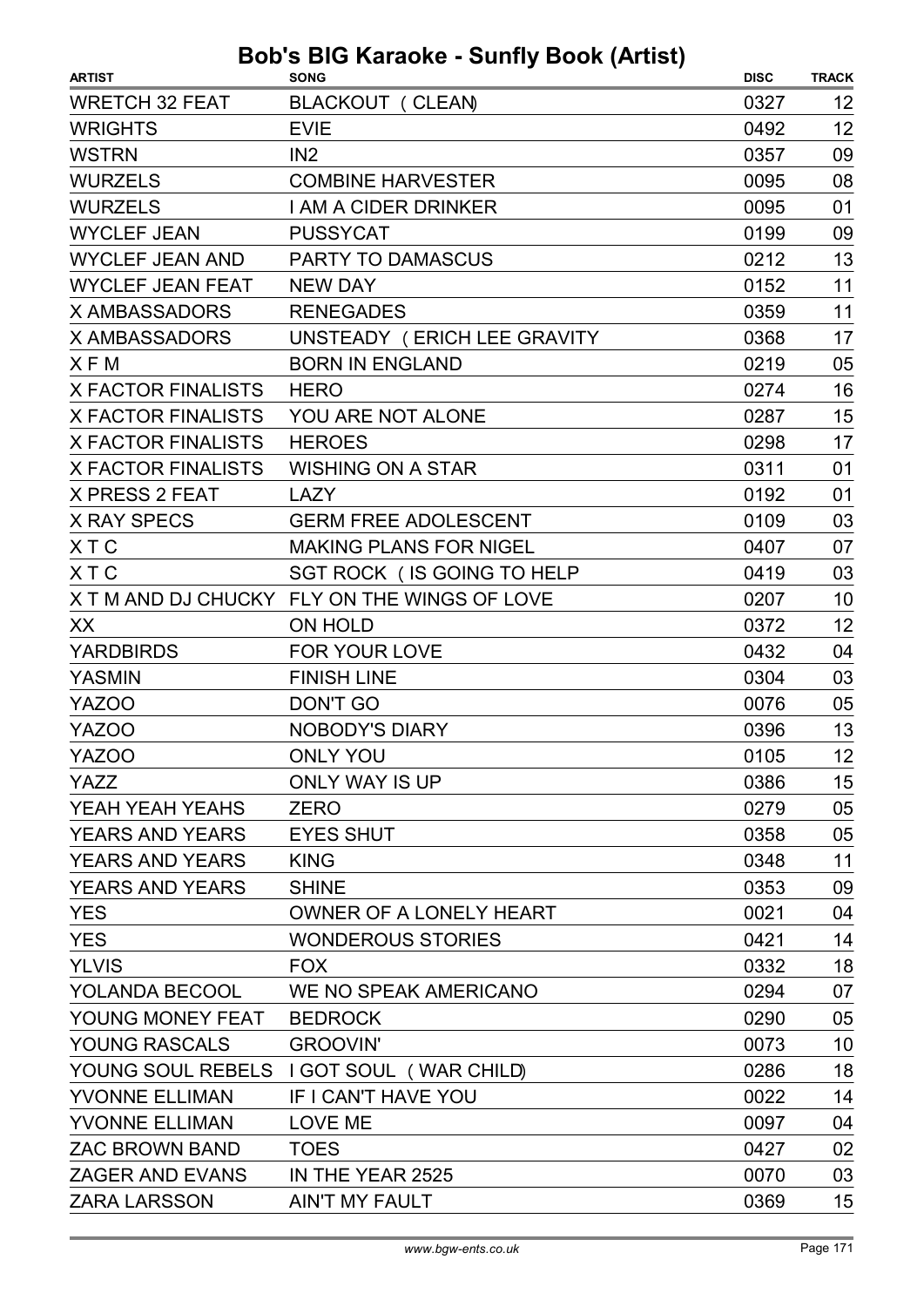# Bob's BIG Karaoke - Sunfly Book (Artist)

| ARTIST | SONG | DISC | TRACK |
|---|---|---|---|
| WRETCH 32 FEAT | BLACKOUT ( CLEAN) | 0327 | 12 |
| WRIGHTS | EVIE | 0492 | 12 |
| WSTRN | IN2 | 0357 | 09 |
| WURZELS | COMBINE HARVESTER | 0095 | 08 |
| WURZELS | I AM A CIDER DRINKER | 0095 | 01 |
| WYCLEF JEAN | PUSSYCAT | 0199 | 09 |
| WYCLEF JEAN AND | PARTY TO DAMASCUS | 0212 | 13 |
| WYCLEF JEAN FEAT | NEW DAY | 0152 | 11 |
| X AMBASSADORS | RENEGADES | 0359 | 11 |
| X AMBASSADORS | UNSTEADY ( ERICH LEE GRAVITY | 0368 | 17 |
| X F M | BORN IN ENGLAND | 0219 | 05 |
| X FACTOR FINALISTS | HERO | 0274 | 16 |
| X FACTOR FINALISTS | YOU ARE NOT ALONE | 0287 | 15 |
| X FACTOR FINALISTS | HEROES | 0298 | 17 |
| X FACTOR FINALISTS | WISHING ON A STAR | 0311 | 01 |
| X PRESS 2 FEAT | LAZY | 0192 | 01 |
| X RAY SPECS | GERM FREE ADOLESCENT | 0109 | 03 |
| X T C | MAKING PLANS FOR NIGEL | 0407 | 07 |
| X T C | SGT ROCK ( IS GOING TO HELP | 0419 | 03 |
| X T M AND DJ CHUCKY | FLY ON THE WINGS OF LOVE | 0207 | 10 |
| XX | ON HOLD | 0372 | 12 |
| YARDBIRDS | FOR YOUR LOVE | 0432 | 04 |
| YASMIN | FINISH LINE | 0304 | 03 |
| YAZOO | DON'T GO | 0076 | 05 |
| YAZOO | NOBODY'S DIARY | 0396 | 13 |
| YAZOO | ONLY YOU | 0105 | 12 |
| YAZZ | ONLY WAY IS UP | 0386 | 15 |
| YEAH YEAH YEAHS | ZERO | 0279 | 05 |
| YEARS AND YEARS | EYES SHUT | 0358 | 05 |
| YEARS AND YEARS | KING | 0348 | 11 |
| YEARS AND YEARS | SHINE | 0353 | 09 |
| YES | OWNER OF A LONELY HEART | 0021 | 04 |
| YES | WONDEROUS STORIES | 0421 | 14 |
| YLVIS | FOX | 0332 | 18 |
| YOLANDA BECOOL | WE NO SPEAK AMERICANO | 0294 | 07 |
| YOUNG MONEY FEAT | BEDROCK | 0290 | 05 |
| YOUNG RASCALS | GROOVIN' | 0073 | 10 |
| YOUNG SOUL REBELS | I GOT SOUL ( WAR CHILD) | 0286 | 18 |
| YVONNE ELLIMAN | IF I CAN'T HAVE YOU | 0022 | 14 |
| YVONNE ELLIMAN | LOVE ME | 0097 | 04 |
| ZAC BROWN BAND | TOES | 0427 | 02 |
| ZAGER AND EVANS | IN THE YEAR 2525 | 0070 | 03 |
| ZARA LARSSON | AIN'T MY FAULT | 0369 | 15 |

www.bgw-ents.co.uk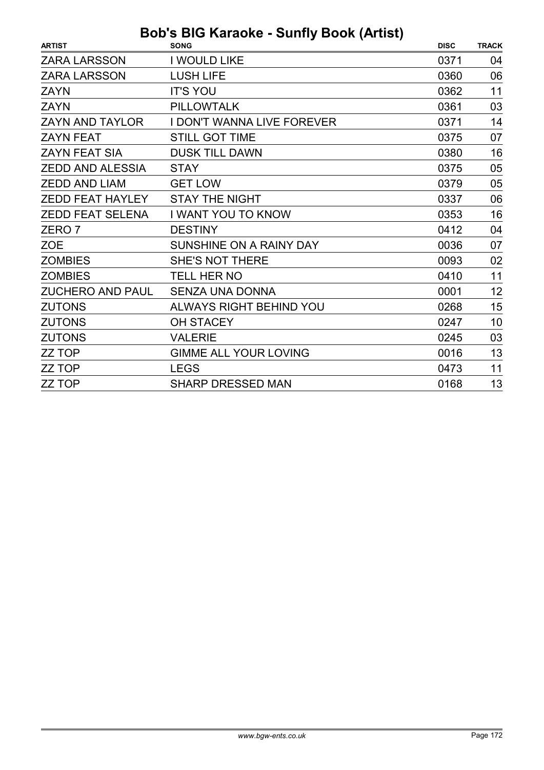# Bob's BIG Karaoke - Sunfly Book (Artist)

| ARTIST | SONG | DISC | TRACK |
|---|---|---|---|
| ZARA LARSSON | I WOULD LIKE | 0371 | 04 |
| ZARA LARSSON | LUSH LIFE | 0360 | 06 |
| ZAYN | IT'S YOU | 0362 | 11 |
| ZAYN | PILLOWTALK | 0361 | 03 |
| ZAYN AND TAYLOR | I DON'T WANNA LIVE FOREVER | 0371 | 14 |
| ZAYN FEAT | STILL GOT TIME | 0375 | 07 |
| ZAYN FEAT SIA | DUSK TILL DAWN | 0380 | 16 |
| ZEDD AND ALESSIA | STAY | 0375 | 05 |
| ZEDD AND LIAM | GET LOW | 0379 | 05 |
| ZEDD FEAT HAYLEY | STAY THE NIGHT | 0337 | 06 |
| ZEDD FEAT SELENA | I WANT YOU TO KNOW | 0353 | 16 |
| ZERO 7 | DESTINY | 0412 | 04 |
| ZOE | SUNSHINE ON A RAINY DAY | 0036 | 07 |
| ZOMBIES | SHE'S NOT THERE | 0093 | 02 |
| ZOMBIES | TELL HER NO | 0410 | 11 |
| ZUCHERO AND PAUL | SENZA UNA DONNA | 0001 | 12 |
| ZUTONS | ALWAYS RIGHT BEHIND YOU | 0268 | 15 |
| ZUTONS | OH STACEY | 0247 | 10 |
| ZUTONS | VALERIE | 0245 | 03 |
| ZZ TOP | GIMME ALL YOUR LOVING | 0016 | 13 |
| ZZ TOP | LEGS | 0473 | 11 |
| ZZ TOP | SHARP DRESSED MAN | 0168 | 13 |

www.bgw-ents.co.uk